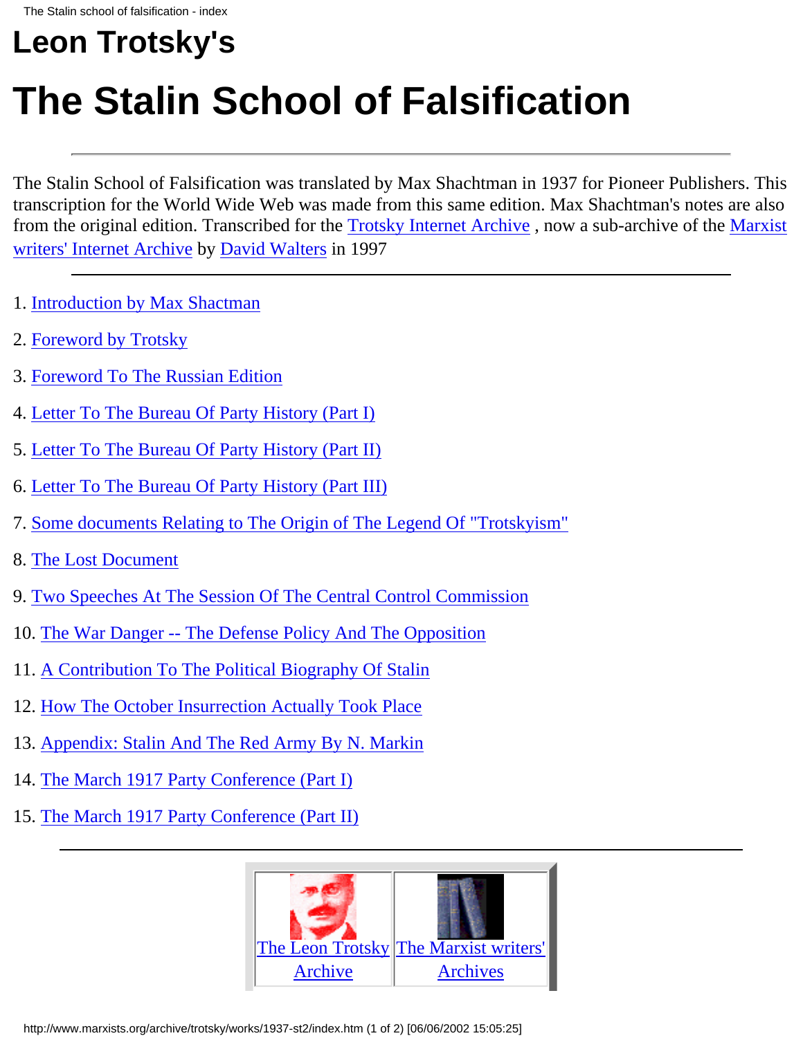# Leon Trotsky's

# The Stalin School of Falsification

---

The Stalin School of Falsification was translated by Max Shachtman in 1937 for Pioneer Publishers. This transcription for the World Wide Web was made from this same edition. Max Shachtman's notes are also from the original edition. Transcribed for the Trotsky Internet Archive , now a sub-archive of the Marxist writers' Internet Archive by David Walters in 1997

---

1. Introduction by Max Shactman
2. Foreword by Trotsky
3. Foreword To The Russian Edition
4. Letter To The Bureau Of Party History (Part I)
5. Letter To The Bureau Of Party History (Part II)
6. Letter To The Bureau Of Party History (Part III)
7. Some documents Relating to The Origin of The Legend Of "Trotskyism"
8. The Lost Document
9. Two Speeches At The Session Of The Central Control Commission
10. The War Danger -- The Defense Policy And The Opposition
11. A Contribution To The Political Biography Of Stalin
12. How The October Insurrection Actually Took Place
13. Appendix: Stalin And The Red Army By N. Markin
14. The March 1917 Party Conference (Part I)
15. The March 1917 Party Conference (Part II)

---

| The Leon Trotsky Archive | The Marxist writers' Archives |
|---|---|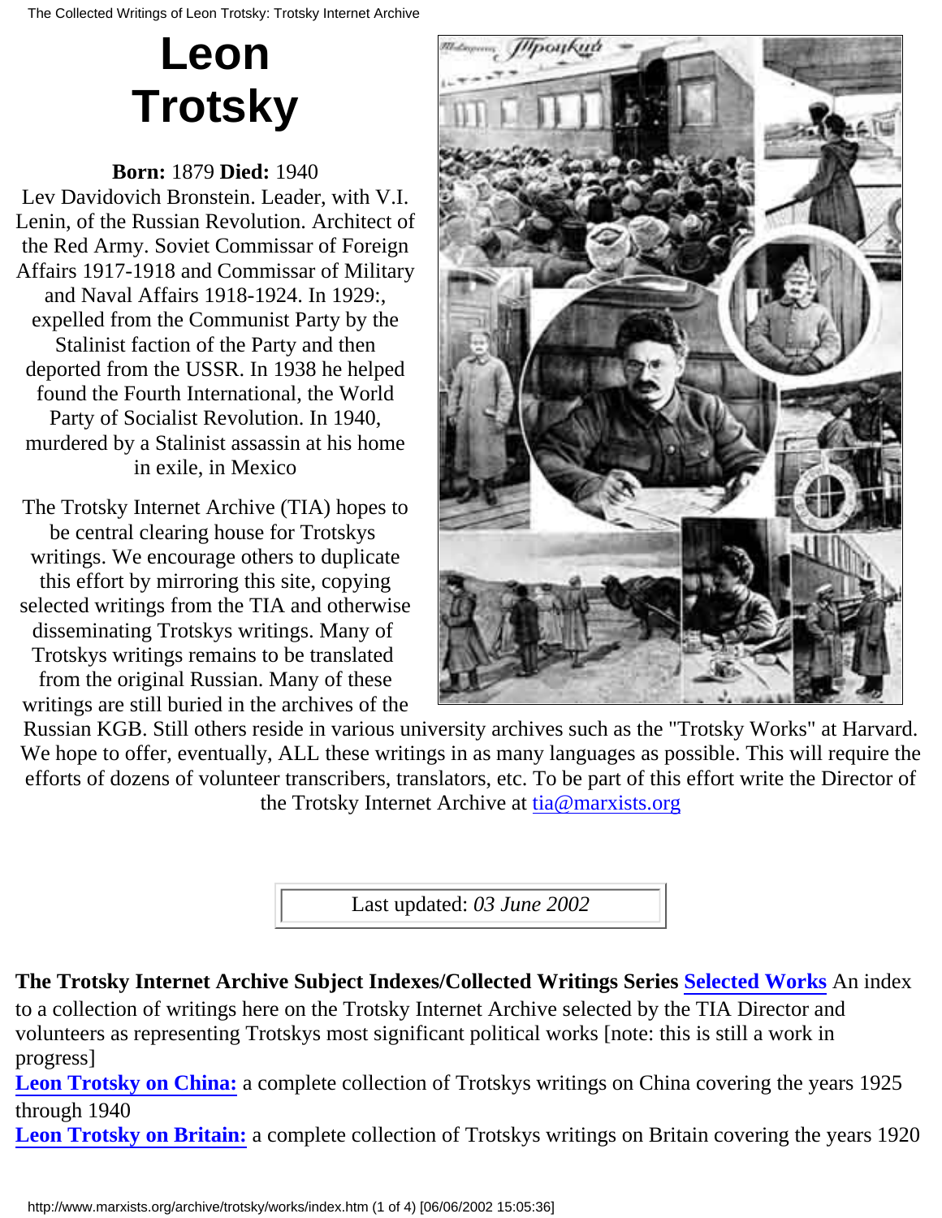# Leon Trotsky

**Born:** 1879 **Died:** 1940
Lev Davidovich Bronstein. Leader, with V.I. Lenin, of the Russian Revolution. Architect of the Red Army. Soviet Commissar of Foreign Affairs 1917-1918 and Commissar of Military and Naval Affairs 1918-1924. In 1929:, expelled from the Communist Party by the Stalinist faction of the Party and then deported from the USSR. In 1938 he helped found the Fourth International, the World Party of Socialist Revolution. In 1940, murdered by a Stalinist assassin at his home in exile, in Mexico

The Trotsky Internet Archive (TIA) hopes to be central clearing house for Trotskys writings. We encourage others to duplicate this effort by mirroring this site, copying selected writings from the TIA and otherwise disseminating Trotskys writings. Many of Trotskys writings remains to be translated from the original Russian. Many of these writings are still buried in the archives of the Russian KGB. Still others reside in various university archives such as the "Trotsky Works" at Harvard. We hope to offer, eventually, ALL these writings in as many languages as possible. This will require the efforts of dozens of volunteer transcribers, translators, etc. To be part of this effort write the Director of the Trotsky Internet Archive at tia@marxists.org

Last updated: *03 June 2002*

**The Trotsky Internet Archive Subject Indexes/Collected Writings Series** **Selected Works** An index to a collection of writings here on the Trotsky Internet Archive selected by the TIA Director and volunteers as representing Trotskys most significant political works [note: this is still a work in progress]

**Leon Trotsky on China:** a complete collection of Trotskys writings on China covering the years 1925 through 1940

**Leon Trotsky on Britain:** a complete collection of Trotskys writings on Britain covering the years 1920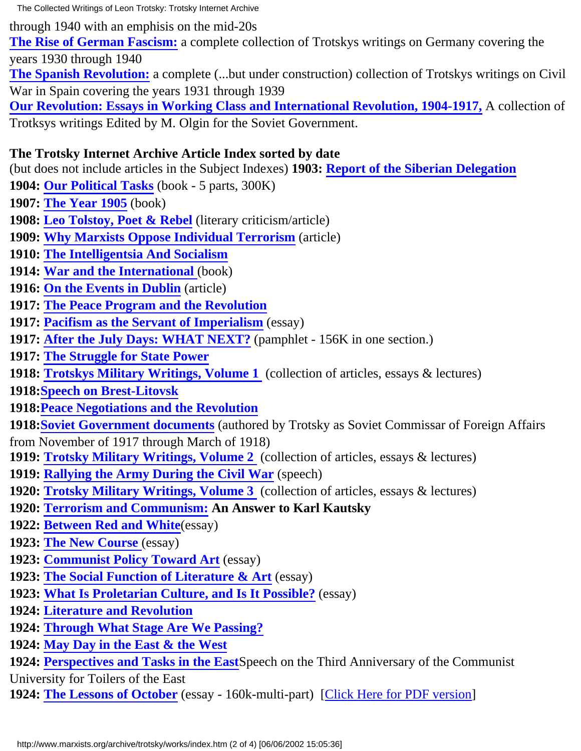through 1940 with an emphisis on the mid-20s
**The Rise of German Fascism:** a complete collection of Trotskys writings on Germany covering the years 1930 through 1940
**The Spanish Revolution:** a complete (...but under construction) collection of Trotskys writings on Civil War in Spain covering the years 1931 through 1939
**Our Revolution: Essays in Working Class and International Revolution, 1904-1917,** A collection of Trotksys writings Edited by M. Olgin for the Soviet Government.

**The Trotsky Internet Archive Article Index sorted by date**
(but does not include articles in the Subject Indexes) **1903: Report of the Siberian Delegation**
**1904: Our Political Tasks** (book - 5 parts, 300K)
**1907: The Year 1905** (book)
**1908: Leo Tolstoy, Poet & Rebel** (literary criticism/article)
**1909: Why Marxists Oppose Individual Terrorism** (article)
**1910: The Intelligentsia And Socialism**
**1914: War and the International** (book)
**1916: On the Events in Dublin** (article)
**1917: The Peace Program and the Revolution**
**1917: Pacifism as the Servant of Imperialism** (essay)
**1917: After the July Days: WHAT NEXT?** (pamphlet - 156K in one section.)
**1917: The Struggle for State Power**
**1918: Trotskys Military Writings, Volume 1** (collection of articles, essays & lectures)
**1918:Speech on Brest-Litovsk**
**1918:Peace Negotiations and the Revolution**
**1918:Soviet Government documents** (authored by Trotsky as Soviet Commissar of Foreign Affairs from November of 1917 through March of 1918)
**1919: Trotsky Military Writings, Volume 2** (collection of articles, essays & lectures)
**1919: Rallying the Army During the Civil War** (speech)
**1920: Trotsky Military Writings, Volume 3** (collection of articles, essays & lectures)
**1920: Terrorism and Communism: An Answer to Karl Kautsky**
**1922: Between Red and White**(essay)
**1923: The New Course** (essay)
**1923: Communist Policy Toward Art** (essay)
**1923: The Social Function of Literature & Art** (essay)
**1923: What Is Proletarian Culture, and Is It Possible?** (essay)
**1924: Literature and Revolution**
**1924: Through What Stage Are We Passing?**
**1924: May Day in the East & the West**
**1924: Perspectives and Tasks in the East**Speech on the Third Anniversary of the Communist University for Toilers of the East
**1924: The Lessons of October** (essay - 160k-multi-part) [Click Here for PDF version]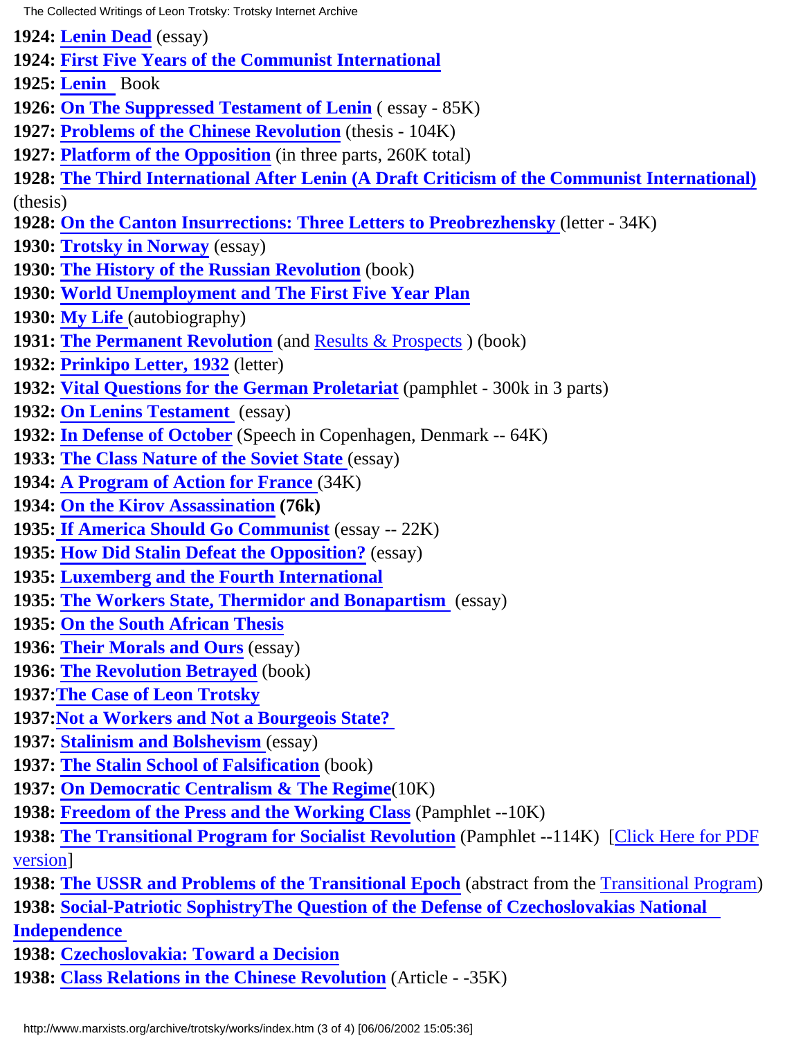**1924:** **Lenin Dead** (essay)
**1924:** **First Five Years of the Communist International**
**1925:** **Lenin** Book
**1926:** **On The Suppressed Testament of Lenin** ( essay - 85K)
**1927:** **Problems of the Chinese Revolution** (thesis - 104K)
**1927:** **Platform of the Opposition** (in three parts, 260K total)
**1928:** **The Third International After Lenin (A Draft Criticism of the Communist International)** (thesis)
**1928:** **On the Canton Insurrections: Three Letters to Preobrezhensky** (letter - 34K)
**1930:** **Trotsky in Norway** (essay)
**1930:** **The History of the Russian Revolution** (book)
**1930:** **World Unemployment and The First Five Year Plan**
**1930:** **My Life** (autobiography)
**1931:** **The Permanent Revolution** (and Results & Prospects ) (book)
**1932:** **Prinkipo Letter, 1932** (letter)
**1932:** **Vital Questions for the German Proletariat** (pamphlet - 300k in 3 parts)
**1932:** **On Lenins Testament** (essay)
**1932:** **In Defense of October** (Speech in Copenhagen, Denmark -- 64K)
**1933:** **The Class Nature of the Soviet State** (essay)
**1934:** **A Program of Action for France** (34K)
**1934:** **On the Kirov Assassination** **(76k)**
**1935:** **If America Should Go Communist** (essay -- 22K)
**1935:** **How Did Stalin Defeat the Opposition?** (essay)
**1935:** **Luxemberg and the Fourth International**
**1935:** **The Workers State, Thermidor and Bonapartism** (essay)
**1935:** **On the South African Thesis**
**1936:** **Their Morals and Ours** (essay)
**1936:** **The Revolution Betrayed** (book)
**1937:** **The Case of Leon Trotsky**
**1937:** **Not a Workers and Not a Bourgeois State?**
**1937:** **Stalinism and Bolshevism** (essay)
**1937:** **The Stalin School of Falsification** (book)
**1937:** **On Democratic Centralism & The Regime**(10K)
**1938:** **Freedom of the Press and the Working Class** (Pamphlet --10K)
**1938:** **The Transitional Program for Socialist Revolution** (Pamphlet --114K) [Click Here for PDF version]
**1938:** **The USSR and Problems of the Transitional Epoch** (abstract from the Transitional Program)
**1938:** **Social-Patriotic SophistryThe Question of the Defense of Czechoslovakias National Independence**
**1938:** **Czechoslovakia: Toward a Decision**
**1938:** **Class Relations in the Chinese Revolution** (Article - -35K)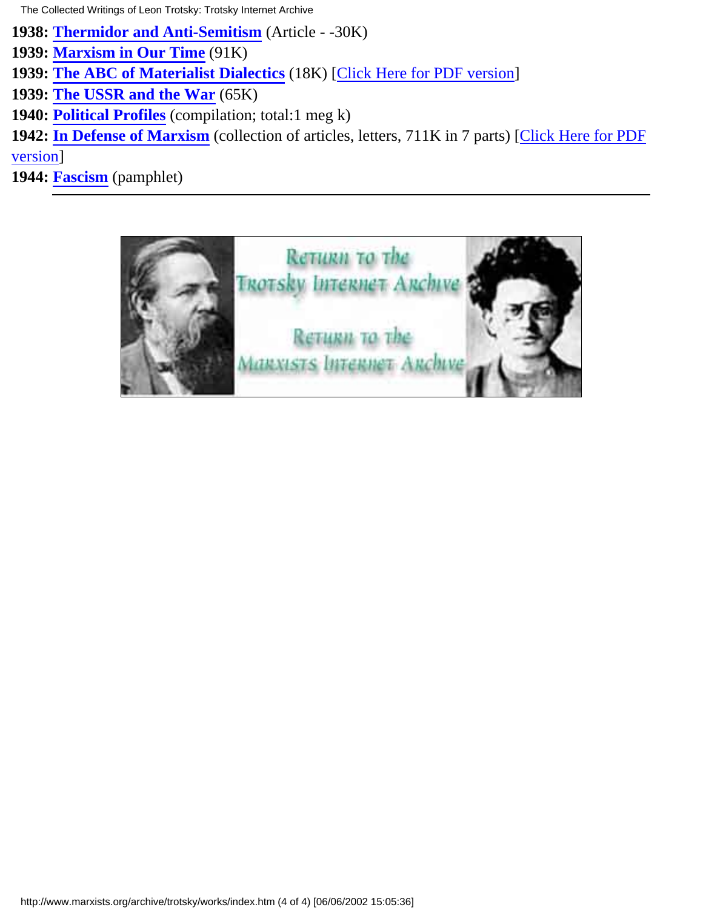**1938:** **Thermidor and Anti-Semitism** (Article - -30K)
**1939:** **Marxism in Our Time** (91K)
**1939:** **The ABC of Materialist Dialectics** (18K) [Click Here for PDF version]
**1939:** **The USSR and the War** (65K)
**1940:** **Political Profiles** (compilation; total:1 meg k)
**1942:** **In Defense of Marxism** (collection of articles, letters, 711K in 7 parts) [Click Here for PDF version]
**1944:** **Fascism** (pamphlet)

---

Return to the Trotsky Internet Archive

Return to the Marxists Internet Archive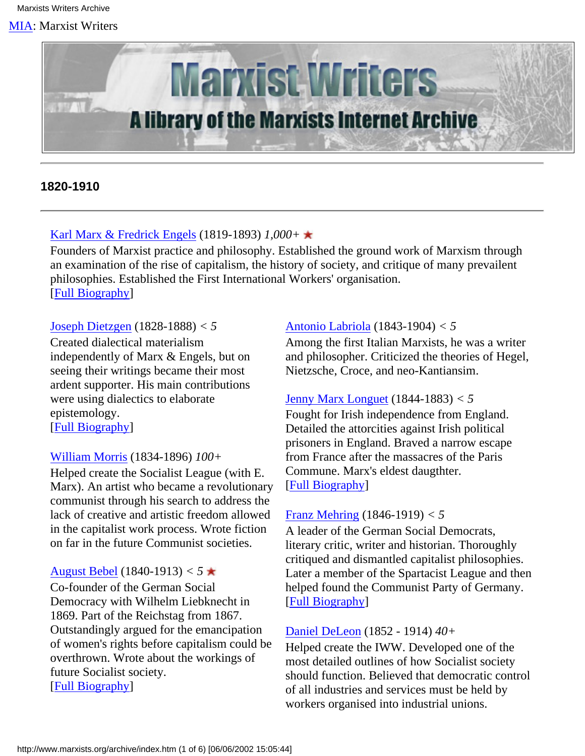[MIA](http://www.marxists.org/): Marxist Writers

Marxist Writers

A library of the Marxists Internet Archive

---

### 1820-1910

---

[Karl Marx & Fredrick Engels](#) (1819-1893) *1,000+* ★
Founders of Marxist practice and philosophy. Established the ground work of Marxism through an examination of the rise of capitalism, the history of society, and critique of many prevailent philosophies. Established the First International Workers' organisation.
[[Full Biography](#)]

[Joseph Dietzgen](#) (1828-1888) < *5*
Created dialectical materialism independently of Marx & Engels, but on seeing their writings became their most ardent supporter. His main contributions were using dialectics to elaborate epistemology.
[[Full Biography](#)]

[William Morris](#) (1834-1896) *100+*
Helped create the Socialist League (with E. Marx). An artist who became a revolutionary communist through his search to address the lack of creative and artistic freedom allowed in the capitalist work process. Wrote fiction on far in the future Communist societies.

[August Bebel](#) (1840-1913) < *5* ★
Co-founder of the German Social Democracy with Wilhelm Liebknecht in 1869. Part of the Reichstag from 1867. Outstandingly argued for the emancipation of women's rights before capitalism could be overthrown. Wrote about the workings of future Socialist society.
[[Full Biography](#)]

[Antonio Labriola](#) (1843-1904) < *5*
Among the first Italian Marxists, he was a writer and philosopher. Criticized the theories of Hegel, Nietzsche, Croce, and neo-Kantiansim.

[Jenny Marx Longuet](#) (1844-1883) < *5*
Fought for Irish independence from England. Detailed the attorcities against Irish political prisoners in England. Braved a narrow escape from France after the massacres of the Paris Commune. Marx's eldest daugthter.
[[Full Biography](#)]

[Franz Mehring](#) (1846-1919) < *5*
A leader of the German Social Democrats, literary critic, writer and historian. Thoroughly critiqued and dismantled capitalist philosophies. Later a member of the Spartacist League and then helped found the Communist Party of Germany.
[[Full Biography](#)]

[Daniel DeLeon](#) (1852 - 1914) *40+*
Helped create the IWW. Developed one of the most detailed outlines of how Socialist society should function. Believed that democratic control of all industries and services must be held by workers organised into industrial unions.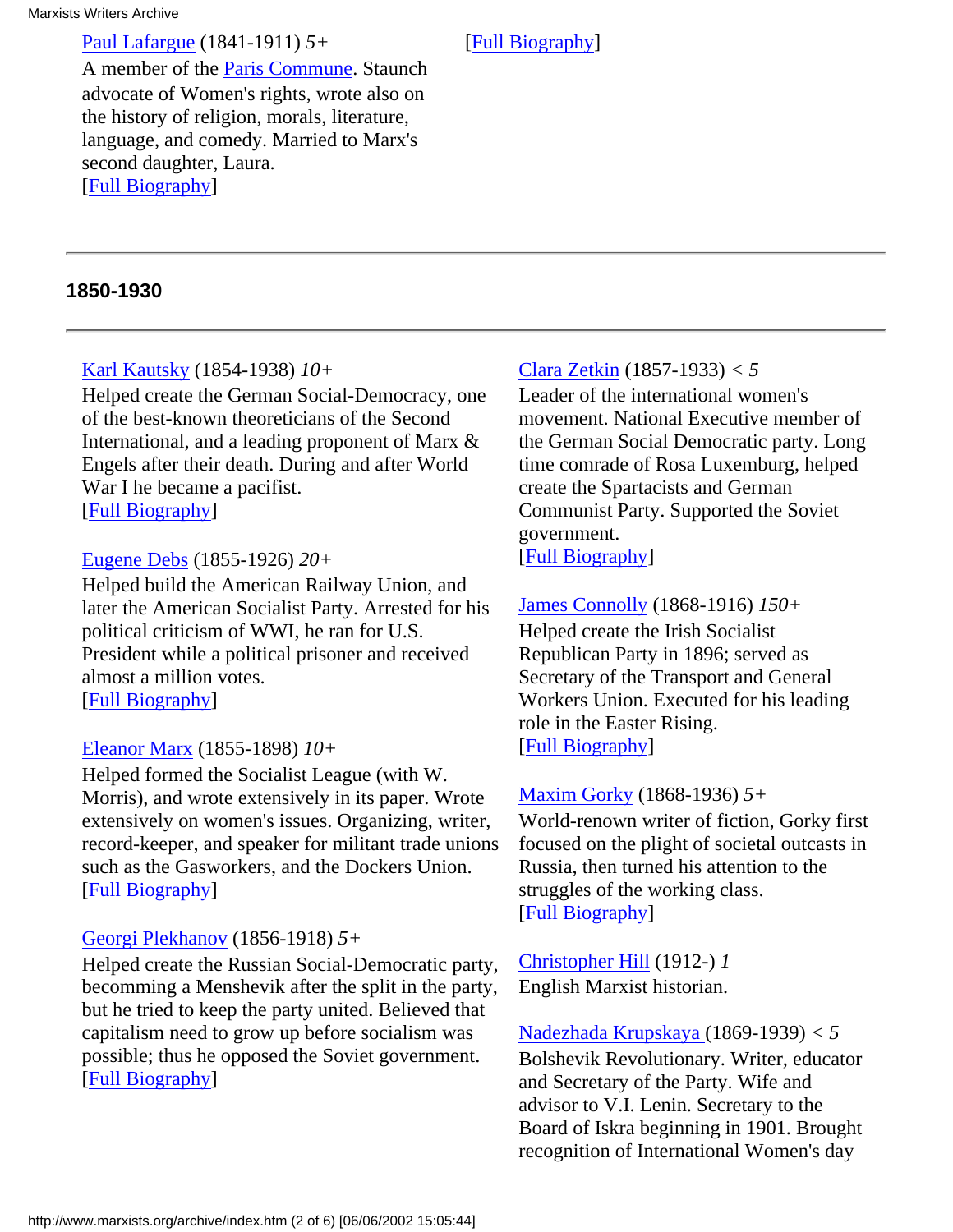[Paul Lafargue] (1841-1911) *5+*
A member of the [Paris Commune]. Staunch advocate of Women's rights, wrote also on the history of religion, morals, literature, language, and comedy. Married to Marx's second daughter, Laura.
[[Full Biography]]

[[Full Biography]]

---

**1850-1930**

---

[Karl Kautsky] (1854-1938) *10+*
Helped create the German Social-Democracy, one of the best-known theoreticians of the Second International, and a leading proponent of Marx & Engels after their death. During and after World War I he became a pacifist.
[[Full Biography]]

[Eugene Debs] (1855-1926) *20+*
Helped build the American Railway Union, and later the American Socialist Party. Arrested for his political criticism of WWI, he ran for U.S. President while a political prisoner and received almost a million votes.
[[Full Biography]]

[Eleanor Marx] (1855-1898) *10+*
Helped formed the Socialist League (with W. Morris), and wrote extensively in its paper. Wrote extensively on women's issues. Organizing, writer, record-keeper, and speaker for militant trade unions such as the Gasworkers, and the Dockers Union.
[[Full Biography]]

[Georgi Plekhanov] (1856-1918) *5+*
Helped create the Russian Social-Democratic party, becomming a Menshevik after the split in the party, but he tried to keep the party united. Believed that capitalism need to grow up before socialism was possible; thus he opposed the Soviet government.
[[Full Biography]]

[Clara Zetkin] (1857-1933) *< 5*
Leader of the international women's movement. National Executive member of the German Social Democratic party. Long time comrade of Rosa Luxemburg, helped create the Spartacists and German Communist Party. Supported the Soviet government.
[[Full Biography]]

[James Connolly] (1868-1916) *150+*
Helped create the Irish Socialist Republican Party in 1896; served as Secretary of the Transport and General Workers Union. Executed for his leading role in the Easter Rising.
[[Full Biography]]

[Maxim Gorky] (1868-1936) *5+*
World-renown writer of fiction, Gorky first focused on the plight of societal outcasts in Russia, then turned his attention to the struggles of the working class.
[[Full Biography]]

[Christopher Hill] (1912-) *1*
English Marxist historian.

[Nadezhada Krupskaya ](1869-1939) *< 5*
Bolshevik Revolutionary. Writer, educator and Secretary of the Party. Wife and advisor to V.I. Lenin. Secretary to the Board of Iskra beginning in 1901. Brought recognition of International Women's day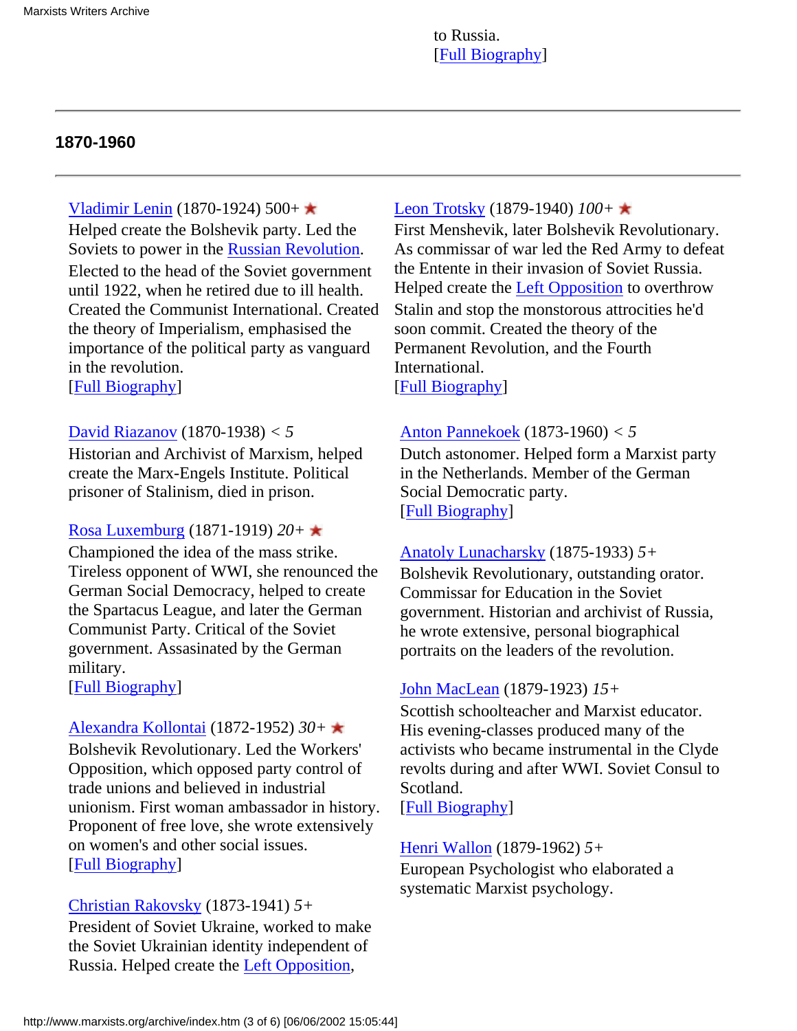to Russia.
[Full Biography]

---

## 1870-1960

---

Vladimir Lenin (1870-1924) 500+ ★
Helped create the Bolshevik party. Led the Soviets to power in the Russian Revolution. Elected to the head of the Soviet government until 1922, when he retired due to ill health. Created the Communist International. Created the theory of Imperialism, emphasised the importance of the political party as vanguard in the revolution.
[Full Biography]

David Riazanov (1870-1938) < *5*
Historian and Archivist of Marxism, helped create the Marx-Engels Institute. Political prisoner of Stalinism, died in prison.

Rosa Luxemburg (1871-1919) *20+* ★
Championed the idea of the mass strike. Tireless opponent of WWI, she renounced the German Social Democracy, helped to create the Spartacus League, and later the German Communist Party. Critical of the Soviet government. Assasinated by the German military.
[Full Biography]

Alexandra Kollontai (1872-1952) *30+* ★
Bolshevik Revolutionary. Led the Workers' Opposition, which opposed party control of trade unions and believed in industrial unionism. First woman ambassador in history. Proponent of free love, she wrote extensively on women's and other social issues.
[Full Biography]

Christian Rakovsky (1873-1941) *5+*
President of Soviet Ukraine, worked to make the Soviet Ukrainian identity independent of Russia. Helped create the Left Opposition,

Leon Trotsky (1879-1940) *100+* ★
First Menshevik, later Bolshevik Revolutionary. As commissar of war led the Red Army to defeat the Entente in their invasion of Soviet Russia. Helped create the Left Opposition to overthrow Stalin and stop the monstorous attrocities he'd soon commit. Created the theory of the Permanent Revolution, and the Fourth International.
[Full Biography]

Anton Pannekoek (1873-1960) < *5*
Dutch astonomer. Helped form a Marxist party in the Netherlands. Member of the German Social Democratic party.
[Full Biography]

Anatoly Lunacharsky (1875-1933) *5+*
Bolshevik Revolutionary, outstanding orator. Commissar for Education in the Soviet government. Historian and archivist of Russia, he wrote extensive, personal biographical portraits on the leaders of the revolution.

John MacLean (1879-1923) *15+*
Scottish schoolteacher and Marxist educator. His evening-classes produced many of the activists who became instrumental in the Clyde revolts during and after WWI. Soviet Consul to Scotland.
[Full Biography]

Henri Wallon (1879-1962) *5+*
European Psychologist who elaborated a systematic Marxist psychology.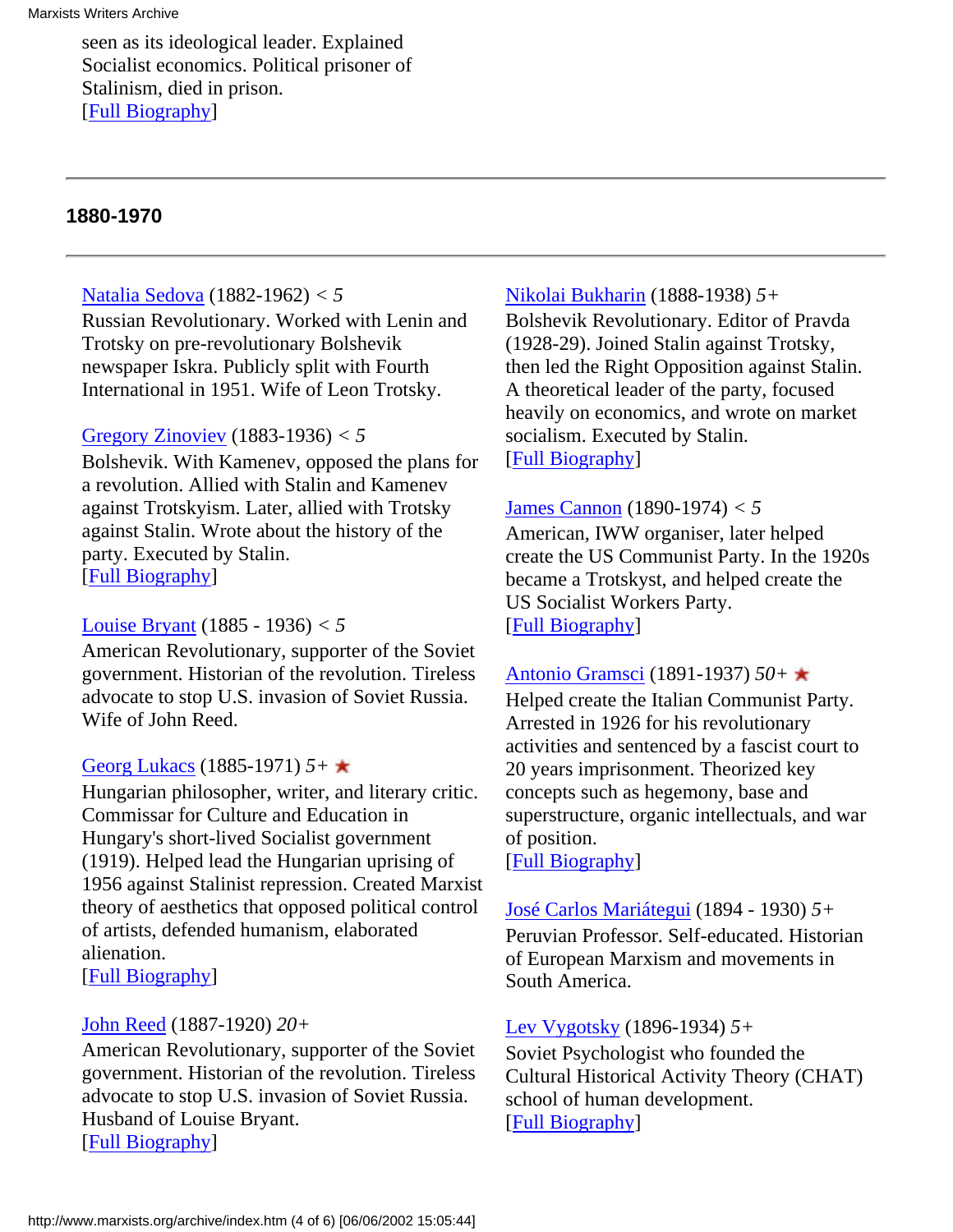seen as its ideological leader. Explained Socialist economics. Political prisoner of Stalinism, died in prison.
[Full Biography]

---

### 1880-1970

---

Natalia Sedova (1882-1962) *< 5*
Russian Revolutionary. Worked with Lenin and Trotsky on pre-revolutionary Bolshevik newspaper Iskra. Publicly split with Fourth International in 1951. Wife of Leon Trotsky.

Gregory Zinoviev (1883-1936) *< 5*
Bolshevik. With Kamenev, opposed the plans for a revolution. Allied with Stalin and Kamenev against Trotskyism. Later, allied with Trotsky against Stalin. Wrote about the history of the party. Executed by Stalin.
[Full Biography]

Louise Bryant (1885 - 1936) *< 5*
American Revolutionary, supporter of the Soviet government. Historian of the revolution. Tireless advocate to stop U.S. invasion of Soviet Russia. Wife of John Reed.

Georg Lukacs (1885-1971) *5+* ★
Hungarian philosopher, writer, and literary critic. Commissar for Culture and Education in Hungary's short-lived Socialist government (1919). Helped lead the Hungarian uprising of 1956 against Stalinist repression. Created Marxist theory of aesthetics that opposed political control of artists, defended humanism, elaborated alienation.
[Full Biography]

John Reed (1887-1920) *20+*
American Revolutionary, supporter of the Soviet government. Historian of the revolution. Tireless advocate to stop U.S. invasion of Soviet Russia. Husband of Louise Bryant.
[Full Biography]

Nikolai Bukharin (1888-1938) *5+*
Bolshevik Revolutionary. Editor of Pravda (1928-29). Joined Stalin against Trotsky, then led the Right Opposition against Stalin. A theoretical leader of the party, focused heavily on economics, and wrote on market socialism. Executed by Stalin.
[Full Biography]

James Cannon (1890-1974) *< 5*
American, IWW organiser, later helped create the US Communist Party. In the 1920s became a Trotskyst, and helped create the US Socialist Workers Party.
[Full Biography]

Antonio Gramsci (1891-1937) *50+* ★
Helped create the Italian Communist Party. Arrested in 1926 for his revolutionary activities and sentenced by a fascist court to 20 years imprisonment. Theorized key concepts such as hegemony, base and superstructure, organic intellectuals, and war of position.
[Full Biography]

José Carlos Mariátegui (1894 - 1930) *5+*
Peruvian Professor. Self-educated. Historian of European Marxism and movements in South America.

Lev Vygotsky (1896-1934) *5+*
Soviet Psychologist who founded the Cultural Historical Activity Theory (CHAT) school of human development.
[Full Biography]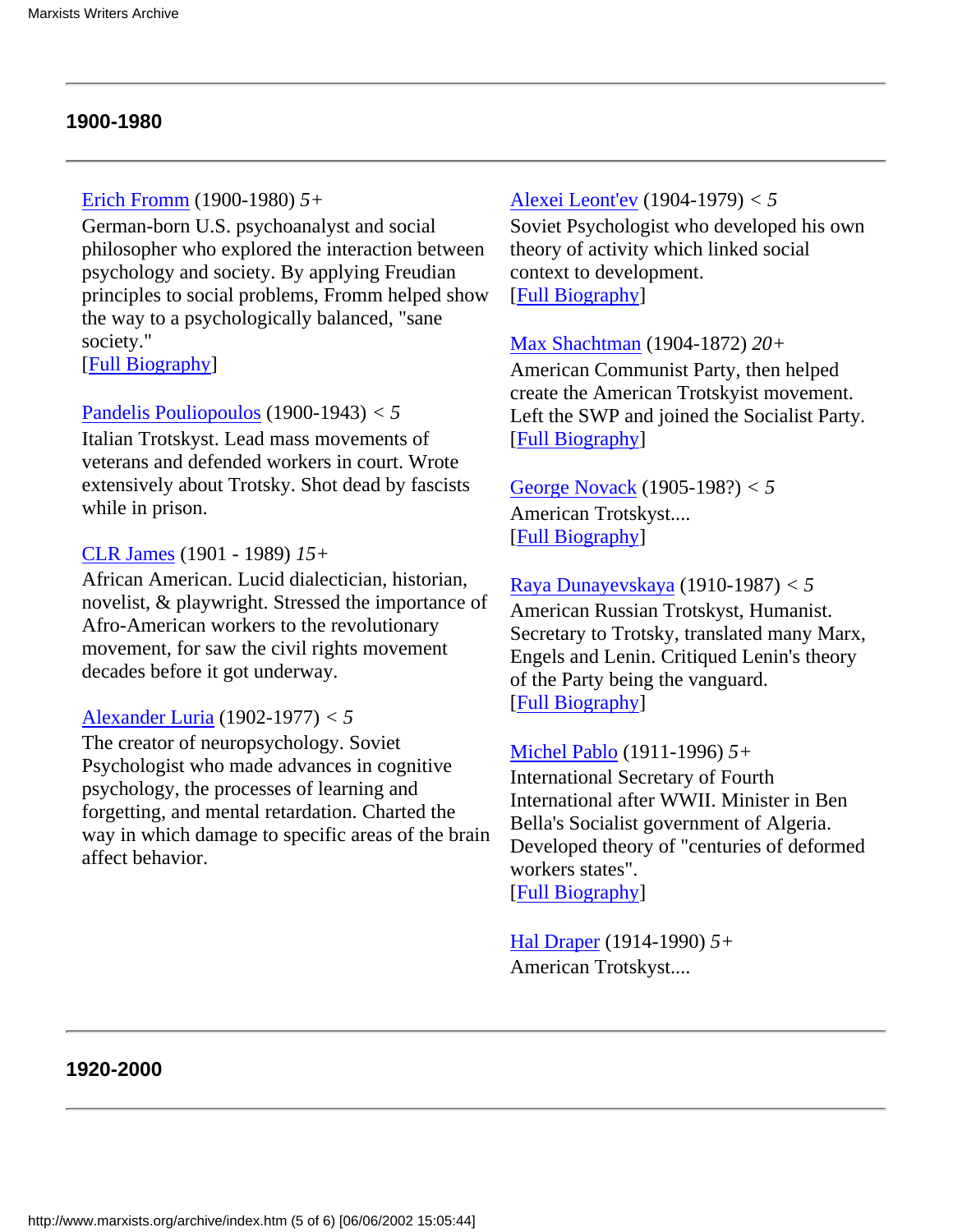## 1900-1980

[Erich Fromm](#) (1900-1980) *5+*
German-born U.S. psychoanalyst and social philosopher who explored the interaction between psychology and society. By applying Freudian principles to social problems, Fromm helped show the way to a psychologically balanced, "sane society."
[[Full Biography](#)]

[Pandelis Pouliopoulos](#) (1900-1943) *< 5*
Italian Trotskyst. Lead mass movements of veterans and defended workers in court. Wrote extensively about Trotsky. Shot dead by fascists while in prison.

[CLR James](#) (1901 - 1989) *15+*
African American. Lucid dialectician, historian, novelist, & playwright. Stressed the importance of Afro-American workers to the revolutionary movement, for saw the civil rights movement decades before it got underway.

[Alexander Luria](#) (1902-1977) *< 5*
The creator of neuropsychology. Soviet Psychologist who made advances in cognitive psychology, the processes of learning and forgetting, and mental retardation. Charted the way in which damage to specific areas of the brain affect behavior.

[Alexei Leont'ev](#) (1904-1979) *< 5*
Soviet Psychologist who developed his own theory of activity which linked social context to development.
[[Full Biography](#)]

[Max Shachtman](#) (1904-1872) *20+*
American Communist Party, then helped create the American Trotskyist movement. Left the SWP and joined the Socialist Party.
[[Full Biography](#)]

[George Novack](#) (1905-198?) *< 5*
American Trotskyst....
[[Full Biography](#)]

[Raya Dunayevskaya](#) (1910-1987) *< 5*
American Russian Trotskyst, Humanist. Secretary to Trotsky, translated many Marx, Engels and Lenin. Critiqued Lenin's theory of the Party being the vanguard.
[[Full Biography](#)]

[Michel Pablo](#) (1911-1996) *5+*
International Secretary of Fourth International after WWII. Minister in Ben Bella's Socialist government of Algeria. Developed theory of "centuries of deformed workers states".
[[Full Biography](#)]

[Hal Draper](#) (1914-1990) *5+*
American Trotskyst....

## 1920-2000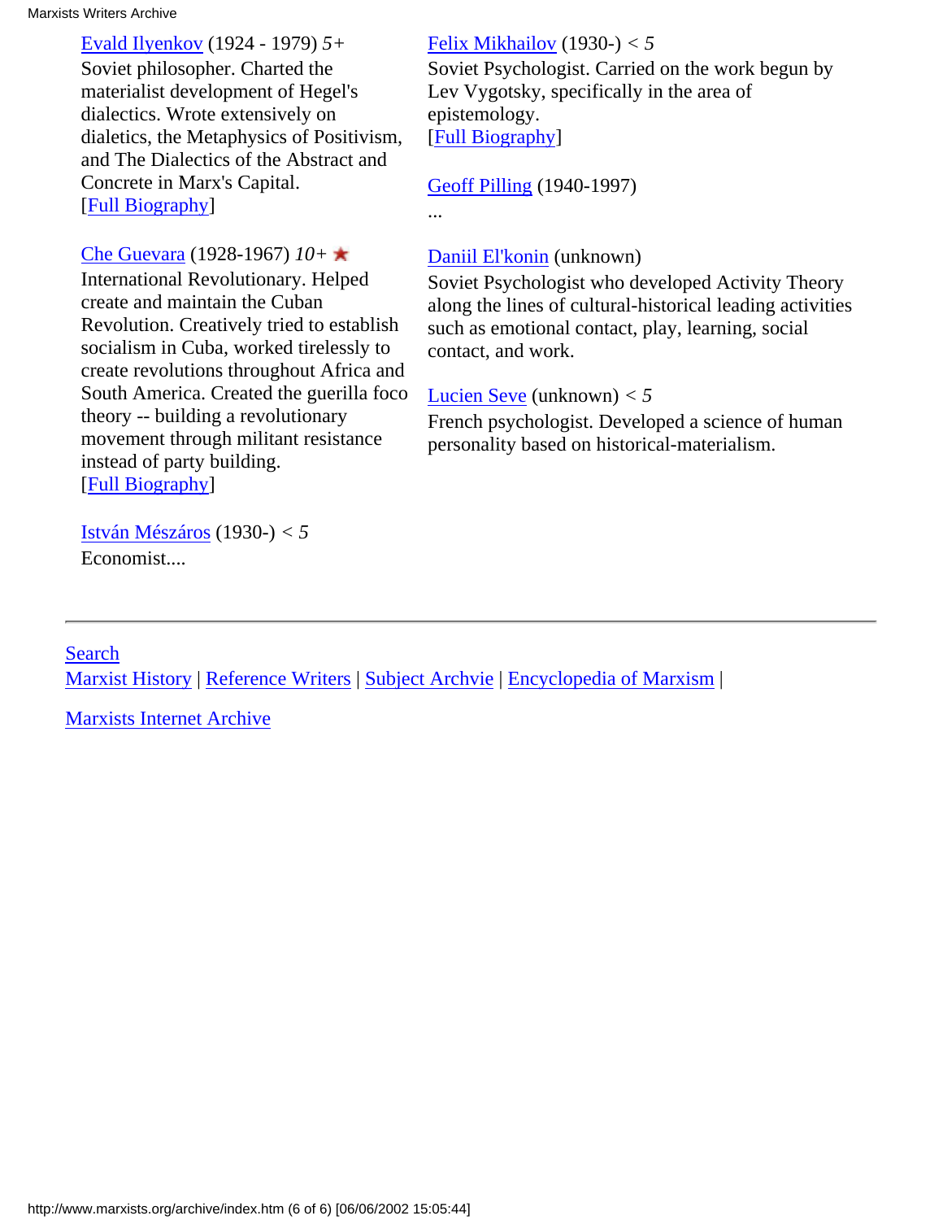Evald Ilyenkov (1924 - 1979) *5+*
Soviet philosopher. Charted the materialist development of Hegel's dialectics. Wrote extensively on dialetics, the Metaphysics of Positivism, and The Dialectics of the Abstract and Concrete in Marx's Capital.
[Full Biography]

Che Guevara (1928-1967) *10+* ★
International Revolutionary. Helped create and maintain the Cuban Revolution. Creatively tried to establish socialism in Cuba, worked tirelessly to create revolutions throughout Africa and South America. Created the guerilla foco theory -- building a revolutionary movement through militant resistance instead of party building.
[Full Biography]

István Mészáros (1930-) *< 5*
Economist....

Felix Mikhailov (1930-) *< 5*
Soviet Psychologist. Carried on the work begun by Lev Vygotsky, specifically in the area of epistemology.
[Full Biography]

Geoff Pilling (1940-1997)
...

Daniil El'konin (unknown)
Soviet Psychologist who developed Activity Theory along the lines of cultural-historical leading activities such as emotional contact, play, learning, social contact, and work.

Lucien Seve (unknown) *< 5*
French psychologist. Developed a science of human personality based on historical-materialism.

---

Search
Marxist History | Reference Writers | Subject Archvie | Encyclopedia of Marxism |

Marxists Internet Archive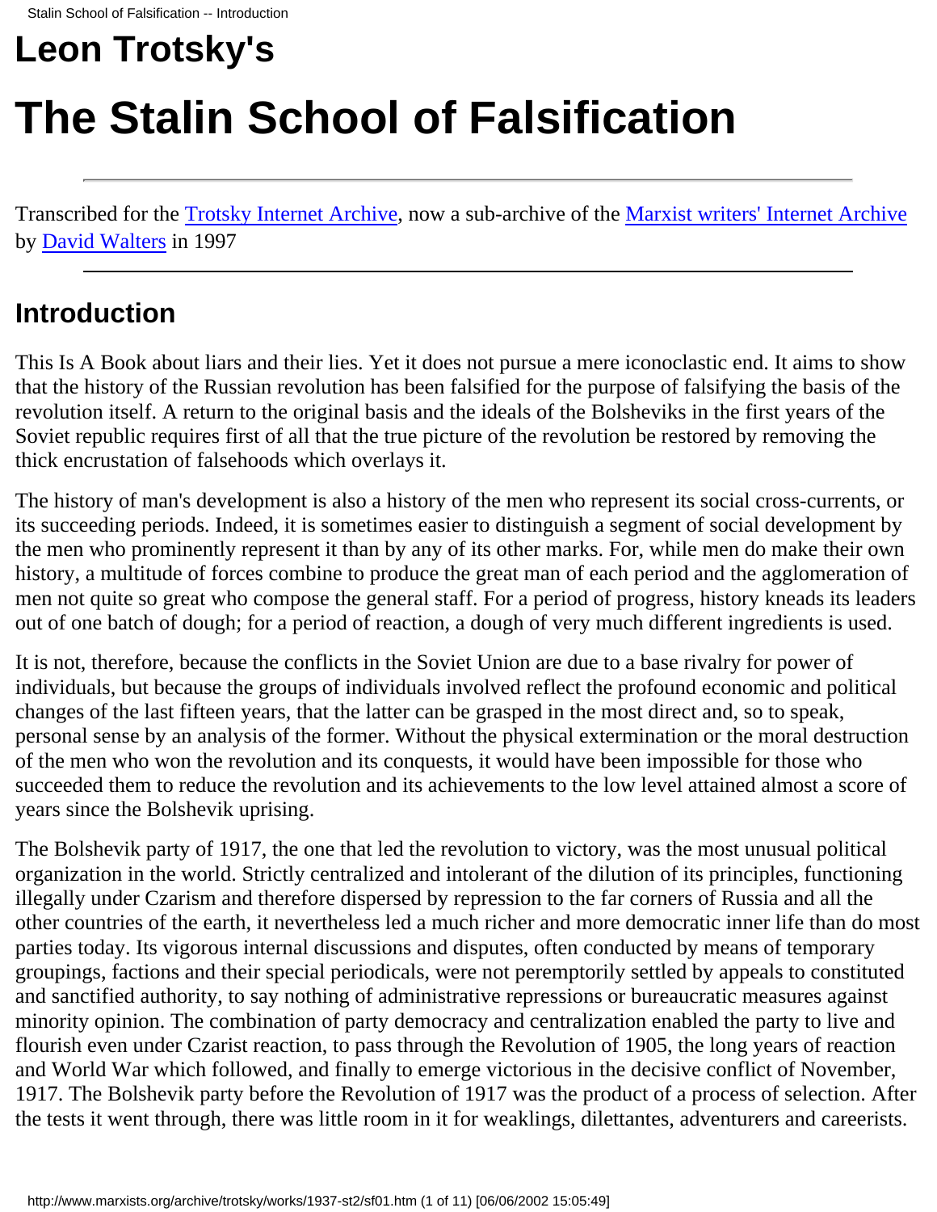# Leon Trotsky's

# The Stalin School of Falsification

---

Transcribed for the Trotsky Internet Archive, now a sub-archive of the Marxist writers' Internet Archive by David Walters in 1997

---

## Introduction

This Is A Book about liars and their lies. Yet it does not pursue a mere iconoclastic end. It aims to show that the history of the Russian revolution has been falsified for the purpose of falsifying the basis of the revolution itself. A return to the original basis and the ideals of the Bolsheviks in the first years of the Soviet republic requires first of all that the true picture of the revolution be restored by removing the thick encrustation of falsehoods which overlays it.

The history of man's development is also a history of the men who represent its social cross-currents, or its succeeding periods. Indeed, it is sometimes easier to distinguish a segment of social development by the men who prominently represent it than by any of its other marks. For, while men do make their own history, a multitude of forces combine to produce the great man of each period and the agglomeration of men not quite so great who compose the general staff. For a period of progress, history kneads its leaders out of one batch of dough; for a period of reaction, a dough of very much different ingredients is used.

It is not, therefore, because the conflicts in the Soviet Union are due to a base rivalry for power of individuals, but because the groups of individuals involved reflect the profound economic and political changes of the last fifteen years, that the latter can be grasped in the most direct and, so to speak, personal sense by an analysis of the former. Without the physical extermination or the moral destruction of the men who won the revolution and its conquests, it would have been impossible for those who succeeded them to reduce the revolution and its achievements to the low level attained almost a score of years since the Bolshevik uprising.

The Bolshevik party of 1917, the one that led the revolution to victory, was the most unusual political organization in the world. Strictly centralized and intolerant of the dilution of its principles, functioning illegally under Czarism and therefore dispersed by repression to the far corners of Russia and all the other countries of the earth, it nevertheless led a much richer and more democratic inner life than do most parties today. Its vigorous internal discussions and disputes, often conducted by means of temporary groupings, factions and their special periodicals, were not peremptorily settled by appeals to constituted and sanctified authority, to say nothing of administrative repressions or bureaucratic measures against minority opinion. The combination of party democracy and centralization enabled the party to live and flourish even under Czarist reaction, to pass through the Revolution of 1905, the long years of reaction and World War which followed, and finally to emerge victorious in the decisive conflict of November, 1917. The Bolshevik party before the Revolution of 1917 was the product of a process of selection. After the tests it went through, there was little room in it for weaklings, dilettantes, adventurers and careerists.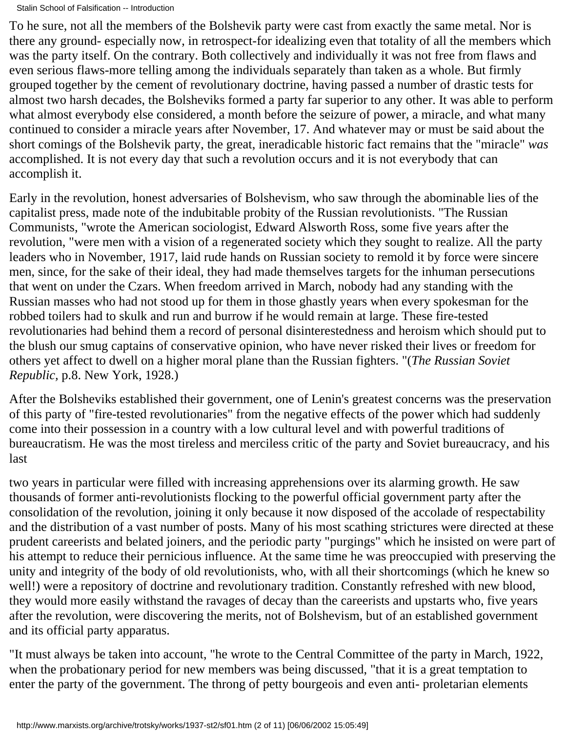To he sure, not all the members of the Bolshevik party were cast from exactly the same metal. Nor is there any ground- especially now, in retrospect-for idealizing even that totality of all the members which was the party itself. On the contrary. Both collectively and individually it was not free from flaws and even serious flaws-more telling among the individuals separately than taken as a whole. But firmly grouped together by the cement of revolutionary doctrine, having passed a number of drastic tests for almost two harsh decades, the Bolsheviks formed a party far superior to any other. It was able to perform what almost everybody else considered, a month before the seizure of power, a miracle, and what many continued to consider a miracle years after November, 17. And whatever may or must be said about the short comings of the Bolshevik party, the great, ineradicable historic fact remains that the "miracle" *was* accomplished. It is not every day that such a revolution occurs and it is not everybody that can accomplish it.

Early in the revolution, honest adversaries of Bolshevism, who saw through the abominable lies of the capitalist press, made note of the indubitable probity of the Russian revolutionists. "The Russian Communists, "wrote the American sociologist, Edward Alsworth Ross, some five years after the revolution, "were men with a vision of a regenerated society which they sought to realize. All the party leaders who in November, 1917, laid rude hands on Russian society to remold it by force were sincere men, since, for the sake of their ideal, they had made themselves targets for the inhuman persecutions that went on under the Czars. When freedom arrived in March, nobody had any standing with the Russian masses who had not stood up for them in those ghastly years when every spokesman for the robbed toilers had to skulk and run and burrow if he would remain at large. These fire-tested revolutionaries had behind them a record of personal disinterestedness and heroism which should put to the blush our smug captains of conservative opinion, who have never risked their lives or freedom for others yet affect to dwell on a higher moral plane than the Russian fighters. "(*The Russian Soviet Republic*, p.8. New York, 1928.)

After the Bolsheviks established their government, one of Lenin's greatest concerns was the preservation of this party of "fire-tested revolutionaries" from the negative effects of the power which had suddenly come into their possession in a country with a low cultural level and with powerful traditions of bureaucratism. He was the most tireless and merciless critic of the party and Soviet bureaucracy, and his last two years in particular were filled with increasing apprehensions over its alarming growth. He saw thousands of former anti-revolutionists flocking to the powerful official government party after the consolidation of the revolution, joining it only because it now disposed of the accolade of respectability and the distribution of a vast number of posts. Many of his most scathing strictures were directed at these prudent careerists and belated joiners, and the periodic party "purgings" which he insisted on were part of his attempt to reduce their pernicious influence. At the same time he was preoccupied with preserving the unity and integrity of the body of old revolutionists, who, with all their shortcomings (which he knew so well!) were a repository of doctrine and revolutionary tradition. Constantly refreshed with new blood, they would more easily withstand the ravages of decay than the careerists and upstarts who, five years after the revolution, were discovering the merits, not of Bolshevism, but of an established government and its official party apparatus.

"It must always be taken into account, "he wrote to the Central Committee of the party in March, 1922, when the probationary period for new members was being discussed, "that it is a great temptation to enter the party of the government. The throng of petty bourgeois and even anti- proletarian elements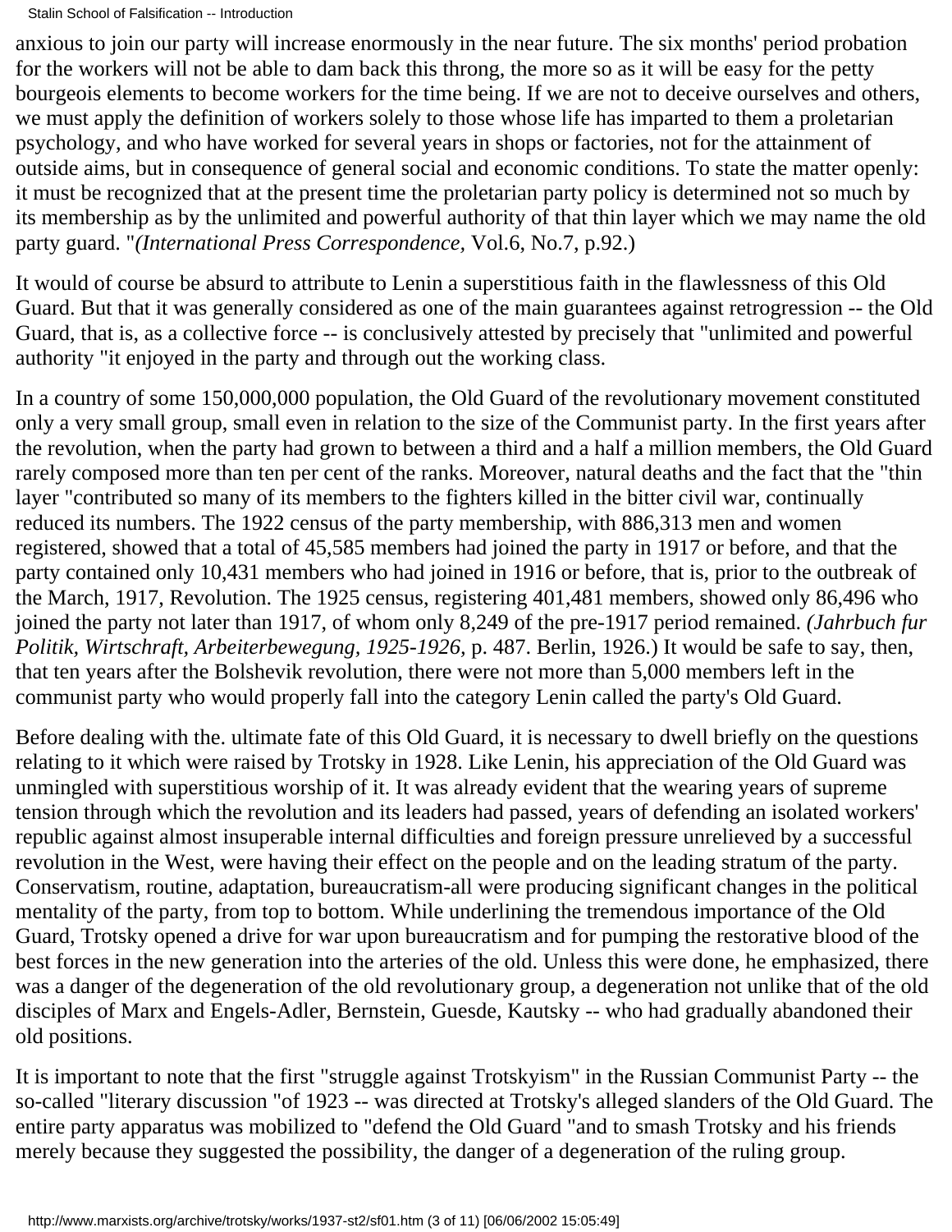anxious to join our party will increase enormously in the near future. The six months' period probation for the workers will not be able to dam back this throng, the more so as it will be easy for the petty bourgeois elements to become workers for the time being. If we are not to deceive ourselves and others, we must apply the definition of workers solely to those whose life has imparted to them a proletarian psychology, and who have worked for several years in shops or factories, not for the attainment of outside aims, but in consequence of general social and economic conditions. To state the matter openly: it must be recognized that at the present time the proletarian party policy is determined not so much by its membership as by the unlimited and powerful authority of that thin layer which we may name the old party guard. "*(International Press Correspondence,* Vol.6, No.7, p.92.)

It would of course be absurd to attribute to Lenin a superstitious faith in the flawlessness of this Old Guard. But that it was generally considered as one of the main guarantees against retrogression -- the Old Guard, that is, as a collective force -- is conclusively attested by precisely that "unlimited and powerful authority "it enjoyed in the party and through out the working class.

In a country of some 150,000,000 population, the Old Guard of the revolutionary movement constituted only a very small group, small even in relation to the size of the Communist party. In the first years after the revolution, when the party had grown to between a third and a half a million members, the Old Guard rarely composed more than ten per cent of the ranks. Moreover, natural deaths and the fact that the "thin layer "contributed so many of its members to the fighters killed in the bitter civil war, continually reduced its numbers. The 1922 census of the party membership, with 886,313 men and women registered, showed that a total of 45,585 members had joined the party in 1917 or before, and that the party contained only 10,431 members who had joined in 1916 or before, that is, prior to the outbreak of the March, 1917, Revolution. The 1925 census, registering 401,481 members, showed only 86,496 who joined the party not later than 1917, of whom only 8,249 of the pre-1917 period remained. *(Jahrbuch fur Politik, Wirtschraft, Arbeiterbewegung, 1925-1926,* p. 487. Berlin, 1926.) It would be safe to say, then, that ten years after the Bolshevik revolution, there were not more than 5,000 members left in the communist party who would properly fall into the category Lenin called the party's Old Guard.

Before dealing with the. ultimate fate of this Old Guard, it is necessary to dwell briefly on the questions relating to it which were raised by Trotsky in 1928. Like Lenin, his appreciation of the Old Guard was unmingled with superstitious worship of it. It was already evident that the wearing years of supreme tension through which the revolution and its leaders had passed, years of defending an isolated workers' republic against almost insuperable internal difficulties and foreign pressure unrelieved by a successful revolution in the West, were having their effect on the people and on the leading stratum of the party. Conservatism, routine, adaptation, bureaucratism-all were producing significant changes in the political mentality of the party, from top to bottom. While underlining the tremendous importance of the Old Guard, Trotsky opened a drive for war upon bureaucratism and for pumping the restorative blood of the best forces in the new generation into the arteries of the old. Unless this were done, he emphasized, there was a danger of the degeneration of the old revolutionary group, a degeneration not unlike that of the old disciples of Marx and Engels-Adler, Bernstein, Guesde, Kautsky -- who had gradually abandoned their old positions.

It is important to note that the first "struggle against Trotskyism" in the Russian Communist Party -- the so-called "literary discussion "of 1923 -- was directed at Trotsky's alleged slanders of the Old Guard. The entire party apparatus was mobilized to "defend the Old Guard "and to smash Trotsky and his friends merely because they suggested the possibility, the danger of a degeneration of the ruling group.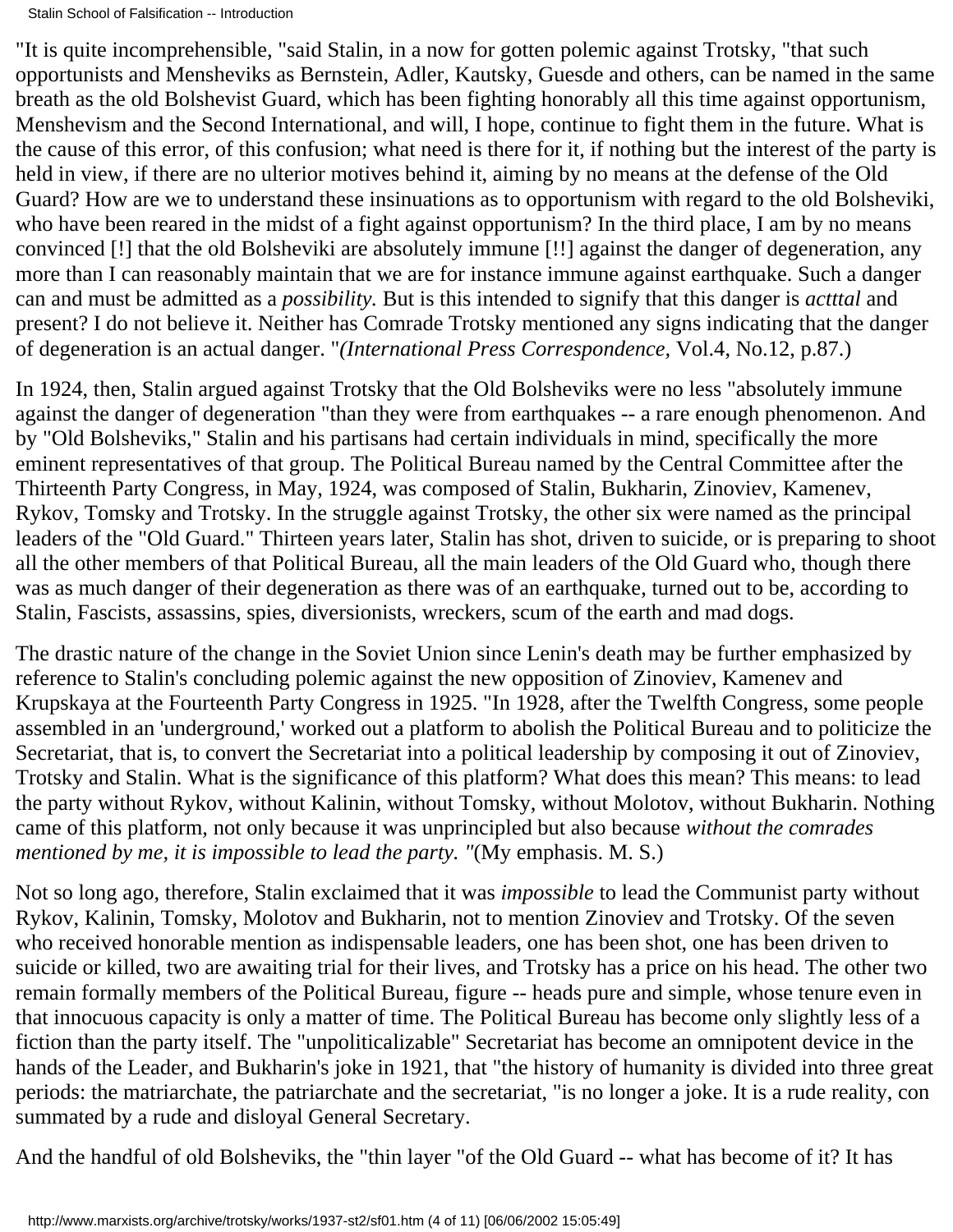"It is quite incomprehensible, "said Stalin, in a now for gotten polemic against Trotsky, "that such opportunists and Mensheviks as Bernstein, Adler, Kautsky, Guesde and others, can be named in the same breath as the old Bolshevist Guard, which has been fighting honorably all this time against opportunism, Menshevism and the Second International, and will, I hope, continue to fight them in the future. What is the cause of this error, of this confusion; what need is there for it, if nothing but the interest of the party is held in view, if there are no ulterior motives behind it, aiming by no means at the defense of the Old Guard? How are we to understand these insinuations as to opportunism with regard to the old Bolsheviki, who have been reared in the midst of a fight against opportunism? In the third place, I am by no means convinced [!] that the old Bolsheviki are absolutely immune [!!] against the danger of degeneration, any more than I can reasonably maintain that we are for instance immune against earthquake. Such a danger can and must be admitted as a *possibility.* But is this intended to signify that this danger is *actttal* and present? I do not believe it. Neither has Comrade Trotsky mentioned any signs indicating that the danger of degeneration is an actual danger. "*(International Press Correspondence,* Vol.4, No.12, p.87.)

In 1924, then, Stalin argued against Trotsky that the Old Bolsheviks were no less "absolutely immune against the danger of degeneration "than they were from earthquakes -- a rare enough phenomenon. And by "Old Bolsheviks," Stalin and his partisans had certain individuals in mind, specifically the more eminent representatives of that group. The Political Bureau named by the Central Committee after the Thirteenth Party Congress, in May, 1924, was composed of Stalin, Bukharin, Zinoviev, Kamenev, Rykov, Tomsky and Trotsky. In the struggle against Trotsky, the other six were named as the principal leaders of the "Old Guard." Thirteen years later, Stalin has shot, driven to suicide, or is preparing to shoot all the other members of that Political Bureau, all the main leaders of the Old Guard who, though there was as much danger of their degeneration as there was of an earthquake, turned out to be, according to Stalin, Fascists, assassins, spies, diversionists, wreckers, scum of the earth and mad dogs.

The drastic nature of the change in the Soviet Union since Lenin's death may be further emphasized by reference to Stalin's concluding polemic against the new opposition of Zinoviev, Kamenev and Krupskaya at the Fourteenth Party Congress in 1925. "In 1928, after the Twelfth Congress, some people assembled in an 'underground,' worked out a platform to abolish the Political Bureau and to politicize the Secretariat, that is, to convert the Secretariat into a political leadership by composing it out of Zinoviev, Trotsky and Stalin. What is the significance of this platform? What does this mean? This means: to lead the party without Rykov, without Kalinin, without Tomsky, without Molotov, without Bukharin. Nothing came of this platform, not only because it was unprincipled but also because *without the comrades mentioned by me, it is impossible to lead the party. "*(My emphasis. M. S.)

Not so long ago, therefore, Stalin exclaimed that it was *impossible* to lead the Communist party without Rykov, Kalinin, Tomsky, Molotov and Bukharin, not to mention Zinoviev and Trotsky. Of the seven who received honorable mention as indispensable leaders, one has been shot, one has been driven to suicide or killed, two are awaiting trial for their lives, and Trotsky has a price on his head. The other two remain formally members of the Political Bureau, figure -- heads pure and simple, whose tenure even in that innocuous capacity is only a matter of time. The Political Bureau has become only slightly less of a fiction than the party itself. The "unpoliticalizable" Secretariat has become an omnipotent device in the hands of the Leader, and Bukharin's joke in 1921, that "the history of humanity is divided into three great periods: the matriarchate, the patriarchate and the secretariat, "is no longer a joke. It is a rude reality, con summated by a rude and disloyal General Secretary.

And the handful of old Bolsheviks, the "thin layer "of the Old Guard -- what has become of it? It has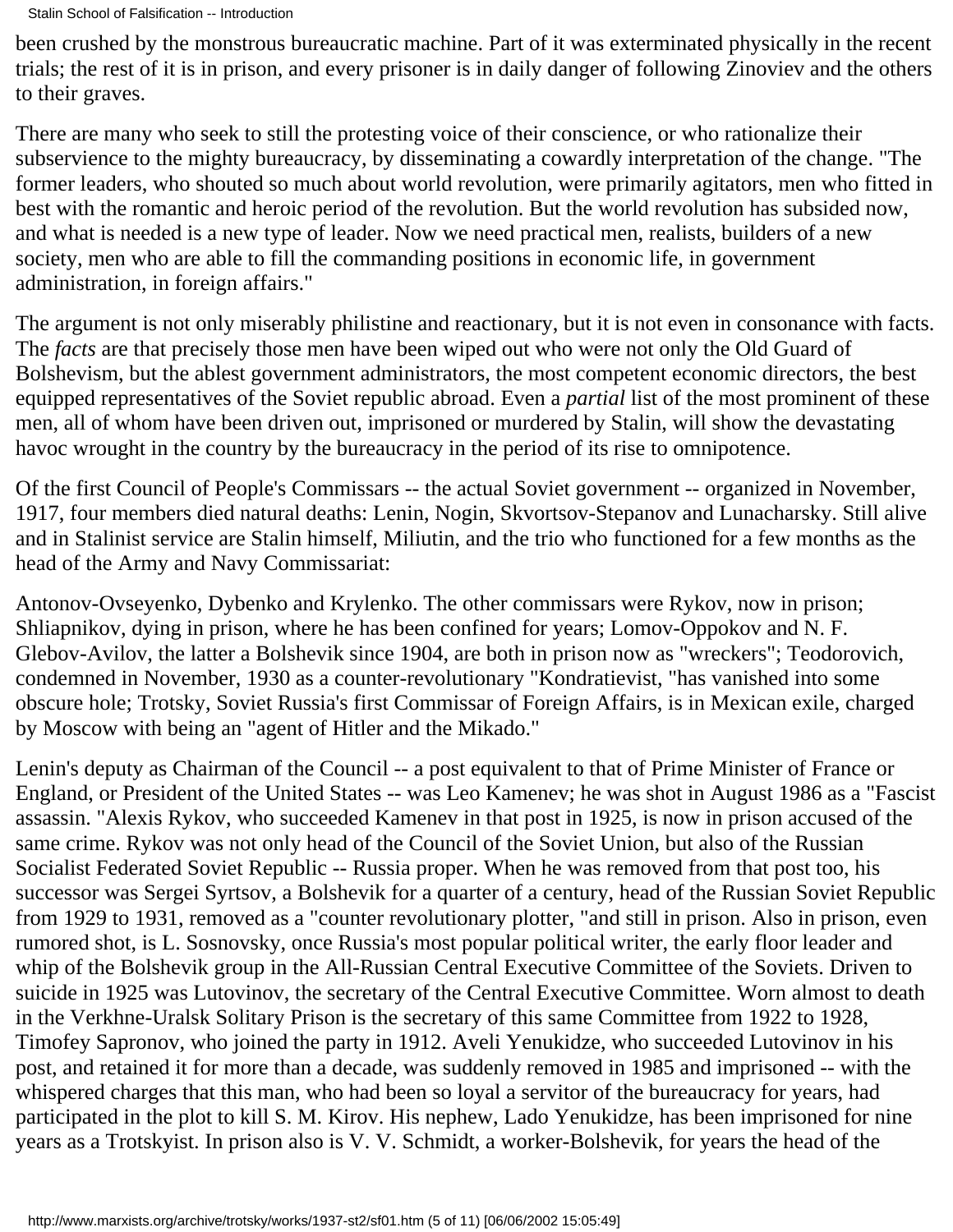been crushed by the monstrous bureaucratic machine. Part of it was exterminated physically in the recent trials; the rest of it is in prison, and every prisoner is in daily danger of following Zinoviev and the others to their graves.

There are many who seek to still the protesting voice of their conscience, or who rationalize their subservience to the mighty bureaucracy, by disseminating a cowardly interpretation of the change. "The former leaders, who shouted so much about world revolution, were primarily agitators, men who fitted in best with the romantic and heroic period of the revolution. But the world revolution has subsided now, and what is needed is a new type of leader. Now we need practical men, realists, builders of a new society, men who are able to fill the commanding positions in economic life, in government administration, in foreign affairs."

The argument is not only miserably philistine and reactionary, but it is not even in consonance with facts. The *facts* are that precisely those men have been wiped out who were not only the Old Guard of Bolshevism, but the ablest government administrators, the most competent economic directors, the best equipped representatives of the Soviet republic abroad. Even a *partial* list of the most prominent of these men, all of whom have been driven out, imprisoned or murdered by Stalin, will show the devastating havoc wrought in the country by the bureaucracy in the period of its rise to omnipotence.

Of the first Council of People's Commissars -- the actual Soviet government -- organized in November, 1917, four members died natural deaths: Lenin, Nogin, Skvortsov-Stepanov and Lunacharsky. Still alive and in Stalinist service are Stalin himself, Miliutin, and the trio who functioned for a few months as the head of the Army and Navy Commissariat:

Antonov-Ovseyenko, Dybenko and Krylenko. The other commissars were Rykov, now in prison; Shliapnikov, dying in prison, where he has been confined for years; Lomov-Oppokov and N. F. Glebov-Avilov, the latter a Bolshevik since 1904, are both in prison now as "wreckers"; Teodorovich, condemned in November, 1930 as a counter-revolutionary "Kondratievist, "has vanished into some obscure hole; Trotsky, Soviet Russia's first Commissar of Foreign Affairs, is in Mexican exile, charged by Moscow with being an "agent of Hitler and the Mikado."

Lenin's deputy as Chairman of the Council -- a post equivalent to that of Prime Minister of France or England, or President of the United States -- was Leo Kamenev; he was shot in August 1986 as a "Fascist assassin. "Alexis Rykov, who succeeded Kamenev in that post in 1925, is now in prison accused of the same crime. Rykov was not only head of the Council of the Soviet Union, but also of the Russian Socialist Federated Soviet Republic -- Russia proper. When he was removed from that post too, his successor was Sergei Syrtsov, a Bolshevik for a quarter of a century, head of the Russian Soviet Republic from 1929 to 1931, removed as a "counter revolutionary plotter, "and still in prison. Also in prison, even rumored shot, is L. Sosnovsky, once Russia's most popular political writer, the early floor leader and whip of the Bolshevik group in the All-Russian Central Executive Committee of the Soviets. Driven to suicide in 1925 was Lutovinov, the secretary of the Central Executive Committee. Worn almost to death in the Verkhne-Uralsk Solitary Prison is the secretary of this same Committee from 1922 to 1928, Timofey Sapronov, who joined the party in 1912. Aveli Yenukidze, who succeeded Lutovinov in his post, and retained it for more than a decade, was suddenly removed in 1985 and imprisoned -- with the whispered charges that this man, who had been so loyal a servitor of the bureaucracy for years, had participated in the plot to kill S. M. Kirov. His nephew, Lado Yenukidze, has been imprisoned for nine years as a Trotskyist. In prison also is V. V. Schmidt, a worker-Bolshevik, for years the head of the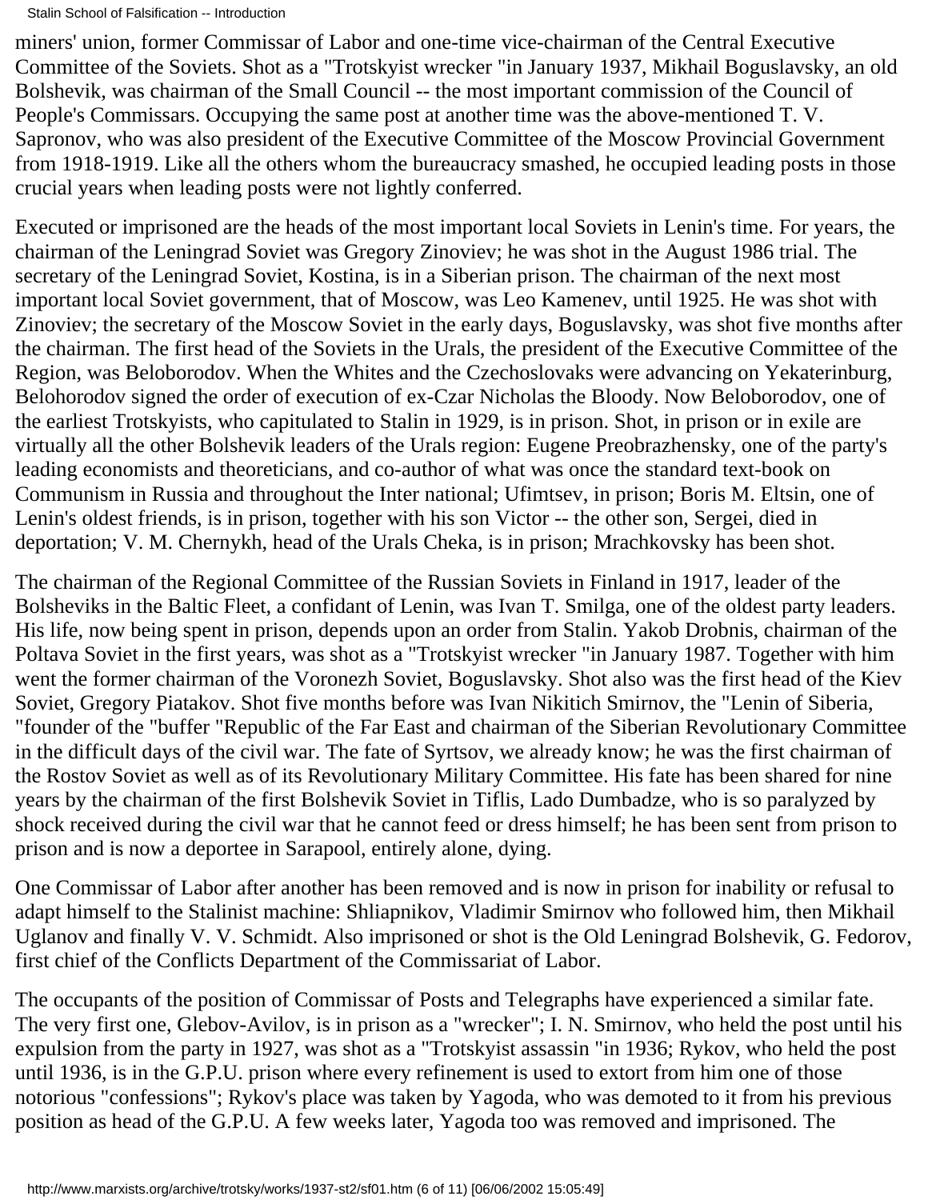miners' union, former Commissar of Labor and one-time vice-chairman of the Central Executive Committee of the Soviets. Shot as a "Trotskyist wrecker "in January 1937, Mikhail Boguslavsky, an old Bolshevik, was chairman of the Small Council -- the most important commission of the Council of People's Commissars. Occupying the same post at another time was the above-mentioned T. V. Sapronov, who was also president of the Executive Committee of the Moscow Provincial Government from 1918-1919. Like all the others whom the bureaucracy smashed, he occupied leading posts in those crucial years when leading posts were not lightly conferred.

Executed or imprisoned are the heads of the most important local Soviets in Lenin's time. For years, the chairman of the Leningrad Soviet was Gregory Zinoviev; he was shot in the August 1986 trial. The secretary of the Leningrad Soviet, Kostina, is in a Siberian prison. The chairman of the next most important local Soviet government, that of Moscow, was Leo Kamenev, until 1925. He was shot with Zinoviev; the secretary of the Moscow Soviet in the early days, Boguslavsky, was shot five months after the chairman. The first head of the Soviets in the Urals, the president of the Executive Committee of the Region, was Beloborodov. When the Whites and the Czechoslovaks were advancing on Yekaterinburg, Belohorodov signed the order of execution of ex-Czar Nicholas the Bloody. Now Beloborodov, one of the earliest Trotskyists, who capitulated to Stalin in 1929, is in prison. Shot, in prison or in exile are virtually all the other Bolshevik leaders of the Urals region: Eugene Preobrazhensky, one of the party's leading economists and theoreticians, and co-author of what was once the standard text-book on Communism in Russia and throughout the Inter national; Ufimtsev, in prison; Boris M. Eltsin, one of Lenin's oldest friends, is in prison, together with his son Victor -- the other son, Sergei, died in deportation; V. M. Chernykh, head of the Urals Cheka, is in prison; Mrachkovsky has been shot.

The chairman of the Regional Committee of the Russian Soviets in Finland in 1917, leader of the Bolsheviks in the Baltic Fleet, a confidant of Lenin, was Ivan T. Smilga, one of the oldest party leaders. His life, now being spent in prison, depends upon an order from Stalin. Yakob Drobnis, chairman of the Poltava Soviet in the first years, was shot as a "Trotskyist wrecker "in January 1987. Together with him went the former chairman of the Voronezh Soviet, Boguslavsky. Shot also was the first head of the Kiev Soviet, Gregory Piatakov. Shot five months before was Ivan Nikitich Smirnov, the "Lenin of Siberia, "founder of the "buffer "Republic of the Far East and chairman of the Siberian Revolutionary Committee in the difficult days of the civil war. The fate of Syrtsov, we already know; he was the first chairman of the Rostov Soviet as well as of its Revolutionary Military Committee. His fate has been shared for nine years by the chairman of the first Bolshevik Soviet in Tiflis, Lado Dumbadze, who is so paralyzed by shock received during the civil war that he cannot feed or dress himself; he has been sent from prison to prison and is now a deportee in Sarapool, entirely alone, dying.

One Commissar of Labor after another has been removed and is now in prison for inability or refusal to adapt himself to the Stalinist machine: Shliapnikov, Vladimir Smirnov who followed him, then Mikhail Uglanov and finally V. V. Schmidt. Also imprisoned or shot is the Old Leningrad Bolshevik, G. Fedorov, first chief of the Conflicts Department of the Commissariat of Labor.

The occupants of the position of Commissar of Posts and Telegraphs have experienced a similar fate. The very first one, Glebov-Avilov, is in prison as a "wrecker"; I. N. Smirnov, who held the post until his expulsion from the party in 1927, was shot as a "Trotskyist assassin "in 1936; Rykov, who held the post until 1936, is in the G.P.U. prison where every refinement is used to extort from him one of those notorious "confessions"; Rykov's place was taken by Yagoda, who was demoted to it from his previous position as head of the G.P.U. A few weeks later, Yagoda too was removed and imprisoned. The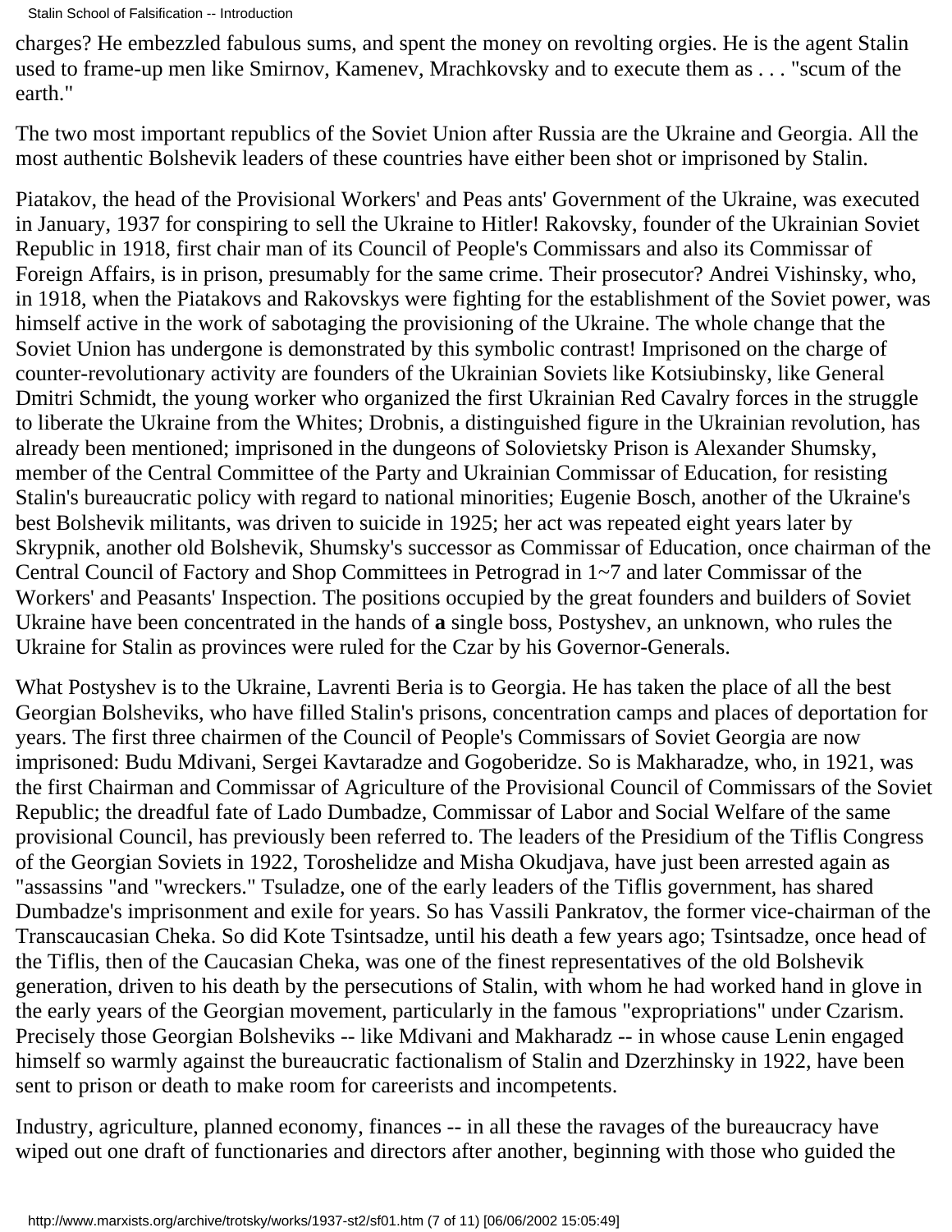charges? He embezzled fabulous sums, and spent the money on revolting orgies. He is the agent Stalin used to frame-up men like Smirnov, Kamenev, Mrachkovsky and to execute them as . . . "scum of the earth."

The two most important republics of the Soviet Union after Russia are the Ukraine and Georgia. All the most authentic Bolshevik leaders of these countries have either been shot or imprisoned by Stalin.

Piatakov, the head of the Provisional Workers' and Peas ants' Government of the Ukraine, was executed in January, 1937 for conspiring to sell the Ukraine to Hitler! Rakovsky, founder of the Ukrainian Soviet Republic in 1918, first chair man of its Council of People's Commissars and also its Commissar of Foreign Affairs, is in prison, presumably for the same crime. Their prosecutor? Andrei Vishinsky, who, in 1918, when the Piatakovs and Rakovskys were fighting for the establishment of the Soviet power, was himself active in the work of sabotaging the provisioning of the Ukraine. The whole change that the Soviet Union has undergone is demonstrated by this symbolic contrast! Imprisoned on the charge of counter-revolutionary activity are founders of the Ukrainian Soviets like Kotsiubinsky, like General Dmitri Schmidt, the young worker who organized the first Ukrainian Red Cavalry forces in the struggle to liberate the Ukraine from the Whites; Drobnis, a distinguished figure in the Ukrainian revolution, has already been mentioned; imprisoned in the dungeons of Solovietsky Prison is Alexander Shumsky, member of the Central Committee of the Party and Ukrainian Commissar of Education, for resisting Stalin's bureaucratic policy with regard to national minorities; Eugenie Bosch, another of the Ukraine's best Bolshevik militants, was driven to suicide in 1925; her act was repeated eight years later by Skrypnik, another old Bolshevik, Shumsky's successor as Commissar of Education, once chairman of the Central Council of Factory and Shop Committees in Petrograd in 1~7 and later Commissar of the Workers' and Peasants' Inspection. The positions occupied by the great founders and builders of Soviet Ukraine have been concentrated in the hands of **a** single boss, Postyshev, an unknown, who rules the Ukraine for Stalin as provinces were ruled for the Czar by his Governor-Generals.

What Postyshev is to the Ukraine, Lavrenti Beria is to Georgia. He has taken the place of all the best Georgian Bolsheviks, who have filled Stalin's prisons, concentration camps and places of deportation for years. The first three chairmen of the Council of People's Commissars of Soviet Georgia are now imprisoned: Budu Mdivani, Sergei Kavtaradze and Gogoberidze. So is Makharadze, who, in 1921, was the first Chairman and Commissar of Agriculture of the Provisional Council of Commissars of the Soviet Republic; the dreadful fate of Lado Dumbadze, Commissar of Labor and Social Welfare of the same provisional Council, has previously been referred to. The leaders of the Presidium of the Tiflis Congress of the Georgian Soviets in 1922, Toroshelidze and Misha Okudjava, have just been arrested again as "assassins "and "wreckers." Tsuladze, one of the early leaders of the Tiflis government, has shared Dumbadze's imprisonment and exile for years. So has Vassili Pankratov, the former vice-chairman of the Transcaucasian Cheka. So did Kote Tsintsadze, until his death a few years ago; Tsintsadze, once head of the Tiflis, then of the Caucasian Cheka, was one of the finest representatives of the old Bolshevik generation, driven to his death by the persecutions of Stalin, with whom he had worked hand in glove in the early years of the Georgian movement, particularly in the famous "expropriations" under Czarism. Precisely those Georgian Bolsheviks -- like Mdivani and Makharadz -- in whose cause Lenin engaged himself so warmly against the bureaucratic factionalism of Stalin and Dzerzhinsky in 1922, have been sent to prison or death to make room for careerists and incompetents.

Industry, agriculture, planned economy, finances -- in all these the ravages of the bureaucracy have wiped out one draft of functionaries and directors after another, beginning with those who guided the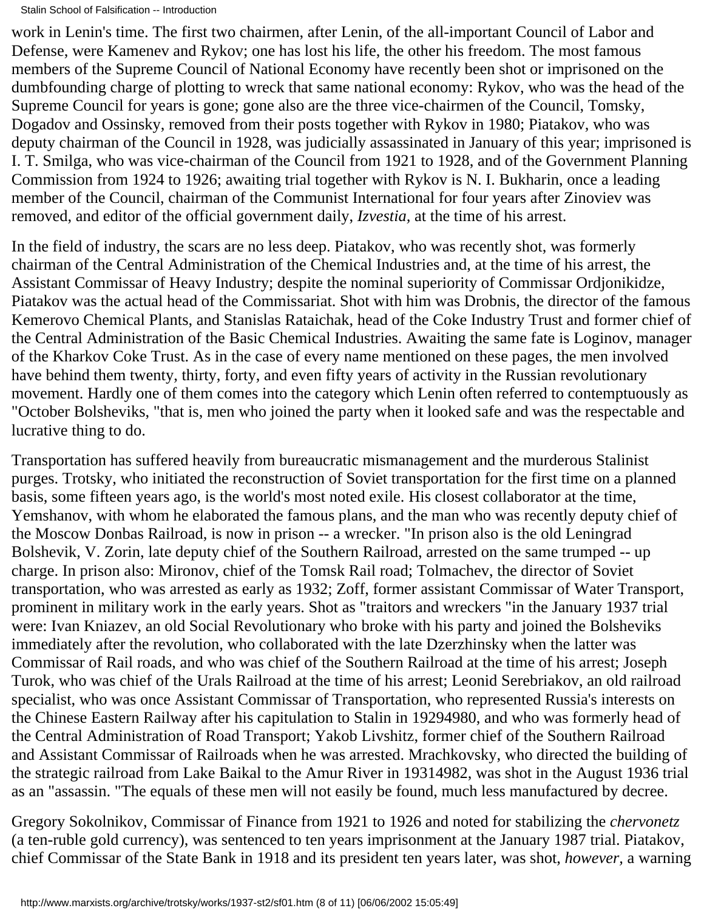work in Lenin's time. The first two chairmen, after Lenin, of the all-important Council of Labor and Defense, were Kamenev and Rykov; one has lost his life, the other his freedom. The most famous members of the Supreme Council of National Economy have recently been shot or imprisoned on the dumbfounding charge of plotting to wreck that same national economy: Rykov, who was the head of the Supreme Council for years is gone; gone also are the three vice-chairmen of the Council, Tomsky, Dogadov and Ossinsky, removed from their posts together with Rykov in 1980; Piatakov, who was deputy chairman of the Council in 1928, was judicially assassinated in January of this year; imprisoned is I. T. Smilga, who was vice-chairman of the Council from 1921 to 1928, and of the Government Planning Commission from 1924 to 1926; awaiting trial together with Rykov is N. I. Bukharin, once a leading member of the Council, chairman of the Communist International for four years after Zinoviev was removed, and editor of the official government daily, *Izvestia,* at the time of his arrest.

In the field of industry, the scars are no less deep. Piatakov, who was recently shot, was formerly chairman of the Central Administration of the Chemical Industries and, at the time of his arrest, the Assistant Commissar of Heavy Industry; despite the nominal superiority of Commissar Ordjonikidze, Piatakov was the actual head of the Commissariat. Shot with him was Drobnis, the director of the famous Kemerovo Chemical Plants, and Stanislas Rataichak, head of the Coke Industry Trust and former chief of the Central Administration of the Basic Chemical Industries. Awaiting the same fate is Loginov, manager of the Kharkov Coke Trust. As in the case of every name mentioned on these pages, the men involved have behind them twenty, thirty, forty, and even fifty years of activity in the Russian revolutionary movement. Hardly one of them comes into the category which Lenin often referred to contemptuously as "October Bolsheviks, "that is, men who joined the party when it looked safe and was the respectable and lucrative thing to do.

Transportation has suffered heavily from bureaucratic mismanagement and the murderous Stalinist purges. Trotsky, who initiated the reconstruction of Soviet transportation for the first time on a planned basis, some fifteen years ago, is the world's most noted exile. His closest collaborator at the time, Yemshanov, with whom he elaborated the famous plans, and the man who was recently deputy chief of the Moscow Donbas Railroad, is now in prison -- a wrecker. "In prison also is the old Leningrad Bolshevik, V. Zorin, late deputy chief of the Southern Railroad, arrested on the same trumped -- up charge. In prison also: Mironov, chief of the Tomsk Rail road; Tolmachev, the director of Soviet transportation, who was arrested as early as 1932; Zoff, former assistant Commissar of Water Transport, prominent in military work in the early years. Shot as "traitors and wreckers "in the January 1937 trial were: Ivan Kniazev, an old Social Revolutionary who broke with his party and joined the Bolsheviks immediately after the revolution, who collaborated with the late Dzerzhinsky when the latter was Commissar of Rail roads, and who was chief of the Southern Railroad at the time of his arrest; Joseph Turok, who was chief of the Urals Railroad at the time of his arrest; Leonid Serebriakov, an old railroad specialist, who was once Assistant Commissar of Transportation, who represented Russia's interests on the Chinese Eastern Railway after his capitulation to Stalin in 19294980, and who was formerly head of the Central Administration of Road Transport; Yakob Livshitz, former chief of the Southern Railroad and Assistant Commissar of Railroads when he was arrested. Mrachkovsky, who directed the building of the strategic railroad from Lake Baikal to the Amur River in 19314982, was shot in the August 1936 trial as an "assassin. "The equals of these men will not easily be found, much less manufactured by decree.

Gregory Sokolnikov, Commissar of Finance from 1921 to 1926 and noted for stabilizing the *chervonetz* (a ten-ruble gold currency), was sentenced to ten years imprisonment at the January 1987 trial. Piatakov, chief Commissar of the State Bank in 1918 and its president ten years later, was shot, *however,* a warning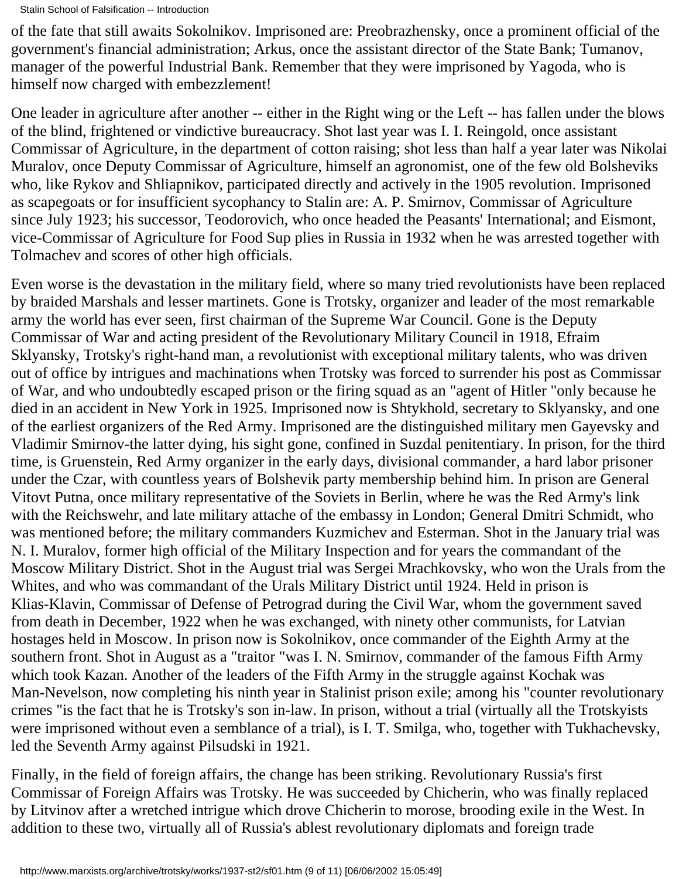of the fate that still awaits Sokolnikov. Imprisoned are: Preobrazhensky, once a prominent official of the government's financial administration; Arkus, once the assistant director of the State Bank; Tumanov, manager of the powerful Industrial Bank. Remember that they were imprisoned by Yagoda, who is himself now charged with embezzlement!

One leader in agriculture after another -- either in the Right wing or the Left -- has fallen under the blows of the blind, frightened or vindictive bureaucracy. Shot last year was I. I. Reingold, once assistant Commissar of Agriculture, in the department of cotton raising; shot less than half a year later was Nikolai Muralov, once Deputy Commissar of Agriculture, himself an agronomist, one of the few old Bolsheviks who, like Rykov and Shliapnikov, participated directly and actively in the 1905 revolution. Imprisoned as scapegoats or for insufficient sycophancy to Stalin are: A. P. Smirnov, Commissar of Agriculture since July 1923; his successor, Teodorovich, who once headed the Peasants' International; and Eismont, vice-Commissar of Agriculture for Food Sup plies in Russia in 1932 when he was arrested together with Tolmachev and scores of other high officials.

Even worse is the devastation in the military field, where so many tried revolutionists have been replaced by braided Marshals and lesser martinets. Gone is Trotsky, organizer and leader of the most remarkable army the world has ever seen, first chairman of the Supreme War Council. Gone is the Deputy Commissar of War and acting president of the Revolutionary Military Council in 1918, Efraim Sklyansky, Trotsky's right-hand man, a revolutionist with exceptional military talents, who was driven out of office by intrigues and machinations when Trotsky was forced to surrender his post as Commissar of War, and who undoubtedly escaped prison or the firing squad as an "agent of Hitler "only because he died in an accident in New York in 1925. Imprisoned now is Shtykhold, secretary to Sklyansky, and one of the earliest organizers of the Red Army. Imprisoned are the distinguished military men Gayevsky and Vladimir Smirnov-the latter dying, his sight gone, confined in Suzdal penitentiary. In prison, for the third time, is Gruenstein, Red Army organizer in the early days, divisional commander, a hard labor prisoner under the Czar, with countless years of Bolshevik party membership behind him. In prison are General Vitovt Putna, once military representative of the Soviets in Berlin, where he was the Red Army's link with the Reichswehr, and late military attache of the embassy in London; General Dmitri Schmidt, who was mentioned before; the military commanders Kuzmichev and Esterman. Shot in the January trial was N. I. Muralov, former high official of the Military Inspection and for years the commandant of the Moscow Military District. Shot in the August trial was Sergei Mrachkovsky, who won the Urals from the Whites, and who was commandant of the Urals Military District until 1924. Held in prison is Klias-Klavin, Commissar of Defense of Petrograd during the Civil War, whom the government saved from death in December, 1922 when he was exchanged, with ninety other communists, for Latvian hostages held in Moscow. In prison now is Sokolnikov, once commander of the Eighth Army at the southern front. Shot in August as a "traitor "was I. N. Smirnov, commander of the famous Fifth Army which took Kazan. Another of the leaders of the Fifth Army in the struggle against Kochak was Man-Nevelson, now completing his ninth year in Stalinist prison exile; among his "counter revolutionary crimes "is the fact that he is Trotsky's son in-law. In prison, without a trial (virtually all the Trotskyists were imprisoned without even a semblance of a trial), is I. T. Smilga, who, together with Tukhachevsky, led the Seventh Army against Pilsudski in 1921.

Finally, in the field of foreign affairs, the change has been striking. Revolutionary Russia's first Commissar of Foreign Affairs was Trotsky. He was succeeded by Chicherin, who was finally replaced by Litvinov after a wretched intrigue which drove Chicherin to morose, brooding exile in the West. In addition to these two, virtually all of Russia's ablest revolutionary diplomats and foreign trade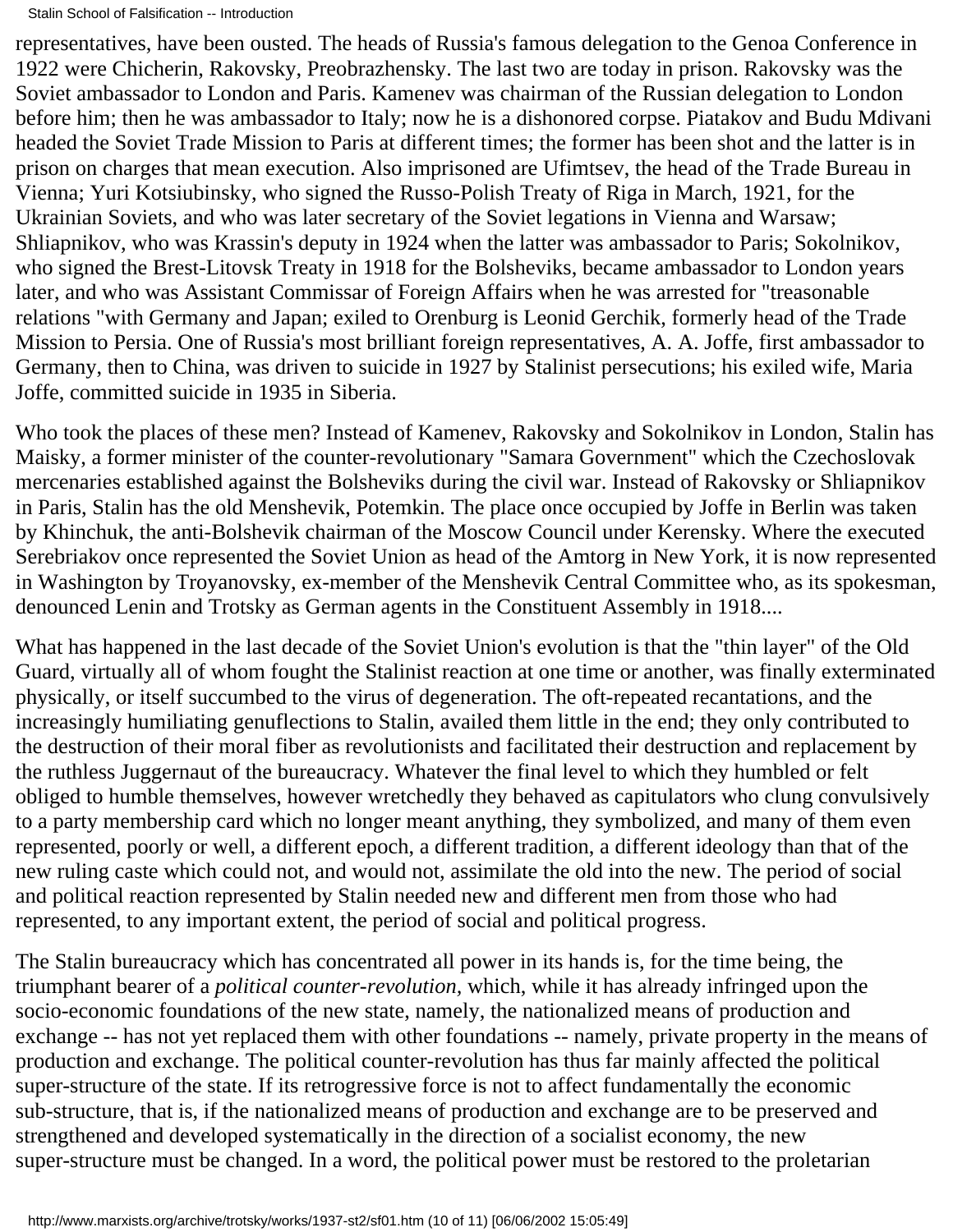representatives, have been ousted. The heads of Russia's famous delegation to the Genoa Conference in 1922 were Chicherin, Rakovsky, Preobrazhensky. The last two are today in prison. Rakovsky was the Soviet ambassador to London and Paris. Kamenev was chairman of the Russian delegation to London before him; then he was ambassador to Italy; now he is a dishonored corpse. Piatakov and Budu Mdivani headed the Soviet Trade Mission to Paris at different times; the former has been shot and the latter is in prison on charges that mean execution. Also imprisoned are Ufimtsev, the head of the Trade Bureau in Vienna; Yuri Kotsiubinsky, who signed the Russo-Polish Treaty of Riga in March, 1921, for the Ukrainian Soviets, and who was later secretary of the Soviet legations in Vienna and Warsaw; Shliapnikov, who was Krassin's deputy in 1924 when the latter was ambassador to Paris; Sokolnikov, who signed the Brest-Litovsk Treaty in 1918 for the Bolsheviks, became ambassador to London years later, and who was Assistant Commissar of Foreign Affairs when he was arrested for "treasonable relations "with Germany and Japan; exiled to Orenburg is Leonid Gerchik, formerly head of the Trade Mission to Persia. One of Russia's most brilliant foreign representatives, A. A. Joffe, first ambassador to Germany, then to China, was driven to suicide in 1927 by Stalinist persecutions; his exiled wife, Maria Joffe, committed suicide in 1935 in Siberia.

Who took the places of these men? Instead of Kamenev, Rakovsky and Sokolnikov in London, Stalin has Maisky, a former minister of the counter-revolutionary "Samara Government" which the Czechoslovak mercenaries established against the Bolsheviks during the civil war. Instead of Rakovsky or Shliapnikov in Paris, Stalin has the old Menshevik, Potemkin. The place once occupied by Joffe in Berlin was taken by Khinchuk, the anti-Bolshevik chairman of the Moscow Council under Kerensky. Where the executed Serebriakov once represented the Soviet Union as head of the Amtorg in New York, it is now represented in Washington by Troyanovsky, ex-member of the Menshevik Central Committee who, as its spokesman, denounced Lenin and Trotsky as German agents in the Constituent Assembly in 1918....

What has happened in the last decade of the Soviet Union's evolution is that the "thin layer" of the Old Guard, virtually all of whom fought the Stalinist reaction at one time or another, was finally exterminated physically, or itself succumbed to the virus of degeneration. The oft-repeated recantations, and the increasingly humiliating genuflections to Stalin, availed them little in the end; they only contributed to the destruction of their moral fiber as revolutionists and facilitated their destruction and replacement by the ruthless Juggernaut of the bureaucracy. Whatever the final level to which they humbled or felt obliged to humble themselves, however wretchedly they behaved as capitulators who clung convulsively to a party membership card which no longer meant anything, they symbolized, and many of them even represented, poorly or well, a different epoch, a different tradition, a different ideology than that of the new ruling caste which could not, and would not, assimilate the old into the new. The period of social and political reaction represented by Stalin needed new and different men from those who had represented, to any important extent, the period of social and political progress.

The Stalin bureaucracy which has concentrated all power in its hands is, for the time being, the triumphant bearer of a *political counter-revolution,* which, while it has already infringed upon the socio-economic foundations of the new state, namely, the nationalized means of production and exchange -- has not yet replaced them with other foundations -- namely, private property in the means of production and exchange. The political counter-revolution has thus far mainly affected the political super-structure of the state. If its retrogressive force is not to affect fundamentally the economic sub-structure, that is, if the nationalized means of production and exchange are to be preserved and strengthened and developed systematically in the direction of a socialist economy, the new super-structure must be changed. In a word, the political power must be restored to the proletarian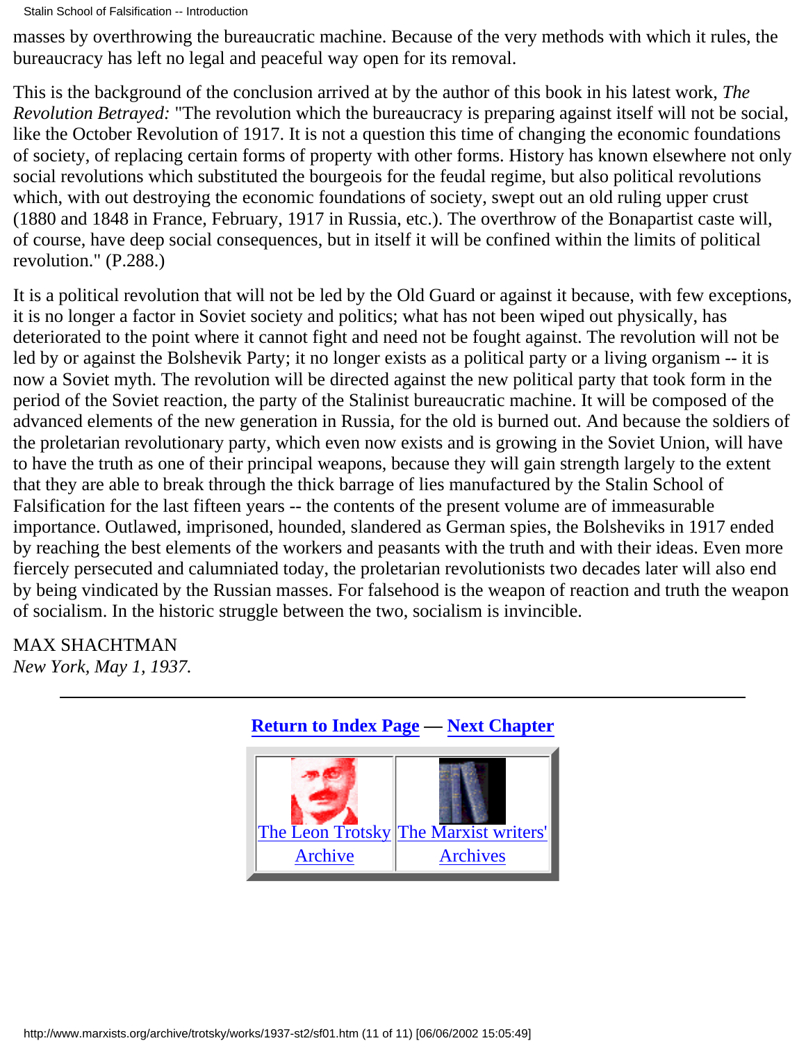masses by overthrowing the bureaucratic machine. Because of the very methods with which it rules, the bureaucracy has left no legal and peaceful way open for its removal.

This is the background of the conclusion arrived at by the author of this book in his latest work, *The Revolution Betrayed:* "The revolution which the bureaucracy is preparing against itself will not be social, like the October Revolution of 1917. It is not a question this time of changing the economic foundations of society, of replacing certain forms of property with other forms. History has known elsewhere not only social revolutions which substituted the bourgeois for the feudal regime, but also political revolutions which, with out destroying the economic foundations of society, swept out an old ruling upper crust (1880 and 1848 in France, February, 1917 in Russia, etc.). The overthrow of the Bonapartist caste will, of course, have deep social consequences, but in itself it will be confined within the limits of political revolution." (P.288.)

It is a political revolution that will not be led by the Old Guard or against it because, with few exceptions, it is no longer a factor in Soviet society and politics; what has not been wiped out physically, has deteriorated to the point where it cannot fight and need not be fought against. The revolution will not be led by or against the Bolshevik Party; it no longer exists as a political party or a living organism -- it is now a Soviet myth. The revolution will be directed against the new political party that took form in the period of the Soviet reaction, the party of the Stalinist bureaucratic machine. It will be composed of the advanced elements of the new generation in Russia, for the old is burned out. And because the soldiers of the proletarian revolutionary party, which even now exists and is growing in the Soviet Union, will have to have the truth as one of their principal weapons, because they will gain strength largely to the extent that they are able to break through the thick barrage of lies manufactured by the Stalin School of Falsification for the last fifteen years -- the contents of the present volume are of immeasurable importance. Outlawed, imprisoned, hounded, slandered as German spies, the Bolsheviks in 1917 ended by reaching the best elements of the workers and peasants with the truth and with their ideas. Even more fiercely persecuted and calumniated today, the proletarian revolutionists two decades later will also end by being vindicated by the Russian masses. For falsehood is the weapon of reaction and truth the weapon of socialism. In the historic struggle between the two, socialism is invincible.

MAX SHACHTMAN
*New York, May 1, 1937.*

---

**Return to Index Page — Next Chapter**

| The Leon Trotsky Archive | The Marxist writers' Archives |
| --- | --- |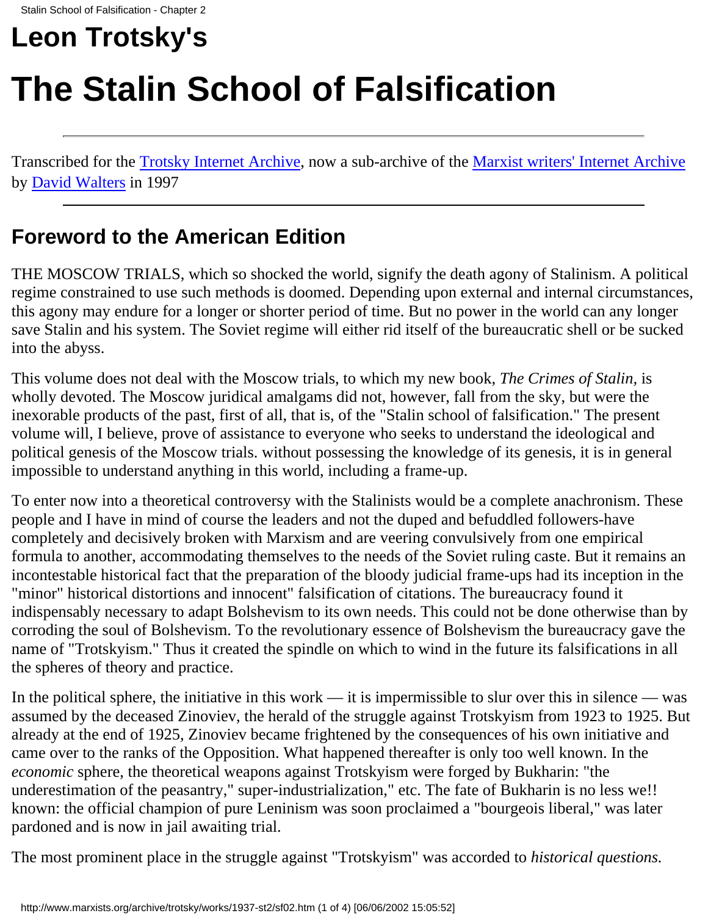# Leon Trotsky's

# The Stalin School of Falsification

Transcribed for the Trotsky Internet Archive, now a sub-archive of the Marxist writers' Internet Archive by David Walters in 1997

---

## Foreword to the American Edition

THE MOSCOW TRIALS, which so shocked the world, signify the death agony of Stalinism. A political regime constrained to use such methods is doomed. Depending upon external and internal circumstances, this agony may endure for a longer or shorter period of time. But no power in the world can any longer save Stalin and his system. The Soviet regime will either rid itself of the bureaucratic shell or be sucked into the abyss.

This volume does not deal with the Moscow trials, to which my new book, *The Crimes of Stalin*, is wholly devoted. The Moscow juridical amalgams did not, however, fall from the sky, but were the inexorable products of the past, first of all, that is, of the "Stalin school of falsification." The present volume will, I believe, prove of assistance to everyone who seeks to understand the ideological and political genesis of the Moscow trials. without possessing the knowledge of its genesis, it is in general impossible to understand anything in this world, including a frame-up.

To enter now into a theoretical controversy with the Stalinists would be a complete anachronism. These people and I have in mind of course the leaders and not the duped and befuddled followers-have completely and decisively broken with Marxism and are veering convulsively from one empirical formula to another, accommodating themselves to the needs of the Soviet ruling caste. But it remains an incontestable historical fact that the preparation of the bloody judicial frame-ups had its inception in the "minor" historical distortions and innocent" falsification of citations. The bureaucracy found it indispensably necessary to adapt Bolshevism to its own needs. This could not be done otherwise than by corroding the soul of Bolshevism. To the revolutionary essence of Bolshevism the bureaucracy gave the name of "Trotskyism." Thus it created the spindle on which to wind in the future its falsifications in all the spheres of theory and practice.

In the political sphere, the initiative in this work — it is impermissible to slur over this in silence — was assumed by the deceased Zinoviev, the herald of the struggle against Trotskyism from 1923 to 1925. But already at the end of 1925, Zinoviev became frightened by the consequences of his own initiative and came over to the ranks of the Opposition. What happened thereafter is only too well known. In the *economic* sphere, the theoretical weapons against Trotskyism were forged by Bukharin: "the underestimation of the peasantry," super-industrialization," etc. The fate of Bukharin is no less we!! known: the official champion of pure Leninism was soon proclaimed a "bourgeois liberal," was later pardoned and is now in jail awaiting trial.

The most prominent place in the struggle against "Trotskyism" was accorded to *historical questions.*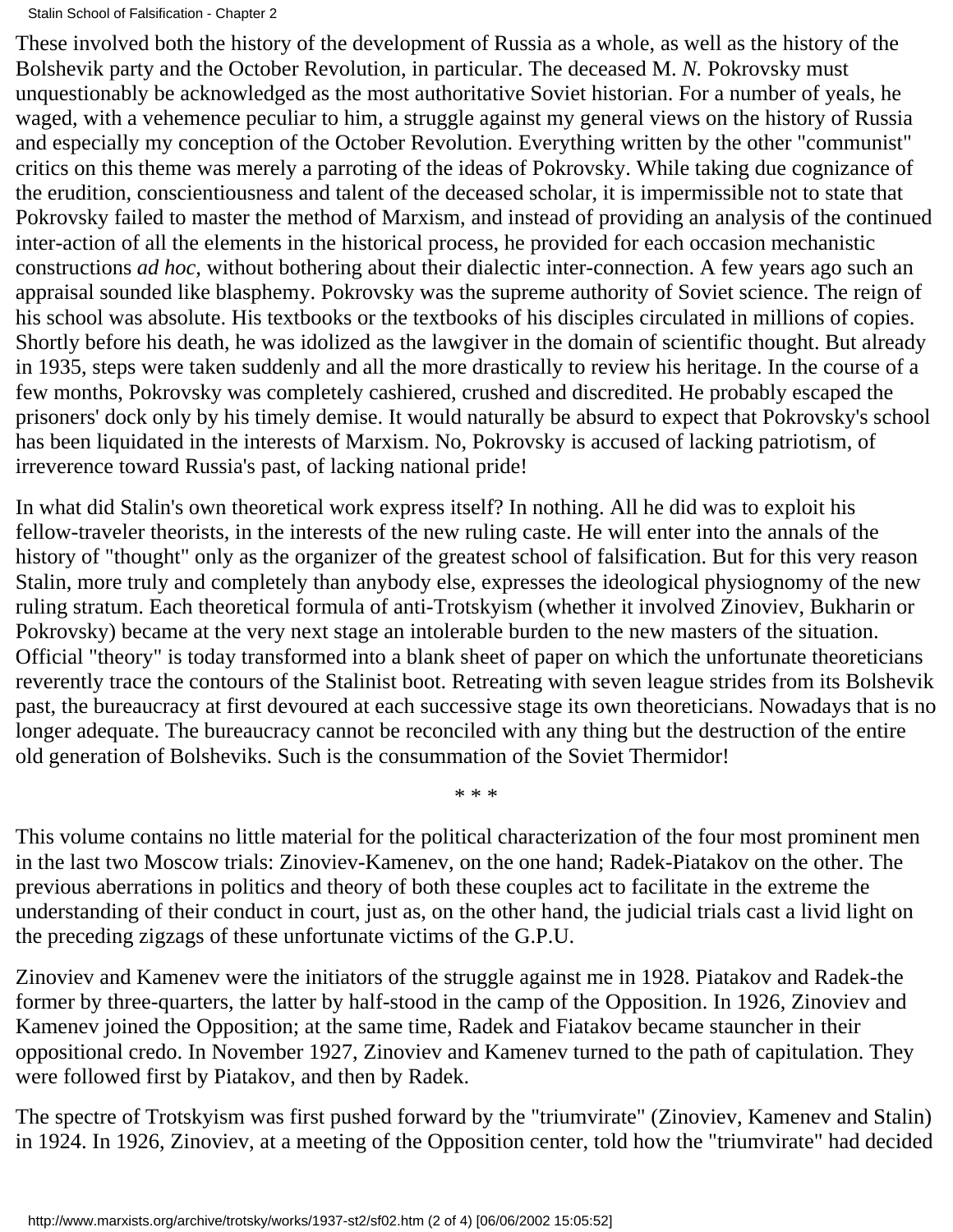These involved both the history of the development of Russia as a whole, as well as the history of the Bolshevik party and the October Revolution, in particular. The deceased M. *N.* Pokrovsky must unquestionably be acknowledged as the most authoritative Soviet historian. For a number of yeals, he waged, with a vehemence peculiar to him, a struggle against my general views on the history of Russia and especially my conception of the October Revolution. Everything written by the other "communist" critics on this theme was merely a parroting of the ideas of Pokrovsky. While taking due cognizance of the erudition, conscientiousness and talent of the deceased scholar, it is impermissible not to state that Pokrovsky failed to master the method of Marxism, and instead of providing an analysis of the continued inter-action of all the elements in the historical process, he provided for each occasion mechanistic constructions *ad hoc*, without bothering about their dialectic inter-connection. A few years ago such an appraisal sounded like blasphemy. Pokrovsky was the supreme authority of Soviet science. The reign of his school was absolute. His textbooks or the textbooks of his disciples circulated in millions of copies. Shortly before his death, he was idolized as the lawgiver in the domain of scientific thought. But already in 1935, steps were taken suddenly and all the more drastically to review his heritage. In the course of a few months, Pokrovsky was completely cashiered, crushed and discredited. He probably escaped the prisoners' dock only by his timely demise. It would naturally be absurd to expect that Pokrovsky's school has been liquidated in the interests of Marxism. No, Pokrovsky is accused of lacking patriotism, of irreverence toward Russia's past, of lacking national pride!

In what did Stalin's own theoretical work express itself? In nothing. All he did was to exploit his fellow-traveler theorists, in the interests of the new ruling caste. He will enter into the annals of the history of "thought" only as the organizer of the greatest school of falsification. But for this very reason Stalin, more truly and completely than anybody else, expresses the ideological physiognomy of the new ruling stratum. Each theoretical formula of anti-Trotskyism (whether it involved Zinoviev, Bukharin or Pokrovsky) became at the very next stage an intolerable burden to the new masters of the situation. Official "theory" is today transformed into a blank sheet of paper on which the unfortunate theoreticians reverently trace the contours of the Stalinist boot. Retreating with seven league strides from its Bolshevik past, the bureaucracy at first devoured at each successive stage its own theoreticians. Nowadays that is no longer adequate. The bureaucracy cannot be reconciled with any thing but the destruction of the entire old generation of Bolsheviks. Such is the consummation of the Soviet Thermidor!

\* \* \*

This volume contains no little material for the political characterization of the four most prominent men in the last two Moscow trials: Zinoviev-Kamenev, on the one hand; Radek-Piatakov on the other. The previous aberrations in politics and theory of both these couples act to facilitate in the extreme the understanding of their conduct in court, just as, on the other hand, the judicial trials cast a livid light on the preceding zigzags of these unfortunate victims of the G.P.U.

Zinoviev and Kamenev were the initiators of the struggle against me in 1928. Piatakov and Radek-the former by three-quarters, the latter by half-stood in the camp of the Opposition. In 1926, Zinoviev and Kamenev joined the Opposition; at the same time, Radek and Fiatakov became stauncher in their oppositional credo. In November 1927, Zinoviev and Kamenev turned to the path of capitulation. They were followed first by Piatakov, and then by Radek.

The spectre of Trotskyism was first pushed forward by the "triumvirate" (Zinoviev, Kamenev and Stalin) in 1924. In 1926, Zinoviev, at a meeting of the Opposition center, told how the "triumvirate" had decided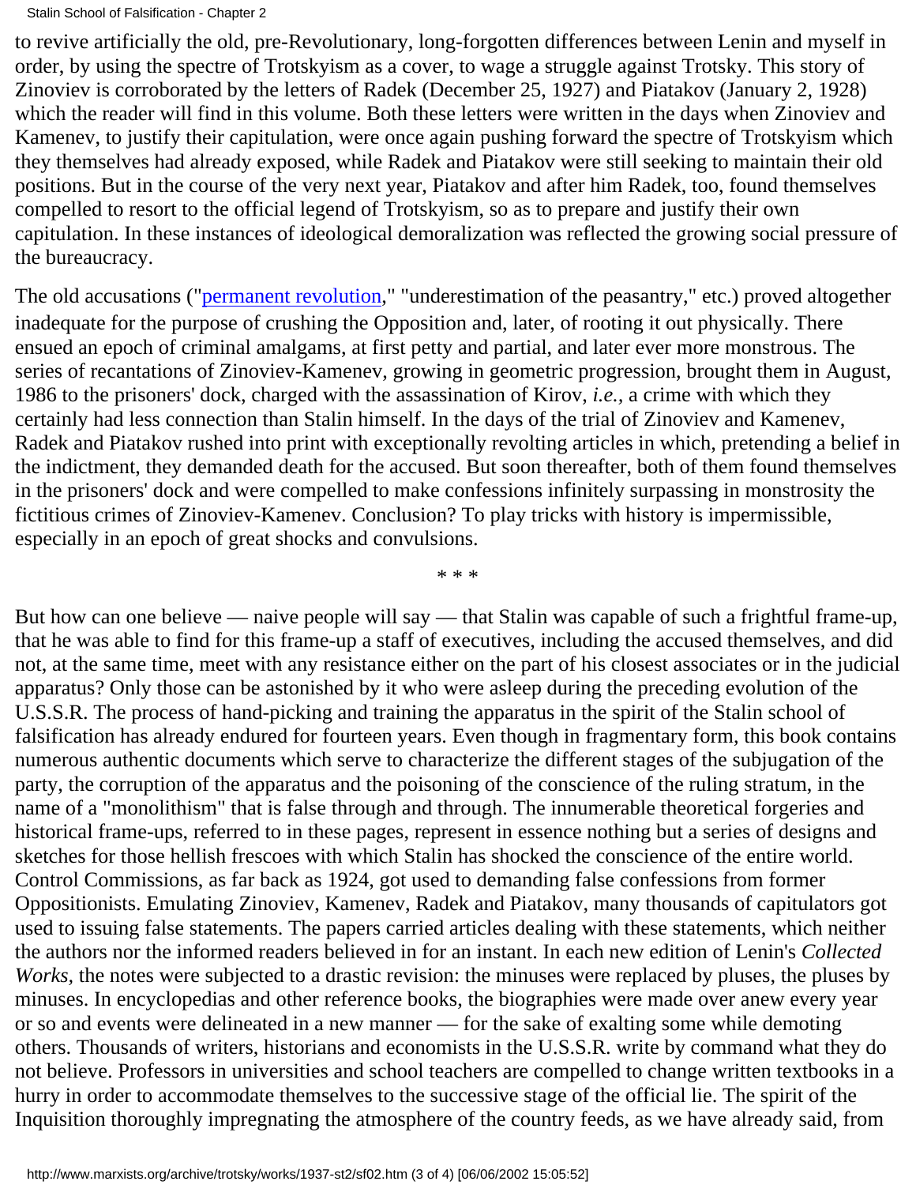to revive artificially the old, pre-Revolutionary, long-forgotten differences between Lenin and myself in order, by using the spectre of Trotskyism as a cover, to wage a struggle against Trotsky. This story of Zinoviev is corroborated by the letters of Radek (December 25, 1927) and Piatakov (January 2, 1928) which the reader will find in this volume. Both these letters were written in the days when Zinoviev and Kamenev, to justify their capitulation, were once again pushing forward the spectre of Trotskyism which they themselves had already exposed, while Radek and Piatakov were still seeking to maintain their old positions. But in the course of the very next year, Piatakov and after him Radek, too, found themselves compelled to resort to the official legend of Trotskyism, so as to prepare and justify their own capitulation. In these instances of ideological demoralization was reflected the growing social pressure of the bureaucracy.

The old accusations ("permanent revolution," "underestimation of the peasantry," etc.) proved altogether inadequate for the purpose of crushing the Opposition and, later, of rooting it out physically. There ensued an epoch of criminal amalgams, at first petty and partial, and later ever more monstrous. The series of recantations of Zinoviev-Kamenev, growing in geometric progression, brought them in August, 1986 to the prisoners' dock, charged with the assassination of Kirov, *i.e.,* a crime with which they certainly had less connection than Stalin himself. In the days of the trial of Zinoviev and Kamenev, Radek and Piatakov rushed into print with exceptionally revolting articles in which, pretending a belief in the indictment, they demanded death for the accused. But soon thereafter, both of them found themselves in the prisoners' dock and were compelled to make confessions infinitely surpassing in monstrosity the fictitious crimes of Zinoviev-Kamenev. Conclusion? To play tricks with history is impermissible, especially in an epoch of great shocks and convulsions.

\* \* \*

But how can one believe — naive people will say — that Stalin was capable of such a frightful frame-up, that he was able to find for this frame-up a staff of executives, including the accused themselves, and did not, at the same time, meet with any resistance either on the part of his closest associates or in the judicial apparatus? Only those can be astonished by it who were asleep during the preceding evolution of the U.S.S.R. The process of hand-picking and training the apparatus in the spirit of the Stalin school of falsification has already endured for fourteen years. Even though in fragmentary form, this book contains numerous authentic documents which serve to characterize the different stages of the subjugation of the party, the corruption of the apparatus and the poisoning of the conscience of the ruling stratum, in the name of a "monolithism" that is false through and through. The innumerable theoretical forgeries and historical frame-ups, referred to in these pages, represent in essence nothing but a series of designs and sketches for those hellish frescoes with which Stalin has shocked the conscience of the entire world. Control Commissions, as far back as 1924, got used to demanding false confessions from former Oppositionists. Emulating Zinoviev, Kamenev, Radek and Piatakov, many thousands of capitulators got used to issuing false statements. The papers carried articles dealing with these statements, which neither the authors nor the informed readers believed in for an instant. In each new edition of Lenin's *Collected Works*, the notes were subjected to a drastic revision: the minuses were replaced by pluses, the pluses by minuses. In encyclopedias and other reference books, the biographies were made over anew every year or so and events were delineated in a new manner — for the sake of exalting some while demoting others. Thousands of writers, historians and economists in the U.S.S.R. write by command what they do not believe. Professors in universities and school teachers are compelled to change written textbooks in a hurry in order to accommodate themselves to the successive stage of the official lie. The spirit of the Inquisition thoroughly impregnating the atmosphere of the country feeds, as we have already said, from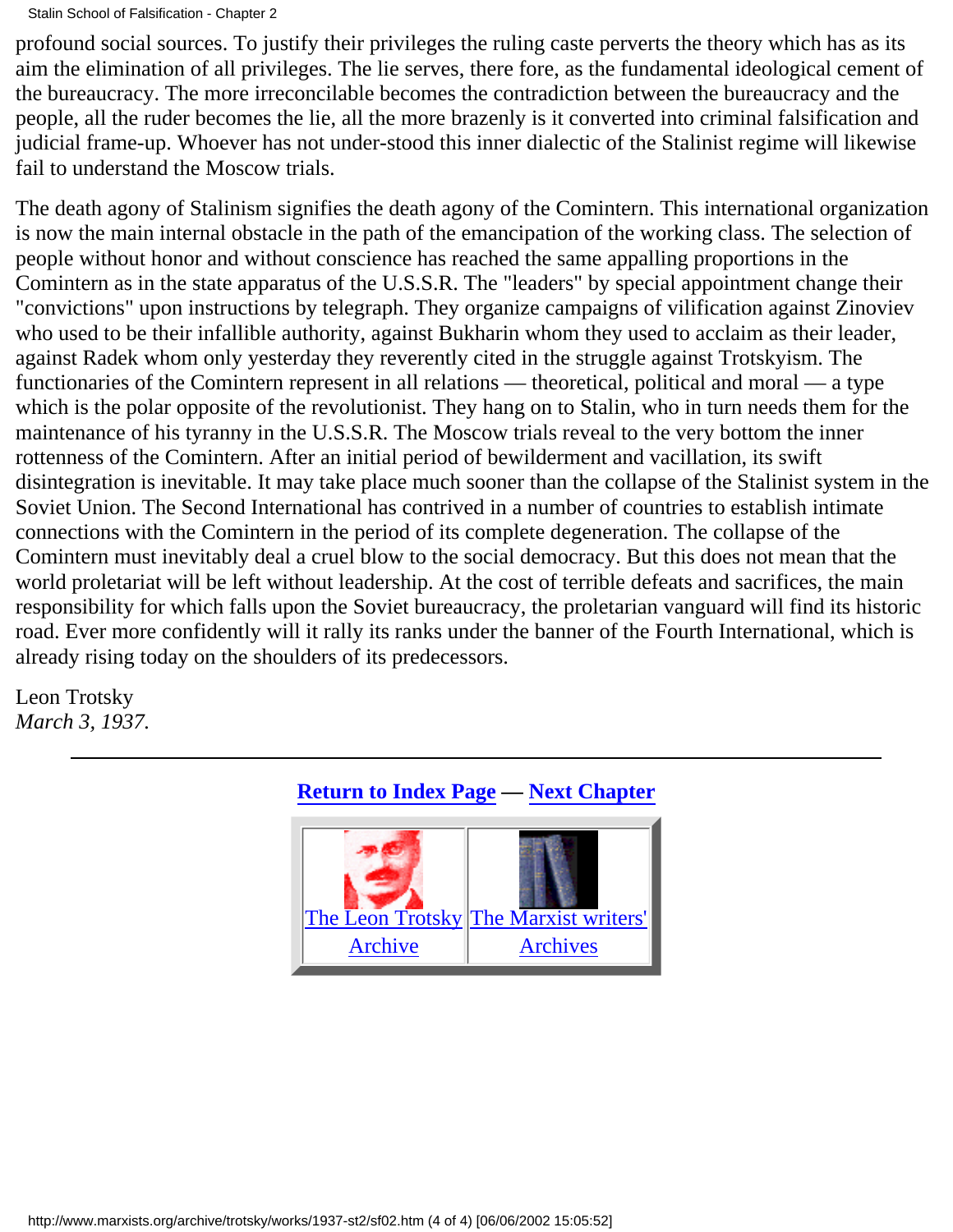profound social sources. To justify their privileges the ruling caste perverts the theory which has as its aim the elimination of all privileges. The lie serves, there fore, as the fundamental ideological cement of the bureaucracy. The more irreconcilable becomes the contradiction between the bureaucracy and the people, all the ruder becomes the lie, all the more brazenly is it converted into criminal falsification and judicial frame-up. Whoever has not under-stood this inner dialectic of the Stalinist regime will likewise fail to understand the Moscow trials.

The death agony of Stalinism signifies the death agony of the Comintern. This international organization is now the main internal obstacle in the path of the emancipation of the working class. The selection of people without honor and without conscience has reached the same appalling proportions in the Comintern as in the state apparatus of the U.S.S.R. The "leaders" by special appointment change their "convictions" upon instructions by telegraph. They organize campaigns of vilification against Zinoviev who used to be their infallible authority, against Bukharin whom they used to acclaim as their leader, against Radek whom only yesterday they reverently cited in the struggle against Trotskyism. The functionaries of the Comintern represent in all relations — theoretical, political and moral — a type which is the polar opposite of the revolutionist. They hang on to Stalin, who in turn needs them for the maintenance of his tyranny in the U.S.S.R. The Moscow trials reveal to the very bottom the inner rottenness of the Comintern. After an initial period of bewilderment and vacillation, its swift disintegration is inevitable. It may take place much sooner than the collapse of the Stalinist system in the Soviet Union. The Second International has contrived in a number of countries to establish intimate connections with the Comintern in the period of its complete degeneration. The collapse of the Comintern must inevitably deal a cruel blow to the social democracy. But this does not mean that the world proletariat will be left without leadership. At the cost of terrible defeats and sacrifices, the main responsibility for which falls upon the Soviet bureaucracy, the proletarian vanguard will find its historic road. Ever more confidently will it rally its ranks under the banner of the Fourth International, which is already rising today on the shoulders of its predecessors.

Leon Trotsky
*March 3, 1937.*

---

**Return to Index Page — Next Chapter**

| The Leon Trotsky Archive | The Marxist writers' Archives |
|---|---|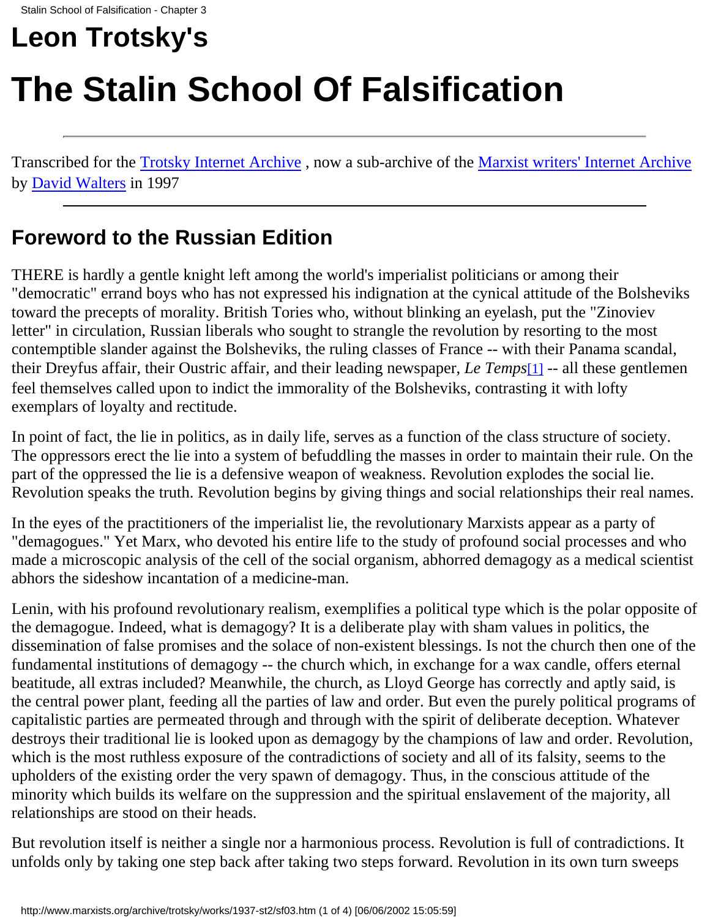# Leon Trotsky's

# The Stalin School Of Falsification

Transcribed for the Trotsky Internet Archive , now a sub-archive of the Marxist writers' Internet Archive by David Walters in 1997

---

## Foreword to the Russian Edition

THERE is hardly a gentle knight left among the world's imperialist politicians or among their "democratic" errand boys who has not expressed his indignation at the cynical attitude of the Bolsheviks toward the precepts of morality. British Tories who, without blinking an eyelash, put the "Zinoviev letter" in circulation, Russian liberals who sought to strangle the revolution by resorting to the most contemptible slander against the Bolsheviks, the ruling classes of France -- with their Panama scandal, their Dreyfus affair, their Oustric affair, and their leading newspaper, *Le Temps*[1] -- all these gentlemen feel themselves called upon to indict the immorality of the Bolsheviks, contrasting it with lofty exemplars of loyalty and rectitude.

In point of fact, the lie in politics, as in daily life, serves as a function of the class structure of society. The oppressors erect the lie into a system of befuddling the masses in order to maintain their rule. On the part of the oppressed the lie is a defensive weapon of weakness. Revolution explodes the social lie. Revolution speaks the truth. Revolution begins by giving things and social relationships their real names.

In the eyes of the practitioners of the imperialist lie, the revolutionary Marxists appear as a party of "demagogues." Yet Marx, who devoted his entire life to the study of profound social processes and who made a microscopic analysis of the cell of the social organism, abhorred demagogy as a medical scientist abhors the sideshow incantation of a medicine-man.

Lenin, with his profound revolutionary realism, exemplifies a political type which is the polar opposite of the demagogue. Indeed, what is demagogy? It is a deliberate play with sham values in politics, the dissemination of false promises and the solace of non-existent blessings. Is not the church then one of the fundamental institutions of demagogy -- the church which, in exchange for a wax candle, offers eternal beatitude, all extras included? Meanwhile, the church, as Lloyd George has correctly and aptly said, is the central power plant, feeding all the parties of law and order. But even the purely political programs of capitalistic parties are permeated through and through with the spirit of deliberate deception. Whatever destroys their traditional lie is looked upon as demagogy by the champions of law and order. Revolution, which is the most ruthless exposure of the contradictions of society and all of its falsity, seems to the upholders of the existing order the very spawn of demagogy. Thus, in the conscious attitude of the minority which builds its welfare on the suppression and the spiritual enslavement of the majority, all relationships are stood on their heads.

But revolution itself is neither a single nor a harmonious process. Revolution is full of contradictions. It unfolds only by taking one step back after taking two steps forward. Revolution in its own turn sweeps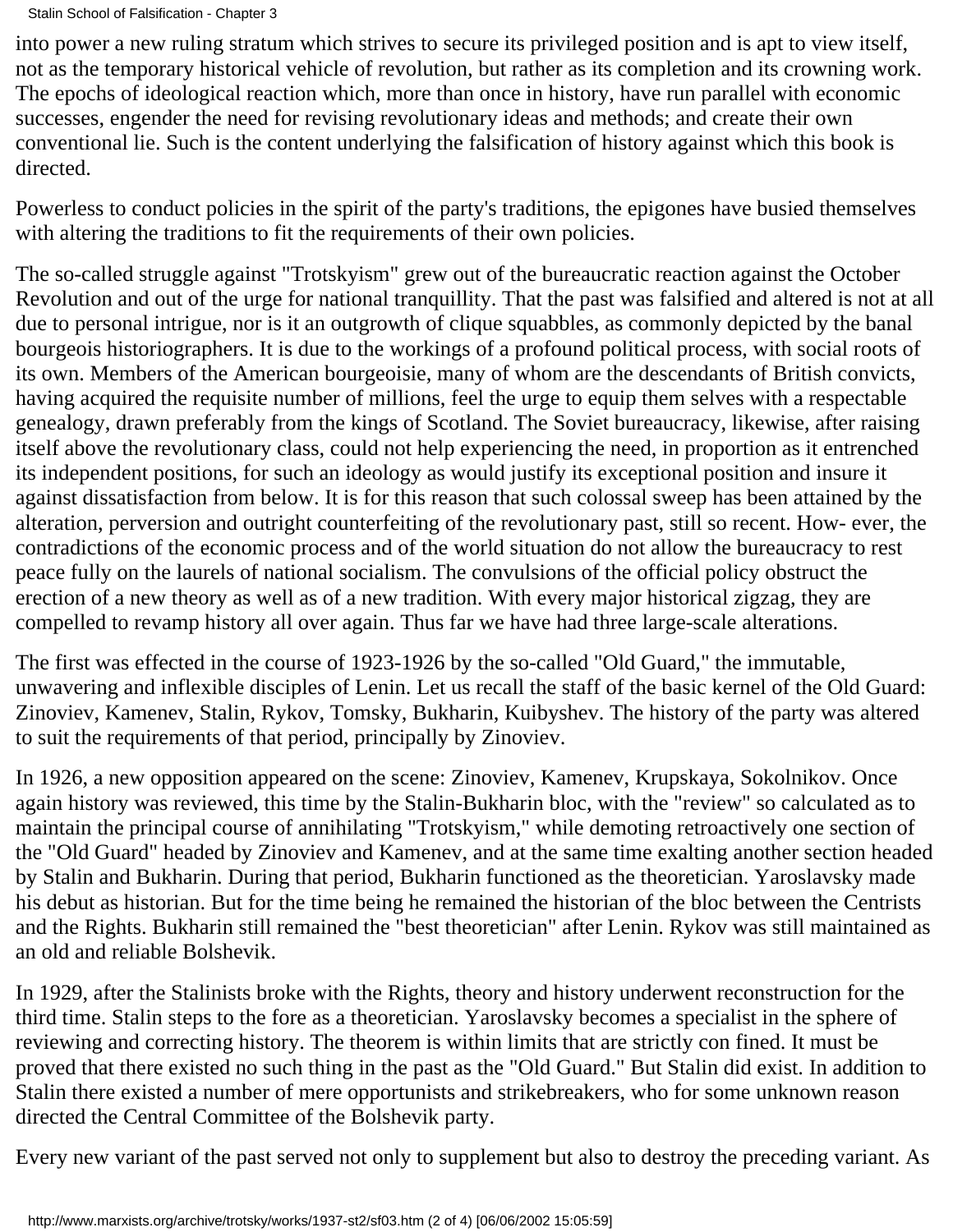into power a new ruling stratum which strives to secure its privileged position and is apt to view itself, not as the temporary historical vehicle of revolution, but rather as its completion and its crowning work. The epochs of ideological reaction which, more than once in history, have run parallel with economic successes, engender the need for revising revolutionary ideas and methods; and create their own conventional lie. Such is the content underlying the falsification of history against which this book is directed.

Powerless to conduct policies in the spirit of the party's traditions, the epigones have busied themselves with altering the traditions to fit the requirements of their own policies.

The so-called struggle against "Trotskyism" grew out of the bureaucratic reaction against the October Revolution and out of the urge for national tranquillity. That the past was falsified and altered is not at all due to personal intrigue, nor is it an outgrowth of clique squabbles, as commonly depicted by the banal bourgeois historiographers. It is due to the workings of a profound political process, with social roots of its own. Members of the American bourgeoisie, many of whom are the descendants of British convicts, having acquired the requisite number of millions, feel the urge to equip them selves with a respectable genealogy, drawn preferably from the kings of Scotland. The Soviet bureaucracy, likewise, after raising itself above the revolutionary class, could not help experiencing the need, in proportion as it entrenched its independent positions, for such an ideology as would justify its exceptional position and insure it against dissatisfaction from below. It is for this reason that such colossal sweep has been attained by the alteration, perversion and outright counterfeiting of the revolutionary past, still so recent. How- ever, the contradictions of the economic process and of the world situation do not allow the bureaucracy to rest peace fully on the laurels of national socialism. The convulsions of the official policy obstruct the erection of a new theory as well as of a new tradition. With every major historical zigzag, they are compelled to revamp history all over again. Thus far we have had three large-scale alterations.

The first was effected in the course of 1923-1926 by the so-called "Old Guard," the immutable, unwavering and inflexible disciples of Lenin. Let us recall the staff of the basic kernel of the Old Guard: Zinoviev, Kamenev, Stalin, Rykov, Tomsky, Bukharin, Kuibyshev. The history of the party was altered to suit the requirements of that period, principally by Zinoviev.

In 1926, a new opposition appeared on the scene: Zinoviev, Kamenev, Krupskaya, Sokolnikov. Once again history was reviewed, this time by the Stalin-Bukharin bloc, with the "review" so calculated as to maintain the principal course of annihilating "Trotskyism," while demoting retroactively one section of the "Old Guard" headed by Zinoviev and Kamenev, and at the same time exalting another section headed by Stalin and Bukharin. During that period, Bukharin functioned as the theoretician. Yaroslavsky made his debut as historian. But for the time being he remained the historian of the bloc between the Centrists and the Rights. Bukharin still remained the "best theoretician" after Lenin. Rykov was still maintained as an old and reliable Bolshevik.

In 1929, after the Stalinists broke with the Rights, theory and history underwent reconstruction for the third time. Stalin steps to the fore as a theoretician. Yaroslavsky becomes a specialist in the sphere of reviewing and correcting history. The theorem is within limits that are strictly con fined. It must be proved that there existed no such thing in the past as the "Old Guard." But Stalin did exist. In addition to Stalin there existed a number of mere opportunists and strikebreakers, who for some unknown reason directed the Central Committee of the Bolshevik party.

Every new variant of the past served not only to supplement but also to destroy the preceding variant. As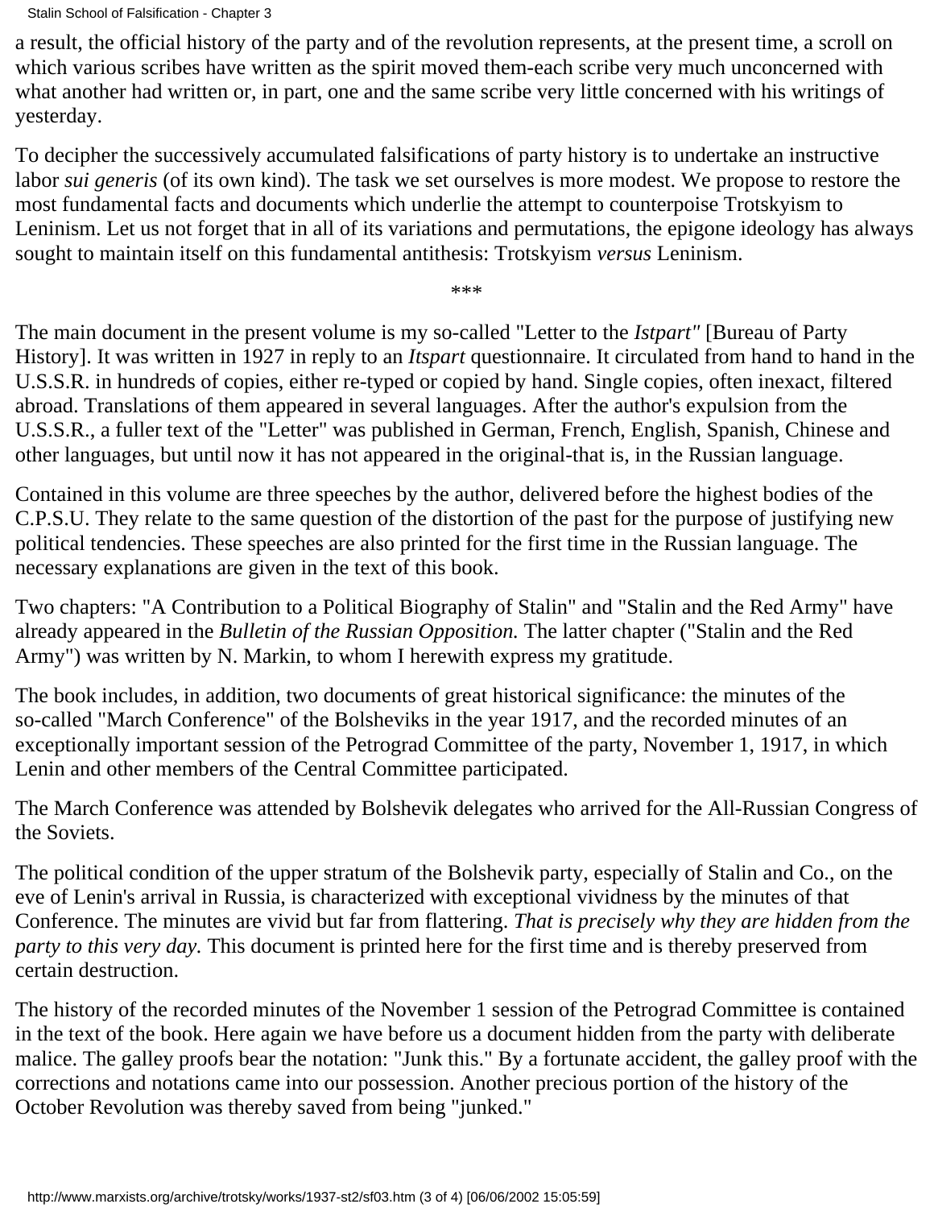a result, the official history of the party and of the revolution represents, at the present time, a scroll on which various scribes have written as the spirit moved them-each scribe very much unconcerned with what another had written or, in part, one and the same scribe very little concerned with his writings of yesterday.

To decipher the successively accumulated falsifications of party history is to undertake an instructive labor *sui generis* (of its own kind). The task we set ourselves is more modest. We propose to restore the most fundamental facts and documents which underlie the attempt to counterpoise Trotskyism to Leninism. Let us not forget that in all of its variations and permutations, the epigone ideology has always sought to maintain itself on this fundamental antithesis: Trotskyism *versus* Leninism.

***

The main document in the present volume is my so-called "Letter to the *Istpart"* [Bureau of Party History]. It was written in 1927 in reply to an *Itspart* questionnaire. It circulated from hand to hand in the U.S.S.R. in hundreds of copies, either re-typed or copied by hand. Single copies, often inexact, filtered abroad. Translations of them appeared in several languages. After the author's expulsion from the U.S.S.R., a fuller text of the "Letter" was published in German, French, English, Spanish, Chinese and other languages, but until now it has not appeared in the original-that is, in the Russian language.

Contained in this volume are three speeches by the author, delivered before the highest bodies of the C.P.S.U. They relate to the same question of the distortion of the past for the purpose of justifying new political tendencies. These speeches are also printed for the first time in the Russian language. The necessary explanations are given in the text of this book.

Two chapters: "A Contribution to a Political Biography of Stalin" and "Stalin and the Red Army" have already appeared in the *Bulletin of the Russian Opposition.* The latter chapter ("Stalin and the Red Army") was written by N. Markin, to whom I herewith express my gratitude.

The book includes, in addition, two documents of great historical significance: the minutes of the so-called "March Conference" of the Bolsheviks in the year 1917, and the recorded minutes of an exceptionally important session of the Petrograd Committee of the party, November 1, 1917, in which Lenin and other members of the Central Committee participated.

The March Conference was attended by Bolshevik delegates who arrived for the All-Russian Congress of the Soviets.

The political condition of the upper stratum of the Bolshevik party, especially of Stalin and Co., on the eve of Lenin's arrival in Russia, is characterized with exceptional vividness by the minutes of that Conference. The minutes are vivid but far from flattering. *That is precisely why they are hidden from the party to this very day.* This document is printed here for the first time and is thereby preserved from certain destruction.

The history of the recorded minutes of the November 1 session of the Petrograd Committee is contained in the text of the book. Here again we have before us a document hidden from the party with deliberate malice. The galley proofs bear the notation: "Junk this." By a fortunate accident, the galley proof with the corrections and notations came into our possession. Another precious portion of the history of the October Revolution was thereby saved from being "junked."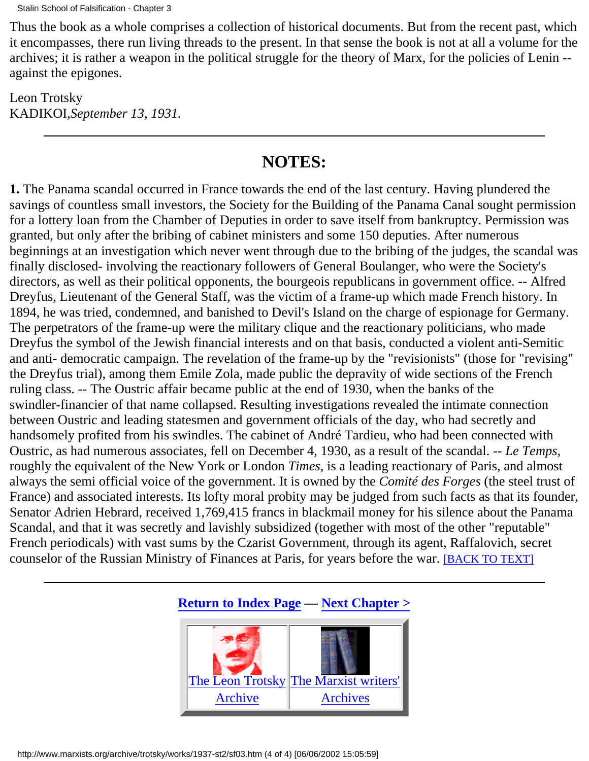Thus the book as a whole comprises a collection of historical documents. But from the recent past, which it encompasses, there run living threads to the present. In that sense the book is not at all a volume for the archives; it is rather a weapon in the political struggle for the theory of Marx, for the policies of Lenin -- against the epigones.

Leon Trotsky
KADIKOI,*September 13, 1931.*

---

## NOTES:

**1.** The Panama scandal occurred in France towards the end of the last century. Having plundered the savings of countless small investors, the Society for the Building of the Panama Canal sought permission for a lottery loan from the Chamber of Deputies in order to save itself from bankruptcy. Permission was granted, but only after the bribing of cabinet ministers and some 150 deputies. After numerous beginnings at an investigation which never went through due to the bribing of the judges, the scandal was finally disclosed- involving the reactionary followers of General Boulanger, who were the Society's directors, as well as their political opponents, the bourgeois republicans in government office. -- Alfred Dreyfus, Lieutenant of the General Staff, was the victim of a frame-up which made French history. In 1894, he was tried, condemned, and banished to Devil's Island on the charge of espionage for Germany. The perpetrators of the frame-up were the military clique and the reactionary politicians, who made Dreyfus the symbol of the Jewish financial interests and on that basis, conducted a violent anti-Semitic and anti- democratic campaign. The revelation of the frame-up by the "revisionists" (those for "revising" the Dreyfus trial), among them Emile Zola, made public the depravity of wide sections of the French ruling class. -- The Oustric affair became public at the end of 1930, when the banks of the swindler-financier of that name collapsed. Resulting investigations revealed the intimate connection between Oustric and leading statesmen and government officials of the day, who had secretly and handsomely profited from his swindles. The cabinet of André Tardieu, who had been connected with Oustric, as had numerous associates, fell on December 4, 1930, as a result of the scandal. -- *Le Temps,* roughly the equivalent of the New York or London *Times*, is a leading reactionary of Paris, and almost always the semi official voice of the government. It is owned by the *Comité des Forges* (the steel trust of France) and associated interests. Its lofty moral probity may be judged from such facts as that its founder, Senator Adrien Hebrard, received 1,769,415 francs in blackmail money for his silence about the Panama Scandal, and that it was secretly and lavishly subsidized (together with most of the other "reputable" French periodicals) with vast sums by the Czarist Government, through its agent, Raffalovich, secret counselor of the Russian Ministry of Finances at Paris, for years before the war. [BACK TO TEXT]

---

**Return to Index Page** — **Next Chapter >**

| The Leon Trotsky Archive | The Marxist writers' Archives |
|---|---|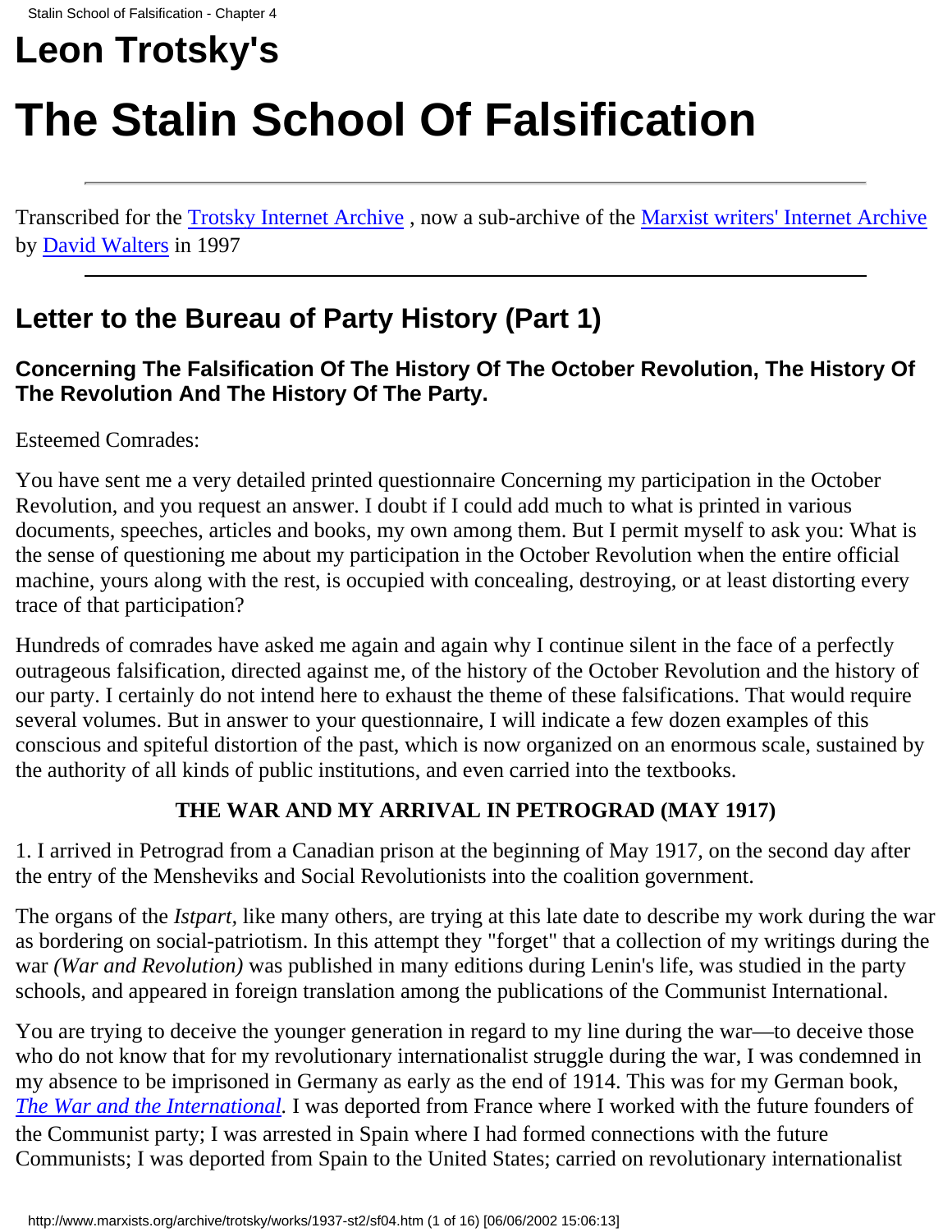# Leon Trotsky's

# The Stalin School Of Falsification

Transcribed for the Trotsky Internet Archive , now a sub-archive of the Marxist writers' Internet Archive by David Walters in 1997

---

## Letter to the Bureau of Party History (Part 1)

### Concerning The Falsification Of The History Of The October Revolution, The History Of The Revolution And The History Of The Party.

Esteemed Comrades:

You have sent me a very detailed printed questionnaire Concerning my participation in the October Revolution, and you request an answer. I doubt if I could add much to what is printed in various documents, speeches, articles and books, my own among them. But I permit myself to ask you: What is the sense of questioning me about my participation in the October Revolution when the entire official machine, yours along with the rest, is occupied with concealing, destroying, or at least distorting every trace of that participation?

Hundreds of comrades have asked me again and again why I continue silent in the face of a perfectly outrageous falsification, directed against me, of the history of the October Revolution and the history of our party. I certainly do not intend here to exhaust the theme of these falsifications. That would require several volumes. But in answer to your questionnaire, I will indicate a few dozen examples of this conscious and spiteful distortion of the past, which is now organized on an enormous scale, sustained by the authority of all kinds of public institutions, and even carried into the textbooks.

**THE WAR AND MY ARRIVAL IN PETROGRAD (MAY 1917)**

1. I arrived in Petrograd from a Canadian prison at the beginning of May 1917, on the second day after the entry of the Mensheviks and Social Revolutionists into the coalition government.

The organs of the *Istpart*, like many others, are trying at this late date to describe my work during the war as bordering on social-patriotism. In this attempt they "forget" that a collection of my writings during the war *(War and Revolution)* was published in many editions during Lenin's life, was studied in the party schools, and appeared in foreign translation among the publications of the Communist International.

You are trying to deceive the younger generation in regard to my line during the war—to deceive those who do not know that for my revolutionary internationalist struggle during the war, I was condemned in my absence to be imprisoned in Germany as early as the end of 1914. This was for my German book, *The War and the International*. I was deported from France where I worked with the future founders of the Communist party; I was arrested in Spain where I had formed connections with the future Communists; I was deported from Spain to the United States; carried on revolutionary internationalist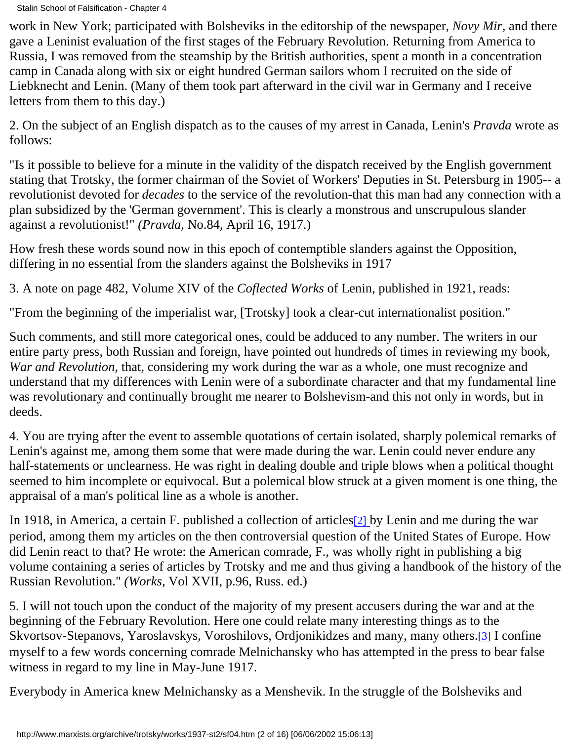work in New York; participated with Bolsheviks in the editorship of the newspaper, *Novy Mir,* and there gave a Leninist evaluation of the first stages of the February Revolution. Returning from America to Russia, I was removed from the steamship by the British authorities, spent a month in a concentration camp in Canada along with six or eight hundred German sailors whom I recruited on the side of Liebknecht and Lenin. (Many of them took part afterward in the civil war in Germany and I receive letters from them to this day.)

2. On the subject of an English dispatch as to the causes of my arrest in Canada, Lenin's *Pravda* wrote as follows:

"Is it possible to believe for a minute in the validity of the dispatch received by the English government stating that Trotsky, the former chairman of the Soviet of Workers' Deputies in St. Petersburg in 1905-- a revolutionist devoted for *decades* to the service of the revolution-that this man had any connection with a plan subsidized by the 'German government'. This is clearly a monstrous and unscrupulous slander against a revolutionist!" *(Pravda,* No.84, April 16, 1917.)

How fresh these words sound now in this epoch of contemptible slanders against the Opposition, differing in no essential from the slanders against the Bolsheviks in 1917

3. A note on page 482, Volume XIV of the *Coflected Works* of Lenin, published in 1921, reads:

"From the beginning of the imperialist war, [Trotsky] took a clear-cut internationalist position."

Such comments, and still more categorical ones, could be adduced to any number. The writers in our entire party press, both Russian and foreign, have pointed out hundreds of times in reviewing my book, *War and Revolution,* that, considering my work during the war as a whole, one must recognize and understand that my differences with Lenin were of a subordinate character and that my fundamental line was revolutionary and continually brought me nearer to Bolshevism-and this not only in words, but in deeds.

4. You are trying after the event to assemble quotations of certain isolated, sharply polemical remarks of Lenin's against me, among them some that were made during the war. Lenin could never endure any half-statements or unclearness. He was right in dealing double and triple blows when a political thought seemed to him incomplete or equivocal. But a polemical blow struck at a given moment is one thing, the appraisal of a man's political line as a whole is another.

In 1918, in America, a certain F. published a collection of articles[2] by Lenin and me during the war period, among them my articles on the then controversial question of the United States of Europe. How did Lenin react to that? He wrote: the American comrade, F., was wholly right in publishing a big volume containing a series of articles by Trotsky and me and thus giving a handbook of the history of the Russian Revolution." *(Works,* Vol XVII, p.96, Russ. ed.)

5. I will not touch upon the conduct of the majority of my present accusers during the war and at the beginning of the February Revolution. Here one could relate many interesting things as to the Skvortsov-Stepanovs, Yaroslavskys, Voroshilovs, Ordjonikidzes and many, many others.[3] I confine myself to a few words concerning comrade Melnichansky who has attempted in the press to bear false witness in regard to my line in May-June 1917.

Everybody in America knew Melnichansky as a Menshevik. In the struggle of the Bolsheviks and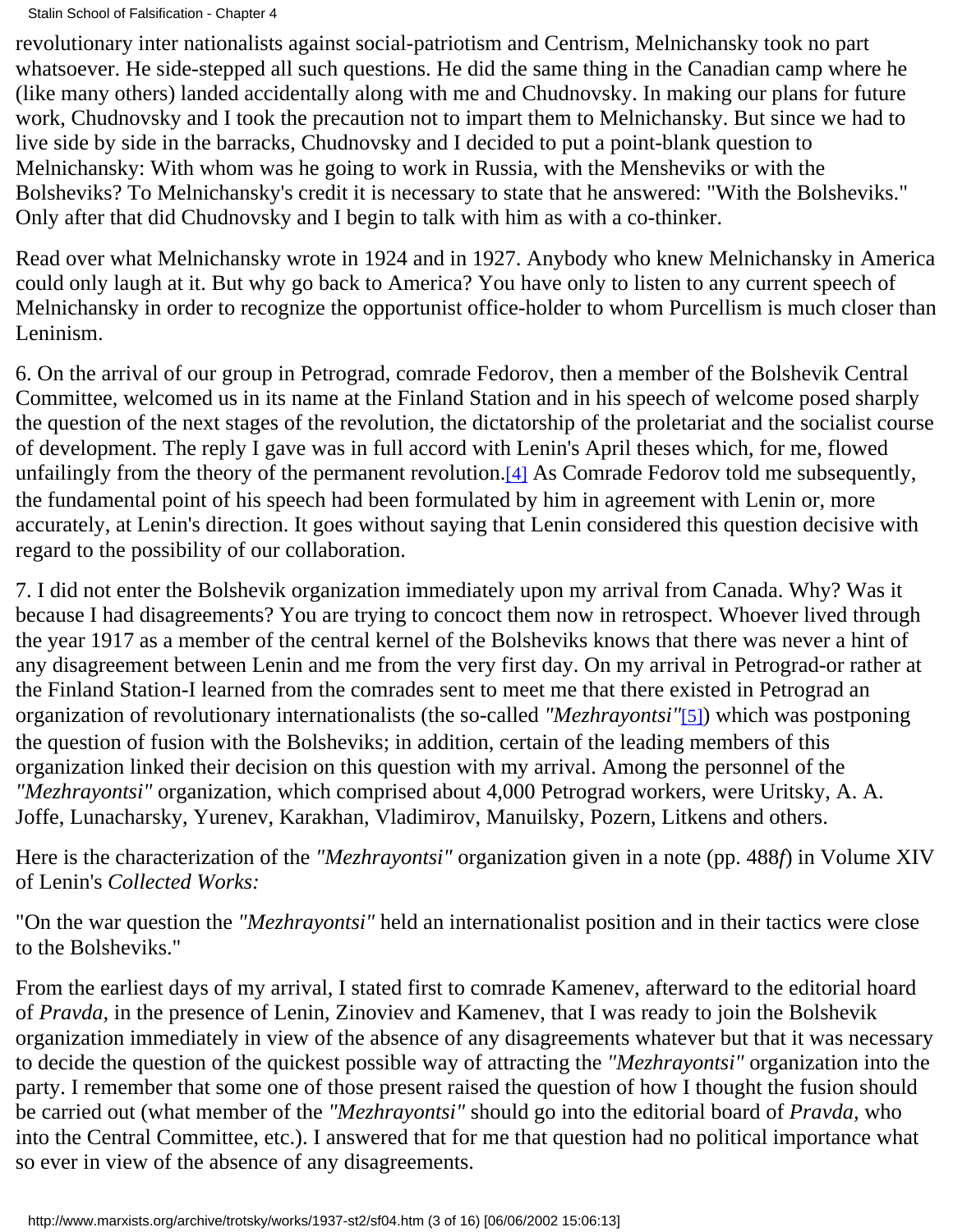revolutionary inter nationalists against social-patriotism and Centrism, Melnichansky took no part whatsoever. He side-stepped all such questions. He did the same thing in the Canadian camp where he (like many others) landed accidentally along with me and Chudnovsky. In making our plans for future work, Chudnovsky and I took the precaution not to impart them to Melnichansky. But since we had to live side by side in the barracks, Chudnovsky and I decided to put a point-blank question to Melnichansky: With whom was he going to work in Russia, with the Mensheviks or with the Bolsheviks? To Melnichansky's credit it is necessary to state that he answered: "With the Bolsheviks." Only after that did Chudnovsky and I begin to talk with him as with a co-thinker.

Read over what Melnichansky wrote in 1924 and in 1927. Anybody who knew Melnichansky in America could only laugh at it. But why go back to America? You have only to listen to any current speech of Melnichansky in order to recognize the opportunist office-holder to whom Purcellism is much closer than Leninism.

6. On the arrival of our group in Petrograd, comrade Fedorov, then a member of the Bolshevik Central Committee, welcomed us in its name at the Finland Station and in his speech of welcome posed sharply the question of the next stages of the revolution, the dictatorship of the proletariat and the socialist course of development. The reply I gave was in full accord with Lenin's April theses which, for me, flowed unfailingly from the theory of the permanent revolution.[4] As Comrade Fedorov told me subsequently, the fundamental point of his speech had been formulated by him in agreement with Lenin or, more accurately, at Lenin's direction. It goes without saying that Lenin considered this question decisive with regard to the possibility of our collaboration.

7. I did not enter the Bolshevik organization immediately upon my arrival from Canada. Why? Was it because I had disagreements? You are trying to concoct them now in retrospect. Whoever lived through the year 1917 as a member of the central kernel of the Bolsheviks knows that there was never a hint of any disagreement between Lenin and me from the very first day. On my arrival in Petrograd-or rather at the Finland Station-I learned from the comrades sent to meet me that there existed in Petrograd an organization of revolutionary internationalists (the so-called *"Mezhrayontsi"*[5]) which was postponing the question of fusion with the Bolsheviks; in addition, certain of the leading members of this organization linked their decision on this question with my arrival. Among the personnel of the *"Mezhrayontsi"* organization, which comprised about 4,000 Petrograd workers, were Uritsky, A. A. Joffe, Lunacharsky, Yurenev, Karakhan, Vladimirov, Manuilsky, Pozern, Litkens and others.

Here is the characterization of the *"Mezhrayontsi"* organization given in a note (pp. 488*f*) in Volume XIV of Lenin's *Collected Works:*

"On the war question the *"Mezhrayontsi"* held an internationalist position and in their tactics were close to the Bolsheviks."

From the earliest days of my arrival, I stated first to comrade Kamenev, afterward to the editorial hoard of *Pravda,* in the presence of Lenin, Zinoviev and Kamenev, that I was ready to join the Bolshevik organization immediately in view of the absence of any disagreements whatever but that it was necessary to decide the question of the quickest possible way of attracting the *"Mezhrayontsi"* organization into the party. I remember that some one of those present raised the question of how I thought the fusion should be carried out (what member of the *"Mezhrayontsi"* should go into the editorial board of *Pravda,* who into the Central Committee, etc.). I answered that for me that question had no political importance what so ever in view of the absence of any disagreements.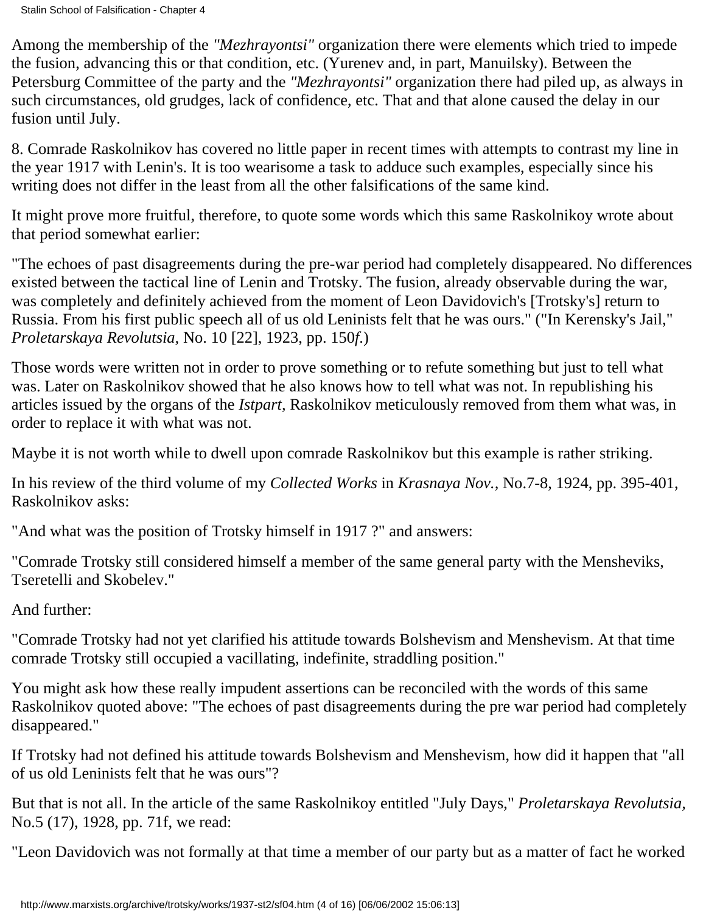Among the membership of the *"Mezhrayontsi"* organization there were elements which tried to impede the fusion, advancing this or that condition, etc. (Yurenev and, in part, Manuilsky). Between the Petersburg Committee of the party and the *"Mezhrayontsi"* organization there had piled up, as always in such circumstances, old grudges, lack of confidence, etc. That and that alone caused the delay in our fusion until July.

8. Comrade Raskolnikov has covered no little paper in recent times with attempts to contrast my line in the year 1917 with Lenin's. It is too wearisome a task to adduce such examples, especially since his writing does not differ in the least from all the other falsifications of the same kind.

It might prove more fruitful, therefore, to quote some words which this same Raskolnikoy wrote about that period somewhat earlier:

"The echoes of past disagreements during the pre-war period had completely disappeared. No differences existed between the tactical line of Lenin and Trotsky. The fusion, already observable during the war, was completely and definitely achieved from the moment of Leon Davidovich's [Trotsky's] return to Russia. From his first public speech all of us old Leninists felt that he was ours." ("In Kerensky's Jail," *Proletarskaya Revolutsia*, No. 10 [22], 1923, pp. 150*f*.)

Those words were written not in order to prove something or to refute something but just to tell what was. Later on Raskolnikov showed that he also knows how to tell what was not. In republishing his articles issued by the organs of the *Istpart*, Raskolnikov meticulously removed from them what was, in order to replace it with what was not.

Maybe it is not worth while to dwell upon comrade Raskolnikov but this example is rather striking.

In his review of the third volume of my *Collected Works* in *Krasnaya Nov.*, No.7-8, 1924, pp. 395-401, Raskolnikov asks:

"And what was the position of Trotsky himself in 1917 ?" and answers:

"Comrade Trotsky still considered himself a member of the same general party with the Mensheviks, Tseretelli and Skobelev."

And further:

"Comrade Trotsky had not yet clarified his attitude towards Bolshevism and Menshevism. At that time comrade Trotsky still occupied a vacillating, indefinite, straddling position."

You might ask how these really impudent assertions can be reconciled with the words of this same Raskolnikov quoted above: "The echoes of past disagreements during the pre war period had completely disappeared."

If Trotsky had not defined his attitude towards Bolshevism and Menshevism, how did it happen that "all of us old Leninists felt that he was ours"?

But that is not all. In the article of the same Raskolnikoy entitled "July Days," *Proletarskaya Revolutsia*, No.5 (17), 1928, pp. 71f, we read:

"Leon Davidovich was not formally at that time a member of our party but as a matter of fact he worked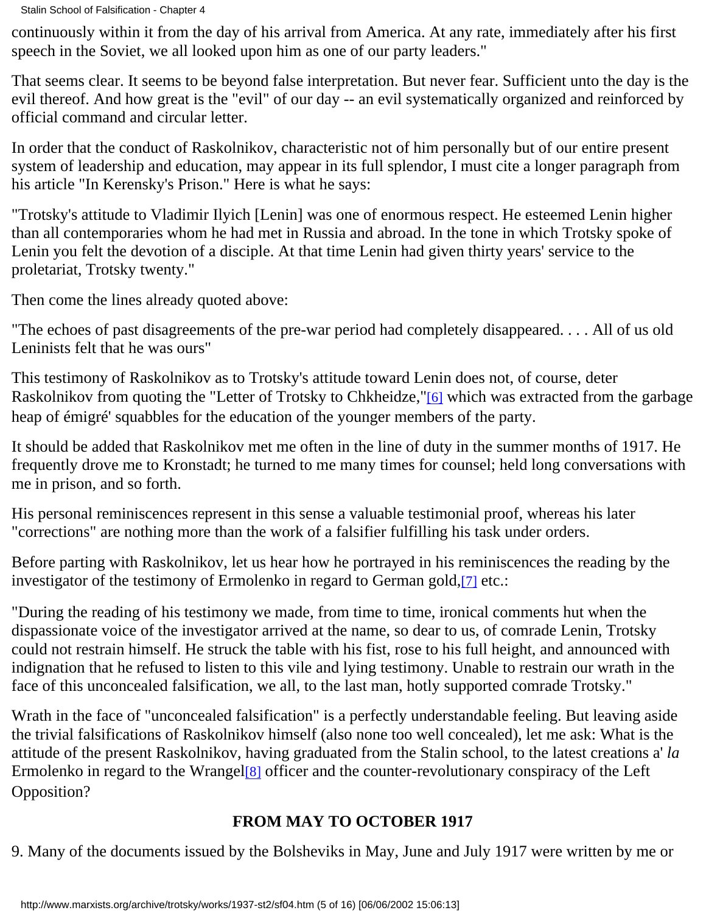continuously within it from the day of his arrival from America. At any rate, immediately after his first speech in the Soviet, we all looked upon him as one of our party leaders."

That seems clear. It seems to be beyond false interpretation. But never fear. Sufficient unto the day is the evil thereof. And how great is the "evil" of our day -- an evil systematically organized and reinforced by official command and circular letter.

In order that the conduct of Raskolnikov, characteristic not of him personally but of our entire present system of leadership and education, may appear in its full splendor, I must cite a longer paragraph from his article "In Kerensky's Prison." Here is what he says:

"Trotsky's attitude to Vladimir Ilyich [Lenin] was one of enormous respect. He esteemed Lenin higher than all contemporaries whom he had met in Russia and abroad. In the tone in which Trotsky spoke of Lenin you felt the devotion of a disciple. At that time Lenin had given thirty years' service to the proletariat, Trotsky twenty."

Then come the lines already quoted above:

"The echoes of past disagreements of the pre-war period had completely disappeared. . . . All of us old Leninists felt that he was ours"

This testimony of Raskolnikov as to Trotsky's attitude toward Lenin does not, of course, deter Raskolnikov from quoting the "Letter of Trotsky to Chkheidze,"[6] which was extracted from the garbage heap of émigré' squabbles for the education of the younger members of the party.

It should be added that Raskolnikov met me often in the line of duty in the summer months of 1917. He frequently drove me to Kronstadt; he turned to me many times for counsel; held long conversations with me in prison, and so forth.

His personal reminiscences represent in this sense a valuable testimonial proof, whereas his later "corrections" are nothing more than the work of a falsifier fulfilling his task under orders.

Before parting with Raskolnikov, let us hear how he portrayed in his reminiscences the reading by the investigator of the testimony of Ermolenko in regard to German gold,[7] etc.:

"During the reading of his testimony we made, from time to time, ironical comments hut when the dispassionate voice of the investigator arrived at the name, so dear to us, of comrade Lenin, Trotsky could not restrain himself. He struck the table with his fist, rose to his full height, and announced with indignation that he refused to listen to this vile and lying testimony. Unable to restrain our wrath in the face of this unconcealed falsification, we all, to the last man, hotly supported comrade Trotsky."

Wrath in the face of "unconcealed falsification" is a perfectly understandable feeling. But leaving aside the trivial falsifications of Raskolnikov himself (also none too well concealed), let me ask: What is the attitude of the present Raskolnikov, having graduated from the Stalin school, to the latest creations a' *la* Ermolenko in regard to the Wrangel[8] officer and the counter-revolutionary conspiracy of the Left Opposition?

## FROM MAY TO OCTOBER 1917

9. Many of the documents issued by the Bolsheviks in May, June and July 1917 were written by me or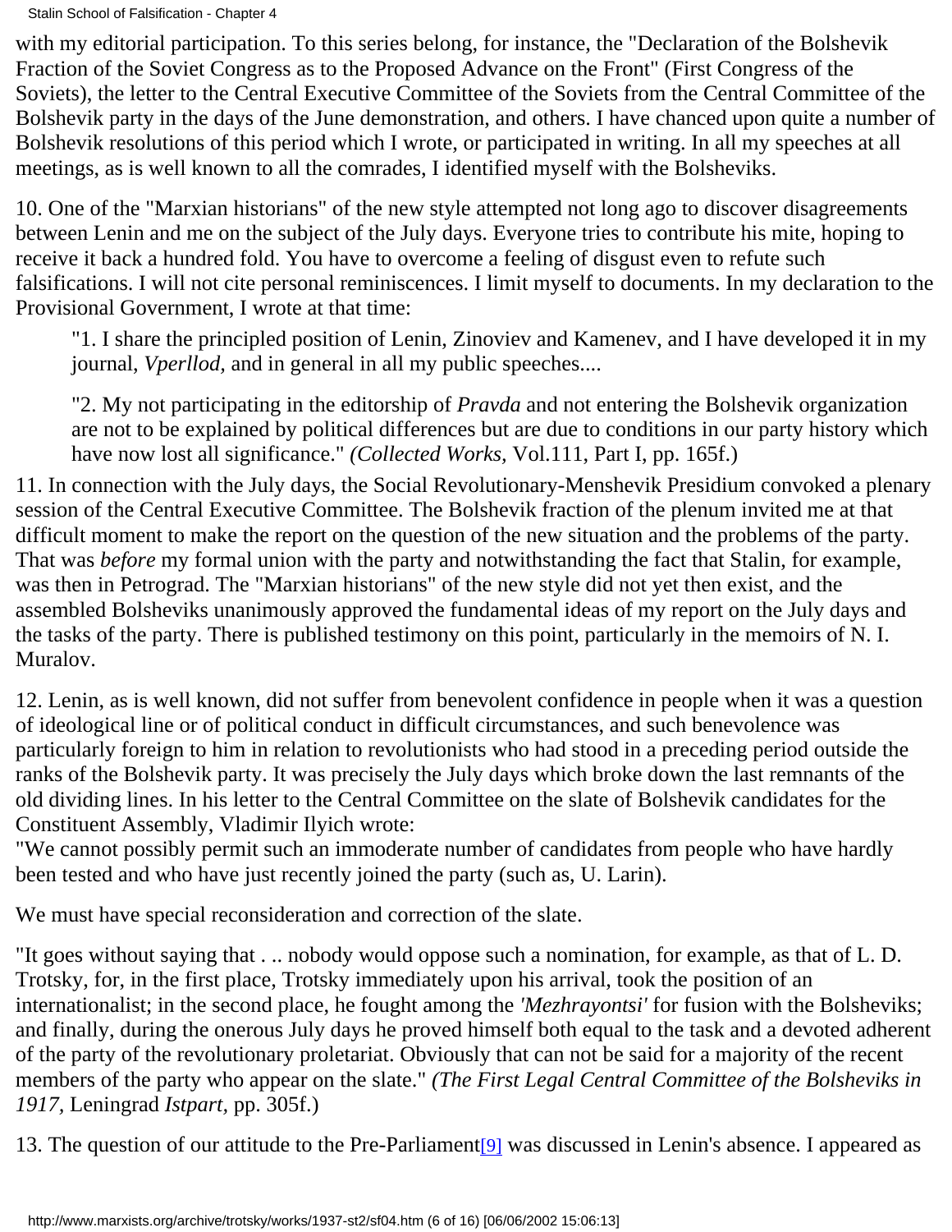with my editorial participation. To this series belong, for instance, the "Declaration of the Bolshevik Fraction of the Soviet Congress as to the Proposed Advance on the Front" (First Congress of the Soviets), the letter to the Central Executive Committee of the Soviets from the Central Committee of the Bolshevik party in the days of the June demonstration, and others. I have chanced upon quite a number of Bolshevik resolutions of this period which I wrote, or participated in writing. In all my speeches at all meetings, as is well known to all the comrades, I identified myself with the Bolsheviks.

10. One of the "Marxian historians" of the new style attempted not long ago to discover disagreements between Lenin and me on the subject of the July days. Everyone tries to contribute his mite, hoping to receive it back a hundred fold. You have to overcome a feeling of disgust even to refute such falsifications. I will not cite personal reminiscences. I limit myself to documents. In my declaration to the Provisional Government, I wrote at that time:

> "1. I share the principled position of Lenin, Zinoviev and Kamenev, and I have developed it in my journal, *Vperllod*, and in general in all my public speeches....
>
> "2. My not participating in the editorship of *Pravda* and not entering the Bolshevik organization are not to be explained by political differences but are due to conditions in our party history which have now lost all significance." *(Collected Works,* Vol.111, Part I, pp. 165f.)

11. In connection with the July days, the Social Revolutionary-Menshevik Presidium convoked a plenary session of the Central Executive Committee. The Bolshevik fraction of the plenum invited me at that difficult moment to make the report on the question of the new situation and the problems of the party. That was *before* my formal union with the party and notwithstanding the fact that Stalin, for example, was then in Petrograd. The "Marxian historians" of the new style did not yet then exist, and the assembled Bolsheviks unanimously approved the fundamental ideas of my report on the July days and the tasks of the party. There is published testimony on this point, particularly in the memoirs of N. I. Muralov.

12. Lenin, as is well known, did not suffer from benevolent confidence in people when it was a question of ideological line or of political conduct in difficult circumstances, and such benevolence was particularly foreign to him in relation to revolutionists who had stood in a preceding period outside the ranks of the Bolshevik party. It was precisely the July days which broke down the last remnants of the old dividing lines. In his letter to the Central Committee on the slate of Bolshevik candidates for the Constituent Assembly, Vladimir Ilyich wrote:
"We cannot possibly permit such an immoderate number of candidates from people who have hardly been tested and who have just recently joined the party (such as, U. Larin).

We must have special reconsideration and correction of the slate.

"It goes without saying that . .. nobody would oppose such a nomination, for example, as that of L. D. Trotsky, for, in the first place, Trotsky immediately upon his arrival, took the position of an internationalist; in the second place, he fought among the *'Mezhrayontsi'* for fusion with the Bolsheviks; and finally, during the onerous July days he proved himself both equal to the task and a devoted adherent of the party of the revolutionary proletariat. Obviously that can not be said for a majority of the recent members of the party who appear on the slate." *(The First Legal Central Committee of the Bolsheviks in 1917*, Leningrad *Istpart*, pp. 305f.)

13. The question of our attitude to the Pre-Parliament[9] was discussed in Lenin's absence. I appeared as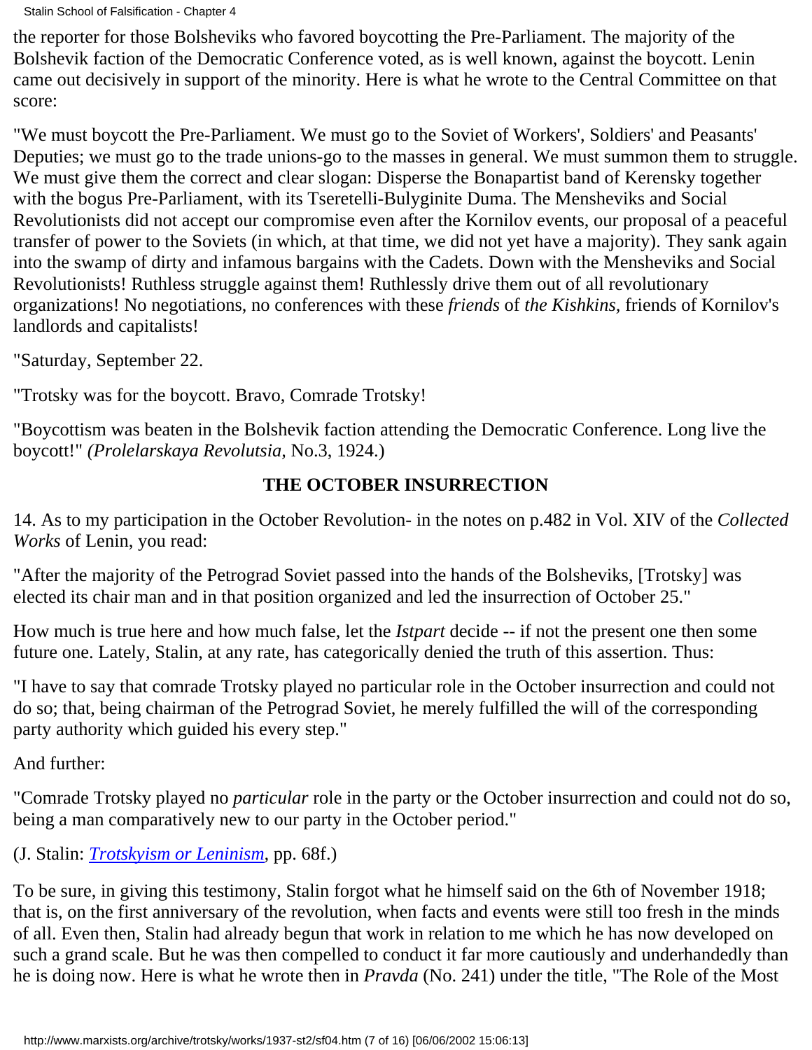the reporter for those Bolsheviks who favored boycotting the Pre-Parliament. The majority of the Bolshevik faction of the Democratic Conference voted, as is well known, against the boycott. Lenin came out decisively in support of the minority. Here is what he wrote to the Central Committee on that score:

"We must boycott the Pre-Parliament. We must go to the Soviet of Workers', Soldiers' and Peasants' Deputies; we must go to the trade unions-go to the masses in general. We must summon them to struggle. We must give them the correct and clear slogan: Disperse the Bonapartist band of Kerensky together with the bogus Pre-Parliament, with its Tseretelli-Bulyginite Duma. The Mensheviks and Social Revolutionists did not accept our compromise even after the Kornilov events, our proposal of a peaceful transfer of power to the Soviets (in which, at that time, we did not yet have a majority). They sank again into the swamp of dirty and infamous bargains with the Cadets. Down with the Mensheviks and Social Revolutionists! Ruthless struggle against them! Ruthlessly drive them out of all revolutionary organizations! No negotiations, no conferences with these *friends* of *the Kishkins,* friends of Kornilov's landlords and capitalists!

"Saturday, September 22.

"Trotsky was for the boycott. Bravo, Comrade Trotsky!

"Boycottism was beaten in the Bolshevik faction attending the Democratic Conference. Long live the boycott!" *(Prolelarskaya Revolutsia,* No.3, 1924.)

### THE OCTOBER INSURRECTION

14. As to my participation in the October Revolution- in the notes on p.482 in Vol. XIV of the *Collected Works* of Lenin, you read:

"After the majority of the Petrograd Soviet passed into the hands of the Bolsheviks, [Trotsky] was elected its chair man and in that position organized and led the insurrection of October 25."

How much is true here and how much false, let the *Istpart* decide -- if not the present one then some future one. Lately, Stalin, at any rate, has categorically denied the truth of this assertion. Thus:

"I have to say that comrade Trotsky played no particular role in the October insurrection and could not do so; that, being chairman of the Petrograd Soviet, he merely fulfilled the will of the corresponding party authority which guided his every step."

And further:

"Comrade Trotsky played no *particular* role in the party or the October insurrection and could not do so, being a man comparatively new to our party in the October period."

(J. Stalin: *Trotskyism or Leninism*, pp. 68f.)

To be sure, in giving this testimony, Stalin forgot what he himself said on the 6th of November 1918; that is, on the first anniversary of the revolution, when facts and events were still too fresh in the minds of all. Even then, Stalin had already begun that work in relation to me which he has now developed on such a grand scale. But he was then compelled to conduct it far more cautiously and underhandedly than he is doing now. Here is what he wrote then in *Pravda* (No. 241) under the title, "The Role of the Most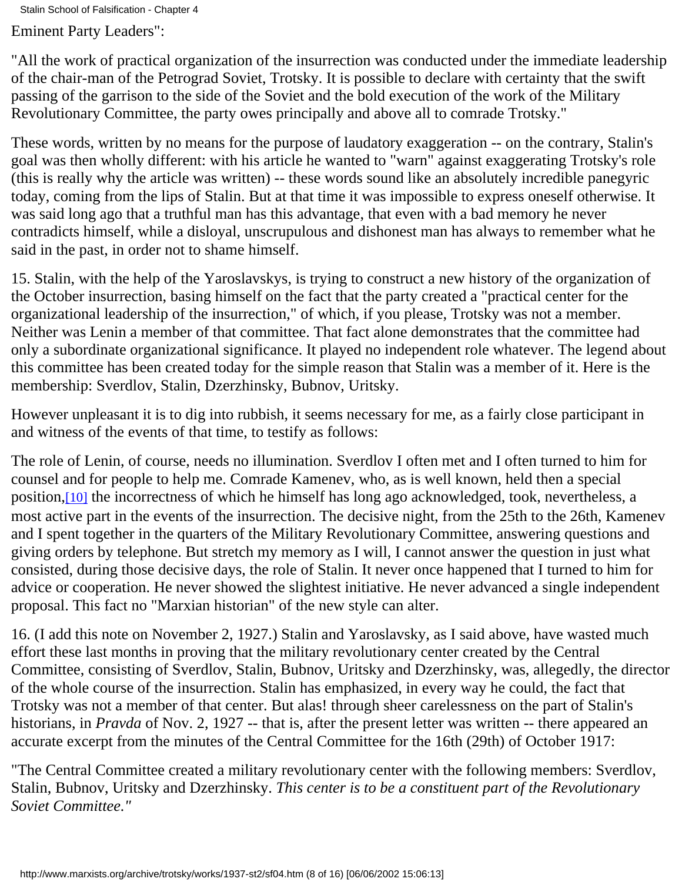Eminent Party Leaders":

"All the work of practical organization of the insurrection was conducted under the immediate leadership of the chair-man of the Petrograd Soviet, Trotsky. It is possible to declare with certainty that the swift passing of the garrison to the side of the Soviet and the bold execution of the work of the Military Revolutionary Committee, the party owes principally and above all to comrade Trotsky."

These words, written by no means for the purpose of laudatory exaggeration -- on the contrary, Stalin's goal was then wholly different: with his article he wanted to "warn" against exaggerating Trotsky's role (this is really why the article was written) -- these words sound like an absolutely incredible panegyric today, coming from the lips of Stalin. But at that time it was impossible to express oneself otherwise. It was said long ago that a truthful man has this advantage, that even with a bad memory he never contradicts himself, while a disloyal, unscrupulous and dishonest man has always to remember what he said in the past, in order not to shame himself.

15. Stalin, with the help of the Yaroslavskys, is trying to construct a new history of the organization of the October insurrection, basing himself on the fact that the party created a "practical center for the organizational leadership of the insurrection," of which, if you please, Trotsky was not a member. Neither was Lenin a member of that committee. That fact alone demonstrates that the committee had only a subordinate organizational significance. It played no independent role whatever. The legend about this committee has been created today for the simple reason that Stalin was a member of it. Here is the membership: Sverdlov, Stalin, Dzerzhinsky, Bubnov, Uritsky.

However unpleasant it is to dig into rubbish, it seems necessary for me, as a fairly close participant in and witness of the events of that time, to testify as follows:

The role of Lenin, of course, needs no illumination. Sverdlov I often met and I often turned to him for counsel and for people to help me. Comrade Kamenev, who, as is well known, held then a special position,[10] the incorrectness of which he himself has long ago acknowledged, took, nevertheless, a most active part in the events of the insurrection. The decisive night, from the 25th to the 26th, Kamenev and I spent together in the quarters of the Military Revolutionary Committee, answering questions and giving orders by telephone. But stretch my memory as I will, I cannot answer the question in just what consisted, during those decisive days, the role of Stalin. It never once happened that I turned to him for advice or cooperation. He never showed the slightest initiative. He never advanced a single independent proposal. This fact no "Marxian historian" of the new style can alter.

16. (I add this note on November 2, 1927.) Stalin and Yaroslavsky, as I said above, have wasted much effort these last months in proving that the military revolutionary center created by the Central Committee, consisting of Sverdlov, Stalin, Bubnov, Uritsky and Dzerzhinsky, was, allegedly, the director of the whole course of the insurrection. Stalin has emphasized, in every way he could, the fact that Trotsky was not a member of that center. But alas! through sheer carelessness on the part of Stalin's historians, in *Pravda* of Nov. 2, 1927 -- that is, after the present letter was written -- there appeared an accurate excerpt from the minutes of the Central Committee for the 16th (29th) of October 1917:

"The Central Committee created a military revolutionary center with the following members: Sverdlov, Stalin, Bubnov, Uritsky and Dzerzhinsky. *This center is to be a constituent part of the Revolutionary Soviet Committee*."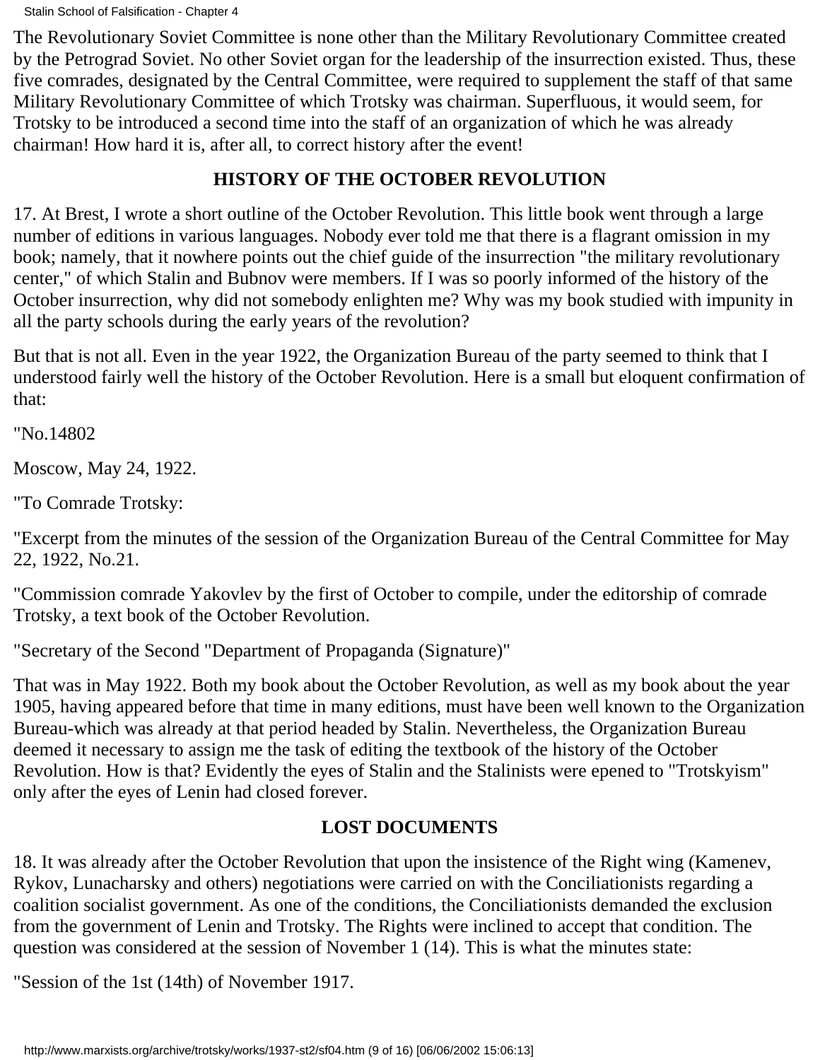The Revolutionary Soviet Committee is none other than the Military Revolutionary Committee created by the Petrograd Soviet. No other Soviet organ for the leadership of the insurrection existed. Thus, these five comrades, designated by the Central Committee, were required to supplement the staff of that same Military Revolutionary Committee of which Trotsky was chairman. Superfluous, it would seem, for Trotsky to be introduced a second time into the staff of an organization of which he was already chairman! How hard it is, after all, to correct history after the event!

## HISTORY OF THE OCTOBER REVOLUTION

17. At Brest, I wrote a short outline of the October Revolution. This little book went through a large number of editions in various languages. Nobody ever told me that there is a flagrant omission in my book; namely, that it nowhere points out the chief guide of the insurrection "the military revolutionary center," of which Stalin and Bubnov were members. If I was so poorly informed of the history of the October insurrection, why did not somebody enlighten me? Why was my book studied with impunity in all the party schools during the early years of the revolution?

But that is not all. Even in the year 1922, the Organization Bureau of the party seemed to think that I understood fairly well the history of the October Revolution. Here is a small but eloquent confirmation of that:

"No.14802

Moscow, May 24, 1922.

"To Comrade Trotsky:

"Excerpt from the minutes of the session of the Organization Bureau of the Central Committee for May 22, 1922, No.21.

"Commission comrade Yakovlev by the first of October to compile, under the editorship of comrade Trotsky, a text book of the October Revolution.

"Secretary of the Second "Department of Propaganda (Signature)"

That was in May 1922. Both my book about the October Revolution, as well as my book about the year 1905, having appeared before that time in many editions, must have been well known to the Organization Bureau-which was already at that period headed by Stalin. Nevertheless, the Organization Bureau deemed it necessary to assign me the task of editing the textbook of the history of the October Revolution. How is that? Evidently the eyes of Stalin and the Stalinists were epened to "Trotskyism" only after the eyes of Lenin had closed forever.

## LOST DOCUMENTS

18. It was already after the October Revolution that upon the insistence of the Right wing (Kamenev, Rykov, Lunacharsky and others) negotiations were carried on with the Conciliationists regarding a coalition socialist government. As one of the conditions, the Conciliationists demanded the exclusion from the government of Lenin and Trotsky. The Rights were inclined to accept that condition. The question was considered at the session of November 1 (14). This is what the minutes state:

"Session of the 1st (14th) of November 1917.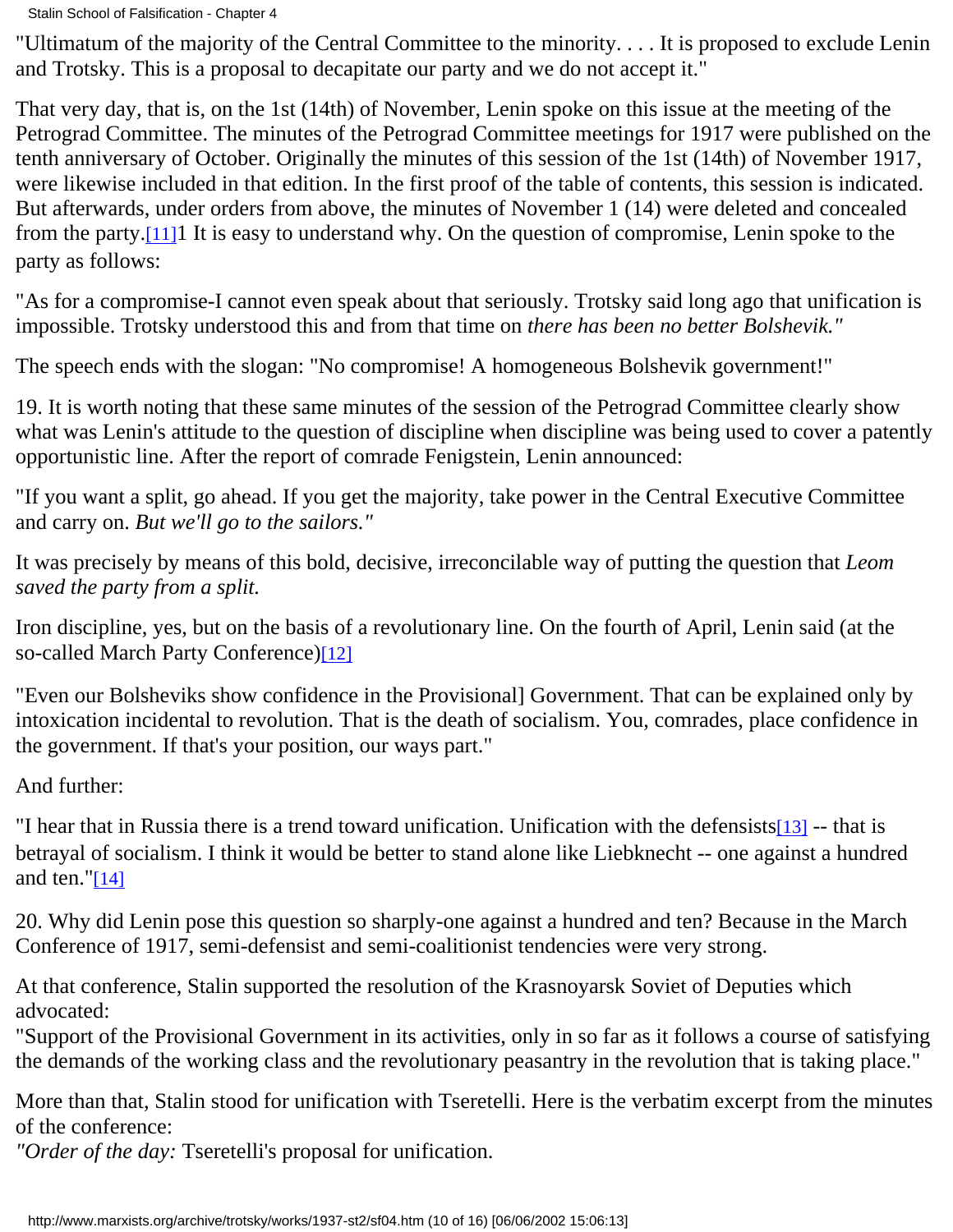"Ultimatum of the majority of the Central Committee to the minority. . . . It is proposed to exclude Lenin and Trotsky. This is a proposal to decapitate our party and we do not accept it."

That very day, that is, on the 1st (14th) of November, Lenin spoke on this issue at the meeting of the Petrograd Committee. The minutes of the Petrograd Committee meetings for 1917 were published on the tenth anniversary of October. Originally the minutes of this session of the 1st (14th) of November 1917, were likewise included in that edition. In the first proof of the table of contents, this session is indicated. But afterwards, under orders from above, the minutes of November 1 (14) were deleted and concealed from the party.[11]1 It is easy to understand why. On the question of compromise, Lenin spoke to the party as follows:

"As for a compromise-I cannot even speak about that seriously. Trotsky said long ago that unification is impossible. Trotsky understood this and from that time on *there has been no better Bolshevik."*

The speech ends with the slogan: "No compromise! A homogeneous Bolshevik government!"

19. It is worth noting that these same minutes of the session of the Petrograd Committee clearly show what was Lenin's attitude to the question of discipline when discipline was being used to cover a patently opportunistic line. After the report of comrade Fenigstein, Lenin announced:

"If you want a split, go ahead. If you get the majority, take power in the Central Executive Committee and carry on. *But we'll go to the sailors."*

It was precisely by means of this bold, decisive, irreconcilable way of putting the question that *Leom saved the party from a split.*

Iron discipline, yes, but on the basis of a revolutionary line. On the fourth of April, Lenin said (at the so-called March Party Conference)[12]

"Even our Bolsheviks show confidence in the Provisional] Government. That can be explained only by intoxication incidental to revolution. That is the death of socialism. You, comrades, place confidence in the government. If that's your position, our ways part."

And further:

"I hear that in Russia there is a trend toward unification. Unification with the defensists[13] -- that is betrayal of socialism. I think it would be better to stand alone like Liebknecht -- one against a hundred and ten."[14]

20. Why did Lenin pose this question so sharply-one against a hundred and ten? Because in the March Conference of 1917, semi-defensist and semi-coalitionist tendencies were very strong.

At that conference, Stalin supported the resolution of the Krasnoyarsk Soviet of Deputies which advocated:
"Support of the Provisional Government in its activities, only in so far as it follows a course of satisfying the demands of the working class and the revolutionary peasantry in the revolution that is taking place."

More than that, Stalin stood for unification with Tseretelli. Here is the verbatim excerpt from the minutes of the conference:
*"Order of the day:* Tseretelli's proposal for unification.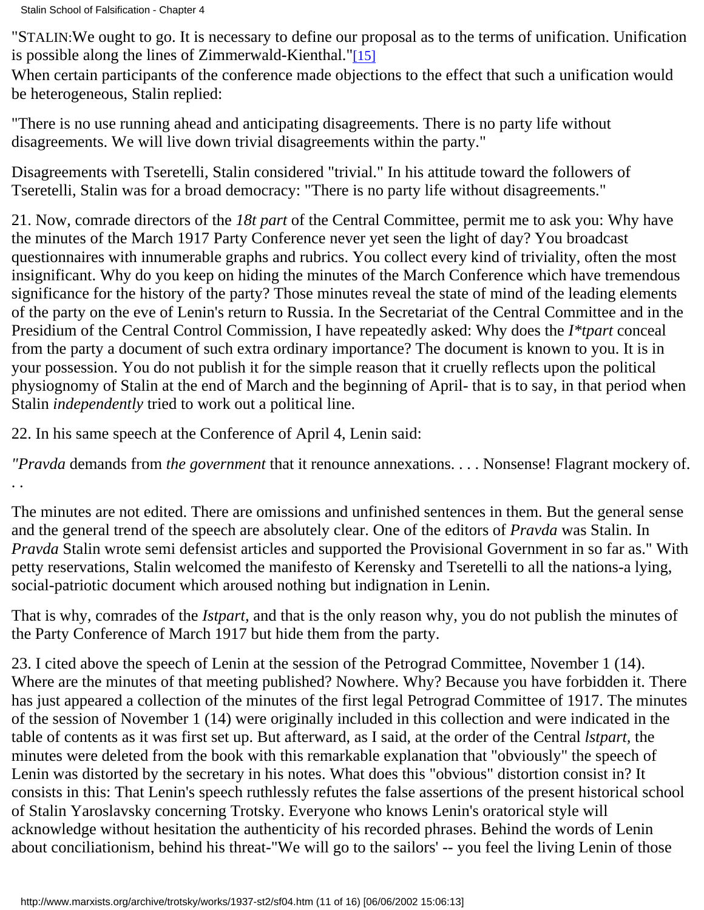"STALIN:We ought to go. It is necessary to define our proposal as to the terms of unification. Unification is possible along the lines of Zimmerwald-Kienthal."[15]
When certain participants of the conference made objections to the effect that such a unification would be heterogeneous, Stalin replied:

"There is no use running ahead and anticipating disagreements. There is no party life without disagreements. We will live down trivial disagreements within the party."

Disagreements with Tseretelli, Stalin considered "trivial." In his attitude toward the followers of Tseretelli, Stalin was for a broad democracy: "There is no party life without disagreements."

21. Now, comrade directors of the *18t part* of the Central Committee, permit me to ask you: Why have the minutes of the March 1917 Party Conference never yet seen the light of day? You broadcast questionnaires with innumerable graphs and rubrics. You collect every kind of triviality, often the most insignificant. Why do you keep on hiding the minutes of the March Conference which have tremendous significance for the history of the party? Those minutes reveal the state of mind of the leading elements of the party on the eve of Lenin's return to Russia. In the Secretariat of the Central Committee and in the Presidium of the Central Control Commission, I have repeatedly asked: Why does the *I*tpart* conceal from the party a document of such extra ordinary importance? The document is known to you. It is in your possession. You do not publish it for the simple reason that it cruelly reflects upon the political physiognomy of Stalin at the end of March and the beginning of April- that is to say, in that period when Stalin *independently* tried to work out a political line.

22. In his same speech at the Conference of April 4, Lenin said:

*"Pravda* demands from *the government* that it renounce annexations. . . . Nonsense! Flagrant mockery of. . .

The minutes are not edited. There are omissions and unfinished sentences in them. But the general sense and the general trend of the speech are absolutely clear. One of the editors of *Pravda* was Stalin. In *Pravda* Stalin wrote semi defensist articles and supported the Provisional Government in so far as." With petty reservations, Stalin welcomed the manifesto of Kerensky and Tseretelli to all the nations-a lying, social-patriotic document which aroused nothing but indignation in Lenin.

That is why, comrades of the *Istpart,* and that is the only reason why, you do not publish the minutes of the Party Conference of March 1917 but hide them from the party.

23. I cited above the speech of Lenin at the session of the Petrograd Committee, November 1 (14). Where are the minutes of that meeting published? Nowhere. Why? Because you have forbidden it. There has just appeared a collection of the minutes of the first legal Petrograd Committee of 1917. The minutes of the session of November 1 (14) were originally included in this collection and were indicated in the table of contents as it was first set up. But afterward, as I said, at the order of the Central *lstpart,* the minutes were deleted from the book with this remarkable explanation that "obviously" the speech of Lenin was distorted by the secretary in his notes. What does this "obvious" distortion consist in? It consists in this: That Lenin's speech ruthlessly refutes the false assertions of the present historical school of Stalin Yaroslavsky concerning Trotsky. Everyone who knows Lenin's oratorical style will acknowledge without hesitation the authenticity of his recorded phrases. Behind the words of Lenin about conciliationism, behind his threat-"We will go to the sailors' -- you feel the living Lenin of those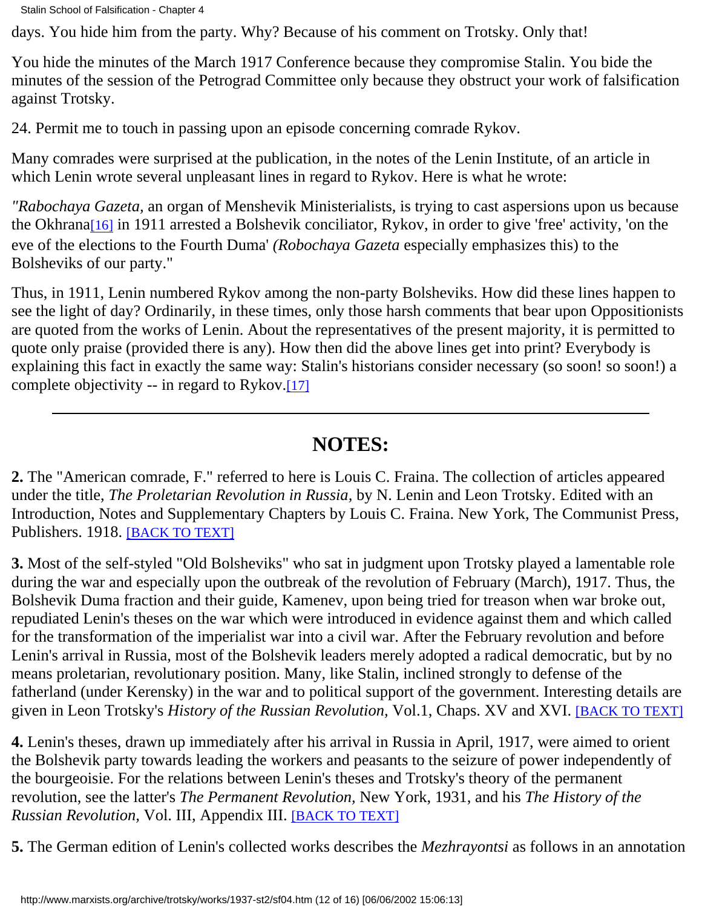days. You hide him from the party. Why? Because of his comment on Trotsky. Only that!

You hide the minutes of the March 1917 Conference because they compromise Stalin. You bide the minutes of the session of the Petrograd Committee only because they obstruct your work of falsification against Trotsky.

24. Permit me to touch in passing upon an episode concerning comrade Rykov.

Many comrades were surprised at the publication, in the notes of the Lenin Institute, of an article in which Lenin wrote several unpleasant lines in regard to Rykov. Here is what he wrote:

*"Rabochaya Gazeta,* an organ of Menshevik Ministerialists, is trying to cast aspersions upon us because the Okhrana[16] in 1911 arrested a Bolshevik conciliator, Rykov, in order to give 'free' activity, 'on the eve of the elections to the Fourth Duma' *(Robochaya Gazeta* especially emphasizes this) to the Bolsheviks of our party."

Thus, in 1911, Lenin numbered Rykov among the non-party Bolsheviks. How did these lines happen to see the light of day? Ordinarily, in these times, only those harsh comments that bear upon Oppositionists are quoted from the works of Lenin. About the representatives of the present majority, it is permitted to quote only praise (provided there is any). How then did the above lines get into print? Everybody is explaining this fact in exactly the same way: Stalin's historians consider necessary (so soon! so soon!) a complete objectivity -- in regard to Rykov.[17]

---

## NOTES:

**2.** The "American comrade, F." referred to here is Louis C. Fraina. The collection of articles appeared under the title, *The Proletarian Revolution in Russia,* by N. Lenin and Leon Trotsky. Edited with an Introduction, Notes and Supplementary Chapters by Louis C. Fraina. New York, The Communist Press, Publishers. 1918. [BACK TO TEXT]

**3.** Most of the self-styled "Old Bolsheviks" who sat in judgment upon Trotsky played a lamentable role during the war and especially upon the outbreak of the revolution of February (March), 1917. Thus, the Bolshevik Duma fraction and their guide, Kamenev, upon being tried for treason when war broke out, repudiated Lenin's theses on the war which were introduced in evidence against them and which called for the transformation of the imperialist war into a civil war. After the February revolution and before Lenin's arrival in Russia, most of the Bolshevik leaders merely adopted a radical democratic, but by no means proletarian, revolutionary position. Many, like Stalin, inclined strongly to defense of the fatherland (under Kerensky) in the war and to political support of the government. Interesting details are given in Leon Trotsky's *History of the Russian Revolution,* Vol.1, Chaps. XV and XVI. [BACK TO TEXT]

**4.** Lenin's theses, drawn up immediately after his arrival in Russia in April, 1917, were aimed to orient the Bolshevik party towards leading the workers and peasants to the seizure of power independently of the bourgeoisie. For the relations between Lenin's theses and Trotsky's theory of the permanent revolution, see the latter's *The Permanent Revolution,* New York, 1931, and his *The History of the Russian Revolution,* Vol. III, Appendix III. [BACK TO TEXT]

**5.** The German edition of Lenin's collected works describes the *Mezhrayontsi* as follows in an annotation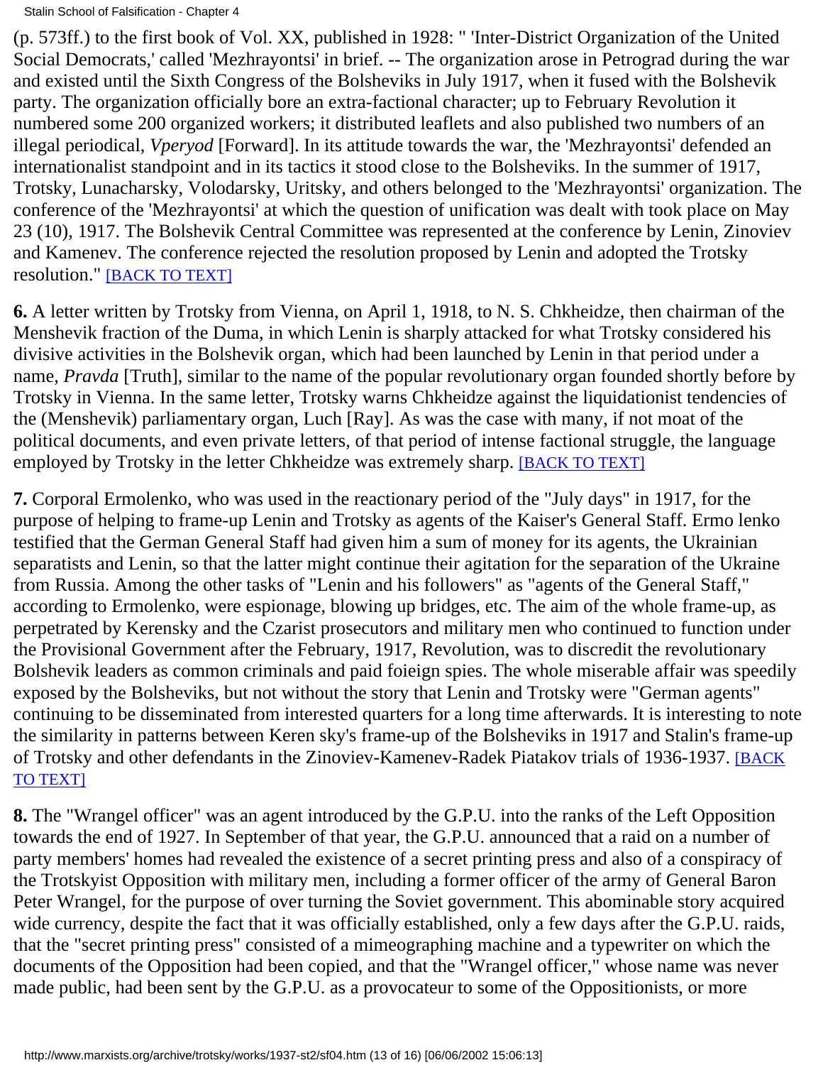(p. 573ff.) to the first book of Vol. XX, published in 1928: " 'Inter-District Organization of the United Social Democrats,' called 'Mezhrayontsi' in brief. -- The organization arose in Petrograd during the war and existed until the Sixth Congress of the Bolsheviks in July 1917, when it fused with the Bolshevik party. The organization officially bore an extra-factional character; up to February Revolution it numbered some 200 organized workers; it distributed leaflets and also published two numbers of an illegal periodical, *Vperyod* [Forward]. In its attitude towards the war, the 'Mezhrayontsi' defended an internationalist standpoint and in its tactics it stood close to the Bolsheviks. In the summer of 1917, Trotsky, Lunacharsky, Volodarsky, Uritsky, and others belonged to the 'Mezhrayontsi' organization. The conference of the 'Mezhrayontsi' at which the question of unification was dealt with took place on May 23 (10), 1917. The Bolshevik Central Committee was represented at the conference by Lenin, Zinoviev and Kamenev. The conference rejected the resolution proposed by Lenin and adopted the Trotsky resolution." [BACK TO TEXT]

**6.** A letter written by Trotsky from Vienna, on April 1, 1918, to N. S. Chkheidze, then chairman of the Menshevik fraction of the Duma, in which Lenin is sharply attacked for what Trotsky considered his divisive activities in the Bolshevik organ, which had been launched by Lenin in that period under a name, *Pravda* [Truth], similar to the name of the popular revolutionary organ founded shortly before by Trotsky in Vienna. In the same letter, Trotsky warns Chkheidze against the liquidationist tendencies of the (Menshevik) parliamentary organ, Luch [Ray]. As was the case with many, if not moat of the political documents, and even private letters, of that period of intense factional struggle, the language employed by Trotsky in the letter Chkheidze was extremely sharp. [BACK TO TEXT]

**7.** Corporal Ermolenko, who was used in the reactionary period of the "July days" in 1917, for the purpose of helping to frame-up Lenin and Trotsky as agents of the Kaiser's General Staff. Ermo lenko testified that the German General Staff had given him a sum of money for its agents, the Ukrainian separatists and Lenin, so that the latter might continue their agitation for the separation of the Ukraine from Russia. Among the other tasks of "Lenin and his followers" as "agents of the General Staff," according to Ermolenko, were espionage, blowing up bridges, etc. The aim of the whole frame-up, as perpetrated by Kerensky and the Czarist prosecutors and military men who continued to function under the Provisional Government after the February, 1917, Revolution, was to discredit the revolutionary Bolshevik leaders as common criminals and paid foieign spies. The whole miserable affair was speedily exposed by the Bolsheviks, but not without the story that Lenin and Trotsky were "German agents" continuing to be disseminated from interested quarters for a long time afterwards. It is interesting to note the similarity in patterns between Keren sky's frame-up of the Bolsheviks in 1917 and Stalin's frame-up of Trotsky and other defendants in the Zinoviev-Kamenev-Radek Piatakov trials of 1936-1937. [BACK TO TEXT]

**8.** The "Wrangel officer" was an agent introduced by the G.P.U. into the ranks of the Left Opposition towards the end of 1927. In September of that year, the G.P.U. announced that a raid on a number of party members' homes had revealed the existence of a secret printing press and also of a conspiracy of the Trotskyist Opposition with military men, including a former officer of the army of General Baron Peter Wrangel, for the purpose of over turning the Soviet government. This abominable story acquired wide currency, despite the fact that it was officially established, only a few days after the G.P.U. raids, that the "secret printing press" consisted of a mimeographing machine and a typewriter on which the documents of the Opposition had been copied, and that the "Wrangel officer," whose name was never made public, had been sent by the G.P.U. as a provocateur to some of the Oppositionists, or more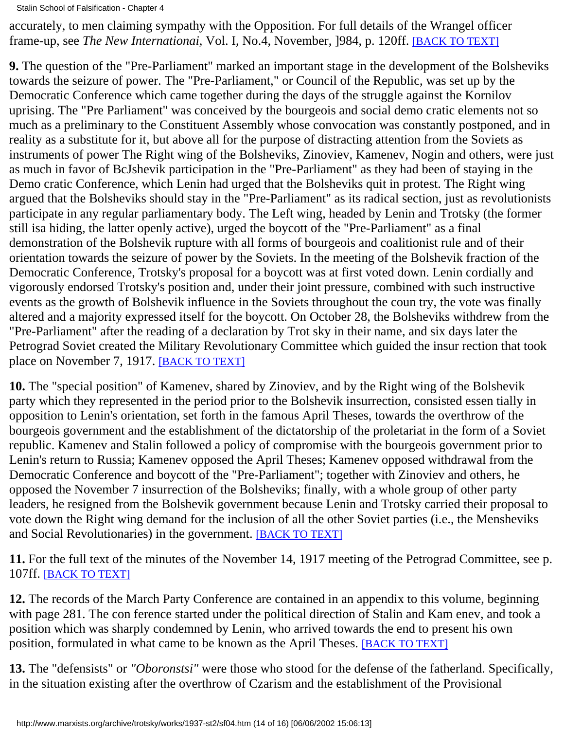accurately, to men claiming sympathy with the Opposition. For full details of the Wrangel officer frame-up, see *The New Internationai,* Vol. I, No.4, November, ]984, p. 120ff. [BACK TO TEXT]

**9.** The question of the "Pre-Parliament" marked an important stage in the development of the Bolsheviks towards the seizure of power. The "Pre-Parliament," or Council of the Republic, was set up by the Democratic Conference which came together during the days of the struggle against the Kornilov uprising. The "Pre Parliament" was conceived by the bourgeois and social demo cratic elements not so much as a preliminary to the Constituent Assembly whose convocation was constantly postponed, and in reality as a substitute for it, but above all for the purpose of distracting attention from the Soviets as instruments of power The Right wing of the Bolsheviks, Zinoviev, Kamenev, Nogin and others, were just as much in favor of BcJshevik participation in the "Pre-Parliament" as they had been of staying in the Demo cratic Conference, which Lenin had urged that the Bolsheviks quit in protest. The Right wing argued that the Bolsheviks should stay in the "Pre-Parliament" as its radical section, just as revolutionists participate in any regular parliamentary body. The Left wing, headed by Lenin and Trotsky (the former still isa hiding, the latter openly active), urged the boycott of the "Pre-Parliament" as a final demonstration of the Bolshevik rupture with all forms of bourgeois and coalitionist rule and of their orientation towards the seizure of power by the Soviets. In the meeting of the Bolshevik fraction of the Democratic Conference, Trotsky's proposal for a boycott was at first voted down. Lenin cordially and vigorously endorsed Trotsky's position and, under their joint pressure, combined with such instructive events as the growth of Bolshevik influence in the Soviets throughout the coun try, the vote was finally altered and a majority expressed itself for the boycott. On October 28, the Bolsheviks withdrew from the "Pre-Parliament" after the reading of a declaration by Trot sky in their name, and six days later the Petrograd Soviet created the Military Revolutionary Committee which guided the insur rection that took place on November 7, 1917. [BACK TO TEXT]

**10.** The "special position" of Kamenev, shared by Zinoviev, and by the Right wing of the Bolshevik party which they represented in the period prior to the Bolshevik insurrection, consisted essen tially in opposition to Lenin's orientation, set forth in the famous April Theses, towards the overthrow of the bourgeois government and the establishment of the dictatorship of the proletariat in the form of a Soviet republic. Kamenev and Stalin followed a policy of compromise with the bourgeois government prior to Lenin's return to Russia; Kamenev opposed the April Theses; Kamenev opposed withdrawal from the Democratic Conference and boycott of the "Pre-Parliament"; together with Zinoviev and others, he opposed the November 7 insurrection of the Bolsheviks; finally, with a whole group of other party leaders, he resigned from the Bolshevik government because Lenin and Trotsky carried their proposal to vote down the Right wing demand for the inclusion of all the other Soviet parties (i.e., the Mensheviks and Social Revolutionaries) in the government. [BACK TO TEXT]

**11.** For the full text of the minutes of the November 14, 1917 meeting of the Petrograd Committee, see p. 107ff. [BACK TO TEXT]

**12.** The records of the March Party Conference are contained in an appendix to this volume, beginning with page 281. The con ference started under the political direction of Stalin and Kam enev, and took a position which was sharply condemned by Lenin, who arrived towards the end to present his own position, formulated in what came to be known as the April Theses. [BACK TO TEXT]

**13.** The "defensists" or *"Oboronstsi"* were those who stood for the defense of the fatherland. Specifically, in the situation existing after the overthrow of Czarism and the establishment of the Provisional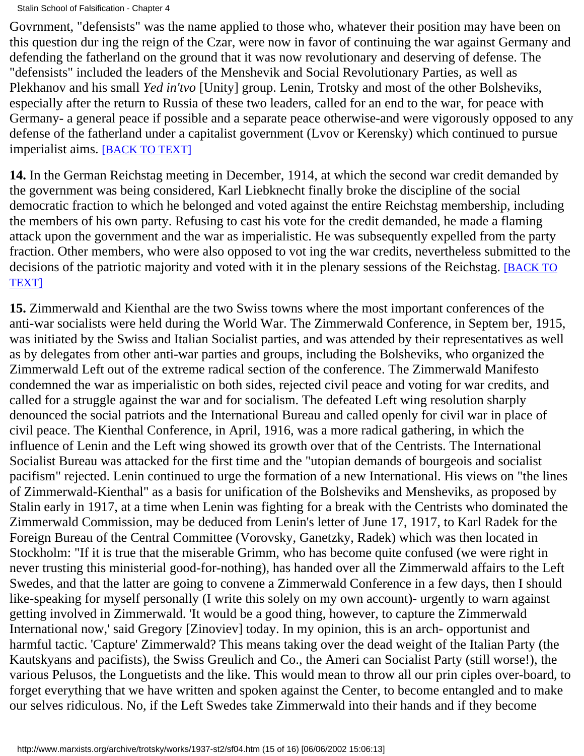Govrnment, "defensists" was the name applied to those who, whatever their position may have been on this question dur ing the reign of the Czar, were now in favor of continuing the war against Germany and defending the fatherland on the ground that it was now revolutionary and deserving of defense. The "defensists" included the leaders of the Menshevik and Social Revolutionary Parties, as well as Plekhanov and his small *Yed in'tvo* [Unity] group. Lenin, Trotsky and most of the other Bolsheviks, especially after the return to Russia of these two leaders, called for an end to the war, for peace with Germany- a general peace if possible and a separate peace otherwise-and were vigorously opposed to any defense of the fatherland under a capitalist government (Lvov or Kerensky) which continued to pursue imperialist aims. [BACK TO TEXT]

**14.** In the German Reichstag meeting in December, 1914, at which the second war credit demanded by the government was being considered, Karl Liebknecht finally broke the discipline of the social democratic fraction to which he belonged and voted against the entire Reichstag membership, including the members of his own party. Refusing to cast his vote for the credit demanded, he made a flaming attack upon the government and the war as imperialistic. He was subsequently expelled from the party fraction. Other members, who were also opposed to vot ing the war credits, nevertheless submitted to the decisions of the patriotic majority and voted with it in the plenary sessions of the Reichstag. [BACK TO TEXT]

**15.** Zimmerwald and Kienthal are the two Swiss towns where the most important conferences of the anti-war socialists were held during the World War. The Zimmerwald Conference, in Septem ber, 1915, was initiated by the Swiss and Italian Socialist parties, and was attended by their representatives as well as by delegates from other anti-war parties and groups, including the Bolsheviks, who organized the Zimmerwald Left out of the extreme radical section of the conference. The Zimmerwald Manifesto condemned the war as imperialistic on both sides, rejected civil peace and voting for war credits, and called for a struggle against the war and for socialism. The defeated Left wing resolution sharply denounced the social patriots and the International Bureau and called openly for civil war in place of civil peace. The Kienthal Conference, in April, 1916, was a more radical gathering, in which the influence of Lenin and the Left wing showed its growth over that of the Centrists. The International Socialist Bureau was attacked for the first time and the "utopian demands of bourgeois and socialist pacifism" rejected. Lenin continued to urge the formation of a new International. His views on "the lines of Zimmerwald-Kienthal" as a basis for unification of the Bolsheviks and Mensheviks, as proposed by Stalin early in 1917, at a time when Lenin was fighting for a break with the Centrists who dominated the Zimmerwald Commission, may be deduced from Lenin's letter of June 17, 1917, to Karl Radek for the Foreign Bureau of the Central Committee (Vorovsky, Ganetzky, Radek) which was then located in Stockholm: "If it is true that the miserable Grimm, who has become quite confused (we were right in never trusting this ministerial good-for-nothing), has handed over all the Zimmerwald affairs to the Left Swedes, and that the latter are going to convene a Zimmerwald Conference in a few days, then I should like-speaking for myself personally (I write this solely on my own account)- urgently to warn against getting involved in Zimmerwald. 'It would be a good thing, however, to capture the Zimmerwald International now,' said Gregory [Zinoviev] today. In my opinion, this is an arch- opportunist and harmful tactic. 'Capture' Zimmerwald? This means taking over the dead weight of the Italian Party (the Kautskyans and pacifists), the Swiss Greulich and Co., the Ameri can Socialist Party (still worse!), the various Pelusos, the Longuetists and the like. This would mean to throw all our prin ciples over-board, to forget everything that we have written and spoken against the Center, to become entangled and to make our selves ridiculous. No, if the Left Swedes take Zimmerwald into their hands and if they become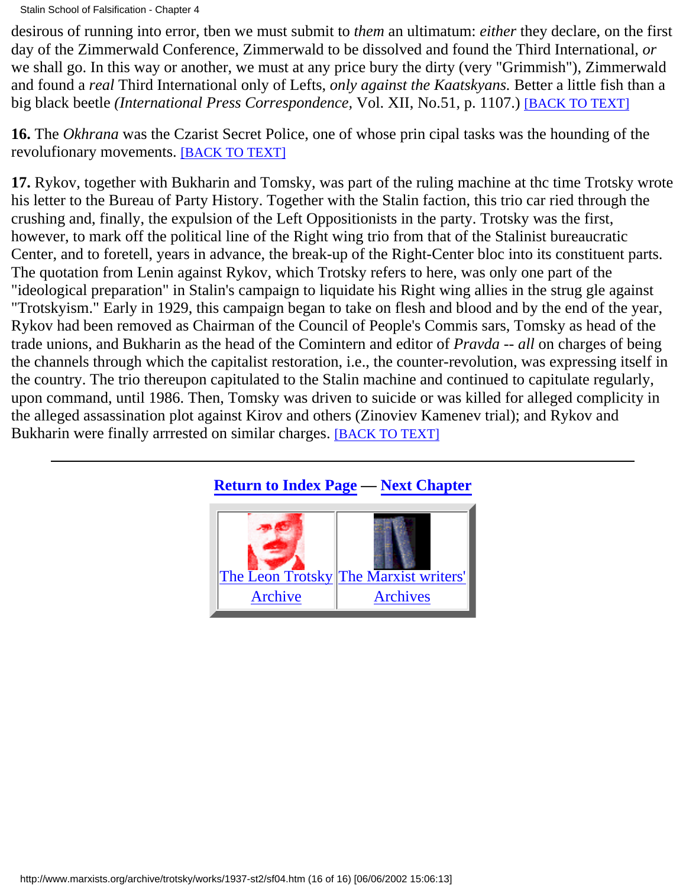desirous of running into error, tben we must submit to *them* an ultimatum: *either* they declare, on the first day of the Zimmerwald Conference, Zimmerwald to be dissolved and found the Third International, *or* we shall go. In this way or another, we must at any price bury the dirty (very "Grimmish"), Zimmerwald and found a *real* Third International only of Lefts, *only against the Kaatskyans.* Better a little fish than a big black beetle *(International Press Correspondence,* Vol. XII, No.51, p. 1107.) [BACK TO TEXT]

**16.** The *Okhrana* was the Czarist Secret Police, one of whose prin cipal tasks was the hounding of the revolufionary movements. [BACK TO TEXT]

**17.** Rykov, together with Bukharin and Tomsky, was part of the ruling machine at thc time Trotsky wrote his letter to the Bureau of Party History. Together with the Stalin faction, this trio car ried through the crushing and, finally, the expulsion of the Left Oppositionists in the party. Trotsky was the first, however, to mark off the political line of the Right wing trio from that of the Stalinist bureaucratic Center, and to foretell, years in advance, the break-up of the Right-Center bloc into its constituent parts. The quotation from Lenin against Rykov, which Trotsky refers to here, was only one part of the "ideological preparation" in Stalin's campaign to liquidate his Right wing allies in the strug gle against "Trotskyism." Early in 1929, this campaign began to take on flesh and blood and by the end of the year, Rykov had been removed as Chairman of the Council of People's Commis sars, Tomsky as head of the trade unions, and Bukharin as the head of the Comintern and editor of *Pravda* -- *all* on charges of being the channels through which the capitalist restoration, i.e., the counter-revolution, was expressing itself in the country. The trio thereupon capitulated to the Stalin machine and continued to capitulate regularly, upon command, until 1986. Then, Tomsky was driven to suicide or was killed for alleged complicity in the alleged assassination plot against Kirov and others (Zinoviev Kamenev trial); and Rykov and Bukharin were finally arrrested on similar charges. [BACK TO TEXT]

---

**Return to Index Page — Next Chapter**

| The Leon Trotsky Archive | The Marxist writers' Archives |
|---|---|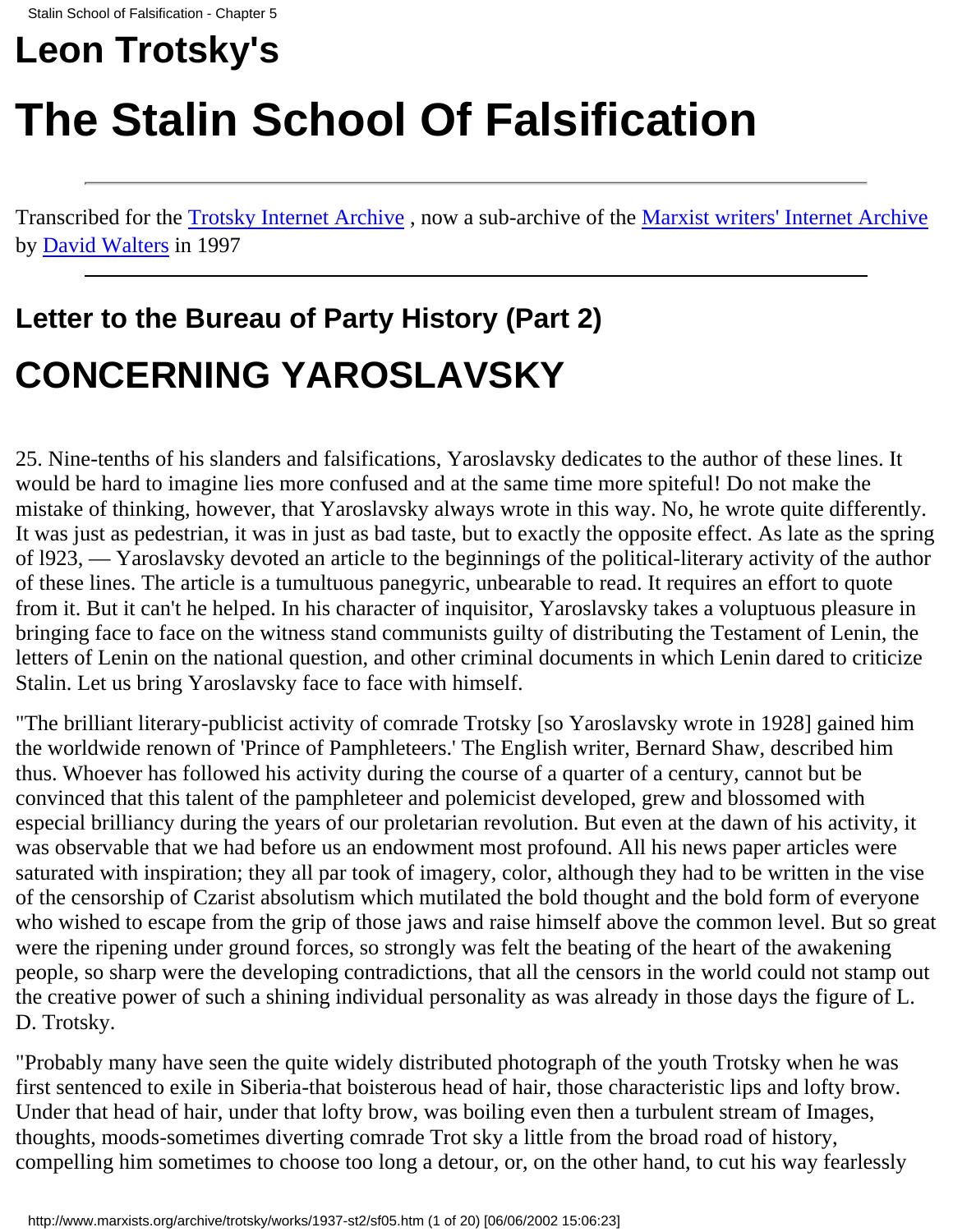# Leon Trotsky's

# The Stalin School Of Falsification

Transcribed for the [Trotsky Internet Archive](#) , now a sub-archive of the [Marxist writers' Internet Archive](#) by [David Walters](#) in 1997

## Letter to the Bureau of Party History (Part 2)

# CONCERNING YAROSLAVSKY

25. Nine-tenths of his slanders and falsifications, Yaroslavsky dedicates to the author of these lines. It would be hard to imagine lies more confused and at the same time more spiteful! Do not make the mistake of thinking, however, that Yaroslavsky always wrote in this way. No, he wrote quite differently. It was just as pedestrian, it was in just as bad taste, but to exactly the opposite effect. As late as the spring of l923, — Yaroslavsky devoted an article to the beginnings of the political-literary activity of the author of these lines. The article is a tumultuous panegyric, unbearable to read. It requires an effort to quote from it. But it can't he helped. In his character of inquisitor, Yaroslavsky takes a voluptuous pleasure in bringing face to face on the witness stand communists guilty of distributing the Testament of Lenin, the letters of Lenin on the national question, and other criminal documents in which Lenin dared to criticize Stalin. Let us bring Yaroslavsky face to face with himself.

"The brilliant literary-publicist activity of comrade Trotsky [so Yaroslavsky wrote in 1928] gained him the worldwide renown of 'Prince of Pamphleteers.' The English writer, Bernard Shaw, described him thus. Whoever has followed his activity during the course of a quarter of a century, cannot but be convinced that this talent of the pamphleteer and polemicist developed, grew and blossomed with especial brilliancy during the years of our proletarian revolution. But even at the dawn of his activity, it was observable that we had before us an endowment most profound. All his news paper articles were saturated with inspiration; they all par took of imagery, color, although they had to be written in the vise of the censorship of Czarist absolutism which mutilated the bold thought and the bold form of everyone who wished to escape from the grip of those jaws and raise himself above the common level. But so great were the ripening under ground forces, so strongly was felt the beating of the heart of the awakening people, so sharp were the developing contradictions, that all the censors in the world could not stamp out the creative power of such a shining individual personality as was already in those days the figure of L. D. Trotsky.

"Probably many have seen the quite widely distributed photograph of the youth Trotsky when he was first sentenced to exile in Siberia-that boisterous head of hair, those characteristic lips and lofty brow. Under that head of hair, under that lofty brow, was boiling even then a turbulent stream of Images, thoughts, moods-sometimes diverting comrade Trot sky a little from the broad road of history, compelling him sometimes to choose too long a detour, or, on the other hand, to cut his way fearlessly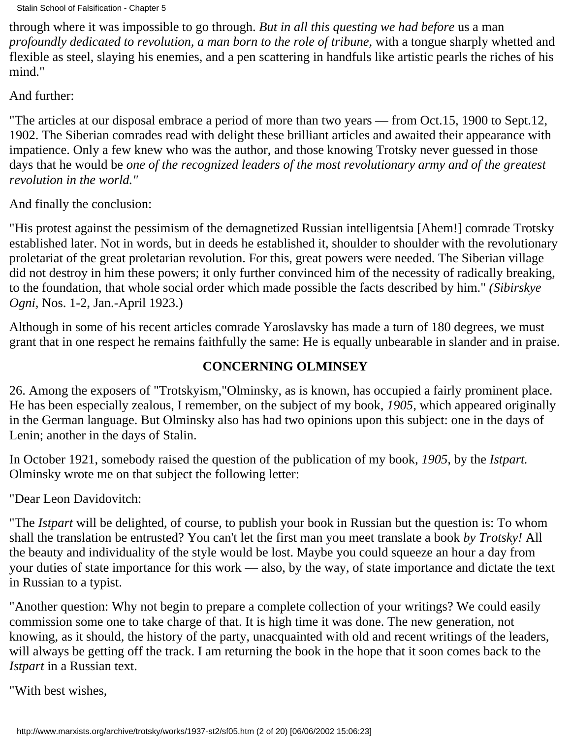through where it was impossible to go through. *But in all this questing we had before* us a man *profoundly dedicated to revolution, a man born to the role of tribune,* with a tongue sharply whetted and flexible as steel, slaying his enemies, and a pen scattering in handfuls like artistic pearls the riches of his mind."

And further:

"The articles at our disposal embrace a period of more than two years — from Oct.15, 1900 to Sept.12, 1902. The Siberian comrades read with delight these brilliant articles and awaited their appearance with impatience. Only a few knew who was the author, and those knowing Trotsky never guessed in those days that he would be *one of the recognized leaders of the most revolutionary army and of the greatest revolution in the world."*

And finally the conclusion:

"His protest against the pessimism of the demagnetized Russian intelligentsia [Ahem!] comrade Trotsky established later. Not in words, but in deeds he established it, shoulder to shoulder with the revolutionary proletariat of the great proletarian revolution. For this, great powers were needed. The Siberian village did not destroy in him these powers; it only further convinced him of the necessity of radically breaking, to the foundation, that whole social order which made possible the facts described by him." *(Sibirskye Ogni,* Nos. 1-2, Jan.-April 1923.)

Although in some of his recent articles comrade Yaroslavsky has made a turn of 180 degrees, we must grant that in one respect he remains faithfully the same: He is equally unbearable in slander and in praise.

### CONCERNING OLMINSEY

26. Among the exposers of "Trotskyism,"Olminsky, as is known, has occupied a fairly prominent place. He has been especially zealous, I remember, on the subject of my book, *1905,* which appeared originally in the German language. But Olminsky also has had two opinions upon this subject: one in the days of Lenin; another in the days of Stalin.

In October 1921, somebody raised the question of the publication of my book, *1905,* by the *Istpart.* Olminsky wrote me on that subject the following letter:

"Dear Leon Davidovitch:

"The *Istpart* will be delighted, of course, to publish your book in Russian but the question is: To whom shall the translation be entrusted? You can't let the first man you meet translate a book *by Trotsky!* All the beauty and individuality of the style would be lost. Maybe you could squeeze an hour a day from your duties of state importance for this work — also, by the way, of state importance and dictate the text in Russian to a typist.

"Another question: Why not begin to prepare a complete collection of your writings? We could easily commission some one to take charge of that. It is high time it was done. The new generation, not knowing, as it should, the history of the party, unacquainted with old and recent writings of the leaders, will always be getting off the track. I am returning the book in the hope that it soon comes back to the *Istpart* in a Russian text.

"With best wishes,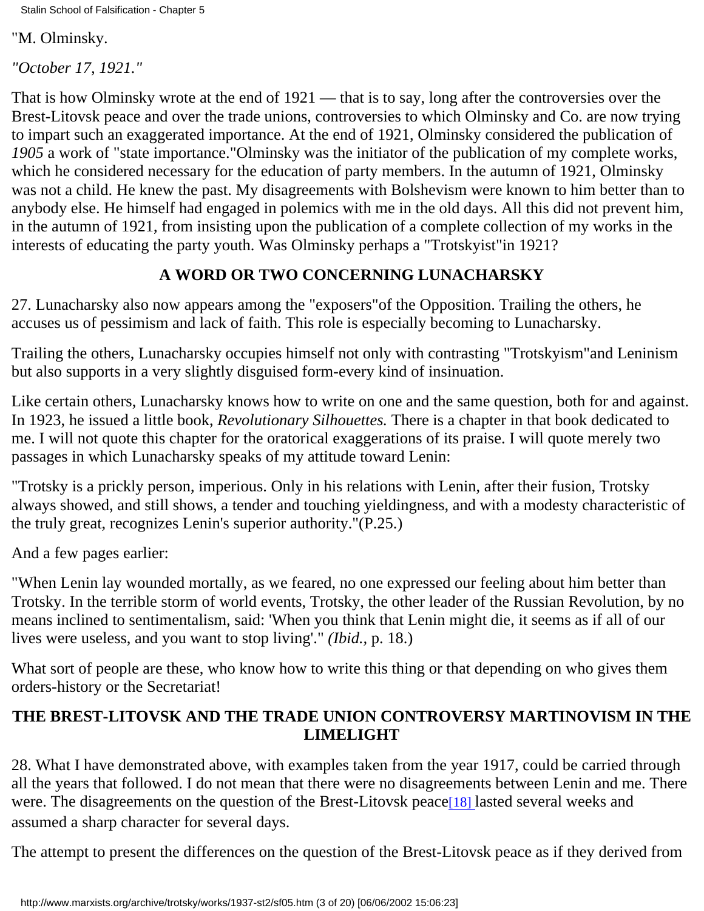"M. Olminsky.

*"October 17, 1921."*

That is how Olminsky wrote at the end of 1921 — that is to say, long after the controversies over the Brest-Litovsk peace and over the trade unions, controversies to which Olminsky and Co. are now trying to impart such an exaggerated importance. At the end of 1921, Olminsky considered the publication of *1905* a work of "state importance."Olminsky was the initiator of the publication of my complete works, which he considered necessary for the education of party members. In the autumn of 1921, Olminsky was not a child. He knew the past. My disagreements with Bolshevism were known to him better than to anybody else. He himself had engaged in polemics with me in the old days. All this did not prevent him, in the autumn of 1921, from insisting upon the publication of a complete collection of my works in the interests of educating the party youth. Was Olminsky perhaps a "Trotskyist"in 1921?

### A WORD OR TWO CONCERNING LUNACHARSKY

27. Lunacharsky also now appears among the "exposers"of the Opposition. Trailing the others, he accuses us of pessimism and lack of faith. This role is especially becoming to Lunacharsky.

Trailing the others, Lunacharsky occupies himself not only with contrasting "Trotskyism"and Leninism but also supports in a very slightly disguised form-every kind of insinuation.

Like certain others, Lunacharsky knows how to write on one and the same question, both for and against. In 1923, he issued a little book, *Revolutionary Silhouettes.* There is a chapter in that book dedicated to me. I will not quote this chapter for the oratorical exaggerations of its praise. I will quote merely two passages in which Lunacharsky speaks of my attitude toward Lenin:

"Trotsky is a prickly person, imperious. Only in his relations with Lenin, after their fusion, Trotsky always showed, and still shows, a tender and touching yieldingness, and with a modesty characteristic of the truly great, recognizes Lenin's superior authority."(P.25.)

And a few pages earlier:

"When Lenin lay wounded mortally, as we feared, no one expressed our feeling about him better than Trotsky. In the terrible storm of world events, Trotsky, the other leader of the Russian Revolution, by no means inclined to sentimentalism, said: 'When you think that Lenin might die, it seems as if all of our lives were useless, and you want to stop living'." *(Ibid.,* p. 18.)

What sort of people are these, who know how to write this thing or that depending on who gives them orders-history or the Secretariat!

### THE BREST-LITOVSK AND THE TRADE UNION CONTROVERSY MARTINOVISM IN THE LIMELIGHT

28. What I have demonstrated above, with examples taken from the year 1917, could be carried through all the years that followed. I do not mean that there were no disagreements between Lenin and me. There were. The disagreements on the question of the Brest-Litovsk peace[18] lasted several weeks and assumed a sharp character for several days.

The attempt to present the differences on the question of the Brest-Litovsk peace as if they derived from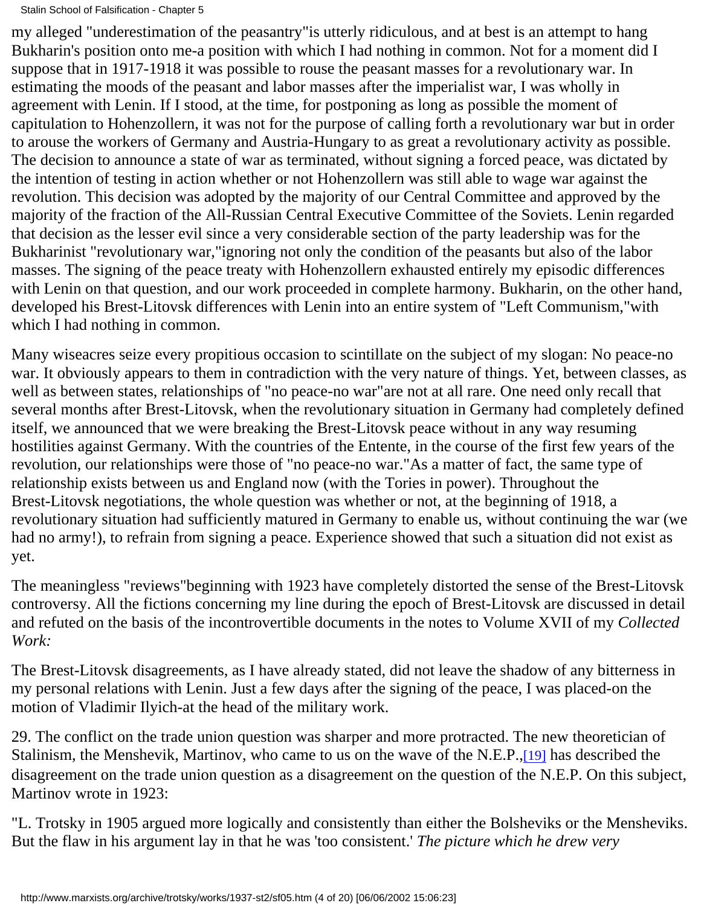my alleged "underestimation of the peasantry"is utterly ridiculous, and at best is an attempt to hang Bukharin's position onto me-a position with which I had nothing in common. Not for a moment did I suppose that in 1917-1918 it was possible to rouse the peasant masses for a revolutionary war. In estimating the moods of the peasant and labor masses after the imperialist war, I was wholly in agreement with Lenin. If I stood, at the time, for postponing as long as possible the moment of capitulation to Hohenzollern, it was not for the purpose of calling forth a revolutionary war but in order to arouse the workers of Germany and Austria-Hungary to as great a revolutionary activity as possible. The decision to announce a state of war as terminated, without signing a forced peace, was dictated by the intention of testing in action whether or not Hohenzollern was still able to wage war against the revolution. This decision was adopted by the majority of our Central Committee and approved by the majority of the fraction of the All-Russian Central Executive Committee of the Soviets. Lenin regarded that decision as the lesser evil since a very considerable section of the party leadership was for the Bukharinist "revolutionary war,"ignoring not only the condition of the peasants but also of the labor masses. The signing of the peace treaty with Hohenzollern exhausted entirely my episodic differences with Lenin on that question, and our work proceeded in complete harmony. Bukharin, on the other hand, developed his Brest-Litovsk differences with Lenin into an entire system of "Left Communism,"with which I had nothing in common.

Many wiseacres seize every propitious occasion to scintillate on the subject of my slogan: No peace-no war. It obviously appears to them in contradiction with the very nature of things. Yet, between classes, as well as between states, relationships of "no peace-no war"are not at all rare. One need only recall that several months after Brest-Litovsk, when the revolutionary situation in Germany had completely defined itself, we announced that we were breaking the Brest-Litovsk peace without in any way resuming hostilities against Germany. With the countries of the Entente, in the course of the first few years of the revolution, our relationships were those of "no peace-no war."As a matter of fact, the same type of relationship exists between us and England now (with the Tories in power). Throughout the Brest-Litovsk negotiations, the whole question was whether or not, at the beginning of 1918, a revolutionary situation had sufficiently matured in Germany to enable us, without continuing the war (we had no army!), to refrain from signing a peace. Experience showed that such a situation did not exist as yet.

The meaningless "reviews"beginning with 1923 have completely distorted the sense of the Brest-Litovsk controversy. All the fictions concerning my line during the epoch of Brest-Litovsk are discussed in detail and refuted on the basis of the incontrovertible documents in the notes to Volume XVII of my *Collected Work:*

The Brest-Litovsk disagreements, as I have already stated, did not leave the shadow of any bitterness in my personal relations with Lenin. Just a few days after the signing of the peace, I was placed-on the motion of Vladimir Ilyich-at the head of the military work.

29. The conflict on the trade union question was sharper and more protracted. The new theoretician of Stalinism, the Menshevik, Martinov, who came to us on the wave of the N.E.P.,[19] has described the disagreement on the trade union question as a disagreement on the question of the N.E.P. On this subject, Martinov wrote in 1923:

"L. Trotsky in 1905 argued more logically and consistently than either the Bolsheviks or the Mensheviks. But the flaw in his argument lay in that he was 'too consistent.' *The picture which he drew very*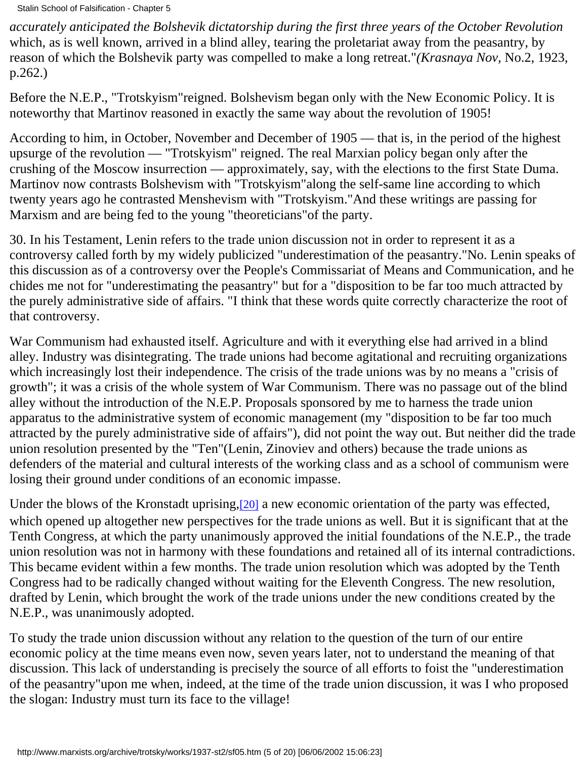*accurately anticipated the Bolshevik dictatorship during the first three years of the October Revolution* which, as is well known, arrived in a blind alley, tearing the proletariat away from the peasantry, by reason of which the Bolshevik party was compelled to make a long retreat."*(Krasnaya Nov*, No.2, 1923, p.262.)

Before the N.E.P., "Trotskyism"reigned. Bolshevism began only with the New Economic Policy. It is noteworthy that Martinov reasoned in exactly the same way about the revolution of 1905!

According to him, in October, November and December of 1905 — that is, in the period of the highest upsurge of the revolution — "Trotskyism" reigned. The real Marxian policy began only after the crushing of the Moscow insurrection — approximately, say, with the elections to the first State Duma. Martinov now contrasts Bolshevism with "Trotskyism"along the self-same line according to which twenty years ago he contrasted Menshevism with "Trotskyism."And these writings are passing for Marxism and are being fed to the young "theoreticians"of the party.

30. In his Testament, Lenin refers to the trade union discussion not in order to represent it as a controversy called forth by my widely publicized "underestimation of the peasantry."No. Lenin speaks of this discussion as of a controversy over the People's Commissariat of Means and Communication, and he chides me not for "underestimating the peasantry" but for a "disposition to be far too much attracted by the purely administrative side of affairs. "I think that these words quite correctly characterize the root of that controversy.

War Communism had exhausted itself. Agriculture and with it everything else had arrived in a blind alley. Industry was disintegrating. The trade unions had become agitational and recruiting organizations which increasingly lost their independence. The crisis of the trade unions was by no means a "crisis of growth"; it was a crisis of the whole system of War Communism. There was no passage out of the blind alley without the introduction of the N.E.P. Proposals sponsored by me to harness the trade union apparatus to the administrative system of economic management (my "disposition to be far too much attracted by the purely administrative side of affairs"), did not point the way out. But neither did the trade union resolution presented by the "Ten"(Lenin, Zinoviev and others) because the trade unions as defenders of the material and cultural interests of the working class and as a school of communism were losing their ground under conditions of an economic impasse.

Under the blows of the Kronstadt uprising,[20] a new economic orientation of the party was effected, which opened up altogether new perspectives for the trade unions as well. But it is significant that at the Tenth Congress, at which the party unanimously approved the initial foundations of the N.E.P., the trade union resolution was not in harmony with these foundations and retained all of its internal contradictions. This became evident within a few months. The trade union resolution which was adopted by the Tenth Congress had to be radically changed without waiting for the Eleventh Congress. The new resolution, drafted by Lenin, which brought the work of the trade unions under the new conditions created by the N.E.P., was unanimously adopted.

To study the trade union discussion without any relation to the question of the turn of our entire economic policy at the time means even now, seven years later, not to understand the meaning of that discussion. This lack of understanding is precisely the source of all efforts to foist the "underestimation of the peasantry"upon me when, indeed, at the time of the trade union discussion, it was I who proposed the slogan: Industry must turn its face to the village!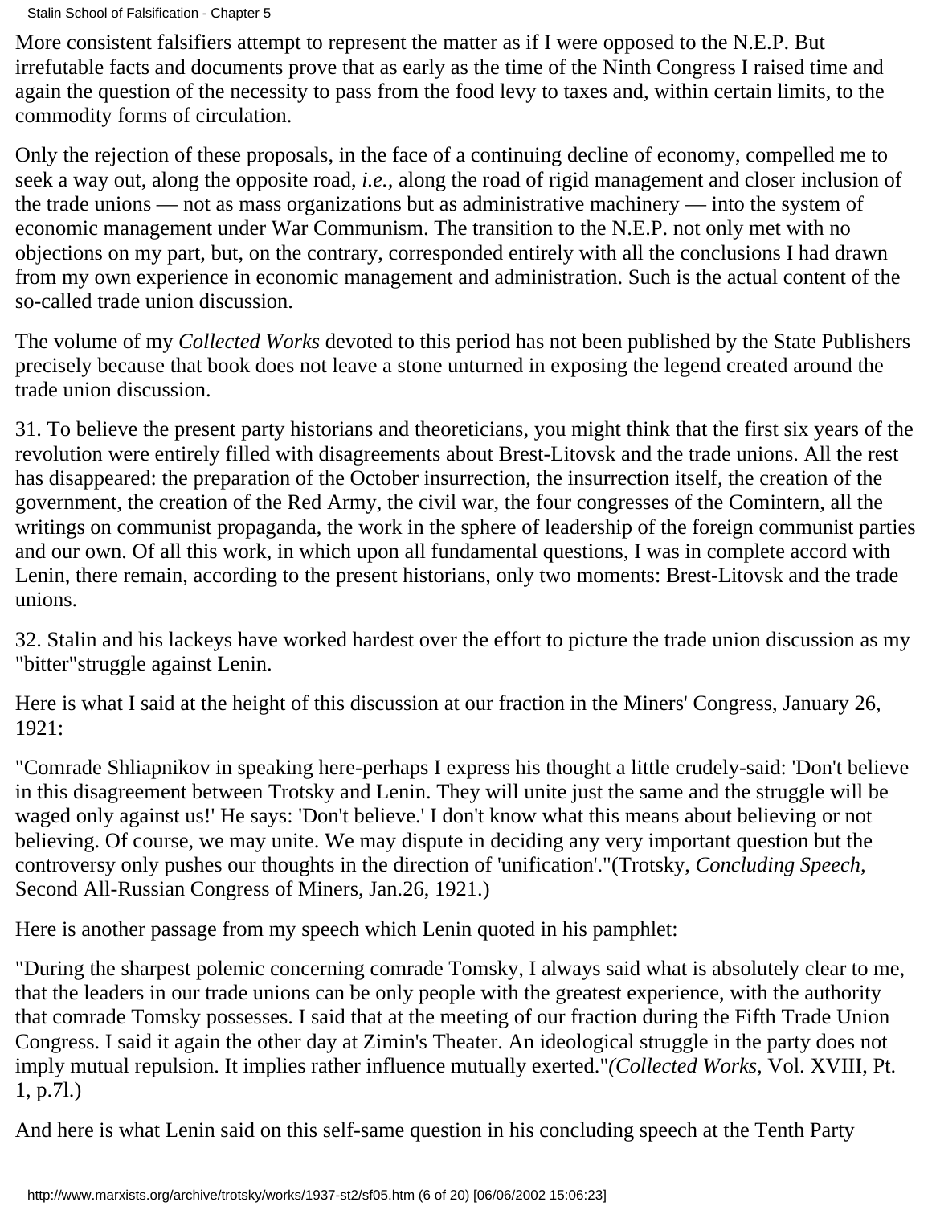More consistent falsifiers attempt to represent the matter as if I were opposed to the N.E.P. But irrefutable facts and documents prove that as early as the time of the Ninth Congress I raised time and again the question of the necessity to pass from the food levy to taxes and, within certain limits, to the commodity forms of circulation.

Only the rejection of these proposals, in the face of a continuing decline of economy, compelled me to seek a way out, along the opposite road, *i.e.*, along the road of rigid management and closer inclusion of the trade unions — not as mass organizations but as administrative machinery — into the system of economic management under War Communism. The transition to the N.E.P. not only met with no objections on my part, but, on the contrary, corresponded entirely with all the conclusions I had drawn from my own experience in economic management and administration. Such is the actual content of the so-called trade union discussion.

The volume of my *Collected Works* devoted to this period has not been published by the State Publishers precisely because that book does not leave a stone unturned in exposing the legend created around the trade union discussion.

31. To believe the present party historians and theoreticians, you might think that the first six years of the revolution were entirely filled with disagreements about Brest-Litovsk and the trade unions. All the rest has disappeared: the preparation of the October insurrection, the insurrection itself, the creation of the government, the creation of the Red Army, the civil war, the four congresses of the Comintern, all the writings on communist propaganda, the work in the sphere of leadership of the foreign communist parties and our own. Of all this work, in which upon all fundamental questions, I was in complete accord with Lenin, there remain, according to the present historians, only two moments: Brest-Litovsk and the trade unions.

32. Stalin and his lackeys have worked hardest over the effort to picture the trade union discussion as my "bitter"struggle against Lenin.

Here is what I said at the height of this discussion at our fraction in the Miners' Congress, January 26, 1921:

"Comrade Shliapnikov in speaking here-perhaps I express his thought a little crudely-said: 'Don't believe in this disagreement between Trotsky and Lenin. They will unite just the same and the struggle will be waged only against us!' He says: 'Don't believe.' I don't know what this means about believing or not believing. Of course, we may unite. We may dispute in deciding any very important question but the controversy only pushes our thoughts in the direction of 'unification'."(Trotsky, *Concluding Speech,* Second All-Russian Congress of Miners, Jan.26, 1921.)

Here is another passage from my speech which Lenin quoted in his pamphlet:

"During the sharpest polemic concerning comrade Tomsky, I always said what is absolutely clear to me, that the leaders in our trade unions can be only people with the greatest experience, with the authority that comrade Tomsky possesses. I said that at the meeting of our fraction during the Fifth Trade Union Congress. I said it again the other day at Zimin's Theater. An ideological struggle in the party does not imply mutual repulsion. It implies rather influence mutually exerted."*(Collected Works,* Vol. XVIII, Pt. 1, p.7l.)

And here is what Lenin said on this self-same question in his concluding speech at the Tenth Party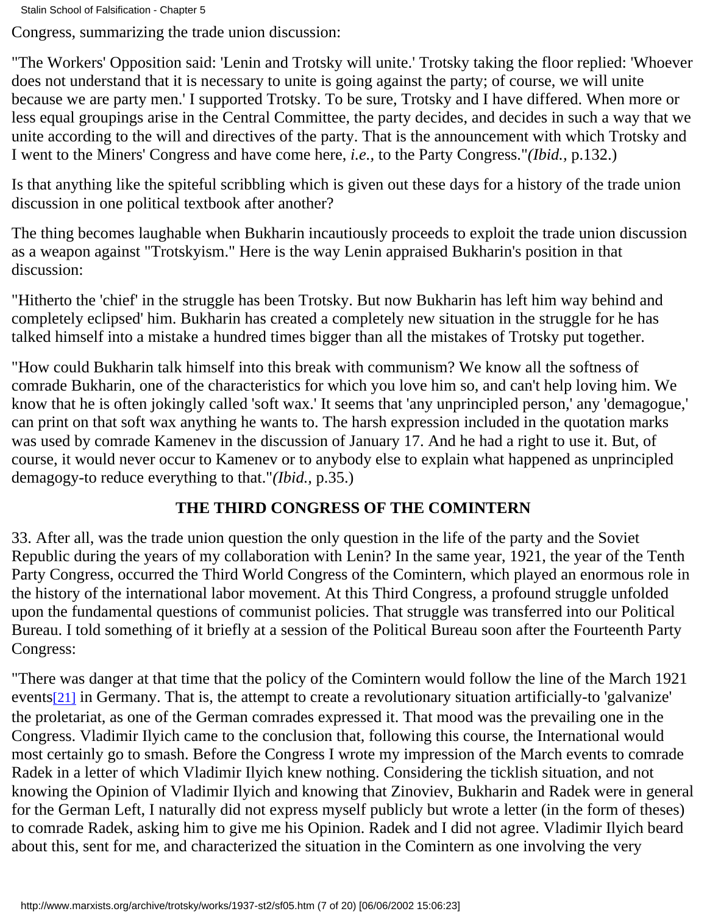Congress, summarizing the trade union discussion:

"The Workers' Opposition said: 'Lenin and Trotsky will unite.' Trotsky taking the floor replied: 'Whoever does not understand that it is necessary to unite is going against the party; of course, we will unite because we are party men.' I supported Trotsky. To be sure, Trotsky and I have differed. When more or less equal groupings arise in the Central Committee, the party decides, and decides in such a way that we unite according to the will and directives of the party. That is the announcement with which Trotsky and I went to the Miners' Congress and have come here, *i.e.,* to the Party Congress."*(Ibid.,* p.132.)

Is that anything like the spiteful scribbling which is given out these days for a history of the trade union discussion in one political textbook after another?

The thing becomes laughable when Bukharin incautiously proceeds to exploit the trade union discussion as a weapon against "Trotskyism." Here is the way Lenin appraised Bukharin's position in that discussion:

"Hitherto the 'chief' in the struggle has been Trotsky. But now Bukharin has left him way behind and completely eclipsed' him. Bukharin has created a completely new situation in the struggle for he has talked himself into a mistake a hundred times bigger than all the mistakes of Trotsky put together.

"How could Bukharin talk himself into this break with communism? We know all the softness of comrade Bukharin, one of the characteristics for which you love him so, and can't help loving him. We know that he is often jokingly called 'soft wax.' It seems that 'any unprincipled person,' any 'demagogue,' can print on that soft wax anything he wants to. The harsh expression included in the quotation marks was used by comrade Kamenev in the discussion of January 17. And he had a right to use it. But, of course, it would never occur to Kamenev or to anybody else to explain what happened as unprincipled demagogy-to reduce everything to that."*(Ibid.,* p.35.)

### THE THIRD CONGRESS OF THE COMINTERN

33. After all, was the trade union question the only question in the life of the party and the Soviet Republic during the years of my collaboration with Lenin? In the same year, 1921, the year of the Tenth Party Congress, occurred the Third World Congress of the Comintern, which played an enormous role in the history of the international labor movement. At this Third Congress, a profound struggle unfolded upon the fundamental questions of communist policies. That struggle was transferred into our Political Bureau. I told something of it briefly at a session of the Political Bureau soon after the Fourteenth Party Congress:

"There was danger at that time that the policy of the Comintern would follow the line of the March 1921 events[21] in Germany. That is, the attempt to create a revolutionary situation artificially-to 'galvanize' the proletariat, as one of the German comrades expressed it. That mood was the prevailing one in the Congress. Vladimir Ilyich came to the conclusion that, following this course, the International would most certainly go to smash. Before the Congress I wrote my impression of the March events to comrade Radek in a letter of which Vladimir Ilyich knew nothing. Considering the ticklish situation, and not knowing the Opinion of Vladimir Ilyich and knowing that Zinoviev, Bukharin and Radek were in general for the German Left, I naturally did not express myself publicly but wrote a letter (in the form of theses) to comrade Radek, asking him to give me his Opinion. Radek and I did not agree. Vladimir Ilyich beard about this, sent for me, and characterized the situation in the Comintern as one involving the very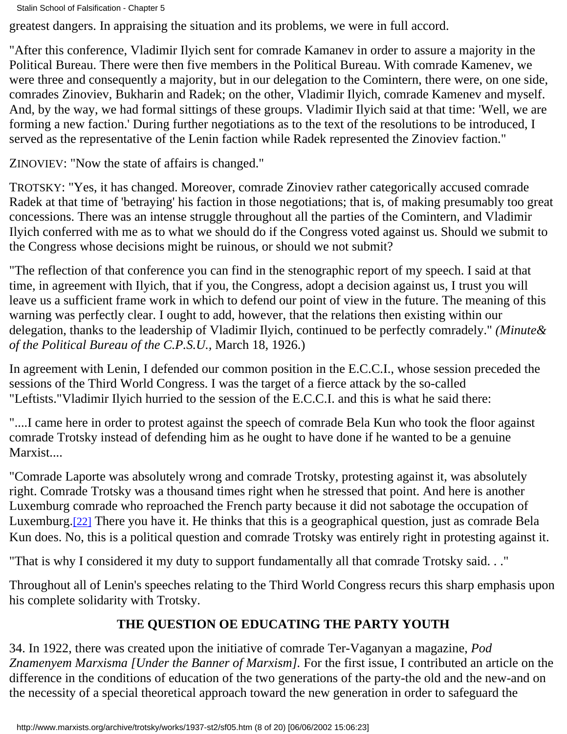greatest dangers. In appraising the situation and its problems, we were in full accord.

"After this conference, Vladimir Ilyich sent for comrade Kamanev in order to assure a majority in the Political Bureau. There were then five members in the Political Bureau. With comrade Kamenev, we were three and consequently a majority, but in our delegation to the Comintern, there were, on one side, comrades Zinoviev, Bukharin and Radek; on the other, Vladimir Ilyich, comrade Kamenev and myself. And, by the way, we had formal sittings of these groups. Vladimir Ilyich said at that time: 'Well, we are forming a new faction.' During further negotiations as to the text of the resolutions to be introduced, I served as the representative of the Lenin faction while Radek represented the Zinoviev faction."

ZINOVIEV: "Now the state of affairs is changed."

TROTSKY: "Yes, it has changed. Moreover, comrade Zinoviev rather categorically accused comrade Radek at that time of 'betraying' his faction in those negotiations; that is, of making presumably too great concessions. There was an intense struggle throughout all the parties of the Comintern, and Vladimir Ilyich conferred with me as to what we should do if the Congress voted against us. Should we submit to the Congress whose decisions might be ruinous, or should we not submit?

"The reflection of that conference you can find in the stenographic report of my speech. I said at that time, in agreement with Ilyich, that if you, the Congress, adopt a decision against us, I trust you will leave us a sufficient frame work in which to defend our point of view in the future. The meaning of this warning was perfectly clear. I ought to add, however, that the relations then existing within our delegation, thanks to the leadership of Vladimir Ilyich, continued to be perfectly comradely." *(Minute& of the Political Bureau of the C.P.S.U.,* March 18, 1926.)

In agreement with Lenin, I defended our common position in the E.C.C.I., whose session preceded the sessions of the Third World Congress. I was the target of a fierce attack by the so-called "Leftists."Vladimir Ilyich hurried to the session of the E.C.C.I. and this is what he said there:

"....I came here in order to protest against the speech of comrade Bela Kun who took the floor against comrade Trotsky instead of defending him as he ought to have done if he wanted to be a genuine Marxist....

"Comrade Laporte was absolutely wrong and comrade Trotsky, protesting against it, was absolutely right. Comrade Trotsky was a thousand times right when he stressed that point. And here is another Luxemburg comrade who reproached the French party because it did not sabotage the occupation of Luxemburg.[22] There you have it. He thinks that this is a geographical question, just as comrade Bela Kun does. No, this is a political question and comrade Trotsky was entirely right in protesting against it.

"That is why I considered it my duty to support fundamentally all that comrade Trotsky said. . ."

Throughout all of Lenin's speeches relating to the Third World Congress recurs this sharp emphasis upon his complete solidarity with Trotsky.

### THE QUESTION OE EDUCATING THE PARTY YOUTH

34. In 1922, there was created upon the initiative of comrade Ter-Vaganyan a magazine, *Pod Znamenyem Marxisma [Under the Banner of Marxism].* For the first issue, I contributed an article on the difference in the conditions of education of the two generations of the party-the old and the new-and on the necessity of a special theoretical approach toward the new generation in order to safeguard the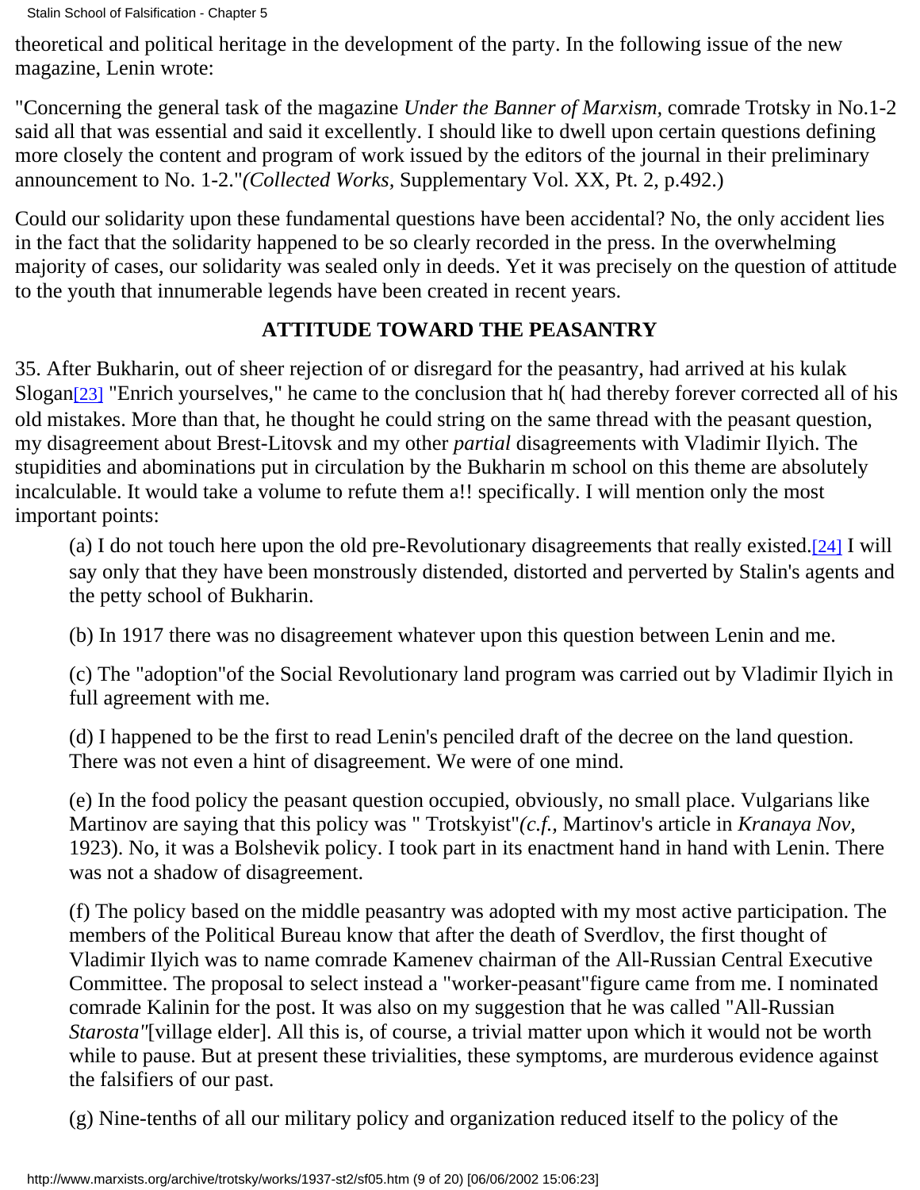theoretical and political heritage in the development of the party. In the following issue of the new magazine, Lenin wrote:

"Concerning the general task of the magazine *Under the Banner of Marxism,* comrade Trotsky in No.1-2 said all that was essential and said it excellently. I should like to dwell upon certain questions defining more closely the content and program of work issued by the editors of the journal in their preliminary announcement to No. 1-2."*(Collected Works,* Supplementary Vol. XX, Pt. 2, p.492.)

Could our solidarity upon these fundamental questions have been accidental? No, the only accident lies in the fact that the solidarity happened to be so clearly recorded in the press. In the overwhelming majority of cases, our solidarity was sealed only in deeds. Yet it was precisely on the question of attitude to the youth that innumerable legends have been created in recent years.

### ATTITUDE TOWARD THE PEASANTRY

35. After Bukharin, out of sheer rejection of or disregard for the peasantry, had arrived at his kulak Slogan[23] "Enrich yourselves," he came to the conclusion that h( had thereby forever corrected all of his old mistakes. More than that, he thought he could string on the same thread with the peasant question, my disagreement about Brest-Litovsk and my other *partial* disagreements with Vladimir Ilyich. The stupidities and abominations put in circulation by the Bukharin m school on this theme are absolutely incalculable. It would take a volume to refute them a!! specifically. I will mention only the most important points:

(a) I do not touch here upon the old pre-Revolutionary disagreements that really existed.[24] I will say only that they have been monstrously distended, distorted and perverted by Stalin's agents and the petty school of Bukharin.

(b) In 1917 there was no disagreement whatever upon this question between Lenin and me.

(c) The "adoption"of the Social Revolutionary land program was carried out by Vladimir Ilyich in full agreement with me.

(d) I happened to be the first to read Lenin's penciled draft of the decree on the land question. There was not even a hint of disagreement. We were of one mind.

(e) In the food policy the peasant question occupied, obviously, no small place. Vulgarians like Martinov are saying that this policy was " Trotskyist"*(c.f.,* Martinov's article in *Kranaya Nov,* 1923). No, it was a Bolshevik policy. I took part in its enactment hand in hand with Lenin. There was not a shadow of disagreement.

(f) The policy based on the middle peasantry was adopted with my most active participation. The members of the Political Bureau know that after the death of Sverdlov, the first thought of Vladimir Ilyich was to name comrade Kamenev chairman of the All-Russian Central Executive Committee. The proposal to select instead a "worker-peasant"figure came from me. I nominated comrade Kalinin for the post. It was also on my suggestion that he was called "All-Russian *Starosta"*[village elder]. All this is, of course, a trivial matter upon which it would not be worth while to pause. But at present these trivialities, these symptoms, are murderous evidence against the falsifiers of our past.

(g) Nine-tenths of all our military policy and organization reduced itself to the policy of the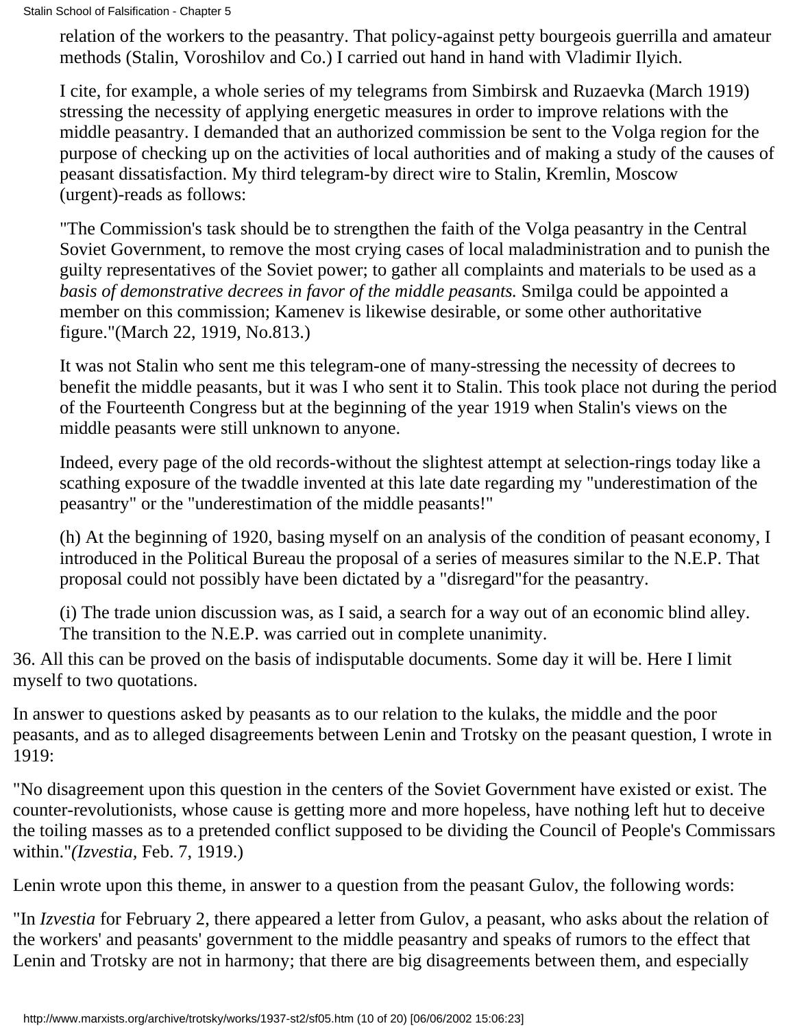relation of the workers to the peasantry. That policy-against petty bourgeois guerrilla and amateur methods (Stalin, Voroshilov and Co.) I carried out hand in hand with Vladimir Ilyich.

I cite, for example, a whole series of my telegrams from Simbirsk and Ruzaevka (March 1919) stressing the necessity of applying energetic measures in order to improve relations with the middle peasantry. I demanded that an authorized commission be sent to the Volga region for the purpose of checking up on the activities of local authorities and of making a study of the causes of peasant dissatisfaction. My third telegram-by direct wire to Stalin, Kremlin, Moscow (urgent)-reads as follows:

"The Commission's task should be to strengthen the faith of the Volga peasantry in the Central Soviet Government, to remove the most crying cases of local maladministration and to punish the guilty representatives of the Soviet power; to gather all complaints and materials to be used as a *basis of demonstrative decrees in favor of the middle peasants.* Smilga could be appointed a member on this commission; Kamenev is likewise desirable, or some other authoritative figure."(March 22, 1919, No.813.)

It was not Stalin who sent me this telegram-one of many-stressing the necessity of decrees to benefit the middle peasants, but it was I who sent it to Stalin. This took place not during the period of the Fourteenth Congress but at the beginning of the year 1919 when Stalin's views on the middle peasants were still unknown to anyone.

Indeed, every page of the old records-without the slightest attempt at selection-rings today like a scathing exposure of the twaddle invented at this late date regarding my "underestimation of the peasantry" or the "underestimation of the middle peasants!"

(h) At the beginning of 1920, basing myself on an analysis of the condition of peasant economy, I introduced in the Political Bureau the proposal of a series of measures similar to the N.E.P. That proposal could not possibly have been dictated by a "disregard"for the peasantry.

(i) The trade union discussion was, as I said, a search for a way out of an economic blind alley. The transition to the N.E.P. was carried out in complete unanimity.

36. All this can be proved on the basis of indisputable documents. Some day it will be. Here I limit myself to two quotations.

In answer to questions asked by peasants as to our relation to the kulaks, the middle and the poor peasants, and as to alleged disagreements between Lenin and Trotsky on the peasant question, I wrote in 1919:

"No disagreement upon this question in the centers of the Soviet Government have existed or exist. The counter-revolutionists, whose cause is getting more and more hopeless, have nothing left hut to deceive the toiling masses as to a pretended conflict supposed to be dividing the Council of People's Commissars within."*(Izvestia,* Feb. 7, 1919.)

Lenin wrote upon this theme, in answer to a question from the peasant Gulov, the following words:

"In *Izvestia* for February 2, there appeared a letter from Gulov, a peasant, who asks about the relation of the workers' and peasants' government to the middle peasantry and speaks of rumors to the effect that Lenin and Trotsky are not in harmony; that there are big disagreements between them, and especially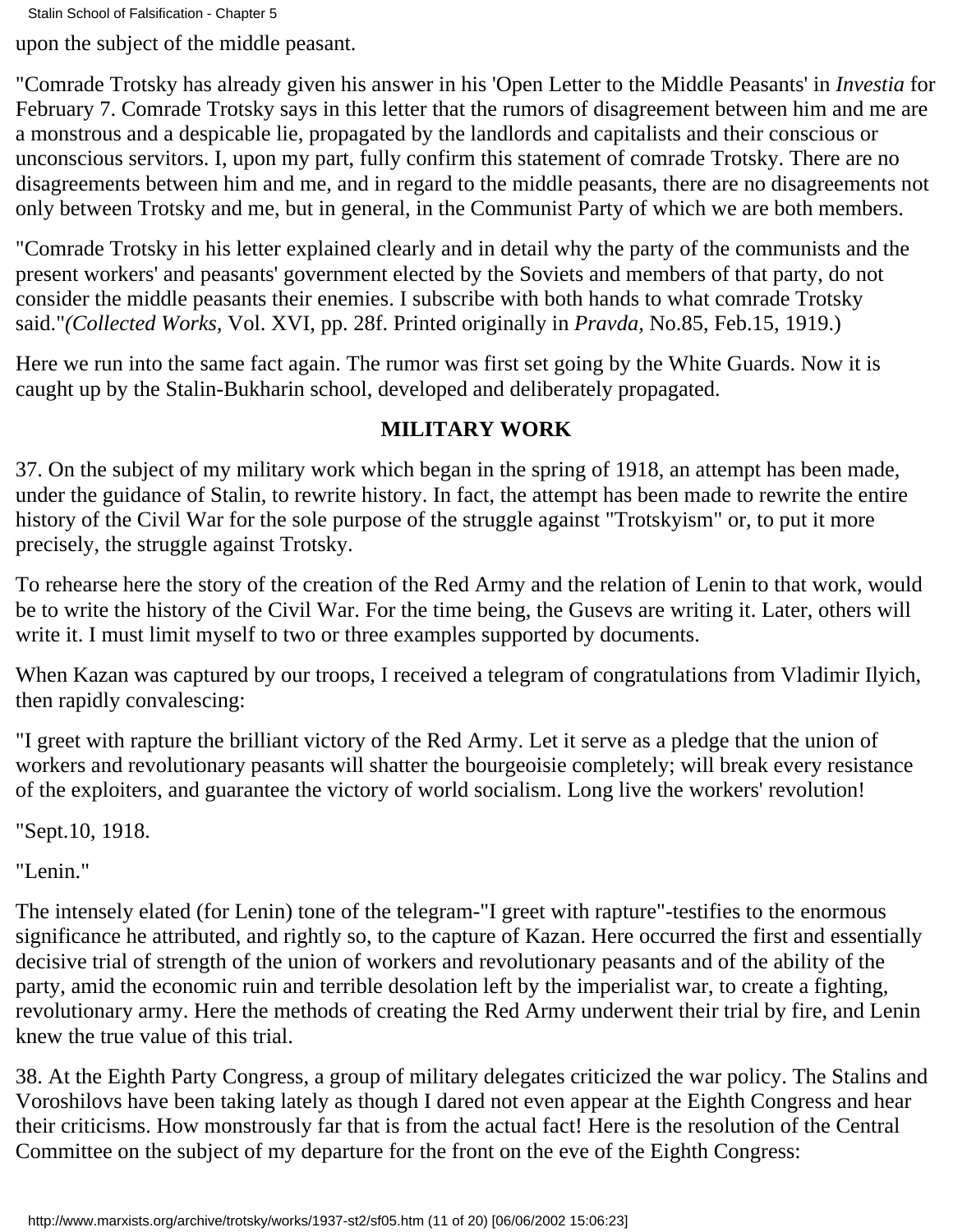upon the subject of the middle peasant.

"Comrade Trotsky has already given his answer in his 'Open Letter to the Middle Peasants' in *Investia* for February 7. Comrade Trotsky says in this letter that the rumors of disagreement between him and me are a monstrous and a despicable lie, propagated by the landlords and capitalists and their conscious or unconscious servitors. I, upon my part, fully confirm this statement of comrade Trotsky. There are no disagreements between him and me, and in regard to the middle peasants, there are no disagreements not only between Trotsky and me, but in general, in the Communist Party of which we are both members.

"Comrade Trotsky in his letter explained clearly and in detail why the party of the communists and the present workers' and peasants' government elected by the Soviets and members of that party, do not consider the middle peasants their enemies. I subscribe with both hands to what comrade Trotsky said."*(Collected Works*, Vol. XVI, pp. 28f. Printed originally in *Pravda*, No.85, Feb.15, 1919.)

Here we run into the same fact again. The rumor was first set going by the White Guards. Now it is caught up by the Stalin-Bukharin school, developed and deliberately propagated.

## MILITARY WORK

37. On the subject of my military work which began in the spring of 1918, an attempt has been made, under the guidance of Stalin, to rewrite history. In fact, the attempt has been made to rewrite the entire history of the Civil War for the sole purpose of the struggle against "Trotskyism" or, to put it more precisely, the struggle against Trotsky.

To rehearse here the story of the creation of the Red Army and the relation of Lenin to that work, would be to write the history of the Civil War. For the time being, the Gusevs are writing it. Later, others will write it. I must limit myself to two or three examples supported by documents.

When Kazan was captured by our troops, I received a telegram of congratulations from Vladimir Ilyich, then rapidly convalescing:

"I greet with rapture the brilliant victory of the Red Army. Let it serve as a pledge that the union of workers and revolutionary peasants will shatter the bourgeoisie completely; will break every resistance of the exploiters, and guarantee the victory of world socialism. Long live the workers' revolution!

"Sept.10, 1918.

"Lenin."

The intensely elated (for Lenin) tone of the telegram-"I greet with rapture"-testifies to the enormous significance he attributed, and rightly so, to the capture of Kazan. Here occurred the first and essentially decisive trial of strength of the union of workers and revolutionary peasants and of the ability of the party, amid the economic ruin and terrible desolation left by the imperialist war, to create a fighting, revolutionary army. Here the methods of creating the Red Army underwent their trial by fire, and Lenin knew the true value of this trial.

38. At the Eighth Party Congress, a group of military delegates criticized the war policy. The Stalins and Voroshilovs have been taking lately as though I dared not even appear at the Eighth Congress and hear their criticisms. How monstrously far that is from the actual fact! Here is the resolution of the Central Committee on the subject of my departure for the front on the eve of the Eighth Congress: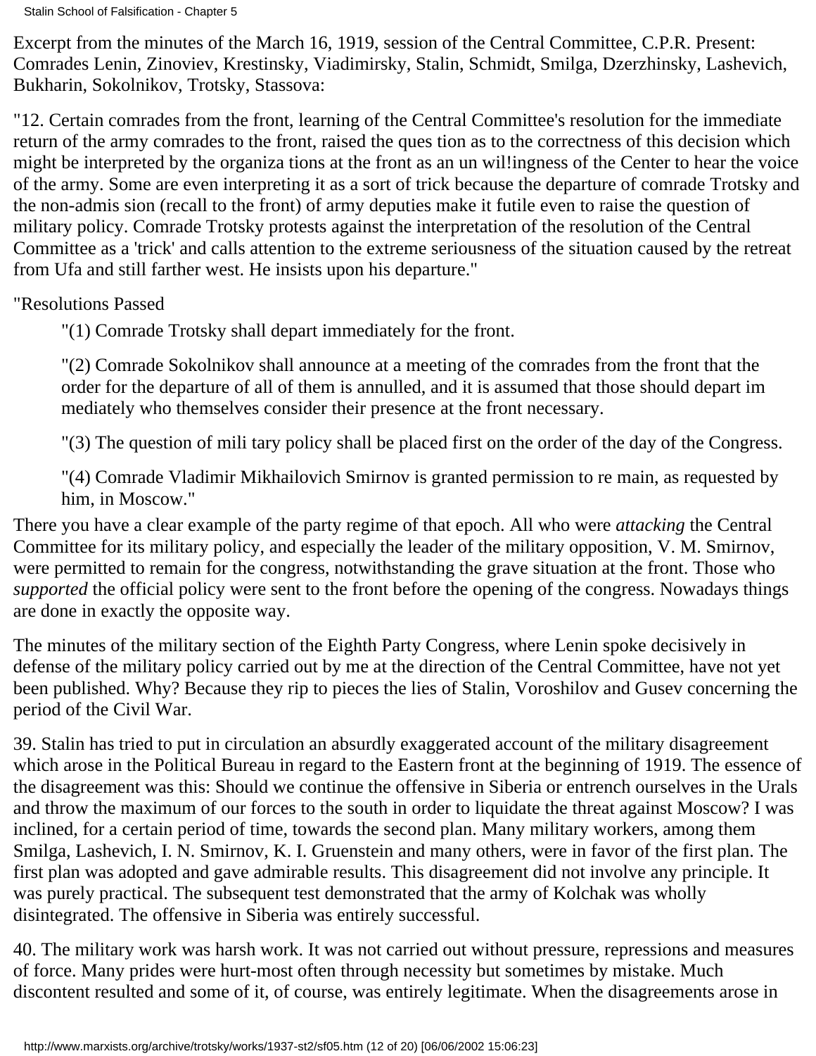Excerpt from the minutes of the March 16, 1919, session of the Central Committee, C.P.R. Present: Comrades Lenin, Zinoviev, Krestinsky, Viadimirsky, Stalin, Schmidt, Smilga, Dzerzhinsky, Lashevich, Bukharin, Sokolnikov, Trotsky, Stassova:

"12. Certain comrades from the front, learning of the Central Committee's resolution for the immediate return of the army comrades to the front, raised the ques tion as to the correctness of this decision which might be interpreted by the organiza tions at the front as an un wil!ingness of the Center to hear the voice of the army. Some are even interpreting it as a sort of trick because the departure of comrade Trotsky and the non-admis sion (recall to the front) of army deputies make it futile even to raise the question of military policy. Comrade Trotsky protests against the interpretation of the resolution of the Central Committee as a 'trick' and calls attention to the extreme seriousness of the situation caused by the retreat from Ufa and still farther west. He insists upon his departure."

"Resolutions Passed

> "(1) Comrade Trotsky shall depart immediately for the front.
>
> "(2) Comrade Sokolnikov shall announce at a meeting of the comrades from the front that the order for the departure of all of them is annulled, and it is assumed that those should depart im mediately who themselves consider their presence at the front necessary.
>
> "(3) The question of mili tary policy shall be placed first on the order of the day of the Congress.
>
> "(4) Comrade Vladimir Mikhailovich Smirnov is granted permission to re main, as requested by him, in Moscow."

There you have a clear example of the party regime of that epoch. All who were *attacking* the Central Committee for its military policy, and especially the leader of the military opposition, V. M. Smirnov, were permitted to remain for the congress, notwithstanding the grave situation at the front. Those who *supported* the official policy were sent to the front before the opening of the congress. Nowadays things are done in exactly the opposite way.

The minutes of the military section of the Eighth Party Congress, where Lenin spoke decisively in defense of the military policy carried out by me at the direction of the Central Committee, have not yet been published. Why? Because they rip to pieces the lies of Stalin, Voroshilov and Gusev concerning the period of the Civil War.

39. Stalin has tried to put in circulation an absurdly exaggerated account of the military disagreement which arose in the Political Bureau in regard to the Eastern front at the beginning of 1919. The essence of the disagreement was this: Should we continue the offensive in Siberia or entrench ourselves in the Urals and throw the maximum of our forces to the south in order to liquidate the threat against Moscow? I was inclined, for a certain period of time, towards the second plan. Many military workers, among them Smilga, Lashevich, I. N. Smirnov, K. I. Gruenstein and many others, were in favor of the first plan. The first plan was adopted and gave admirable results. This disagreement did not involve any principle. It was purely practical. The subsequent test demonstrated that the army of Kolchak was wholly disintegrated. The offensive in Siberia was entirely successful.

40. The military work was harsh work. It was not carried out without pressure, repressions and measures of force. Many prides were hurt-most often through necessity but sometimes by mistake. Much discontent resulted and some of it, of course, was entirely legitimate. When the disagreements arose in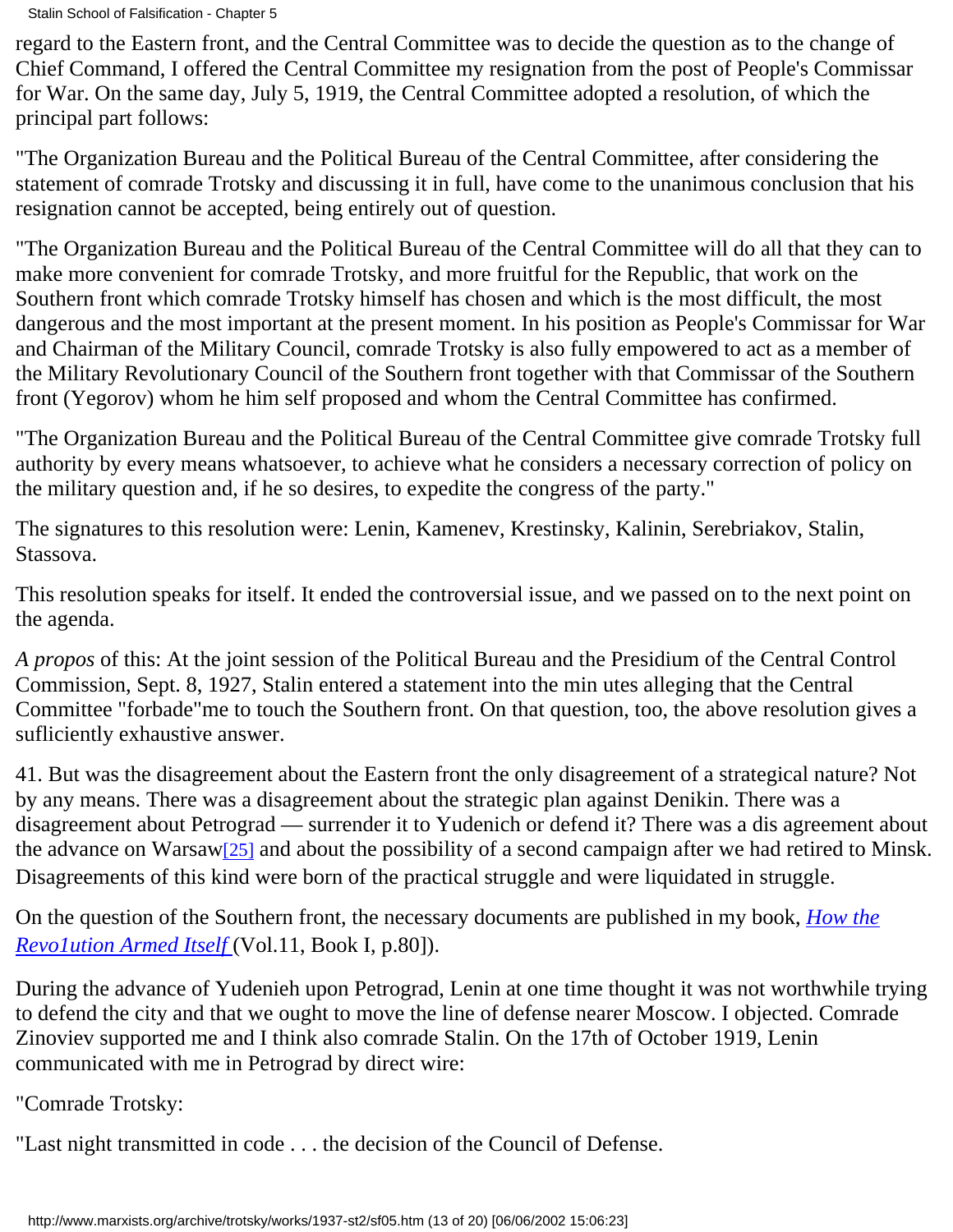regard to the Eastern front, and the Central Committee was to decide the question as to the change of Chief Command, I offered the Central Committee my resignation from the post of People's Commissar for War. On the same day, July 5, 1919, the Central Committee adopted a resolution, of which the principal part follows:

"The Organization Bureau and the Political Bureau of the Central Committee, after considering the statement of comrade Trotsky and discussing it in full, have come to the unanimous conclusion that his resignation cannot be accepted, being entirely out of question.

"The Organization Bureau and the Political Bureau of the Central Committee will do all that they can to make more convenient for comrade Trotsky, and more fruitful for the Republic, that work on the Southern front which comrade Trotsky himself has chosen and which is the most difficult, the most dangerous and the most important at the present moment. In his position as People's Commissar for War and Chairman of the Military Council, comrade Trotsky is also fully empowered to act as a member of the Military Revolutionary Council of the Southern front together with that Commissar of the Southern front (Yegorov) whom he him self proposed and whom the Central Committee has confirmed.

"The Organization Bureau and the Political Bureau of the Central Committee give comrade Trotsky full authority by every means whatsoever, to achieve what he considers a necessary correction of policy on the military question and, if he so desires, to expedite the congress of the party."

The signatures to this resolution were: Lenin, Kamenev, Krestinsky, Kalinin, Serebriakov, Stalin, Stassova.

This resolution speaks for itself. It ended the controversial issue, and we passed on to the next point on the agenda.

*A propos* of this: At the joint session of the Political Bureau and the Presidium of the Central Control Commission, Sept. 8, 1927, Stalin entered a statement into the min utes alleging that the Central Committee "forbade"me to touch the Southern front. On that question, too, the above resolution gives a sufliciently exhaustive answer.

41. But was the disagreement about the Eastern front the only disagreement of a strategical nature? Not by any means. There was a disagreement about the strategic plan against Denikin. There was a disagreement about Petrograd — surrender it to Yudenich or defend it? There was a dis agreement about the advance on Warsaw[25] and about the possibility of a second campaign after we had retired to Minsk. Disagreements of this kind were born of the practical struggle and were liquidated in struggle.

On the question of the Southern front, the necessary documents are published in my book, *How the Revo1ution Armed Itself* (Vol.11, Book I, p.80]).

During the advance of Yudenieh upon Petrograd, Lenin at one time thought it was not worthwhile trying to defend the city and that we ought to move the line of defense nearer Moscow. I objected. Comrade Zinoviev supported me and I think also comrade Stalin. On the 17th of October 1919, Lenin communicated with me in Petrograd by direct wire:

"Comrade Trotsky:

"Last night transmitted in code . . . the decision of the Council of Defense.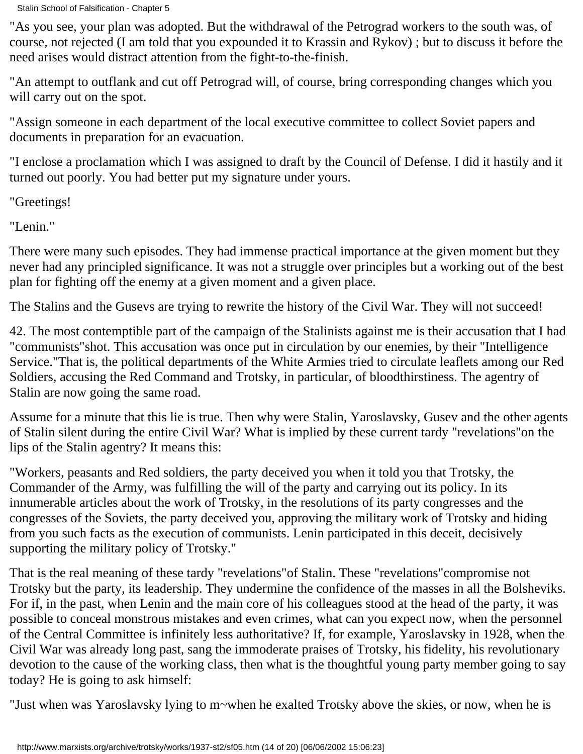"As you see, your plan was adopted. But the withdrawal of the Petrograd workers to the south was, of course, not rejected (I am told that you expounded it to Krassin and Rykov) ; but to discuss it before the need arises would distract attention from the fight-to-the-finish.

"An attempt to outflank and cut off Petrograd will, of course, bring corresponding changes which you will carry out on the spot.

"Assign someone in each department of the local executive committee to collect Soviet papers and documents in preparation for an evacuation.

"I enclose a proclamation which I was assigned to draft by the Council of Defense. I did it hastily and it turned out poorly. You had better put my signature under yours.

"Greetings!

"Lenin."

There were many such episodes. They had immense practical importance at the given moment but they never had any principled significance. It was not a struggle over principles but a working out of the best plan for fighting off the enemy at a given moment and a given place.

The Stalins and the Gusevs are trying to rewrite the history of the Civil War. They will not succeed!

42. The most contemptible part of the campaign of the Stalinists against me is their accusation that I had "communists"shot. This accusation was once put in circulation by our enemies, by their "Intelligence Service."That is, the political departments of the White Armies tried to circulate leaflets among our Red Soldiers, accusing the Red Command and Trotsky, in particular, of bloodthirstiness. The agentry of Stalin are now going the same road.

Assume for a minute that this lie is true. Then why were Stalin, Yaroslavsky, Gusev and the other agents of Stalin silent during the entire Civil War? What is implied by these current tardy "revelations"on the lips of the Stalin agentry? It means this:

"Workers, peasants and Red soldiers, the party deceived you when it told you that Trotsky, the Commander of the Army, was fulfilling the will of the party and carrying out its policy. In its innumerable articles about the work of Trotsky, in the resolutions of its party congresses and the congresses of the Soviets, the party deceived you, approving the military work of Trotsky and hiding from you such facts as the execution of communists. Lenin participated in this deceit, decisively supporting the military policy of Trotsky."

That is the real meaning of these tardy "revelations"of Stalin. These "revelations"compromise not Trotsky but the party, its leadership. They undermine the confidence of the masses in all the Bolsheviks. For if, in the past, when Lenin and the main core of his colleagues stood at the head of the party, it was possible to conceal monstrous mistakes and even crimes, what can you expect now, when the personnel of the Central Committee is infinitely less authoritative? If, for example, Yaroslavsky in 1928, when the Civil War was already long past, sang the immoderate praises of Trotsky, his fidelity, his revolutionary devotion to the cause of the working class, then what is the thoughtful young party member going to say today? He is going to ask himself:

"Just when was Yaroslavsky lying to m~when he exalted Trotsky above the skies, or now, when he is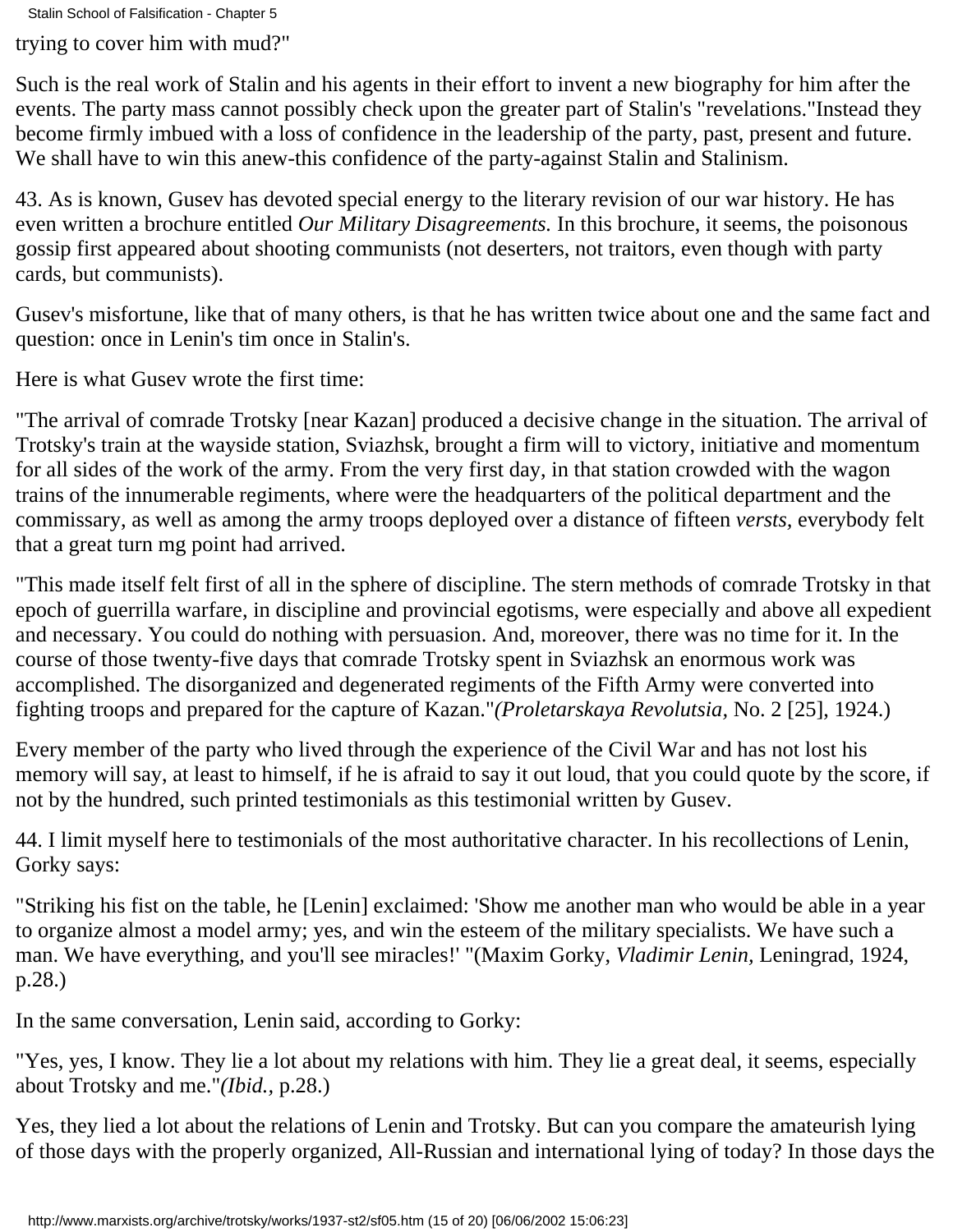trying to cover him with mud?"

Such is the real work of Stalin and his agents in their effort to invent a new biography for him after the events. The party mass cannot possibly check upon the greater part of Stalin's "revelations."Instead they become firmly imbued with a loss of confidence in the leadership of the party, past, present and future. We shall have to win this anew-this confidence of the party-against Stalin and Stalinism.

43. As is known, Gusev has devoted special energy to the literary revision of our war history. He has even written a brochure entitled *Our Military Disagreements.* In this brochure, it seems, the poisonous gossip first appeared about shooting communists (not deserters, not traitors, even though with party cards, but communists).

Gusev's misfortune, like that of many others, is that he has written twice about one and the same fact and question: once in Lenin's tim once in Stalin's.

Here is what Gusev wrote the first time:

"The arrival of comrade Trotsky [near Kazan] produced a decisive change in the situation. The arrival of Trotsky's train at the wayside station, Sviazhsk, brought a firm will to victory, initiative and momentum for all sides of the work of the army. From the very first day, in that station crowded with the wagon trains of the innumerable regiments, where were the headquarters of the political department and the commissary, as well as among the army troops deployed over a distance of fifteen *versts,* everybody felt that a great turn mg point had arrived.

"This made itself felt first of all in the sphere of discipline. The stern methods of comrade Trotsky in that epoch of guerrilla warfare, in discipline and provincial egotisms, were especially and above all expedient and necessary. You could do nothing with persuasion. And, moreover, there was no time for it. In the course of those twenty-five days that comrade Trotsky spent in Sviazhsk an enormous work was accomplished. The disorganized and degenerated regiments of the Fifth Army were converted into fighting troops and prepared for the capture of Kazan."*(Proletarskaya Revolutsia,* No. 2 [25], 1924.)

Every member of the party who lived through the experience of the Civil War and has not lost his memory will say, at least to himself, if he is afraid to say it out loud, that you could quote by the score, if not by the hundred, such printed testimonials as this testimonial written by Gusev.

44. I limit myself here to testimonials of the most authoritative character. In his recollections of Lenin, Gorky says:

"Striking his fist on the table, he [Lenin] exclaimed: 'Show me another man who would be able in a year to organize almost a model army; yes, and win the esteem of the military specialists. We have such a man. We have everything, and you'll see miracles!' "(Maxim Gorky, *Vladimir Lenin,* Leningrad, 1924, p.28.)

In the same conversation, Lenin said, according to Gorky:

"Yes, yes, I know. They lie a lot about my relations with him. They lie a great deal, it seems, especially about Trotsky and me."*(Ibid.,* p.28.)

Yes, they lied a lot about the relations of Lenin and Trotsky. But can you compare the amateurish lying of those days with the properly organized, All-Russian and international lying of today? In those days the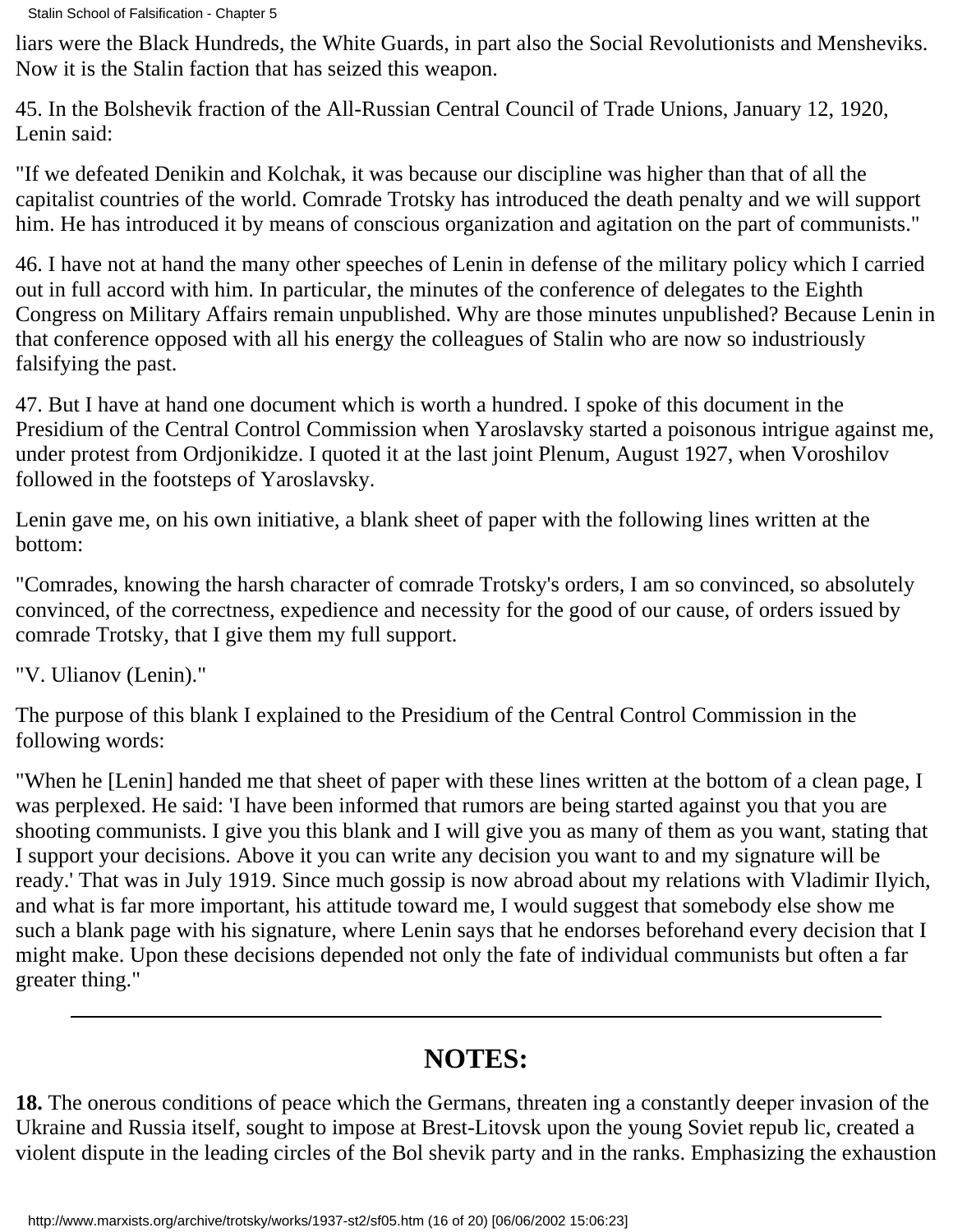liars were the Black Hundreds, the White Guards, in part also the Social Revolutionists and Mensheviks. Now it is the Stalin faction that has seized this weapon.

45. In the Bolshevik fraction of the All-Russian Central Council of Trade Unions, January 12, 1920, Lenin said:

"If we defeated Denikin and Kolchak, it was because our discipline was higher than that of all the capitalist countries of the world. Comrade Trotsky has introduced the death penalty and we will support him. He has introduced it by means of conscious organization and agitation on the part of communists."

46. I have not at hand the many other speeches of Lenin in defense of the military policy which I carried out in full accord with him. In particular, the minutes of the conference of delegates to the Eighth Congress on Military Affairs remain unpublished. Why are those minutes unpublished? Because Lenin in that conference opposed with all his energy the colleagues of Stalin who are now so industriously falsifying the past.

47. But I have at hand one document which is worth a hundred. I spoke of this document in the Presidium of the Central Control Commission when Yaroslavsky started a poisonous intrigue against me, under protest from Ordjonikidze. I quoted it at the last joint Plenum, August 1927, when Voroshilov followed in the footsteps of Yaroslavsky.

Lenin gave me, on his own initiative, a blank sheet of paper with the following lines written at the bottom:

"Comrades, knowing the harsh character of comrade Trotsky's orders, I am so convinced, so absolutely convinced, of the correctness, expedience and necessity for the good of our cause, of orders issued by comrade Trotsky, that I give them my full support.

"V. Ulianov (Lenin)."

The purpose of this blank I explained to the Presidium of the Central Control Commission in the following words:

"When he [Lenin] handed me that sheet of paper with these lines written at the bottom of a clean page, I was perplexed. He said: 'I have been informed that rumors are being started against you that you are shooting communists. I give you this blank and I will give you as many of them as you want, stating that I support your decisions. Above it you can write any decision you want to and my signature will be ready.' That was in July 1919. Since much gossip is now abroad about my relations with Vladimir Ilyich, and what is far more important, his attitude toward me, I would suggest that somebody else show me such a blank page with his signature, where Lenin says that he endorses beforehand every decision that I might make. Upon these decisions depended not only the fate of individual communists but often a far greater thing."

---

## NOTES:

**18.** The onerous conditions of peace which the Germans, threaten ing a constantly deeper invasion of the Ukraine and Russia itself, sought to impose at Brest-Litovsk upon the young Soviet repub lic, created a violent dispute in the leading circles of the Bol shevik party and in the ranks. Emphasizing the exhaustion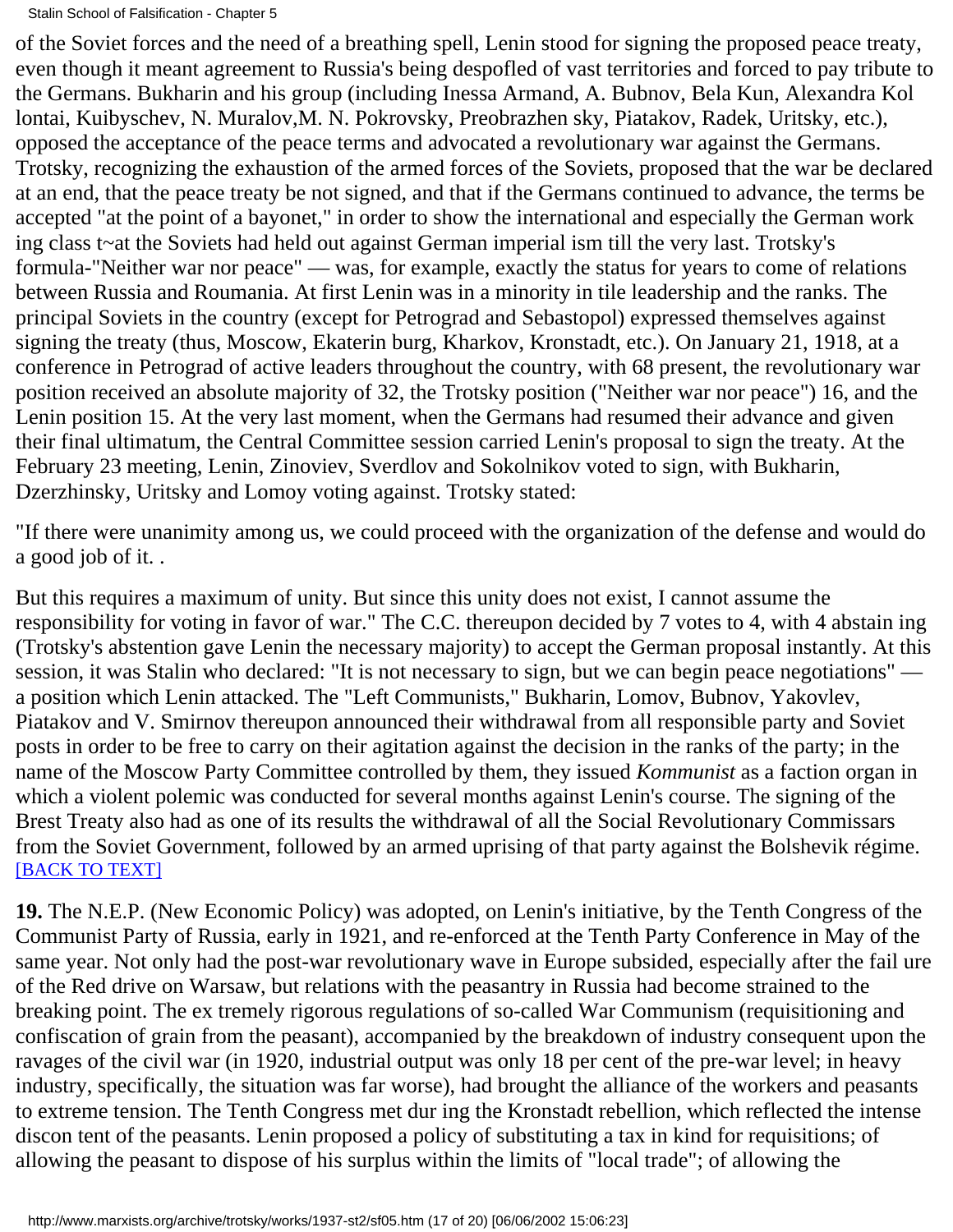of the Soviet forces and the need of a breathing spell, Lenin stood for signing the proposed peace treaty, even though it meant agreement to Russia's being despofled of vast territories and forced to pay tribute to the Germans. Bukharin and his group (including Inessa Armand, A. Bubnov, Bela Kun, Alexandra Kol lontai, Kuibyschev, N. Muralov,M. N. Pokrovsky, Preobrazhen sky, Piatakov, Radek, Uritsky, etc.), opposed the acceptance of the peace terms and advocated a revolutionary war against the Germans. Trotsky, recognizing the exhaustion of the armed forces of the Soviets, proposed that the war be declared at an end, that the peace treaty be not signed, and that if the Germans continued to advance, the terms be accepted "at the point of a bayonet," in order to show the international and especially the German work ing class t~at the Soviets had held out against German imperial ism till the very last. Trotsky's formula-"Neither war nor peace" — was, for example, exactly the status for years to come of relations between Russia and Roumania. At first Lenin was in a minority in tile leadership and the ranks. The principal Soviets in the country (except for Petrograd and Sebastopol) expressed themselves against signing the treaty (thus, Moscow, Ekaterin burg, Kharkov, Kronstadt, etc.). On January 21, 1918, at a conference in Petrograd of active leaders throughout the country, with 68 present, the revolutionary war position received an absolute majority of 32, the Trotsky position ("Neither war nor peace") 16, and the Lenin position 15. At the very last moment, when the Germans had resumed their advance and given their final ultimatum, the Central Committee session carried Lenin's proposal to sign the treaty. At the February 23 meeting, Lenin, Zinoviev, Sverdlov and Sokolnikov voted to sign, with Bukharin, Dzerzhinsky, Uritsky and Lomoy voting against. Trotsky stated:

"If there were unanimity among us, we could proceed with the organization of the defense and would do a good job of it. .

But this requires a maximum of unity. But since this unity does not exist, I cannot assume the responsibility for voting in favor of war." The C.C. thereupon decided by 7 votes to 4, with 4 abstain ing (Trotsky's abstention gave Lenin the necessary majority) to accept the German proposal instantly. At this session, it was Stalin who declared: "It is not necessary to sign, but we can begin peace negotiations" — a position which Lenin attacked. The "Left Communists," Bukharin, Lomov, Bubnov, Yakovlev, Piatakov and V. Smirnov thereupon announced their withdrawal from all responsible party and Soviet posts in order to be free to carry on their agitation against the decision in the ranks of the party; in the name of the Moscow Party Committee controlled by them, they issued *Kommunist* as a faction organ in which a violent polemic was conducted for several months against Lenin's course. The signing of the Brest Treaty also had as one of its results the withdrawal of all the Social Revolutionary Commissars from the Soviet Government, followed by an armed uprising of that party against the Bolshevik régime. [BACK TO TEXT]

**19.** The N.E.P. (New Economic Policy) was adopted, on Lenin's initiative, by the Tenth Congress of the Communist Party of Russia, early in 1921, and re-enforced at the Tenth Party Conference in May of the same year. Not only had the post-war revolutionary wave in Europe subsided, especially after the fail ure of the Red drive on Warsaw, but relations with the peasantry in Russia had become strained to the breaking point. The ex tremely rigorous regulations of so-called War Communism (requisitioning and confiscation of grain from the peasant), accompanied by the breakdown of industry consequent upon the ravages of the civil war (in 1920, industrial output was only 18 per cent of the pre-war level; in heavy industry, specifically, the situation was far worse), had brought the alliance of the workers and peasants to extreme tension. The Tenth Congress met dur ing the Kronstadt rebellion, which reflected the intense discon tent of the peasants. Lenin proposed a policy of substituting a tax in kind for requisitions; of allowing the peasant to dispose of his surplus within the limits of "local trade"; of allowing the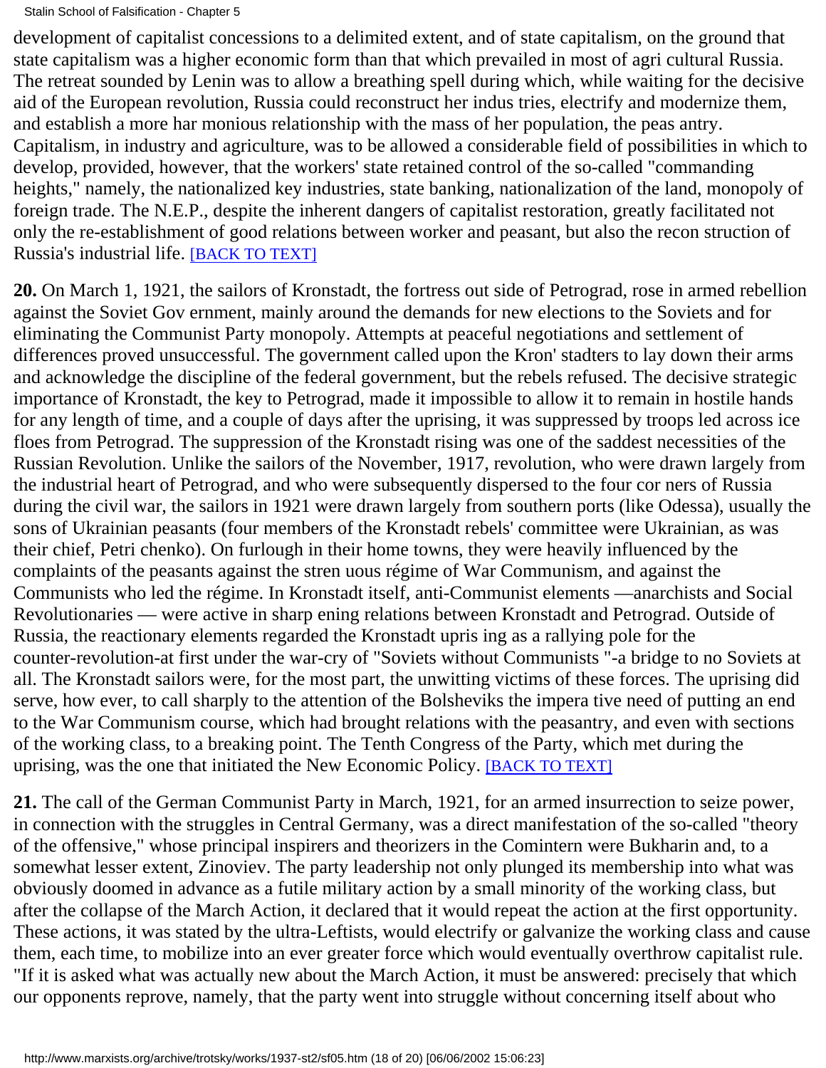development of capitalist concessions to a delimited extent, and of state capitalism, on the ground that state capitalism was a higher economic form than that which prevailed in most of agri cultural Russia. The retreat sounded by Lenin was to allow a breathing spell during which, while waiting for the decisive aid of the European revolution, Russia could reconstruct her indus tries, electrify and modernize them, and establish a more har monious relationship with the mass of her population, the peas antry. Capitalism, in industry and agriculture, was to be allowed a considerable field of possibilities in which to develop, provided, however, that the workers' state retained control of the so-called "commanding heights," namely, the nationalized key industries, state banking, nationalization of the land, monopoly of foreign trade. The N.E.P., despite the inherent dangers of capitalist restoration, greatly facilitated not only the re-establishment of good relations between worker and peasant, but also the recon struction of Russia's industrial life. [BACK TO TEXT]

**20.** On March 1, 1921, the sailors of Kronstadt, the fortress out side of Petrograd, rose in armed rebellion against the Soviet Gov ernment, mainly around the demands for new elections to the Soviets and for eliminating the Communist Party monopoly. Attempts at peaceful negotiations and settlement of differences proved unsuccessful. The government called upon the Kron' stadters to lay down their arms and acknowledge the discipline of the federal government, but the rebels refused. The decisive strategic importance of Kronstadt, the key to Petrograd, made it impossible to allow it to remain in hostile hands for any length of time, and a couple of days after the uprising, it was suppressed by troops led across ice floes from Petrograd. The suppression of the Kronstadt rising was one of the saddest necessities of the Russian Revolution. Unlike the sailors of the November, 1917, revolution, who were drawn largely from the industrial heart of Petrograd, and who were subsequently dispersed to the four cor ners of Russia during the civil war, the sailors in 1921 were drawn largely from southern ports (like Odessa), usually the sons of Ukrainian peasants (four members of the Kronstadt rebels' committee were Ukrainian, as was their chief, Petri chenko). On furlough in their home towns, they were heavily influenced by the complaints of the peasants against the stren uous régime of War Communism, and against the Communists who led the régime. In Kronstadt itself, anti-Communist elements —anarchists and Social Revolutionaries — were active in sharp ening relations between Kronstadt and Petrograd. Outside of Russia, the reactionary elements regarded the Kronstadt upris ing as a rallying pole for the counter-revolution-at first under the war-cry of "Soviets without Communists "-a bridge to no Soviets at all. The Kronstadt sailors were, for the most part, the unwitting victims of these forces. The uprising did serve, how ever, to call sharply to the attention of the Bolsheviks the impera tive need of putting an end to the War Communism course, which had brought relations with the peasantry, and even with sections of the working class, to a breaking point. The Tenth Congress of the Party, which met during the uprising, was the one that initiated the New Economic Policy. [BACK TO TEXT]

**21.** The call of the German Communist Party in March, 1921, for an armed insurrection to seize power, in connection with the struggles in Central Germany, was a direct manifestation of the so-called "theory of the offensive," whose principal inspirers and theorizers in the Comintern were Bukharin and, to a somewhat lesser extent, Zinoviev. The party leadership not only plunged its membership into what was obviously doomed in advance as a futile military action by a small minority of the working class, but after the collapse of the March Action, it declared that it would repeat the action at the first opportunity. These actions, it was stated by the ultra-Leftists, would electrify or galvanize the working class and cause them, each time, to mobilize into an ever greater force which would eventually overthrow capitalist rule. "If it is asked what was actually new about the March Action, it must be answered: precisely that which our opponents reprove, namely, that the party went into struggle without concerning itself about who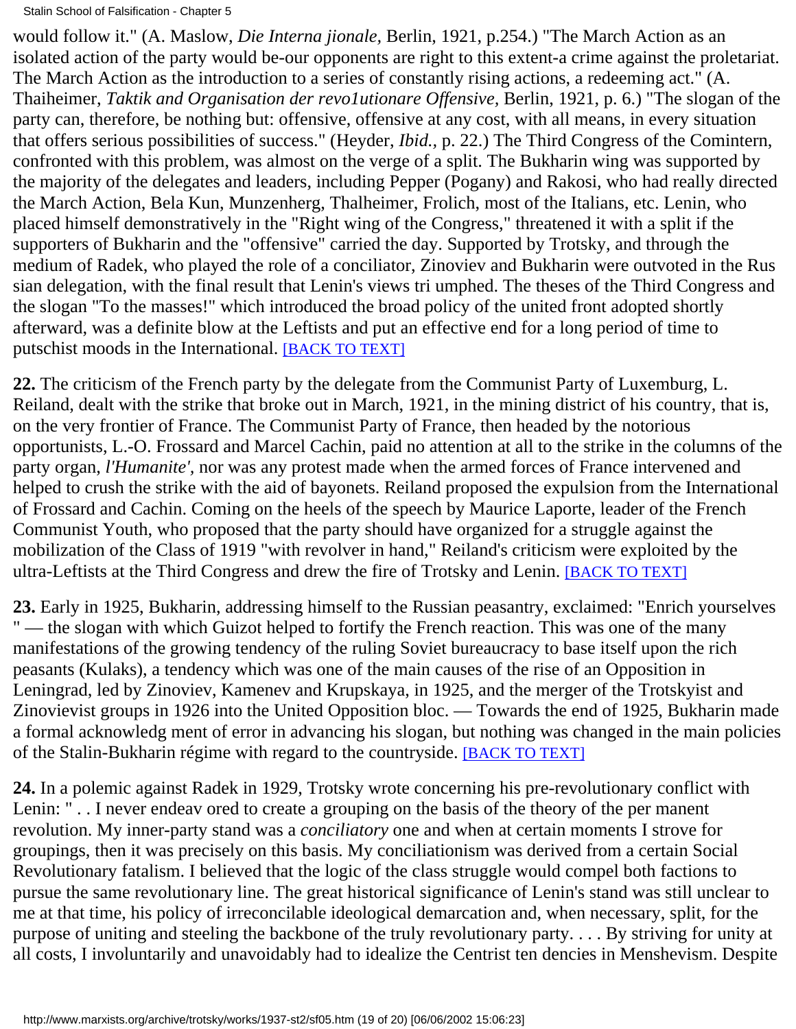would follow it." (A. Maslow, *Die Interna jionale,* Berlin, 1921, p.254.) "The March Action as an isolated action of the party would be-our opponents are right to this extent-a crime against the proletariat. The March Action as the introduction to a series of constantly rising actions, a redeeming act." (A. Thaiheimer, *Taktik and Organisation der revo1utionare Offensive,* Berlin, 1921, p. 6.) "The slogan of the party can, therefore, be nothing but: offensive, offensive at any cost, with all means, in every situation that offers serious possibilities of success." (Heyder, *Ibid.,* p. 22.) The Third Congress of the Comintern, confronted with this problem, was almost on the verge of a split. The Bukharin wing was supported by the majority of the delegates and leaders, including Pepper (Pogany) and Rakosi, who had really directed the March Action, Bela Kun, Munzenherg, Thalheimer, Frolich, most of the Italians, etc. Lenin, who placed himself demonstratively in the "Right wing of the Congress," threatened it with a split if the supporters of Bukharin and the "offensive" carried the day. Supported by Trotsky, and through the medium of Radek, who played the role of a conciliator, Zinoviev and Bukharin were outvoted in the Rus sian delegation, with the final result that Lenin's views tri umphed. The theses of the Third Congress and the slogan "To the masses!" which introduced the broad policy of the united front adopted shortly afterward, was a definite blow at the Leftists and put an effective end for a long period of time to putschist moods in the International. [BACK TO TEXT]

**22.** The criticism of the French party by the delegate from the Communist Party of Luxemburg, L. Reiland, dealt with the strike that broke out in March, 1921, in the mining district of his country, that is, on the very frontier of France. The Communist Party of France, then headed by the notorious opportunists, L.-O. Frossard and Marcel Cachin, paid no attention at all to the strike in the columns of the party organ, *l'Humanite',* nor was any protest made when the armed forces of France intervened and helped to crush the strike with the aid of bayonets. Reiland proposed the expulsion from the International of Frossard and Cachin. Coming on the heels of the speech by Maurice Laporte, leader of the French Communist Youth, who proposed that the party should have organized for a struggle against the mobilization of the Class of 1919 "with revolver in hand," Reiland's criticism were exploited by the ultra-Leftists at the Third Congress and drew the fire of Trotsky and Lenin. [BACK TO TEXT]

**23.** Early in 1925, Bukharin, addressing himself to the Russian peasantry, exclaimed: "Enrich yourselves " — the slogan with which Guizot helped to fortify the French reaction. This was one of the many manifestations of the growing tendency of the ruling Soviet bureaucracy to base itself upon the rich peasants (Kulaks), a tendency which was one of the main causes of the rise of an Opposition in Leningrad, led by Zinoviev, Kamenev and Krupskaya, in 1925, and the merger of the Trotskyist and Zinovievist groups in 1926 into the United Opposition bloc. — Towards the end of 1925, Bukharin made a formal acknowledg ment of error in advancing his slogan, but nothing was changed in the main policies of the Stalin-Bukharin régime with regard to the countryside. [BACK TO TEXT]

**24.** In a polemic against Radek in 1929, Trotsky wrote concerning his pre-revolutionary conflict with Lenin: " . . I never endeav ored to create a grouping on the basis of the theory of the per manent revolution. My inner-party stand was a *conciliatory* one and when at certain moments I strove for groupings, then it was precisely on this basis. My conciliationism was derived from a certain Social Revolutionary fatalism. I believed that the logic of the class struggle would compel both factions to pursue the same revolutionary line. The great historical significance of Lenin's stand was still unclear to me at that time, his policy of irreconcilable ideological demarcation and, when necessary, split, for the purpose of uniting and steeling the backbone of the truly revolutionary party. . . . By striving for unity at all costs, I involuntarily and unavoidably had to idealize the Centrist ten dencies in Menshevism. Despite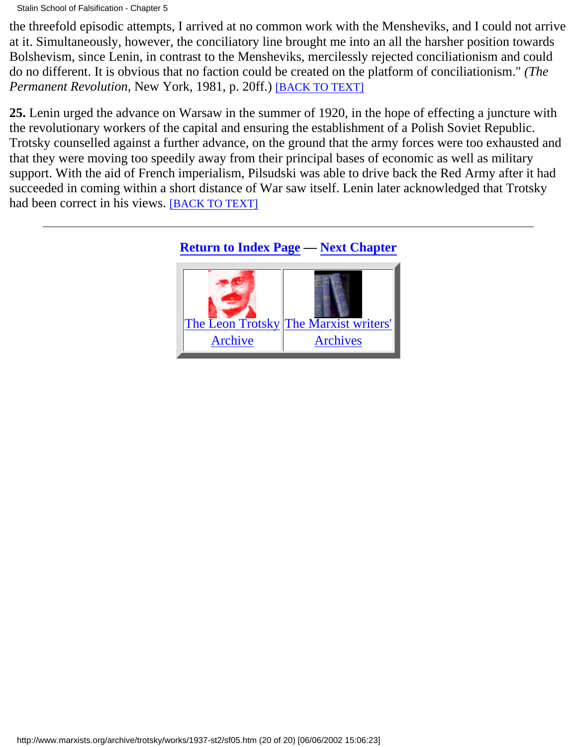the threefold episodic attempts, I arrived at no common work with the Mensheviks, and I could not arrive at it. Simultaneously, however, the conciliatory line brought me into an all the harsher position towards Bolshevism, since Lenin, in contrast to the Mensheviks, mercilessly rejected conciliationism and could do no different. It is obvious that no faction could be created on the platform of conciliationism." *(The Permanent Revolution,* New York, 1981, p. 20ff.) [BACK TO TEXT]

**25.** Lenin urged the advance on Warsaw in the summer of 1920, in the hope of effecting a juncture with the revolutionary workers of the capital and ensuring the establishment of a Polish Soviet Republic. Trotsky counselled against a further advance, on the ground that the army forces were too exhausted and that they were moving too speedily away from their principal bases of economic as well as military support. With the aid of French imperialism, Pilsudski was able to drive back the Red Army after it had succeeded in coming within a short distance of War saw itself. Lenin later acknowledged that Trotsky had been correct in his views. [BACK TO TEXT]

---

**Return to Index Page — Next Chapter**

| The Leon Trotsky Archive | The Marxist writers' Archives |
| --- | --- |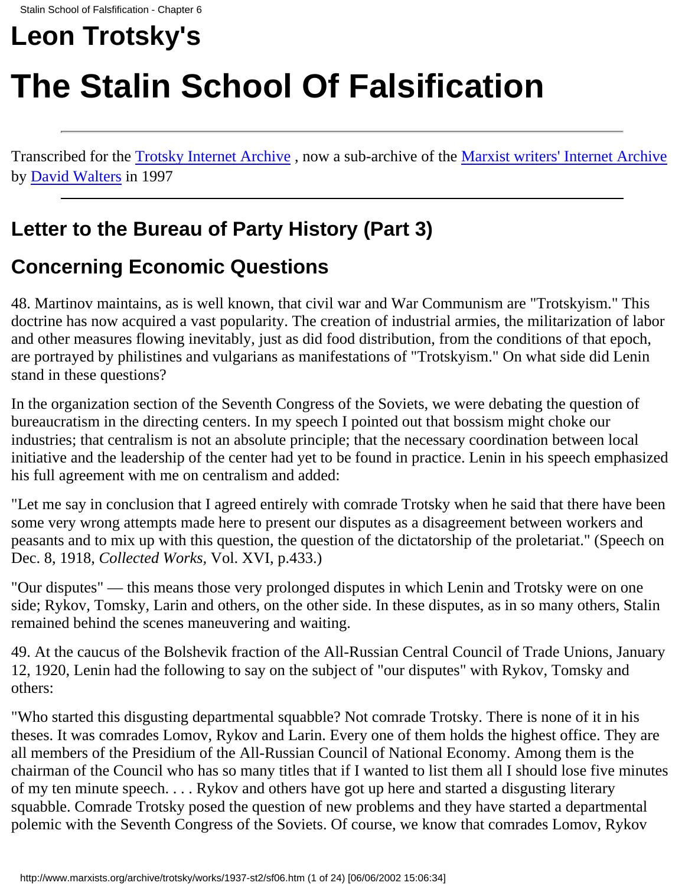# Leon Trotsky's

# The Stalin School Of Falsification

---

Transcribed for the Trotsky Internet Archive , now a sub-archive of the Marxist writers' Internet Archive by David Walters in 1997

---

## Letter to the Bureau of Party History (Part 3)

## Concerning Economic Questions

48. Martinov maintains, as is well known, that civil war and War Communism are "Trotskyism." This doctrine has now acquired a vast popularity. The creation of industrial armies, the militarization of labor and other measures flowing inevitably, just as did food distribution, from the conditions of that epoch, are portrayed by philistines and vulgarians as manifestations of "Trotskyism." On what side did Lenin stand in these questions?

In the organization section of the Seventh Congress of the Soviets, we were debating the question of bureaucratism in the directing centers. In my speech I pointed out that bossism might choke our industries; that centralism is not an absolute principle; that the necessary coordination between local initiative and the leadership of the center had yet to be found in practice. Lenin in his speech emphasized his full agreement with me on centralism and added:

"Let me say in conclusion that I agreed entirely with comrade Trotsky when he said that there have been some very wrong attempts made here to present our disputes as a disagreement between workers and peasants and to mix up with this question, the question of the dictatorship of the proletariat." (Speech on Dec. 8, 1918, *Collected Works,* Vol. XVI, p.433.)

"Our disputes" — this means those very prolonged disputes in which Lenin and Trotsky were on one side; Rykov, Tomsky, Larin and others, on the other side. In these disputes, as in so many others, Stalin remained behind the scenes maneuvering and waiting.

49. At the caucus of the Bolshevik fraction of the All-Russian Central Council of Trade Unions, January 12, 1920, Lenin had the following to say on the subject of "our disputes" with Rykov, Tomsky and others:

"Who started this disgusting departmental squabble? Not comrade Trotsky. There is none of it in his theses. It was comrades Lomov, Rykov and Larin. Every one of them holds the highest office. They are all members of the Presidium of the All-Russian Council of National Economy. Among them is the chairman of the Council who has so many titles that if I wanted to list them all I should lose five minutes of my ten minute speech. . . . Rykov and others have got up here and started a disgusting literary squabble. Comrade Trotsky posed the question of new problems and they have started a departmental polemic with the Seventh Congress of the Soviets. Of course, we know that comrades Lomov, Rykov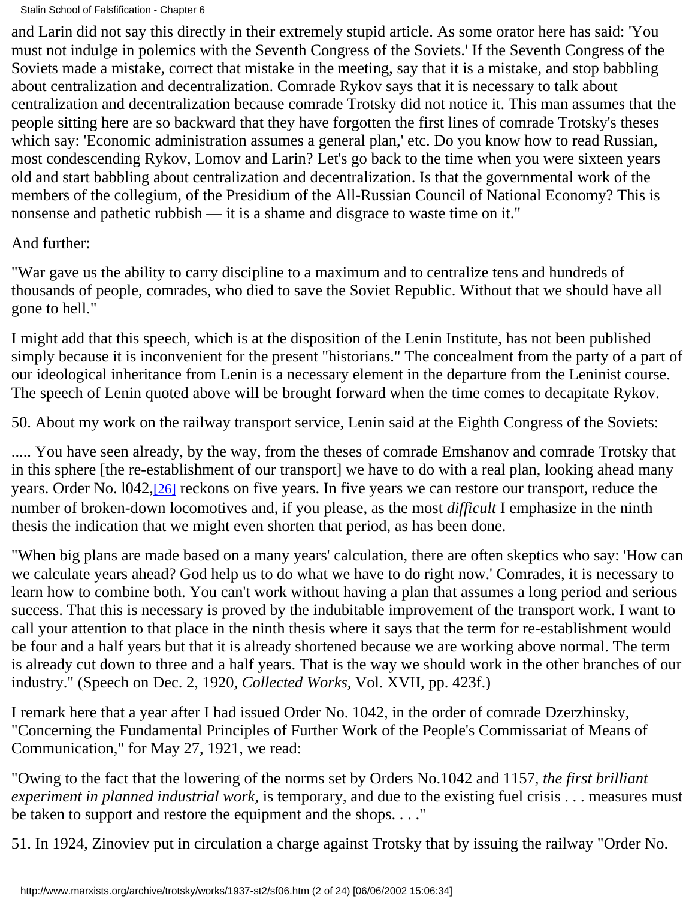and Larin did not say this directly in their extremely stupid article. As some orator here has said: 'You must not indulge in polemics with the Seventh Congress of the Soviets.' If the Seventh Congress of the Soviets made a mistake, correct that mistake in the meeting, say that it is a mistake, and stop babbling about centralization and decentralization. Comrade Rykov says that it is necessary to talk about centralization and decentralization because comrade Trotsky did not notice it. This man assumes that the people sitting here are so backward that they have forgotten the first lines of comrade Trotsky's theses which say: 'Economic administration assumes a general plan,' etc. Do you know how to read Russian, most condescending Rykov, Lomov and Larin? Let's go back to the time when you were sixteen years old and start babbling about centralization and decentralization. Is that the governmental work of the members of the collegium, of the Presidium of the All-Russian Council of National Economy? This is nonsense and pathetic rubbish — it is a shame and disgrace to waste time on it."

And further:

"War gave us the ability to carry discipline to a maximum and to centralize tens and hundreds of thousands of people, comrades, who died to save the Soviet Republic. Without that we should have all gone to hell."

I might add that this speech, which is at the disposition of the Lenin Institute, has not been published simply because it is inconvenient for the present "historians." The concealment from the party of a part of our ideological inheritance from Lenin is a necessary element in the departure from the Leninist course. The speech of Lenin quoted above will be brought forward when the time comes to decapitate Rykov.

50. About my work on the railway transport service, Lenin said at the Eighth Congress of the Soviets:

..... You have seen already, by the way, from the theses of comrade Emshanov and comrade Trotsky that in this sphere [the re-establishment of our transport] we have to do with a real plan, looking ahead many years. Order No. l042,[26] reckons on five years. In five years we can restore our transport, reduce the number of broken-down locomotives and, if you please, as the most *difficult* I emphasize in the ninth thesis the indication that we might even shorten that period, as has been done.

"When big plans are made based on a many years' calculation, there are often skeptics who say: 'How can we calculate years ahead? God help us to do what we have to do right now.' Comrades, it is necessary to learn how to combine both. You can't work without having a plan that assumes a long period and serious success. That this is necessary is proved by the indubitable improvement of the transport work. I want to call your attention to that place in the ninth thesis where it says that the term for re-establishment would be four and a half years but that it is already shortened because we are working above normal. The term is already cut down to three and a half years. That is the way we should work in the other branches of our industry." (Speech on Dec. 2, 1920, *Collected Works,* Vol. XVII, pp. 423f.)

I remark here that a year after I had issued Order No. 1042, in the order of comrade Dzerzhinsky, "Concerning the Fundamental Principles of Further Work of the People's Commissariat of Means of Communication," for May 27, 1921, we read:

"Owing to the fact that the lowering of the norms set by Orders No.1042 and 1157, *the first brilliant experiment in planned industrial work,* is temporary, and due to the existing fuel crisis . . . measures must be taken to support and restore the equipment and the shops. . . ."

51. In 1924, Zinoviev put in circulation a charge against Trotsky that by issuing the railway "Order No.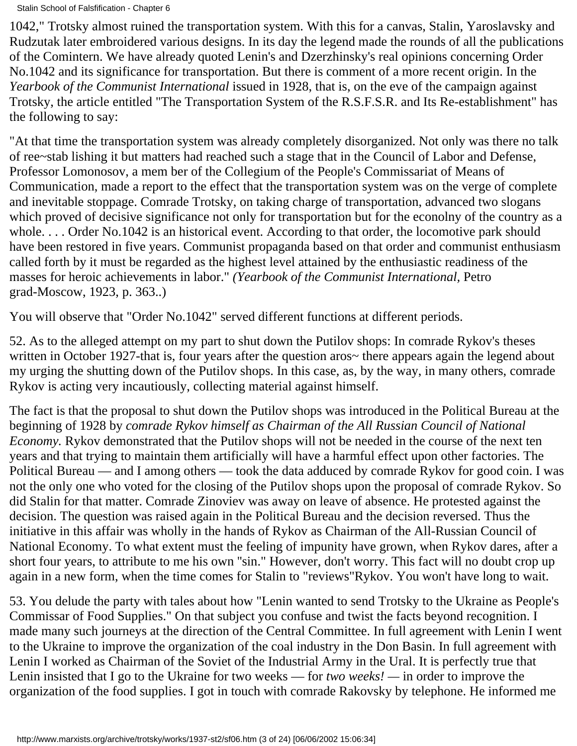1042," Trotsky almost ruined the transportation system. With this for a canvas, Stalin, Yaroslavsky and Rudzutak later embroidered various designs. In its day the legend made the rounds of all the publications of the Comintern. We have already quoted Lenin's and Dzerzhinsky's real opinions concerning Order No.1042 and its significance for transportation. But there is comment of a more recent origin. In the *Yearbook of the Communist International* issued in 1928, that is, on the eve of the campaign against Trotsky, the article entitled "The Transportation System of the R.S.F.S.R. and Its Re-establishment" has the following to say:

"At that time the transportation system was already completely disorganized. Not only was there no talk of ree~stab lishing it but matters had reached such a stage that in the Council of Labor and Defense, Professor Lomonosov, a mem ber of the Collegium of the People's Commissariat of Means of Communication, made a report to the effect that the transportation system was on the verge of complete and inevitable stoppage. Comrade Trotsky, on taking charge of transportation, advanced two slogans which proved of decisive significance not only for transportation but for the econolny of the country as a whole. . . . Order No.1042 is an historical event. According to that order, the locomotive park should have been restored in five years. Communist propaganda based on that order and communist enthusiasm called forth by it must be regarded as the highest level attained by the enthusiastic readiness of the masses for heroic achievements in labor." *(Yearbook of the Communist International,* Petro grad-Moscow, 1923, p. 363..)

You will observe that "Order No.1042" served different functions at different periods.

52. As to the alleged attempt on my part to shut down the Putilov shops: In comrade Rykov's theses written in October 1927-that is, four years after the question aros~ there appears again the legend about my urging the shutting down of the Putilov shops. In this case, as, by the way, in many others, comrade Rykov is acting very incautiously, collecting material against himself.

The fact is that the proposal to shut down the Putilov shops was introduced in the Political Bureau at the beginning of 1928 by *comrade Rykov himself as Chairman of the All Russian Council of National Economy.* Rykov demonstrated that the Putilov shops will not be needed in the course of the next ten years and that trying to maintain them artificially will have a harmful effect upon other factories. The Political Bureau — and I among others — took the data adduced by comrade Rykov for good coin. I was not the only one who voted for the closing of the Putilov shops upon the proposal of comrade Rykov. So did Stalin for that matter. Comrade Zinoviev was away on leave of absence. He protested against the decision. The question was raised again in the Political Bureau and the decision reversed. Thus the initiative in this affair was wholly in the hands of Rykov as Chairman of the All-Russian Council of National Economy. To what extent must the feeling of impunity have grown, when Rykov dares, after a short four years, to attribute to me his own "sin." However, don't worry. This fact will no doubt crop up again in a new form, when the time comes for Stalin to "reviews"Rykov. You won't have long to wait.

53. You delude the party with tales about how "Lenin wanted to send Trotsky to the Ukraine as People's Commissar of Food Supplies." On that subject you confuse and twist the facts beyond recognition. I made many such journeys at the direction of the Central Committee. In full agreement with Lenin I went to the Ukraine to improve the organization of the coal industry in the Don Basin. In full agreement with Lenin I worked as Chairman of the Soviet of the Industrial Army in the Ural. It is perfectly true that Lenin insisted that I go to the Ukraine for two weeks — for *two weeks!* — in order to improve the organization of the food supplies. I got in touch with comrade Rakovsky by telephone. He informed me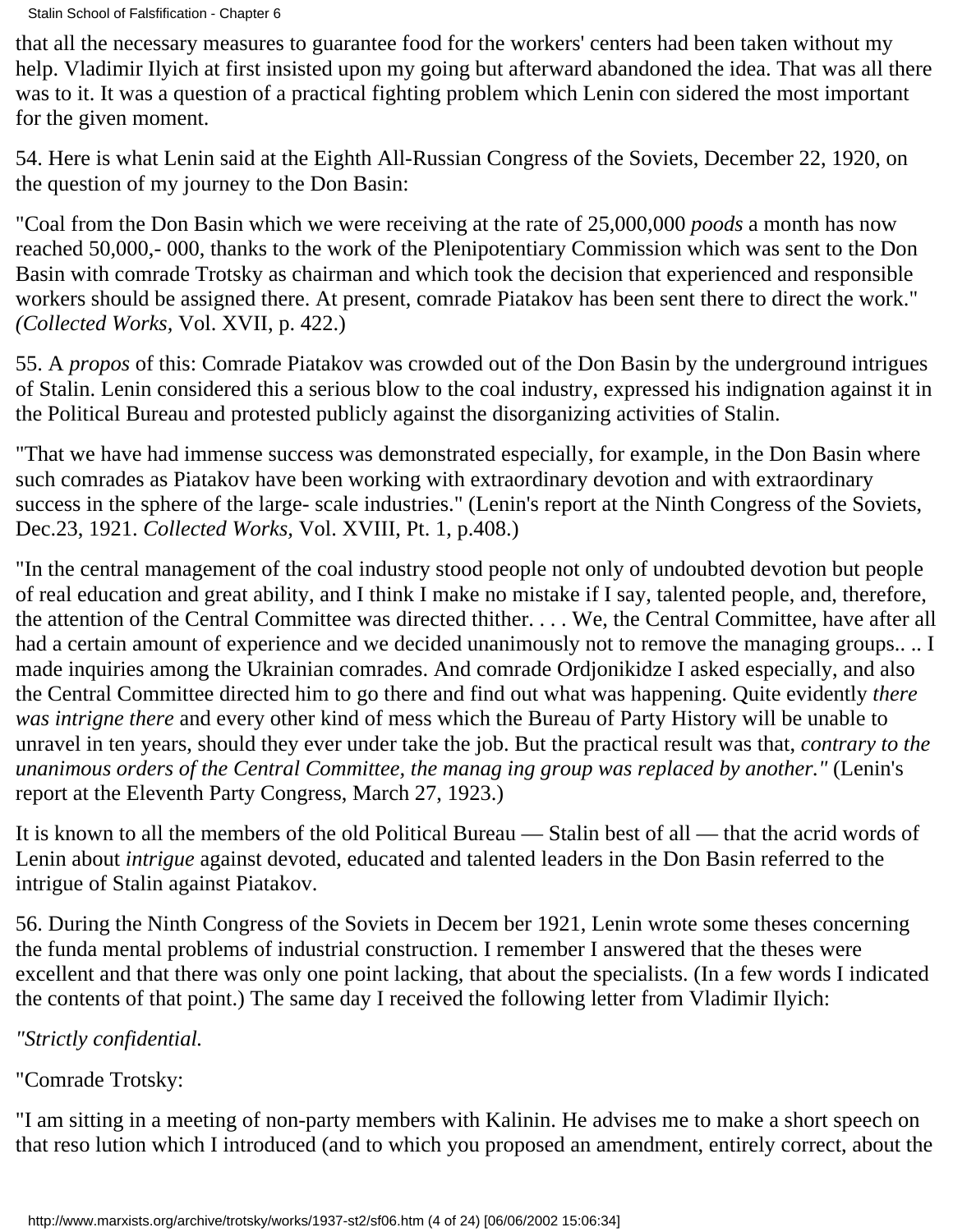that all the necessary measures to guarantee food for the workers' centers had been taken without my help. Vladimir Ilyich at first insisted upon my going but afterward abandoned the idea. That was all there was to it. It was a question of a practical fighting problem which Lenin con sidered the most important for the given moment.

54. Here is what Lenin said at the Eighth All-Russian Congress of the Soviets, December 22, 1920, on the question of my journey to the Don Basin:

"Coal from the Don Basin which we were receiving at the rate of 25,000,000 *poods* a month has now reached 50,000,- 000, thanks to the work of the Plenipotentiary Commission which was sent to the Don Basin with comrade Trotsky as chairman and which took the decision that experienced and responsible workers should be assigned there. At present, comrade Piatakov has been sent there to direct the work." *(Collected Works,* Vol. XVII, p. 422.)

55. A *propos* of this: Comrade Piatakov was crowded out of the Don Basin by the underground intrigues of Stalin. Lenin considered this a serious blow to the coal industry, expressed his indignation against it in the Political Bureau and protested publicly against the disorganizing activities of Stalin.

"That we have had immense success was demonstrated especially, for example, in the Don Basin where such comrades as Piatakov have been working with extraordinary devotion and with extraordinary success in the sphere of the large- scale industries." (Lenin's report at the Ninth Congress of the Soviets, Dec.23, 1921. *Collected Works,* Vol. XVIII, Pt. 1, p.408.)

"In the central management of the coal industry stood people not only of undoubted devotion but people of real education and great ability, and I think I make no mistake if I say, talented people, and, therefore, the attention of the Central Committee was directed thither. . . . We, the Central Committee, have after all had a certain amount of experience and we decided unanimously not to remove the managing groups.. .. I made inquiries among the Ukrainian comrades. And comrade Ordjonikidze I asked especially, and also the Central Committee directed him to go there and find out what was happening. Quite evidently *there was intrigne there* and every other kind of mess which the Bureau of Party History will be unable to unravel in ten years, should they ever under take the job. But the practical result was that, *contrary to the unanimous orders of the Central Committee, the manag ing group was replaced by another."* (Lenin's report at the Eleventh Party Congress, March 27, 1923.)

It is known to all the members of the old Political Bureau — Stalin best of all — that the acrid words of Lenin about *intrigue* against devoted, educated and talented leaders in the Don Basin referred to the intrigue of Stalin against Piatakov.

56. During the Ninth Congress of the Soviets in Decem ber 1921, Lenin wrote some theses concerning the funda mental problems of industrial construction. I remember I answered that the theses were excellent and that there was only one point lacking, that about the specialists. (In a few words I indicated the contents of that point.) The same day I received the following letter from Vladimir Ilyich:

*"Strictly confidential.*

"Comrade Trotsky:

"I am sitting in a meeting of non-party members with Kalinin. He advises me to make a short speech on that reso lution which I introduced (and to which you proposed an amendment, entirely correct, about the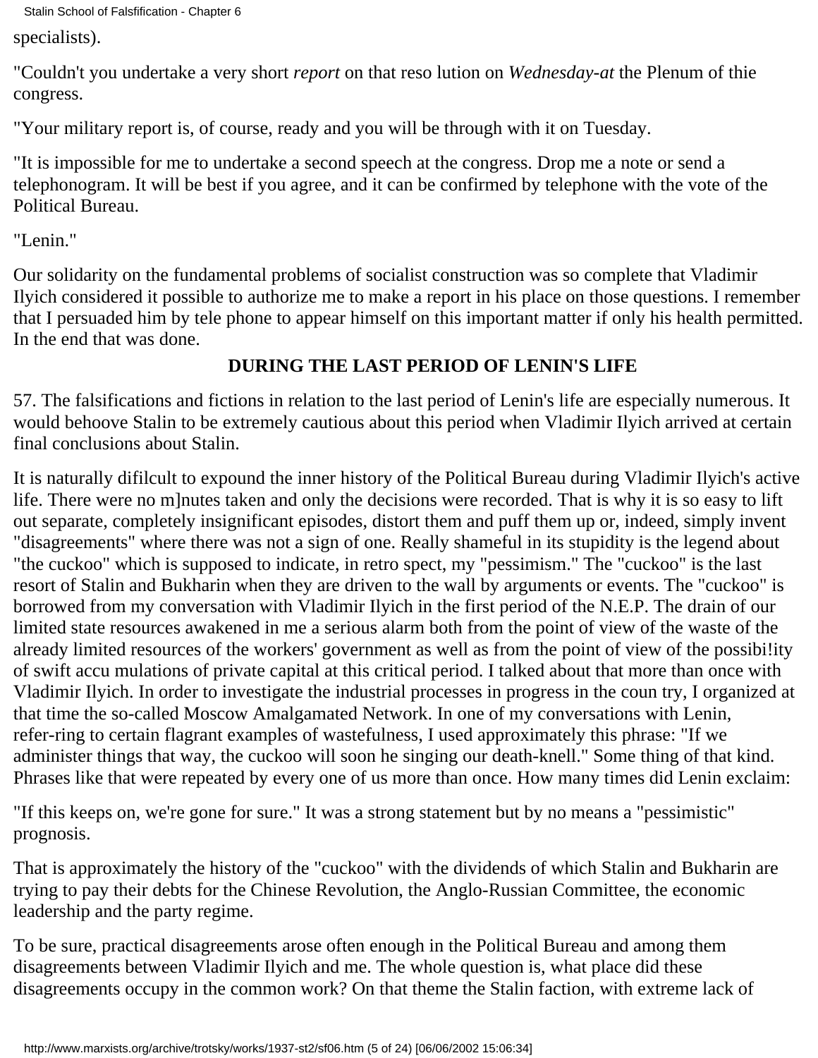specialists).

"Couldn't you undertake a very short *report* on that reso lution on *Wednesday-at* the Plenum of thie congress.

"Your military report is, of course, ready and you will be through with it on Tuesday.

"It is impossible for me to undertake a second speech at the congress. Drop me a note or send a telephonogram. It will be best if you agree, and it can be confirmed by telephone with the vote of the Political Bureau.

"Lenin."

Our solidarity on the fundamental problems of socialist construction was so complete that Vladimir Ilyich considered it possible to authorize me to make a report in his place on those questions. I remember that I persuaded him by tele phone to appear himself on this important matter if only his health permitted. In the end that was done.

### DURING THE LAST PERIOD OF LENIN'S LIFE

57. The falsifications and fictions in relation to the last period of Lenin's life are especially numerous. It would behoove Stalin to be extremely cautious about this period when Vladimir Ilyich arrived at certain final conclusions about Stalin.

It is naturally difilcult to expound the inner history of the Political Bureau during Vladimir Ilyich's active life. There were no m]nutes taken and only the decisions were recorded. That is why it is so easy to lift out separate, completely insignificant episodes, distort them and puff them up or, indeed, simply invent "disagreements" where there was not a sign of one. Really shameful in its stupidity is the legend about "the cuckoo" which is supposed to indicate, in retro spect, my "pessimism." The "cuckoo" is the last resort of Stalin and Bukharin when they are driven to the wall by arguments or events. The "cuckoo" is borrowed from my conversation with Vladimir Ilyich in the first period of the N.E.P. The drain of our limited state resources awakened in me a serious alarm both from the point of view of the waste of the already limited resources of the workers' government as well as from the point of view of the possibi!ity of swift accu mulations of private capital at this critical period. I talked about that more than once with Vladimir Ilyich. In order to investigate the industrial processes in progress in the coun try, I organized at that time the so-called Moscow Amalgamated Network. In one of my conversations with Lenin, refer-ring to certain flagrant examples of wastefulness, I used approximately this phrase: "If we administer things that way, the cuckoo will soon he singing our death-knell." Some thing of that kind. Phrases like that were repeated by every one of us more than once. How many times did Lenin exclaim:

"If this keeps on, we're gone for sure." It was a strong statement but by no means a "pessimistic" prognosis.

That is approximately the history of the "cuckoo" with the dividends of which Stalin and Bukharin are trying to pay their debts for the Chinese Revolution, the Anglo-Russian Committee, the economic leadership and the party regime.

To be sure, practical disagreements arose often enough in the Political Bureau and among them disagreements between Vladimir Ilyich and me. The whole question is, what place did these disagreements occupy in the common work? On that theme the Stalin faction, with extreme lack of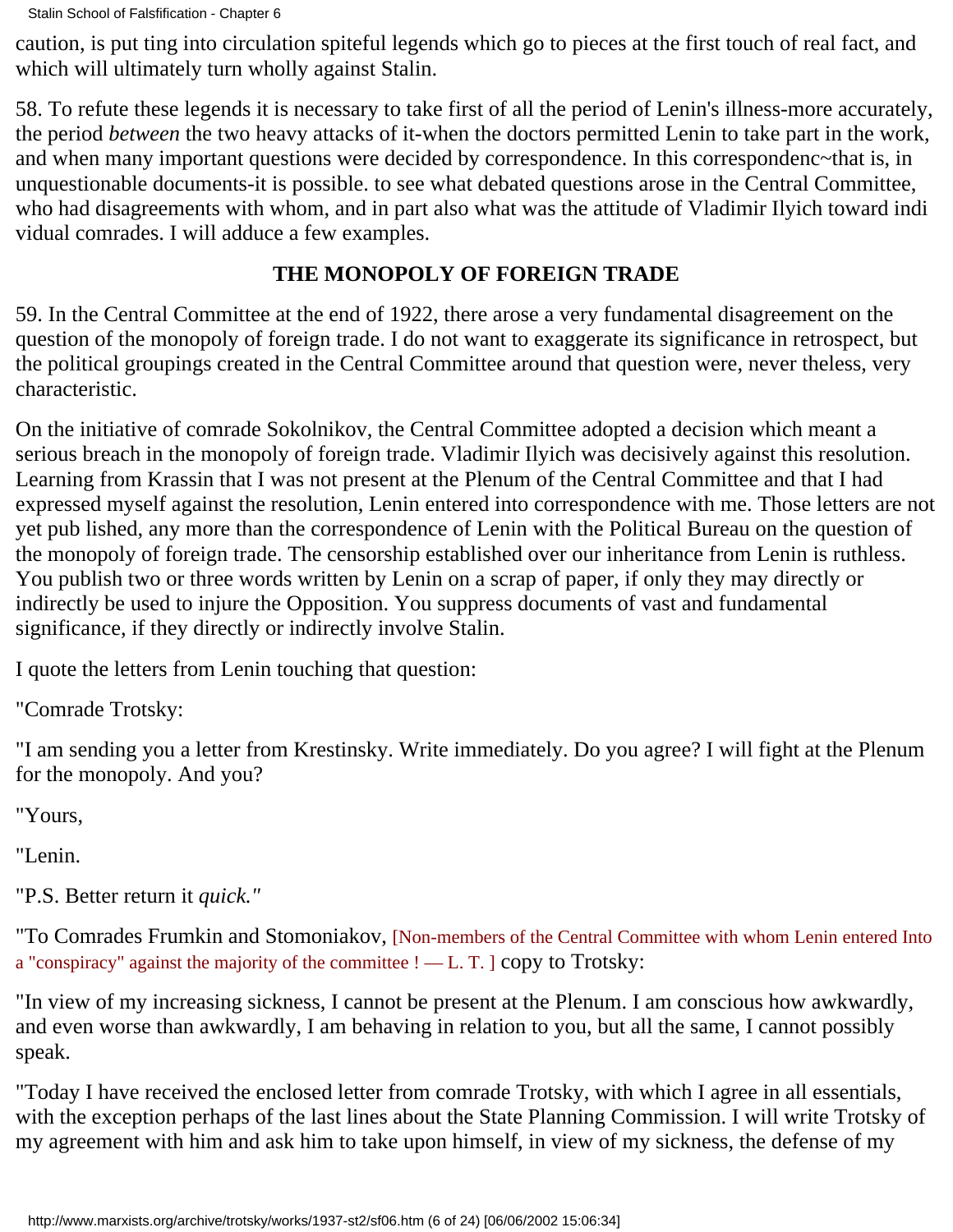caution, is put ting into circulation spiteful legends which go to pieces at the first touch of real fact, and which will ultimately turn wholly against Stalin.

58. To refute these legends it is necessary to take first of all the period of Lenin's illness-more accurately, the period *between* the two heavy attacks of it-when the doctors permitted Lenin to take part in the work, and when many important questions were decided by correspondence. In this correspondenc~that is, in unquestionable documents-it is possible. to see what debated questions arose in the Central Committee, who had disagreements with whom, and in part also what was the attitude of Vladimir Ilyich toward indi vidual comrades. I will adduce a few examples.

## THE MONOPOLY OF FOREIGN TRADE

59. In the Central Committee at the end of 1922, there arose a very fundamental disagreement on the question of the monopoly of foreign trade. I do not want to exaggerate its significance in retrospect, but the political groupings created in the Central Committee around that question were, never theless, very characteristic.

On the initiative of comrade Sokolnikov, the Central Committee adopted a decision which meant a serious breach in the monopoly of foreign trade. Vladimir Ilyich was decisively against this resolution. Learning from Krassin that I was not present at the Plenum of the Central Committee and that I had expressed myself against the resolution, Lenin entered into correspondence with me. Those letters are not yet pub lished, any more than the correspondence of Lenin with the Political Bureau on the question of the monopoly of foreign trade. The censorship established over our inheritance from Lenin is ruthless. You publish two or three words written by Lenin on a scrap of paper, if only they may directly or indirectly be used to injure the Opposition. You suppress documents of vast and fundamental significance, if they directly or indirectly involve Stalin.

I quote the letters from Lenin touching that question:

"Comrade Trotsky:

"I am sending you a letter from Krestinsky. Write immediately. Do you agree? I will fight at the Plenum for the monopoly. And you?

"Yours,

"Lenin.

"P.S. Better return it *quick."*

"To Comrades Frumkin and Stomoniakov, [Non-members of the Central Committee with whom Lenin entered Into a "conspiracy" against the majority of the committee ! — L. T. ] copy to Trotsky:

"In view of my increasing sickness, I cannot be present at the Plenum. I am conscious how awkwardly, and even worse than awkwardly, I am behaving in relation to you, but all the same, I cannot possibly speak.

"Today I have received the enclosed letter from comrade Trotsky, with which I agree in all essentials, with the exception perhaps of the last lines about the State Planning Commission. I will write Trotsky of my agreement with him and ask him to take upon himself, in view of my sickness, the defense of my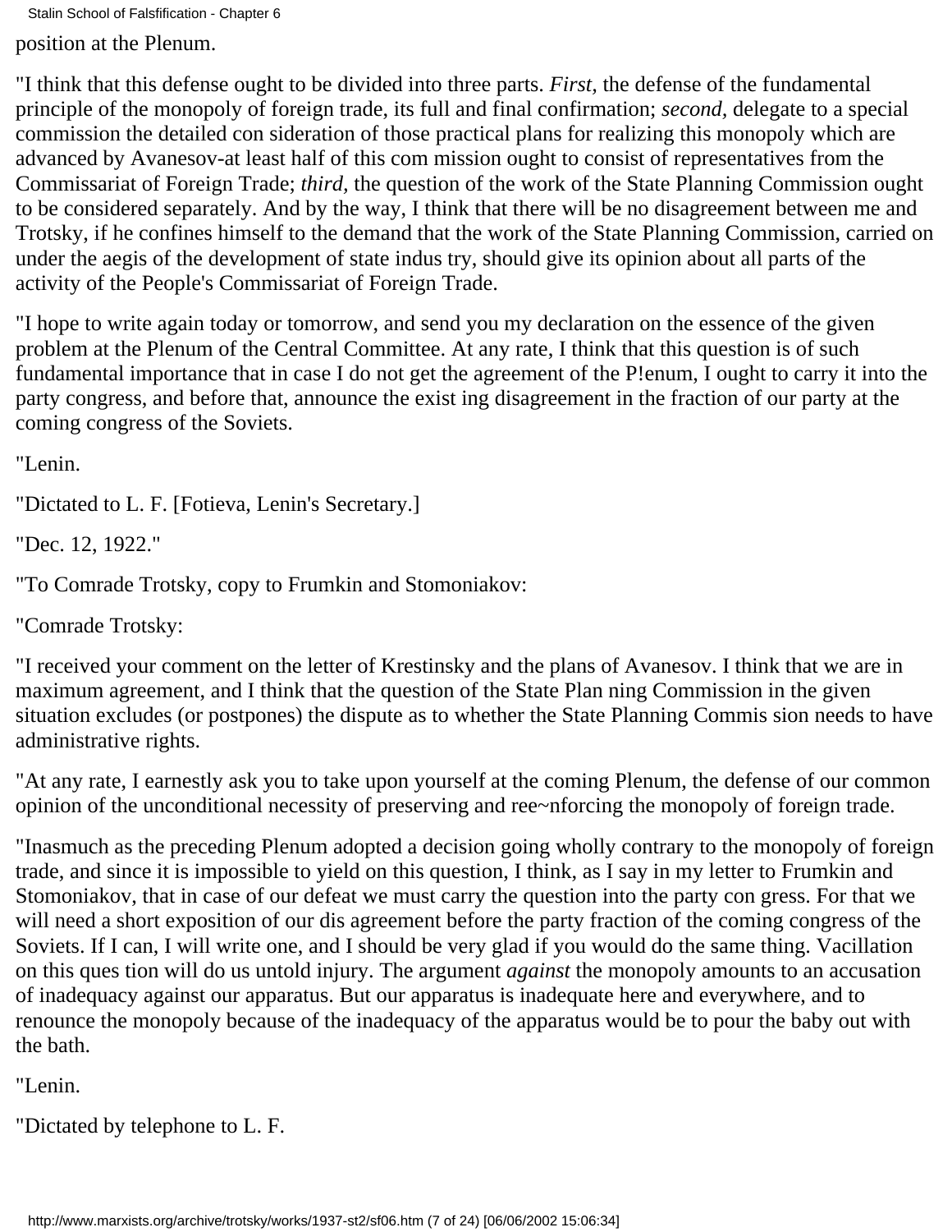position at the Plenum.

"I think that this defense ought to be divided into three parts. *First,* the defense of the fundamental principle of the monopoly of foreign trade, its full and final confirmation; *second,* delegate to a special commission the detailed con sideration of those practical plans for realizing this monopoly which are advanced by Avanesov-at least half of this com mission ought to consist of representatives from the Commissariat of Foreign Trade; *third,* the question of the work of the State Planning Commission ought to be considered separately. And by the way, I think that there will be no disagreement between me and Trotsky, if he confines himself to the demand that the work of the State Planning Commission, carried on under the aegis of the development of state indus try, should give its opinion about all parts of the activity of the People's Commissariat of Foreign Trade.

"I hope to write again today or tomorrow, and send you my declaration on the essence of the given problem at the Plenum of the Central Committee. At any rate, I think that this question is of such fundamental importance that in case I do not get the agreement of the P!enum, I ought to carry it into the party congress, and before that, announce the exist ing disagreement in the fraction of our party at the coming congress of the Soviets.

"Lenin.

"Dictated to L. F. [Fotieva, Lenin's Secretary.]

"Dec. 12, 1922."

"To Comrade Trotsky, copy to Frumkin and Stomoniakov:

"Comrade Trotsky:

"I received your comment on the letter of Krestinsky and the plans of Avanesov. I think that we are in maximum agreement, and I think that the question of the State Plan ning Commission in the given situation excludes (or postpones) the dispute as to whether the State Planning Commis sion needs to have administrative rights.

"At any rate, I earnestly ask you to take upon yourself at the coming Plenum, the defense of our common opinion of the unconditional necessity of preserving and ree~nforcing the monopoly of foreign trade.

"Inasmuch as the preceding Plenum adopted a decision going wholly contrary to the monopoly of foreign trade, and since it is impossible to yield on this question, I think, as I say in my letter to Frumkin and Stomoniakov, that in case of our defeat we must carry the question into the party con gress. For that we will need a short exposition of our dis agreement before the party fraction of the coming congress of the Soviets. If I can, I will write one, and I should be very glad if you would do the same thing. Vacillation on this ques tion will do us untold injury. The argument *against* the monopoly amounts to an accusation of inadequacy against our apparatus. But our apparatus is inadequate here and everywhere, and to renounce the monopoly because of the inadequacy of the apparatus would be to pour the baby out with the bath.

"Lenin.

"Dictated by telephone to L. F.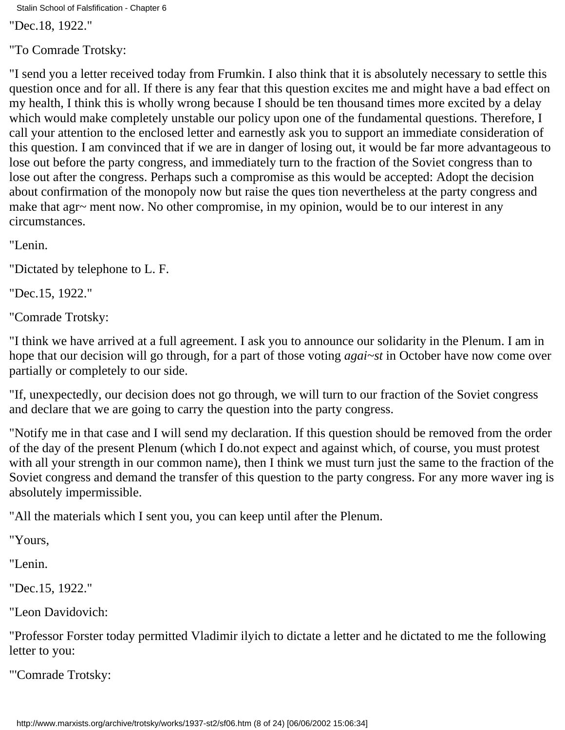"Dec.18, 1922."

"To Comrade Trotsky:

"I send you a letter received today from Frumkin. I also think that it is absolutely necessary to settle this question once and for all. If there is any fear that this question excites me and might have a bad effect on my health, I think this is wholly wrong because I should be ten thousand times more excited by a delay which would make completely unstable our policy upon one of the fundamental questions. Therefore, I call your attention to the enclosed letter and earnestly ask you to support an immediate consideration of this question. I am convinced that if we are in danger of losing out, it would be far more advantageous to lose out before the party congress, and immediately turn to the fraction of the Soviet congress than to lose out after the congress. Perhaps such a compromise as this would be accepted: Adopt the decision about confirmation of the monopoly now but raise the ques tion nevertheless at the party congress and make that agr~ ment now. No other compromise, in my opinion, would be to our interest in any circumstances.

"Lenin.

"Dictated by telephone to L. F.

"Dec.15, 1922."

"Comrade Trotsky:

"I think we have arrived at a full agreement. I ask you to announce our solidarity in the Plenum. I am in hope that our decision will go through, for a part of those voting *agai~st* in October have now come over partially or completely to our side.

"If, unexpectedly, our decision does not go through, we will turn to our fraction of the Soviet congress and declare that we are going to carry the question into the party congress.

"Notify me in that case and I will send my declaration. If this question should be removed from the order of the day of the present Plenum (which I do.not expect and against which, of course, you must protest with all your strength in our common name), then I think we must turn just the same to the fraction of the Soviet congress and demand the transfer of this question to the party congress. For any more waver ing is absolutely impermissible.

"All the materials which I sent you, you can keep until after the Plenum.

"Yours,

"Lenin.

"Dec.15, 1922."

"Leon Davidovich:

"Professor Forster today permitted Vladimir ilyich to dictate a letter and he dictated to me the following letter to you:

"'Comrade Trotsky: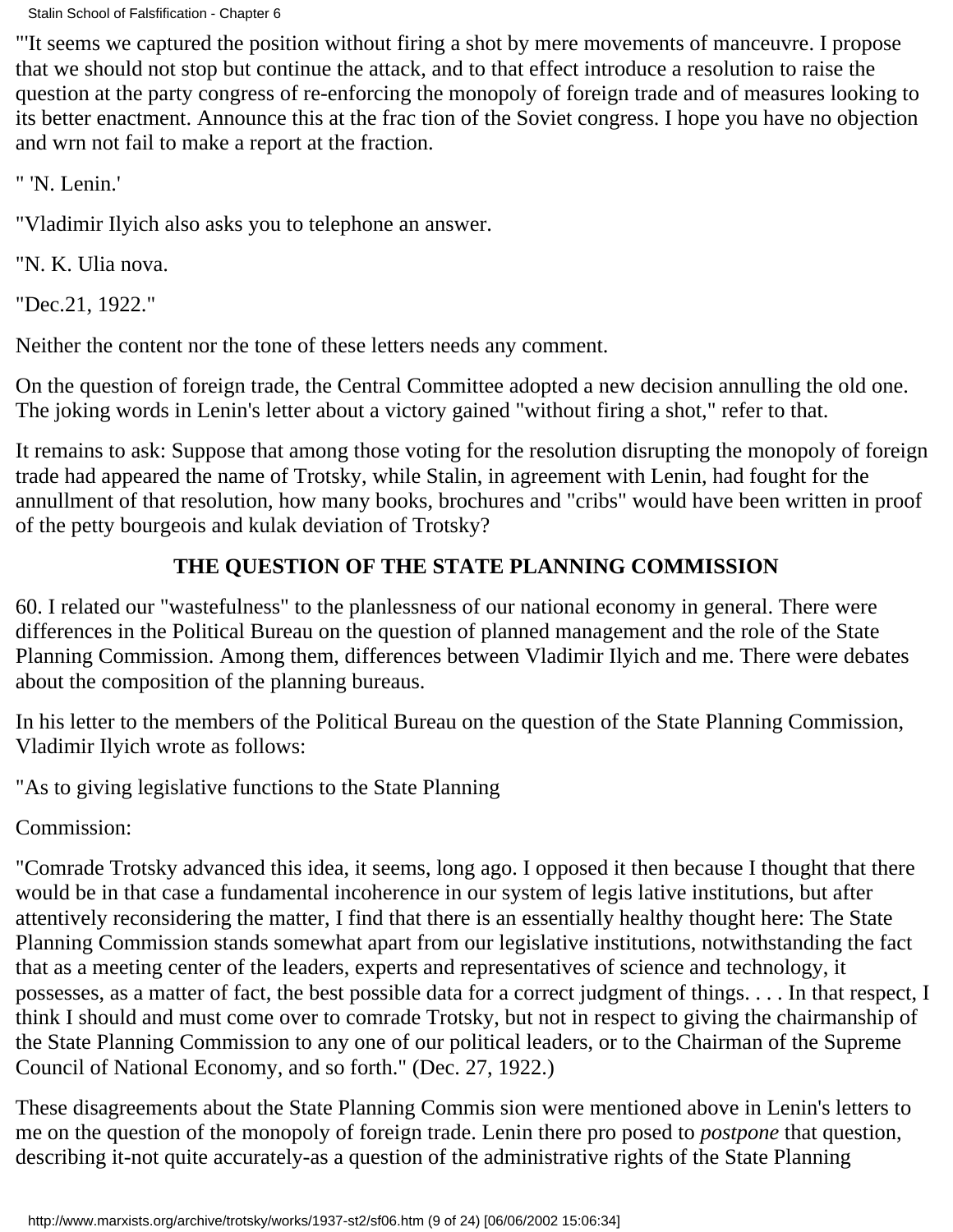"'It seems we captured the position without firing a shot by mere movements of manceuvre. I propose that we should not stop but continue the attack, and to that effect introduce a resolution to raise the question at the party congress of re-enforcing the monopoly of foreign trade and of measures looking to its better enactment. Announce this at the frac tion of the Soviet congress. I hope you have no objection and wrn not fail to make a report at the fraction.

" 'N. Lenin.'

"Vladimir Ilyich also asks you to telephone an answer.

"N. K. Ulia nova.

"Dec.21, 1922."

Neither the content nor the tone of these letters needs any comment.

On the question of foreign trade, the Central Committee adopted a new decision annulling the old one. The joking words in Lenin's letter about a victory gained "without firing a shot," refer to that.

It remains to ask: Suppose that among those voting for the resolution disrupting the monopoly of foreign trade had appeared the name of Trotsky, while Stalin, in agreement with Lenin, had fought for the annullment of that resolution, how many books, brochures and "cribs" would have been written in proof of the petty bourgeois and kulak deviation of Trotsky?

## THE QUESTION OF THE STATE PLANNING COMMISSION

60. I related our "wastefulness" to the planlessness of our national economy in general. There were differences in the Political Bureau on the question of planned management and the role of the State Planning Commission. Among them, differences between Vladimir Ilyich and me. There were debates about the composition of the planning bureaus.

In his letter to the members of the Political Bureau on the question of the State Planning Commission, Vladimir Ilyich wrote as follows:

"As to giving legislative functions to the State Planning

Commission:

"Comrade Trotsky advanced this idea, it seems, long ago. I opposed it then because I thought that there would be in that case a fundamental incoherence in our system of legis lative institutions, but after attentively reconsidering the matter, I find that there is an essentially healthy thought here: The State Planning Commission stands somewhat apart from our legislative institutions, notwithstanding the fact that as a meeting center of the leaders, experts and representatives of science and technology, it possesses, as a matter of fact, the best possible data for a correct judgment of things. . . . In that respect, I think I should and must come over to comrade Trotsky, but not in respect to giving the chairmanship of the State Planning Commission to any one of our political leaders, or to the Chairman of the Supreme Council of National Economy, and so forth." (Dec. 27, 1922.)

These disagreements about the State Planning Commis sion were mentioned above in Lenin's letters to me on the question of the monopoly of foreign trade. Lenin there pro posed to *postpone* that question, describing it-not quite accurately-as a question of the administrative rights of the State Planning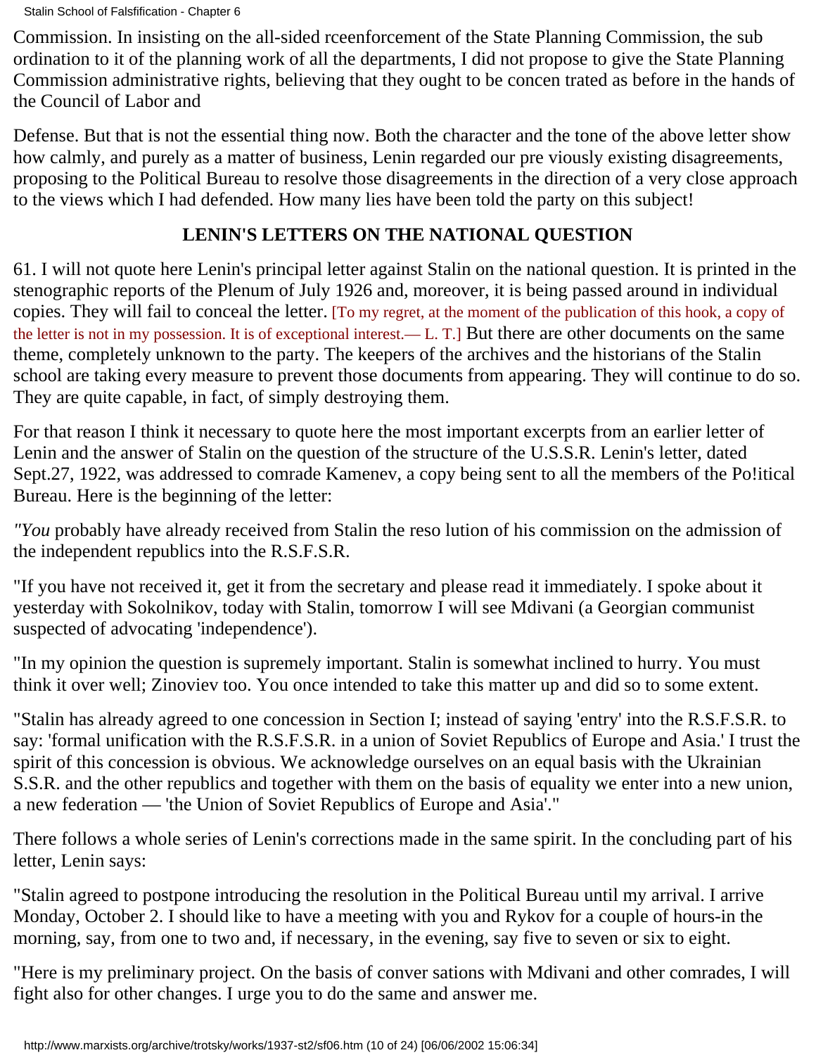Commission. In insisting on the all-sided rceenforcement of the State Planning Commission, the sub ordination to it of the planning work of all the departments, I did not propose to give the State Planning Commission administrative rights, believing that they ought to be concen trated as before in the hands of the Council of Labor and

Defense. But that is not the essential thing now. Both the character and the tone of the above letter show how calmly, and purely as a matter of business, Lenin regarded our pre viously existing disagreements, proposing to the Political Bureau to resolve those disagreements in the direction of a very close approach to the views which I had defended. How many lies have been told the party on this subject!

## LENIN'S LETTERS ON THE NATIONAL QUESTION

61. I will not quote here Lenin's principal letter against Stalin on the national question. It is printed in the stenographic reports of the Plenum of July 1926 and, moreover, it is being passed around in individual copies. They will fail to conceal the letter. [To my regret, at the moment of the publication of this hook, a copy of the letter is not in my possession. It is of exceptional interest.— L. T.] But there are other documents on the same theme, completely unknown to the party. The keepers of the archives and the historians of the Stalin school are taking every measure to prevent those documents from appearing. They will continue to do so. They are quite capable, in fact, of simply destroying them.

For that reason I think it necessary to quote here the most important excerpts from an earlier letter of Lenin and the answer of Stalin on the question of the structure of the U.S.S.R. Lenin's letter, dated Sept.27, 1922, was addressed to comrade Kamenev, a copy being sent to all the members of the Po!itical Bureau. Here is the beginning of the letter:

*"You* probably have already received from Stalin the reso lution of his commission on the admission of the independent republics into the R.S.F.S.R.

"If you have not received it, get it from the secretary and please read it immediately. I spoke about it yesterday with Sokolnikov, today with Stalin, tomorrow I will see Mdivani (a Georgian communist suspected of advocating 'independence').

"In my opinion the question is supremely important. Stalin is somewhat inclined to hurry. You must think it over well; Zinoviev too. You once intended to take this matter up and did so to some extent.

"Stalin has already agreed to one concession in Section I; instead of saying 'entry' into the R.S.F.S.R. to say: 'formal unification with the R.S.F.S.R. in a union of Soviet Republics of Europe and Asia.' I trust the spirit of this concession is obvious. We acknowledge ourselves on an equal basis with the Ukrainian S.S.R. and the other republics and together with them on the basis of equality we enter into a new union, a new federation — 'the Union of Soviet Republics of Europe and Asia'."

There follows a whole series of Lenin's corrections made in the same spirit. In the concluding part of his letter, Lenin says:

"Stalin agreed to postpone introducing the resolution in the Political Bureau until my arrival. I arrive Monday, October 2. I should like to have a meeting with you and Rykov for a couple of hours-in the morning, say, from one to two and, if necessary, in the evening, say five to seven or six to eight.

"Here is my preliminary project. On the basis of conver sations with Mdivani and other comrades, I will fight also for other changes. I urge you to do the same and answer me.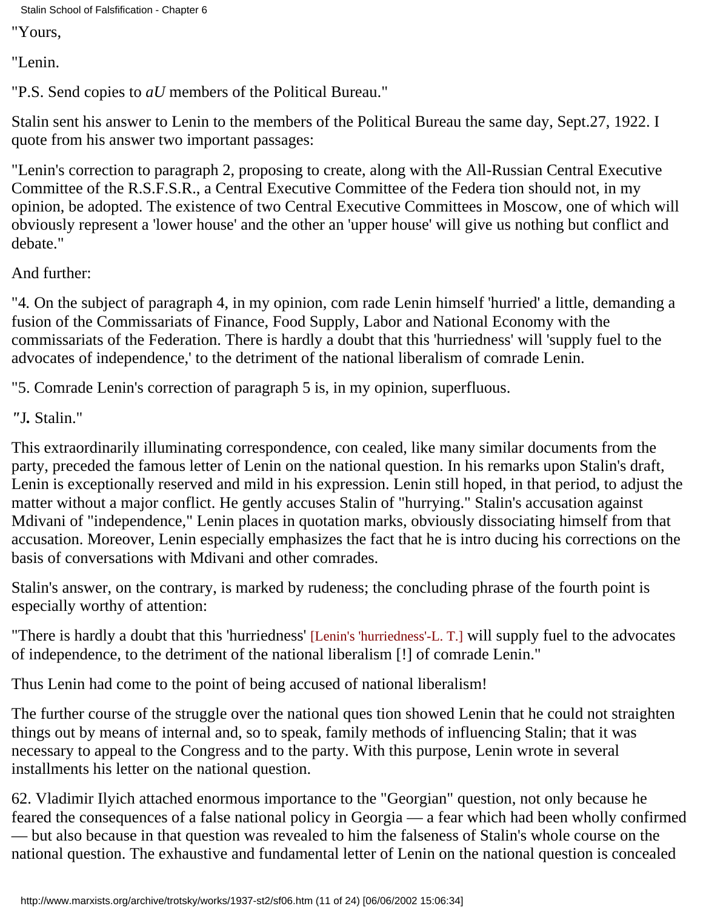"Yours,

"Lenin.

"P.S. Send copies to *aU* members of the Political Bureau."

Stalin sent his answer to Lenin to the members of the Political Bureau the same day, Sept.27, 1922. I quote from his answer two important passages:

"Lenin's correction to paragraph 2, proposing to create, along with the All-Russian Central Executive Committee of the R.S.F.S.R., a Central Executive Committee of the Federa tion should not, in my opinion, be adopted. The existence of two Central Executive Committees in Moscow, one of which will obviously represent a 'lower house' and the other an 'upper house' will give us nothing but conflict and debate."

And further:

"4. On the subject of paragraph 4, in my opinion, com rade Lenin himself 'hurried' a little, demanding a fusion of the Commissariats of Finance, Food Supply, Labor and National Economy with the commissariats of the Federation. There is hardly a doubt that this 'hurriedness' will 'supply fuel to the advocates of independence,' to the detriment of the national liberalism of comrade Lenin.

"5. Comrade Lenin's correction of paragraph 5 is, in my opinion, superfluous.

*"*J**.** Stalin."

This extraordinarily illuminating correspondence, con cealed, like many similar documents from the party, preceded the famous letter of Lenin on the national question. In his remarks upon Stalin's draft, Lenin is exceptionally reserved and mild in his expression. Lenin still hoped, in that period, to adjust the matter without a major conflict. He gently accuses Stalin of "hurrying." Stalin's accusation against Mdivani of "independence," Lenin places in quotation marks, obviously dissociating himself from that accusation. Moreover, Lenin especially emphasizes the fact that he is intro ducing his corrections on the basis of conversations with Mdivani and other comrades.

Stalin's answer, on the contrary, is marked by rudeness; the concluding phrase of the fourth point is especially worthy of attention:

"There is hardly a doubt that this 'hurriedness' [Lenin's 'hurriedness'-L. T.] will supply fuel to the advocates of independence, to the detriment of the national liberalism [!] of comrade Lenin."

Thus Lenin had come to the point of being accused of national liberalism!

The further course of the struggle over the national ques tion showed Lenin that he could not straighten things out by means of internal and, so to speak, family methods of influencing Stalin; that it was necessary to appeal to the Congress and to the party. With this purpose, Lenin wrote in several installments his letter on the national question.

62. Vladimir Ilyich attached enormous importance to the "Georgian" question, not only because he feared the consequences of a false national policy in Georgia — a fear which had been wholly confirmed — but also because in that question was revealed to him the falseness of Stalin's whole course on the national question. The exhaustive and fundamental letter of Lenin on the national question is concealed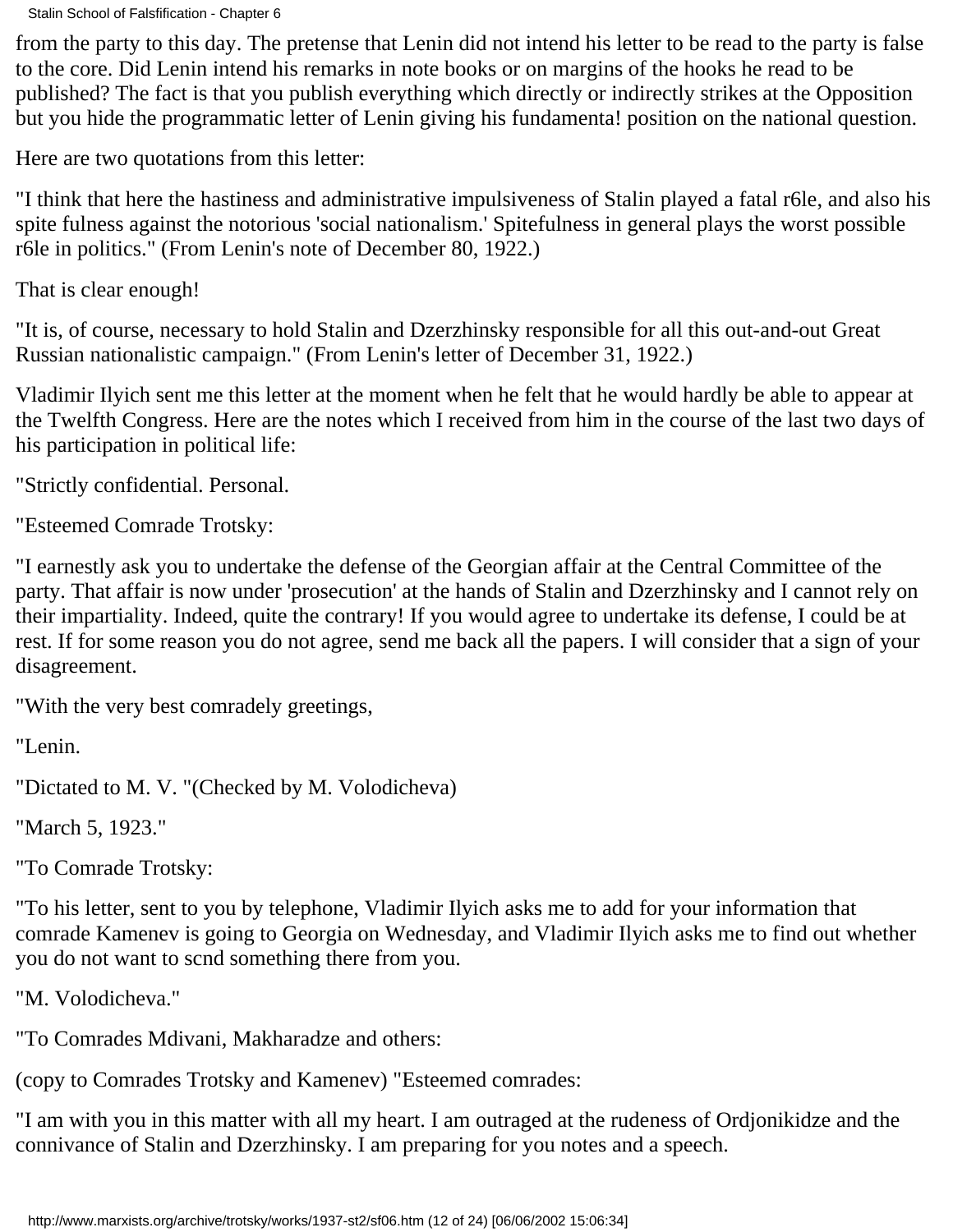from the party to this day. The pretense that Lenin did not intend his letter to be read to the party is false to the core. Did Lenin intend his remarks in note books or on margins of the hooks he read to be published? The fact is that you publish everything which directly or indirectly strikes at the Opposition but you hide the programmatic letter of Lenin giving his fundamenta! position on the national question.

Here are two quotations from this letter:

"I think that here the hastiness and administrative impulsiveness of Stalin played a fatal r6le, and also his spite fulness against the notorious 'social nationalism.' Spitefulness in general plays the worst possible r6le in politics." (From Lenin's note of December 80, 1922.)

That is clear enough!

"It is, of course, necessary to hold Stalin and Dzerzhinsky responsible for all this out-and-out Great Russian nationalistic campaign." (From Lenin's letter of December 31, 1922.)

Vladimir Ilyich sent me this letter at the moment when he felt that he would hardly be able to appear at the Twelfth Congress. Here are the notes which I received from him in the course of the last two days of his participation in political life:

"Strictly confidential. Personal.

"Esteemed Comrade Trotsky:

"I earnestly ask you to undertake the defense of the Georgian affair at the Central Committee of the party. That affair is now under 'prosecution' at the hands of Stalin and Dzerzhinsky and I cannot rely on their impartiality. Indeed, quite the contrary! If you would agree to undertake its defense, I could be at rest. If for some reason you do not agree, send me back all the papers. I will consider that a sign of your disagreement.

"With the very best comradely greetings,

"Lenin.

"Dictated to M. V. "(Checked by M. Volodicheva)

"March 5, 1923."

"To Comrade Trotsky:

"To his letter, sent to you by telephone, Vladimir Ilyich asks me to add for your information that comrade Kamenev is going to Georgia on Wednesday, and Vladimir Ilyich asks me to find out whether you do not want to scnd something there from you.

"M. Volodicheva."

"To Comrades Mdivani, Makharadze and others:

(copy to Comrades Trotsky and Kamenev) "Esteemed comrades:

"I am with you in this matter with all my heart. I am outraged at the rudeness of Ordjonikidze and the connivance of Stalin and Dzerzhinsky. I am preparing for you notes and a speech.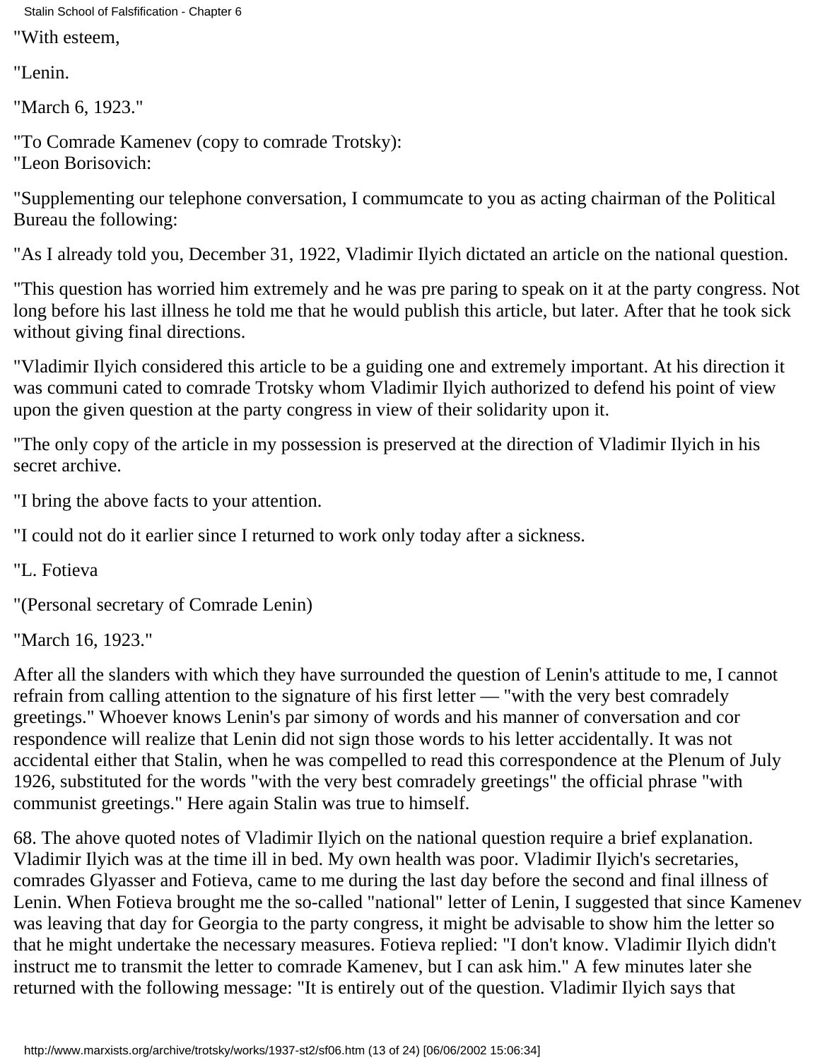"With esteem,

"Lenin.

"March 6, 1923."

"To Comrade Kamenev (copy to comrade Trotsky):
"Leon Borisovich:

"Supplementing our telephone conversation, I commumcate to you as acting chairman of the Political Bureau the following:

"As I already told you, December 31, 1922, Vladimir Ilyich dictated an article on the national question.

"This question has worried him extremely and he was pre paring to speak on it at the party congress. Not long before his last illness he told me that he would publish this article, but later. After that he took sick without giving final directions.

"Vladimir Ilyich considered this article to be a guiding one and extremely important. At his direction it was communi cated to comrade Trotsky whom Vladimir Ilyich authorized to defend his point of view upon the given question at the party congress in view of their solidarity upon it.

"The only copy of the article in my possession is preserved at the direction of Vladimir Ilyich in his secret archive.

"I bring the above facts to your attention.

"I could not do it earlier since I returned to work only today after a sickness.

"L. Fotieva

"(Personal secretary of Comrade Lenin)

"March 16, 1923."

After all the slanders with which they have surrounded the question of Lenin's attitude to me, I cannot refrain from calling attention to the signature of his first letter — "with the very best comradely greetings." Whoever knows Lenin's par simony of words and his manner of conversation and cor respondence will realize that Lenin did not sign those words to his letter accidentally. It was not accidental either that Stalin, when he was compelled to read this correspondence at the Plenum of July 1926, substituted for the words "with the very best comradely greetings" the official phrase "with communist greetings." Here again Stalin was true to himself.

68. The ahove quoted notes of Vladimir Ilyich on the national question require a brief explanation. Vladimir Ilyich was at the time ill in bed. My own health was poor. Vladimir Ilyich's secretaries, comrades Glyasser and Fotieva, came to me during the last day before the second and final illness of Lenin. When Fotieva brought me the so-called "national" letter of Lenin, I suggested that since Kamenev was leaving that day for Georgia to the party congress, it might be advisable to show him the letter so that he might undertake the necessary measures. Fotieva replied: "I don't know. Vladimir Ilyich didn't instruct me to transmit the letter to comrade Kamenev, but I can ask him." A few minutes later she returned with the following message: "It is entirely out of the question. Vladimir Ilyich says that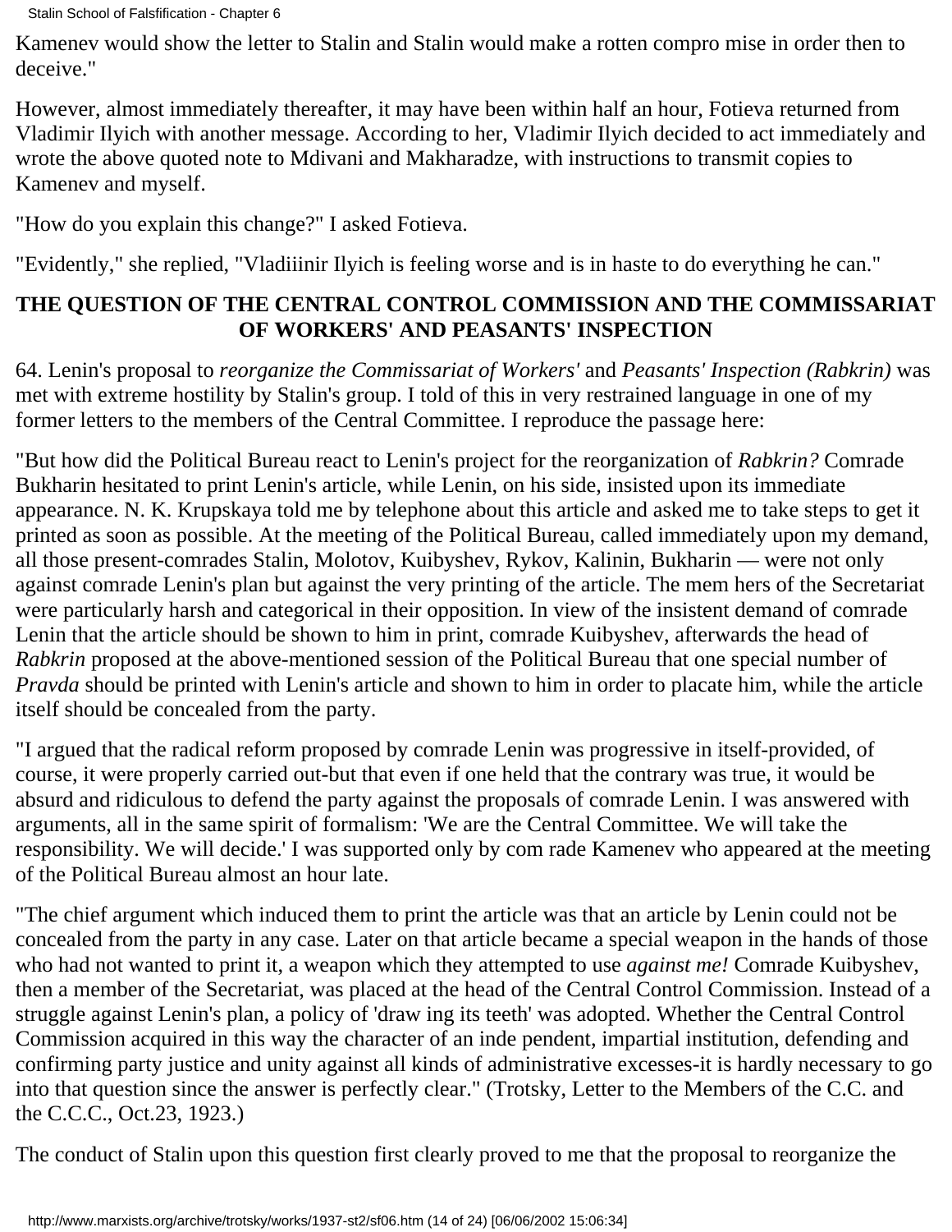Kamenev would show the letter to Stalin and Stalin would make a rotten compro mise in order then to deceive."

However, almost immediately thereafter, it may have been within half an hour, Fotieva returned from Vladimir Ilyich with another message. According to her, Vladimir Ilyich decided to act immediately and wrote the above quoted note to Mdivani and Makharadze, with instructions to transmit copies to Kamenev and myself.

"How do you explain this change?" I asked Fotieva.

"Evidently," she replied, "Vladiiinir Ilyich is feeling worse and is in haste to do everything he can."

## THE QUESTION OF THE CENTRAL CONTROL COMMISSION AND THE COMMISSARIAT OF WORKERS' AND PEASANTS' INSPECTION

64. Lenin's proposal to *reorganize the Commissariat of Workers'* and *Peasants' Inspection (Rabkrin)* was met with extreme hostility by Stalin's group. I told of this in very restrained language in one of my former letters to the members of the Central Committee. I reproduce the passage here:

"But how did the Political Bureau react to Lenin's project for the reorganization of *Rabkrin?* Comrade Bukharin hesitated to print Lenin's article, while Lenin, on his side, insisted upon its immediate appearance. N. K. Krupskaya told me by telephone about this article and asked me to take steps to get it printed as soon as possible. At the meeting of the Political Bureau, called immediately upon my demand, all those present-comrades Stalin, Molotov, Kuibyshev, Rykov, Kalinin, Bukharin — were not only against comrade Lenin's plan but against the very printing of the article. The mem hers of the Secretariat were particularly harsh and categorical in their opposition. In view of the insistent demand of comrade Lenin that the article should be shown to him in print, comrade Kuibyshev, afterwards the head of *Rabkrin* proposed at the above-mentioned session of the Political Bureau that one special number of *Pravda* should be printed with Lenin's article and shown to him in order to placate him, while the article itself should be concealed from the party.

"I argued that the radical reform proposed by comrade Lenin was progressive in itself-provided, of course, it were properly carried out-but that even if one held that the contrary was true, it would be absurd and ridiculous to defend the party against the proposals of comrade Lenin. I was answered with arguments, all in the same spirit of formalism: 'We are the Central Committee. We will take the responsibility. We will decide.' I was supported only by com rade Kamenev who appeared at the meeting of the Political Bureau almost an hour late.

"The chief argument which induced them to print the article was that an article by Lenin could not be concealed from the party in any case. Later on that article became a special weapon in the hands of those who had not wanted to print it, a weapon which they attempted to use *against me!* Comrade Kuibyshev, then a member of the Secretariat, was placed at the head of the Central Control Commission. Instead of a struggle against Lenin's plan, a policy of 'draw ing its teeth' was adopted. Whether the Central Control Commission acquired in this way the character of an inde pendent, impartial institution, defending and confirming party justice and unity against all kinds of administrative excesses-it is hardly necessary to go into that question since the answer is perfectly clear." (Trotsky, Letter to the Members of the C.C. and the C.C.C., Oct.23, 1923.)

The conduct of Stalin upon this question first clearly proved to me that the proposal to reorganize the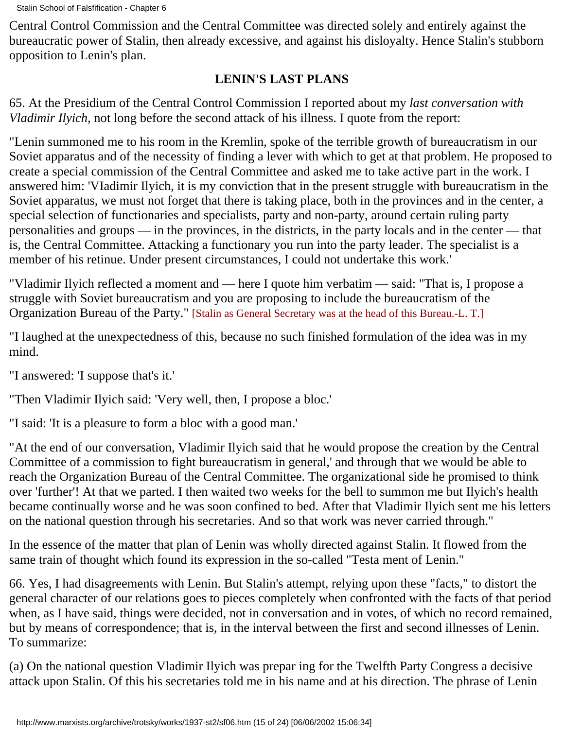Central Control Commission and the Central Committee was directed solely and entirely against the bureaucratic power of Stalin, then already excessive, and against his disloyalty. Hence Stalin's stubborn opposition to Lenin's plan.

### LENIN'S LAST PLANS

65. At the Presidium of the Central Control Commission I reported about my *last conversation with Vladimir Ilyich,* not long before the second attack of his illness. I quote from the report:

"Lenin summoned me to his room in the Kremlin, spoke of the terrible growth of bureaucratism in our Soviet apparatus and of the necessity of finding a lever with which to get at that problem. He proposed to create a special commission of the Central Committee and asked me to take active part in the work. I answered him: 'Vladimir Ilyich, it is my conviction that in the present struggle with bureaucratism in the Soviet apparatus, we must not forget that there is taking place, both in the provinces and in the center, a special selection of functionaries and specialists, party and non-party, around certain ruling party personalities and groups — in the provinces, in the districts, in the party locals and in the center — that is, the Central Committee. Attacking a functionary you run into the party leader. The specialist is a member of his retinue. Under present circumstances, I could not undertake this work.'

"Vladimir Ilyich reflected a moment and — here I quote him verbatim — said: "That is, I propose a struggle with Soviet bureaucratism and you are proposing to include the bureaucratism of the Organization Bureau of the Party." [Stalin as General Secretary was at the head of this Bureau.-L. T.]

"I laughed at the unexpectedness of this, because no such finished formulation of the idea was in my mind.

"I answered: 'I suppose that's it.'

"Then Vladimir Ilyich said: 'Very well, then, I propose a bloc.'

"I said: 'It is a pleasure to form a bloc with a good man.'

"At the end of our conversation, Vladimir Ilyich said that he would propose the creation by the Central Committee of a commission to fight bureaucratism in general,' and through that we would be able to reach the Organization Bureau of the Central Committee. The organizational side he promised to think over 'further'! At that we parted. I then waited two weeks for the bell to summon me but Ilyich's health became continually worse and he was soon confined to bed. After that Vladimir Ilyich sent me his letters on the national question through his secretaries. And so that work was never carried through."

In the essence of the matter that plan of Lenin was wholly directed against Stalin. It flowed from the same train of thought which found its expression in the so-called "Testa ment of Lenin."

66. Yes, I had disagreements with Lenin. But Stalin's attempt, relying upon these "facts," to distort the general character of our relations goes to pieces completely when confronted with the facts of that period when, as I have said, things were decided, not in conversation and in votes, of which no record remained, but by means of correspondence; that is, in the interval between the first and second illnesses of Lenin. To summarize:

(a) On the national question Vladimir Ilyich was prepar ing for the Twelfth Party Congress a decisive attack upon Stalin. Of this his secretaries told me in his name and at his direction. The phrase of Lenin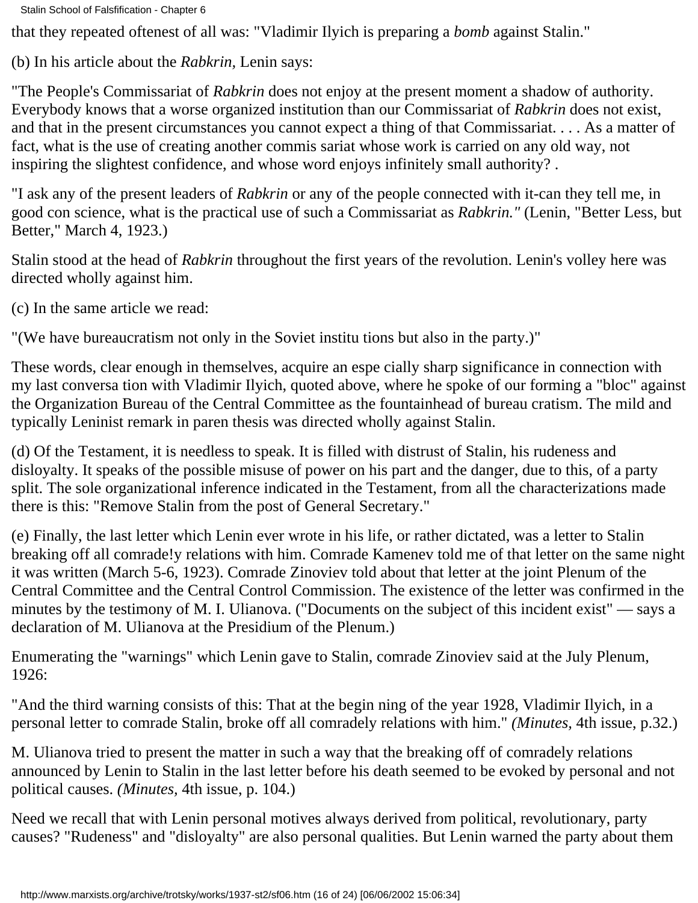that they repeated oftenest of all was: "Vladimir Ilyich is preparing a *bomb* against Stalin."

(b) In his article about the *Rabkrin,* Lenin says:

"The People's Commissariat of *Rabkrin* does not enjoy at the present moment a shadow of authority. Everybody knows that a worse organized institution than our Commissariat of *Rabkrin* does not exist, and that in the present circumstances you cannot expect a thing of that Commissariat. . . . As a matter of fact, what is the use of creating another commis sariat whose work is carried on any old way, not inspiring the slightest confidence, and whose word enjoys infinitely small authority? .

"I ask any of the present leaders of *Rabkrin* or any of the people connected with it-can they tell me, in good con science, what is the practical use of such a Commissariat as *Rabkrin."* (Lenin, "Better Less, but Better," March 4, 1923.)

Stalin stood at the head of *Rabkrin* throughout the first years of the revolution. Lenin's volley here was directed wholly against him.

(c) In the same article we read:

"(We have bureaucratism not only in the Soviet institu tions but also in the party.)"

These words, clear enough in themselves, acquire an espe cially sharp significance in connection with my last conversa tion with Vladimir Ilyich, quoted above, where he spoke of our forming a "bloc" against the Organization Bureau of the Central Committee as the fountainhead of bureau cratism. The mild and typically Leninist remark in paren thesis was directed wholly against Stalin.

(d) Of the Testament, it is needless to speak. It is filled with distrust of Stalin, his rudeness and disloyalty. It speaks of the possible misuse of power on his part and the danger, due to this, of a party split. The sole organizational inference indicated in the Testament, from all the characterizations made there is this: "Remove Stalin from the post of General Secretary."

(e) Finally, the last letter which Lenin ever wrote in his life, or rather dictated, was a letter to Stalin breaking off all comrade!y relations with him. Comrade Kamenev told me of that letter on the same night it was written (March 5-6, 1923). Comrade Zinoviev told about that letter at the joint Plenum of the Central Committee and the Central Control Commission. The existence of the letter was confirmed in the minutes by the testimony of M. I. Ulianova. ("Documents on the subject of this incident exist" — says a declaration of M. Ulianova at the Presidium of the Plenum.)

Enumerating the "warnings" which Lenin gave to Stalin, comrade Zinoviev said at the July Plenum, 1926:

"And the third warning consists of this: That at the begin ning of the year 1928, Vladimir Ilyich, in a personal letter to comrade Stalin, broke off all comradely relations with him." *(Minutes,* 4th issue, p.32.)

M. Ulianova tried to present the matter in such a way that the breaking off of comradely relations announced by Lenin to Stalin in the last letter before his death seemed to be evoked by personal and not political causes. *(Minutes,* 4th issue, p. 104.)

Need we recall that with Lenin personal motives always derived from political, revolutionary, party causes? "Rudeness" and "disloyalty" are also personal qualities. But Lenin warned the party about them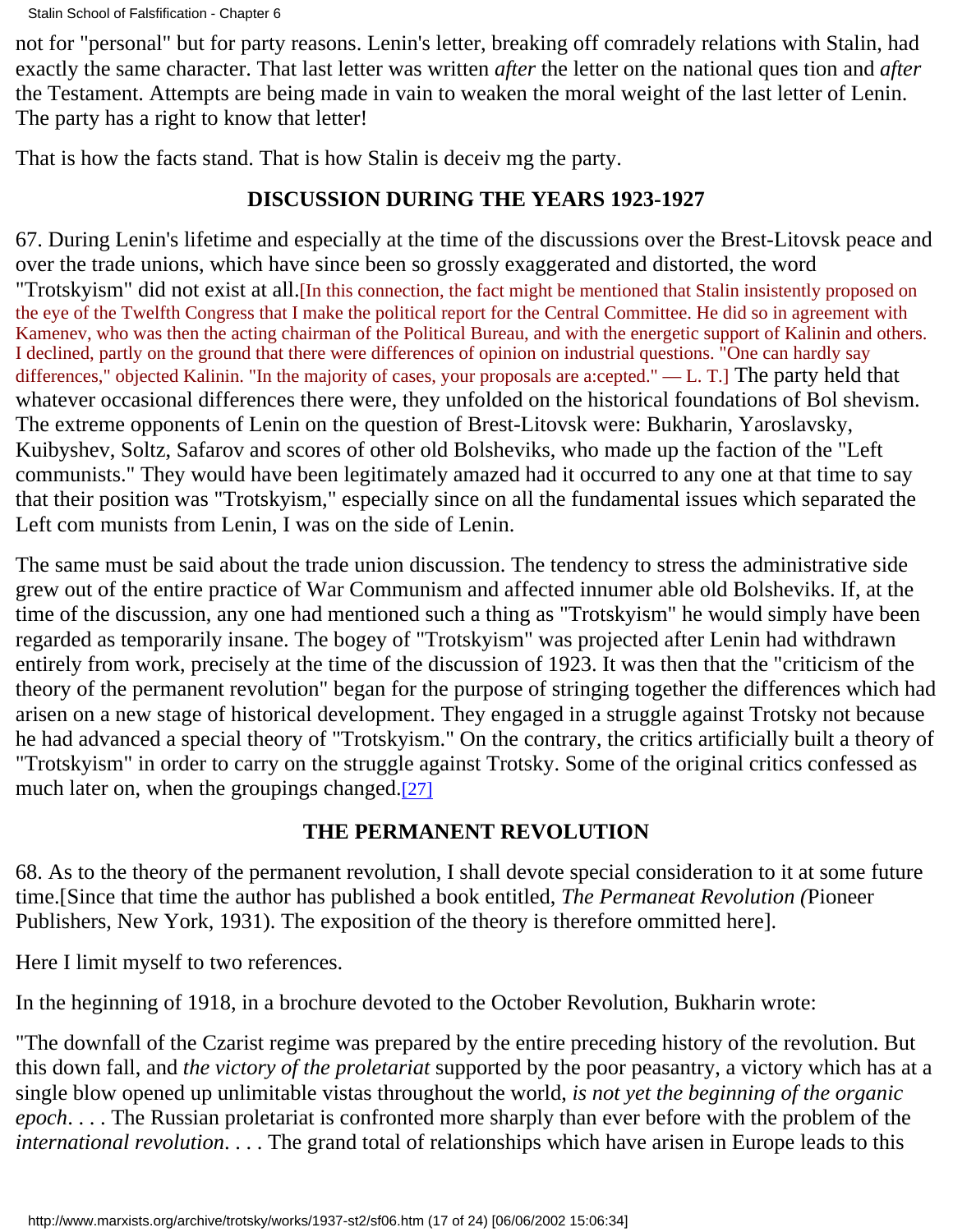not for "personal" but for party reasons. Lenin's letter, breaking off comradely relations with Stalin, had exactly the same character. That last letter was written *after* the letter on the national ques tion and *after* the Testament. Attempts are being made in vain to weaken the moral weight of the last letter of Lenin. The party has a right to know that letter!

That is how the facts stand. That is how Stalin is deceiv mg the party.

### DISCUSSION DURING THE YEARS 1923-1927

67. During Lenin's lifetime and especially at the time of the discussions over the Brest-Litovsk peace and over the trade unions, which have since been so grossly exaggerated and distorted, the word "Trotskyism" did not exist at all.[In this connection, the fact might be mentioned that Stalin insistently proposed on the eye of the Twelfth Congress that I make the political report for the Central Committee. He did so in agreement with Kamenev, who was then the acting chairman of the Political Bureau, and with the energetic support of Kalinin and others. I declined, partly on the ground that there were differences of opinion on industrial questions. "One can hardly say differences," objected Kalinin. "In the majority of cases, your proposals are a:cepted." — L. T.] The party held that whatever occasional differences there were, they unfolded on the historical foundations of Bol shevism. The extreme opponents of Lenin on the question of Brest-Litovsk were: Bukharin, Yaroslavsky, Kuibyshev, Soltz, Safarov and scores of other old Bolsheviks, who made up the faction of the "Left communists." They would have been legitimately amazed had it occurred to any one at that time to say that their position was "Trotskyism," especially since on all the fundamental issues which separated the Left com munists from Lenin, I was on the side of Lenin.

The same must be said about the trade union discussion. The tendency to stress the administrative side grew out of the entire practice of War Communism and affected innumer able old Bolsheviks. If, at the time of the discussion, any one had mentioned such a thing as "Trotskyism" he would simply have been regarded as temporarily insane. The bogey of "Trotskyism" was projected after Lenin had withdrawn entirely from work, precisely at the time of the discussion of 1923. It was then that the "criticism of the theory of the permanent revolution" began for the purpose of stringing together the differences which had arisen on a new stage of historical development. They engaged in a struggle against Trotsky not because he had advanced a special theory of "Trotskyism." On the contrary, the critics artificially built a theory of "Trotskyism" in order to carry on the struggle against Trotsky. Some of the original critics confessed as much later on, when the groupings changed.[27]

### THE PERMANENT REVOLUTION

68. As to the theory of the permanent revolution, I shall devote special consideration to it at some future time.[Since that time the author has published a book entitled, *The Permaneat Revolution (*Pioneer Publishers, New York, 1931). The exposition of the theory is therefore ommitted here].

Here I limit myself to two references.

In the beginning of 1918, in a brochure devoted to the October Revolution, Bukharin wrote:

"The downfall of the Czarist regime was prepared by the entire preceding history of the revolution. But this down fall, and *the victory of the proletariat* supported by the poor peasantry, a victory which has at a single blow opened up unlimitable vistas throughout the world, *is not yet the beginning of the organic epoch*. . . . The Russian proletariat is confronted more sharply than ever before with the problem of the *international revolution*. . . . The grand total of relationships which have arisen in Europe leads to this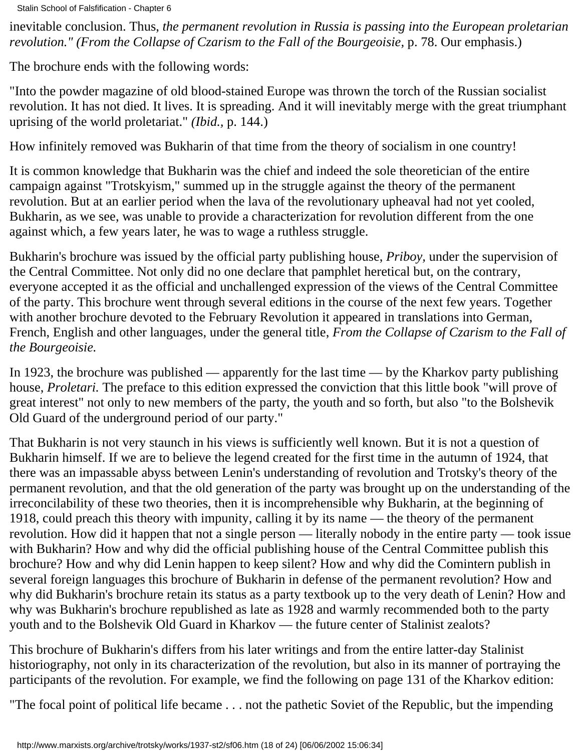inevitable conclusion. Thus, *the permanent revolution in Russia is passing into the European proletarian revolution." (From the Collapse of Czarism to the Fall of the Bourgeoisie,* p. 78. Our emphasis.)

The brochure ends with the following words:

"Into the powder magazine of old blood-stained Europe was thrown the torch of the Russian socialist revolution. It has not died. It lives. It is spreading. And it will inevitably merge with the great triumphant uprising of the world proletariat." *(Ibid.,* p. 144.)

How infinitely removed was Bukharin of that time from the theory of socialism in one country!

It is common knowledge that Bukharin was the chief and indeed the sole theoretician of the entire campaign against "Trotskyism," summed up in the struggle against the theory of the permanent revolution. But at an earlier period when the lava of the revolutionary upheaval had not yet cooled, Bukharin, as we see, was unable to provide a characterization for revolution different from the one against which, a few years later, he was to wage a ruthless struggle.

Bukharin's brochure was issued by the official party publishing house, *Priboy,* under the supervision of the Central Committee. Not only did no one declare that pamphlet heretical but, on the contrary, everyone accepted it as the official and unchallenged expression of the views of the Central Committee of the party. This brochure went through several editions in the course of the next few years. Together with another brochure devoted to the February Revolution it appeared in translations into German, French, English and other languages, under the general title, *From the Collapse of Czarism to the Fall of the Bourgeoisie.*

In 1923, the brochure was published — apparently for the last time — by the Kharkov party publishing house, *Proletari.* The preface to this edition expressed the conviction that this little book "will prove of great interest" not only to new members of the party, the youth and so forth, but also "to the Bolshevik Old Guard of the underground period of our party."

That Bukharin is not very staunch in his views is sufficiently well known. But it is not a question of Bukharin himself. If we are to believe the legend created for the first time in the autumn of 1924, that there was an impassable abyss between Lenin's understanding of revolution and Trotsky's theory of the permanent revolution, and that the old generation of the party was brought up on the understanding of the irreconcilability of these two theories, then it is incomprehensible why Bukharin, at the beginning of 1918, could preach this theory with impunity, calling it by its name — the theory of the permanent revolution. How did it happen that not a single person — literally nobody in the entire party — took issue with Bukharin? How and why did the official publishing house of the Central Committee publish this brochure? How and why did Lenin happen to keep silent? How and why did the Comintern publish in several foreign languages this brochure of Bukharin in defense of the permanent revolution? How and why did Bukharin's brochure retain its status as a party textbook up to the very death of Lenin? How and why was Bukharin's brochure republished as late as 1928 and warmly recommended both to the party youth and to the Bolshevik Old Guard in Kharkov — the future center of Stalinist zealots?

This brochure of Bukharin's differs from his later writings and from the entire latter-day Stalinist historiography, not only in its characterization of the revolution, but also in its manner of portraying the participants of the revolution. For example, we find the following on page 131 of the Kharkov edition:

"The focal point of political life became . . . not the pathetic Soviet of the Republic, but the impending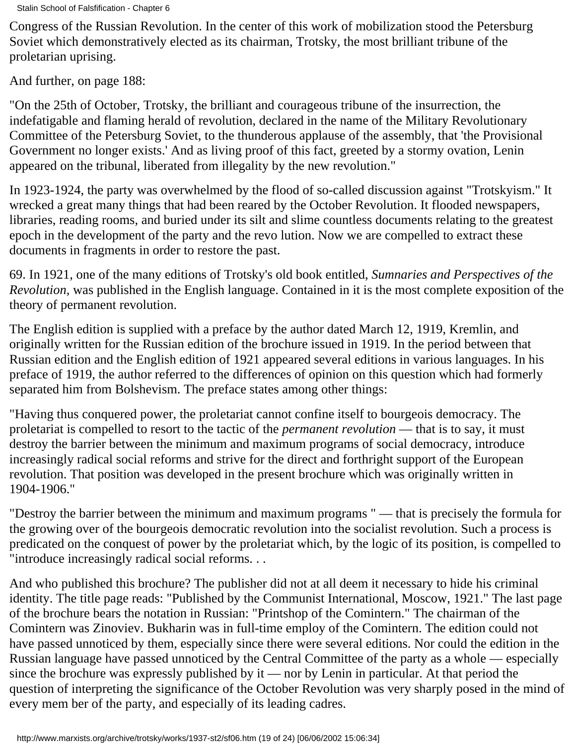Congress of the Russian Revolution. In the center of this work of mobilization stood the Petersburg Soviet which demonstratively elected as its chairman, Trotsky, the most brilliant tribune of the proletarian uprising.

And further, on page 188:

"On the 25th of October, Trotsky, the brilliant and courageous tribune of the insurrection, the indefatigable and flaming herald of revolution, declared in the name of the Military Revolutionary Committee of the Petersburg Soviet, to the thunderous applause of the assembly, that 'the Provisional Government no longer exists.' And as living proof of this fact, greeted by a stormy ovation, Lenin appeared on the tribunal, liberated from illegality by the new revolution."

In 1923-1924, the party was overwhelmed by the flood of so-called discussion against "Trotskyism." It wrecked a great many things that had been reared by the October Revolution. It flooded newspapers, libraries, reading rooms, and buried under its silt and slime countless documents relating to the greatest epoch in the development of the party and the revo lution. Now we are compelled to extract these documents in fragments in order to restore the past.

69. In 1921, one of the many editions of Trotsky's old book entitled, *Sumnaries and Perspectives of the Revolution,* was published in the English language. Contained in it is the most complete exposition of the theory of permanent revolution.

The English edition is supplied with a preface by the author dated March 12, 1919, Kremlin, and originally written for the Russian edition of the brochure issued in 1919. In the period between that Russian edition and the English edition of 1921 appeared several editions in various languages. In his preface of 1919, the author referred to the differences of opinion on this question which had formerly separated him from Bolshevism. The preface states among other things:

"Having thus conquered power, the proletariat cannot confine itself to bourgeois democracy. The proletariat is compelled to resort to the tactic of the *permanent revolution* — that is to say, it must destroy the barrier between the minimum and maximum programs of social democracy, introduce increasingly radical social reforms and strive for the direct and forthright support of the European revolution. That position was developed in the present brochure which was originally written in 1904-1906."

"Destroy the barrier between the minimum and maximum programs " — that is precisely the formula for the growing over of the bourgeois democratic revolution into the socialist revolution. Such a process is predicated on the conquest of power by the proletariat which, by the logic of its position, is compelled to "introduce increasingly radical social reforms. . .

And who published this brochure? The publisher did not at all deem it necessary to hide his criminal identity. The title page reads: "Published by the Communist International, Moscow, 1921." The last page of the brochure bears the notation in Russian: "Printshop of the Comintern." The chairman of the Comintern was Zinoviev. Bukharin was in full-time employ of the Comintern. The edition could not have passed unnoticed by them, especially since there were several editions. Nor could the edition in the Russian language have passed unnoticed by the Central Committee of the party as a whole — especially since the brochure was expressly published by it — nor by Lenin in particular. At that period the question of interpreting the significance of the October Revolution was very sharply posed in the mind of every mem ber of the party, and especially of its leading cadres.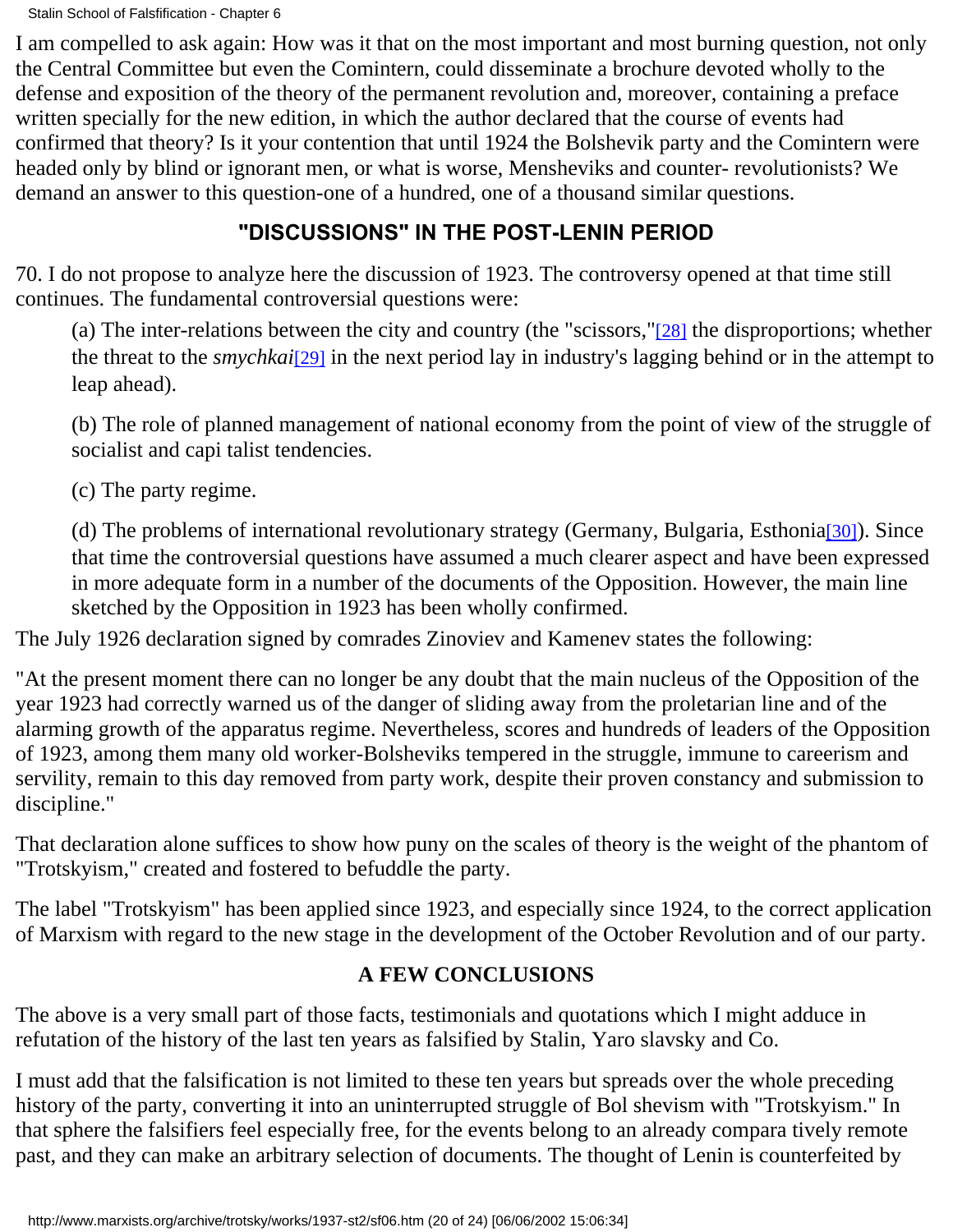I am compelled to ask again: How was it that on the most important and most burning question, not only the Central Committee but even the Comintern, could disseminate a brochure devoted wholly to the defense and exposition of the theory of the permanent revolution and, moreover, containing a preface written specially for the new edition, in which the author declared that the course of events had confirmed that theory? Is it your contention that until 1924 the Bolshevik party and the Comintern were headed only by blind or ignorant men, or what is worse, Mensheviks and counter- revolutionists? We demand an answer to this question-one of a hundred, one of a thousand similar questions.

## "DISCUSSIONS" IN THE POST-LENIN PERIOD

70. I do not propose to analyze here the discussion of 1923. The controversy opened at that time still continues. The fundamental controversial questions were:

> (a) The inter-relations between the city and country (the "scissors,"[28] the disproportions; whether the threat to the *smychkai*[29] in the next period lay in industry's lagging behind or in the attempt to leap ahead).
>
> (b) The role of planned management of national economy from the point of view of the struggle of socialist and capi talist tendencies.
>
> (c) The party regime.
>
> (d) The problems of international revolutionary strategy (Germany, Bulgaria, Esthonia[30]). Since that time the controversial questions have assumed a much clearer aspect and have been expressed in more adequate form in a number of the documents of the Opposition. However, the main line sketched by the Opposition in 1923 has been wholly confirmed.

The July 1926 declaration signed by comrades Zinoviev and Kamenev states the following:

"At the present moment there can no longer be any doubt that the main nucleus of the Opposition of the year 1923 had correctly warned us of the danger of sliding away from the proletarian line and of the alarming growth of the apparatus regime. Nevertheless, scores and hundreds of leaders of the Opposition of 1923, among them many old worker-Bolsheviks tempered in the struggle, immune to careerism and servility, remain to this day removed from party work, despite their proven constancy and submission to discipline."

That declaration alone suffices to show how puny on the scales of theory is the weight of the phantom of "Trotskyism," created and fostered to befuddle the party.

The label "Trotskyism" has been applied since 1923, and especially since 1924, to the correct application of Marxism with regard to the new stage in the development of the October Revolution and of our party.

### A FEW CONCLUSIONS

The above is a very small part of those facts, testimonials and quotations which I might adduce in refutation of the history of the last ten years as falsified by Stalin, Yaro slavsky and Co.

I must add that the falsification is not limited to these ten years but spreads over the whole preceding history of the party, converting it into an uninterrupted struggle of Bol shevism with "Trotskyism." In that sphere the falsifiers feel especially free, for the events belong to an already compara tively remote past, and they can make an arbitrary selection of documents. The thought of Lenin is counterfeited by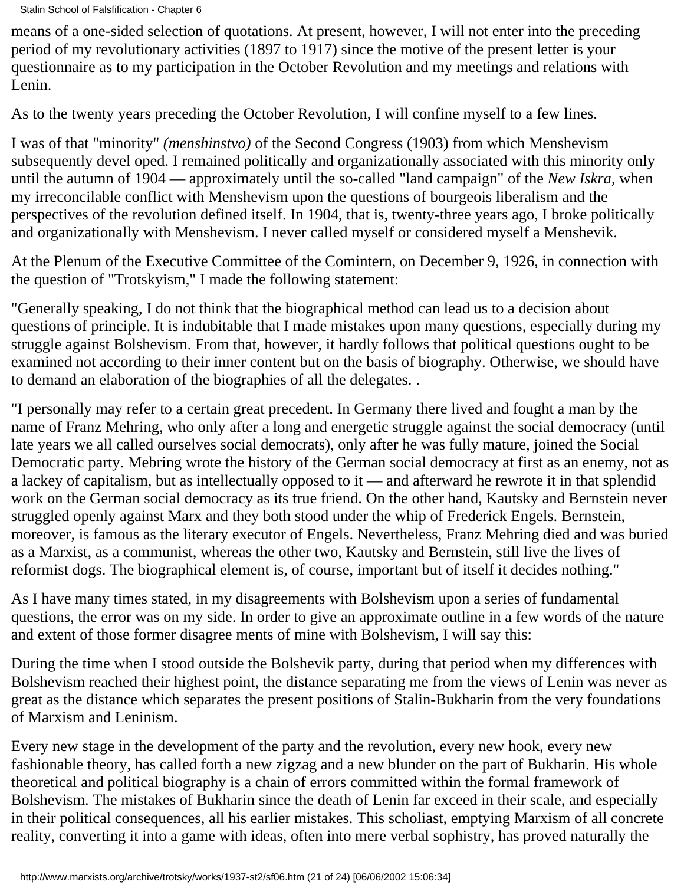means of a one-sided selection of quotations. At present, however, I will not enter into the preceding period of my revolutionary activities (1897 to 1917) since the motive of the present letter is your questionnaire as to my participation in the October Revolution and my meetings and relations with Lenin.

As to the twenty years preceding the October Revolution, I will confine myself to a few lines.

I was of that "minority" *(menshinstvo)* of the Second Congress (1903) from which Menshevism subsequently devel oped. I remained politically and organizationally associated with this minority only until the autumn of 1904 — approximately until the so-called "land campaign" of the *New Iskra*, when my irreconcilable conflict with Menshevism upon the questions of bourgeois liberalism and the perspectives of the revolution defined itself. In 1904, that is, twenty-three years ago, I broke politically and organizationally with Menshevism. I never called myself or considered myself a Menshevik.

At the Plenum of the Executive Committee of the Comintern, on December 9, 1926, in connection with the question of "Trotskyism," I made the following statement:

"Generally speaking, I do not think that the biographical method can lead us to a decision about questions of principle. It is indubitable that I made mistakes upon many questions, especially during my struggle against Bolshevism. From that, however, it hardly follows that political questions ought to be examined not according to their inner content but on the basis of biography. Otherwise, we should have to demand an elaboration of the biographies of all the delegates. .

"I personally may refer to a certain great precedent. In Germany there lived and fought a man by the name of Franz Mehring, who only after a long and energetic struggle against the social democracy (until late years we all called ourselves social democrats), only after he was fully mature, joined the Social Democratic party. Mebring wrote the history of the German social democracy at first as an enemy, not as a lackey of capitalism, but as intellectually opposed to it — and afterward he rewrote it in that splendid work on the German social democracy as its true friend. On the other hand, Kautsky and Bernstein never struggled openly against Marx and they both stood under the whip of Frederick Engels. Bernstein, moreover, is famous as the literary executor of Engels. Nevertheless, Franz Mehring died and was buried as a Marxist, as a communist, whereas the other two, Kautsky and Bernstein, still live the lives of reformist dogs. The biographical element is, of course, important but of itself it decides nothing."

As I have many times stated, in my disagreements with Bolshevism upon a series of fundamental questions, the error was on my side. In order to give an approximate outline in a few words of the nature and extent of those former disagree ments of mine with Bolshevism, I will say this:

During the time when I stood outside the Bolshevik party, during that period when my differences with Bolshevism reached their highest point, the distance separating me from the views of Lenin was never as great as the distance which separates the present positions of Stalin-Bukharin from the very foundations of Marxism and Leninism.

Every new stage in the development of the party and the revolution, every new hook, every new fashionable theory, has called forth a new zigzag and a new blunder on the part of Bukharin. His whole theoretical and political biography is a chain of errors committed within the formal framework of Bolshevism. The mistakes of Bukharin since the death of Lenin far exceed in their scale, and especially in their political consequences, all his earlier mistakes. This scholiast, emptying Marxism of all concrete reality, converting it into a game with ideas, often into mere verbal sophistry, has proved naturally the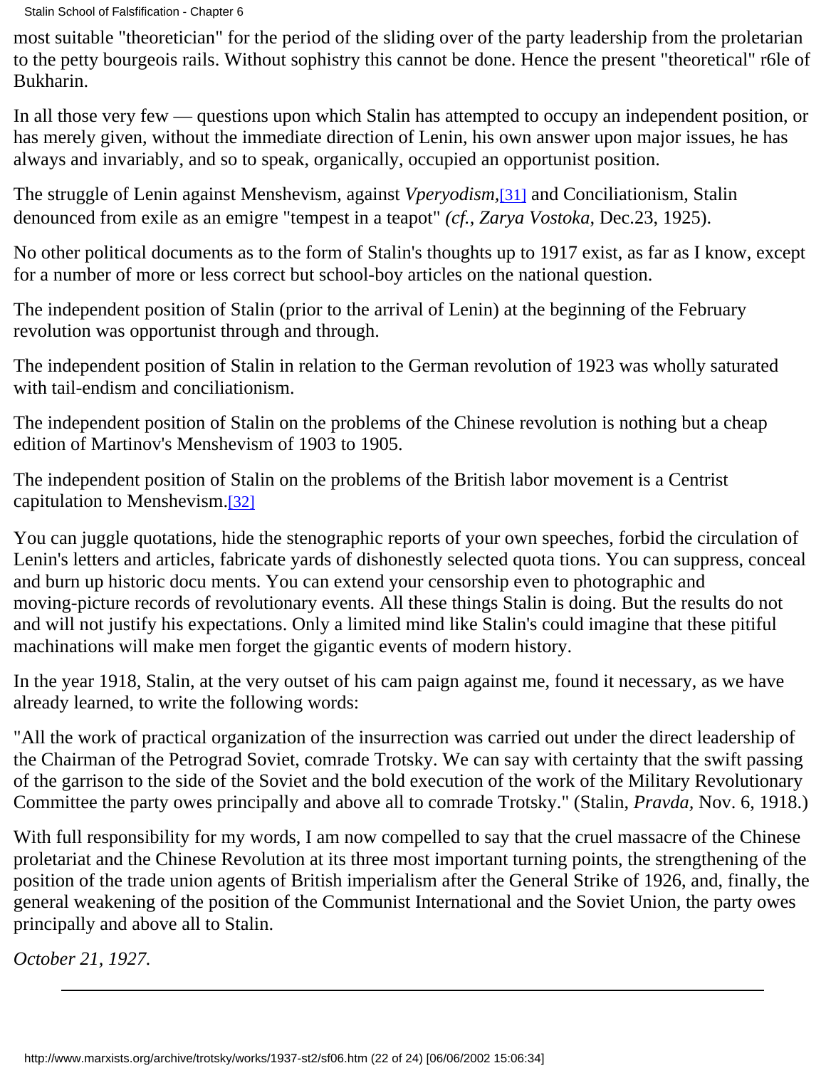most suitable "theoretician" for the period of the sliding over of the party leadership from the proletarian to the petty bourgeois rails. Without sophistry this cannot be done. Hence the present "theoretical" r6le of Bukharin.

In all those very few — questions upon which Stalin has attempted to occupy an independent position, or has merely given, without the immediate direction of Lenin, his own answer upon major issues, he has always and invariably, and so to speak, organically, occupied an opportunist position.

The struggle of Lenin against Menshevism, against *Vperyodism*,[31] and Conciliationism, Stalin denounced from exile as an emigre "tempest in a teapot" *(cf., Zarya Vostoka,* Dec.23, 1925).

No other political documents as to the form of Stalin's thoughts up to 1917 exist, as far as I know, except for a number of more or less correct but school-boy articles on the national question.

The independent position of Stalin (prior to the arrival of Lenin) at the beginning of the February revolution was opportunist through and through.

The independent position of Stalin in relation to the German revolution of 1923 was wholly saturated with tail-endism and conciliationism.

The independent position of Stalin on the problems of the Chinese revolution is nothing but a cheap edition of Martinov's Menshevism of 1903 to 1905.

The independent position of Stalin on the problems of the British labor movement is a Centrist capitulation to Menshevism.[32]

You can juggle quotations, hide the stenographic reports of your own speeches, forbid the circulation of Lenin's letters and articles, fabricate yards of dishonestly selected quota tions. You can suppress, conceal and burn up historic docu ments. You can extend your censorship even to photographic and moving-picture records of revolutionary events. All these things Stalin is doing. But the results do not and will not justify his expectations. Only a limited mind like Stalin's could imagine that these pitiful machinations will make men forget the gigantic events of modern history.

In the year 1918, Stalin, at the very outset of his cam paign against me, found it necessary, as we have already learned, to write the following words:

"All the work of practical organization of the insurrection was carried out under the direct leadership of the Chairman of the Petrograd Soviet, comrade Trotsky. We can say with certainty that the swift passing of the garrison to the side of the Soviet and the bold execution of the work of the Military Revolutionary Committee the party owes principally and above all to comrade Trotsky." (Stalin, *Pravda,* Nov. 6, 1918.)

With full responsibility for my words, I am now compelled to say that the cruel massacre of the Chinese proletariat and the Chinese Revolution at its three most important turning points, the strengthening of the position of the trade union agents of British imperialism after the General Strike of 1926, and, finally, the general weakening of the position of the Communist International and the Soviet Union, the party owes principally and above all to Stalin.

*October 21, 1927.*

---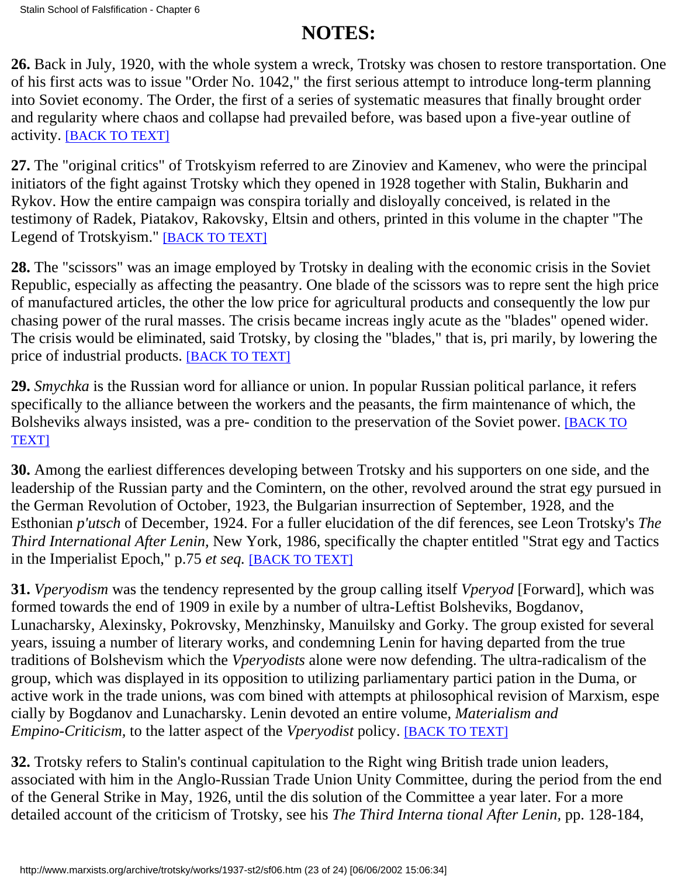# NOTES:

**26.** Back in July, 1920, with the whole system a wreck, Trotsky was chosen to restore transportation. One of his first acts was to issue "Order No. 1042," the first serious attempt to introduce long-term planning into Soviet economy. The Order, the first of a series of systematic measures that finally brought order and regularity where chaos and collapse had prevailed before, was based upon a five-year outline of activity. [BACK TO TEXT]

**27.** The "original critics" of Trotskyism referred to are Zinoviev and Kamenev, who were the principal initiators of the fight against Trotsky which they opened in 1928 together with Stalin, Bukharin and Rykov. How the entire campaign was conspira torially and disloyally conceived, is related in the testimony of Radek, Piatakov, Rakovsky, Eltsin and others, printed in this volume in the chapter "The Legend of Trotskyism." [BACK TO TEXT]

**28.** The "scissors" was an image employed by Trotsky in dealing with the economic crisis in the Soviet Republic, especially as affecting the peasantry. One blade of the scissors was to repre sent the high price of manufactured articles, the other the low price for agricultural products and consequently the low pur chasing power of the rural masses. The crisis became increas ingly acute as the "blades" opened wider. The crisis would be eliminated, said Trotsky, by closing the "blades," that is, pri marily, by lowering the price of industrial products. [BACK TO TEXT]

**29.** *Smychka* is the Russian word for alliance or union. In popular Russian political parlance, it refers specifically to the alliance between the workers and the peasants, the firm maintenance of which, the Bolsheviks always insisted, was a pre- condition to the preservation of the Soviet power. [BACK TO TEXT]

**30.** Among the earliest differences developing between Trotsky and his supporters on one side, and the leadership of the Russian party and the Comintern, on the other, revolved around the strat egy pursued in the German Revolution of October, 1923, the Bulgarian insurrection of September, 1928, and the Esthonian *p'utsch* of December, 1924. For a fuller elucidation of the dif ferences, see Leon Trotsky's *The Third International After Lenin,* New York, 1986, specifically the chapter entitled "Strat egy and Tactics in the Imperialist Epoch," p.75 *et seq.* [BACK TO TEXT]

**31.** *Vperyodism* was the tendency represented by the group calling itself *Vperyod* [Forward], which was formed towards the end of 1909 in exile by a number of ultra-Leftist Bolsheviks, Bogdanov, Lunacharsky, Alexinsky, Pokrovsky, Menzhinsky, Manuilsky and Gorky. The group existed for several years, issuing a number of literary works, and condemning Lenin for having departed from the true traditions of Bolshevism which the *Vperyodists* alone were now defending. The ultra-radicalism of the group, which was displayed in its opposition to utilizing parliamentary partici pation in the Duma, or active work in the trade unions, was com bined with attempts at philosophical revision of Marxism, espe cially by Bogdanov and Lunacharsky. Lenin devoted an entire volume, *Materialism and Empino-Criticism,* to the latter aspect of the *Vperyodist* policy. [BACK TO TEXT]

**32.** Trotsky refers to Stalin's continual capitulation to the Right wing British trade union leaders, associated with him in the Anglo-Russian Trade Union Unity Committee, during the period from the end of the General Strike in May, 1926, until the dis solution of the Committee a year later. For a more detailed account of the criticism of Trotsky, see his *The Third Interna tional After Lenin,* pp. 128-184,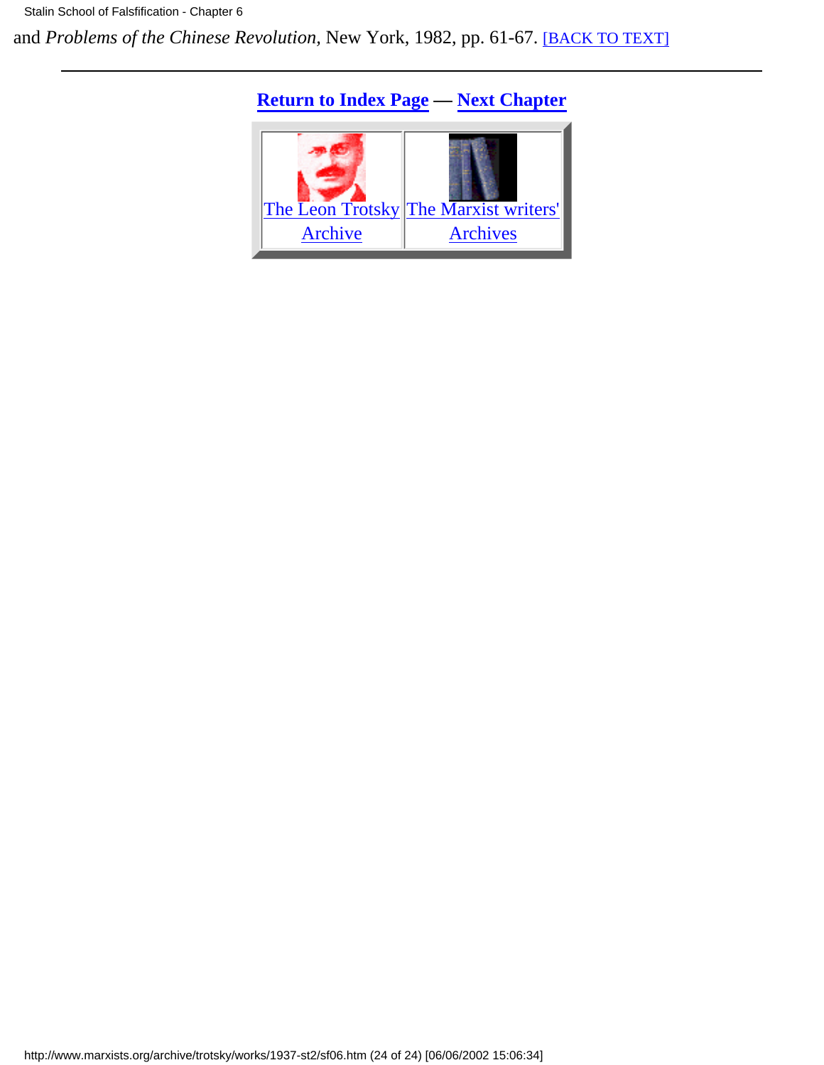and *Problems of the Chinese Revolution,* New York, 1982, pp. 61-67. [BACK TO TEXT]

---

**Return to Index Page** — **Next Chapter**

| The Leon Trotsky Archive | The Marxist writers' Archives |
| --- | --- |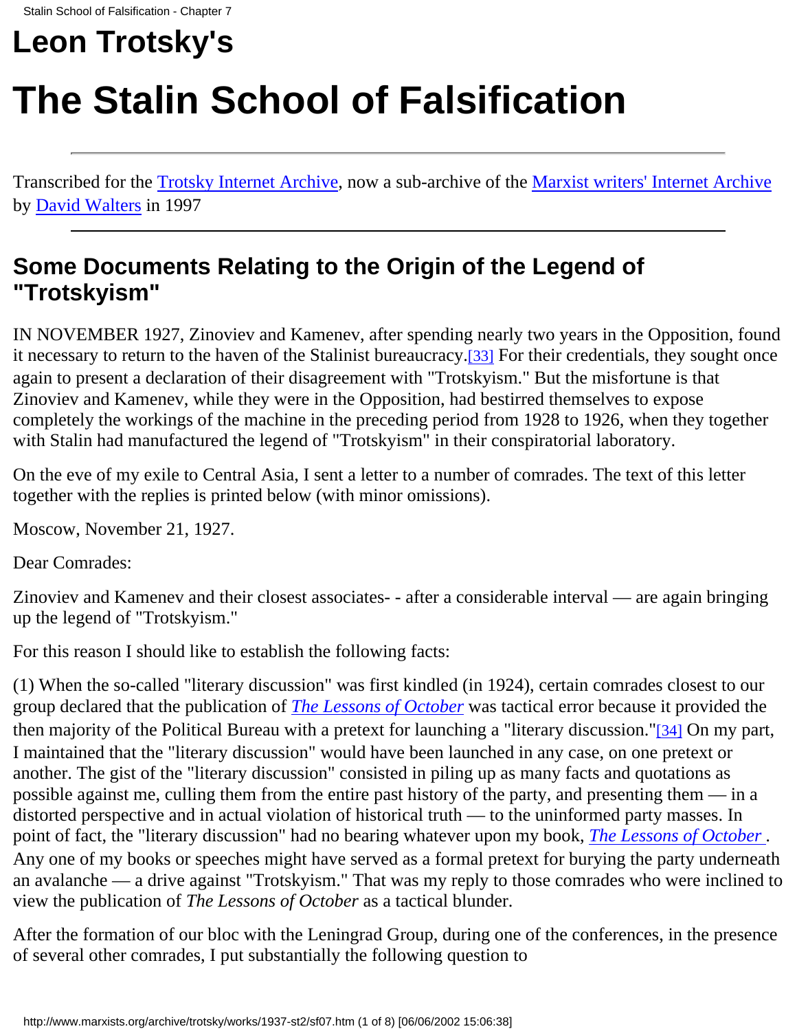# Leon Trotsky's

# The Stalin School of Falsification

---

Transcribed for the Trotsky Internet Archive, now a sub-archive of the Marxist writers' Internet Archive by David Walters in 1997

---

## Some Documents Relating to the Origin of the Legend of "Trotskyism"

IN NOVEMBER 1927, Zinoviev and Kamenev, after spending nearly two years in the Opposition, found it necessary to return to the haven of the Stalinist bureaucracy.[33] For their credentials, they sought once again to present a declaration of their disagreement with "Trotskyism." But the misfortune is that Zinoviev and Kamenev, while they were in the Opposition, had bestirred themselves to expose completely the workings of the machine in the preceding period from 1928 to 1926, when they together with Stalin had manufactured the legend of "Trotskyism" in their conspiratorial laboratory.

On the eve of my exile to Central Asia, I sent a letter to a number of comrades. The text of this letter together with the replies is printed below (with minor omissions).

Moscow, November 21, 1927.

Dear Comrades:

Zinoviev and Kamenev and their closest associates- - after a considerable interval — are again bringing up the legend of "Trotskyism."

For this reason I should like to establish the following facts:

(1) When the so-called "literary discussion" was first kindled (in 1924), certain comrades closest to our group declared that the publication of *The Lessons of October* was tactical error because it provided the then majority of the Political Bureau with a pretext for launching a "literary discussion."[34] On my part, I maintained that the "literary discussion" would have been launched in any case, on one pretext or another. The gist of the "literary discussion" consisted in piling up as many facts and quotations as possible against me, culling them from the entire past history of the party, and presenting them — in a distorted perspective and in actual violation of historical truth — to the uninformed party masses. In point of fact, the "literary discussion" had no bearing whatever upon my book, *The Lessons of October* . Any one of my books or speeches might have served as a formal pretext for burying the party underneath an avalanche — a drive against "Trotskyism." That was my reply to those comrades who were inclined to view the publication of *The Lessons of October* as a tactical blunder.

After the formation of our bloc with the Leningrad Group, during one of the conferences, in the presence of several other comrades, I put substantially the following question to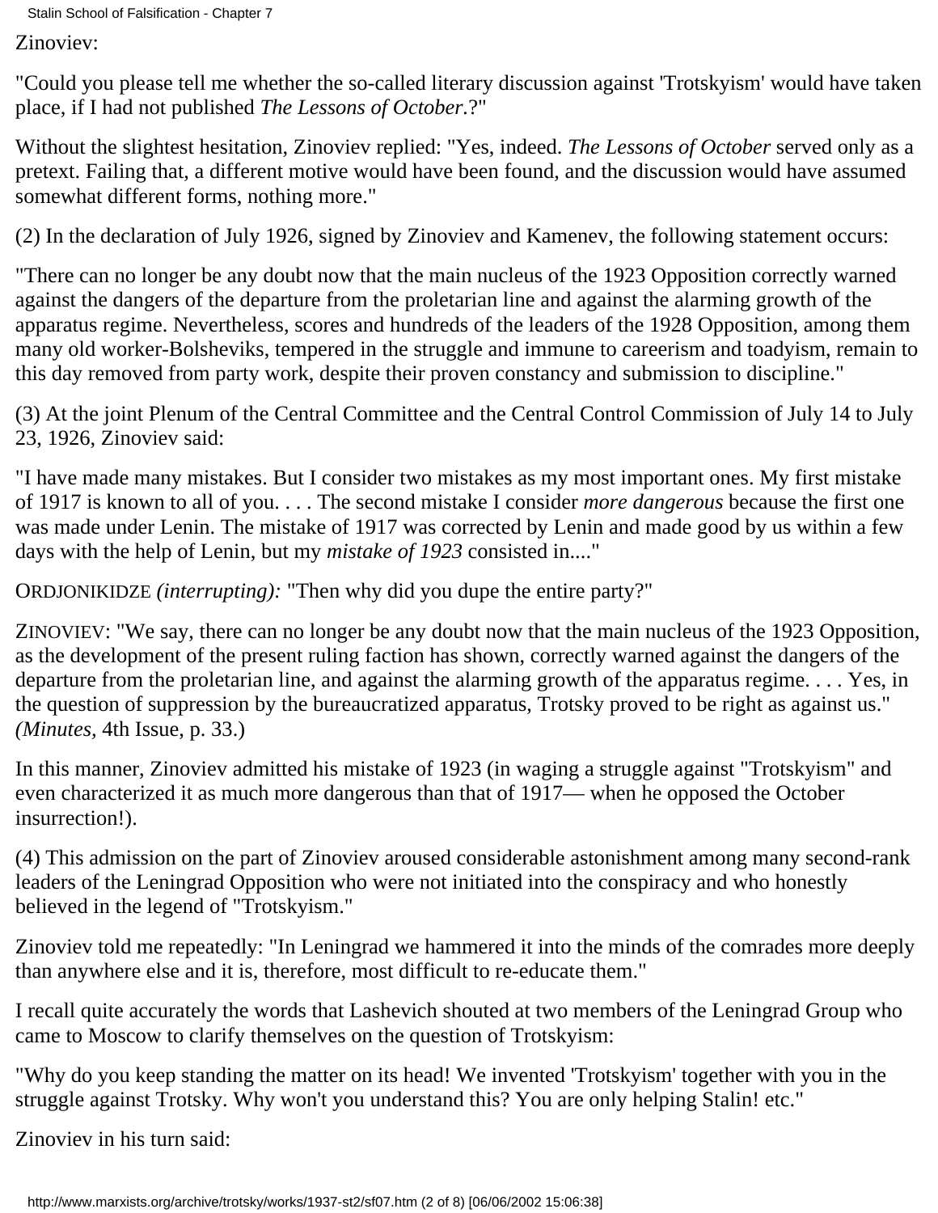Zinoviev:

"Could you please tell me whether the so-called literary discussion against 'Trotskyism' would have taken place, if I had not published *The Lessons of October*.?"

Without the slightest hesitation, Zinoviev replied: "Yes, indeed. *The Lessons of October* served only as a pretext. Failing that, a different motive would have been found, and the discussion would have assumed somewhat different forms, nothing more."

(2) In the declaration of July 1926, signed by Zinoviev and Kamenev, the following statement occurs:

"There can no longer be any doubt now that the main nucleus of the 1923 Opposition correctly warned against the dangers of the departure from the proletarian line and against the alarming growth of the apparatus regime. Nevertheless, scores and hundreds of the leaders of the 1928 Opposition, among them many old worker-Bolsheviks, tempered in the struggle and immune to careerism and toadyism, remain to this day removed from party work, despite their proven constancy and submission to discipline."

(3) At the joint Plenum of the Central Committee and the Central Control Commission of July 14 to July 23, 1926, Zinoviev said:

"I have made many mistakes. But I consider two mistakes as my most important ones. My first mistake of 1917 is known to all of you. . . . The second mistake I consider *more dangerous* because the first one was made under Lenin. The mistake of 1917 was corrected by Lenin and made good by us within a few days with the help of Lenin, but my *mistake of 1923* consisted in...."

ORDJONIKIDZE *(interrupting):* "Then why did you dupe the entire party?"

ZINOVIEV: "We say, there can no longer be any doubt now that the main nucleus of the 1923 Opposition, as the development of the present ruling faction has shown, correctly warned against the dangers of the departure from the proletarian line, and against the alarming growth of the apparatus regime. . . . Yes, in the question of suppression by the bureaucratized apparatus, Trotsky proved to be right as against us." *(Minutes*, 4th Issue, p. 33.)

In this manner, Zinoviev admitted his mistake of 1923 (in waging a struggle against "Trotskyism" and even characterized it as much more dangerous than that of 1917— when he opposed the October insurrection!).

(4) This admission on the part of Zinoviev aroused considerable astonishment among many second-rank leaders of the Leningrad Opposition who were not initiated into the conspiracy and who honestly believed in the legend of "Trotskyism."

Zinoviev told me repeatedly: "In Leningrad we hammered it into the minds of the comrades more deeply than anywhere else and it is, therefore, most difficult to re-educate them."

I recall quite accurately the words that Lashevich shouted at two members of the Leningrad Group who came to Moscow to clarify themselves on the question of Trotskyism:

"Why do you keep standing the matter on its head! We invented 'Trotskyism' together with you in the struggle against Trotsky. Why won't you understand this? You are only helping Stalin! etc."

Zinoviev in his turn said: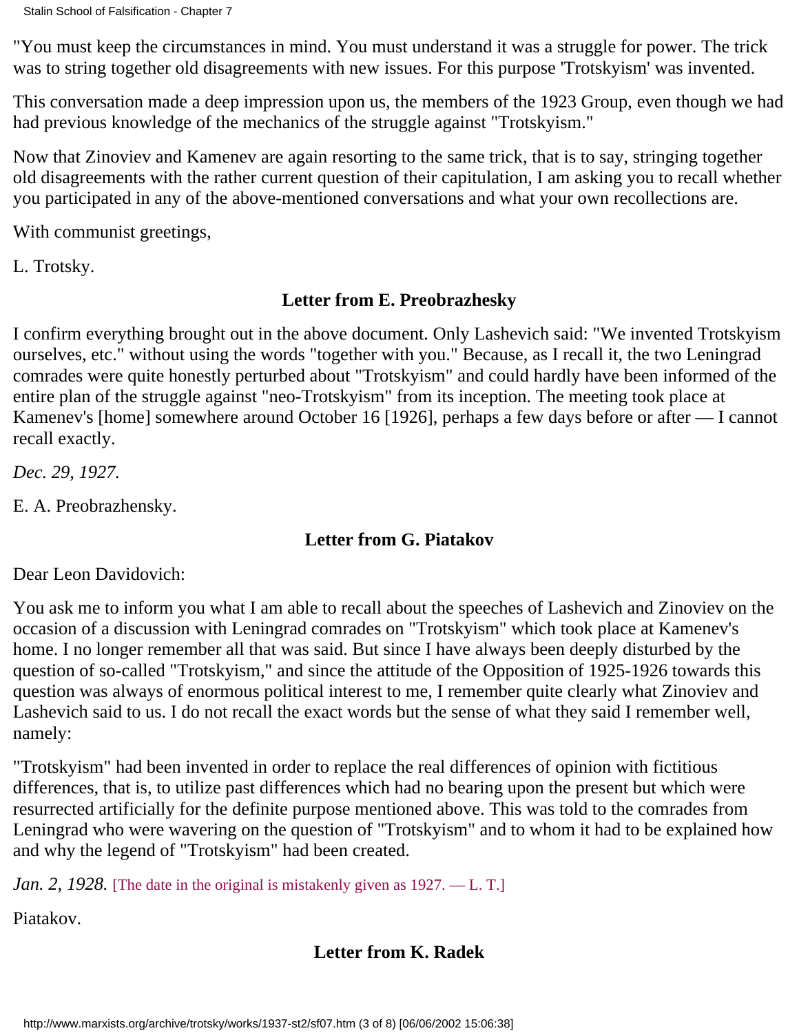"You must keep the circumstances in mind. You must understand it was a struggle for power. The trick was to string together old disagreements with new issues. For this purpose 'Trotskyism' was invented.

This conversation made a deep impression upon us, the members of the 1923 Group, even though we had had previous knowledge of the mechanics of the struggle against "Trotskyism."

Now that Zinoviev and Kamenev are again resorting to the same trick, that is to say, stringing together old disagreements with the rather current question of their capitulation, I am asking you to recall whether you participated in any of the above-mentioned conversations and what your own recollections are.

With communist greetings,

L. Trotsky.

### Letter from E. Preobrazhesky

I confirm everything brought out in the above document. Only Lashevich said: "We invented Trotskyism ourselves, etc." without using the words "together with you." Because, as I recall it, the two Leningrad comrades were quite honestly perturbed about "Trotskyism" and could hardly have been informed of the entire plan of the struggle against "neo-Trotskyism" from its inception. The meeting took place at Kamenev's [home] somewhere around October 16 [1926], perhaps a few days before or after — I cannot recall exactly.

*Dec. 29, 1927.*

E. A. Preobrazhensky.

### Letter from G. Piatakov

Dear Leon Davidovich:

You ask me to inform you what I am able to recall about the speeches of Lashevich and Zinoviev on the occasion of a discussion with Leningrad comrades on "Trotskyism" which took place at Kamenev's home. I no longer remember all that was said. But since I have always been deeply disturbed by the question of so-called "Trotskyism," and since the attitude of the Opposition of 1925-1926 towards this question was always of enormous political interest to me, I remember quite clearly what Zinoviev and Lashevich said to us. I do not recall the exact words but the sense of what they said I remember well, namely:

"Trotskyism" had been invented in order to replace the real differences of opinion with fictitious differences, that is, to utilize past differences which had no bearing upon the present but which were resurrected artificially for the definite purpose mentioned above. This was told to the comrades from Leningrad who were wavering on the question of "Trotskyism" and to whom it had to be explained how and why the legend of "Trotskyism" had been created.

*Jan. 2, 1928.* [The date in the original is mistakenly given as 1927. — L. T.]

Piatakov.

### Letter from K. Radek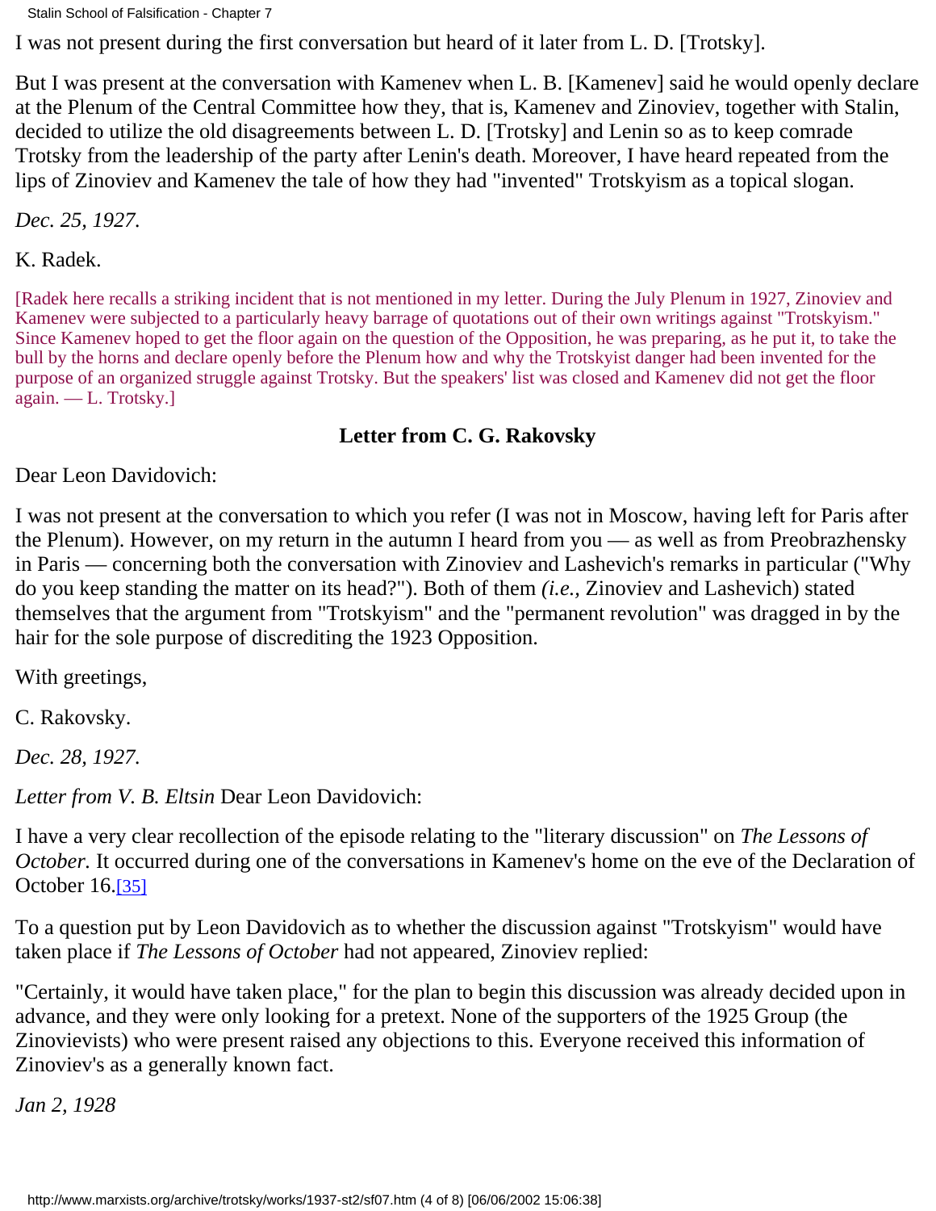I was not present during the first conversation but heard of it later from L. D. [Trotsky].

But I was present at the conversation with Kamenev when L. B. [Kamenev] said he would openly declare at the Plenum of the Central Committee how they, that is, Kamenev and Zinoviev, together with Stalin, decided to utilize the old disagreements between L. D. [Trotsky] and Lenin so as to keep comrade Trotsky from the leadership of the party after Lenin's death. Moreover, I have heard repeated from the lips of Zinoviev and Kamenev the tale of how they had "invented" Trotskyism as a topical slogan.

*Dec. 25, 1927.*

K. Radek.

[Radek here recalls a striking incident that is not mentioned in my letter. During the July Plenum in 1927, Zinoviev and Kamenev were subjected to a particularly heavy barrage of quotations out of their own writings against "Trotskyism." Since Kamenev hoped to get the floor again on the question of the Opposition, he was preparing, as he put it, to take the bull by the horns and declare openly before the Plenum how and why the Trotskyist danger had been invented for the purpose of an organized struggle against Trotsky. But the speakers' list was closed and Kamenev did not get the floor again. — L. Trotsky.]

**Letter from C. G. Rakovsky**

Dear Leon Davidovich:

I was not present at the conversation to which you refer (I was not in Moscow, having left for Paris after the Plenum). However, on my return in the autumn I heard from you — as well as from Preobrazhensky in Paris — concerning both the conversation with Zinoviev and Lashevich's remarks in particular ("Why do you keep standing the matter on its head?"). Both of them *(i.e.,* Zinoviev and Lashevich) stated themselves that the argument from "Trotskyism" and the "permanent revolution" was dragged in by the hair for the sole purpose of discrediting the 1923 Opposition.

With greetings,

C. Rakovsky.

*Dec. 28, 1927.*

*Letter from V. B. Eltsin* Dear Leon Davidovich:

I have a very clear recollection of the episode relating to the "literary discussion" on *The Lessons of October.* It occurred during one of the conversations in Kamenev's home on the eve of the Declaration of October 16.[35]

To a question put by Leon Davidovich as to whether the discussion against "Trotskyism" would have taken place if *The Lessons of October* had not appeared, Zinoviev replied:

"Certainly, it would have taken place," for the plan to begin this discussion was already decided upon in advance, and they were only looking for a pretext. None of the supporters of the 1925 Group (the Zinovievists) who were present raised any objections to this. Everyone received this information of Zinoviev's as a generally known fact.

*Jan 2, 1928*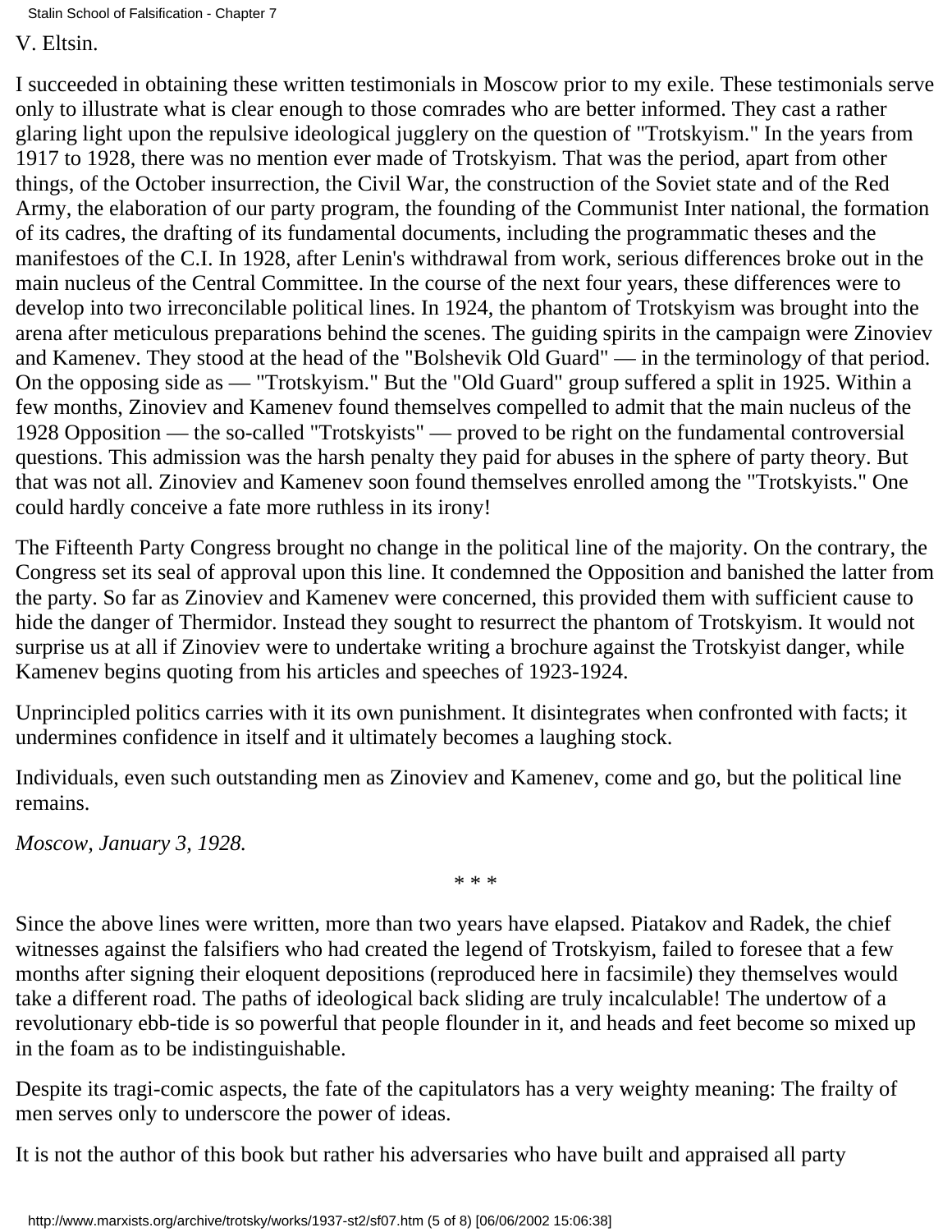V. Eltsin.

I succeeded in obtaining these written testimonials in Moscow prior to my exile. These testimonials serve only to illustrate what is clear enough to those comrades who are better informed. They cast a rather glaring light upon the repulsive ideological jugglery on the question of "Trotskyism." In the years from 1917 to 1928, there was no mention ever made of Trotskyism. That was the period, apart from other things, of the October insurrection, the Civil War, the construction of the Soviet state and of the Red Army, the elaboration of our party program, the founding of the Communist Inter national, the formation of its cadres, the drafting of its fundamental documents, including the programmatic theses and the manifestoes of the C.I. In 1928, after Lenin's withdrawal from work, serious differences broke out in the main nucleus of the Central Committee. In the course of the next four years, these differences were to develop into two irreconcilable political lines. In 1924, the phantom of Trotskyism was brought into the arena after meticulous preparations behind the scenes. The guiding spirits in the campaign were Zinoviev and Kamenev. They stood at the head of the "Bolshevik Old Guard" — in the terminology of that period. On the opposing side as — "Trotskyism." But the "Old Guard" group suffered a split in 1925. Within a few months, Zinoviev and Kamenev found themselves compelled to admit that the main nucleus of the 1928 Opposition — the so-called "Trotskyists" — proved to be right on the fundamental controversial questions. This admission was the harsh penalty they paid for abuses in the sphere of party theory. But that was not all. Zinoviev and Kamenev soon found themselves enrolled among the "Trotskyists." One could hardly conceive a fate more ruthless in its irony!

The Fifteenth Party Congress brought no change in the political line of the majority. On the contrary, the Congress set its seal of approval upon this line. It condemned the Opposition and banished the latter from the party. So far as Zinoviev and Kamenev were concerned, this provided them with sufficient cause to hide the danger of Thermidor. Instead they sought to resurrect the phantom of Trotskyism. It would not surprise us at all if Zinoviev were to undertake writing a brochure against the Trotskyist danger, while Kamenev begins quoting from his articles and speeches of 1923-1924.

Unprincipled politics carries with it its own punishment. It disintegrates when confronted with facts; it undermines confidence in itself and it ultimately becomes a laughing stock.

Individuals, even such outstanding men as Zinoviev and Kamenev, come and go, but the political line remains.

*Moscow, January 3, 1928.*

* * *

Since the above lines were written, more than two years have elapsed. Piatakov and Radek, the chief witnesses against the falsifiers who had created the legend of Trotskyism, failed to foresee that a few months after signing their eloquent depositions (reproduced here in facsimile) they themselves would take a different road. The paths of ideological back sliding are truly incalculable! The undertow of a revolutionary ebb-tide is so powerful that people flounder in it, and heads and feet become so mixed up in the foam as to be indistinguishable.

Despite its tragi-comic aspects, the fate of the capitulators has a very weighty meaning: The frailty of men serves only to underscore the power of ideas.

It is not the author of this book but rather his adversaries who have built and appraised all party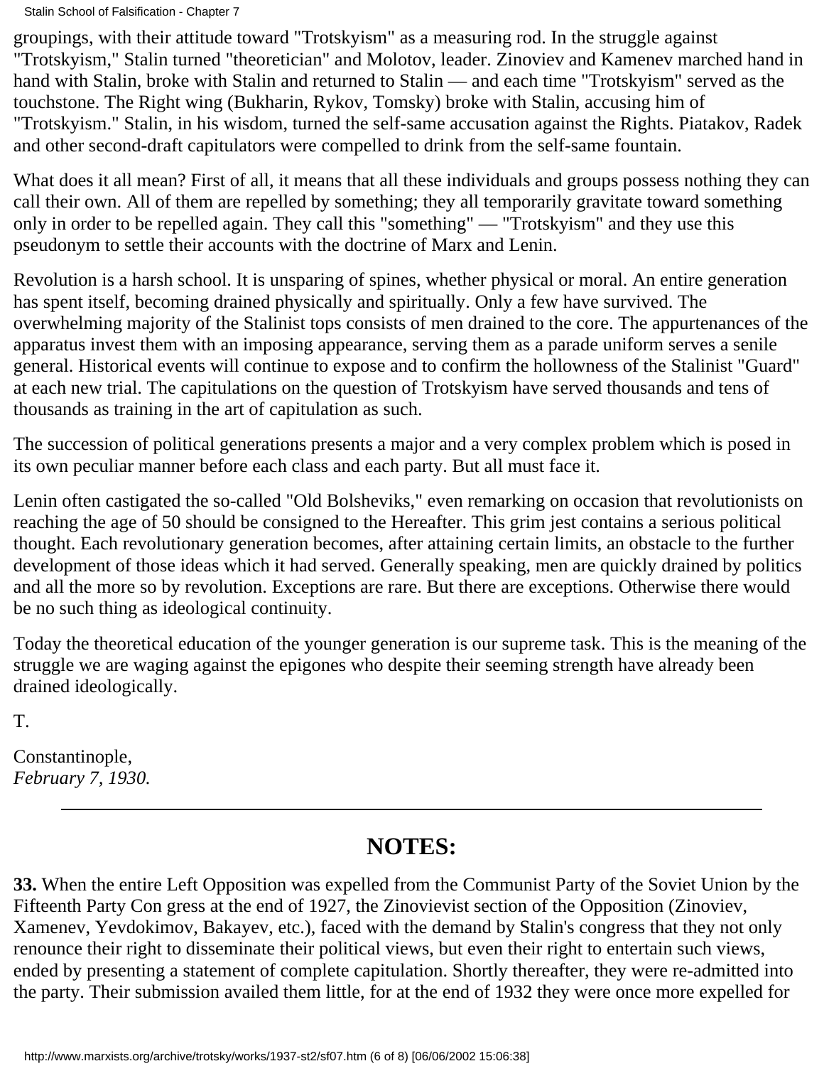groupings, with their attitude toward "Trotskyism" as a measuring rod. In the struggle against "Trotskyism," Stalin turned "theoretician" and Molotov, leader. Zinoviev and Kamenev marched hand in hand with Stalin, broke with Stalin and returned to Stalin — and each time "Trotskyism" served as the touchstone. The Right wing (Bukharin, Rykov, Tomsky) broke with Stalin, accusing him of "Trotskyism." Stalin, in his wisdom, turned the self-same accusation against the Rights. Piatakov, Radek and other second-draft capitulators were compelled to drink from the self-same fountain.

What does it all mean? First of all, it means that all these individuals and groups possess nothing they can call their own. All of them are repelled by something; they all temporarily gravitate toward something only in order to be repelled again. They call this "something" — "Trotskyism" and they use this pseudonym to settle their accounts with the doctrine of Marx and Lenin.

Revolution is a harsh school. It is unsparing of spines, whether physical or moral. An entire generation has spent itself, becoming drained physically and spiritually. Only a few have survived. The overwhelming majority of the Stalinist tops consists of men drained to the core. The appurtenances of the apparatus invest them with an imposing appearance, serving them as a parade uniform serves a senile general. Historical events will continue to expose and to confirm the hollowness of the Stalinist "Guard" at each new trial. The capitulations on the question of Trotskyism have served thousands and tens of thousands as training in the art of capitulation as such.

The succession of political generations presents a major and a very complex problem which is posed in its own peculiar manner before each class and each party. But all must face it.

Lenin often castigated the so-called "Old Bolsheviks," even remarking on occasion that revolutionists on reaching the age of 50 should be consigned to the Hereafter. This grim jest contains a serious political thought. Each revolutionary generation becomes, after attaining certain limits, an obstacle to the further development of those ideas which it had served. Generally speaking, men are quickly drained by politics and all the more so by revolution. Exceptions are rare. But there are exceptions. Otherwise there would be no such thing as ideological continuity.

Today the theoretical education of the younger generation is our supreme task. This is the meaning of the struggle we are waging against the epigones who despite their seeming strength have already been drained ideologically.

T.

Constantinople,
*February 7, 1930.*

---

## NOTES:

**33.** When the entire Left Opposition was expelled from the Communist Party of the Soviet Union by the Fifteenth Party Con gress at the end of 1927, the Zinovievist section of the Opposition (Zinoviev, Xamenev, Yevdokimov, Bakayev, etc.), faced with the demand by Stalin's congress that they not only renounce their right to disseminate their political views, but even their right to entertain such views, ended by presenting a statement of complete capitulation. Shortly thereafter, they were re-admitted into the party. Their submission availed them little, for at the end of 1932 they were once more expelled for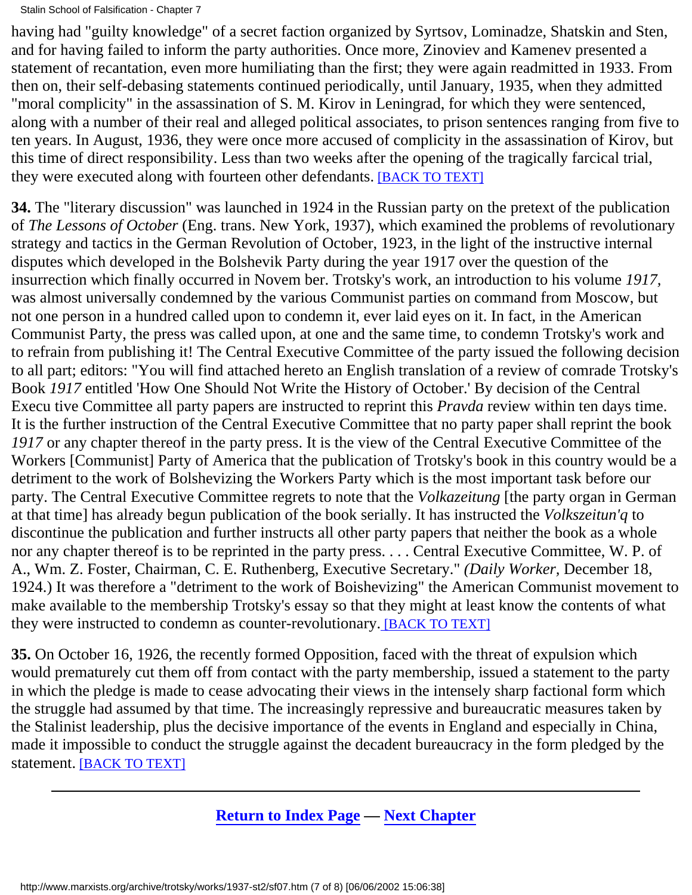having had "guilty knowledge" of a secret faction organized by Syrtsov, Lominadze, Shatskin and Sten, and for having failed to inform the party authorities. Once more, Zinoviev and Kamenev presented a statement of recantation, even more humiliating than the first; they were again readmitted in 1933. From then on, their self-debasing statements continued periodically, until January, 1935, when they admitted "moral complicity" in the assassination of S. M. Kirov in Leningrad, for which they were sentenced, along with a number of their real and alleged political associates, to prison sentences ranging from five to ten years. In August, 1936, they were once more accused of complicity in the assassination of Kirov, but this time of direct responsibility. Less than two weeks after the opening of the tragically farcical trial, they were executed along with fourteen other defendants. [BACK TO TEXT]

**34.** The "literary discussion" was launched in 1924 in the Russian party on the pretext of the publication of *The Lessons of October* (Eng. trans. New York, 1937), which examined the problems of revolutionary strategy and tactics in the German Revolution of October, 1923, in the light of the instructive internal disputes which developed in the Bolshevik Party during the year 1917 over the question of the insurrection which finally occurred in Novem ber. Trotsky's work, an introduction to his volume *1917*, was almost universally condemned by the various Communist parties on command from Moscow, but not one person in a hundred called upon to condemn it, ever laid eyes on it. In fact, in the American Communist Party, the press was called upon, at one and the same time, to condemn Trotsky's work and to refrain from publishing it! The Central Executive Committee of the party issued the following decision to all part; editors: "You will find attached hereto an English translation of a review of comrade Trotsky's Book *1917* entitled 'How One Should Not Write the History of October.' By decision of the Central Execu tive Committee all party papers are instructed to reprint this *Pravda* review within ten days time. It is the further instruction of the Central Executive Committee that no party paper shall reprint the book *1917* or any chapter thereof in the party press. It is the view of the Central Executive Committee of the Workers [Communist] Party of America that the publication of Trotsky's book in this country would be a detriment to the work of Bolshevizing the Workers Party which is the most important task before our party. The Central Executive Committee regrets to note that the *Volkazeitung* [the party organ in German at that time] has already begun publication of the book serially. It has instructed the *Volkszeitun'q* to discontinue the publication and further instructs all other party papers that neither the book as a whole nor any chapter thereof is to be reprinted in the party press. . . . Central Executive Committee, W. P. of A., Wm. Z. Foster, Chairman, C. E. Ruthenberg, Executive Secretary." *(Daily Worker*, December 18, 1924.) It was therefore a "detriment to the work of Boishevizing" the American Communist movement to make available to the membership Trotsky's essay so that they might at least know the contents of what they were instructed to condemn as counter-revolutionary. [BACK TO TEXT]

**35.** On October 16, 1926, the recently formed Opposition, faced with the threat of expulsion which would prematurely cut them off from contact with the party membership, issued a statement to the party in which the pledge is made to cease advocating their views in the intensely sharp factional form which the struggle had assumed by that time. The increasingly repressive and bureaucratic measures taken by the Stalinist leadership, plus the decisive importance of the events in England and especially in China, made it impossible to conduct the struggle against the decadent bureaucracy in the form pledged by the statement. [BACK TO TEXT]

---

**Return to Index Page — Next Chapter**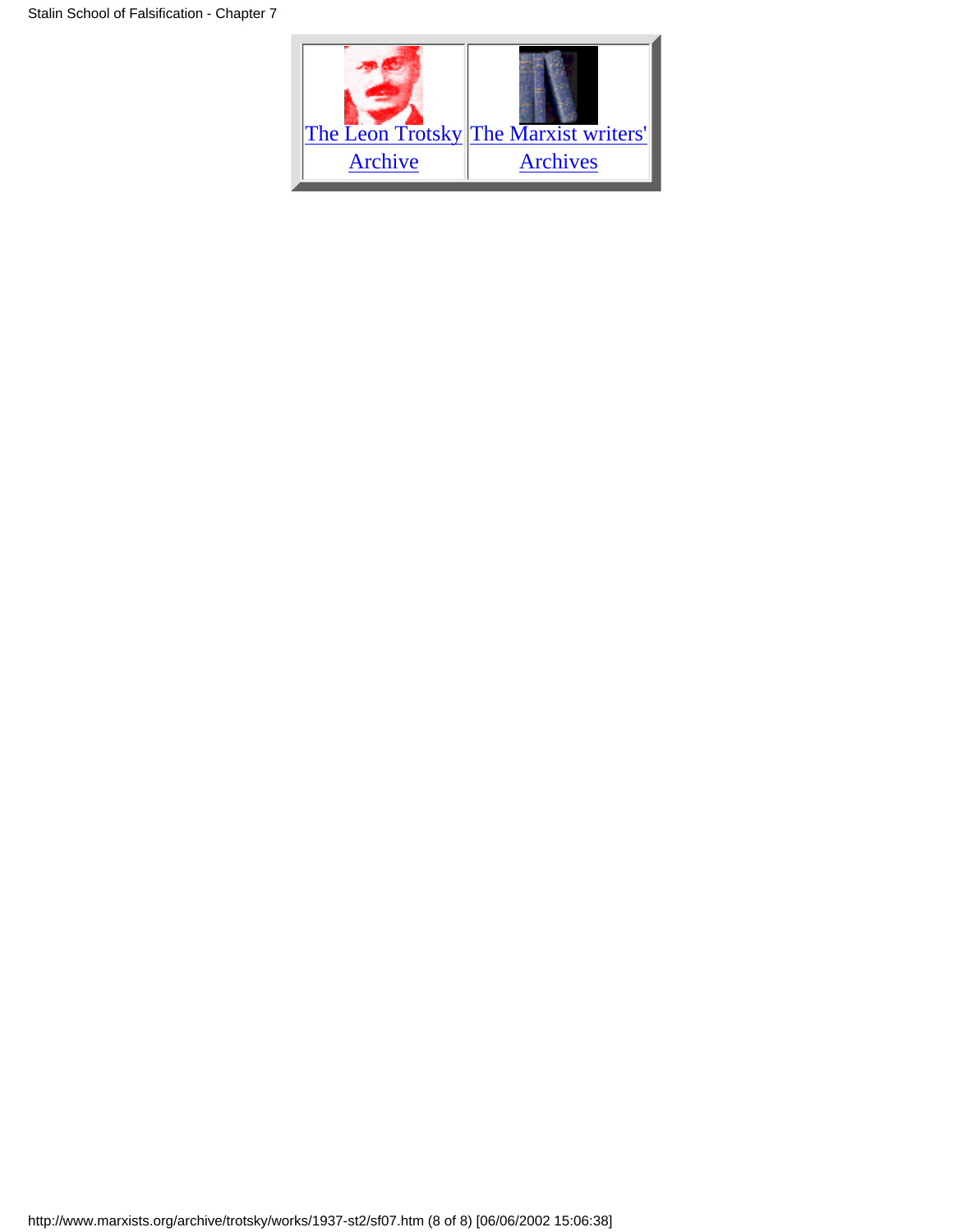| The Leon Trotsky Archive | The Marxist writers' Archives |
| --- | --- |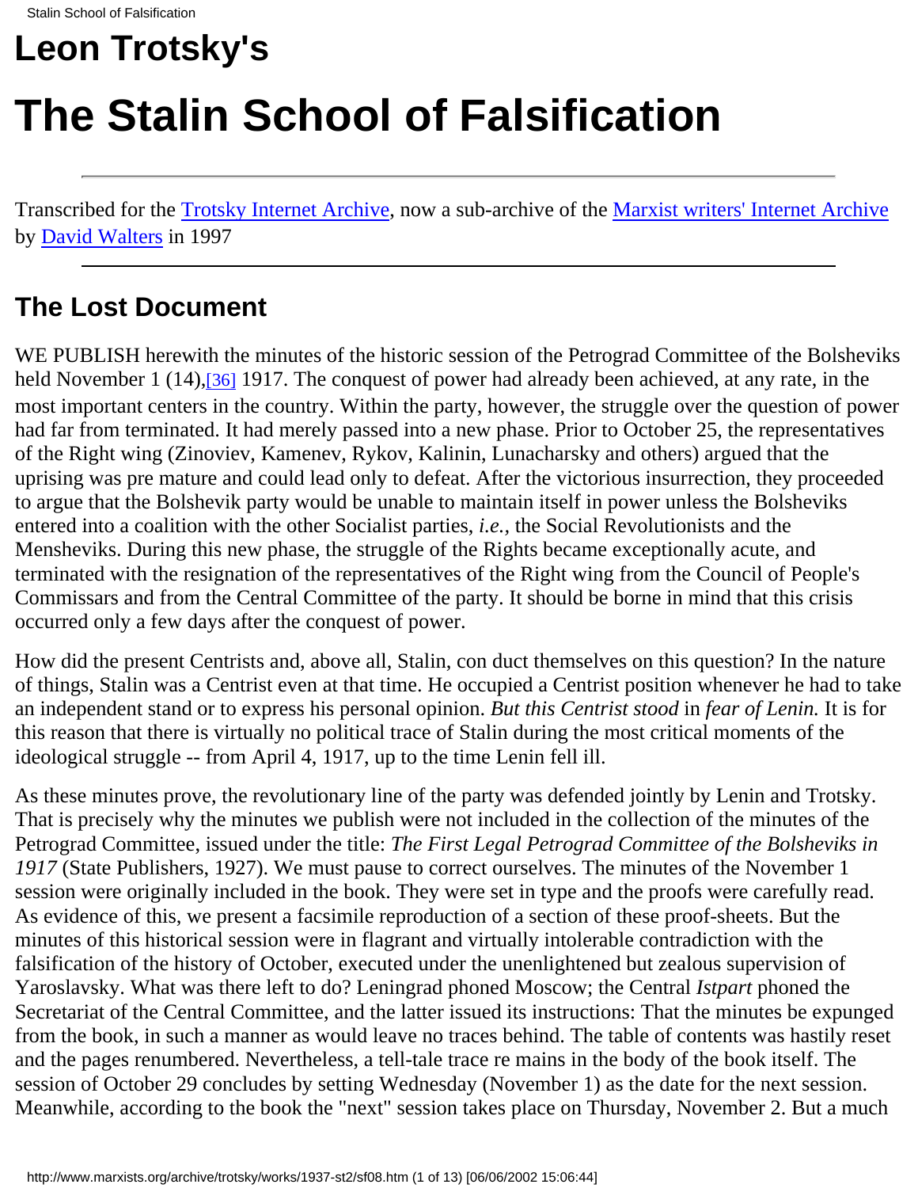# Leon Trotsky's

# The Stalin School of Falsification

Transcribed for the Trotsky Internet Archive, now a sub-archive of the Marxist writers' Internet Archive by David Walters in 1997

---

## The Lost Document

WE PUBLISH herewith the minutes of the historic session of the Petrograd Committee of the Bolsheviks held November 1 (14),[36] 1917. The conquest of power had already been achieved, at any rate, in the most important centers in the country. Within the party, however, the struggle over the question of power had far from terminated. It had merely passed into a new phase. Prior to October 25, the representatives of the Right wing (Zinoviev, Kamenev, Rykov, Kalinin, Lunacharsky and others) argued that the uprising was pre mature and could lead only to defeat. After the victorious insurrection, they proceeded to argue that the Bolshevik party would be unable to maintain itself in power unless the Bolsheviks entered into a coalition with the other Socialist parties, *i.e.,* the Social Revolutionists and the Mensheviks. During this new phase, the struggle of the Rights became exceptionally acute, and terminated with the resignation of the representatives of the Right wing from the Council of People's Commissars and from the Central Committee of the party. It should be borne in mind that this crisis occurred only a few days after the conquest of power.

How did the present Centrists and, above all, Stalin, con duct themselves on this question? In the nature of things, Stalin was a Centrist even at that time. He occupied a Centrist position whenever he had to take an independent stand or to express his personal opinion. *But this Centrist stood* in *fear of Lenin.* It is for this reason that there is virtually no political trace of Stalin during the most critical moments of the ideological struggle -- from April 4, 1917, up to the time Lenin fell ill.

As these minutes prove, the revolutionary line of the party was defended jointly by Lenin and Trotsky. That is precisely why the minutes we publish were not included in the collection of the minutes of the Petrograd Committee, issued under the title: *The First Legal Petrograd Committee of the Bolsheviks in 1917* (State Publishers, 1927). We must pause to correct ourselves. The minutes of the November 1 session were originally included in the book. They were set in type and the proofs were carefully read. As evidence of this, we present a facsimile reproduction of a section of these proof-sheets. But the minutes of this historical session were in flagrant and virtually intolerable contradiction with the falsification of the history of October, executed under the unenlightened but zealous supervision of Yaroslavsky. What was there left to do? Leningrad phoned Moscow; the Central *Istpart* phoned the Secretariat of the Central Committee, and the latter issued its instructions: That the minutes be expunged from the book, in such a manner as would leave no traces behind. The table of contents was hastily reset and the pages renumbered. Nevertheless, a tell-tale trace re mains in the body of the book itself. The session of October 29 concludes by setting Wednesday (November 1) as the date for the next session. Meanwhile, according to the book the "next" session takes place on Thursday, November 2. But a much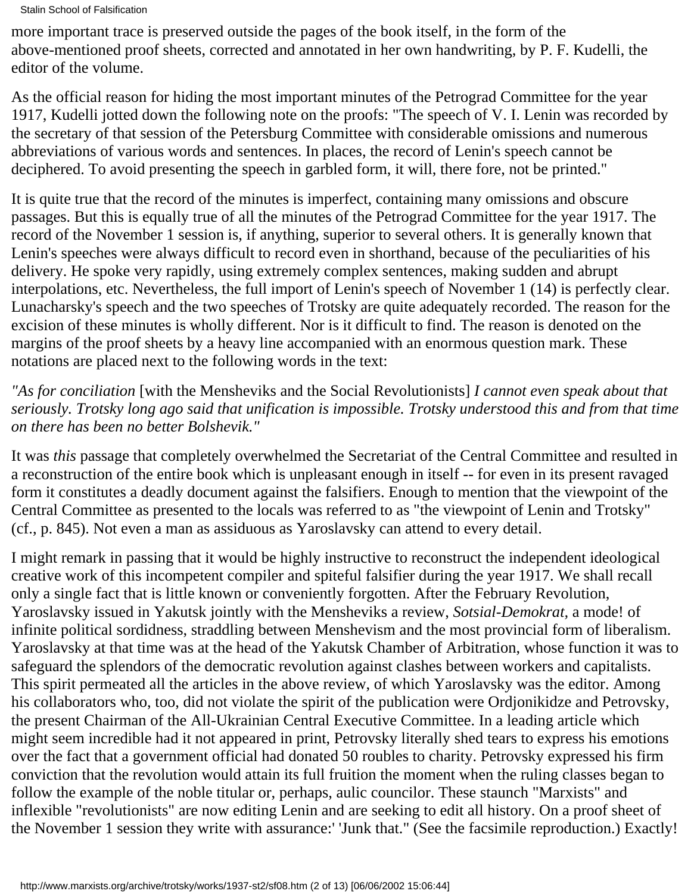more important trace is preserved outside the pages of the book itself, in the form of the above-mentioned proof sheets, corrected and annotated in her own handwriting, by P. F. Kudelli, the editor of the volume.

As the official reason for hiding the most important minutes of the Petrograd Committee for the year 1917, Kudelli jotted down the following note on the proofs: "The speech of V. I. Lenin was recorded by the secretary of that session of the Petersburg Committee with considerable omissions and numerous abbreviations of various words and sentences. In places, the record of Lenin's speech cannot be deciphered. To avoid presenting the speech in garbled form, it will, there fore, not be printed."

It is quite true that the record of the minutes is imperfect, containing many omissions and obscure passages. But this is equally true of all the minutes of the Petrograd Committee for the year 1917. The record of the November 1 session is, if anything, superior to several others. It is generally known that Lenin's speeches were always difficult to record even in shorthand, because of the peculiarities of his delivery. He spoke very rapidly, using extremely complex sentences, making sudden and abrupt interpolations, etc. Nevertheless, the full import of Lenin's speech of November 1 (14) is perfectly clear. Lunacharsky's speech and the two speeches of Trotsky are quite adequately recorded. The reason for the excision of these minutes is wholly different. Nor is it difficult to find. The reason is denoted on the margins of the proof sheets by a heavy line accompanied with an enormous question mark. These notations are placed next to the following words in the text:

*"As for conciliation* [with the Mensheviks and the Social Revolutionists] *I cannot even speak about that seriously. Trotsky long ago said that unification is impossible. Trotsky understood this and from that time on there has been no better Bolshevik."*

It was *this* passage that completely overwhelmed the Secretariat of the Central Committee and resulted in a reconstruction of the entire book which is unpleasant enough in itself -- for even in its present ravaged form it constitutes a deadly document against the falsifiers. Enough to mention that the viewpoint of the Central Committee as presented to the locals was referred to as "the viewpoint of Lenin and Trotsky" (cf., p. 845). Not even a man as assiduous as Yaroslavsky can attend to every detail.

I might remark in passing that it would be highly instructive to reconstruct the independent ideological creative work of this incompetent compiler and spiteful falsifier during the year 1917. We shall recall only a single fact that is little known or conveniently forgotten. After the February Revolution, Yaroslavsky issued in Yakutsk jointly with the Mensheviks a review, *Sotsial-Demokrat,* a mode! of infinite political sordidness, straddling between Menshevism and the most provincial form of liberalism. Yaroslavsky at that time was at the head of the Yakutsk Chamber of Arbitration, whose function it was to safeguard the splendors of the democratic revolution against clashes between workers and capitalists. This spirit permeated all the articles in the above review, of which Yaroslavsky was the editor. Among his collaborators who, too, did not violate the spirit of the publication were Ordjonikidze and Petrovsky, the present Chairman of the All-Ukrainian Central Executive Committee. In a leading article which might seem incredible had it not appeared in print, Petrovsky literally shed tears to express his emotions over the fact that a government official had donated 50 roubles to charity. Petrovsky expressed his firm conviction that the revolution would attain its full fruition the moment when the ruling classes began to follow the example of the noble titular or, perhaps, aulic councilor. These staunch "Marxists" and inflexible "revolutionists" are now editing Lenin and are seeking to edit all history. On a proof sheet of the November 1 session they write with assurance:' 'Junk that." (See the facsimile reproduction.) Exactly!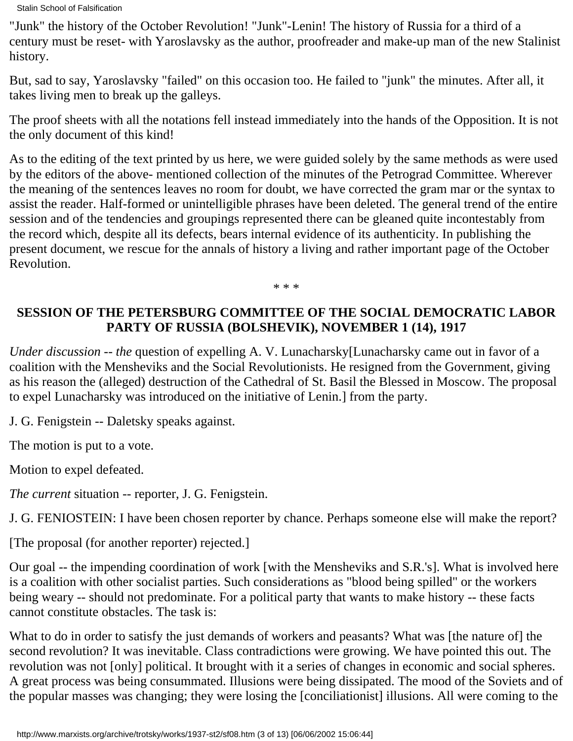"Junk" the history of the October Revolution! "Junk"-Lenin! The history of Russia for a third of a century must be reset- with Yaroslavsky as the author, proofreader and make-up man of the new Stalinist history.

But, sad to say, Yaroslavsky "failed" on this occasion too. He failed to "junk" the minutes. After all, it takes living men to break up the galleys.

The proof sheets with all the notations fell instead immediately into the hands of the Opposition. It is not the only document of this kind!

As to the editing of the text printed by us here, we were guided solely by the same methods as were used by the editors of the above- mentioned collection of the minutes of the Petrograd Committee. Wherever the meaning of the sentences leaves no room for doubt, we have corrected the gram mar or the syntax to assist the reader. Half-formed or unintelligible phrases have been deleted. The general trend of the entire session and of the tendencies and groupings represented there can be gleaned quite incontestably from the record which, despite all its defects, bears internal evidence of its authenticity. In publishing the present document, we rescue for the annals of history a living and rather important page of the October Revolution.

\* \* \*

**SESSION OF THE PETERSBURG COMMITTEE OF THE SOCIAL DEMOCRATIC LABOR PARTY OF RUSSIA (BOLSHEVIK), NOVEMBER 1 (14), 1917**

*Under discussion -- the* question of expelling A. V. Lunacharsky[Lunacharsky came out in favor of a coalition with the Mensheviks and the Social Revolutionists. He resigned from the Government, giving as his reason the (alleged) destruction of the Cathedral of St. Basil the Blessed in Moscow. The proposal to expel Lunacharsky was introduced on the initiative of Lenin.] from the party.

J. G. Fenigstein -- Daletsky speaks against.

The motion is put to a vote.

Motion to expel defeated.

*The current* situation -- reporter, J. G. Fenigstein.

J. G. FENIOSTEIN: I have been chosen reporter by chance. Perhaps someone else will make the report?

[The proposal (for another reporter) rejected.]

Our goal -- the impending coordination of work [with the Mensheviks and S.R.'s]. What is involved here is a coalition with other socialist parties. Such considerations as "blood being spilled" or the workers being weary -- should not predominate. For a political party that wants to make history -- these facts cannot constitute obstacles. The task is:

What to do in order to satisfy the just demands of workers and peasants? What was [the nature of] the second revolution? It was inevitable. Class contradictions were growing. We have pointed this out. The revolution was not [only] political. It brought with it a series of changes in economic and social spheres. A great process was being consummated. Illusions were being dissipated. The mood of the Soviets and of the popular masses was changing; they were losing the [conciliationist] illusions. All were coming to the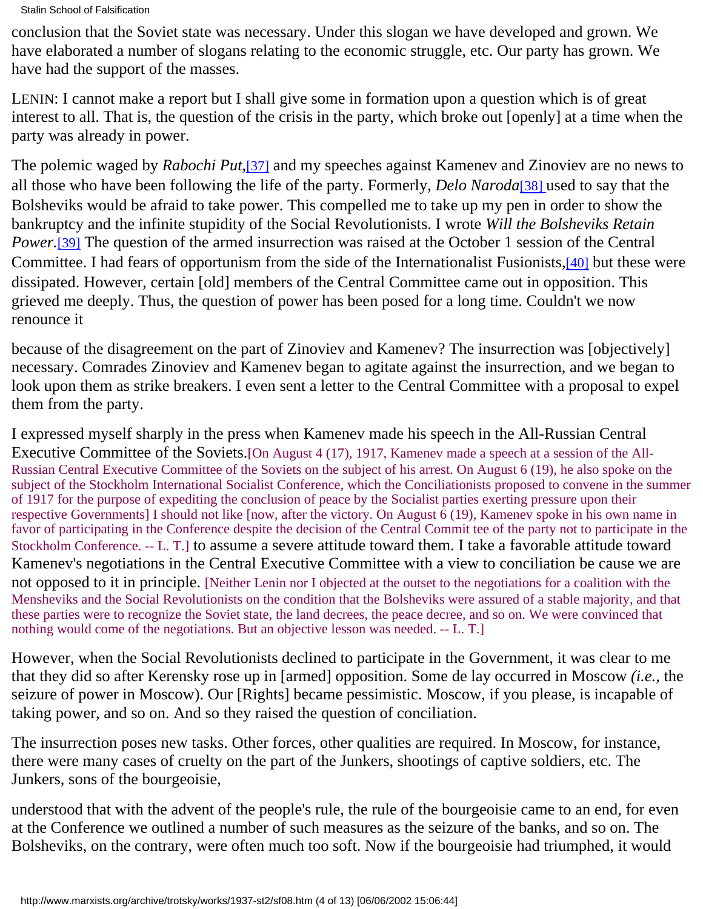conclusion that the Soviet state was necessary. Under this slogan we have developed and grown. We have elaborated a number of slogans relating to the economic struggle, etc. Our party has grown. We have had the support of the masses.

LENIN: I cannot make a report but I shall give some in formation upon a question which is of great interest to all. That is, the question of the crisis in the party, which broke out [openly] at a time when the party was already in power.

The polemic waged by *Rabochi Put*,[37] and my speeches against Kamenev and Zinoviev are no news to all those who have been following the life of the party. Formerly, *Delo Naroda*[38] used to say that the Bolsheviks would be afraid to take power. This compelled me to take up my pen in order to show the bankruptcy and the infinite stupidity of the Social Revolutionists. I wrote *Will the Bolsheviks Retain Power*.[39] The question of the armed insurrection was raised at the October 1 session of the Central Committee. I had fears of opportunism from the side of the Internationalist Fusionists,[40] but these were dissipated. However, certain [old] members of the Central Committee came out in opposition. This grieved me deeply. Thus, the question of power has been posed for a long time. Couldn't we now renounce it because of the disagreement on the part of Zinoviev and Kamenev? The insurrection was [objectively] necessary. Comrades Zinoviev and Kamenev began to agitate against the insurrection, and we began to look upon them as strike breakers. I even sent a letter to the Central Committee with a proposal to expel them from the party.

I expressed myself sharply in the press when Kamenev made his speech in the All-Russian Central Executive Committee of the Soviets.[On August 4 (17), 1917, Kamenev made a speech at a session of the All-Russian Central Executive Committee of the Soviets on the subject of his arrest. On August 6 (19), he also spoke on the subject of the Stockholm International Socialist Conference, which the Conciliationists proposed to convene in the summer of 1917 for the purpose of expediting the conclusion of peace by the Socialist parties exerting pressure upon their respective Governments] I should not like [now, after the victory. On August 6 (19), Kamenev spoke in his own name in favor of participating in the Conference despite the decision of the Central Commit tee of the party not to participate in the Stockholm Conference. -- L. T.] to assume a severe attitude toward them. I take a favorable attitude toward Kamenev's negotiations in the Central Executive Committee with a view to conciliation be cause we are not opposed to it in principle. [Neither Lenin nor I objected at the outset to the negotiations for a coalition with the Mensheviks and the Social Revolutionists on the condition that the Bolsheviks were assured of a stable majority, and that these parties were to recognize the Soviet state, the land decrees, the peace decree, and so on. We were convinced that nothing would come of the negotiations. But an objective lesson was needed. -- L. T.]

However, when the Social Revolutionists declined to participate in the Government, it was clear to me that they did so after Kerensky rose up in [armed] opposition. Some de lay occurred in Moscow *(i.e.,* the seizure of power in Moscow). Our [Rights] became pessimistic. Moscow, if you please, is incapable of taking power, and so on. And so they raised the question of conciliation.

The insurrection poses new tasks. Other forces, other qualities are required. In Moscow, for instance, there were many cases of cruelty on the part of the Junkers, shootings of captive soldiers, etc. The Junkers, sons of the bourgeoisie, understood that with the advent of the people's rule, the rule of the bourgeoisie came to an end, for even at the Conference we outlined a number of such measures as the seizure of the banks, and so on. The Bolsheviks, on the contrary, were often much too soft. Now if the bourgeoisie had triumphed, it would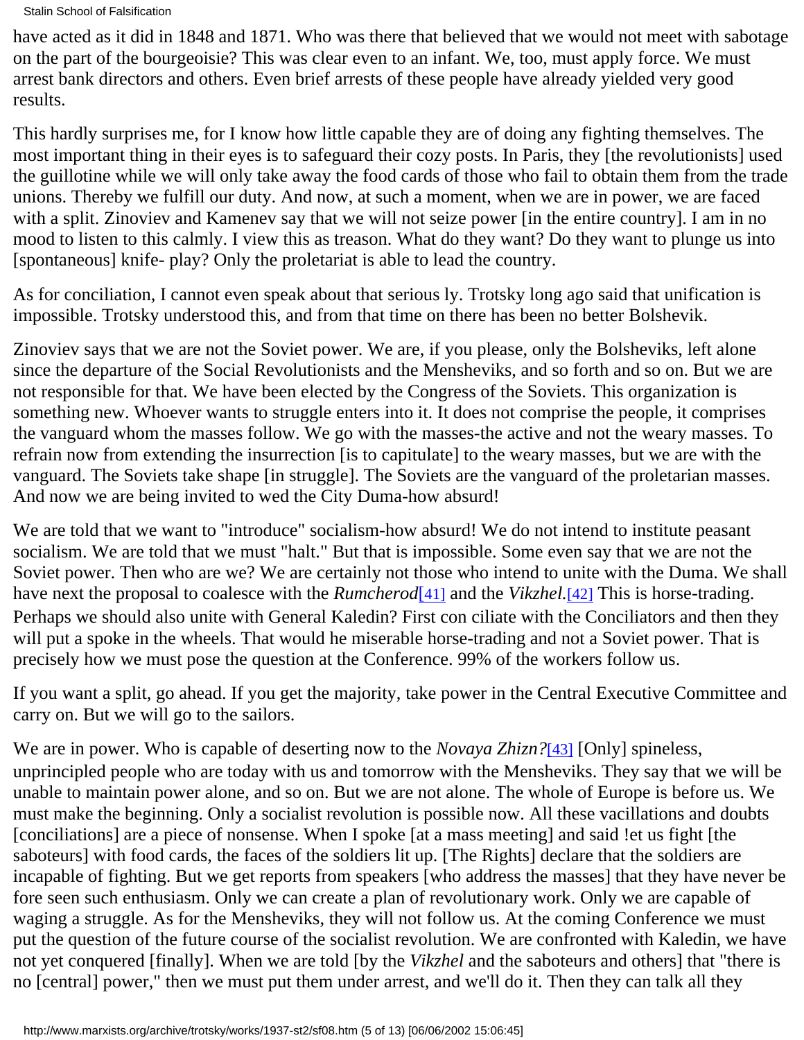have acted as it did in 1848 and 1871. Who was there that believed that we would not meet with sabotage on the part of the bourgeoisie? This was clear even to an infant. We, too, must apply force. We must arrest bank directors and others. Even brief arrests of these people have already yielded very good results.

This hardly surprises me, for I know how little capable they are of doing any fighting themselves. The most important thing in their eyes is to safeguard their cozy posts. In Paris, they [the revolutionists] used the guillotine while we will only take away the food cards of those who fail to obtain them from the trade unions. Thereby we fulfill our duty. And now, at such a moment, when we are in power, we are faced with a split. Zinoviev and Kamenev say that we will not seize power [in the entire country]. I am in no mood to listen to this calmly. I view this as treason. What do they want? Do they want to plunge us into [spontaneous] knife- play? Only the proletariat is able to lead the country.

As for conciliation, I cannot even speak about that serious ly. Trotsky long ago said that unification is impossible. Trotsky understood this, and from that time on there has been no better Bolshevik.

Zinoviev says that we are not the Soviet power. We are, if you please, only the Bolsheviks, left alone since the departure of the Social Revolutionists and the Mensheviks, and so forth and so on. But we are not responsible for that. We have been elected by the Congress of the Soviets. This organization is something new. Whoever wants to struggle enters into it. It does not comprise the people, it comprises the vanguard whom the masses follow. We go with the masses-the active and not the weary masses. To refrain now from extending the insurrection [is to capitulate] to the weary masses, but we are with the vanguard. The Soviets take shape [in struggle]. The Soviets are the vanguard of the proletarian masses. And now we are being invited to wed the City Duma-how absurd!

We are told that we want to "introduce" socialism-how absurd! We do not intend to institute peasant socialism. We are told that we must "halt." But that is impossible. Some even say that we are not the Soviet power. Then who are we? We are certainly not those who intend to unite with the Duma. We shall have next the proposal to coalesce with the *Rumcherod*[41] and the *Vikzhel*.[42] This is horse-trading. Perhaps we should also unite with General Kaledin? First con ciliate with the Conciliators and then they will put a spoke in the wheels. That would he miserable horse-trading and not a Soviet power. That is precisely how we must pose the question at the Conference. 99% of the workers follow us.

If you want a split, go ahead. If you get the majority, take power in the Central Executive Committee and carry on. But we will go to the sailors.

We are in power. Who is capable of deserting now to the *Novaya Zhizn?*[43] [Only] spineless, unprincipled people who are today with us and tomorrow with the Mensheviks. They say that we will be unable to maintain power alone, and so on. But we are not alone. The whole of Europe is before us. We must make the beginning. Only a socialist revolution is possible now. All these vacillations and doubts [conciliations] are a piece of nonsense. When I spoke [at a mass meeting] and said !et us fight [the saboteurs] with food cards, the faces of the soldiers lit up. [The Rights] declare that the soldiers are incapable of fighting. But we get reports from speakers [who address the masses] that they have never be fore seen such enthusiasm. Only we can create a plan of revolutionary work. Only we are capable of waging a struggle. As for the Mensheviks, they will not follow us. At the coming Conference we must put the question of the future course of the socialist revolution. We are confronted with Kaledin, we have not yet conquered [finally]. When we are told [by the *Vikzhel* and the saboteurs and others] that "there is no [central] power," then we must put them under arrest, and we'll do it. Then they can talk all they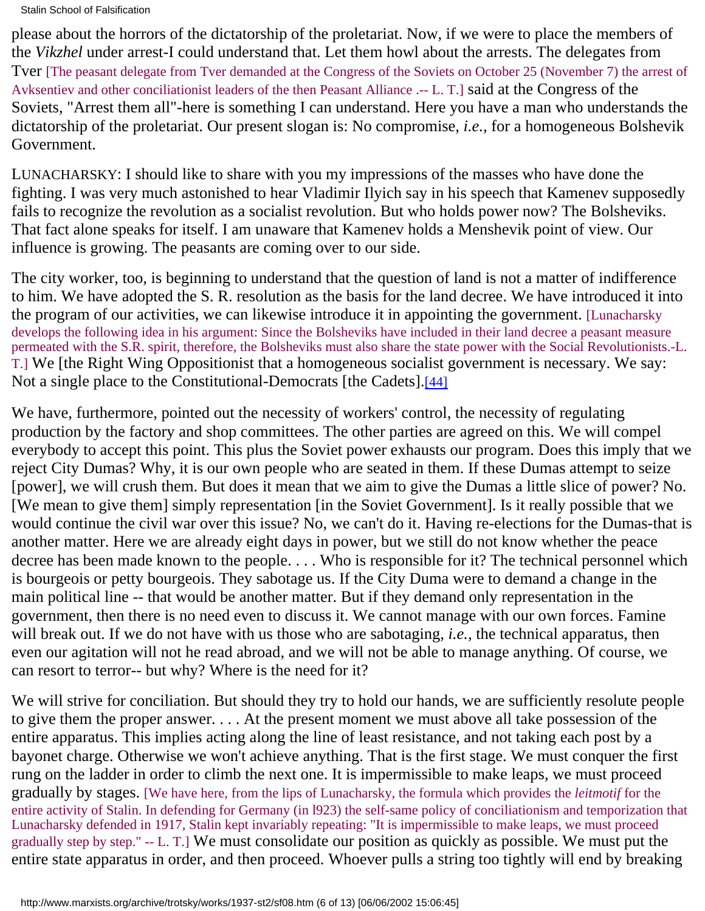please about the horrors of the dictatorship of the proletariat. Now, if we were to place the members of the *Vikzhel* under arrest-I could understand that. Let them howl about the arrests. The delegates from Tver [The peasant delegate from Tver demanded at the Congress of the Soviets on October 25 (November 7) the arrest of Avksentiev and other conciliationist leaders of the then Peasant Alliance .-- L. T.] said at the Congress of the Soviets, "Arrest them all"-here is something I can understand. Here you have a man who understands the dictatorship of the proletariat. Our present slogan is: No compromise, *i.e.*, for a homogeneous Bolshevik Government.

LUNACHARSKY: I should like to share with you my impressions of the masses who have done the fighting. I was very much astonished to hear Vladimir Ilyich say in his speech that Kamenev supposedly fails to recognize the revolution as a socialist revolution. But who holds power now? The Bolsheviks. That fact alone speaks for itself. I am unaware that Kamenev holds a Menshevik point of view. Our influence is growing. The peasants are coming over to our side.

The city worker, too, is beginning to understand that the question of land is not a matter of indifference to him. We have adopted the S. R. resolution as the basis for the land decree. We have introduced it into the program of our activities, we can likewise introduce it in appointing the government. [Lunacharsky develops the following idea in his argument: Since the Bolsheviks have included in their land decree a peasant measure permeated with the S.R. spirit, therefore, the Bolsheviks must also share the state power with the Social Revolutionists.-L. T.] We [the Right Wing Oppositionist that a homogeneous socialist government is necessary. We say: Not a single place to the Constitutional-Democrats [the Cadets].[44]

We have, furthermore, pointed out the necessity of workers' control, the necessity of regulating production by the factory and shop committees. The other parties are agreed on this. We will compel everybody to accept this point. This plus the Soviet power exhausts our program. Does this imply that we reject City Dumas? Why, it is our own people who are seated in them. If these Dumas attempt to seize [power], we will crush them. But does it mean that we aim to give the Dumas a little slice of power? No. [We mean to give them] simply representation [in the Soviet Government]. Is it really possible that we would continue the civil war over this issue? No, we can't do it. Having re-elections for the Dumas-that is another matter. Here we are already eight days in power, but we still do not know whether the peace decree has been made known to the people. . . . Who is responsible for it? The technical personnel which is bourgeois or petty bourgeois. They sabotage us. If the City Duma were to demand a change in the main political line -- that would be another matter. But if they demand only representation in the government, then there is no need even to discuss it. We cannot manage with our own forces. Famine will break out. If we do not have with us those who are sabotaging, *i.e.*, the technical apparatus, then even our agitation will not he read abroad, and we will not be able to manage anything. Of course, we can resort to terror-- but why? Where is the need for it?

We will strive for conciliation. But should they try to hold our hands, we are sufficiently resolute people to give them the proper answer. . . . At the present moment we must above all take possession of the entire apparatus. This implies acting along the line of least resistance, and not taking each post by a bayonet charge. Otherwise we won't achieve anything. That is the first stage. We must conquer the first rung on the ladder in order to climb the next one. It is impermissible to make leaps, we must proceed gradually by stages. [We have here, from the lips of Lunacharsky, the formula which provides the *leitmotif* for the entire activity of Stalin. In defending for Germany (in l923) the self-same policy of conciliationism and temporization that Lunacharsky defended in 1917, Stalin kept invariably repeating: "It is impermissible to make leaps, we must proceed gradually step by step." -- L. T.] We must consolidate our position as quickly as possible. We must put the entire state apparatus in order, and then proceed. Whoever pulls a string too tightly will end by breaking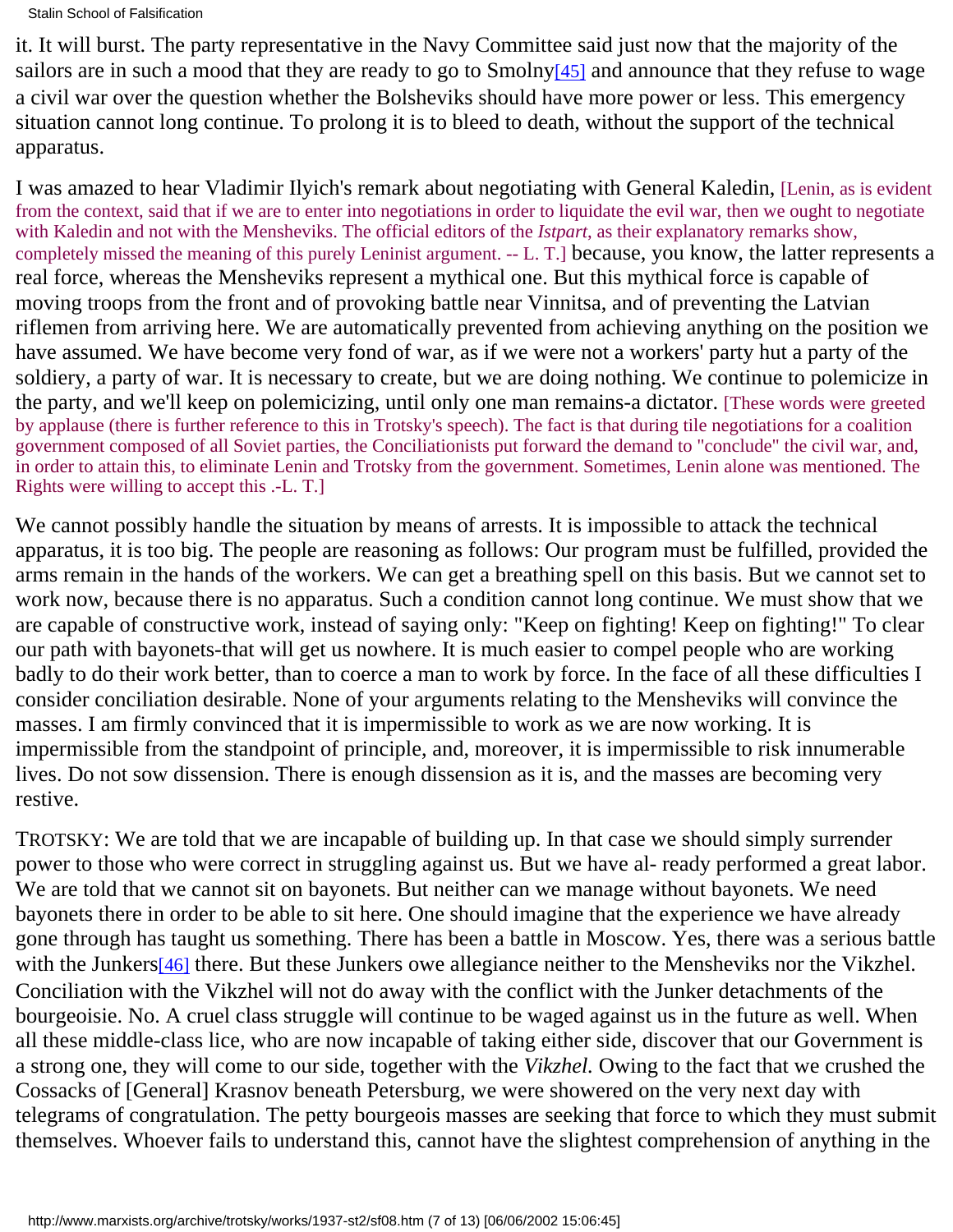it. It will burst. The party representative in the Navy Committee said just now that the majority of the sailors are in such a mood that they are ready to go to Smolny[45] and announce that they refuse to wage a civil war over the question whether the Bolsheviks should have more power or less. This emergency situation cannot long continue. To prolong it is to bleed to death, without the support of the technical apparatus.

I was amazed to hear Vladimir Ilyich's remark about negotiating with General Kaledin, [Lenin, as is evident from the context, said that if we are to enter into negotiations in order to liquidate the evil war, then we ought to negotiate with Kaledin and not with the Mensheviks. The official editors of the *Istpart*, as their explanatory remarks show, completely missed the meaning of this purely Leninist argument. -- L. T.] because, you know, the latter represents a real force, whereas the Mensheviks represent a mythical one. But this mythical force is capable of moving troops from the front and of provoking battle near Vinnitsa, and of preventing the Latvian riflemen from arriving here. We are automatically prevented from achieving anything on the position we have assumed. We have become very fond of war, as if we were not a workers' party hut a party of the soldiery, a party of war. It is necessary to create, but we are doing nothing. We continue to polemicize in the party, and we'll keep on polemicizing, until only one man remains-a dictator. [These words were greeted by applause (there is further reference to this in Trotsky's speech). The fact is that during tile negotiations for a coalition government composed of all Soviet parties, the Conciliationists put forward the demand to "conclude" the civil war, and, in order to attain this, to eliminate Lenin and Trotsky from the government. Sometimes, Lenin alone was mentioned. The Rights were willing to accept this .-L. T.]

We cannot possibly handle the situation by means of arrests. It is impossible to attack the technical apparatus, it is too big. The people are reasoning as follows: Our program must be fulfilled, provided the arms remain in the hands of the workers. We can get a breathing spell on this basis. But we cannot set to work now, because there is no apparatus. Such a condition cannot long continue. We must show that we are capable of constructive work, instead of saying only: "Keep on fighting! Keep on fighting!" To clear our path with bayonets-that will get us nowhere. It is much easier to compel people who are working badly to do their work better, than to coerce a man to work by force. In the face of all these difficulties I consider conciliation desirable. None of your arguments relating to the Mensheviks will convince the masses. I am firmly convinced that it is impermissible to work as we are now working. It is impermissible from the standpoint of principle, and, moreover, it is impermissible to risk innumerable lives. Do not sow dissension. There is enough dissension as it is, and the masses are becoming very restive.

TROTSKY: We are told that we are incapable of building up. In that case we should simply surrender power to those who were correct in struggling against us. But we have al- ready performed a great labor. We are told that we cannot sit on bayonets. But neither can we manage without bayonets. We need bayonets there in order to be able to sit here. One should imagine that the experience we have already gone through has taught us something. There has been a battle in Moscow. Yes, there was a serious battle with the Junkers[46] there. But these Junkers owe allegiance neither to the Mensheviks nor the Vikzhel. Conciliation with the Vikzhel will not do away with the conflict with the Junker detachments of the bourgeoisie. No. A cruel class struggle will continue to be waged against us in the future as well. When all these middle-class lice, who are now incapable of taking either side, discover that our Government is a strong one, they will come to our side, together with the *Vikzhel*. Owing to the fact that we crushed the Cossacks of [General] Krasnov beneath Petersburg, we were showered on the very next day with telegrams of congratulation. The petty bourgeois masses are seeking that force to which they must submit themselves. Whoever fails to understand this, cannot have the slightest comprehension of anything in the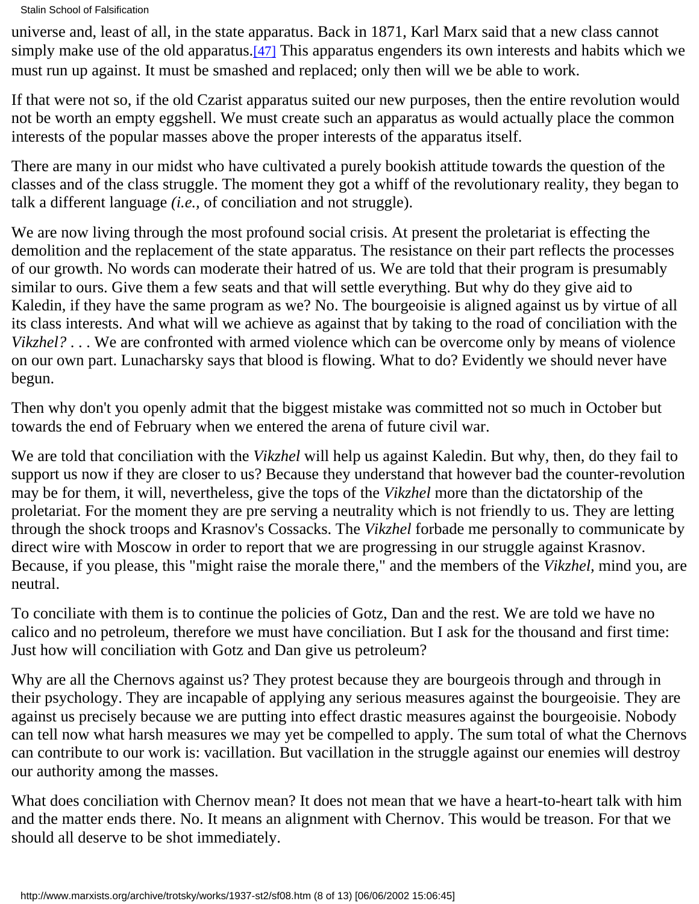universe and, least of all, in the state apparatus. Back in 1871, Karl Marx said that a new class cannot simply make use of the old apparatus.[47] This apparatus engenders its own interests and habits which we must run up against. It must be smashed and replaced; only then will we be able to work.

If that were not so, if the old Czarist apparatus suited our new purposes, then the entire revolution would not be worth an empty eggshell. We must create such an apparatus as would actually place the common interests of the popular masses above the proper interests of the apparatus itself.

There are many in our midst who have cultivated a purely bookish attitude towards the question of the classes and of the class struggle. The moment they got a whiff of the revolutionary reality, they began to talk a different language *(i.e.,* of conciliation and not struggle).

We are now living through the most profound social crisis. At present the proletariat is effecting the demolition and the replacement of the state apparatus. The resistance on their part reflects the processes of our growth. No words can moderate their hatred of us. We are told that their program is presumably similar to ours. Give them a few seats and that will settle everything. But why do they give aid to Kaledin, if they have the same program as we? No. The bourgeoisie is aligned against us by virtue of all its class interests. And what will we achieve as against that by taking to the road of conciliation with the *Vikzhel?* . . . We are confronted with armed violence which can be overcome only by means of violence on our own part. Lunacharsky says that blood is flowing. What to do? Evidently we should never have begun.

Then why don't you openly admit that the biggest mistake was committed not so much in October but towards the end of February when we entered the arena of future civil war.

We are told that conciliation with the *Vikzhel* will help us against Kaledin. But why, then, do they fail to support us now if they are closer to us? Because they understand that however bad the counter-revolution may be for them, it will, nevertheless, give the tops of the *Vikzhel* more than the dictatorship of the proletariat. For the moment they are pre serving a neutrality which is not friendly to us. They are letting through the shock troops and Krasnov's Cossacks. The *Vikzhel* forbade me personally to communicate by direct wire with Moscow in order to report that we are progressing in our struggle against Krasnov. Because, if you please, this "might raise the morale there," and the members of the *Vikzhel,* mind you, are neutral.

To conciliate with them is to continue the policies of Gotz, Dan and the rest. We are told we have no calico and no petroleum, therefore we must have conciliation. But I ask for the thousand and first time: Just how will conciliation with Gotz and Dan give us petroleum?

Why are all the Chernovs against us? They protest because they are bourgeois through and through in their psychology. They are incapable of applying any serious measures against the bourgeoisie. They are against us precisely because we are putting into effect drastic measures against the bourgeoisie. Nobody can tell now what harsh measures we may yet be compelled to apply. The sum total of what the Chernovs can contribute to our work is: vacillation. But vacillation in the struggle against our enemies will destroy our authority among the masses.

What does conciliation with Chernov mean? It does not mean that we have a heart-to-heart talk with him and the matter ends there. No. It means an alignment with Chernov. This would be treason. For that we should all deserve to be shot immediately.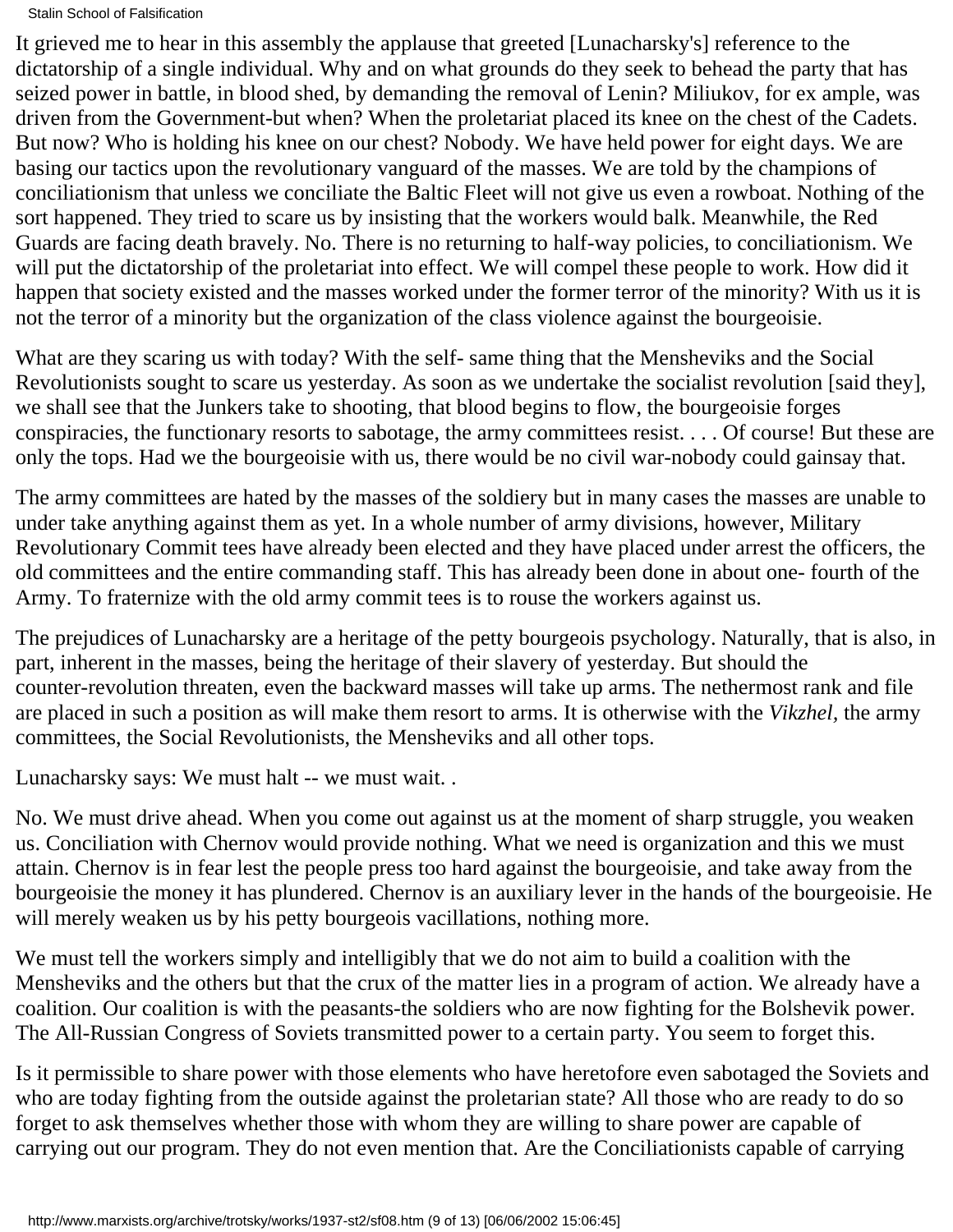It grieved me to hear in this assembly the applause that greeted [Lunacharsky's] reference to the dictatorship of a single individual. Why and on what grounds do they seek to behead the party that has seized power in battle, in blood shed, by demanding the removal of Lenin? Miliukov, for ex ample, was driven from the Government-but when? When the proletariat placed its knee on the chest of the Cadets. But now? Who is holding his knee on our chest? Nobody. We have held power for eight days. We are basing our tactics upon the revolutionary vanguard of the masses. We are told by the champions of conciliationism that unless we conciliate the Baltic Fleet will not give us even a rowboat. Nothing of the sort happened. They tried to scare us by insisting that the workers would balk. Meanwhile, the Red Guards are facing death bravely. No. There is no returning to half-way policies, to conciliationism. We will put the dictatorship of the proletariat into effect. We will compel these people to work. How did it happen that society existed and the masses worked under the former terror of the minority? With us it is not the terror of a minority but the organization of the class violence against the bourgeoisie.

What are they scaring us with today? With the self- same thing that the Mensheviks and the Social Revolutionists sought to scare us yesterday. As soon as we undertake the socialist revolution [said they], we shall see that the Junkers take to shooting, that blood begins to flow, the bourgeoisie forges conspiracies., the functionary resorts to sabotage, the army committees resist. . . . Of course! But these are only the tops. Had we the bourgeoisie with us, there would be no civil war-nobody could gainsay that.

The army committees are hated by the masses of the soldiery but in many cases the masses are unable to under take anything against them as yet. In a whole number of army divisions, however, Military Revolutionary Commit tees have already been elected and they have placed under arrest the officers, the old committees and the entire commanding staff. This has already been done in about one- fourth of the Army. To fraternize with the old army commit tees is to rouse the workers against us.

The prejudices of Lunacharsky are a heritage of the petty bourgeois psychology. Naturally, that is also, in part, inherent in the masses, being the heritage of their slavery of yesterday. But should the counter-revolution threaten, even the backward masses will take up arms. The nethermost rank and file are placed in such a position as will make them resort to arms. It is otherwise with the *Vikzhel*, the army committees, the Social Revolutionists, the Mensheviks and all other tops.

Lunacharsky says: We must halt -- we must wait. .

No. We must drive ahead. When you come out against us at the moment of sharp struggle, you weaken us. Conciliation with Chernov would provide nothing. What we need is organization and this we must attain. Chernov is in fear lest the people press too hard against the bourgeoisie, and take away from the bourgeoisie the money it has plundered. Chernov is an auxiliary lever in the hands of the bourgeoisie. He will merely weaken us by his petty bourgeois vacillations, nothing more.

We must tell the workers simply and intelligibly that we do not aim to build a coalition with the Mensheviks and the others but that the crux of the matter lies in a program of action. We already have a coalition. Our coalition is with the peasants-the soldiers who are now fighting for the Bolshevik power. The All-Russian Congress of Soviets transmitted power to a certain party. You seem to forget this.

Is it permissible to share power with those elements who have heretofore even sabotaged the Soviets and who are today fighting from the outside against the proletarian state? All those who are ready to do so forget to ask themselves whether those with whom they are willing to share power are capable of carrying out our program. They do not even mention that. Are the Conciliationists capable of carrying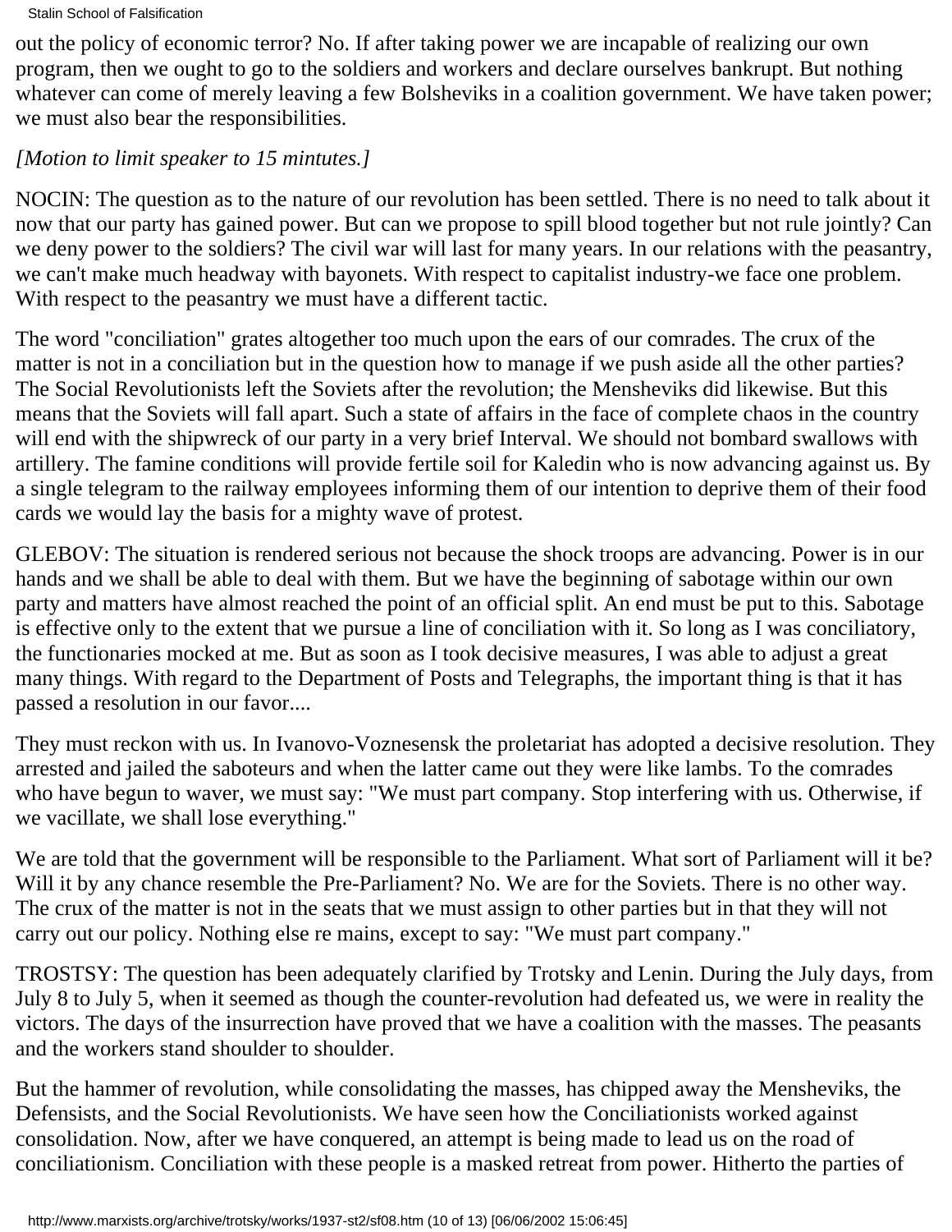out the policy of economic terror? No. If after taking power we are incapable of realizing our own program, then we ought to go to the soldiers and workers and declare ourselves bankrupt. But nothing whatever can come of merely leaving a few Bolsheviks in a coalition government. We have taken power; we must also bear the responsibilities.

*[Motion to limit speaker to 15 mintutes.]*

NOCIN: The question as to the nature of our revolution has been settled. There is no need to talk about it now that our party has gained power. But can we propose to spill blood together but not rule jointly? Can we deny power to the soldiers? The civil war will last for many years. In our relations with the peasantry, we can't make much headway with bayonets. With respect to capitalist industry-we face one problem. With respect to the peasantry we must have a different tactic.

The word "conciliation" grates altogether too much upon the ears of our comrades. The crux of the matter is not in a conciliation but in the question how to manage if we push aside all the other parties? The Social Revolutionists left the Soviets after the revolution; the Mensheviks did likewise. But this means that the Soviets will fall apart. Such a state of affairs in the face of complete chaos in the country will end with the shipwreck of our party in a very brief Interval. We should not bombard swallows with artillery. The famine conditions will provide fertile soil for Kaledin who is now advancing against us. By a single telegram to the railway employees informing them of our intention to deprive them of their food cards we would lay the basis for a mighty wave of protest.

GLEBOV: The situation is rendered serious not because the shock troops are advancing. Power is in our hands and we shall be able to deal with them. But we have the beginning of sabotage within our own party and matters have almost reached the point of an official split. An end must be put to this. Sabotage is effective only to the extent that we pursue a line of conciliation with it. So long as I was conciliatory, the functionaries mocked at me. But as soon as I took decisive measures, I was able to adjust a great many things. With regard to the Department of Posts and Telegraphs, the important thing is that it has passed a resolution in our favor....

They must reckon with us. In Ivanovo-Voznesensk the proletariat has adopted a decisive resolution. They arrested and jailed the saboteurs and when the latter came out they were like lambs. To the comrades who have begun to waver, we must say: "We must part company. Stop interfering with us. Otherwise, if we vacillate, we shall lose everything."

We are told that the government will be responsible to the Parliament. What sort of Parliament will it be? Will it by any chance resemble the Pre-Parliament? No. We are for the Soviets. There is no other way. The crux of the matter is not in the seats that we must assign to other parties but in that they will not carry out our policy. Nothing else re mains, except to say: "We must part company."

TROSTSY: The question has been adequately clarified by Trotsky and Lenin. During the July days, from July 8 to July 5, when it seemed as though the counter-revolution had defeated us, we were in reality the victors. The days of the insurrection have proved that we have a coalition with the masses. The peasants and the workers stand shoulder to shoulder.

But the hammer of revolution, while consolidating the masses, has chipped away the Mensheviks, the Defensists, and the Social Revolutionists. We have seen how the Conciliationists worked against consolidation. Now, after we have conquered, an attempt is being made to lead us on the road of conciliationism. Conciliation with these people is a masked retreat from power. Hitherto the parties of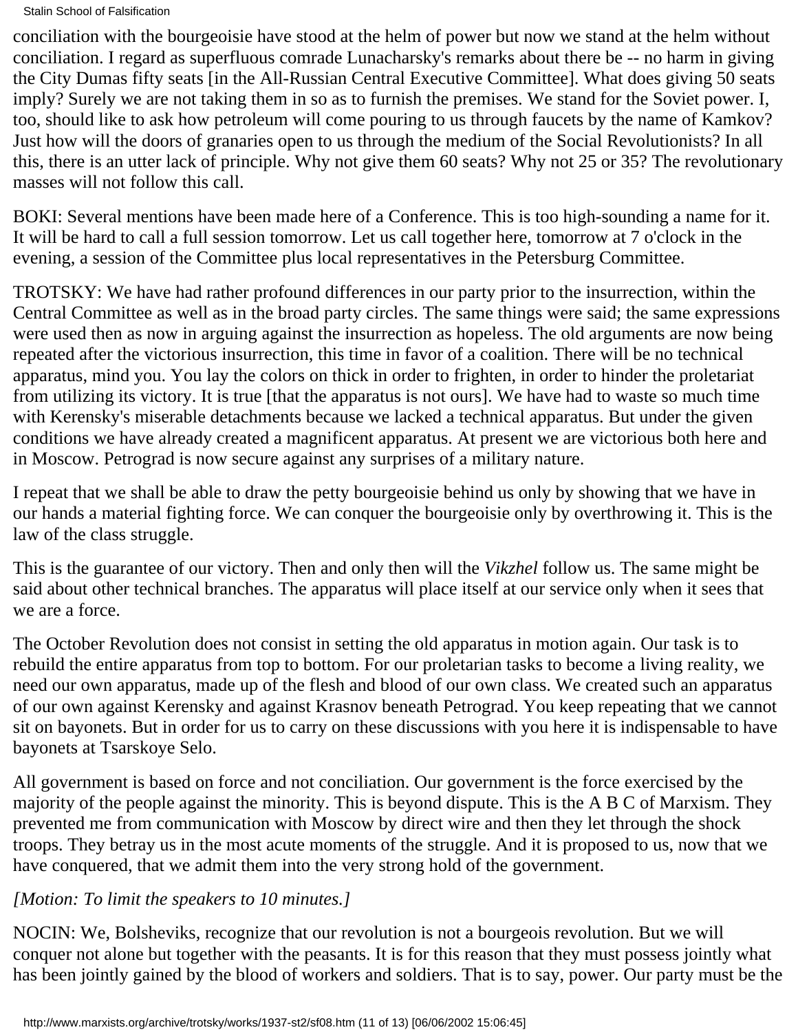conciliation with the bourgeoisie have stood at the helm of power but now we stand at the helm without conciliation. I regard as superfluous comrade Lunacharsky's remarks about there be -- no harm in giving the City Dumas fifty seats [in the All-Russian Central Executive Committee]. What does giving 50 seats imply? Surely we are not taking them in so as to furnish the premises. We stand for the Soviet power. I, too, should like to ask how petroleum will come pouring to us through faucets by the name of Kamkov? Just how will the doors of granaries open to us through the medium of the Social Revolutionists? In all this, there is an utter lack of principle. Why not give them 60 seats? Why not 25 or 35? The revolutionary masses will not follow this call.

BOKI: Several mentions have been made here of a Conference. This is too high-sounding a name for it. It will be hard to call a full session tomorrow. Let us call together here, tomorrow at 7 o'clock in the evening, a session of the Committee plus local representatives in the Petersburg Committee.

TROTSKY: We have had rather profound differences in our party prior to the insurrection, within the Central Committee as well as in the broad party circles. The same things were said; the same expressions were used then as now in arguing against the insurrection as hopeless. The old arguments are now being repeated after the victorious insurrection, this time in favor of a coalition. There will be no technical apparatus, mind you. You lay the colors on thick in order to frighten, in order to hinder the proletariat from utilizing its victory. It is true [that the apparatus is not ours]. We have had to waste so much time with Kerensky's miserable detachments because we lacked a technical apparatus. But under the given conditions we have already created a magnificent apparatus. At present we are victorious both here and in Moscow. Petrograd is now secure against any surprises of a military nature.

I repeat that we shall be able to draw the petty bourgeoisie behind us only by showing that we have in our hands a material fighting force. We can conquer the bourgeoisie only by overthrowing it. This is the law of the class struggle.

This is the guarantee of our victory. Then and only then will the *Vikzhel* follow us. The same might be said about other technical branches. The apparatus will place itself at our service only when it sees that we are a force.

The October Revolution does not consist in setting the old apparatus in motion again. Our task is to rebuild the entire apparatus from top to bottom. For our proletarian tasks to become a living reality, we need our own apparatus, made up of the flesh and blood of our own class. We created such an apparatus of our own against Kerensky and against Krasnov beneath Petrograd. You keep repeating that we cannot sit on bayonets. But in order for us to carry on these discussions with you here it is indispensable to have bayonets at Tsarskoye Selo.

All government is based on force and not conciliation. Our government is the force exercised by the majority of the people against the minority. This is beyond dispute. This is the A B C of Marxism. They prevented me from communication with Moscow by direct wire and then they let through the shock troops. They betray us in the most acute moments of the struggle. And it is proposed to us, now that we have conquered, that we admit them into the very strong hold of the government.

*[Motion: To limit the speakers to 10 minutes.]*

NOCIN: We, Bolsheviks, recognize that our revolution is not a bourgeois revolution. But we will conquer not alone but together with the peasants. It is for this reason that they must possess jointly what has been jointly gained by the blood of workers and soldiers. That is to say, power. Our party must be the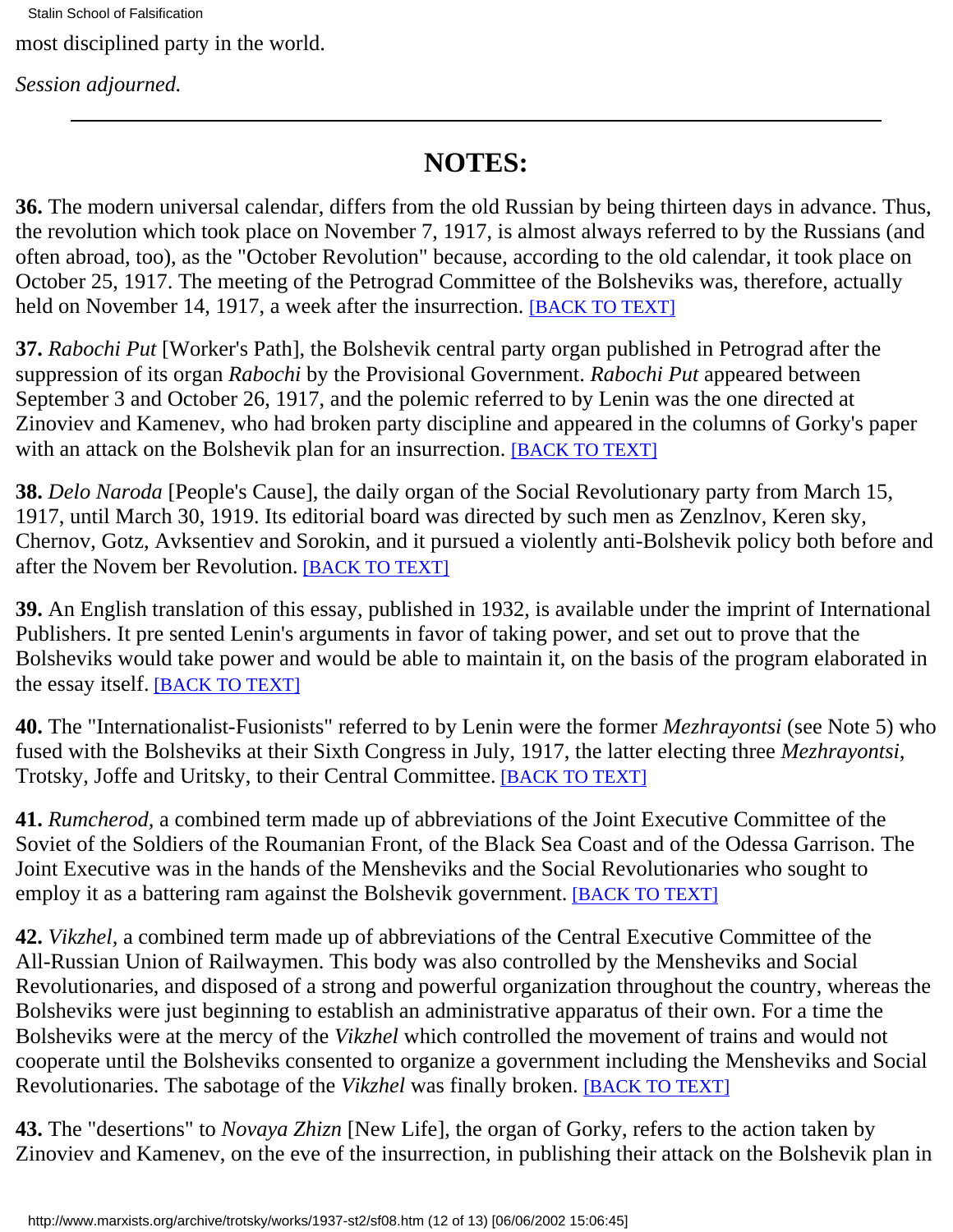most disciplined party in the world.

*Session adjourned.*

---

## NOTES:

**36.** The modern universal calendar, differs from the old Russian by being thirteen days in advance. Thus, the revolution which took place on November 7, 1917, is almost always referred to by the Russians (and often abroad, too), as the "October Revolution" because, according to the old calendar, it took place on October 25, 1917. The meeting of the Petrograd Committee of the Bolsheviks was, therefore, actually held on November 14, 1917, a week after the insurrection. [BACK TO TEXT]

**37.** *Rabochi Put* [Worker's Path], the Bolshevik central party organ published in Petrograd after the suppression of its organ *Rabochi* by the Provisional Government. *Rabochi Put* appeared between September 3 and October 26, 1917, and the polemic referred to by Lenin was the one directed at Zinoviev and Kamenev, who had broken party discipline and appeared in the columns of Gorky's paper with an attack on the Bolshevik plan for an insurrection. [BACK TO TEXT]

**38.** *Delo Naroda* [People's Cause], the daily organ of the Social Revolutionary party from March 15, 1917, until March 30, 1919. Its editorial board was directed by such men as Zenzlnov, Keren sky, Chernov, Gotz, Avksentiev and Sorokin, and it pursued a violently anti-Bolshevik policy both before and after the Novem ber Revolution. [BACK TO TEXT]

**39.** An English translation of this essay, published in 1932, is available under the imprint of International Publishers. It pre sented Lenin's arguments in favor of taking power, and set out to prove that the Bolsheviks would take power and would be able to maintain it, on the basis of the program elaborated in the essay itself. [BACK TO TEXT]

**40.** The "Internationalist-Fusionists" referred to by Lenin were the former *Mezhrayontsi* (see Note 5) who fused with the Bolsheviks at their Sixth Congress in July, 1917, the latter electing three *Mezhrayontsi*, Trotsky, Joffe and Uritsky, to their Central Committee. [BACK TO TEXT]

**41.** *Rumcherod*, a combined term made up of abbreviations of the Joint Executive Committee of the Soviet of the Soldiers of the Roumanian Front, of the Black Sea Coast and of the Odessa Garrison. The Joint Executive was in the hands of the Mensheviks and the Social Revolutionaries who sought to employ it as a battering ram against the Bolshevik government. [BACK TO TEXT]

**42.** *Vikzhel*, a combined term made up of abbreviations of the Central Executive Committee of the All-Russian Union of Railwaymen. This body was also controlled by the Mensheviks and Social Revolutionaries, and disposed of a strong and powerful organization throughout the country, whereas the Bolsheviks were just beginning to establish an administrative apparatus of their own. For a time the Bolsheviks were at the mercy of the *Vikzhel* which controlled the movement of trains and would not cooperate until the Bolsheviks consented to organize a government including the Mensheviks and Social Revolutionaries. The sabotage of the *Vikzhel* was finally broken. [BACK TO TEXT]

**43.** The "desertions" to *Novaya Zhizn* [New Life], the organ of Gorky, refers to the action taken by Zinoviev and Kamenev, on the eve of the insurrection, in publishing their attack on the Bolshevik plan in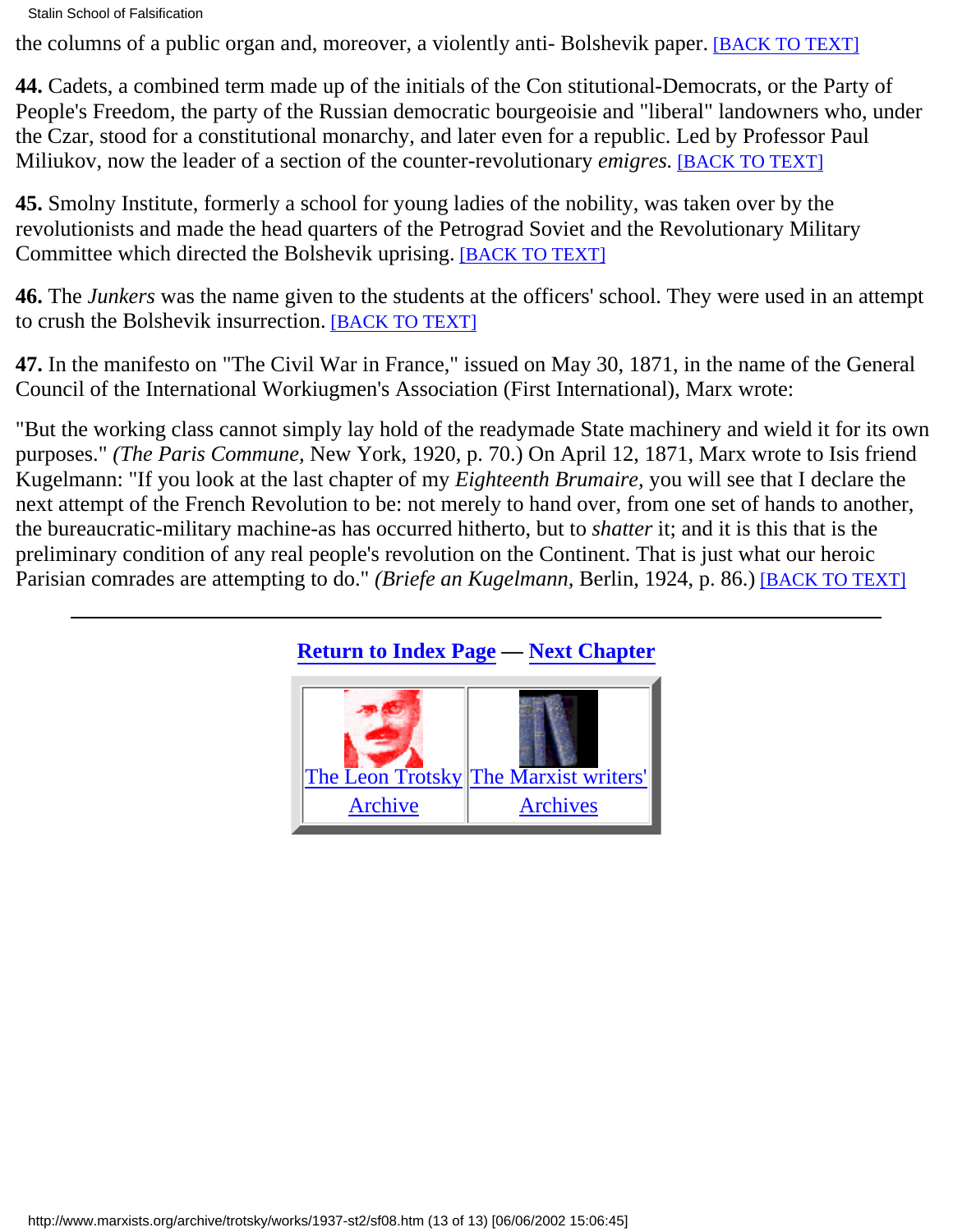the columns of a public organ and, moreover, a violently anti- Bolshevik paper. [BACK TO TEXT]

**44.** Cadets, a combined term made up of the initials of the Con stitutional-Democrats, or the Party of People's Freedom, the party of the Russian democratic bourgeoisie and "liberal" landowners who, under the Czar, stood for a constitutional monarchy, and later even for a republic. Led by Professor Paul Miliukov, now the leader of a section of the counter-revolutionary *emigres*. [BACK TO TEXT]

**45.** Smolny Institute, formerly a school for young ladies of the nobility, was taken over by the revolutionists and made the head quarters of the Petrograd Soviet and the Revolutionary Military Committee which directed the Bolshevik uprising. [BACK TO TEXT]

**46.** The *Junkers* was the name given to the students at the officers' school. They were used in an attempt to crush the Bolshevik insurrection. [BACK TO TEXT]

**47.** In the manifesto on "The Civil War in France," issued on May 30, 1871, in the name of the General Council of the International Workiugmen's Association (First International), Marx wrote:

"But the working class cannot simply lay hold of the readymade State machinery and wield it for its own purposes." *(The Paris Commune,* New York, 1920, p. 70.) On April 12, 1871, Marx wrote to Isis friend Kugelmann: "If you look at the last chapter of my *Eighteenth Brumaire,* you will see that I declare the next attempt of the French Revolution to be: not merely to hand over, from one set of hands to another, the bureaucratic-military machine-as has occurred hitherto, but to *shatter* it; and it is this that is the preliminary condition of any real people's revolution on the Continent. That is just what our heroic Parisian comrades are attempting to do." *(Briefe an Kugelmann,* Berlin, 1924, p. 86.) [BACK TO TEXT]

---

**Return to Index Page — Next Chapter**

| The Leon Trotsky Archive | The Marxist writers' Archives |
|---|---|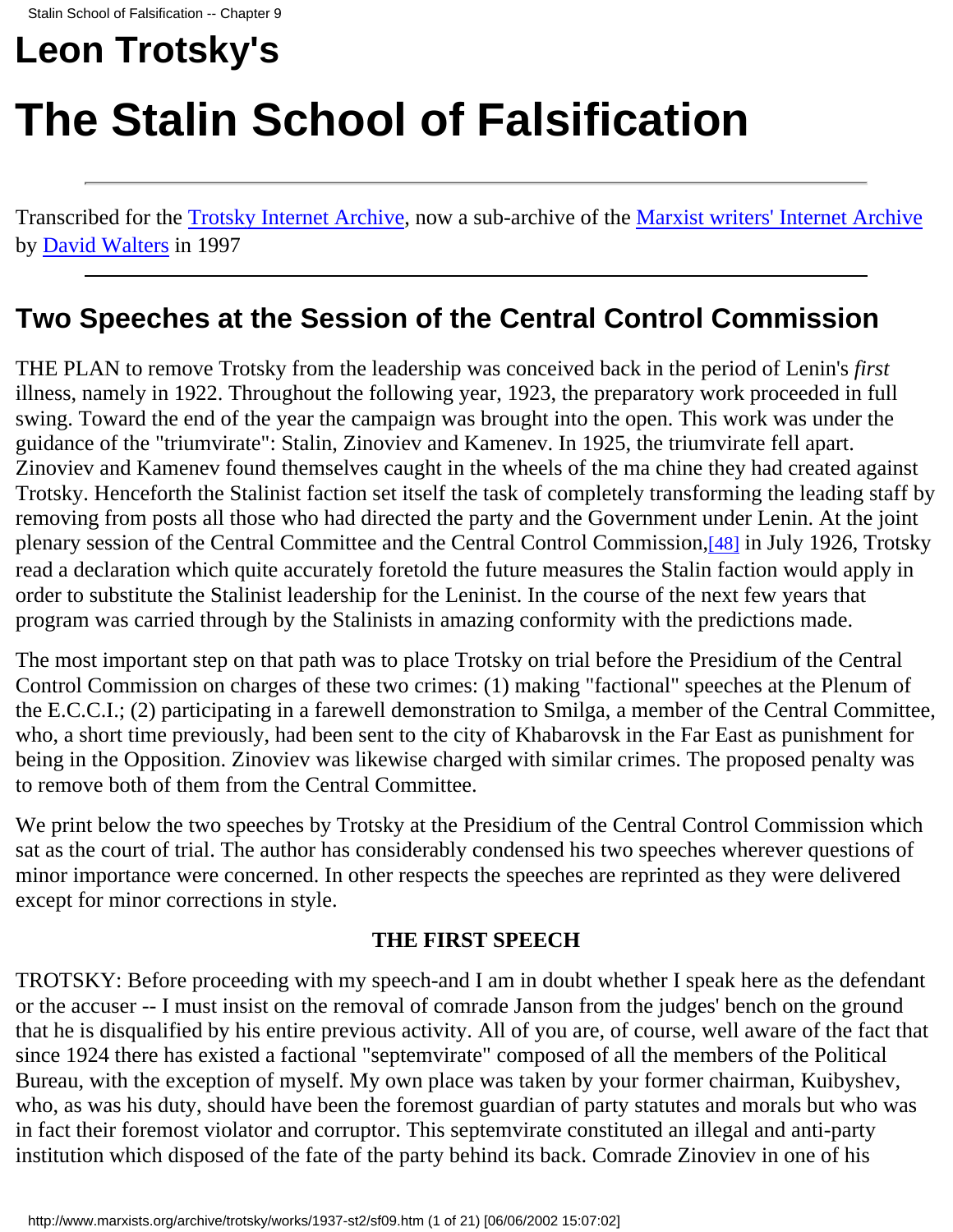# Leon Trotsky's

# The Stalin School of Falsification

Transcribed for the Trotsky Internet Archive, now a sub-archive of the Marxist writers' Internet Archive by David Walters in 1997

## Two Speeches at the Session of the Central Control Commission

THE PLAN to remove Trotsky from the leadership was conceived back in the period of Lenin's *first* illness, namely in 1922. Throughout the following year, 1923, the preparatory work proceeded in full swing. Toward the end of the year the campaign was brought into the open. This work was under the guidance of the "triumvirate": Stalin, Zinoviev and Kamenev. In 1925, the triumvirate fell apart. Zinoviev and Kamenev found themselves caught in the wheels of the ma chine they had created against Trotsky. Henceforth the Stalinist faction set itself the task of completely transforming the leading staff by removing from posts all those who had directed the party and the Government under Lenin. At the joint plenary session of the Central Committee and the Central Control Commission,[48] in July 1926, Trotsky read a declaration which quite accurately foretold the future measures the Stalin faction would apply in order to substitute the Stalinist leadership for the Leninist. In the course of the next few years that program was carried through by the Stalinists in amazing conformity with the predictions made.

The most important step on that path was to place Trotsky on trial before the Presidium of the Central Control Commission on charges of these two crimes: (1) making "factional" speeches at the Plenum of the E.C.C.I.; (2) participating in a farewell demonstration to Smilga, a member of the Central Committee, who, a short time previously, had been sent to the city of Khabarovsk in the Far East as punishment for being in the Opposition. Zinoviev was likewise charged with similar crimes. The proposed penalty was to remove both of them from the Central Committee.

We print below the two speeches by Trotsky at the Presidium of the Central Control Commission which sat as the court of trial. The author has considerably condensed his two speeches wherever questions of minor importance were concerned. In other respects the speeches are reprinted as they were delivered except for minor corrections in style.

**THE FIRST SPEECH**

TROTSKY: Before proceeding with my speech-and I am in doubt whether I speak here as the defendant or the accuser -- I must insist on the removal of comrade Janson from the judges' bench on the ground that he is disqualified by his entire previous activity. All of you are, of course, well aware of the fact that since 1924 there has existed a factional "septemvirate" composed of all the members of the Political Bureau, with the exception of myself. My own place was taken by your former chairman, Kuibyshev, who, as was his duty, should have been the foremost guardian of party statutes and morals but who was in fact their foremost violator and corruptor. This septemvirate constituted an illegal and anti-party institution which disposed of the fate of the party behind its back. Comrade Zinoviev in one of his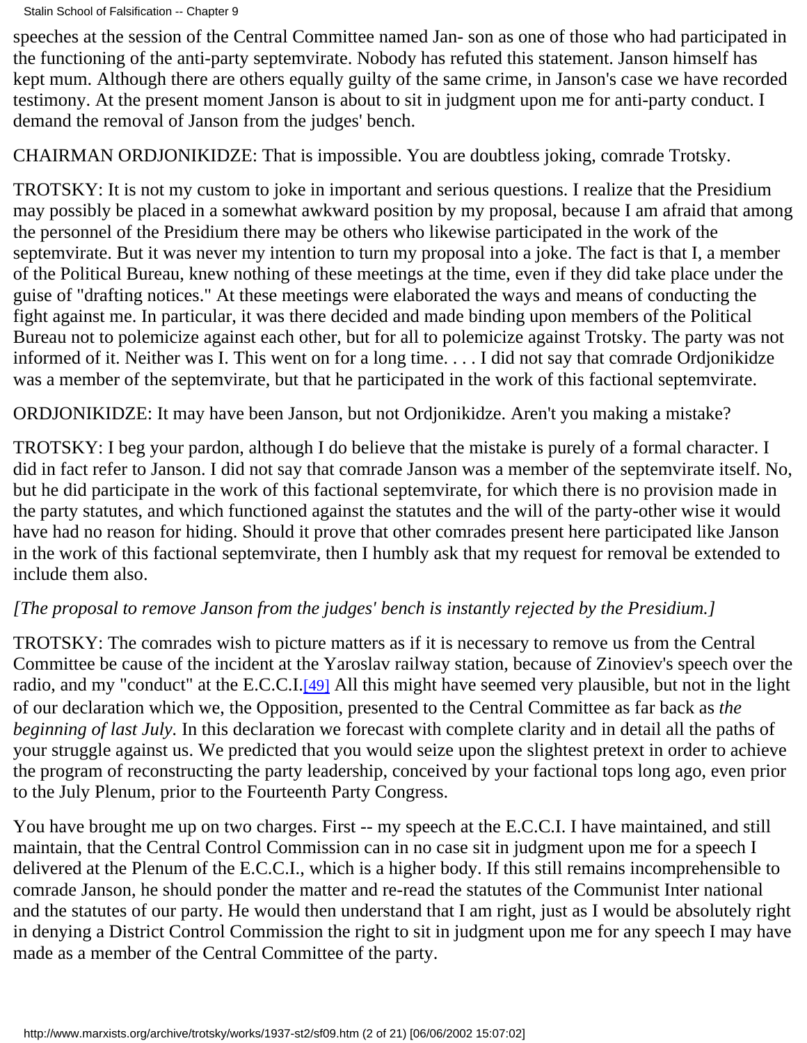speeches at the session of the Central Committee named Jan- son as one of those who had participated in the functioning of the anti-party septemvirate. Nobody has refuted this statement. Janson himself has kept mum. Although there are others equally guilty of the same crime, in Janson's case we have recorded testimony. At the present moment Janson is about to sit in judgment upon me for anti-party conduct. I demand the removal of Janson from the judges' bench.

CHAIRMAN ORDJONIKIDZE: That is impossible. You are doubtless joking, comrade Trotsky.

TROTSKY: It is not my custom to joke in important and serious questions. I realize that the Presidium may possibly be placed in a somewhat awkward position by my proposal, because I am afraid that among the personnel of the Presidium there may be others who likewise participated in the work of the septemvirate. But it was never my intention to turn my proposal into a joke. The fact is that I, a member of the Political Bureau, knew nothing of these meetings at the time, even if they did take place under the guise of "drafting notices." At these meetings were elaborated the ways and means of conducting the fight against me. In particular, it was there decided and made binding upon members of the Political Bureau not to polemicize against each other, but for all to polemicize against Trotsky. The party was not informed of it. Neither was I. This went on for a long time. . . . I did not say that comrade Ordjonikidze was a member of the septemvirate, but that he participated in the work of this factional septemvirate.

ORDJONIKIDZE: It may have been Janson, but not Ordjonikidze. Aren't you making a mistake?

TROTSKY: I beg your pardon, although I do believe that the mistake is purely of a formal character. I did in fact refer to Janson. I did not say that comrade Janson was a member of the septemvirate itself. No, but he did participate in the work of this factional septemvirate, for which there is no provision made in the party statutes, and which functioned against the statutes and the will of the party-other wise it would have had no reason for hiding. Should it prove that other comrades present here participated like Janson in the work of this factional septemvirate, then I humbly ask that my request for removal be extended to include them also.

*[The proposal to remove Janson from the judges' bench is instantly rejected by the Presidium.]*

TROTSKY: The comrades wish to picture matters as if it is necessary to remove us from the Central Committee be cause of the incident at the Yaroslav railway station, because of Zinoviev's speech over the radio, and my "conduct" at the E.C.C.I.[49] All this might have seemed very plausible, but not in the light of our declaration which we, the Opposition, presented to the Central Committee as far back as *the beginning of last July*. In this declaration we forecast with complete clarity and in detail all the paths of your struggle against us. We predicted that you would seize upon the slightest pretext in order to achieve the program of reconstructing the party leadership, conceived by your factional tops long ago, even prior to the July Plenum, prior to the Fourteenth Party Congress.

You have brought me up on two charges. First -- my speech at the E.C.C.I. I have maintained, and still maintain, that the Central Control Commission can in no case sit in judgment upon me for a speech I delivered at the Plenum of the E.C.C.I., which is a higher body. If this still remains incomprehensible to comrade Janson, he should ponder the matter and re-read the statutes of the Communist Inter national and the statutes of our party. He would then understand that I am right, just as I would be absolutely right in denying a District Control Commission the right to sit in judgment upon me for any speech I may have made as a member of the Central Committee of the party.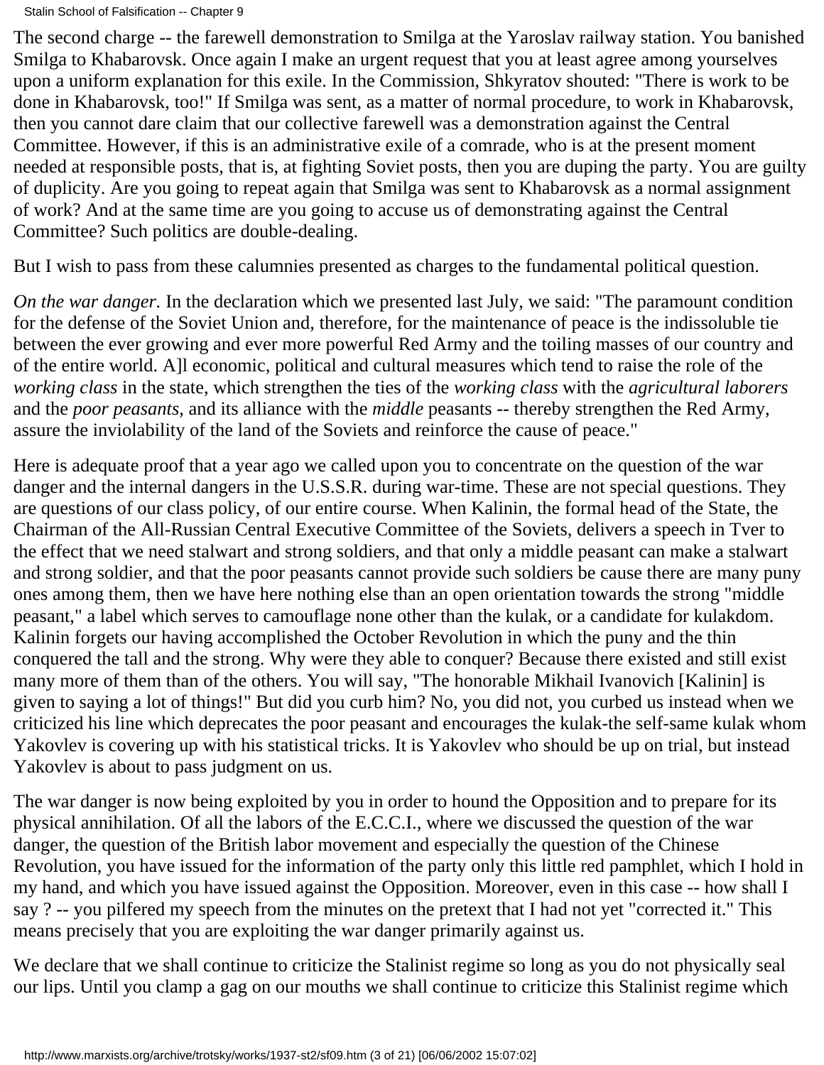The second charge -- the farewell demonstration to Smilga at the Yaroslav railway station. You banished Smilga to Khabarovsk. Once again I make an urgent request that you at least agree among yourselves upon a uniform explanation for this exile. In the Commission, Shkyratov shouted: "There is work to be done in Khabarovsk, too!" If Smilga was sent, as a matter of normal procedure, to work in Khabarovsk, then you cannot dare claim that our collective farewell was a demonstration against the Central Committee. However, if this is an administrative exile of a comrade, who is at the present moment needed at responsible posts, that is, at fighting Soviet posts, then you are duping the party. You are guilty of duplicity. Are you going to repeat again that Smilga was sent to Khabarovsk as a normal assignment of work? And at the same time are you going to accuse us of demonstrating against the Central Committee? Such politics are double-dealing.

But I wish to pass from these calumnies presented as charges to the fundamental political question.

*On the war danger.* In the declaration which we presented last July, we said: "The paramount condition for the defense of the Soviet Union and, therefore, for the maintenance of peace is the indissoluble tie between the ever growing and ever more powerful Red Army and the toiling masses of our country and of the entire world. A]l economic, political and cultural measures which tend to raise the role of the *working class* in the state, which strengthen the ties of the *working class* with the *agricultural laborers* and the *poor peasants,* and its alliance with the *middle* peasants -- thereby strengthen the Red Army, assure the inviolability of the land of the Soviets and reinforce the cause of peace."

Here is adequate proof that a year ago we called upon you to concentrate on the question of the war danger and the internal dangers in the U.S.S.R. during war-time. These are not special questions. They are questions of our class policy, of our entire course. When Kalinin, the formal head of the State, the Chairman of the All-Russian Central Executive Committee of the Soviets, delivers a speech in Tver to the effect that we need stalwart and strong soldiers, and that only a middle peasant can make a stalwart and strong soldier, and that the poor peasants cannot provide such soldiers be cause there are many puny ones among them, then we have here nothing else than an open orientation towards the strong "middle peasant," a label which serves to camouflage none other than the kulak, or a candidate for kulakdom. Kalinin forgets our having accomplished the October Revolution in which the puny and the thin conquered the tall and the strong. Why were they able to conquer? Because there existed and still exist many more of them than of the others. You will say, "The honorable Mikhail Ivanovich [Kalinin] is given to saying a lot of things!" But did you curb him? No, you did not, you curbed us instead when we criticized his line which deprecates the poor peasant and encourages the kulak-the self-same kulak whom Yakovlev is covering up with his statistical tricks. It is Yakovlev who should be up on trial, but instead Yakovlev is about to pass judgment on us.

The war danger is now being exploited by you in order to hound the Opposition and to prepare for its physical annihilation. Of all the labors of the E.C.C.I., where we discussed the question of the war danger, the question of the British labor movement and especially the question of the Chinese Revolution, you have issued for the information of the party only this little red pamphlet, which I hold in my hand, and which you have issued against the Opposition. Moreover, even in this case -- how shall I say ? -- you pilfered my speech from the minutes on the pretext that I had not yet "corrected it." This means precisely that you are exploiting the war danger primarily against us.

We declare that we shall continue to criticize the Stalinist regime so long as you do not physically seal our lips. Until you clamp a gag on our mouths we shall continue to criticize this Stalinist regime which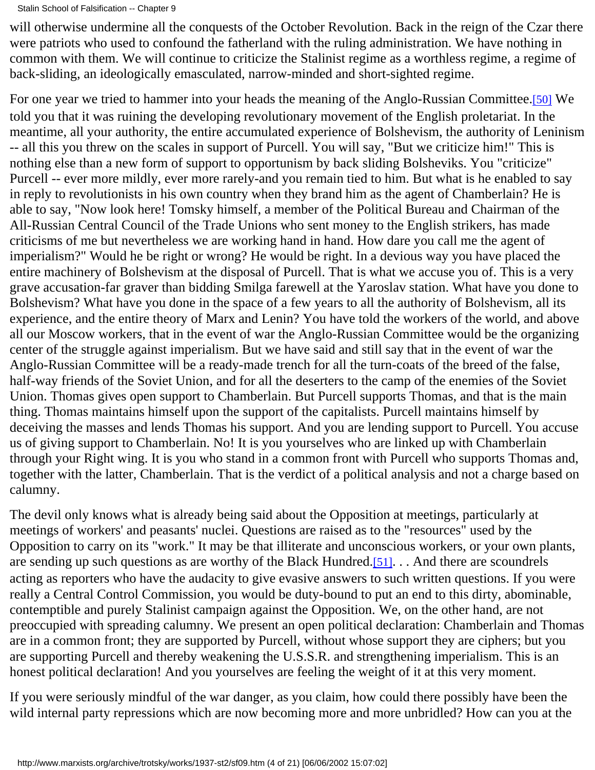will otherwise undermine all the conquests of the October Revolution. Back in the reign of the Czar there were patriots who used to confound the fatherland with the ruling administration. We have nothing in common with them. We will continue to criticize the Stalinist regime as a worthless regime, a regime of back-sliding, an ideologically emasculated, narrow-minded and short-sighted regime.

For one year we tried to hammer into your heads the meaning of the Anglo-Russian Committee.[50] We told you that it was ruining the developing revolutionary movement of the English proletariat. In the meantime, all your authority, the entire accumulated experience of Bolshevism, the authority of Leninism -- all this you threw on the scales in support of Purcell. You will say, "But we criticize him!" This is nothing else than a new form of support to opportunism by back sliding Bolsheviks. You "criticize" Purcell -- ever more mildly, ever more rarely-and you remain tied to him. But what is he enabled to say in reply to revolutionists in his own country when they brand him as the agent of Chamberlain? He is able to say, "Now look here! Tomsky himself, a member of the Political Bureau and Chairman of the All-Russian Central Council of the Trade Unions who sent money to the English strikers, has made criticisms of me but nevertheless we are working hand in hand. How dare you call me the agent of imperialism?" Would he be right or wrong? He would be right. In a devious way you have placed the entire machinery of Bolshevism at the disposal of Purcell. That is what we accuse you of. This is a very grave accusation-far graver than bidding Smilga farewell at the Yaroslav station. What have you done to Bolshevism? What have you done in the space of a few years to all the authority of Bolshevism, all its experience, and the entire theory of Marx and Lenin? You have told the workers of the world, and above all our Moscow workers, that in the event of war the Anglo-Russian Committee would be the organizing center of the struggle against imperialism. But we have said and still say that in the event of war the Anglo-Russian Committee will be a ready-made trench for all the turn-coats of the breed of the false, half-way friends of the Soviet Union, and for all the deserters to the camp of the enemies of the Soviet Union. Thomas gives open support to Chamberlain. But Purcell supports Thomas, and that is the main thing. Thomas maintains himself upon the support of the capitalists. Purcell maintains himself by deceiving the masses and lends Thomas his support. And you are lending support to Purcell. You accuse us of giving support to Chamberlain. No! It is you yourselves who are linked up with Chamberlain through your Right wing. It is you who stand in a common front with Purcell who supports Thomas and, together with the latter, Chamberlain. That is the verdict of a political analysis and not a charge based on calumny.

The devil only knows what is already being said about the Opposition at meetings, particularly at meetings of workers' and peasants' nuclei. Questions are raised as to the "resources" used by the Opposition to carry on its "work." It may be that illiterate and unconscious workers, or your own plants, are sending up such questions as are worthy of the Black Hundred.[51]. . . And there are scoundrels acting as reporters who have the audacity to give evasive answers to such written questions. If you were really a Central Control Commission, you would be duty-bound to put an end to this dirty, abominable, contemptible and purely Stalinist campaign against the Opposition. We, on the other hand, are not preoccupied with spreading calumny. We present an open political declaration: Chamberlain and Thomas are in a common front; they are supported by Purcell, without whose support they are ciphers; but you are supporting Purcell and thereby weakening the U.S.S.R. and strengthening imperialism. This is an honest political declaration! And you yourselves are feeling the weight of it at this very moment.

If you were seriously mindful of the war danger, as you claim, how could there possibly have been the wild internal party repressions which are now becoming more and more unbridled? How can you at the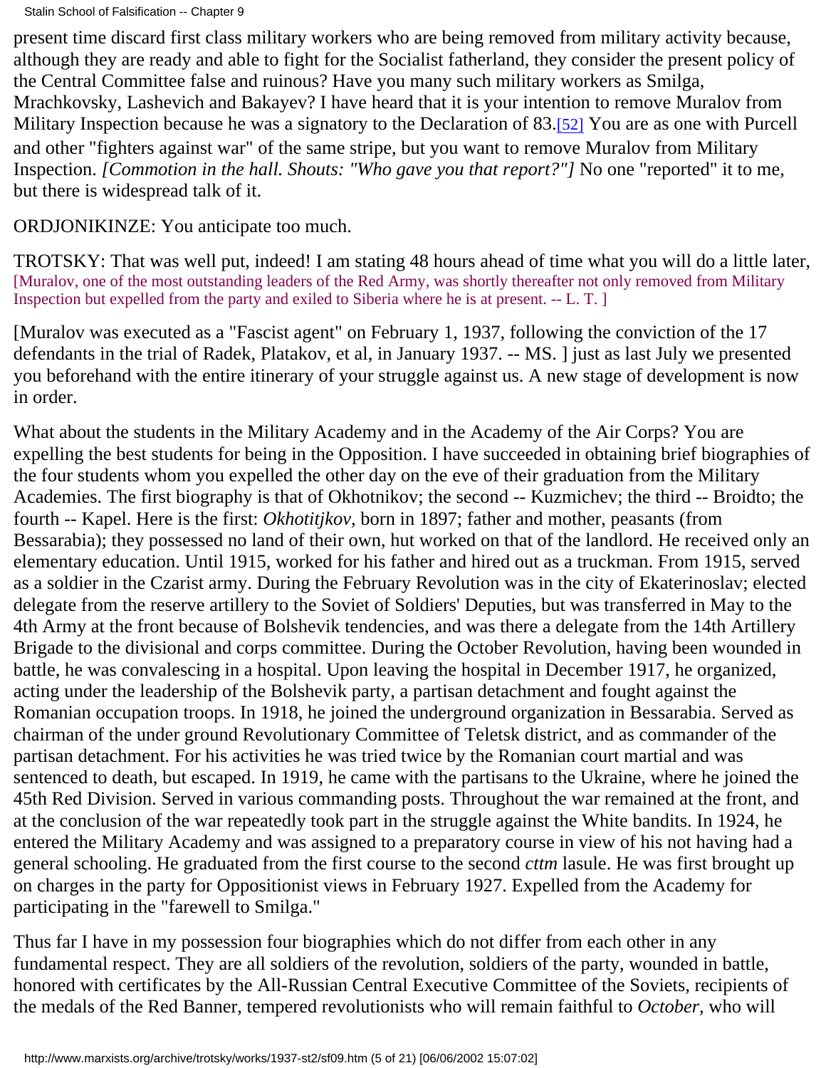present time discard first class military workers who are being removed from military activity because, although they are ready and able to fight for the Socialist fatherland, they consider the present policy of the Central Committee false and ruinous? Have you many such military workers as Smilga, Mrachkovsky, Lashevich and Bakayev? I have heard that it is your intention to remove Muralov from Military Inspection because he was a signatory to the Declaration of 83.[52] You are as one with Purcell and other "fighters against war" of the same stripe, but you want to remove Muralov from Military Inspection. *[Commotion in the hall. Shouts: "Who gave you that report?"]* No one "reported" it to me, but there is widespread talk of it.

ORDJONIKINZE: You anticipate too much.

TROTSKY: That was well put, indeed! I am stating 48 hours ahead of time what you will do a little later, [Muralov, one of the most outstanding leaders of the Red Army, was shortly thereafter not only removed from Military Inspection but expelled from the party and exiled to Siberia where he is at present. -- L. T. ]

[Muralov was executed as a "Fascist agent" on February 1, 1937, following the conviction of the 17 defendants in the trial of Radek, Platakov, et al, in January 1937. -- MS. ] just as last July we presented you beforehand with the entire itinerary of your struggle against us. A new stage of development is now in order.

What about the students in the Military Academy and in the Academy of the Air Corps? You are expelling the best students for being in the Opposition. I have succeeded in obtaining brief biographies of the four students whom you expelled the other day on the eve of their graduation from the Military Academies. The first biography is that of Okhotnikov; the second -- Kuzmichev; the third -- Broidto; the fourth -- Kapel. Here is the first: *Okhotitjkov,* born in 1897; father and mother, peasants (from Bessarabia); they possessed no land of their own, hut worked on that of the landlord. He received only an elementary education. Until 1915, worked for his father and hired out as a truckman. From 1915, served as a soldier in the Czarist army. During the February Revolution was in the city of Ekaterinoslav; elected delegate from the reserve artillery to the Soviet of Soldiers' Deputies, but was transferred in May to the 4th Army at the front because of Bolshevik tendencies, and was there a delegate from the 14th Artillery Brigade to the divisional and corps committee. During the October Revolution, having been wounded in battle, he was convalescing in a hospital. Upon leaving the hospital in December 1917, he organized, acting under the leadership of the Bolshevik party, a partisan detachment and fought against the Romanian occupation troops. In 1918, he joined the underground organization in Bessarabia. Served as chairman of the under ground Revolutionary Committee of Teletsk district, and as commander of the partisan detachment. For his activities he was tried twice by the Romanian court martial and was sentenced to death, but escaped. In 1919, he came with the partisans to the Ukraine, where he joined the 45th Red Division. Served in various commanding posts. Throughout the war remained at the front, and at the conclusion of the war repeatedly took part in the struggle against the White bandits. In 1924, he entered the Military Academy and was assigned to a preparatory course in view of his not having had a general schooling. He graduated from the first course to the second *cttm* lasule. He was first brought up on charges in the party for Oppositionist views in February 1927. Expelled from the Academy for participating in the "farewell to Smilga."

Thus far I have in my possession four biographies which do not differ from each other in any fundamental respect. They are all soldiers of the revolution, soldiers of the party, wounded in battle, honored with certificates by the All-Russian Central Executive Committee of the Soviets, recipients of the medals of the Red Banner, tempered revolutionists who will remain faithful to *October,* who will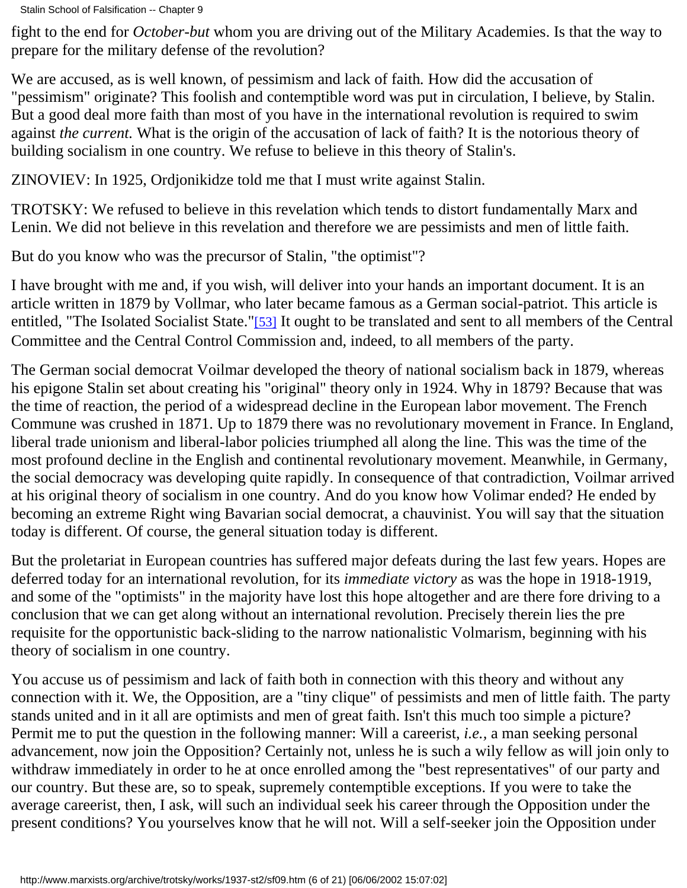fight to the end for *October-but* whom you are driving out of the Military Academies. Is that the way to prepare for the military defense of the revolution?

We are accused, as is well known, of pessimism and lack of faith. How did the accusation of "pessimism" originate? This foolish and contemptible word was put in circulation, I believe, by Stalin. But a good deal more faith than most of you have in the international revolution is required to swim against *the current.* What is the origin of the accusation of lack of faith? It is the notorious theory of building socialism in one country. We refuse to believe in this theory of Stalin's.

ZINOVIEV: In 1925, Ordjonikidze told me that I must write against Stalin.

TROTSKY: We refused to believe in this revelation which tends to distort fundamentally Marx and Lenin. We did not believe in this revelation and therefore we are pessimists and men of little faith.

But do you know who was the precursor of Stalin, "the optimist"?

I have brought with me and, if you wish, will deliver into your hands an important document. It is an article written in 1879 by Vollmar, who later became famous as a German social-patriot. This article is entitled, "The Isolated Socialist State."[53] It ought to be translated and sent to all members of the Central Committee and the Central Control Commission and, indeed, to all members of the party.

The German social democrat Voilmar developed the theory of national socialism back in 1879, whereas his epigone Stalin set about creating his "original" theory only in 1924. Why in 1879? Because that was the time of reaction, the period of a widespread decline in the European labor movement. The French Commune was crushed in 1871. Up to 1879 there was no revolutionary movement in France. In England, liberal trade unionism and liberal-labor policies triumphed all along the line. This was the time of the most profound decline in the English and continental revolutionary movement. Meanwhile, in Germany, the social democracy was developing quite rapidly. In consequence of that contradiction, Voilmar arrived at his original theory of socialism in one country. And do you know how Volimar ended? He ended by becoming an extreme Right wing Bavarian social democrat, a chauvinist. You will say that the situation today is different. Of course, the general situation today is different.

But the proletariat in European countries has suffered major defeats during the last few years. Hopes are deferred today for an international revolution, for its *immediate victory* as was the hope in 1918-1919, and some of the "optimists" in the majority have lost this hope altogether and are there fore driving to a conclusion that we can get along without an international revolution. Precisely therein lies the pre requisite for the opportunistic back-sliding to the narrow nationalistic Volmarism, beginning with his theory of socialism in one country.

You accuse us of pessimism and lack of faith both in connection with this theory and without any connection with it. We, the Opposition, are a "tiny clique" of pessimists and men of little faith. The party stands united and in it all are optimists and men of great faith. Isn't this much too simple a picture? Permit me to put the question in the following manner: Will a careerist, *i.e.*, a man seeking personal advancement, now join the Opposition? Certainly not, unless he is such a wily fellow as will join only to withdraw immediately in order to he at once enrolled among the "best representatives" of our party and our country. But these are, so to speak, supremely contemptible exceptions. If you were to take the average careerist, then, I ask, will such an individual seek his career through the Opposition under the present conditions? You yourselves know that he will not. Will a self-seeker join the Opposition under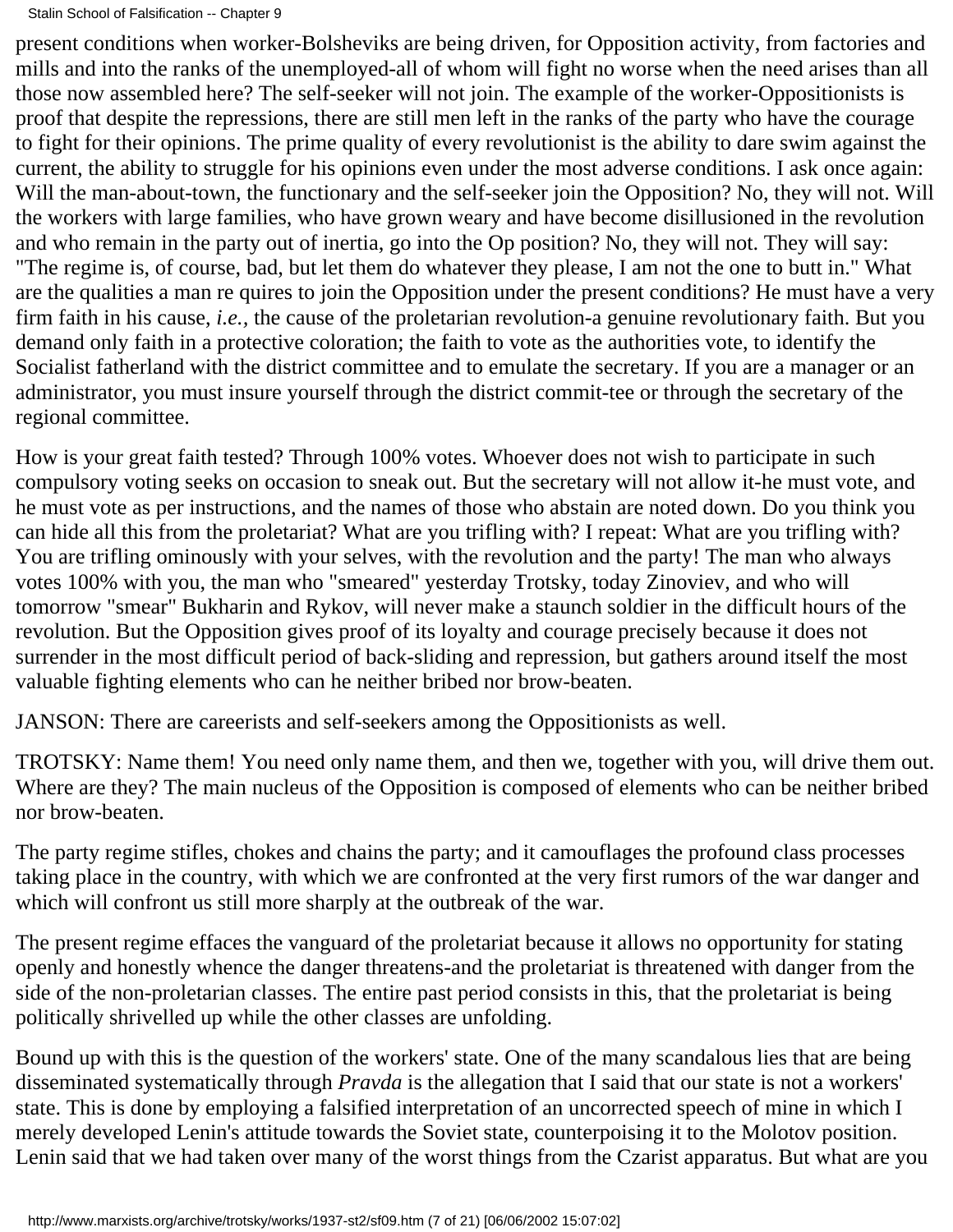present conditions when worker-Bolsheviks are being driven, for Opposition activity, from factories and mills and into the ranks of the unemployed-all of whom will fight no worse when the need arises than all those now assembled here? The self-seeker will not join. The example of the worker-Oppositionists is proof that despite the repressions, there are still men left in the ranks of the party who have the courage to fight for their opinions. The prime quality of every revolutionist is the ability to dare swim against the current, the ability to struggle for his opinions even under the most adverse conditions. I ask once again: Will the man-about-town, the functionary and the self-seeker join the Opposition? No, they will not. Will the workers with large families, who have grown weary and have become disillusioned in the revolution and who remain in the party out of inertia, go into the Op position? No, they will not. They will say: "The regime is, of course, bad, but let them do whatever they please, I am not the one to butt in." What are the qualities a man re quires to join the Opposition under the present conditions? He must have a very firm faith in his cause, *i.e.,* the cause of the proletarian revolution-a genuine revolutionary faith. But you demand only faith in a protective coloration; the faith to vote as the authorities vote, to identify the Socialist fatherland with the district committee and to emulate the secretary. If you are a manager or an administrator, you must insure yourself through the district commit-tee or through the secretary of the regional committee.

How is your great faith tested? Through 100% votes. Whoever does not wish to participate in such compulsory voting seeks on occasion to sneak out. But the secretary will not allow it-he must vote, and he must vote as per instructions, and the names of those who abstain are noted down. Do you think you can hide all this from the proletariat? What are you trifling with? I repeat: What are you trifling with? You are trifling ominously with your selves, with the revolution and the party! The man who always votes 100% with you, the man who "smeared" yesterday Trotsky, today Zinoviev, and who will tomorrow "smear" Bukharin and Rykov, will never make a staunch soldier in the difficult hours of the revolution. But the Opposition gives proof of its loyalty and courage precisely because it does not surrender in the most difficult period of back-sliding and repression, but gathers around itself the most valuable fighting elements who can he neither bribed nor brow-beaten.

JANSON: There are careerists and self-seekers among the Oppositionists as well.

TROTSKY: Name them! You need only name them, and then we, together with you, will drive them out. Where are they? The main nucleus of the Opposition is composed of elements who can be neither bribed nor brow-beaten.

The party regime stifles, chokes and chains the party; and it camouflages the profound class processes taking place in the country, with which we are confronted at the very first rumors of the war danger and which will confront us still more sharply at the outbreak of the war.

The present regime effaces the vanguard of the proletariat because it allows no opportunity for stating openly and honestly whence the danger threatens-and the proletariat is threatened with danger from the side of the non-proletarian classes. The entire past period consists in this, that the proletariat is being politically shrivelled up while the other classes are unfolding.

Bound up with this is the question of the workers' state. One of the many scandalous lies that are being disseminated systematically through *Pravda* is the allegation that I said that our state is not a workers' state. This is done by employing a falsified interpretation of an uncorrected speech of mine in which I merely developed Lenin's attitude towards the Soviet state, counterpoising it to the Molotov position. Lenin said that we had taken over many of the worst things from the Czarist apparatus. But what are you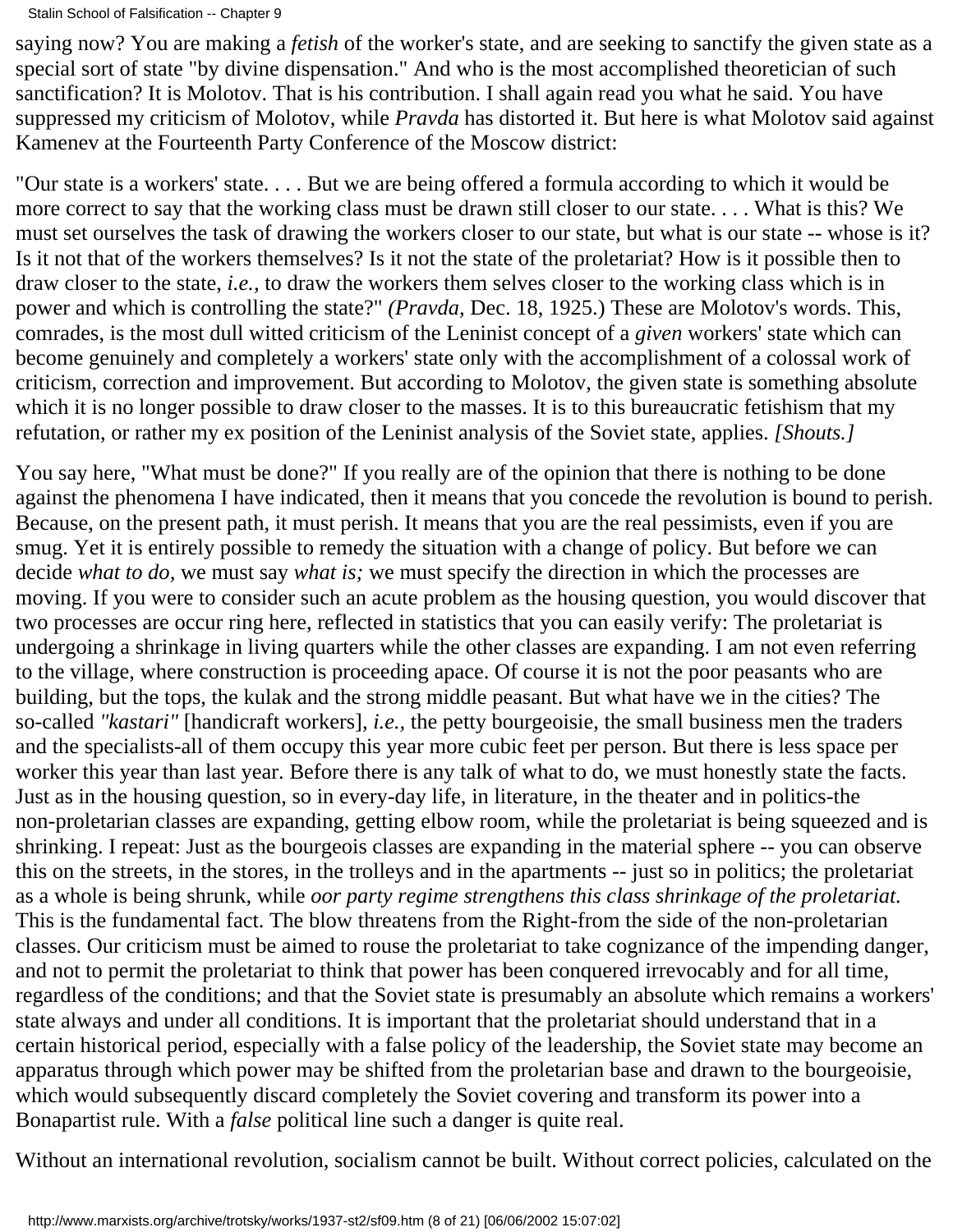saying now? You are making a *fetish* of the worker's state, and are seeking to sanctify the given state as a special sort of state "by divine dispensation." And who is the most accomplished theoretician of such sanctification? It is Molotov. That is his contribution. I shall again read you what he said. You have suppressed my criticism of Molotov, while *Pravda* has distorted it. But here is what Molotov said against Kamenev at the Fourteenth Party Conference of the Moscow district:

"Our state is a workers' state. . . . But we are being offered a formula according to which it would be more correct to say that the working class must be drawn still closer to our state. . . . What is this? We must set ourselves the task of drawing the workers closer to our state, but what is our state -- whose is it? Is it not that of the workers themselves? Is it not the state of the proletariat? How is it possible then to draw closer to the state, *i.e.*, to draw the workers them selves closer to the working class which is in power and which is controlling the state?" *(Pravda*, Dec. 18, 1925.) These are Molotov's words. This, comrades, is the most dull witted criticism of the Leninist concept of a *given* workers' state which can become genuinely and completely a workers' state only with the accomplishment of a colossal work of criticism, correction and improvement. But according to Molotov, the given state is something absolute which it is no longer possible to draw closer to the masses. It is to this bureaucratic fetishism that my refutation, or rather my ex position of the Leninist analysis of the Soviet state, applies. *[Shouts.]*

You say here, "What must be done?" If you really are of the opinion that there is nothing to be done against the phenomena I have indicated, then it means that you concede the revolution is bound to perish. Because, on the present path, it must perish. It means that you are the real pessimists, even if you are smug. Yet it is entirely possible to remedy the situation with a change of policy. But before we can decide *what to do,* we must say *what is;* we must specify the direction in which the processes are moving. If you were to consider such an acute problem as the housing question, you would discover that two processes are occur ring here, reflected in statistics that you can easily verify: The proletariat is undergoing a shrinkage in living quarters while the other classes are expanding. I am not even referring to the village, where construction is proceeding apace. Of course it is not the poor peasants who are building, but the tops, the kulak and the strong middle peasant. But what have we in the cities? The so-called *"kastari"* [handicraft workers], *i.e.,* the petty bourgeoisie, the small business men the traders and the specialists-all of them occupy this year more cubic feet per person. But there is less space per worker this year than last year. Before there is any talk of what to do, we must honestly state the facts. Just as in the housing question, so in every-day life, in literature, in the theater and in politics-the non-proletarian classes are expanding, getting elbow room, while the proletariat is being squeezed and is shrinking. I repeat: Just as the bourgeois classes are expanding in the material sphere -- you can observe this on the streets, in the stores, in the trolleys and in the apartments -- just so in politics; the proletariat as a whole is being shrunk, while *oor party regime strengthens this class shrinkage of the proletariat.* This is the fundamental fact. The blow threatens from the Right-from the side of the non-proletarian classes. Our criticism must be aimed to rouse the proletariat to take cognizance of the impending danger, and not to permit the proletariat to think that power has been conquered irrevocably and for all time, regardless of the conditions; and that the Soviet state is presumably an absolute which remains a workers' state always and under all conditions. It is important that the proletariat should understand that in a certain historical period, especially with a false policy of the leadership, the Soviet state may become an apparatus through which power may be shifted from the proletarian base and drawn to the bourgeoisie, which would subsequently discard completely the Soviet covering and transform its power into a Bonapartist rule. With a *false* political line such a danger is quite real.

Without an international revolution, socialism cannot be built. Without correct policies, calculated on the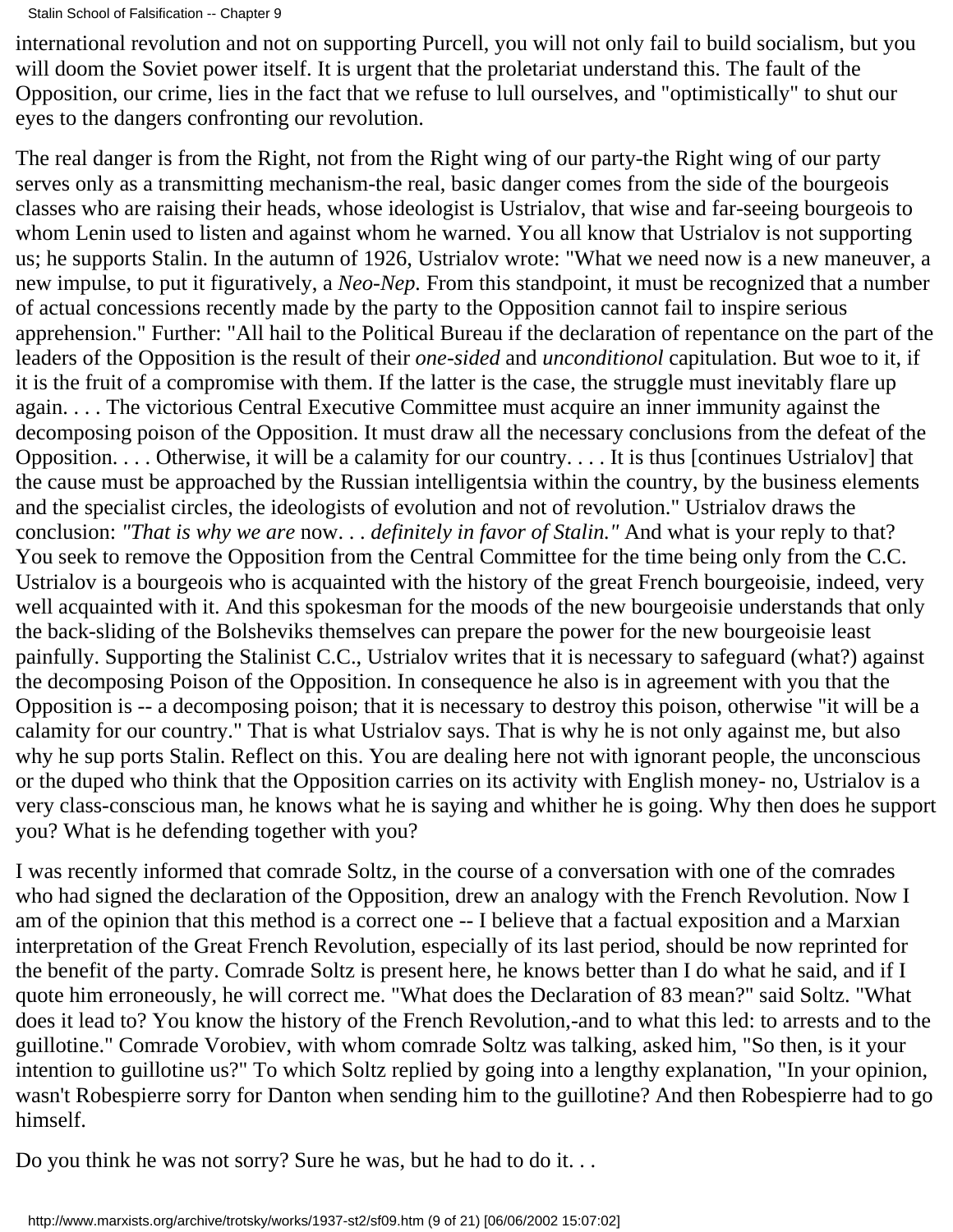international revolution and not on supporting Purcell, you will not only fail to build socialism, but you will doom the Soviet power itself. It is urgent that the proletariat understand this. The fault of the Opposition, our crime, lies in the fact that we refuse to lull ourselves, and "optimistically" to shut our eyes to the dangers confronting our revolution.

The real danger is from the Right, not from the Right wing of our party-the Right wing of our party serves only as a transmitting mechanism-the real, basic danger comes from the side of the bourgeois classes who are raising their heads, whose ideologist is Ustrialov, that wise and far-seeing bourgeois to whom Lenin used to listen and against whom he warned. You all know that Ustrialov is not supporting us; he supports Stalin. In the autumn of 1926, Ustrialov wrote: "What we need now is a new maneuver, a new impulse, to put it figuratively, a *Neo-Nep.* From this standpoint, it must be recognized that a number of actual concessions recently made by the party to the Opposition cannot fail to inspire serious apprehension." Further: "All hail to the Political Bureau if the declaration of repentance on the part of the leaders of the Opposition is the result of their *one-sided* and *unconditionol* capitulation. But woe to it, if it is the fruit of a compromise with them. If the latter is the case, the struggle must inevitably flare up again. . . . The victorious Central Executive Committee must acquire an inner immunity against the decomposing poison of the Opposition. It must draw all the necessary conclusions from the defeat of the Opposition. . . . Otherwise, it will be a calamity for our country. . . . It is thus [continues Ustrialov] that the cause must be approached by the Russian intelligentsia within the country, by the business elements and the specialist circles, the ideologists of evolution and not of revolution." Ustrialov draws the conclusion: *"That is why we are* now. . . *definitely in favor of Stalin."* And what is your reply to that? You seek to remove the Opposition from the Central Committee for the time being only from the C.C. Ustrialov is a bourgeois who is acquainted with the history of the great French bourgeoisie, indeed, very well acquainted with it. And this spokesman for the moods of the new bourgeoisie understands that only the back-sliding of the Bolsheviks themselves can prepare the power for the new bourgeoisie least painfully. Supporting the Stalinist C.C., Ustrialov writes that it is necessary to safeguard (what?) against the decomposing Poison of the Opposition. In consequence he also is in agreement with you that the Opposition is -- a decomposing poison; that it is necessary to destroy this poison, otherwise "it will be a calamity for our country." That is what Ustrialov says. That is why he is not only against me, but also why he sup ports Stalin. Reflect on this. You are dealing here not with ignorant people, the unconscious or the duped who think that the Opposition carries on its activity with English money- no, Ustrialov is a very class-conscious man, he knows what he is saying and whither he is going. Why then does he support you? What is he defending together with you?

I was recently informed that comrade Soltz, in the course of a conversation with one of the comrades who had signed the declaration of the Opposition, drew an analogy with the French Revolution. Now I am of the opinion that this method is a correct one -- I believe that a factual exposition and a Marxian interpretation of the Great French Revolution, especially of its last period, should be now reprinted for the benefit of the party. Comrade Soltz is present here, he knows better than I do what he said, and if I quote him erroneously, he will correct me. "What does the Declaration of 83 mean?" said Soltz. "What does it lead to? You know the history of the French Revolution,-and to what this led: to arrests and to the guillotine." Comrade Vorobiev, with whom comrade Soltz was talking, asked him, "So then, is it your intention to guillotine us?" To which Soltz replied by going into a lengthy explanation, "In your opinion, wasn't Robespierre sorry for Danton when sending him to the guillotine? And then Robespierre had to go himself.

Do you think he was not sorry? Sure he was, but he had to do it. . .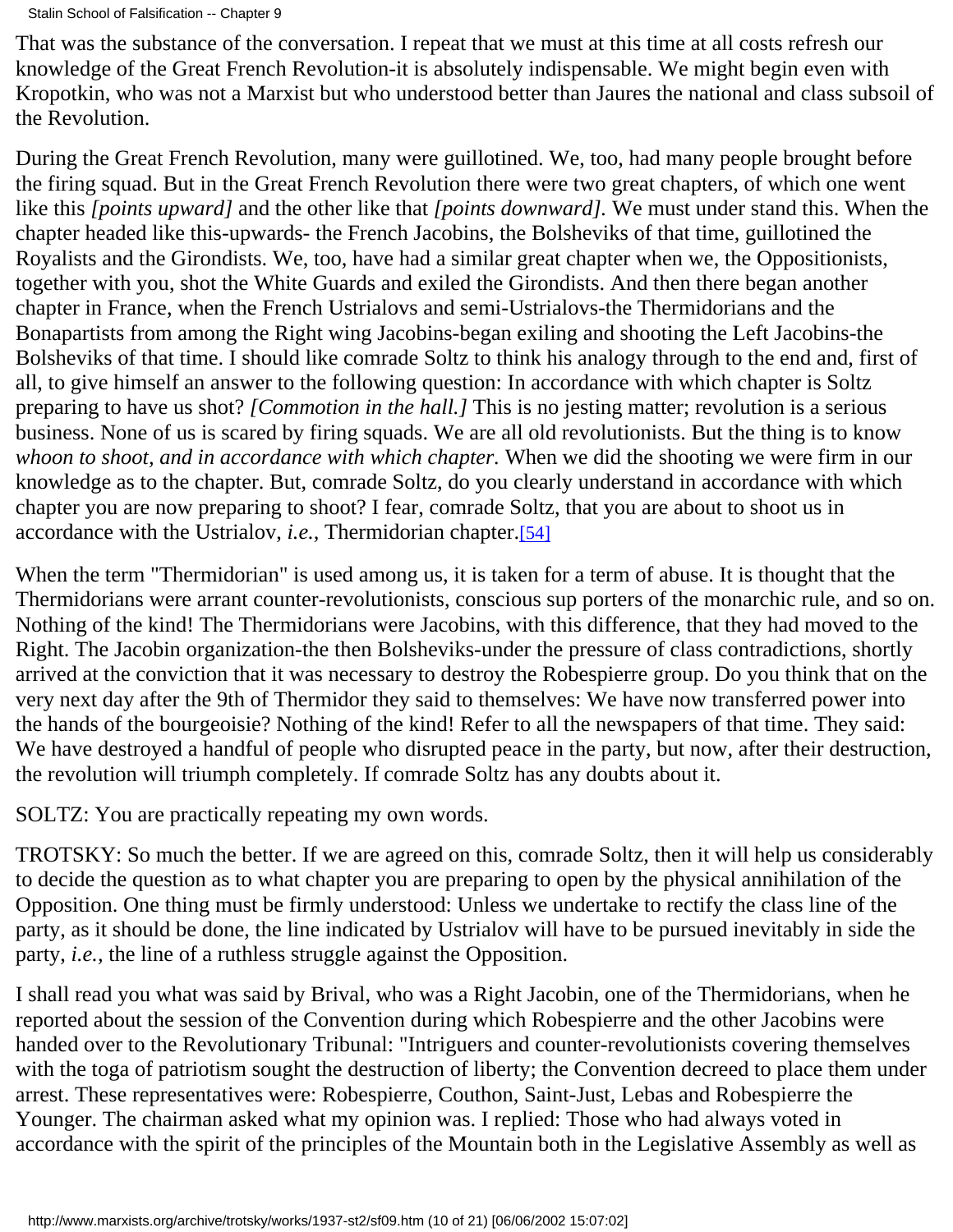That was the substance of the conversation. I repeat that we must at this time at all costs refresh our knowledge of the Great French Revolution-it is absolutely indispensable. We might begin even with Kropotkin, who was not a Marxist but who understood better than Jaures the national and class subsoil of the Revolution.

During the Great French Revolution, many were guillotined. We, too, had many people brought before the firing squad. But in the Great French Revolution there were two great chapters, of which one went like this *[points upward]* and the other like that *[points downward]*. We must under stand this. When the chapter headed like this-upwards- the French Jacobins, the Bolsheviks of that time, guillotined the Royalists and the Girondists. We, too, have had a similar great chapter when we, the Oppositionists, together with you, shot the White Guards and exiled the Girondists. And then there began another chapter in France, when the French Ustrialovs and semi-Ustrialovs-the Thermidorians and the Bonapartists from among the Right wing Jacobins-began exiling and shooting the Left Jacobins-the Bolsheviks of that time. I should like comrade Soltz to think his analogy through to the end and, first of all, to give himself an answer to the following question: In accordance with which chapter is Soltz preparing to have us shot? *[Commotion in the hall.]* This is no jesting matter; revolution is a serious business. None of us is scared by firing squads. We are all old revolutionists. But the thing is to know *whoon to shoot, and in accordance with which chapter.* When we did the shooting we were firm in our knowledge as to the chapter. But, comrade Soltz, do you clearly understand in accordance with which chapter you are now preparing to shoot? I fear, comrade Soltz, that you are about to shoot us in accordance with the Ustrialov, *i.e.,* Thermidorian chapter.[54]

When the term "Thermidorian" is used among us, it is taken for a term of abuse. It is thought that the Thermidorians were arrant counter-revolutionists, conscious sup porters of the monarchic rule, and so on. Nothing of the kind! The Thermidorians were Jacobins, with this difference, that they had moved to the Right. The Jacobin organization-the then Bolsheviks-under the pressure of class contradictions, shortly arrived at the conviction that it was necessary to destroy the Robespierre group. Do you think that on the very next day after the 9th of Thermidor they said to themselves: We have now transferred power into the hands of the bourgeoisie? Nothing of the kind! Refer to all the newspapers of that time. They said: We have destroyed a handful of people who disrupted peace in the party, but now, after their destruction, the revolution will triumph completely. If comrade Soltz has any doubts about it.

SOLTZ: You are practically repeating my own words.

TROTSKY: So much the better. If we are agreed on this, comrade Soltz, then it will help us considerably to decide the question as to what chapter you are preparing to open by the physical annihilation of the Opposition. One thing must be firmly understood: Unless we undertake to rectify the class line of the party, as it should be done, the line indicated by Ustrialov will have to be pursued inevitably in side the party, *i.e.,* the line of a ruthless struggle against the Opposition.

I shall read you what was said by Brival, who was a Right Jacobin, one of the Thermidorians, when he reported about the session of the Convention during which Robespierre and the other Jacobins were handed over to the Revolutionary Tribunal: "Intriguers and counter-revolutionists covering themselves with the toga of patriotism sought the destruction of liberty; the Convention decreed to place them under arrest. These representatives were: Robespierre, Couthon, Saint-Just, Lebas and Robespierre the Younger. The chairman asked what my opinion was. I replied: Those who had always voted in accordance with the spirit of the principles of the Mountain both in the Legislative Assembly as well as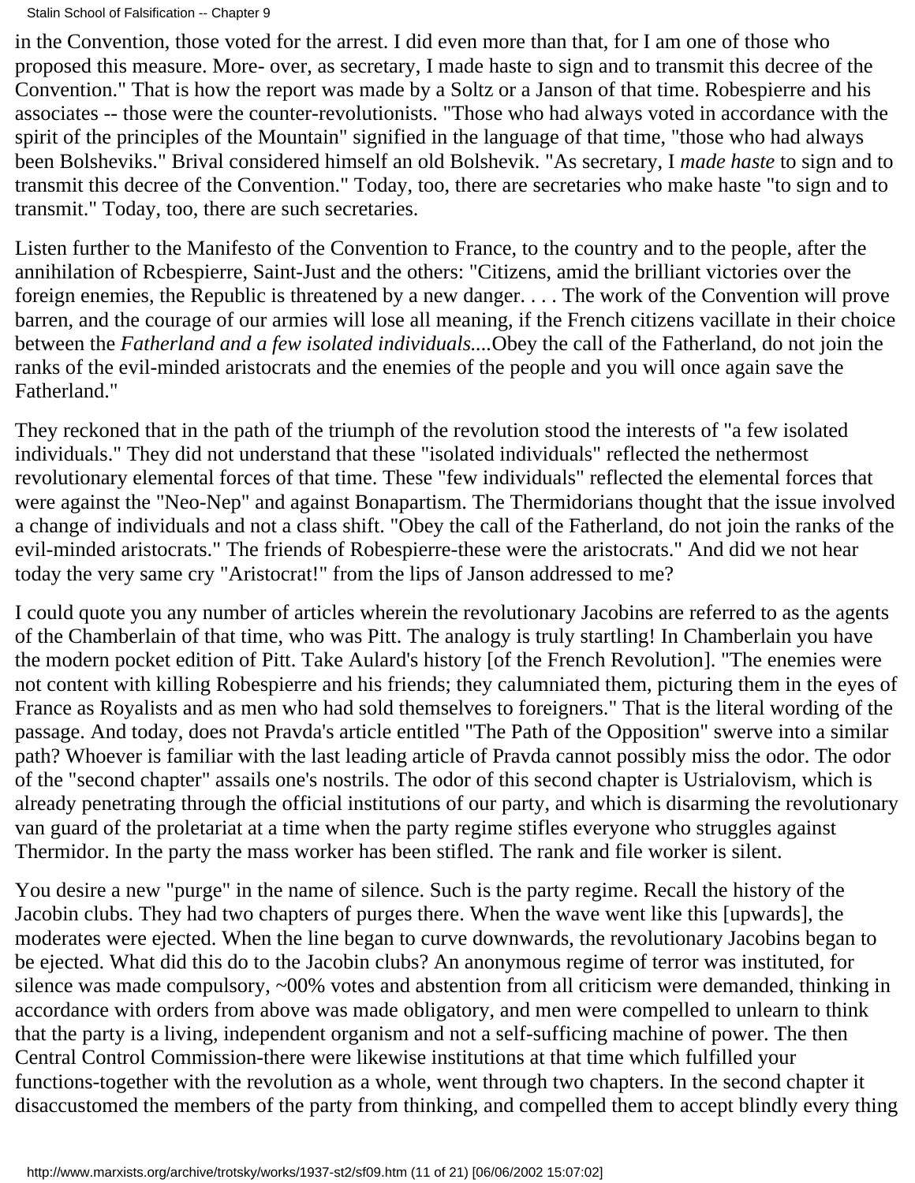in the Convention, those voted for the arrest. I did even more than that, for I am one of those who proposed this measure. More- over, as secretary, I made haste to sign and to transmit this decree of the Convention." That is how the report was made by a Soltz or a Janson of that time. Robespierre and his associates -- those were the counter-revolutionists. "Those who had always voted in accordance with the spirit of the principles of the Mountain" signified in the language of that time, "those who had always been Bolsheviks." Brival considered himself an old Bolshevik. "As secretary, I *made haste* to sign and to transmit this decree of the Convention." Today, too, there are secretaries who make haste "to sign and to transmit." Today, too, there are such secretaries.

Listen further to the Manifesto of the Convention to France, to the country and to the people, after the annihilation of Rcbespierre, Saint-Just and the others: "Citizens, amid the brilliant victories over the foreign enemies, the Republic is threatened by a new danger. . . . The work of the Convention will prove barren, and the courage of our armies will lose all meaning, if the French citizens vacillate in their choice between the *Fatherland and a few isolated individuals....*Obey the call of the Fatherland, do not join the ranks of the evil-minded aristocrats and the enemies of the people and you will once again save the Fatherland."

They reckoned that in the path of the triumph of the revolution stood the interests of "a few isolated individuals." They did not understand that these "isolated individuals" reflected the nethermost revolutionary elemental forces of that time. These "few individuals" reflected the elemental forces that were against the "Neo-Nep" and against Bonapartism. The Thermidorians thought that the issue involved a change of individuals and not a class shift. "Obey the call of the Fatherland, do not join the ranks of the evil-minded aristocrats." The friends of Robespierre-these were the aristocrats." And did we not hear today the very same cry "Aristocrat!" from the lips of Janson addressed to me?

I could quote you any number of articles wherein the revolutionary Jacobins are referred to as the agents of the Chamberlain of that time, who was Pitt. The analogy is truly startling! In Chamberlain you have the modern pocket edition of Pitt. Take Aulard's history [of the French Revolution]. "The enemies were not content with killing Robespierre and his friends; they calumniated them, picturing them in the eyes of France as Royalists and as men who had sold themselves to foreigners." That is the literal wording of the passage. And today, does not Pravda's article entitled "The Path of the Opposition" swerve into a similar path? Whoever is familiar with the last leading article of Pravda cannot possibly miss the odor. The odor of the "second chapter" assails one's nostrils. The odor of this second chapter is Ustrialovism, which is already penetrating through the official institutions of our party, and which is disarming the revolutionary van guard of the proletariat at a time when the party regime stifles everyone who struggles against Thermidor. In the party the mass worker has been stifled. The rank and file worker is silent.

You desire a new "purge" in the name of silence. Such is the party regime. Recall the history of the Jacobin clubs. They had two chapters of purges there. When the wave went like this [upwards], the moderates were ejected. When the line began to curve downwards, the revolutionary Jacobins began to be ejected. What did this do to the Jacobin clubs? An anonymous regime of terror was instituted, for silence was made compulsory, ~00% votes and abstention from all criticism were demanded, thinking in accordance with orders from above was made obligatory, and men were compelled to unlearn to think that the party is a living, independent organism and not a self-sufficing machine of power. The then Central Control Commission-there were likewise institutions at that time which fulfilled your functions-together with the revolution as a whole, went through two chapters. In the second chapter it disaccustomed the members of the party from thinking, and compelled them to accept blindly every thing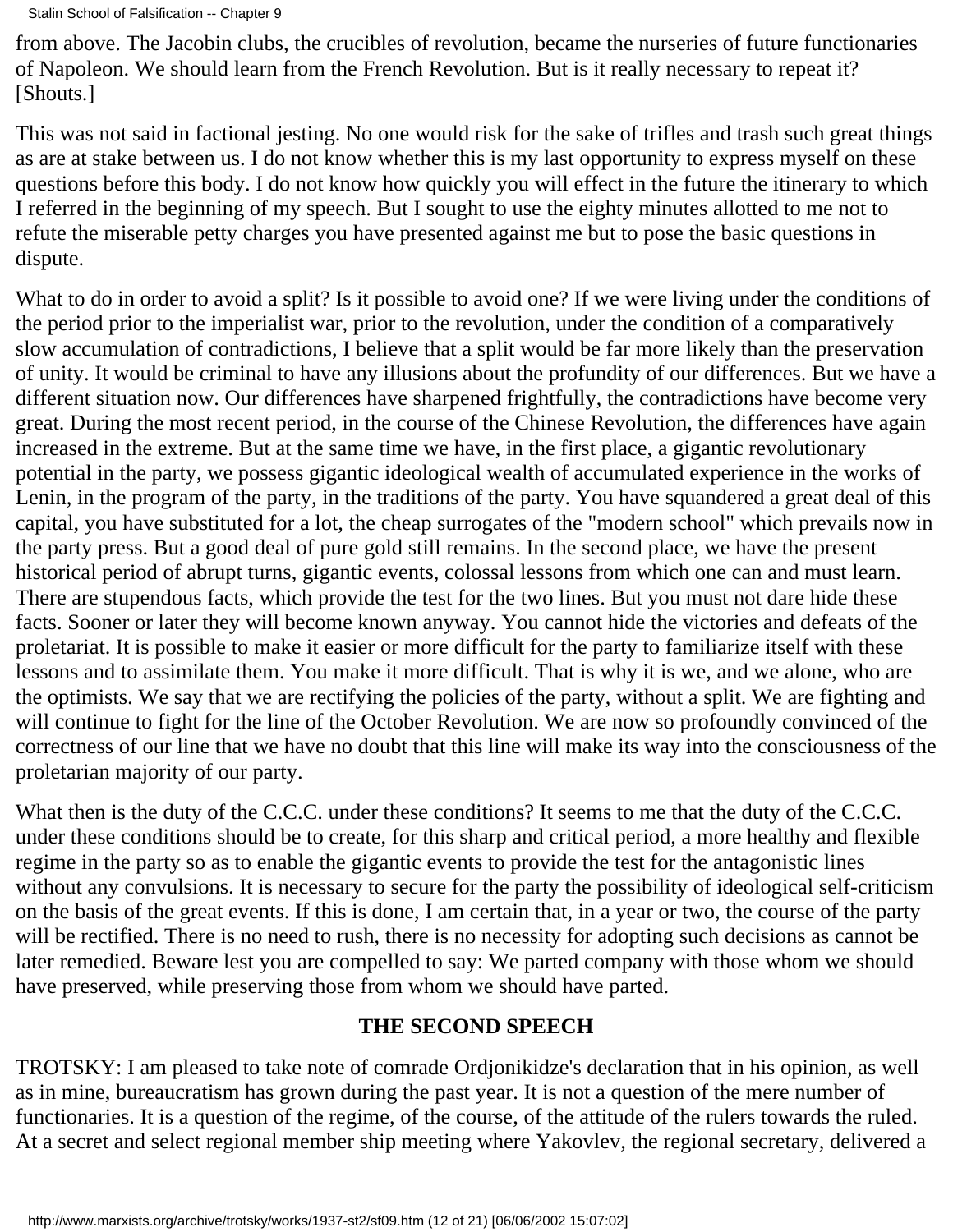from above. The Jacobin clubs, the crucibles of revolution, became the nurseries of future functionaries of Napoleon. We should learn from the French Revolution. But is it really necessary to repeat it? [Shouts.]

This was not said in factional jesting. No one would risk for the sake of trifles and trash such great things as are at stake between us. I do not know whether this is my last opportunity to express myself on these questions before this body. I do not know how quickly you will effect in the future the itinerary to which I referred in the beginning of my speech. But I sought to use the eighty minutes allotted to me not to refute the miserable petty charges you have presented against me but to pose the basic questions in dispute.

What to do in order to avoid a split? Is it possible to avoid one? If we were living under the conditions of the period prior to the imperialist war, prior to the revolution, under the condition of a comparatively slow accumulation of contradictions, I believe that a split would be far more likely than the preservation of unity. It would be criminal to have any illusions about the profundity of our differences. But we have a different situation now. Our differences have sharpened frightfully, the contradictions have become very great. During the most recent period, in the course of the Chinese Revolution, the differences have again increased in the extreme. But at the same time we have, in the first place, a gigantic revolutionary potential in the party, we possess gigantic ideological wealth of accumulated experience in the works of Lenin, in the program of the party, in the traditions of the party. You have squandered a great deal of this capital, you have substituted for a lot, the cheap surrogates of the "modern school" which prevails now in the party press. But a good deal of pure gold still remains. In the second place, we have the present historical period of abrupt turns, gigantic events, colossal lessons from which one can and must learn. There are stupendous facts, which provide the test for the two lines. But you must not dare hide these facts. Sooner or later they will become known anyway. You cannot hide the victories and defeats of the proletariat. It is possible to make it easier or more difficult for the party to familiarize itself with these lessons and to assimilate them. You make it more difficult. That is why it is we, and we alone, who are the optimists. We say that we are rectifying the policies of the party, without a split. We are fighting and will continue to fight for the line of the October Revolution. We are now so profoundly convinced of the correctness of our line that we have no doubt that this line will make its way into the consciousness of the proletarian majority of our party.

What then is the duty of the C.C.C. under these conditions? It seems to me that the duty of the C.C.C. under these conditions should be to create, for this sharp and critical period, a more healthy and flexible regime in the party so as to enable the gigantic events to provide the test for the antagonistic lines without any convulsions. It is necessary to secure for the party the possibility of ideological self-criticism on the basis of the great events. If this is done, I am certain that, in a year or two, the course of the party will be rectified. There is no need to rush, there is no necessity for adopting such decisions as cannot be later remedied. Beware lest you are compelled to say: We parted company with those whom we should have preserved, while preserving those from whom we should have parted.

## THE SECOND SPEECH

TROTSKY: I am pleased to take note of comrade Ordjonikidze's declaration that in his opinion, as well as in mine, bureaucratism has grown during the past year. It is not a question of the mere number of functionaries. It is a question of the regime, of the course, of the attitude of the rulers towards the ruled. At a secret and select regional member ship meeting where Yakovlev, the regional secretary, delivered a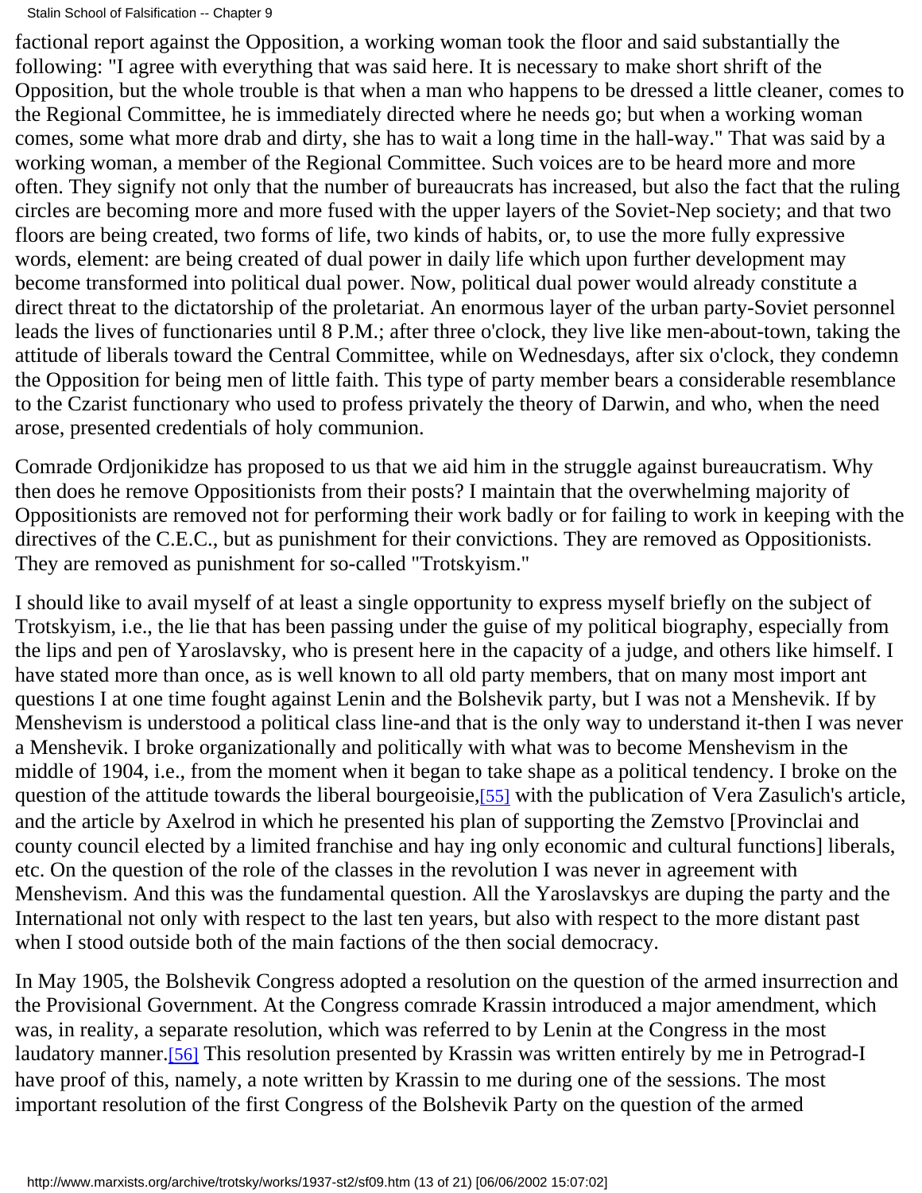factional report against the Opposition, a working woman took the floor and said substantially the following: "I agree with everything that was said here. It is necessary to make short shrift of the Opposition, but the whole trouble is that when a man who happens to be dressed a little cleaner, comes to the Regional Committee, he is immediately directed where he needs go; but when a working woman comes, some what more drab and dirty, she has to wait a long time in the hall-way." That was said by a working woman, a member of the Regional Committee. Such voices are to be heard more and more often. They signify not only that the number of bureaucrats has increased, but also the fact that the ruling circles are becoming more and more fused with the upper layers of the Soviet-Nep society; and that two floors are being created, two forms of life, two kinds of habits, or, to use the more fully expressive words, element: are being created of dual power in daily life which upon further development may become transformed into political dual power. Now, political dual power would already constitute a direct threat to the dictatorship of the proletariat. An enormous layer of the urban party-Soviet personnel leads the lives of functionaries until 8 P.M.; after three o'clock, they live like men-about-town, taking the attitude of liberals toward the Central Committee, while on Wednesdays, after six o'clock, they condemn the Opposition for being men of little faith. This type of party member bears a considerable resemblance to the Czarist functionary who used to profess privately the theory of Darwin, and who, when the need arose, presented credentials of holy communion.

Comrade Ordjonikidze has proposed to us that we aid him in the struggle against bureaucratism. Why then does he remove Oppositionists from their posts? I maintain that the overwhelming majority of Oppositionists are removed not for performing their work badly or for failing to work in keeping with the directives of the C.E.C., but as punishment for their convictions. They are removed as Oppositionists. They are removed as punishment for so-called "Trotskyism."

I should like to avail myself of at least a single opportunity to express myself briefly on the subject of Trotskyism, i.e., the lie that has been passing under the guise of my political biography, especially from the lips and pen of Yaroslavsky, who is present here in the capacity of a judge, and others like himself. I have stated more than once, as is well known to all old party members, that on many most import ant questions I at one time fought against Lenin and the Bolshevik party, but I was not a Menshevik. If by Menshevism is understood a political class line-and that is the only way to understand it-then I was never a Menshevik. I broke organizationally and politically with what was to become Menshevism in the middle of 1904, i.e., from the moment when it began to take shape as a political tendency. I broke on the question of the attitude towards the liberal bourgeoisie,[55] with the publication of Vera Zasulich's article, and the article by Axelrod in which he presented his plan of supporting the Zemstvo [Provinclai and county council elected by a limited franchise and hay ing only economic and cultural functions] liberals, etc. On the question of the role of the classes in the revolution I was never in agreement with Menshevism. And this was the fundamental question. All the Yaroslavskys are duping the party and the International not only with respect to the last ten years, but also with respect to the more distant past when I stood outside both of the main factions of the then social democracy.

In May 1905, the Bolshevik Congress adopted a resolution on the question of the armed insurrection and the Provisional Government. At the Congress comrade Krassin introduced a major amendment, which was, in reality, a separate resolution, which was referred to by Lenin at the Congress in the most laudatory manner.[56] This resolution presented by Krassin was written entirely by me in Petrograd-I have proof of this, namely, a note written by Krassin to me during one of the sessions. The most important resolution of the first Congress of the Bolshevik Party on the question of the armed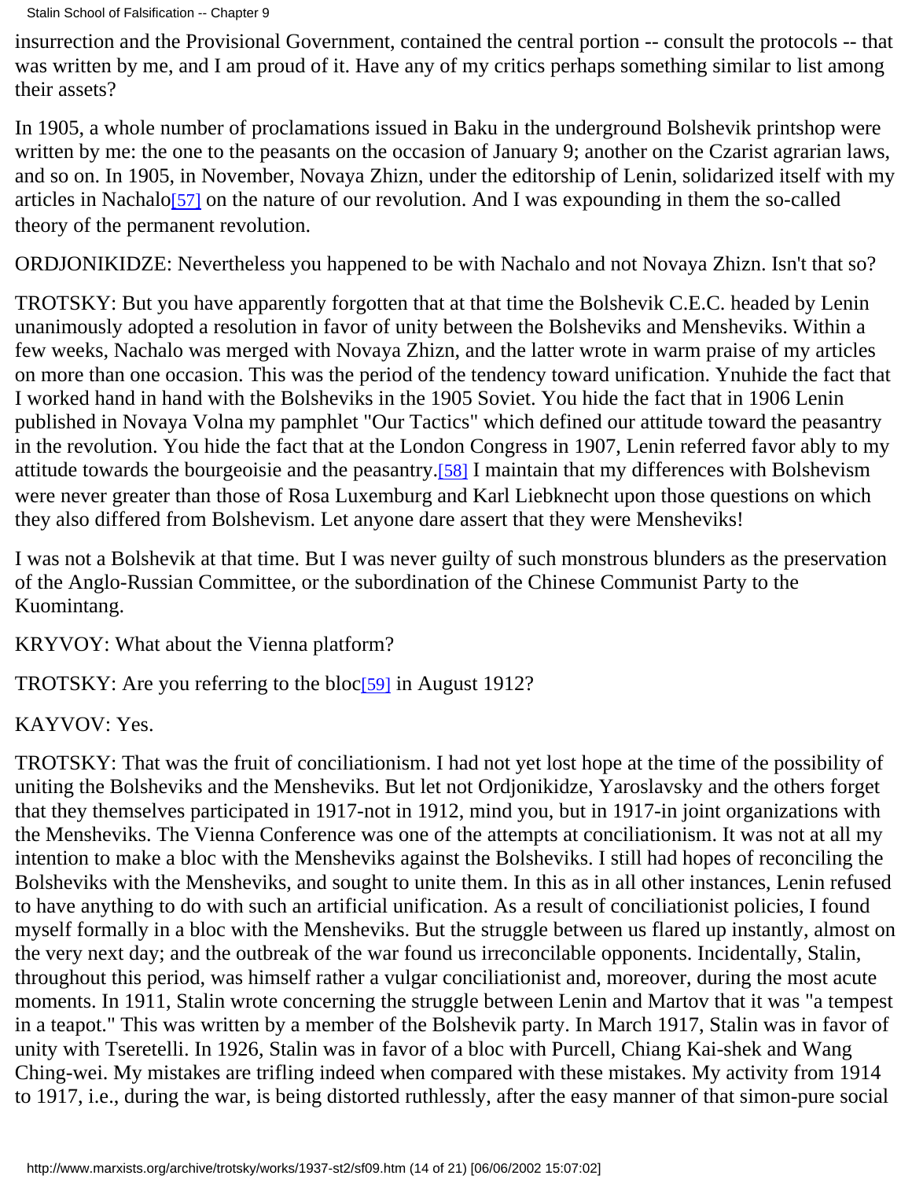insurrection and the Provisional Government, contained the central portion -- consult the protocols -- that was written by me, and I am proud of it. Have any of my critics perhaps something similar to list among their assets?

In 1905, a whole number of proclamations issued in Baku in the underground Bolshevik printshop were written by me: the one to the peasants on the occasion of January 9; another on the Czarist agrarian laws, and so on. In 1905, in November, Novaya Zhizn, under the editorship of Lenin, solidarized itself with my articles in Nachalo[57] on the nature of our revolution. And I was expounding in them the so-called theory of the permanent revolution.

ORDJONIKIDZE: Nevertheless you happened to be with Nachalo and not Novaya Zhizn. Isn't that so?

TROTSKY: But you have apparently forgotten that at that time the Bolshevik C.E.C. headed by Lenin unanimously adopted a resolution in favor of unity between the Bolsheviks and Mensheviks. Within a few weeks, Nachalo was merged with Novaya Zhizn, and the latter wrote in warm praise of my articles on more than one occasion. This was the period of the tendency toward unification. Ynuhide the fact that I worked hand in hand with the Bolsheviks in the 1905 Soviet. You hide the fact that in 1906 Lenin published in Novaya Volna my pamphlet "Our Tactics" which defined our attitude toward the peasantry in the revolution. You hide the fact that at the London Congress in 1907, Lenin referred favor ably to my attitude towards the bourgeoisie and the peasantry.[58] I maintain that my differences with Bolshevism were never greater than those of Rosa Luxemburg and Karl Liebknecht upon those questions on which they also differed from Bolshevism. Let anyone dare assert that they were Mensheviks!

I was not a Bolshevik at that time. But I was never guilty of such monstrous blunders as the preservation of the Anglo-Russian Committee, or the subordination of the Chinese Communist Party to the Kuomintang.

KRYVOY: What about the Vienna platform?

TROTSKY: Are you referring to the bloc[59] in August 1912?

KAYVOV: Yes.

TROTSKY: That was the fruit of conciliationism. I had not yet lost hope at the time of the possibility of uniting the Bolsheviks and the Mensheviks. But let not Ordjonikidze, Yaroslavsky and the others forget that they themselves participated in 1917-not in 1912, mind you, but in 1917-in joint organizations with the Mensheviks. The Vienna Conference was one of the attempts at conciliationism. It was not at all my intention to make a bloc with the Mensheviks against the Bolsheviks. I still had hopes of reconciling the Bolsheviks with the Mensheviks, and sought to unite them. In this as in all other instances, Lenin refused to have anything to do with such an artificial unification. As a result of conciliationist policies, I found myself formally in a bloc with the Mensheviks. But the struggle between us flared up instantly, almost on the very next day; and the outbreak of the war found us irreconcilable opponents. Incidentally, Stalin, throughout this period, was himself rather a vulgar conciliationist and, moreover, during the most acute moments. In 1911, Stalin wrote concerning the struggle between Lenin and Martov that it was "a tempest in a teapot." This was written by a member of the Bolshevik party. In March 1917, Stalin was in favor of unity with Tseretelli. In 1926, Stalin was in favor of a bloc with Purcell, Chiang Kai-shek and Wang Ching-wei. My mistakes are trifling indeed when compared with these mistakes. My activity from 1914 to 1917, i.e., during the war, is being distorted ruthlessly, after the easy manner of that simon-pure social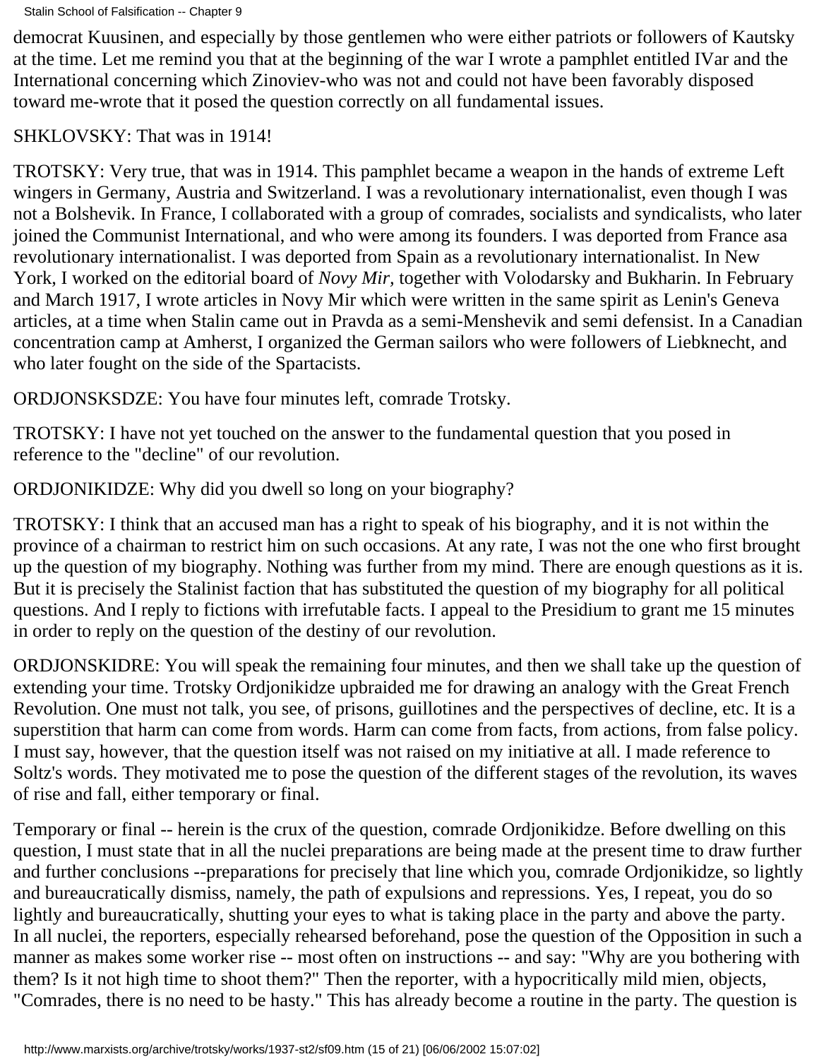democrat Kuusinen, and especially by those gentlemen who were either patriots or followers of Kautsky at the time. Let me remind you that at the beginning of the war I wrote a pamphlet entitled IVar and the International concerning which Zinoviev-who was not and could not have been favorably disposed toward me-wrote that it posed the question correctly on all fundamental issues.

SHKLOVSKY: That was in 1914!

TROTSKY: Very true, that was in 1914. This pamphlet became a weapon in the hands of extreme Left wingers in Germany, Austria and Switzerland. I was a revolutionary internationalist, even though I was not a Bolshevik. In France, I collaborated with a group of comrades, socialists and syndicalists, who later joined the Communist International, and who were among its founders. I was deported from France asa revolutionary internationalist. I was deported from Spain as a revolutionary internationalist. In New York, I worked on the editorial board of *Novy Mir*, together with Volodarsky and Bukharin. In February and March 1917, I wrote articles in Novy Mir which were written in the same spirit as Lenin's Geneva articles, at a time when Stalin came out in Pravda as a semi-Menshevik and semi defensist. In a Canadian concentration camp at Amherst, I organized the German sailors who were followers of Liebknecht, and who later fought on the side of the Spartacists.

ORDJONSKSDZE: You have four minutes left, comrade Trotsky.

TROTSKY: I have not yet touched on the answer to the fundamental question that you posed in reference to the "decline" of our revolution.

ORDJONIKIDZE: Why did you dwell so long on your biography?

TROTSKY: I think that an accused man has a right to speak of his biography, and it is not within the province of a chairman to restrict him on such occasions. At any rate, I was not the one who first brought up the question of my biography. Nothing was further from my mind. There are enough questions as it is. But it is precisely the Stalinist faction that has substituted the question of my biography for all political questions. And I reply to fictions with irrefutable facts. I appeal to the Presidium to grant me 15 minutes in order to reply on the question of the destiny of our revolution.

ORDJONSKIDRE: You will speak the remaining four minutes, and then we shall take up the question of extending your time. Trotsky Ordjonikidze upbraided me for drawing an analogy with the Great French Revolution. One must not talk, you see, of prisons, guillotines and the perspectives of decline, etc. It is a superstition that harm can come from words. Harm can come from facts, from actions, from false policy. I must say, however, that the question itself was not raised on my initiative at all. I made reference to Soltz's words. They motivated me to pose the question of the different stages of the revolution, its waves of rise and fall, either temporary or final.

Temporary or final -- herein is the crux of the question, comrade Ordjonikidze. Before dwelling on this question, I must state that in all the nuclei preparations are being made at the present time to draw further and further conclusions --preparations for precisely that line which you, comrade Ordjonikidze, so lightly and bureaucratically dismiss, namely, the path of expulsions and repressions. Yes, I repeat, you do so lightly and bureaucratically, shutting your eyes to what is taking place in the party and above the party. In all nuclei, the reporters, especially rehearsed beforehand, pose the question of the Opposition in such a manner as makes some worker rise -- most often on instructions -- and say: "Why are you bothering with them? Is it not high time to shoot them?" Then the reporter, with a hypocritically mild mien, objects, "Comrades, there is no need to be hasty." This has already become a routine in the party. The question is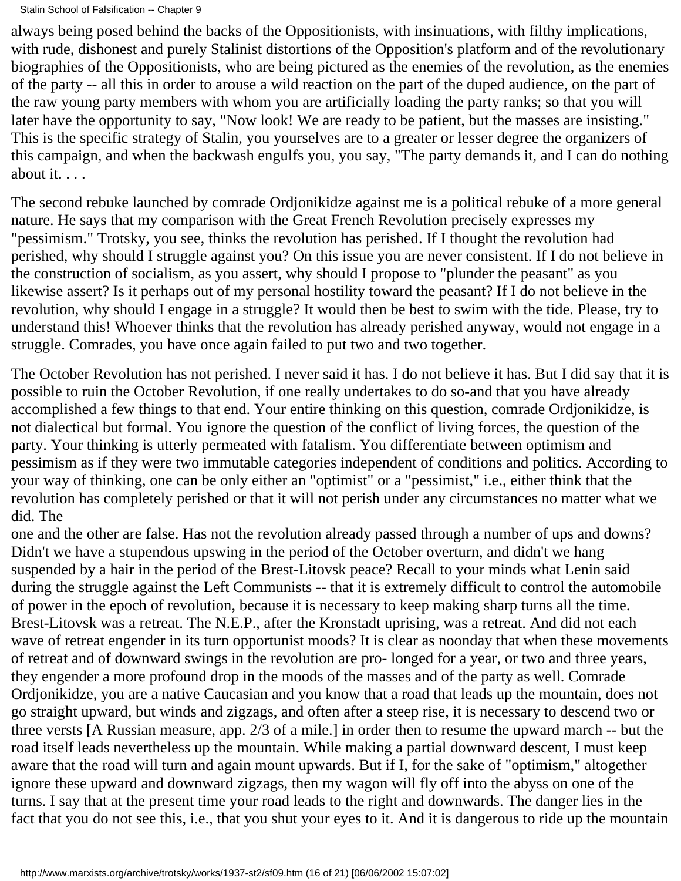always being posed behind the backs of the Oppositionists, with insinuations, with filthy implications, with rude, dishonest and purely Stalinist distortions of the Opposition's platform and of the revolutionary biographies of the Oppositionists, who are being pictured as the enemies of the revolution, as the enemies of the party -- all this in order to arouse a wild reaction on the part of the duped audience, on the part of the raw young party members with whom you are artificially loading the party ranks; so that you will later have the opportunity to say, "Now look! We are ready to be patient, but the masses are insisting." This is the specific strategy of Stalin, you yourselves are to a greater or lesser degree the organizers of this campaign, and when the backwash engulfs you, you say, "The party demands it, and I can do nothing about it. . . .

The second rebuke launched by comrade Ordjonikidze against me is a political rebuke of a more general nature. He says that my comparison with the Great French Revolution precisely expresses my "pessimism." Trotsky, you see, thinks the revolution has perished. If I thought the revolution had perished, why should I struggle against you? On this issue you are never consistent. If I do not believe in the construction of socialism, as you assert, why should I propose to "plunder the peasant" as you likewise assert? Is it perhaps out of my personal hostility toward the peasant? If I do not believe in the revolution, why should I engage in a struggle? It would then be best to swim with the tide. Please, try to understand this! Whoever thinks that the revolution has already perished anyway, would not engage in a struggle. Comrades, you have once again failed to put two and two together.

The October Revolution has not perished. I never said it has. I do not believe it has. But I did say that it is possible to ruin the October Revolution, if one really undertakes to do so-and that you have already accomplished a few things to that end. Your entire thinking on this question, comrade Ordjonikidze, is not dialectical but formal. You ignore the question of the conflict of living forces, the question of the party. Your thinking is utterly permeated with fatalism. You differentiate between optimism and pessimism as if they were two immutable categories independent of conditions and politics. According to your way of thinking, one can be only either an "optimist" or a "pessimist," i.e., either think that the revolution has completely perished or that it will not perish under any circumstances no matter what we did. The one and the other are false. Has not the revolution already passed through a number of ups and downs? Didn't we have a stupendous upswing in the period of the October overturn, and didn't we hang suspended by a hair in the period of the Brest-Litovsk peace? Recall to your minds what Lenin said during the struggle against the Left Communists -- that it is extremely difficult to control the automobile of power in the epoch of revolution, because it is necessary to keep making sharp turns all the time. Brest-Litovsk was a retreat. The N.E.P., after the Kronstadt uprising, was a retreat. And did not each wave of retreat engender in its turn opportunist moods? It is clear as noonday that when these movements of retreat and of downward swings in the revolution are pro- longed for a year, or two and three years, they engender a more profound drop in the moods of the masses and of the party as well. Comrade Ordjonikidze, you are a native Caucasian and you know that a road that leads up the mountain, does not go straight upward, but winds and zigzags, and often after a steep rise, it is necessary to descend two or three versts [A Russian measure, app. 2/3 of a mile.] in order then to resume the upward march -- but the road itself leads nevertheless up the mountain. While making a partial downward descent, I must keep aware that the road will turn and again mount upwards. But if I, for the sake of "optimism," altogether ignore these upward and downward zigzags, then my wagon will fly off into the abyss on one of the turns. I say that at the present time your road leads to the right and downwards. The danger lies in the fact that you do not see this, i.e., that you shut your eyes to it. And it is dangerous to ride up the mountain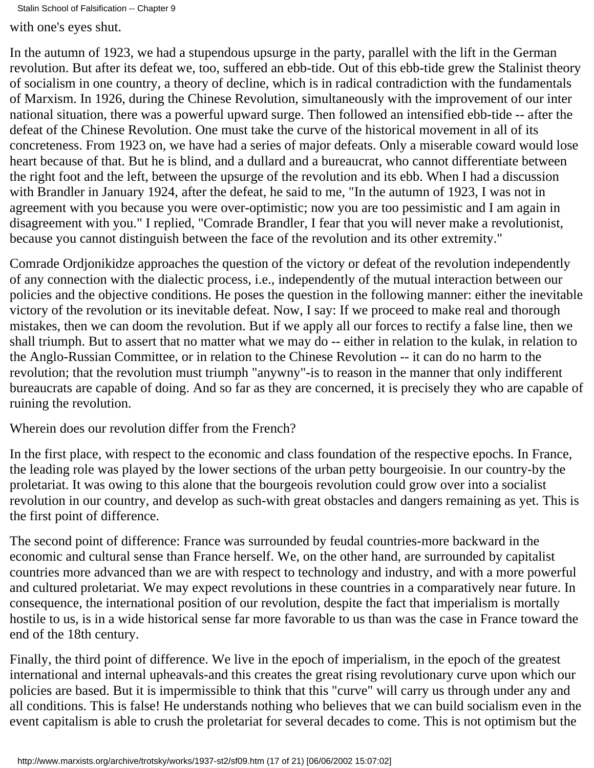with one's eyes shut.

In the autumn of 1923, we had a stupendous upsurge in the party, parallel with the lift in the German revolution. But after its defeat we, too, suffered an ebb-tide. Out of this ebb-tide grew the Stalinist theory of socialism in one country, a theory of decline, which is in radical contradiction with the fundamentals of Marxism. In 1926, during the Chinese Revolution, simultaneously with the improvement of our inter national situation, there was a powerful upward surge. Then followed an intensified ebb-tide -- after the defeat of the Chinese Revolution. One must take the curve of the historical movement in all of its concreteness. From 1923 on, we have had a series of major defeats. Only a miserable coward would lose heart because of that. But he is blind, and a dullard and a bureaucrat, who cannot differentiate between the right foot and the left, between the upsurge of the revolution and its ebb. When I had a discussion with Brandler in January 1924, after the defeat, he said to me, "In the autumn of 1923, I was not in agreement with you because you were over-optimistic; now you are too pessimistic and I am again in disagreement with you." I replied, "Comrade Brandler, I fear that you will never make a revolutionist, because you cannot distinguish between the face of the revolution and its other extremity."

Comrade Ordjonikidze approaches the question of the victory or defeat of the revolution independently of any connection with the dialectic process, i.e., independently of the mutual interaction between our policies and the objective conditions. He poses the question in the following manner: either the inevitable victory of the revolution or its inevitable defeat. Now, I say: If we proceed to make real and thorough mistakes, then we can doom the revolution. But if we apply all our forces to rectify a false line, then we shall triumph. But to assert that no matter what we may do -- either in relation to the kulak, in relation to the Anglo-Russian Committee, or in relation to the Chinese Revolution -- it can do no harm to the revolution; that the revolution must triumph "anywny"-is to reason in the manner that only indifferent bureaucrats are capable of doing. And so far as they are concerned, it is precisely they who are capable of ruining the revolution.

Wherein does our revolution differ from the French?

In the first place, with respect to the economic and class foundation of the respective epochs. In France, the leading role was played by the lower sections of the urban petty bourgeoisie. In our country-by the proletariat. It was owing to this alone that the bourgeois revolution could grow over into a socialist revolution in our country, and develop as such-with great obstacles and dangers remaining as yet. This is the first point of difference.

The second point of difference: France was surrounded by feudal countries-more backward in the economic and cultural sense than France herself. We, on the other hand, are surrounded by capitalist countries more advanced than we are with respect to technology and industry, and with a more powerful and cultured proletariat. We may expect revolutions in these countries in a comparatively near future. In consequence, the international position of our revolution, despite the fact that imperialism is mortally hostile to us, is in a wide historical sense far more favorable to us than was the case in France toward the end of the 18th century.

Finally, the third point of difference. We live in the epoch of imperialism, in the epoch of the greatest international and internal upheavals-and this creates the great rising revolutionary curve upon which our policies are based. But it is impermissible to think that this "curve" will carry us through under any and all conditions. This is false! He understands nothing who believes that we can build socialism even in the event capitalism is able to crush the proletariat for several decades to come. This is not optimism but the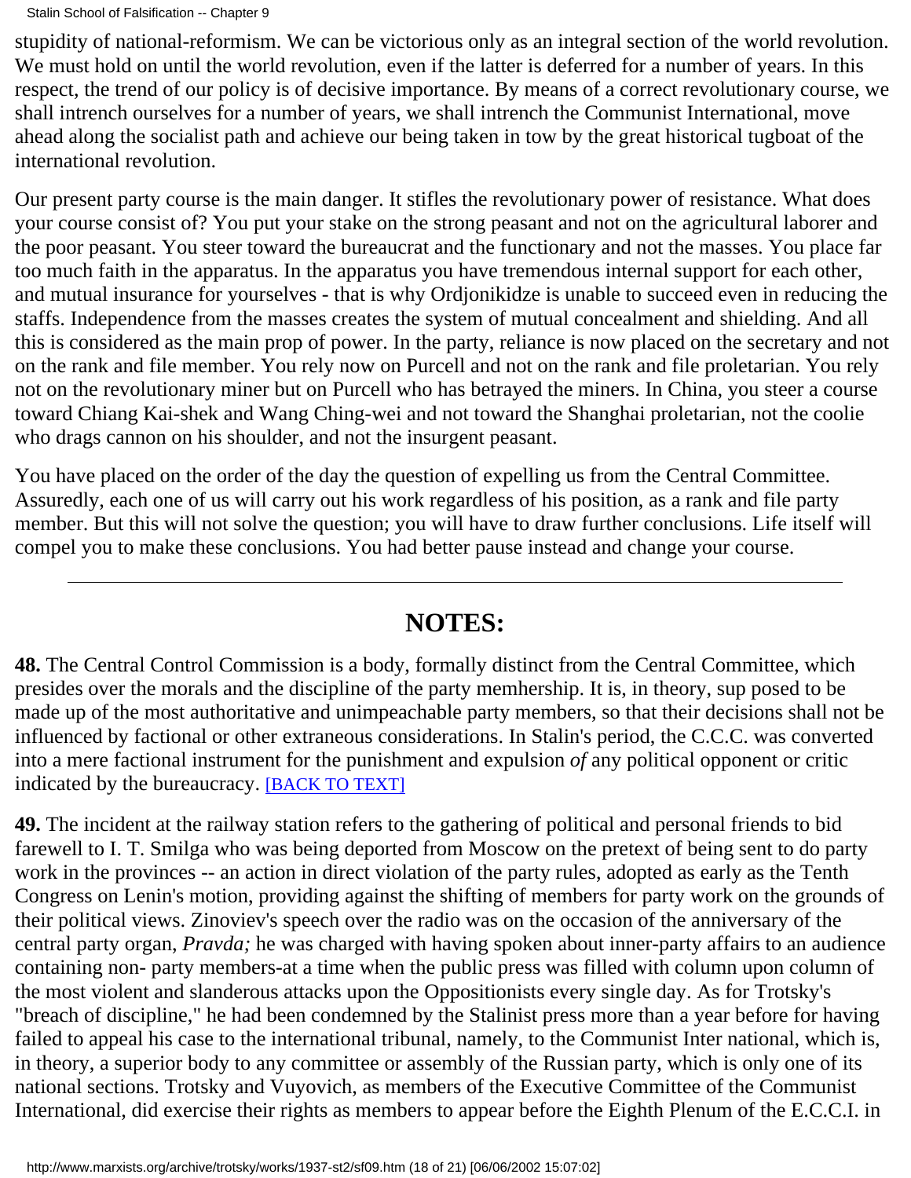stupidity of national-reformism. We can be victorious only as an integral section of the world revolution. We must hold on until the world revolution, even if the latter is deferred for a number of years. In this respect, the trend of our policy is of decisive importance. By means of a correct revolutionary course, we shall intrench ourselves for a number of years, we shall intrench the Communist International, move ahead along the socialist path and achieve our being taken in tow by the great historical tugboat of the international revolution.

Our present party course is the main danger. It stifles the revolutionary power of resistance. What does your course consist of? You put your stake on the strong peasant and not on the agricultural laborer and the poor peasant. You steer toward the bureaucrat and the functionary and not the masses. You place far too much faith in the apparatus. In the apparatus you have tremendous internal support for each other, and mutual insurance for yourselves - that is why Ordjonikidze is unable to succeed even in reducing the staffs. Independence from the masses creates the system of mutual concealment and shielding. And all this is considered as the main prop of power. In the party, reliance is now placed on the secretary and not on the rank and file member. You rely now on Purcell and not on the rank and file proletarian. You rely not on the revolutionary miner but on Purcell who has betrayed the miners. In China, you steer a course toward Chiang Kai-shek and Wang Ching-wei and not toward the Shanghai proletarian, not the coolie who drags cannon on his shoulder, and not the insurgent peasant.

You have placed on the order of the day the question of expelling us from the Central Committee. Assuredly, each one of us will carry out his work regardless of his position, as a rank and file party member. But this will not solve the question; you will have to draw further conclusions. Life itself will compel you to make these conclusions. You had better pause instead and change your course.

---

## NOTES:

**48.** The Central Control Commission is a body, formally distinct from the Central Committee, which presides over the morals and the discipline of the party memhership. It is, in theory, sup posed to be made up of the most authoritative and unimpeachable party members, so that their decisions shall not be influenced by factional or other extraneous considerations. In Stalin's period, the C.C.C. was converted into a mere factional instrument for the punishment and expulsion *of* any political opponent or critic indicated by the bureaucracy. [BACK TO TEXT]

**49.** The incident at the railway station refers to the gathering of political and personal friends to bid farewell to I. T. Smilga who was being deported from Moscow on the pretext of being sent to do party work in the provinces -- an action in direct violation of the party rules, adopted as early as the Tenth Congress on Lenin's motion, providing against the shifting of members for party work on the grounds of their political views. Zinoviev's speech over the radio was on the occasion of the anniversary of the central party organ, *Pravda;* he was charged with having spoken about inner-party affairs to an audience containing non- party members-at a time when the public press was filled with column upon column of the most violent and slanderous attacks upon the Oppositionists every single day. As for Trotsky's "breach of discipline," he had been condemned by the Stalinist press more than a year before for having failed to appeal his case to the international tribunal, namely, to the Communist Inter national, which is, in theory, a superior body to any committee or assembly of the Russian party, which is only one of its national sections. Trotsky and Vuyovich, as members of the Executive Committee of the Communist International, did exercise their rights as members to appear before the Eighth Plenum of the E.C.C.I. in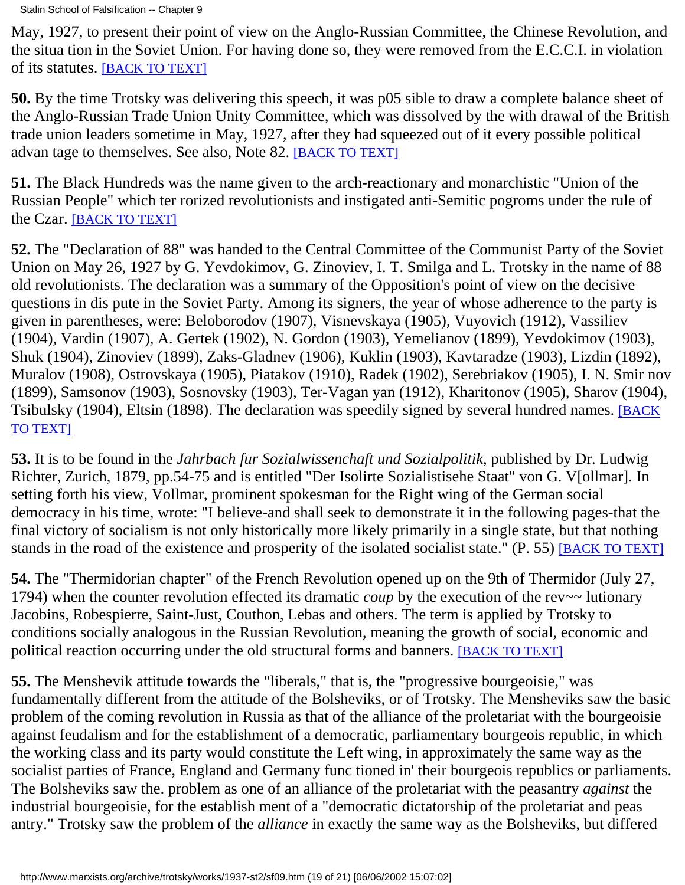May, 1927, to present their point of view on the Anglo-Russian Committee, the Chinese Revolution, and the situa tion in the Soviet Union. For having done so, they were removed from the E.C.C.I. in violation of its statutes. [BACK TO TEXT]

**50.** By the time Trotsky was delivering this speech, it was p05 sible to draw a complete balance sheet of the Anglo-Russian Trade Union Unity Committee, which was dissolved by the with drawal of the British trade union leaders sometime in May, 1927, after they had squeezed out of it every possible political advan tage to themselves. See also, Note 82. [BACK TO TEXT]

**51.** The Black Hundreds was the name given to the arch-reactionary and monarchistic "Union of the Russian People" which ter rorized revolutionists and instigated anti-Semitic pogroms under the rule of the Czar. [BACK TO TEXT]

**52.** The "Declaration of 88" was handed to the Central Committee of the Communist Party of the Soviet Union on May 26, 1927 by G. Yevdokimov, G. Zinoviev, I. T. Smilga and L. Trotsky in the name of 88 old revolutionists. The declaration was a summary of the Opposition's point of view on the decisive questions in dis pute in the Soviet Party. Among its signers, the year of whose adherence to the party is given in parentheses, were: Beloborodov (1907), Visnevskaya (1905), Vuyovich (1912), Vassiliev (1904), Vardin (1907), A. Gertek (1902), N. Gordon (1903), Yemelianov (1899), Yevdokimov (1903), Shuk (1904), Zinoviev (1899), Zaks-Gladnev (1906), Kuklin (1903), Kavtaradze (1903), Lizdin (1892), Muralov (1908), Ostrovskaya (1905), Piatakov (1910), Radek (1902), Serebriakov (1905), I. N. Smir nov (1899), Samsonov (1903), Sosnovsky (1903), Ter-Vagan yan (1912), Kharitonov (1905), Sharov (1904), Tsibulsky (1904), Eltsin (1898). The declaration was speedily signed by several hundred names. [BACK TO TEXT]

**53.** It is to be found in the *Jahrbach fur Sozialwissenchaft und Sozialpolitik,* published by Dr. Ludwig Richter, Zurich, 1879, pp.54-75 and is entitled "Der Isolirte Sozialistisehe Staat" von G. V[ollmar]. In setting forth his view, Vollmar, prominent spokesman for the Right wing of the German social democracy in his time, wrote: "I believe-and shall seek to demonstrate it in the following pages-that the final victory of socialism is not only historically more likely primarily in a single state, but that nothing stands in the road of the existence and prosperity of the isolated socialist state." (P. 55) [BACK TO TEXT]

**54.** The "Thermidorian chapter" of the French Revolution opened up on the 9th of Thermidor (July 27, 1794) when the counter revolution effected its dramatic *coup* by the execution of the rev~~ lutionary Jacobins, Robespierre, Saint-Just, Couthon, Lebas and others. The term is applied by Trotsky to conditions socially analogous in the Russian Revolution, meaning the growth of social, economic and political reaction occurring under the old structural forms and banners. [BACK TO TEXT]

**55.** The Menshevik attitude towards the "liberals," that is, the "progressive bourgeoisie," was fundamentally different from the attitude of the Bolsheviks, or of Trotsky. The Mensheviks saw the basic problem of the coming revolution in Russia as that of the alliance of the proletariat with the bourgeoisie against feudalism and for the establishment of a democratic, parliamentary bourgeois republic, in which the working class and its party would constitute the Left wing, in approximately the same way as the socialist parties of France, England and Germany func tioned in' their bourgeois republics or parliaments. The Bolsheviks saw the. problem as one of an alliance of the proletariat with the peasantry *against* the industrial bourgeoisie, for the establish ment of a "democratic dictatorship of the proletariat and peas antry." Trotsky saw the problem of the *alliance* in exactly the same way as the Bolsheviks, but differed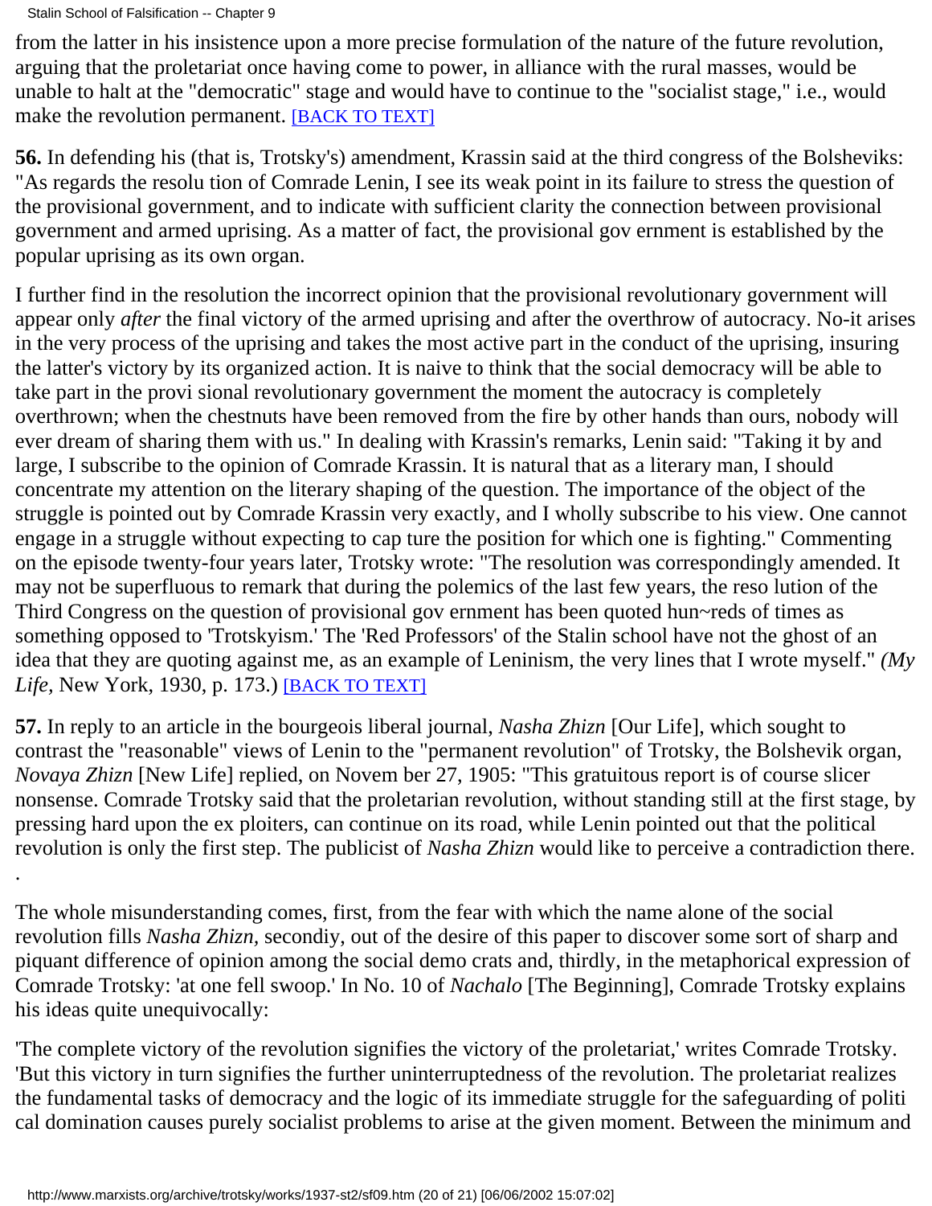from the latter in his insistence upon a more precise formulation of the nature of the future revolution, arguing that the proletariat once having come to power, in alliance with the rural masses, would be unable to halt at the "democratic" stage and would have to continue to the "socialist stage," i.e., would make the revolution permanent. [BACK TO TEXT]

**56.** In defending his (that is, Trotsky's) amendment, Krassin said at the third congress of the Bolsheviks: "As regards the resolu tion of Comrade Lenin, I see its weak point in its failure to stress the question of the provisional government, and to indicate with sufficient clarity the connection between provisional government and armed uprising. As a matter of fact, the provisional gov ernment is established by the popular uprising as its own organ.

I further find in the resolution the incorrect opinion that the provisional revolutionary government will appear only *after* the final victory of the armed uprising and after the overthrow of autocracy. No-it arises in the very process of the uprising and takes the most active part in the conduct of the uprising, insuring the latter's victory by its organized action. It is naive to think that the social democracy will be able to take part in the provi sional revolutionary government the moment the autocracy is completely overthrown; when the chestnuts have been removed from the fire by other hands than ours, nobody will ever dream of sharing them with us." In dealing with Krassin's remarks, Lenin said: "Taking it by and large, I subscribe to the opinion of Comrade Krassin. It is natural that as a literary man, I should concentrate my attention on the literary shaping of the question. The importance of the object of the struggle is pointed out by Comrade Krassin very exactly, and I wholly subscribe to his view. One cannot engage in a struggle without expecting to cap ture the position for which one is fighting." Commenting on the episode twenty-four years later, Trotsky wrote: "The resolution was correspondingly amended. It may not be superfluous to remark that during the polemics of the last few years, the reso lution of the Third Congress on the question of provisional gov ernment has been quoted hun~reds of times as something opposed to 'Trotskyism.' The 'Red Professors' of the Stalin school have not the ghost of an idea that they are quoting against me, as an example of Leninism, the very lines that I wrote myself." *(My Life,* New York, 1930, p. 173.) [BACK TO TEXT]

**57.** In reply to an article in the bourgeois liberal journal, *Nasha Zhizn* [Our Life], which sought to contrast the "reasonable" views of Lenin to the "permanent revolution" of Trotsky, the Bolshevik organ, *Novaya Zhizn* [New Life] replied, on Novem ber 27, 1905: "This gratuitous report is of course slicer nonsense. Comrade Trotsky said that the proletarian revolution, without standing still at the first stage, by pressing hard upon the ex ploiters, can continue on its road, while Lenin pointed out that the political revolution is only the first step. The publicist of *Nasha Zhizn* would like to perceive a contradiction there. .

The whole misunderstanding comes, first, from the fear with which the name alone of the social revolution fills *Nasha Zhizn,* secondiy, out of the desire of this paper to discover some sort of sharp and piquant difference of opinion among the social demo crats and, thirdly, in the metaphorical expression of Comrade Trotsky: 'at one fell swoop.' In No. 10 of *Nachalo* [The Beginning], Comrade Trotsky explains his ideas quite unequivocally:

'The complete victory of the revolution signifies the victory of the proletariat,' writes Comrade Trotsky. 'But this victory in turn signifies the further uninterruptedness of the revolution. The proletariat realizes the fundamental tasks of democracy and the logic of its immediate struggle for the safeguarding of politi cal domination causes purely socialist problems to arise at the given moment. Between the minimum and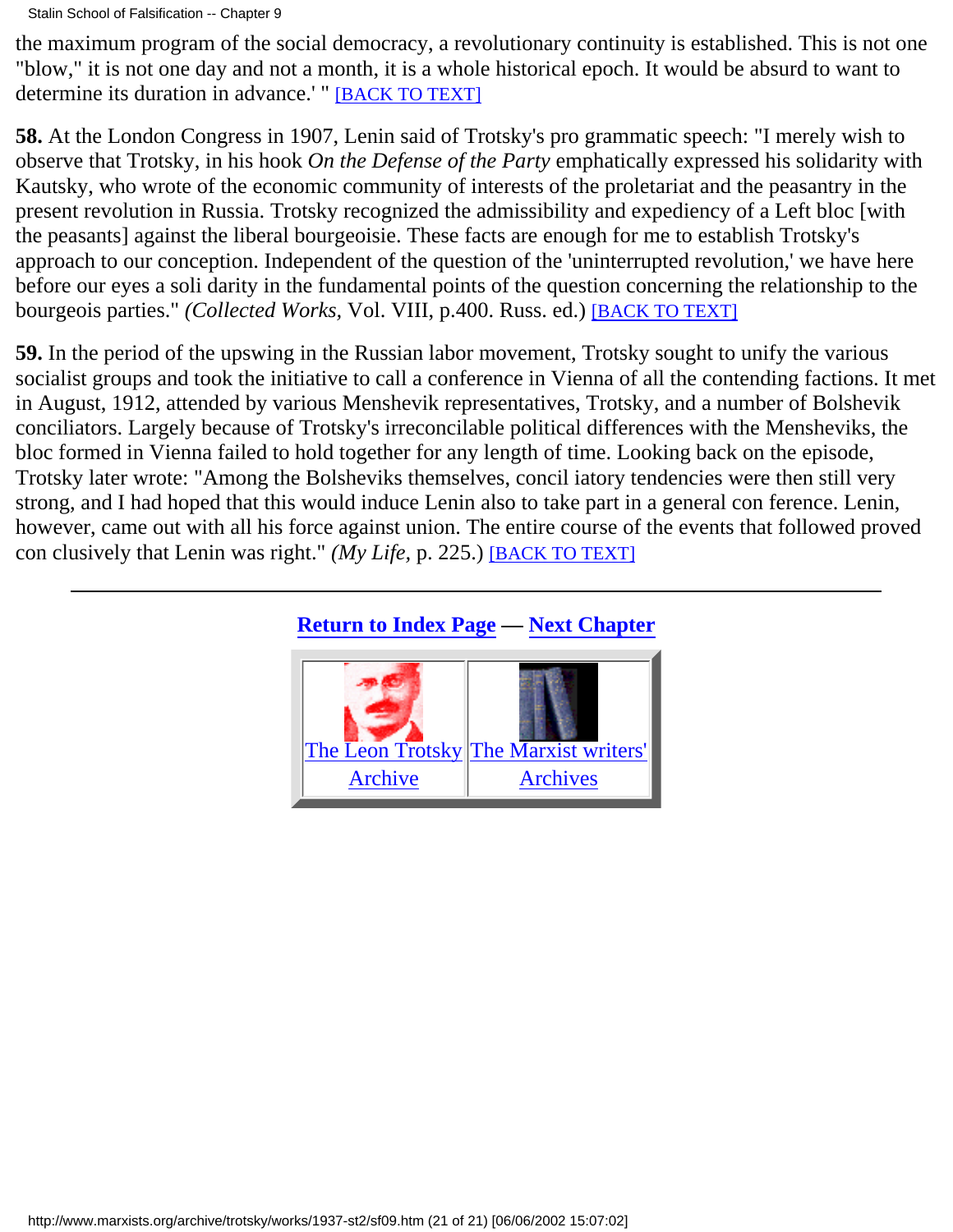the maximum program of the social democracy, a revolutionary continuity is established. This is not one "blow," it is not one day and not a month, it is a whole historical epoch. It would be absurd to want to determine its duration in advance.' " [BACK TO TEXT]

**58.** At the London Congress in 1907, Lenin said of Trotsky's pro grammatic speech: "I merely wish to observe that Trotsky, in his hook *On the Defense of the Party* emphatically expressed his solidarity with Kautsky, who wrote of the economic community of interests of the proletariat and the peasantry in the present revolution in Russia. Trotsky recognized the admissibility and expediency of a Left bloc [with the peasants] against the liberal bourgeoisie. These facts are enough for me to establish Trotsky's approach to our conception. Independent of the question of the 'uninterrupted revolution,' we have here before our eyes a soli darity in the fundamental points of the question concerning the relationship to the bourgeois parties." *(Collected Works,* Vol. VIII, p.400. Russ. ed.) [BACK TO TEXT]

**59.** In the period of the upswing in the Russian labor movement, Trotsky sought to unify the various socialist groups and took the initiative to call a conference in Vienna of all the contending factions. It met in August, 1912, attended by various Menshevik representatives, Trotsky, and a number of Bolshevik conciliators. Largely because of Trotsky's irreconcilable political differences with the Mensheviks, the bloc formed in Vienna failed to hold together for any length of time. Looking back on the episode, Trotsky later wrote: "Among the Bolsheviks themselves, concil iatory tendencies were then still very strong, and I had hoped that this would induce Lenin also to take part in a general con ference. Lenin, however, came out with all his force against union. The entire course of the events that followed proved con clusively that Lenin was right." *(My Life,* p. 225.) [BACK TO TEXT]

---

**Return to Index Page — Next Chapter**

| The Leon Trotsky Archive | The Marxist writers' Archives |
|---|---|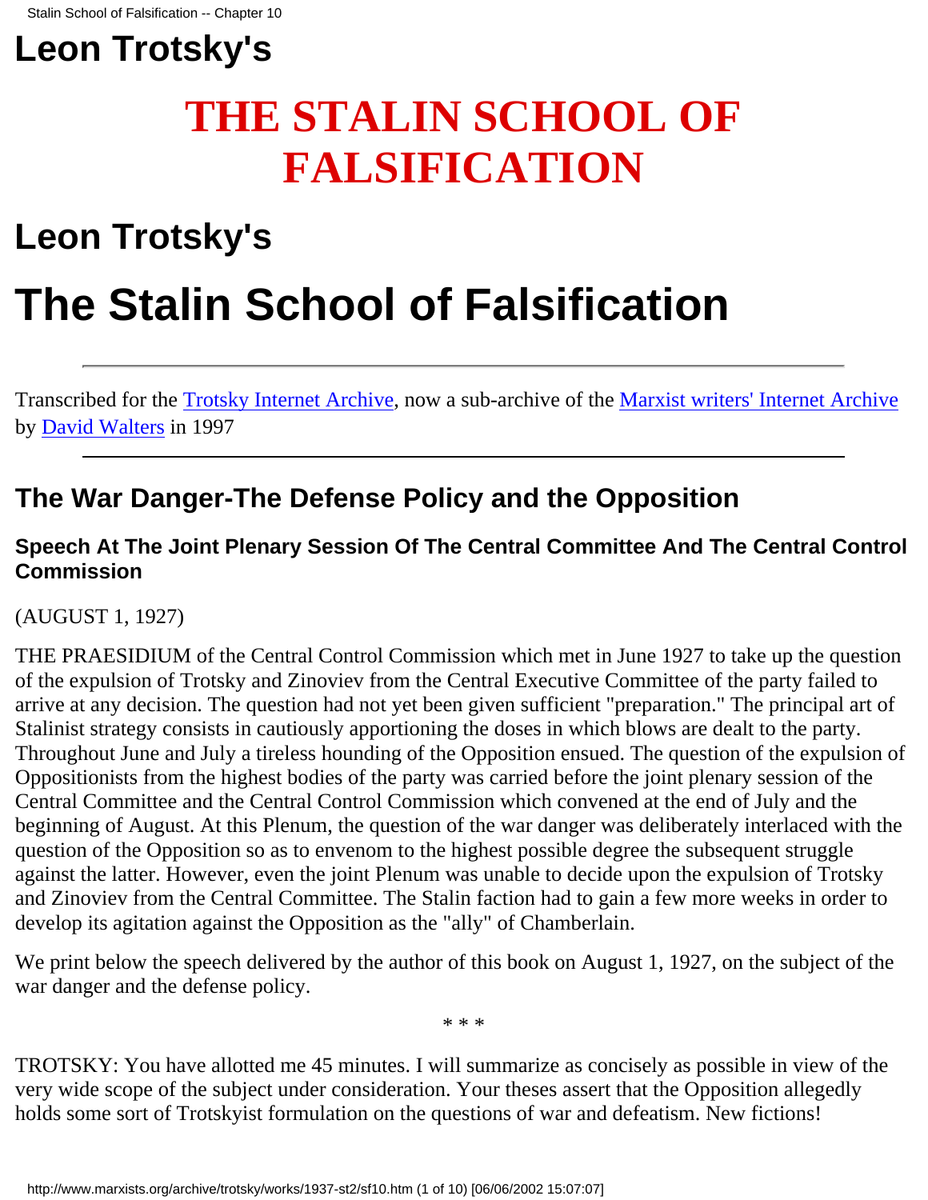# Leon Trotsky's

# THE STALIN SCHOOL OF FALSIFICATION

# Leon Trotsky's

# The Stalin School of Falsification

---

Transcribed for the Trotsky Internet Archive, now a sub-archive of the Marxist writers' Internet Archive by David Walters in 1997

---

## The War Danger-The Defense Policy and the Opposition

### Speech At The Joint Plenary Session Of The Central Committee And The Central Control Commission

(AUGUST 1, 1927)

THE PRAESIDIUM of the Central Control Commission which met in June 1927 to take up the question of the expulsion of Trotsky and Zinoviev from the Central Executive Committee of the party failed to arrive at any decision. The question had not yet been given sufficient "preparation." The principal art of Stalinist strategy consists in cautiously apportioning the doses in which blows are dealt to the party. Throughout June and July a tireless hounding of the Opposition ensued. The question of the expulsion of Oppositionists from the highest bodies of the party was carried before the joint plenary session of the Central Committee and the Central Control Commission which convened at the end of July and the beginning of August. At this Plenum, the question of the war danger was deliberately interlaced with the question of the Opposition so as to envenom to the highest possible degree the subsequent struggle against the latter. However, even the joint Plenum was unable to decide upon the expulsion of Trotsky and Zinoviev from the Central Committee. The Stalin faction had to gain a few more weeks in order to develop its agitation against the Opposition as the "ally" of Chamberlain.

We print below the speech delivered by the author of this book on August 1, 1927, on the subject of the war danger and the defense policy.

\* \* \*

TROTSKY: You have allotted me 45 minutes. I will summarize as concisely as possible in view of the very wide scope of the subject under consideration. Your theses assert that the Opposition allegedly holds some sort of Trotskyist formulation on the questions of war and defeatism. New fictions!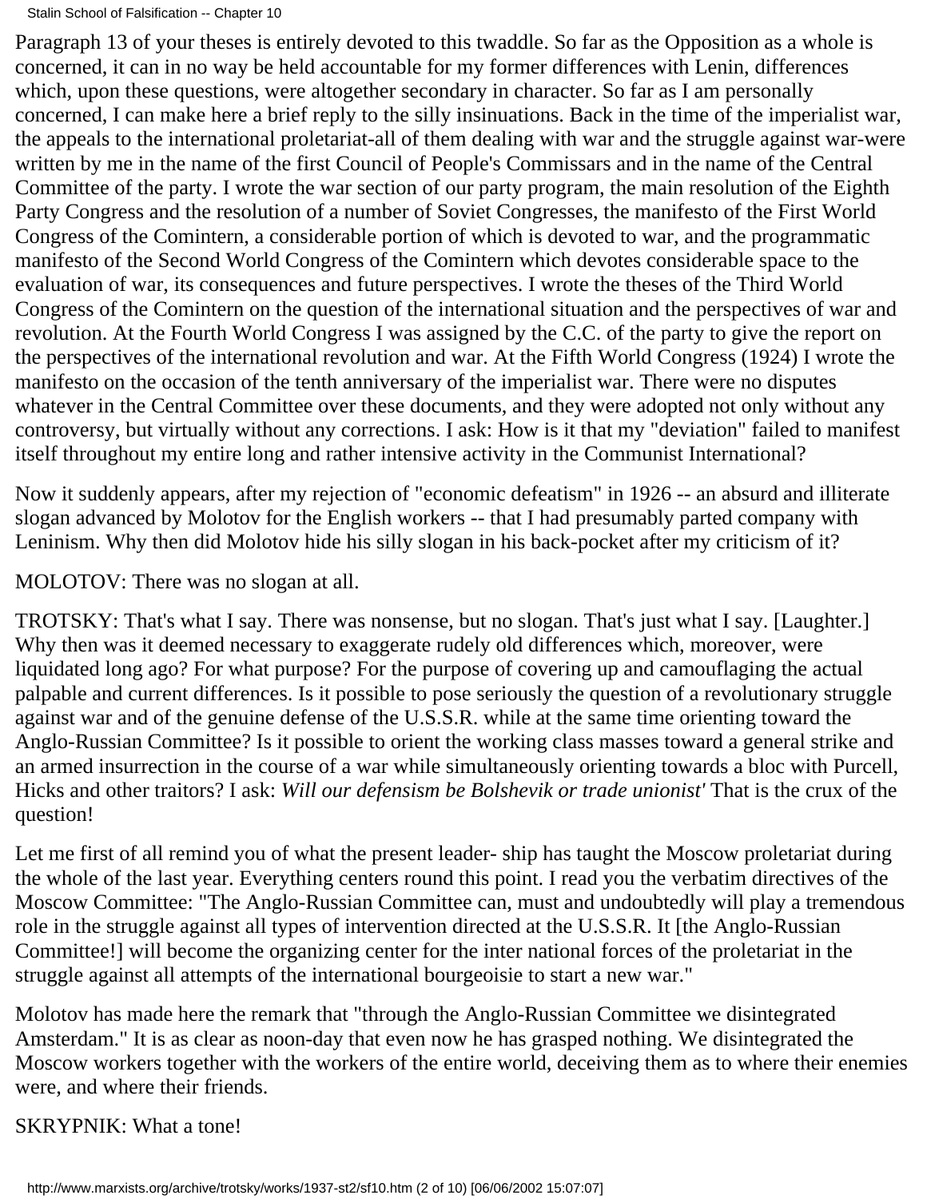Paragraph 13 of your theses is entirely devoted to this twaddle. So far as the Opposition as a whole is concerned, it can in no way be held accountable for my former differences with Lenin, differences which, upon these questions, were altogether secondary in character. So far as I am personally concerned, I can make here a brief reply to the silly insinuations. Back in the time of the imperialist war, the appeals to the international proletariat-all of them dealing with war and the struggle against war-were written by me in the name of the first Council of People's Commissars and in the name of the Central Committee of the party. I wrote the war section of our party program, the main resolution of the Eighth Party Congress and the resolution of a number of Soviet Congresses, the manifesto of the First World Congress of the Comintern, a considerable portion of which is devoted to war, and the programmatic manifesto of the Second World Congress of the Comintern which devotes considerable space to the evaluation of war, its consequences and future perspectives. I wrote the theses of the Third World Congress of the Comintern on the question of the international situation and the perspectives of war and revolution. At the Fourth World Congress I was assigned by the C.C. of the party to give the report on the perspectives of the international revolution and war. At the Fifth World Congress (1924) I wrote the manifesto on the occasion of the tenth anniversary of the imperialist war. There were no disputes whatever in the Central Committee over these documents, and they were adopted not only without any controversy, but virtually without any corrections. I ask: How is it that my "deviation" failed to manifest itself throughout my entire long and rather intensive activity in the Communist International?

Now it suddenly appears, after my rejection of "economic defeatism" in 1926 -- an absurd and illiterate slogan advanced by Molotov for the English workers -- that I had presumably parted company with Leninism. Why then did Molotov hide his silly slogan in his back-pocket after my criticism of it?

MOLOTOV: There was no slogan at all.

TROTSKY: That's what I say. There was nonsense, but no slogan. That's just what I say. [Laughter.] Why then was it deemed necessary to exaggerate rudely old differences which, moreover, were liquidated long ago? For what purpose? For the purpose of covering up and camouflaging the actual palpable and current differences. Is it possible to pose seriously the question of a revolutionary struggle against war and of the genuine defense of the U.S.S.R. while at the same time orienting toward the Anglo-Russian Committee? Is it possible to orient the working class masses toward a general strike and an armed insurrection in the course of a war while simultaneously orienting towards a bloc with Purcell, Hicks and other traitors? I ask: *Will our defensism be Bolshevik or trade unionist'* That is the crux of the question!

Let me first of all remind you of what the present leader- ship has taught the Moscow proletariat during the whole of the last year. Everything centers round this point. I read you the verbatim directives of the Moscow Committee: "The Anglo-Russian Committee can, must and undoubtedly will play a tremendous role in the struggle against all types of intervention directed at the U.S.S.R. It [the Anglo-Russian Committee!] will become the organizing center for the inter national forces of the proletariat in the struggle against all attempts of the international bourgeoisie to start a new war."

Molotov has made here the remark that "through the Anglo-Russian Committee we disintegrated Amsterdam." It is as clear as noon-day that even now he has grasped nothing. We disintegrated the Moscow workers together with the workers of the entire world, deceiving them as to where their enemies were, and where their friends.

SKRYPNIK: What a tone!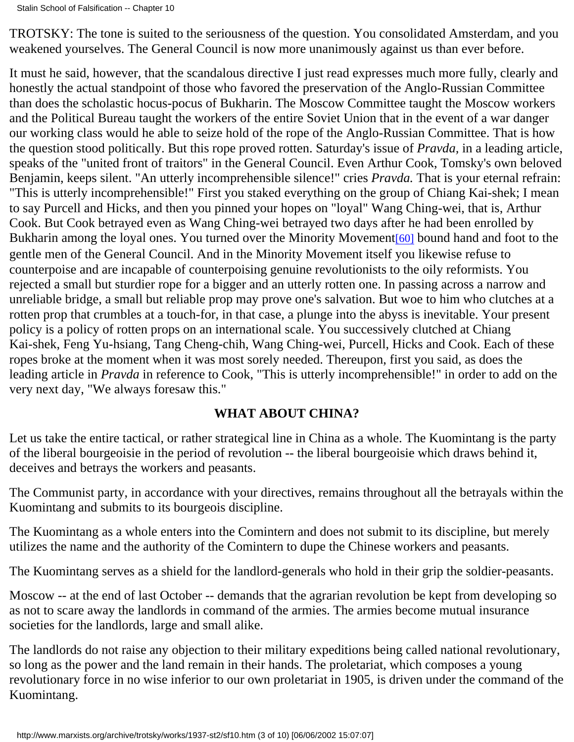TROTSKY: The tone is suited to the seriousness of the question. You consolidated Amsterdam, and you weakened yourselves. The General Council is now more unanimously against us than ever before.

It must he said, however, that the scandalous directive I just read expresses much more fully, clearly and honestly the actual standpoint of those who favored the preservation of the Anglo-Russian Committee than does the scholastic hocus-pocus of Bukharin. The Moscow Committee taught the Moscow workers and the Political Bureau taught the workers of the entire Soviet Union that in the event of a war danger our working class would he able to seize hold of the rope of the Anglo-Russian Committee. That is how the question stood politically. But this rope proved rotten. Saturday's issue of *Pravda*, in a leading article, speaks of the "united front of traitors" in the General Council. Even Arthur Cook, Tomsky's own beloved Benjamin, keeps silent. "An utterly incomprehensible silence!" cries *Pravda.* That is your eternal refrain: "This is utterly incomprehensible!" First you staked everything on the group of Chiang Kai-shek; I mean to say Purcell and Hicks, and then you pinned your hopes on "loyal" Wang Ching-wei, that is, Arthur Cook. But Cook betrayed even as Wang Ching-wei betrayed two days after he had been enrolled by Bukharin among the loyal ones. You turned over the Minority Movement[60] bound hand and foot to the gentle men of the General Council. And in the Minority Movement itself you likewise refuse to counterpoise and are incapable of counterpoising genuine revolutionists to the oily reformists. You rejected a small but sturdier rope for a bigger and an utterly rotten one. In passing across a narrow and unreliable bridge, a small but reliable prop may prove one's salvation. But woe to him who clutches at a rotten prop that crumbles at a touch-for, in that case, a plunge into the abyss is inevitable. Your present policy is a policy of rotten props on an international scale. You successively clutched at Chiang Kai-shek, Feng Yu-hsiang, Tang Cheng-chih, Wang Ching-wei, Purcell, Hicks and Cook. Each of these ropes broke at the moment when it was most sorely needed. Thereupon, first you said, as does the leading article in *Pravda* in reference to Cook, "This is utterly incomprehensible!" in order to add on the very next day, "We always foresaw this."

## WHAT ABOUT CHINA?

Let us take the entire tactical, or rather strategical line in China as a whole. The Kuomintang is the party of the liberal bourgeoisie in the period of revolution -- the liberal bourgeoisie which draws behind it, deceives and betrays the workers and peasants.

The Communist party, in accordance with your directives, remains throughout all the betrayals within the Kuomintang and submits to its bourgeois discipline.

The Kuomintang as a whole enters into the Comintern and does not submit to its discipline, but merely utilizes the name and the authority of the Comintern to dupe the Chinese workers and peasants.

The Kuomintang serves as a shield for the landlord-generals who hold in their grip the soldier-peasants.

Moscow -- at the end of last October -- demands that the agrarian revolution be kept from developing so as not to scare away the landlords in command of the armies. The armies become mutual insurance societies for the landlords, large and small alike.

The landlords do not raise any objection to their military expeditions being called national revolutionary, so long as the power and the land remain in their hands. The proletariat, which composes a young revolutionary force in no wise inferior to our own proletariat in 1905, is driven under the command of the Kuomintang.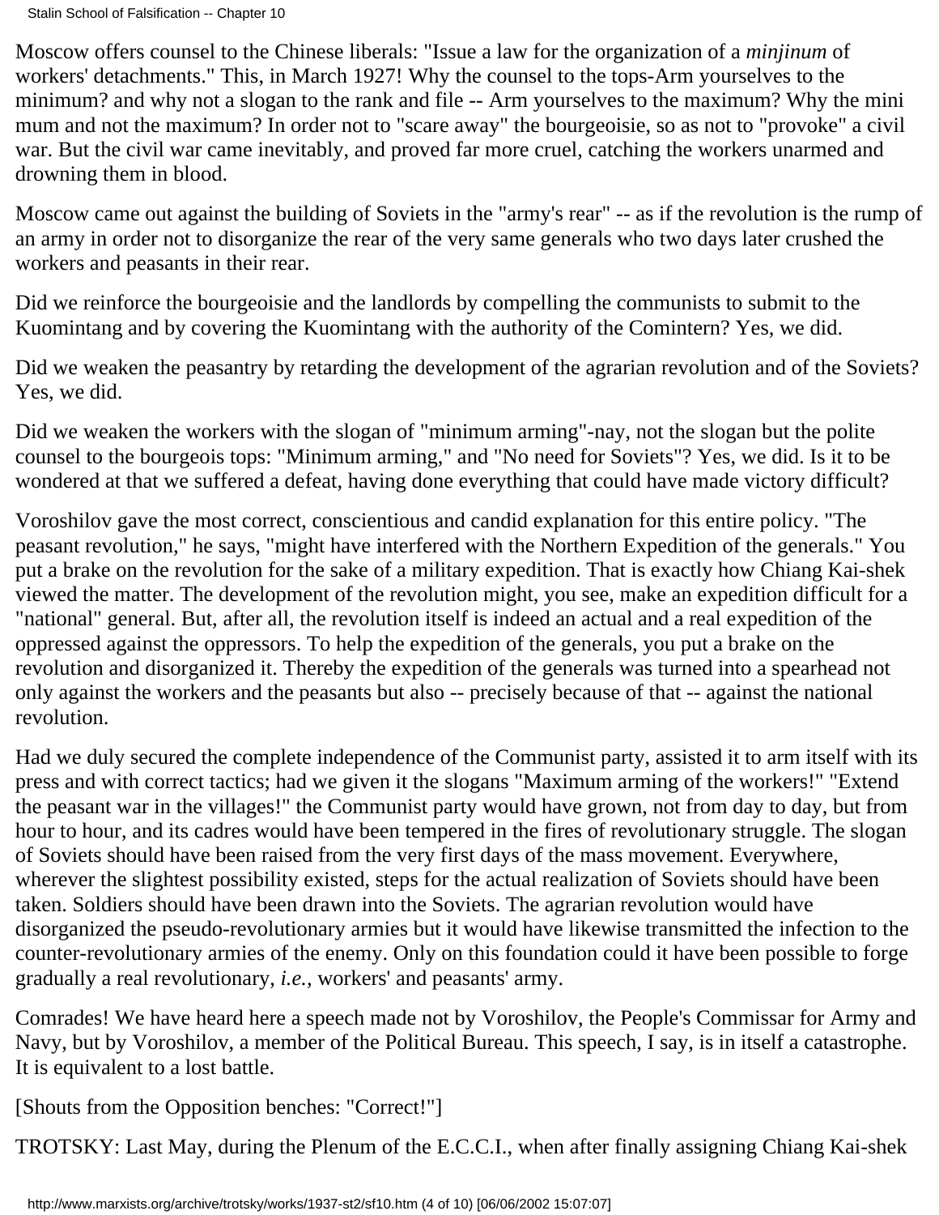Moscow offers counsel to the Chinese liberals: "Issue a law for the organization of a *minjinum* of workers' detachments." This, in March 1927! Why the counsel to the tops-Arm yourselves to the minimum? and why not a slogan to the rank and file -- Arm yourselves to the maximum? Why the mini mum and not the maximum? In order not to "scare away" the bourgeoisie, so as not to "provoke" a civil war. But the civil war came inevitably, and proved far more cruel, catching the workers unarmed and drowning them in blood.

Moscow came out against the building of Soviets in the "army's rear" -- as if the revolution is the rump of an army in order not to disorganize the rear of the very same generals who two days later crushed the workers and peasants in their rear.

Did we reinforce the bourgeoisie and the landlords by compelling the communists to submit to the Kuomintang and by covering the Kuomintang with the authority of the Comintern? Yes, we did.

Did we weaken the peasantry by retarding the development of the agrarian revolution and of the Soviets? Yes, we did.

Did we weaken the workers with the slogan of "minimum arming"-nay, not the slogan but the polite counsel to the bourgeois tops: "Minimum arming," and "No need for Soviets"? Yes, we did. Is it to be wondered at that we suffered a defeat, having done everything that could have made victory difficult?

Voroshilov gave the most correct, conscientious and candid explanation for this entire policy. "The peasant revolution," he says, "might have interfered with the Northern Expedition of the generals." You put a brake on the revolution for the sake of a military expedition. That is exactly how Chiang Kai-shek viewed the matter. The development of the revolution might, you see, make an expedition difficult for a "national" general. But, after all, the revolution itself is indeed an actual and a real expedition of the oppressed against the oppressors. To help the expedition of the generals, you put a brake on the revolution and disorganized it. Thereby the expedition of the generals was turned into a spearhead not only against the workers and the peasants but also -- precisely because of that -- against the national revolution.

Had we duly secured the complete independence of the Communist party, assisted it to arm itself with its press and with correct tactics; had we given it the slogans "Maximum arming of the workers!" "Extend the peasant war in the villages!" the Communist party would have grown, not from day to day, but from hour to hour, and its cadres would have been tempered in the fires of revolutionary struggle. The slogan of Soviets should have been raised from the very first days of the mass movement. Everywhere, wherever the slightest possibility existed, steps for the actual realization of Soviets should have been taken. Soldiers should have been drawn into the Soviets. The agrarian revolution would have disorganized the pseudo-revolutionary armies but it would have likewise transmitted the infection to the counter-revolutionary armies of the enemy. Only on this foundation could it have been possible to forge gradually a real revolutionary, *i.e.*, workers' and peasants' army.

Comrades! We have heard here a speech made not by Voroshilov, the People's Commissar for Army and Navy, but by Voroshilov, a member of the Political Bureau. This speech, I say, is in itself a catastrophe. It is equivalent to a lost battle.

[Shouts from the Opposition benches: "Correct!"]

TROTSKY: Last May, during the Plenum of the E.C.C.I., when after finally assigning Chiang Kai-shek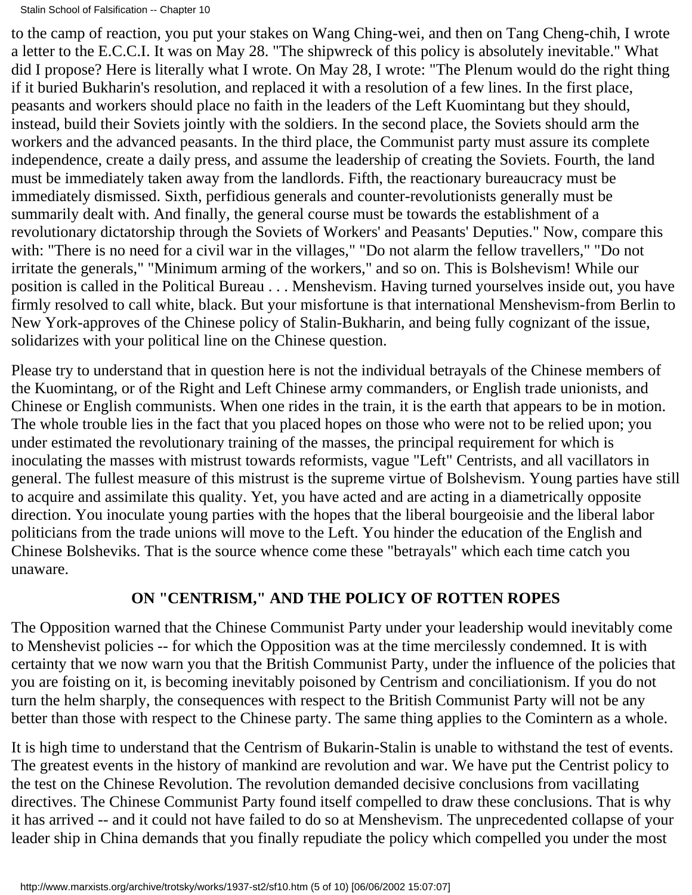to the camp of reaction, you put your stakes on Wang Ching-wei, and then on Tang Cheng-chih, I wrote a letter to the E.C.C.I. It was on May 28. "The shipwreck of this policy is absolutely inevitable." What did I propose? Here is literally what I wrote. On May 28, I wrote: "The Plenum would do the right thing if it buried Bukharin's resolution, and replaced it with a resolution of a few lines. In the first place, peasants and workers should place no faith in the leaders of the Left Kuomintang but they should, instead, build their Soviets jointly with the soldiers. In the second place, the Soviets should arm the workers and the advanced peasants. In the third place, the Communist party must assure its complete independence, create a daily press, and assume the leadership of creating the Soviets. Fourth, the land must be immediately taken away from the landlords. Fifth, the reactionary bureaucracy must be immediately dismissed. Sixth, perfidious generals and counter-revolutionists generally must be summarily dealt with. And finally, the general course must be towards the establishment of a revolutionary dictatorship through the Soviets of Workers' and Peasants' Deputies." Now, compare this with: "There is no need for a civil war in the villages," "Do not alarm the fellow travellers," "Do not irritate the generals," "Minimum arming of the workers," and so on. This is Bolshevism! While our position is called in the Political Bureau . . . Menshevism. Having turned yourselves inside out, you have firmly resolved to call white, black. But your misfortune is that international Menshevism-from Berlin to New York-approves of the Chinese policy of Stalin-Bukharin, and being fully cognizant of the issue, solidarizes with your political line on the Chinese question.

Please try to understand that in question here is not the individual betrayals of the Chinese members of the Kuomintang, or of the Right and Left Chinese army commanders, or English trade unionists, and Chinese or English communists. When one rides in the train, it is the earth that appears to be in motion. The whole trouble lies in the fact that you placed hopes on those who were not to be relied upon; you under estimated the revolutionary training of the masses, the principal requirement for which is inoculating the masses with mistrust towards reformists, vague "Left" Centrists, and all vacillators in general. The fullest measure of this mistrust is the supreme virtue of Bolshevism. Young parties have still to acquire and assimilate this quality. Yet, you have acted and are acting in a diametrically opposite direction. You inoculate young parties with the hopes that the liberal bourgeoisie and the liberal labor politicians from the trade unions will move to the Left. You hinder the education of the English and Chinese Bolsheviks. That is the source whence come these "betrayals" which each time catch you unaware.

## ON "CENTRISM," AND THE POLICY OF ROTTEN ROPES

The Opposition warned that the Chinese Communist Party under your leadership would inevitably come to Menshevist policies -- for which the Opposition was at the time mercilessly condemned. It is with certainty that we now warn you that the British Communist Party, under the influence of the policies that you are foisting on it, is becoming inevitably poisoned by Centrism and conciliationism. If you do not turn the helm sharply, the consequences with respect to the British Communist Party will not be any better than those with respect to the Chinese party. The same thing applies to the Comintern as a whole.

It is high time to understand that the Centrism of Bukarin-Stalin is unable to withstand the test of events. The greatest events in the history of mankind are revolution and war. We have put the Centrist policy to the test on the Chinese Revolution. The revolution demanded decisive conclusions from vacillating directives. The Chinese Communist Party found itself compelled to draw these conclusions. That is why it has arrived -- and it could not have failed to do so at Menshevism. The unprecedented collapse of your leader ship in China demands that you finally repudiate the policy which compelled you under the most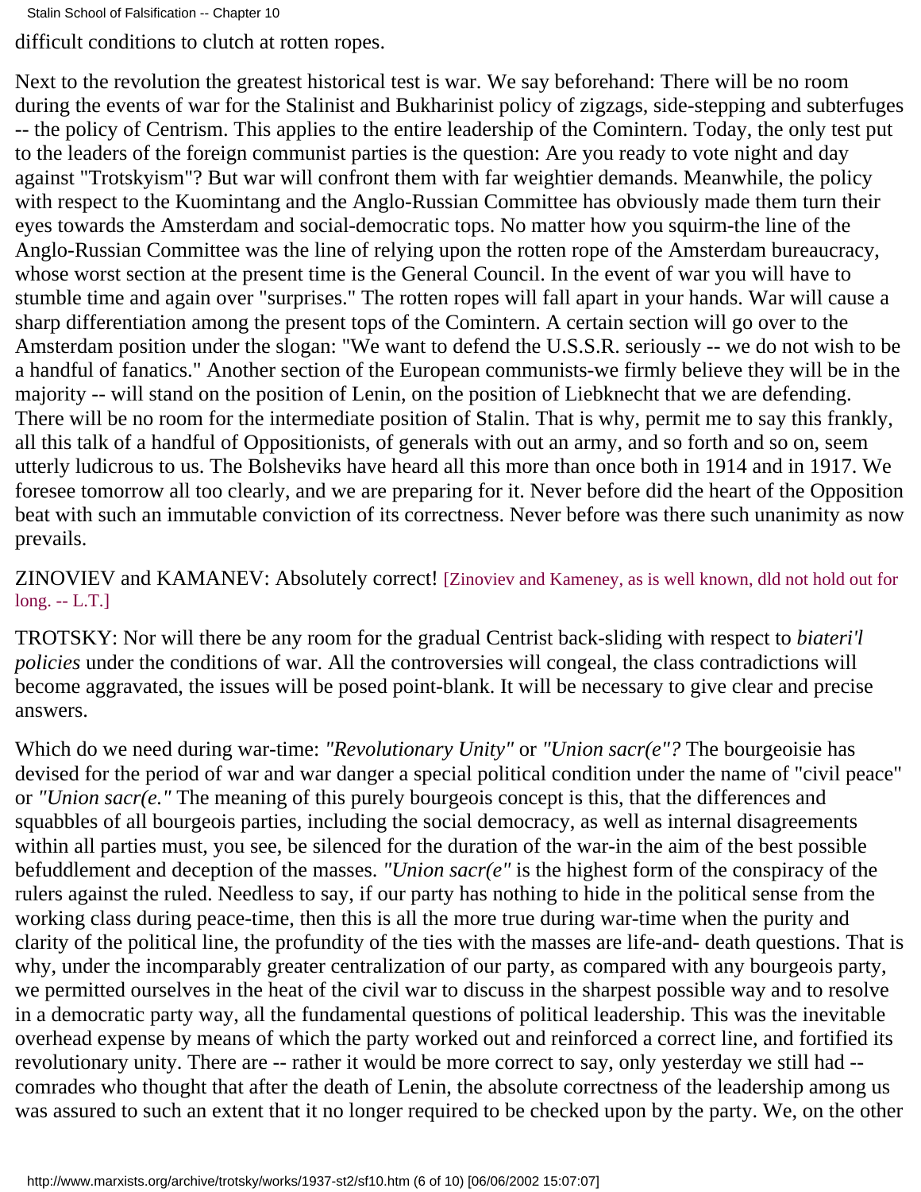difficult conditions to clutch at rotten ropes.

Next to the revolution the greatest historical test is war. We say beforehand: There will be no room during the events of war for the Stalinist and Bukharinist policy of zigzags, side-stepping and subterfuges -- the policy of Centrism. This applies to the entire leadership of the Comintern. Today, the only test put to the leaders of the foreign communist parties is the question: Are you ready to vote night and day against "Trotskyism"? But war will confront them with far weightier demands. Meanwhile, the policy with respect to the Kuomintang and the Anglo-Russian Committee has obviously made them turn their eyes towards the Amsterdam and social-democratic tops. No matter how you squirm-the line of the Anglo-Russian Committee was the line of relying upon the rotten rope of the Amsterdam bureaucracy, whose worst section at the present time is the General Council. In the event of war you will have to stumble time and again over "surprises." The rotten ropes will fall apart in your hands. War will cause a sharp differentiation among the present tops of the Comintern. A certain section will go over to the Amsterdam position under the slogan: "We want to defend the U.S.S.R. seriously -- we do not wish to be a handful of fanatics." Another section of the European communists-we firmly believe they will be in the majority -- will stand on the position of Lenin, on the position of Liebknecht that we are defending. There will be no room for the intermediate position of Stalin. That is why, permit me to say this frankly, all this talk of a handful of Oppositionists, of generals with out an army, and so forth and so on, seem utterly ludicrous to us. The Bolsheviks have heard all this more than once both in 1914 and in 1917. We foresee tomorrow all too clearly, and we are preparing for it. Never before did the heart of the Opposition beat with such an immutable conviction of its correctness. Never before was there such unanimity as now prevails.

ZINOVIEV and KAMANEV: Absolutely correct! [Zinoviev and Kameney, as is well known, dld not hold out for long. -- L.T.]

TROTSKY: Nor will there be any room for the gradual Centrist back-sliding with respect to *biateri'l policies* under the conditions of war. All the controversies will congeal, the class contradictions will become aggravated, the issues will be posed point-blank. It will be necessary to give clear and precise answers.

Which do we need during war-time: *"Revolutionary Unity"* or *"Union sacr(e"?* The bourgeoisie has devised for the period of war and war danger a special political condition under the name of "civil peace" or *"Union sacr(e."* The meaning of this purely bourgeois concept is this, that the differences and squabbles of all bourgeois parties, including the social democracy, as well as internal disagreements within all parties must, you see, be silenced for the duration of the war-in the aim of the best possible befuddlement and deception of the masses. *"Union sacr(e"* is the highest form of the conspiracy of the rulers against the ruled. Needless to say, if our party has nothing to hide in the political sense from the working class during peace-time, then this is all the more true during war-time when the purity and clarity of the political line, the profundity of the ties with the masses are life-and- death questions. That is why, under the incomparably greater centralization of our party, as compared with any bourgeois party, we permitted ourselves in the heat of the civil war to discuss in the sharpest possible way and to resolve in a democratic party way, all the fundamental questions of political leadership. This was the inevitable overhead expense by means of which the party worked out and reinforced a correct line, and fortified its revolutionary unity. There are -- rather it would be more correct to say, only yesterday we still had -- comrades who thought that after the death of Lenin, the absolute correctness of the leadership among us was assured to such an extent that it no longer required to be checked upon by the party. We, on the other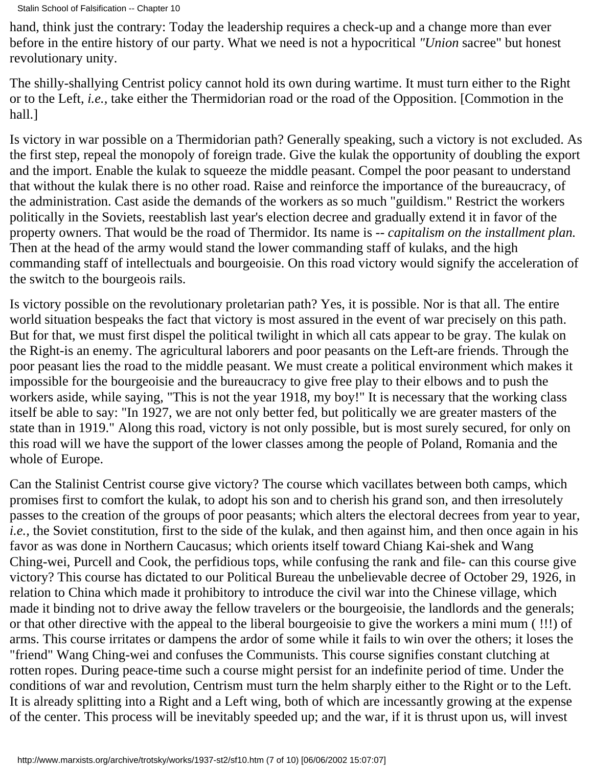hand, think just the contrary: Today the leadership requires a check-up and a change more than ever before in the entire history of our party. What we need is not a hypocritical *"Union* sacree" but honest revolutionary unity.

The shilly-shallying Centrist policy cannot hold its own during wartime. It must turn either to the Right or to the Left, *i.e.,* take either the Thermidorian road or the road of the Opposition. [Commotion in the hall.]

Is victory in war possible on a Thermidorian path? Generally speaking, such a victory is not excluded. As the first step, repeal the monopoly of foreign trade. Give the kulak the opportunity of doubling the export and the import. Enable the kulak to squeeze the middle peasant. Compel the poor peasant to understand that without the kulak there is no other road. Raise and reinforce the importance of the bureaucracy, of the administration. Cast aside the demands of the workers as so much "guildism." Restrict the workers politically in the Soviets, reestablish last year's election decree and gradually extend it in favor of the property owners. That would be the road of Thermidor. Its name is -- *capitalism on the installment plan.* Then at the head of the army would stand the lower commanding staff of kulaks, and the high commanding staff of intellectuals and bourgeoisie. On this road victory would signify the acceleration of the switch to the bourgeois rails.

Is victory possible on the revolutionary proletarian path? Yes, it is possible. Nor is that all. The entire world situation bespeaks the fact that victory is most assured in the event of war precisely on this path. But for that, we must first dispel the political twilight in which all cats appear to be gray. The kulak on the Right-is an enemy. The agricultural laborers and poor peasants on the Left-are friends. Through the poor peasant lies the road to the middle peasant. We must create a political environment which makes it impossible for the bourgeoisie and the bureaucracy to give free play to their elbows and to push the workers aside, while saying, "This is not the year 1918, my boy!" It is necessary that the working class itself be able to say: "In 1927, we are not only better fed, but politically we are greater masters of the state than in 1919." Along this road, victory is not only possible, but is most surely secured, for only on this road will we have the support of the lower classes among the people of Poland, Romania and the whole of Europe.

Can the Stalinist Centrist course give victory? The course which vacillates between both camps, which promises first to comfort the kulak, to adopt his son and to cherish his grand son, and then irresolutely passes to the creation of the groups of poor peasants; which alters the electoral decrees from year to year, *i.e.,* the Soviet constitution, first to the side of the kulak, and then against him, and then once again in his favor as was done in Northern Caucasus; which orients itself toward Chiang Kai-shek and Wang Ching-wei, Purcell and Cook, the perfidious tops, while confusing the rank and file- can this course give victory? This course has dictated to our Political Bureau the unbelievable decree of October 29, 1926, in relation to China which made it prohibitory to introduce the civil war into the Chinese village, which made it binding not to drive away the fellow travelers or the bourgeoisie, the landlords and the generals; or that other directive with the appeal to the liberal bourgeoisie to give the workers a mini mum ( !!!) of arms. This course irritates or dampens the ardor of some while it fails to win over the others; it loses the "friend" Wang Ching-wei and confuses the Communists. This course signifies constant clutching at rotten ropes. During peace-time such a course might persist for an indefinite period of time. Under the conditions of war and revolution, Centrism must turn the helm sharply either to the Right or to the Left. It is already splitting into a Right and a Left wing, both of which are incessantly growing at the expense of the center. This process will be inevitably speeded up; and the war, if it is thrust upon us, will invest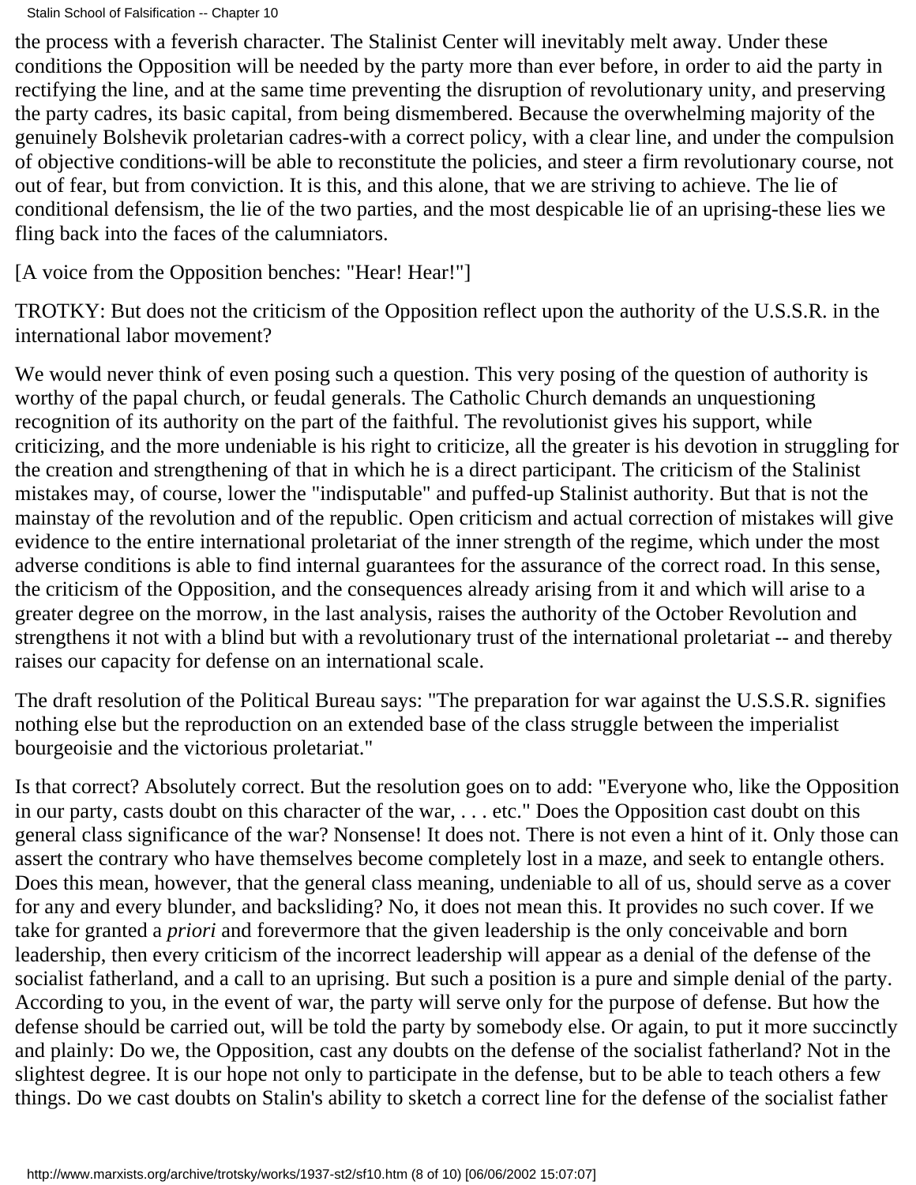the process with a feverish character. The Stalinist Center will inevitably melt away. Under these conditions the Opposition will be needed by the party more than ever before, in order to aid the party in rectifying the line, and at the same time preventing the disruption of revolutionary unity, and preserving the party cadres, its basic capital, from being dismembered. Because the overwhelming majority of the genuinely Bolshevik proletarian cadres-with a correct policy, with a clear line, and under the compulsion of objective conditions-will be able to reconstitute the policies, and steer a firm revolutionary course, not out of fear, but from conviction. It is this, and this alone, that we are striving to achieve. The lie of conditional defensism, the lie of the two parties, and the most despicable lie of an uprising-these lies we fling back into the faces of the calumniators.

[A voice from the Opposition benches: "Hear! Hear!"]

TROTKY: But does not the criticism of the Opposition reflect upon the authority of the U.S.S.R. in the international labor movement?

We would never think of even posing such a question. This very posing of the question of authority is worthy of the papal church, or feudal generals. The Catholic Church demands an unquestioning recognition of its authority on the part of the faithful. The revolutionist gives his support, while criticizing, and the more undeniable is his right to criticize, all the greater is his devotion in struggling for the creation and strengthening of that in which he is a direct participant. The criticism of the Stalinist mistakes may, of course, lower the "indisputable" and puffed-up Stalinist authority. But that is not the mainstay of the revolution and of the republic. Open criticism and actual correction of mistakes will give evidence to the entire international proletariat of the inner strength of the regime, which under the most adverse conditions is able to find internal guarantees for the assurance of the correct road. In this sense, the criticism of the Opposition, and the consequences already arising from it and which will arise to a greater degree on the morrow, in the last analysis, raises the authority of the October Revolution and strengthens it not with a blind but with a revolutionary trust of the international proletariat -- and thereby raises our capacity for defense on an international scale.

The draft resolution of the Political Bureau says: "The preparation for war against the U.S.S.R. signifies nothing else but the reproduction on an extended base of the class struggle between the imperialist bourgeoisie and the victorious proletariat."

Is that correct? Absolutely correct. But the resolution goes on to add: "Everyone who, like the Opposition in our party, casts doubt on this character of the war, . . . etc." Does the Opposition cast doubt on this general class significance of the war? Nonsense! It does not. There is not even a hint of it. Only those can assert the contrary who have themselves become completely lost in a maze, and seek to entangle others. Does this mean, however, that the general class meaning, undeniable to all of us, should serve as a cover for any and every blunder, and backsliding? No, it does not mean this. It provides no such cover. If we take for granted a *priori* and forevermore that the given leadership is the only conceivable and born leadership, then every criticism of the incorrect leadership will appear as a denial of the defense of the socialist fatherland, and a call to an uprising. But such a position is a pure and simple denial of the party. According to you, in the event of war, the party will serve only for the purpose of defense. But how the defense should be carried out, will be told the party by somebody else. Or again, to put it more succinctly and plainly: Do we, the Opposition, cast any doubts on the defense of the socialist fatherland? Not in the slightest degree. It is our hope not only to participate in the defense, but to be able to teach others a few things. Do we cast doubts on Stalin's ability to sketch a correct line for the defense of the socialist father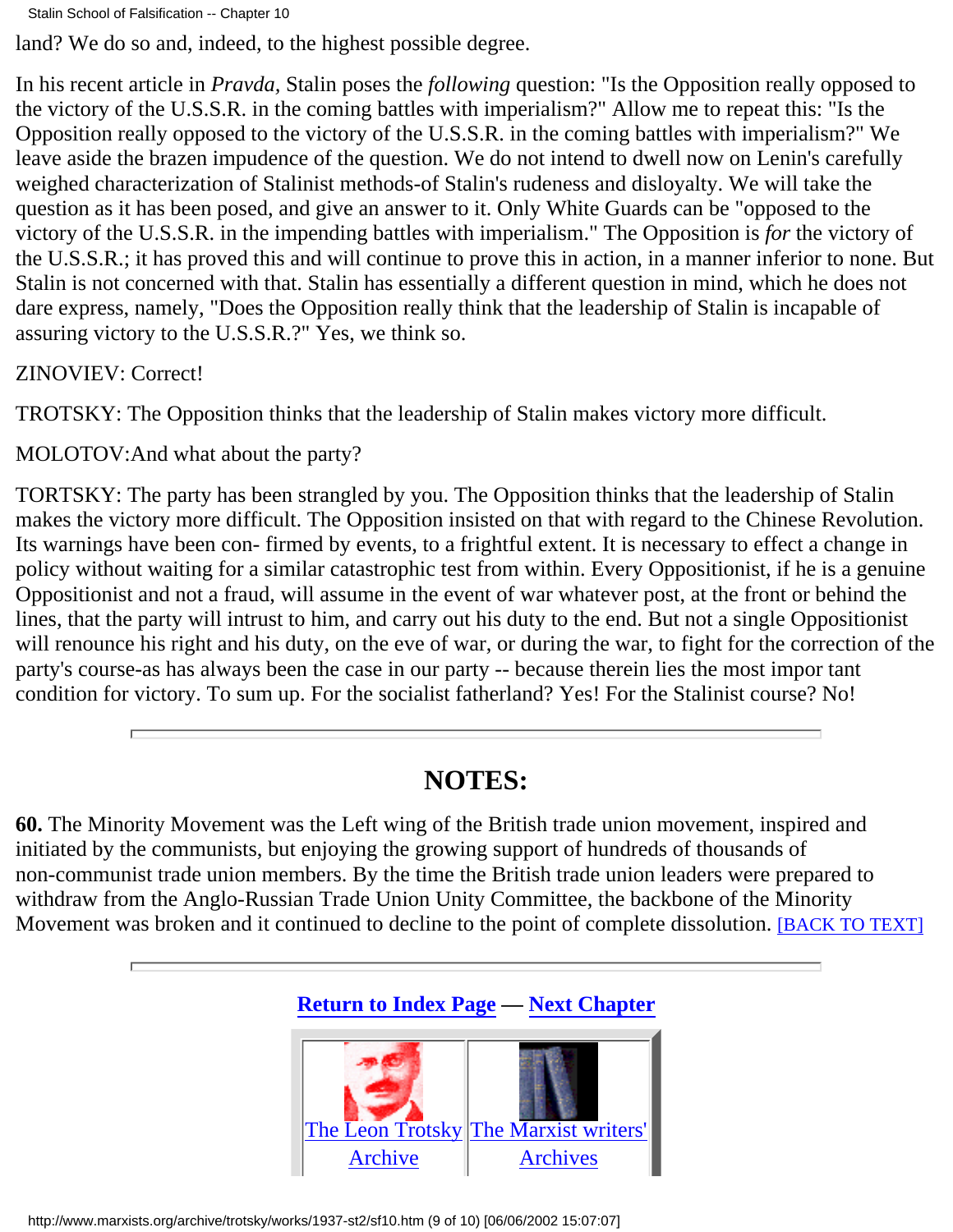land? We do so and, indeed, to the highest possible degree.

In his recent article in *Pravda,* Stalin poses the *following* question: "Is the Opposition really opposed to the victory of the U.S.S.R. in the coming battles with imperialism?" Allow me to repeat this: "Is the Opposition really opposed to the victory of the U.S.S.R. in the coming battles with imperialism?" We leave aside the brazen impudence of the question. We do not intend to dwell now on Lenin's carefully weighed characterization of Stalinist methods-of Stalin's rudeness and disloyalty. We will take the question as it has been posed, and give an answer to it. Only White Guards can be "opposed to the victory of the U.S.S.R. in the impending battles with imperialism." The Opposition is *for* the victory of the U.S.S.R.; it has proved this and will continue to prove this in action, in a manner inferior to none. But Stalin is not concerned with that. Stalin has essentially a different question in mind, which he does not dare express, namely, "Does the Opposition really think that the leadership of Stalin is incapable of assuring victory to the U.S.S.R.?" Yes, we think so.

ZINOVIEV: Correct!

TROTSKY: The Opposition thinks that the leadership of Stalin makes victory more difficult.

MOLOTOV:And what about the party?

TORTSKY: The party has been strangled by you. The Opposition thinks that the leadership of Stalin makes the victory more difficult. The Opposition insisted on that with regard to the Chinese Revolution. Its warnings have been con- firmed by events, to a frightful extent. It is necessary to effect a change in policy without waiting for a similar catastrophic test from within. Every Oppositionist, if he is a genuine Oppositionist and not a fraud, will assume in the event of war whatever post, at the front or behind the lines, that the party will intrust to him, and carry out his duty to the end. But not a single Oppositionist will renounce his right and his duty, on the eve of war, or during the war, to fight for the correction of the party's course-as has always been the case in our party -- because therein lies the most impor tant condition for victory. To sum up. For the socialist fatherland? Yes! For the Stalinist course? No!

---

## NOTES:

**60.** The Minority Movement was the Left wing of the British trade union movement, inspired and initiated by the communists, but enjoying the growing support of hundreds of thousands of non-communist trade union members. By the time the British trade union leaders were prepared to withdraw from the Anglo-Russian Trade Union Unity Committee, the backbone of the Minority Movement was broken and it continued to decline to the point of complete dissolution. [BACK TO TEXT]

---

**Return to Index Page — Next Chapter**

| The Leon Trotsky Archive | The Marxist writers' Archives |
| --- | --- |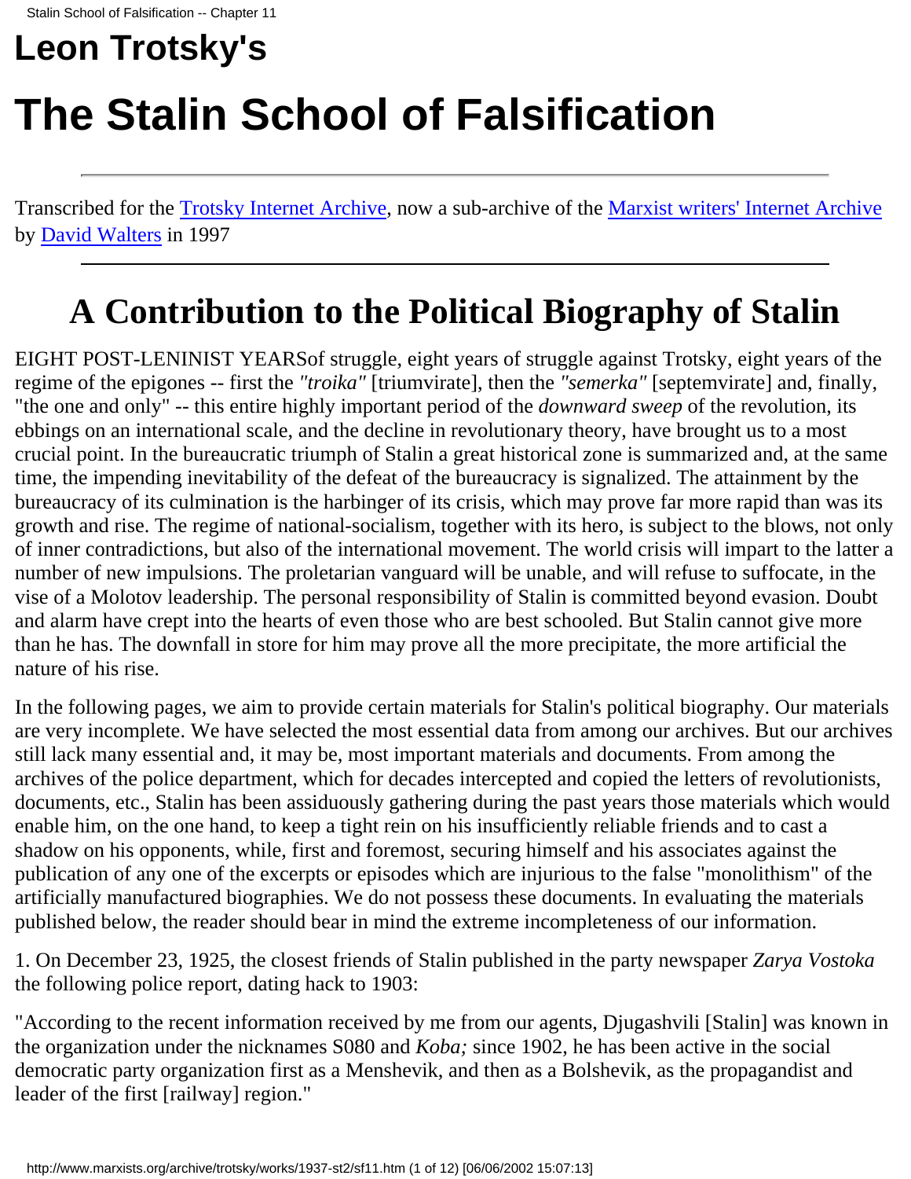# Leon Trotsky's

# The Stalin School of Falsification

---

Transcribed for the Trotsky Internet Archive, now a sub-archive of the Marxist writers' Internet Archive by David Walters in 1997

---

## A Contribution to the Political Biography of Stalin

EIGHT POST-LENINIST YEARSof struggle, eight years of struggle against Trotsky, eight years of the regime of the epigones -- first the *"troika"* [triumvirate], then the *"semerka"* [septemvirate] and, finally, "the one and only" -- this entire highly important period of the *downward sweep* of the revolution, its ebbings on an international scale, and the decline in revolutionary theory, have brought us to a most crucial point. In the bureaucratic triumph of Stalin a great historical zone is summarized and, at the same time, the impending inevitability of the defeat of the bureaucracy is signalized. The attainment by the bureaucracy of its culmination is the harbinger of its crisis, which may prove far more rapid than was its growth and rise. The regime of national-socialism, together with its hero, is subject to the blows, not only of inner contradictions, but also of the international movement. The world crisis will impart to the latter a number of new impulsions. The proletarian vanguard will be unable, and will refuse to suffocate, in the vise of a Molotov leadership. The personal responsibility of Stalin is committed beyond evasion. Doubt and alarm have crept into the hearts of even those who are best schooled. But Stalin cannot give more than he has. The downfall in store for him may prove all the more precipitate, the more artificial the nature of his rise.

In the following pages, we aim to provide certain materials for Stalin's political biography. Our materials are very incomplete. We have selected the most essential data from among our archives. But our archives still lack many essential and, it may be, most important materials and documents. From among the archives of the police department, which for decades intercepted and copied the letters of revolutionists, documents, etc., Stalin has been assiduously gathering during the past years those materials which would enable him, on the one hand, to keep a tight rein on his insufficiently reliable friends and to cast a shadow on his opponents, while, first and foremost, securing himself and his associates against the publication of any one of the excerpts or episodes which are injurious to the false "monolithism" of the artificially manufactured biographies. We do not possess these documents. In evaluating the materials published below, the reader should bear in mind the extreme incompleteness of our information.

1. On December 23, 1925, the closest friends of Stalin published in the party newspaper *Zarya Vostoka* the following police report, dating hack to 1903:

"According to the recent information received by me from our agents, Djugashvili [Stalin] was known in the organization under the nicknames S080 and *Koba;* since 1902, he has been active in the social democratic party organization first as a Menshevik, and then as a Bolshevik, as the propagandist and leader of the first [railway] region."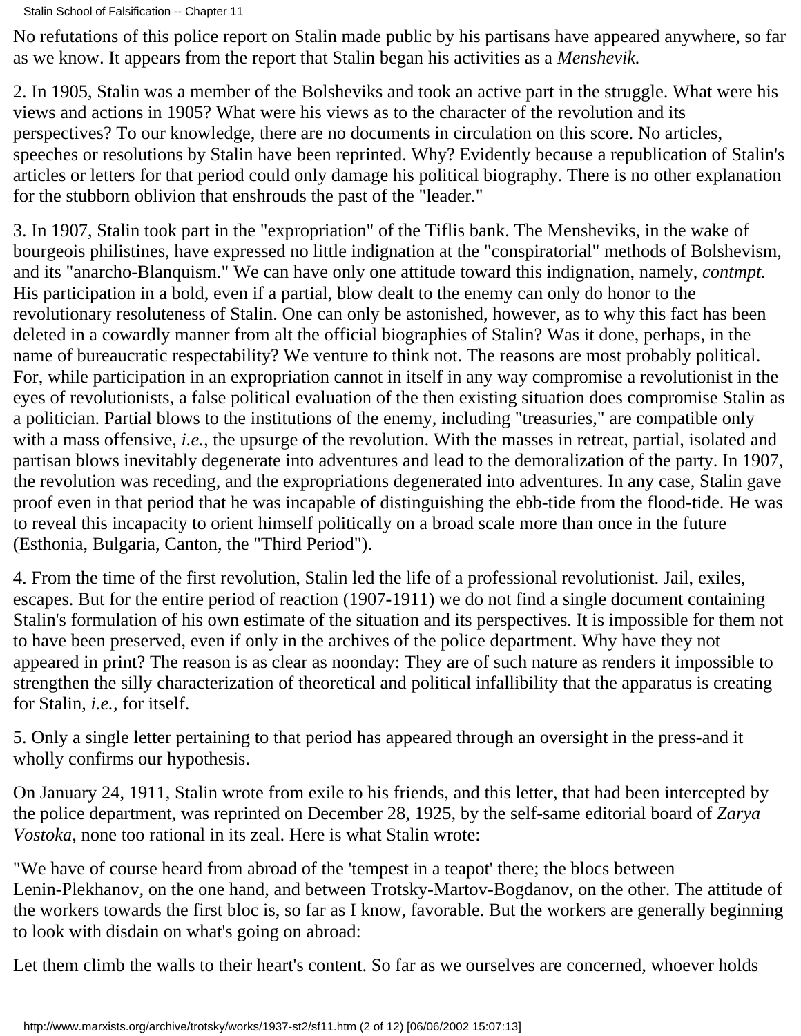No refutations of this police report on Stalin made public by his partisans have appeared anywhere, so far as we know. It appears from the report that Stalin began his activities as a *Menshevik.*

2. In 1905, Stalin was a member of the Bolsheviks and took an active part in the struggle. What were his views and actions in 1905? What were his views as to the character of the revolution and its perspectives? To our knowledge, there are no documents in circulation on this score. No articles, speeches or resolutions by Stalin have been reprinted. Why? Evidently because a republication of Stalin's articles or letters for that period could only damage his political biography. There is no other explanation for the stubborn oblivion that enshrouds the past of the "leader."

3. In 1907, Stalin took part in the "expropriation" of the Tiflis bank. The Mensheviks, in the wake of bourgeois philistines, have expressed no little indignation at the "conspiratorial" methods of Bolshevism, and its "anarcho-Blanquism." We can have only one attitude toward this indignation, namely, *contmpt.* His participation in a bold, even if a partial, blow dealt to the enemy can only do honor to the revolutionary resoluteness of Stalin. One can only be astonished, however, as to why this fact has been deleted in a cowardly manner from alt the official biographies of Stalin? Was it done, perhaps, in the name of bureaucratic respectability? We venture to think not. The reasons are most probably political. For, while participation in an expropriation cannot in itself in any way compromise a revolutionist in the eyes of revolutionists, a false political evaluation of the then existing situation does compromise Stalin as a politician. Partial blows to the institutions of the enemy, including "treasuries," are compatible only with a mass offensive, *i.e.,* the upsurge of the revolution. With the masses in retreat, partial, isolated and partisan blows inevitably degenerate into adventures and lead to the demoralization of the party. In 1907, the revolution was receding, and the expropriations degenerated into adventures. In any case, Stalin gave proof even in that period that he was incapable of distinguishing the ebb-tide from the flood-tide. He was to reveal this incapacity to orient himself politically on a broad scale more than once in the future (Esthonia, Bulgaria, Canton, the "Third Period").

4. From the time of the first revolution, Stalin led the life of a professional revolutionist. Jail, exiles, escapes. But for the entire period of reaction (1907-1911) we do not find a single document containing Stalin's formulation of his own estimate of the situation and its perspectives. It is impossible for them not to have been preserved, even if only in the archives of the police department. Why have they not appeared in print? The reason is as clear as noonday: They are of such nature as renders it impossible to strengthen the silly characterization of theoretical and political infallibility that the apparatus is creating for Stalin, *i.e.,* for itself.

5. Only a single letter pertaining to that period has appeared through an oversight in the press-and it wholly confirms our hypothesis.

On January 24, 1911, Stalin wrote from exile to his friends, and this letter, that had been intercepted by the police department, was reprinted on December 28, 1925, by the self-same editorial board of *Zarya Vostoka,* none too rational in its zeal. Here is what Stalin wrote:

"We have of course heard from abroad of the 'tempest in a teapot' there; the blocs between Lenin-Plekhanov, on the one hand, and between Trotsky-Martov-Bogdanov, on the other. The attitude of the workers towards the first bloc is, so far as I know, favorable. But the workers are generally beginning to look with disdain on what's going on abroad:

Let them climb the walls to their heart's content. So far as we ourselves are concerned, whoever holds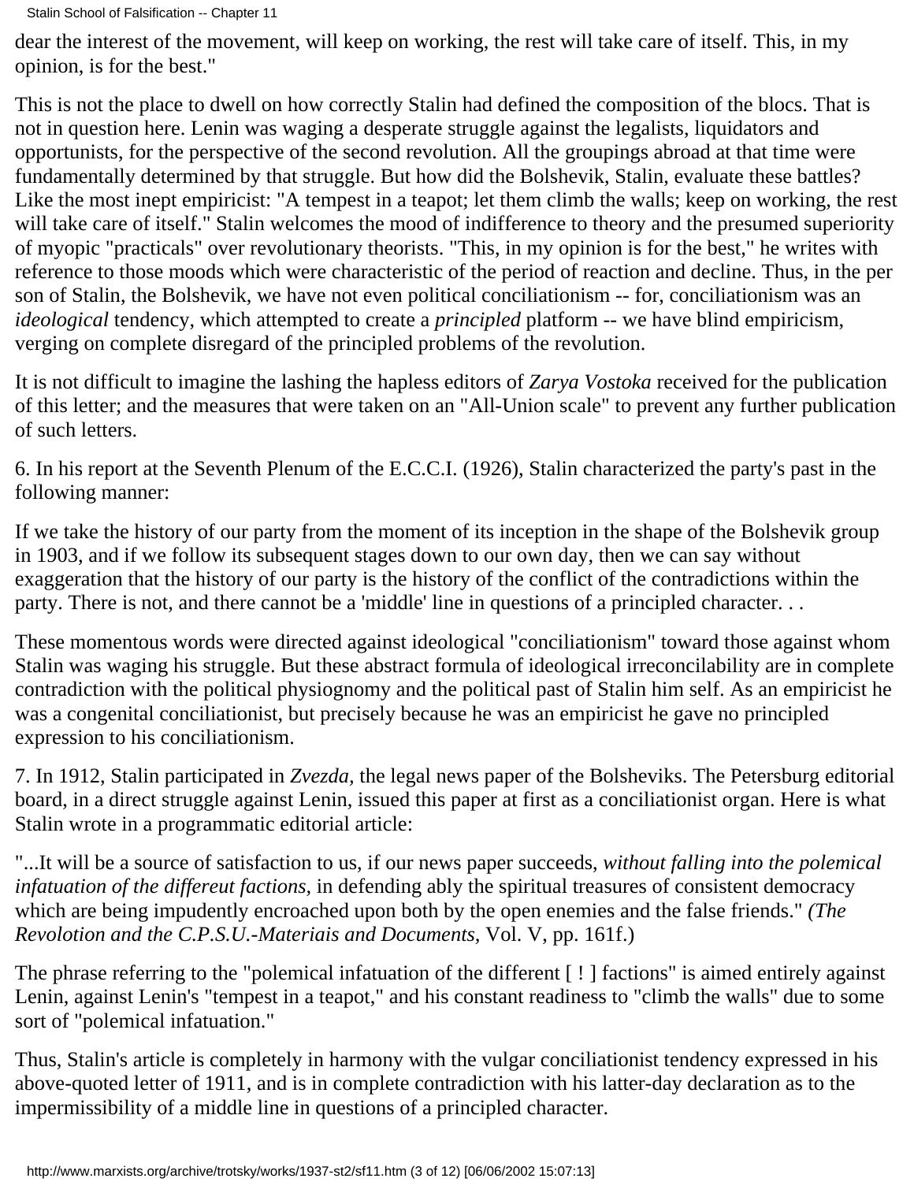dear the interest of the movement, will keep on working, the rest will take care of itself. This, in my opinion, is for the best."

This is not the place to dwell on how correctly Stalin had defined the composition of the blocs. That is not in question here. Lenin was waging a desperate struggle against the legalists, liquidators and opportunists, for the perspective of the second revolution. All the groupings abroad at that time were fundamentally determined by that struggle. But how did the Bolshevik, Stalin, evaluate these battles? Like the most inept empiricist: "A tempest in a teapot; let them climb the walls; keep on working, the rest will take care of itself." Stalin welcomes the mood of indifference to theory and the presumed superiority of myopic "practicals" over revolutionary theorists. "This, in my opinion is for the best," he writes with reference to those moods which were characteristic of the period of reaction and decline. Thus, in the per son of Stalin, the Bolshevik, we have not even political conciliationism -- for, conciliationism was an *ideological* tendency, which attempted to create a *principled* platform -- we have blind empiricism, verging on complete disregard of the principled problems of the revolution.

It is not difficult to imagine the lashing the hapless editors of *Zarya Vostoka* received for the publication of this letter; and the measures that were taken on an "All-Union scale" to prevent any further publication of such letters.

6. In his report at the Seventh Plenum of the E.C.C.I. (1926), Stalin characterized the party's past in the following manner:

If we take the history of our party from the moment of its inception in the shape of the Bolshevik group in 1903, and if we follow its subsequent stages down to our own day, then we can say without exaggeration that the history of our party is the history of the conflict of the contradictions within the party. There is not, and there cannot be a 'middle' line in questions of a principled character. . .

These momentous words were directed against ideological "conciliationism" toward those against whom Stalin was waging his struggle. But these abstract formula of ideological irreconcilability are in complete contradiction with the political physiognomy and the political past of Stalin him self. As an empiricist he was a congenital conciliationist, but precisely because he was an empiricist he gave no principled expression to his conciliationism.

7. In 1912, Stalin participated in *Zvezda*, the legal news paper of the Bolsheviks. The Petersburg editorial board, in a direct struggle against Lenin, issued this paper at first as a conciliationist organ. Here is what Stalin wrote in a programmatic editorial article:

"...It will be a source of satisfaction to us, if our news paper succeeds, *without falling into the polemical infatuation of the differeut factions,* in defending ably the spiritual treasures of consistent democracy which are being impudently encroached upon both by the open enemies and the false friends." *(The Revolotion and the C.P.S.U.-Materiais and Documents,* Vol. V, pp. 161f.)

The phrase referring to the "polemical infatuation of the different [ ! ] factions" is aimed entirely against Lenin, against Lenin's "tempest in a teapot," and his constant readiness to "climb the walls" due to some sort of "polemical infatuation."

Thus, Stalin's article is completely in harmony with the vulgar conciliationist tendency expressed in his above-quoted letter of 1911, and is in complete contradiction with his latter-day declaration as to the impermissibility of a middle line in questions of a principled character.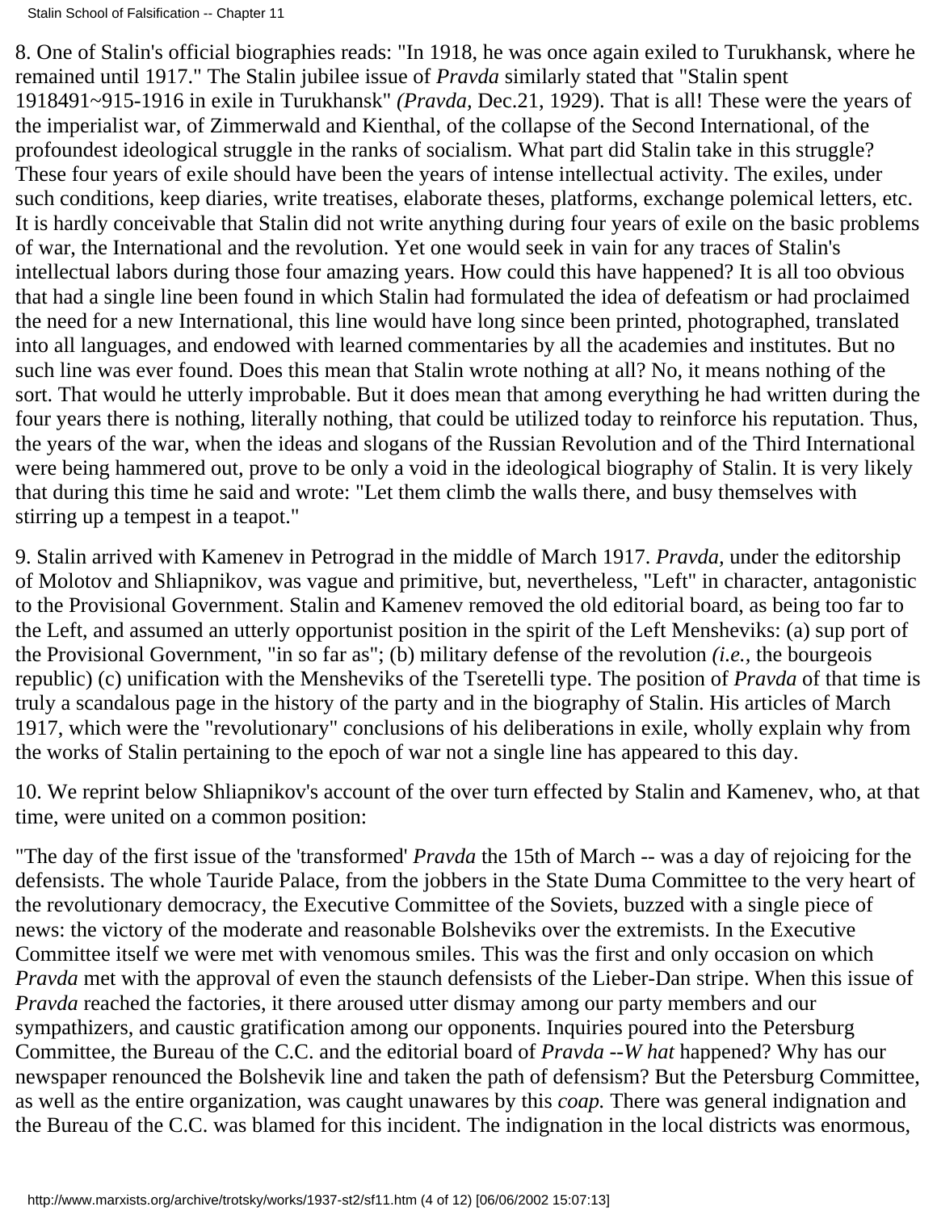8. One of Stalin's official biographies reads: "In 1918, he was once again exiled to Turukhansk, where he remained until 1917." The Stalin jubilee issue of *Pravda* similarly stated that "Stalin spent 1918491~915-1916 in exile in Turukhansk" *(Pravda,* Dec.21, 1929). That is all! These were the years of the imperialist war, of Zimmerwald and Kienthal, of the collapse of the Second International, of the profoundest ideological struggle in the ranks of socialism. What part did Stalin take in this struggle? These four years of exile should have been the years of intense intellectual activity. The exiles, under such conditions, keep diaries, write treatises, elaborate theses, platforms, exchange polemical letters, etc. It is hardly conceivable that Stalin did not write anything during four years of exile on the basic problems of war, the International and the revolution. Yet one would seek in vain for any traces of Stalin's intellectual labors during those four amazing years. How could this have happened? It is all too obvious that had a single line been found in which Stalin had formulated the idea of defeatism or had proclaimed the need for a new International, this line would have long since been printed, photographed, translated into all languages, and endowed with learned commentaries by all the academies and institutes. But no such line was ever found. Does this mean that Stalin wrote nothing at all? No, it means nothing of the sort. That would he utterly improbable. But it does mean that among everything he had written during the four years there is nothing, literally nothing, that could be utilized today to reinforce his reputation. Thus, the years of the war, when the ideas and slogans of the Russian Revolution and of the Third International were being hammered out, prove to be only a void in the ideological biography of Stalin. It is very likely that during this time he said and wrote: "Let them climb the walls there, and busy themselves with stirring up a tempest in a teapot."

9. Stalin arrived with Kamenev in Petrograd in the middle of March 1917. *Pravda,* under the editorship of Molotov and Shliapnikov, was vague and primitive, but, nevertheless, "Left" in character, antagonistic to the Provisional Government. Stalin and Kamenev removed the old editorial board, as being too far to the Left, and assumed an utterly opportunist position in the spirit of the Left Mensheviks: (a) sup port of the Provisional Government, "in so far as"; (b) military defense of the revolution *(i.e.,* the bourgeois republic) (c) unification with the Mensheviks of the Tseretelli type. The position of *Pravda* of that time is truly a scandalous page in the history of the party and in the biography of Stalin. His articles of March 1917, which were the "revolutionary" conclusions of his deliberations in exile, wholly explain why from the works of Stalin pertaining to the epoch of war not a single line has appeared to this day.

10. We reprint below Shliapnikov's account of the over turn effected by Stalin and Kamenev, who, at that time, were united on a common position:

"The day of the first issue of the 'transformed' *Pravda* the 15th of March -- was a day of rejoicing for the defensists. The whole Tauride Palace, from the jobbers in the State Duma Committee to the very heart of the revolutionary democracy, the Executive Committee of the Soviets, buzzed with a single piece of news: the victory of the moderate and reasonable Bolsheviks over the extremists. In the Executive Committee itself we were met with venomous smiles. This was the first and only occasion on which *Pravda* met with the approval of even the staunch defensists of the Lieber-Dan stripe. When this issue of *Pravda* reached the factories, it there aroused utter dismay among our party members and our sympathizers, and caustic gratification among our opponents. Inquiries poured into the Petersburg Committee, the Bureau of the C.C. and the editorial board of *Pravda --W hat* happened? Why has our newspaper renounced the Bolshevik line and taken the path of defensism? But the Petersburg Committee, as well as the entire organization, was caught unawares by this *coap.* There was general indignation and the Bureau of the C.C. was blamed for this incident. The indignation in the local districts was enormous,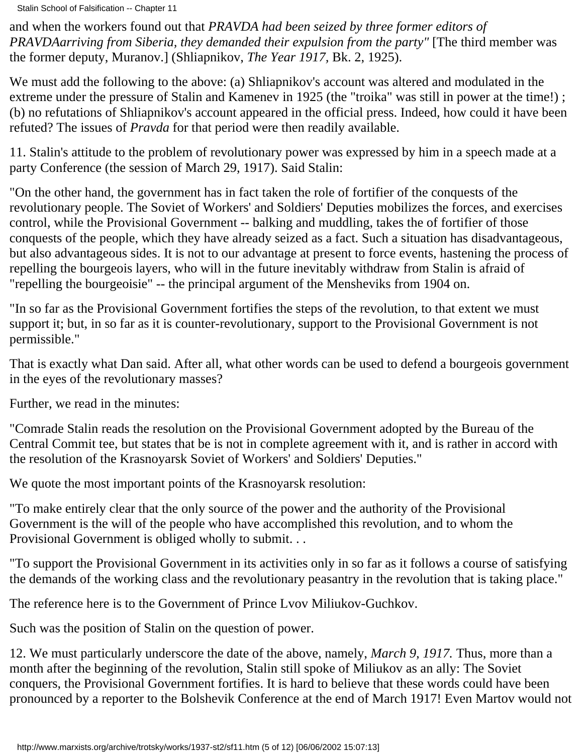and when the workers found out that *PRAVDA had been seized by three former editors of PRAVDAarriving from Siberia, they demanded their expulsion from the party"* [The third member was the former deputy, Muranov.] (Shliapnikov, *The Year 1917,* Bk. 2, 1925).

We must add the following to the above: (a) Shliapnikov's account was altered and modulated in the extreme under the pressure of Stalin and Kamenev in 1925 (the "troika" was still in power at the time!) ; (b) no refutations of Shliapnikov's account appeared in the official press. Indeed, how could it have been refuted? The issues of *Pravda* for that period were then readily available.

11. Stalin's attitude to the problem of revolutionary power was expressed by him in a speech made at a party Conference (the session of March 29, 1917). Said Stalin:

"On the other hand, the government has in fact taken the role of fortifier of the conquests of the revolutionary people. The Soviet of Workers' and Soldiers' Deputies mobilizes the forces, and exercises control, while the Provisional Government -- balking and muddling, takes the of fortifier of those conquests of the people, which they have already seized as a fact. Such a situation has disadvantageous, but also advantageous sides. It is not to our advantage at present to force events, hastening the process of repelling the bourgeois layers, who will in the future inevitably withdraw from Stalin is afraid of "repelling the bourgeoisie" -- the principal argument of the Mensheviks from 1904 on.

"In so far as the Provisional Government fortifies the steps of the revolution, to that extent we must support it; but, in so far as it is counter-revolutionary, support to the Provisional Government is not permissible."

That is exactly what Dan said. After all, what other words can be used to defend a bourgeois government in the eyes of the revolutionary masses?

Further, we read in the minutes:

"Comrade Stalin reads the resolution on the Provisional Government adopted by the Bureau of the Central Commit tee, but states that be is not in complete agreement with it, and is rather in accord with the resolution of the Krasnoyarsk Soviet of Workers' and Soldiers' Deputies."

We quote the most important points of the Krasnoyarsk resolution:

"To make entirely clear that the only source of the power and the authority of the Provisional Government is the will of the people who have accomplished this revolution, and to whom the Provisional Government is obliged wholly to submit. . .

"To support the Provisional Government in its activities only in so far as it follows a course of satisfying the demands of the working class and the revolutionary peasantry in the revolution that is taking place."

The reference here is to the Government of Prince Lvov Miliukov-Guchkov.

Such was the position of Stalin on the question of power.

12. We must particularly underscore the date of the above, namely, *March 9, 1917.* Thus, more than a month after the beginning of the revolution, Stalin still spoke of Miliukov as an ally: The Soviet conquers, the Provisional Government fortifies. It is hard to believe that these words could have been pronounced by a reporter to the Bolshevik Conference at the end of March 1917! Even Martov would not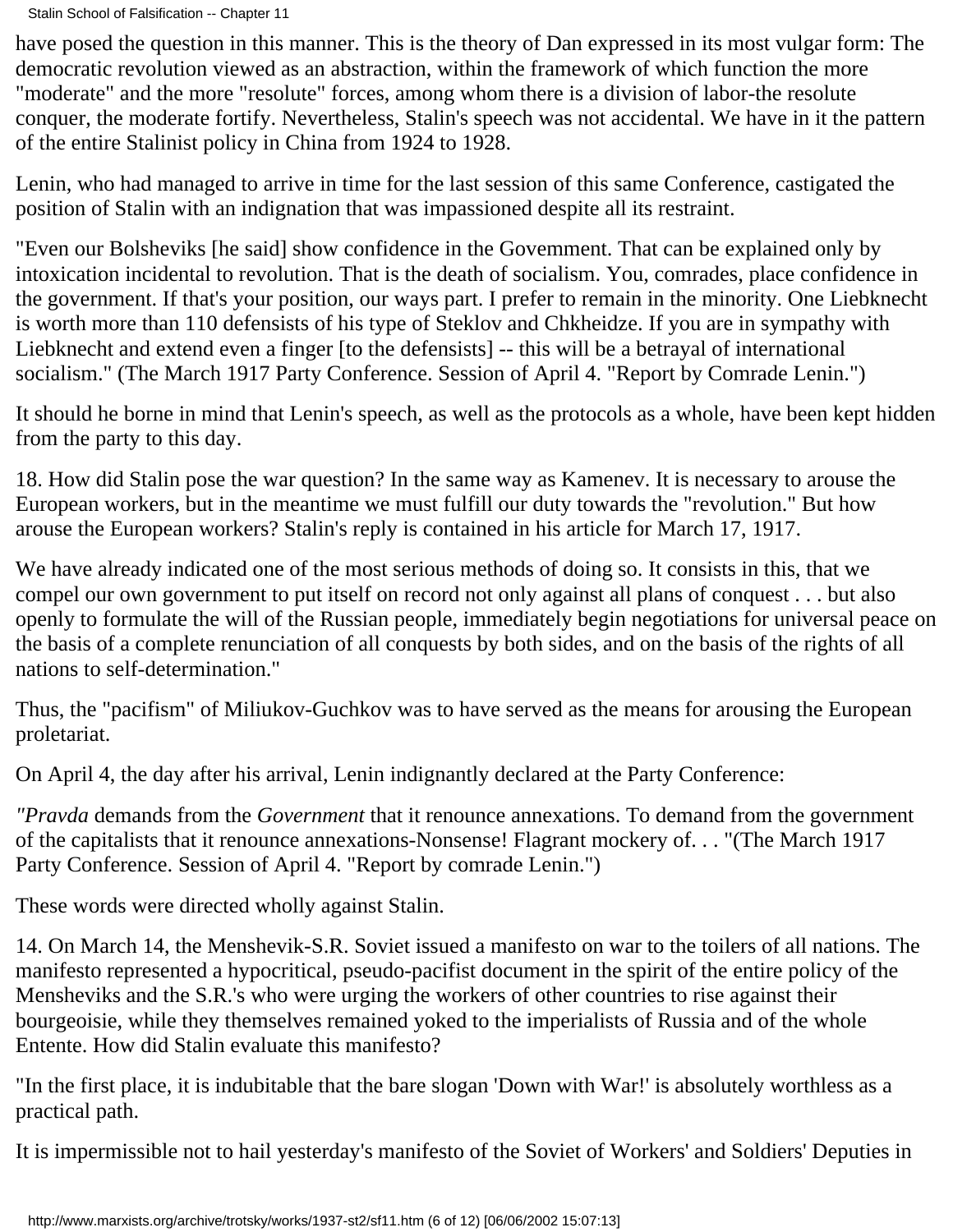have posed the question in this manner. This is the theory of Dan expressed in its most vulgar form: The democratic revolution viewed as an abstraction, within the framework of which function the more "moderate" and the more "resolute" forces, among whom there is a division of labor-the resolute conquer, the moderate fortify. Nevertheless, Stalin's speech was not accidental. We have in it the pattern of the entire Stalinist policy in China from 1924 to 1928.

Lenin, who had managed to arrive in time for the last session of this same Conference, castigated the position of Stalin with an indignation that was impassioned despite all its restraint.

"Even our Bolsheviks [he said] show confidence in the Govemment. That can be explained only by intoxication incidental to revolution. That is the death of socialism. You, comrades, place confidence in the government. If that's your position, our ways part. I prefer to remain in the minority. One Liebknecht is worth more than 110 defensists of his type of Steklov and Chkheidze. If you are in sympathy with Liebknecht and extend even a finger [to the defensists] -- this will be a betrayal of international socialism." (The March 1917 Party Conference. Session of April 4. "Report by Comrade Lenin.")

It should he borne in mind that Lenin's speech, as well as the protocols as a whole, have been kept hidden from the party to this day.

18. How did Stalin pose the war question? In the same way as Kamenev. It is necessary to arouse the European workers, but in the meantime we must fulfill our duty towards the "revolution." But how arouse the European workers? Stalin's reply is contained in his article for March 17, 1917.

We have already indicated one of the most serious methods of doing so. It consists in this, that we compel our own government to put itself on record not only against all plans of conquest . . . but also openly to formulate the will of the Russian people, immediately begin negotiations for universal peace on the basis of a complete renunciation of all conquests by both sides, and on the basis of the rights of all nations to self-determination."

Thus, the "pacifism" of Miliukov-Guchkov was to have served as the means for arousing the European proletariat.

On April 4, the day after his arrival, Lenin indignantly declared at the Party Conference:

*"Pravda* demands from the *Government* that it renounce annexations. To demand from the government of the capitalists that it renounce annexations-Nonsense! Flagrant mockery of. . . "(The March 1917 Party Conference. Session of April 4. "Report by comrade Lenin.")

These words were directed wholly against Stalin.

14. On March 14, the Menshevik-S.R. Soviet issued a manifesto on war to the toilers of all nations. The manifesto represented a hypocritical, pseudo-pacifist document in the spirit of the entire policy of the Mensheviks and the S.R.'s who were urging the workers of other countries to rise against their bourgeoisie, while they themselves remained yoked to the imperialists of Russia and of the whole Entente. How did Stalin evaluate this manifesto?

"In the first place, it is indubitable that the bare slogan 'Down with War!' is absolutely worthless as a practical path.

It is impermissible not to hail yesterday's manifesto of the Soviet of Workers' and Soldiers' Deputies in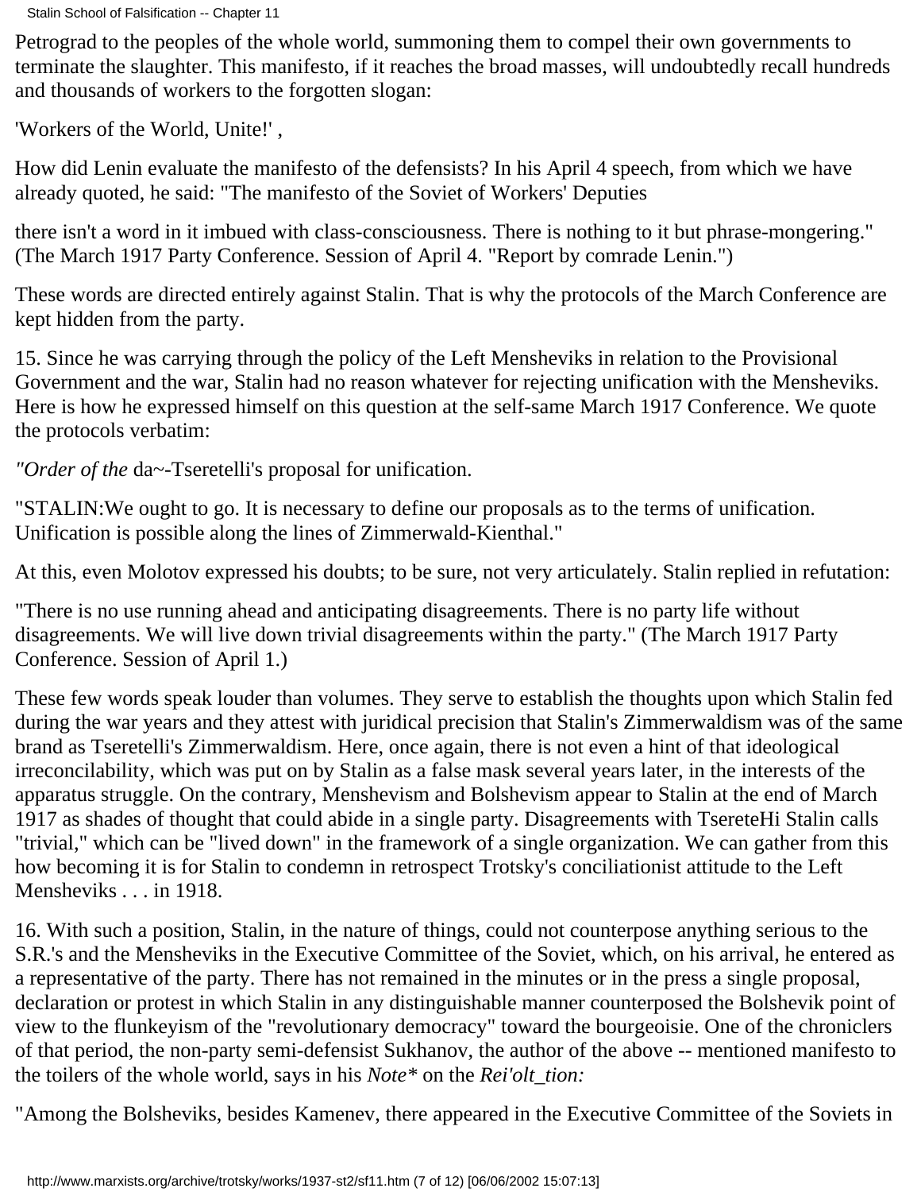Petrograd to the peoples of the whole world, summoning them to compel their own governments to terminate the slaughter. This manifesto, if it reaches the broad masses, will undoubtedly recall hundreds and thousands of workers to the forgotten slogan:

'Workers of the World, Unite!' ,

How did Lenin evaluate the manifesto of the defensists? In his April 4 speech, from which we have already quoted, he said: "The manifesto of the Soviet of Workers' Deputies

there isn't a word in it imbued with class-consciousness. There is nothing to it but phrase-mongering." (The March 1917 Party Conference. Session of April 4. "Report by comrade Lenin.")

These words are directed entirely against Stalin. That is why the protocols of the March Conference are kept hidden from the party.

15. Since he was carrying through the policy of the Left Mensheviks in relation to the Provisional Government and the war, Stalin had no reason whatever for rejecting unification with the Mensheviks. Here is how he expressed himself on this question at the self-same March 1917 Conference. We quote the protocols verbatim:

*"Order of the* da~-Tseretelli's proposal for unification.

"STALIN:We ought to go. It is necessary to define our proposals as to the terms of unification. Unification is possible along the lines of Zimmerwald-Kienthal."

At this, even Molotov expressed his doubts; to be sure, not very articulately. Stalin replied in refutation:

"There is no use running ahead and anticipating disagreements. There is no party life without disagreements. We will live down trivial disagreements within the party." (The March 1917 Party Conference. Session of April 1.)

These few words speak louder than volumes. They serve to establish the thoughts upon which Stalin fed during the war years and they attest with juridical precision that Stalin's Zimmerwaldism was of the same brand as Tseretelli's Zimmerwaldism. Here, once again, there is not even a hint of that ideological irreconcilability, which was put on by Stalin as a false mask several years later, in the interests of the apparatus struggle. On the contrary, Menshevism and Bolshevism appear to Stalin at the end of March 1917 as shades of thought that could abide in a single party. Disagreements with TsereteHi Stalin calls "trivial," which can be "lived down" in the framework of a single organization. We can gather from this how becoming it is for Stalin to condemn in retrospect Trotsky's conciliationist attitude to the Left Mensheviks . . . in 1918.

16. With such a position, Stalin, in the nature of things, could not counterpose anything serious to the S.R.'s and the Mensheviks in the Executive Committee of the Soviet, which, on his arrival, he entered as a representative of the party. There has not remained in the minutes or in the press a single proposal, declaration or protest in which Stalin in any distinguishable manner counterposed the Bolshevik point of view to the flunkeyism of the "revolutionary democracy" toward the bourgeoisie. One of the chroniclers of that period, the non-party semi-defensist Sukhanov, the author of the above -- mentioned manifesto to the toilers of the whole world, says in his *Note** on the *Rei'olt_tion:*

"Among the Bolsheviks, besides Kamenev, there appeared in the Executive Committee of the Soviets in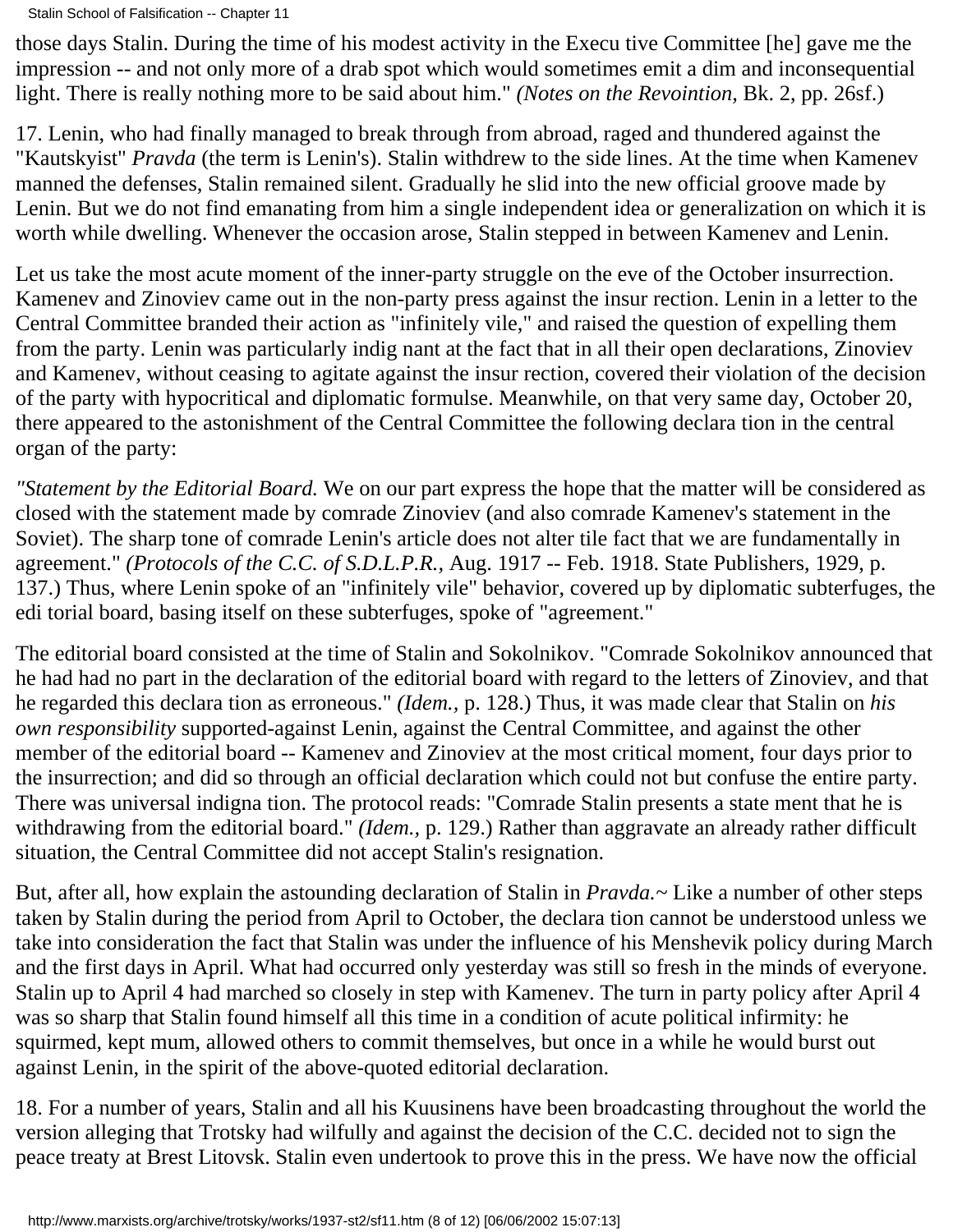those days Stalin. During the time of his modest activity in the Execu tive Committee [he] gave me the impression -- and not only more of a drab spot which would sometimes emit a dim and inconsequential light. There is really nothing more to be said about him." *(Notes on the Revointion,* Bk. 2, pp. 26sf.)

17. Lenin, who had finally managed to break through from abroad, raged and thundered against the "Kautskyist" *Pravda* (the term is Lenin's). Stalin withdrew to the side lines. At the time when Kamenev manned the defenses, Stalin remained silent. Gradually he slid into the new official groove made by Lenin. But we do not find emanating from him a single independent idea or generalization on which it is worth while dwelling. Whenever the occasion arose, Stalin stepped in between Kamenev and Lenin.

Let us take the most acute moment of the inner-party struggle on the eve of the October insurrection. Kamenev and Zinoviev came out in the non-party press against the insur rection. Lenin in a letter to the Central Committee branded their action as "infinitely vile," and raised the question of expelling them from the party. Lenin was particularly indig nant at the fact that in all their open declarations, Zinoviev and Kamenev, without ceasing to agitate against the insur rection, covered their violation of the decision of the party with hypocritical and diplomatic formulse. Meanwhile, on that very same day, October 20, there appeared to the astonishment of the Central Committee the following declara tion in the central organ of the party:

*"Statement by the Editorial Board.* We on our part express the hope that the matter will be considered as closed with the statement made by comrade Zinoviev (and also comrade Kamenev's statement in the Soviet). The sharp tone of comrade Lenin's article does not alter tile fact that we are fundamentally in agreement." *(Protocols of the C.C. of S.D.L.P.R.,* Aug. 1917 -- Feb. 1918. State Publishers, 1929, p. 137.) Thus, where Lenin spoke of an "infinitely vile" behavior, covered up by diplomatic subterfuges, the edi torial board, basing itself on these subterfuges, spoke of "agreement."

The editorial board consisted at the time of Stalin and Sokolnikov. "Comrade Sokolnikov announced that he had had no part in the declaration of the editorial board with regard to the letters of Zinoviev, and that he regarded this declara tion as erroneous." *(Idem.,* p. 128.) Thus, it was made clear that Stalin on *his own responsibility* supported-against Lenin, against the Central Committee, and against the other member of the editorial board -- Kamenev and Zinoviev at the most critical moment, four days prior to the insurrection; and did so through an official declaration which could not but confuse the entire party. There was universal indigna tion. The protocol reads: "Comrade Stalin presents a state ment that he is withdrawing from the editorial board." *(Idem.,* p. 129.) Rather than aggravate an already rather difficult situation, the Central Committee did not accept Stalin's resignation.

But, after all, how explain the astounding declaration of Stalin in *Pravda.*~ Like a number of other steps taken by Stalin during the period from April to October, the declara tion cannot be understood unless we take into consideration the fact that Stalin was under the influence of his Menshevik policy during March and the first days in April. What had occurred only yesterday was still so fresh in the minds of everyone. Stalin up to April 4 had marched so closely in step with Kamenev. The turn in party policy after April 4 was so sharp that Stalin found himself all this time in a condition of acute political infirmity: he squirmed, kept mum, allowed others to commit themselves, but once in a while he would burst out against Lenin, in the spirit of the above-quoted editorial declaration.

18. For a number of years, Stalin and all his Kuusinens have been broadcasting throughout the world the version alleging that Trotsky had wilfully and against the decision of the C.C. decided not to sign the peace treaty at Brest Litovsk. Stalin even undertook to prove this in the press. We have now the official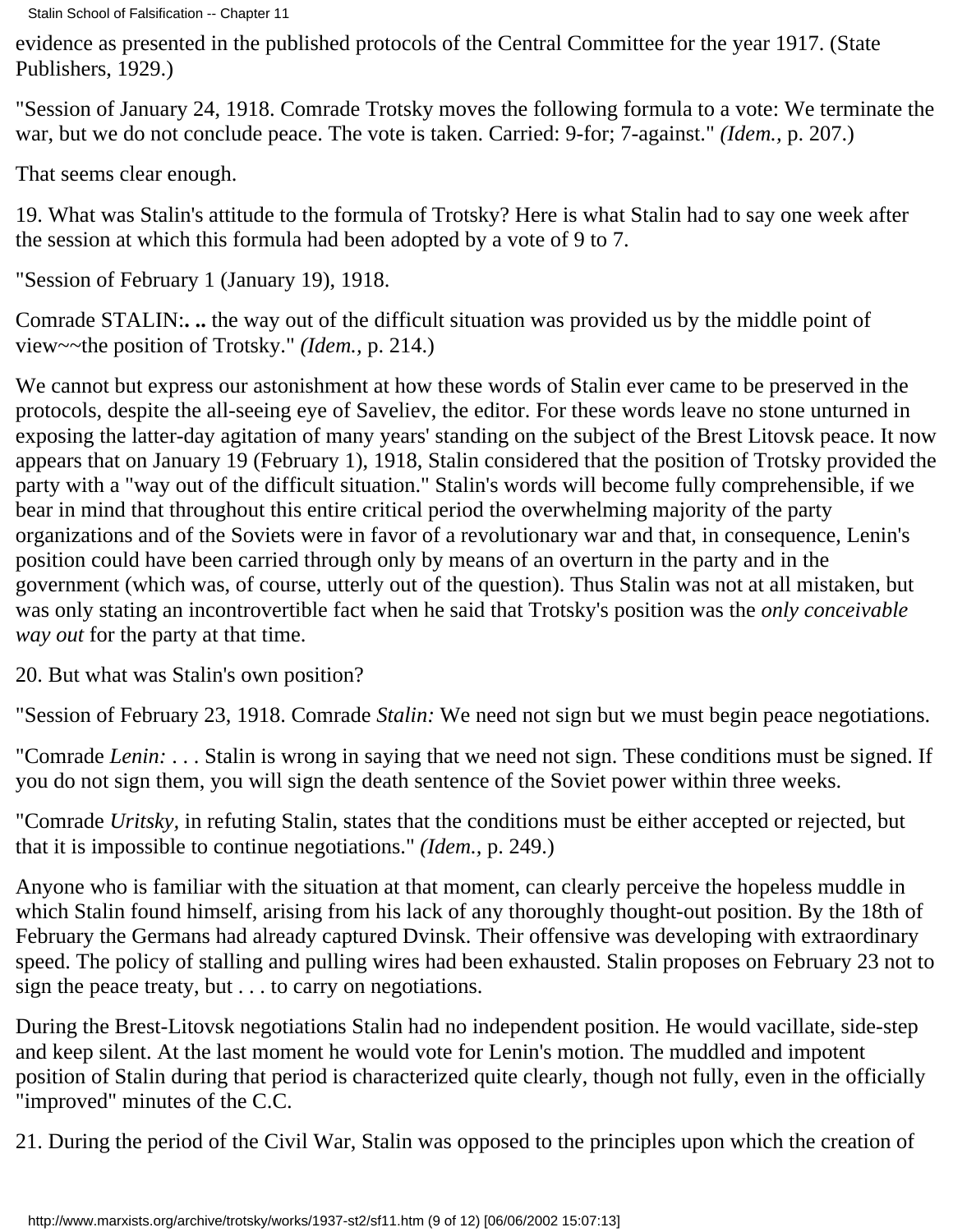evidence as presented in the published protocols of the Central Committee for the year 1917. (State Publishers, 1929.)

"Session of January 24, 1918. Comrade Trotsky moves the following formula to a vote: We terminate the war, but we do not conclude peace. The vote is taken. Carried: 9-for; 7-against." *(Idem.,* p. 207.)

That seems clear enough.

19. What was Stalin's attitude to the formula of Trotsky? Here is what Stalin had to say one week after the session at which this formula had been adopted by a vote of 9 to 7.

"Session of February 1 (January 19), 1918.

Comrade STALIN:**. ..** the way out of the difficult situation was provided us by the middle point of view~~the position of Trotsky." *(Idem.,* p. 214.)

We cannot but express our astonishment at how these words of Stalin ever came to be preserved in the protocols, despite the all-seeing eye of Saveliev, the editor. For these words leave no stone unturned in exposing the latter-day agitation of many years' standing on the subject of the Brest Litovsk peace. It now appears that on January 19 (February 1), 1918, Stalin considered that the position of Trotsky provided the party with a "way out of the difficult situation." Stalin's words will become fully comprehensible, if we bear in mind that throughout this entire critical period the overwhelming majority of the party organizations and of the Soviets were in favor of a revolutionary war and that, in consequence, Lenin's position could have been carried through only by means of an overturn in the party and in the government (which was, of course, utterly out of the question). Thus Stalin was not at all mistaken, but was only stating an incontrovertible fact when he said that Trotsky's position was the *only conceivable way out* for the party at that time.

20. But what was Stalin's own position?

"Session of February 23, 1918. Comrade *Stalin:* We need not sign but we must begin peace negotiations.

"Comrade *Lenin:* . . . Stalin is wrong in saying that we need not sign. These conditions must be signed. If you do not sign them, you will sign the death sentence of the Soviet power within three weeks.

"Comrade *Uritsky,* in refuting Stalin, states that the conditions must be either accepted or rejected, but that it is impossible to continue negotiations." *(Idem.,* p. 249.)

Anyone who is familiar with the situation at that moment, can clearly perceive the hopeless muddle in which Stalin found himself, arising from his lack of any thoroughly thought-out position. By the 18th of February the Germans had already captured Dvinsk. Their offensive was developing with extraordinary speed. The policy of stalling and pulling wires had been exhausted. Stalin proposes on February 23 not to sign the peace treaty, but . . . to carry on negotiations.

During the Brest-Litovsk negotiations Stalin had no independent position. He would vacillate, side-step and keep silent. At the last moment he would vote for Lenin's motion. The muddled and impotent position of Stalin during that period is characterized quite clearly, though not fully, even in the officially "improved" minutes of the C.C.

21. During the period of the Civil War, Stalin was opposed to the principles upon which the creation of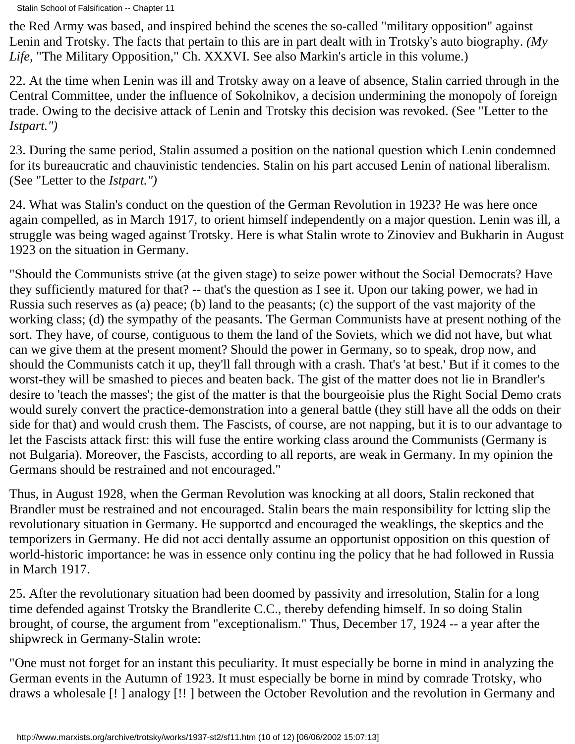the Red Army was based, and inspired behind the scenes the so-called "military opposition" against Lenin and Trotsky. The facts that pertain to this are in part dealt with in Trotsky's auto biography. *(My Life,* "The Military Opposition," Ch. XXXVI. See also Markin's article in this volume.)

22. At the time when Lenin was ill and Trotsky away on a leave of absence, Stalin carried through in the Central Committee, under the influence of Sokolnikov, a decision undermining the monopoly of foreign trade. Owing to the decisive attack of Lenin and Trotsky this decision was revoked. (See "Letter to the *Istpart.")*

23. During the same period, Stalin assumed a position on the national question which Lenin condemned for its bureaucratic and chauvinistic tendencies. Stalin on his part accused Lenin of national liberalism. (See "Letter to the *Istpart.")*

24. What was Stalin's conduct on the question of the German Revolution in 1923? He was here once again compelled, as in March 1917, to orient himself independently on a major question. Lenin was ill, a struggle was being waged against Trotsky. Here is what Stalin wrote to Zinoviev and Bukharin in August 1923 on the situation in Germany.

"Should the Communists strive (at the given stage) to seize power without the Social Democrats? Have they sufficiently matured for that? -- that's the question as I see it. Upon our taking power, we had in Russia such reserves as (a) peace; (b) land to the peasants; (c) the support of the vast majority of the working class; (d) the sympathy of the peasants. The German Communists have at present nothing of the sort. They have, of course, contiguous to them the land of the Soviets, which we did not have, but what can we give them at the present moment? Should the power in Germany, so to speak, drop now, and should the Communists catch it up, they'll fall through with a crash. That's 'at best.' But if it comes to the worst-they will be smashed to pieces and beaten back. The gist of the matter does not lie in Brandler's desire to 'teach the masses'; the gist of the matter is that the bourgeoisie plus the Right Social Demo crats would surely convert the practice-demonstration into a general battle (they still have all the odds on their side for that) and would crush them. The Fascists, of course, are not napping, but it is to our advantage to let the Fascists attack first: this will fuse the entire working class around the Communists (Germany is not Bulgaria). Moreover, the Fascists, according to all reports, are weak in Germany. In my opinion the Germans should be restrained and not encouraged."

Thus, in August 1928, when the German Revolution was knocking at all doors, Stalin reckoned that Brandler must be restrained and not encouraged. Stalin bears the main responsibility for lctting slip the revolutionary situation in Germany. He supportcd and encouraged the weaklings, the skeptics and the temporizers in Germany. He did not acci dentally assume an opportunist opposition on this question of world-historic importance: he was in essence only continu ing the policy that he had followed in Russia in March 1917.

25. After the revolutionary situation had been doomed by passivity and irresolution, Stalin for a long time defended against Trotsky the Brandlerite C.C., thereby defending himself. In so doing Stalin brought, of course, the argument from "exceptionalism." Thus, December 17, 1924 -- a year after the shipwreck in Germany-Stalin wrote:

"One must not forget for an instant this peculiarity. It must especially be borne in mind in analyzing the German events in the Autumn of 1923. It must especially be borne in mind by comrade Trotsky, who draws a wholesale [! ] analogy [!! ] between the October Revolution and the revolution in Germany and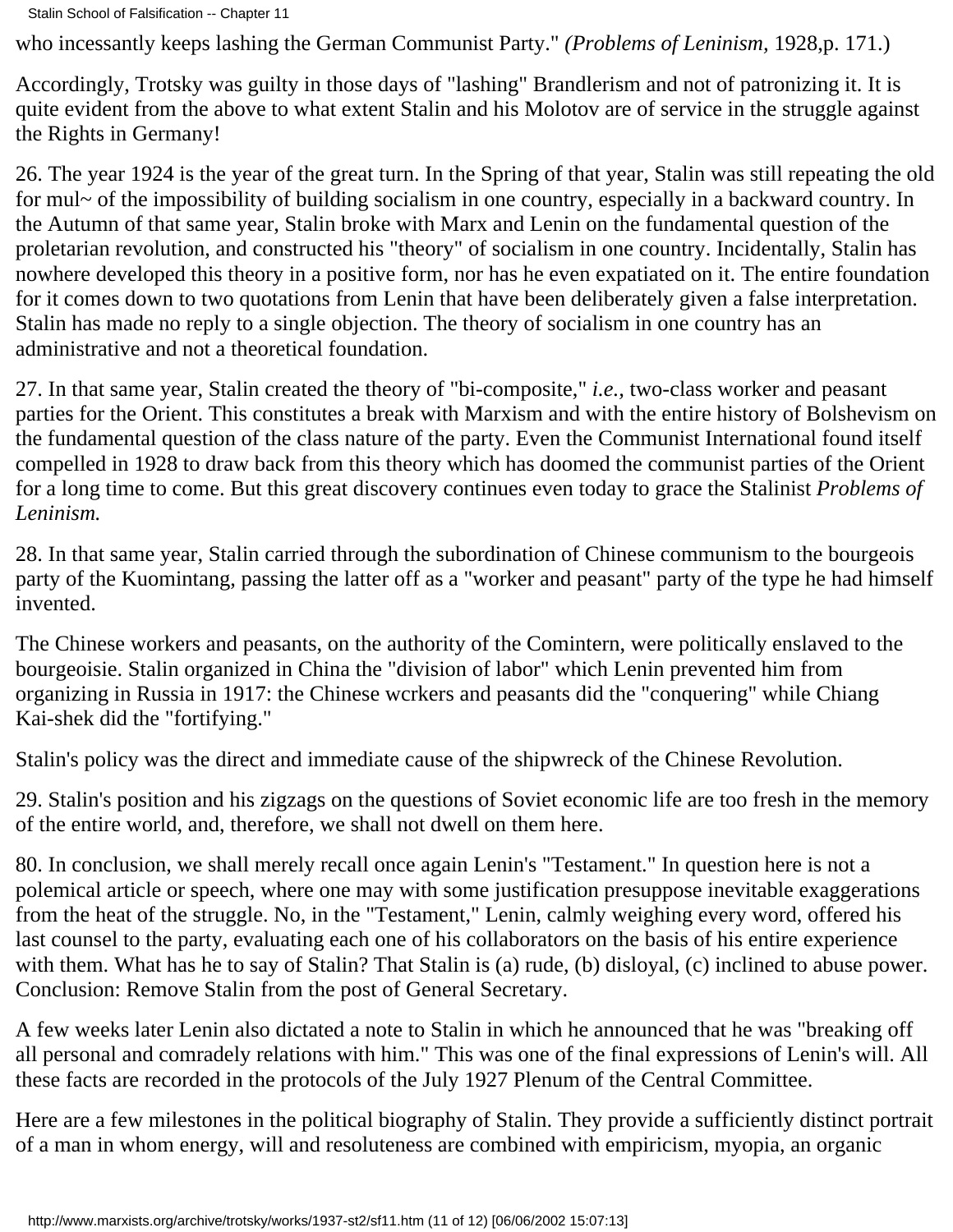who incessantly keeps lashing the German Communist Party." *(Problems of Leninism,* 1928,p. 171.)

Accordingly, Trotsky was guilty in those days of "lashing" Brandlerism and not of patronizing it. It is quite evident from the above to what extent Stalin and his Molotov are of service in the struggle against the Rights in Germany!

26. The year 1924 is the year of the great turn. In the Spring of that year, Stalin was still repeating the old for mul~ of the impossibility of building socialism in one country, especially in a backward country. In the Autumn of that same year, Stalin broke with Marx and Lenin on the fundamental question of the proletarian revolution, and constructed his "theory" of socialism in one country. Incidentally, Stalin has nowhere developed this theory in a positive form, nor has he even expatiated on it. The entire foundation for it comes down to two quotations from Lenin that have been deliberately given a false interpretation. Stalin has made no reply to a single objection. The theory of socialism in one country has an administrative and not a theoretical foundation.

27. In that same year, Stalin created the theory of "bi-composite," *i.e.*, two-class worker and peasant parties for the Orient. This constitutes a break with Marxism and with the entire history of Bolshevism on the fundamental question of the class nature of the party. Even the Communist International found itself compelled in 1928 to draw back from this theory which has doomed the communist parties of the Orient for a long time to come. But this great discovery continues even today to grace the Stalinist *Problems of Leninism.*

28. In that same year, Stalin carried through the subordination of Chinese communism to the bourgeois party of the Kuomintang, passing the latter off as a "worker and peasant" party of the type he had himself invented.

The Chinese workers and peasants, on the authority of the Comintern, were politically enslaved to the bourgeoisie. Stalin organized in China the "division of labor" which Lenin prevented him from organizing in Russia in 1917: the Chinese wcrkers and peasants did the "conquering" while Chiang Kai-shek did the "fortifying."

Stalin's policy was the direct and immediate cause of the shipwreck of the Chinese Revolution.

29. Stalin's position and his zigzags on the questions of Soviet economic life are too fresh in the memory of the entire world, and, therefore, we shall not dwell on them here.

80. In conclusion, we shall merely recall once again Lenin's "Testament." In question here is not a polemical article or speech, where one may with some justification presuppose inevitable exaggerations from the heat of the struggle. No, in the "Testament," Lenin, calmly weighing every word, offered his last counsel to the party, evaluating each one of his collaborators on the basis of his entire experience with them. What has he to say of Stalin? That Stalin is (a) rude, (b) disloyal, (c) inclined to abuse power. Conclusion: Remove Stalin from the post of General Secretary.

A few weeks later Lenin also dictated a note to Stalin in which he announced that he was "breaking off all personal and comradely relations with him." This was one of the final expressions of Lenin's will. All these facts are recorded in the protocols of the July 1927 Plenum of the Central Committee.

Here are a few milestones in the political biography of Stalin. They provide a sufficiently distinct portrait of a man in whom energy, will and resoluteness are combined with empiricism, myopia, an organic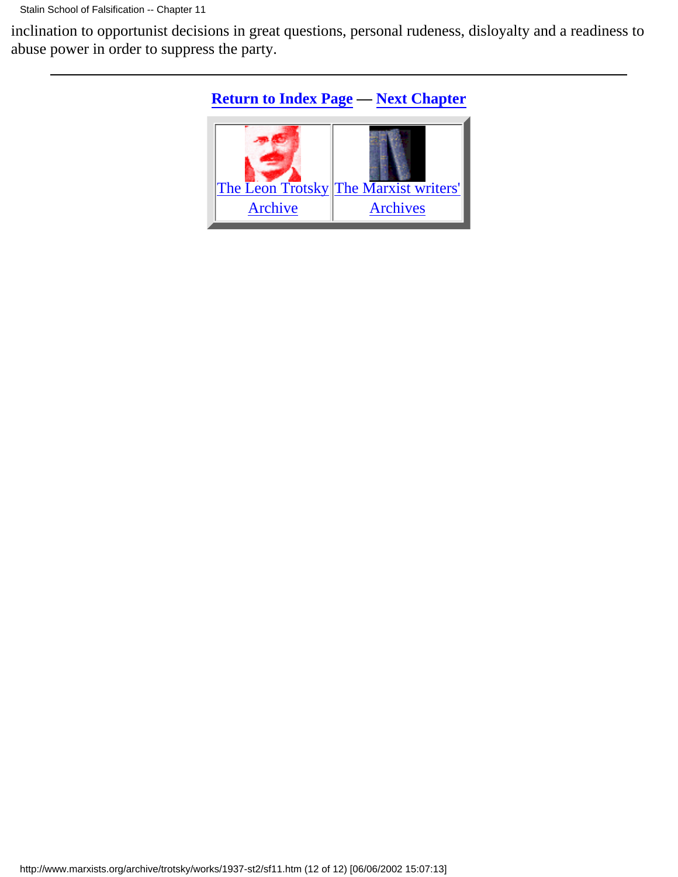inclination to opportunist decisions in great questions, personal rudeness, disloyalty and a readiness to abuse power in order to suppress the party.

---

**Return to Index Page — Next Chapter**

| The Leon Trotsky Archive | The Marxist writers' Archives |
| --- | --- |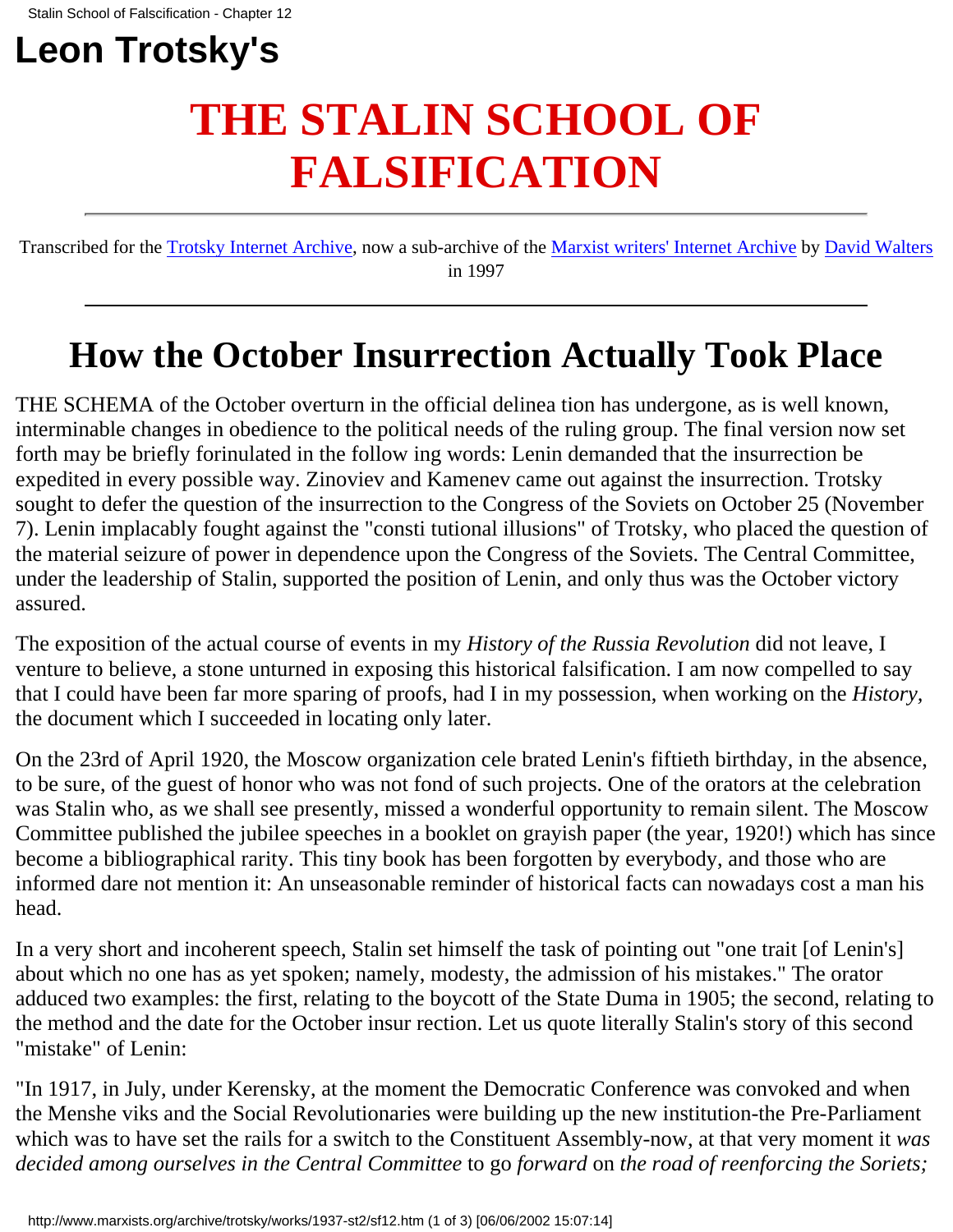# Leon Trotsky's

# THE STALIN SCHOOL OF FALSIFICATION

Transcribed for the Trotsky Internet Archive, now a sub-archive of the Marxist writers' Internet Archive by David Walters in 1997

## How the October Insurrection Actually Took Place

THE SCHEMA of the October overturn in the official delinea tion has undergone, as is well known, interminable changes in obedience to the political needs of the ruling group. The final version now set forth may be briefly forinulated in the follow ing words: Lenin demanded that the insurrection be expedited in every possible way. Zinoviev and Kamenev came out against the insurrection. Trotsky sought to defer the question of the insurrection to the Congress of the Soviets on October 25 (November 7). Lenin implacably fought against the "consti tutional illusions" of Trotsky, who placed the question of the material seizure of power in dependence upon the Congress of the Soviets. The Central Committee, under the leadership of Stalin, supported the position of Lenin, and only thus was the October victory assured.

The exposition of the actual course of events in my *History of the Russia Revolution* did not leave, I venture to believe, a stone unturned in exposing this historical falsification. I am now compelled to say that I could have been far more sparing of proofs, had I in my possession, when working on the *History*, the document which I succeeded in locating only later.

On the 23rd of April 1920, the Moscow organization cele brated Lenin's fiftieth birthday, in the absence, to be sure, of the guest of honor who was not fond of such projects. One of the orators at the celebration was Stalin who, as we shall see presently, missed a wonderful opportunity to remain silent. The Moscow Committee published the jubilee speeches in a booklet on grayish paper (the year, 1920!) which has since become a bibliographical rarity. This tiny book has been forgotten by everybody, and those who are informed dare not mention it: An unseasonable reminder of historical facts can nowadays cost a man his head.

In a very short and incoherent speech, Stalin set himself the task of pointing out "one trait [of Lenin's] about which no one has as yet spoken; namely, modesty, the admission of his mistakes." The orator adduced two examples: the first, relating to the boycott of the State Duma in 1905; the second, relating to the method and the date for the October insur rection. Let us quote literally Stalin's story of this second "mistake" of Lenin:

"In 1917, in July, under Kerensky, at the moment the Democratic Conference was convoked and when the Menshe viks and the Social Revolutionaries were building up the new institution-the Pre-Parliament which was to have set the rails for a switch to the Constituent Assembly-now, at that very moment it *was decided among ourselves in the Central Committee* to go *forward* on *the road of reenforcing the Soriets;*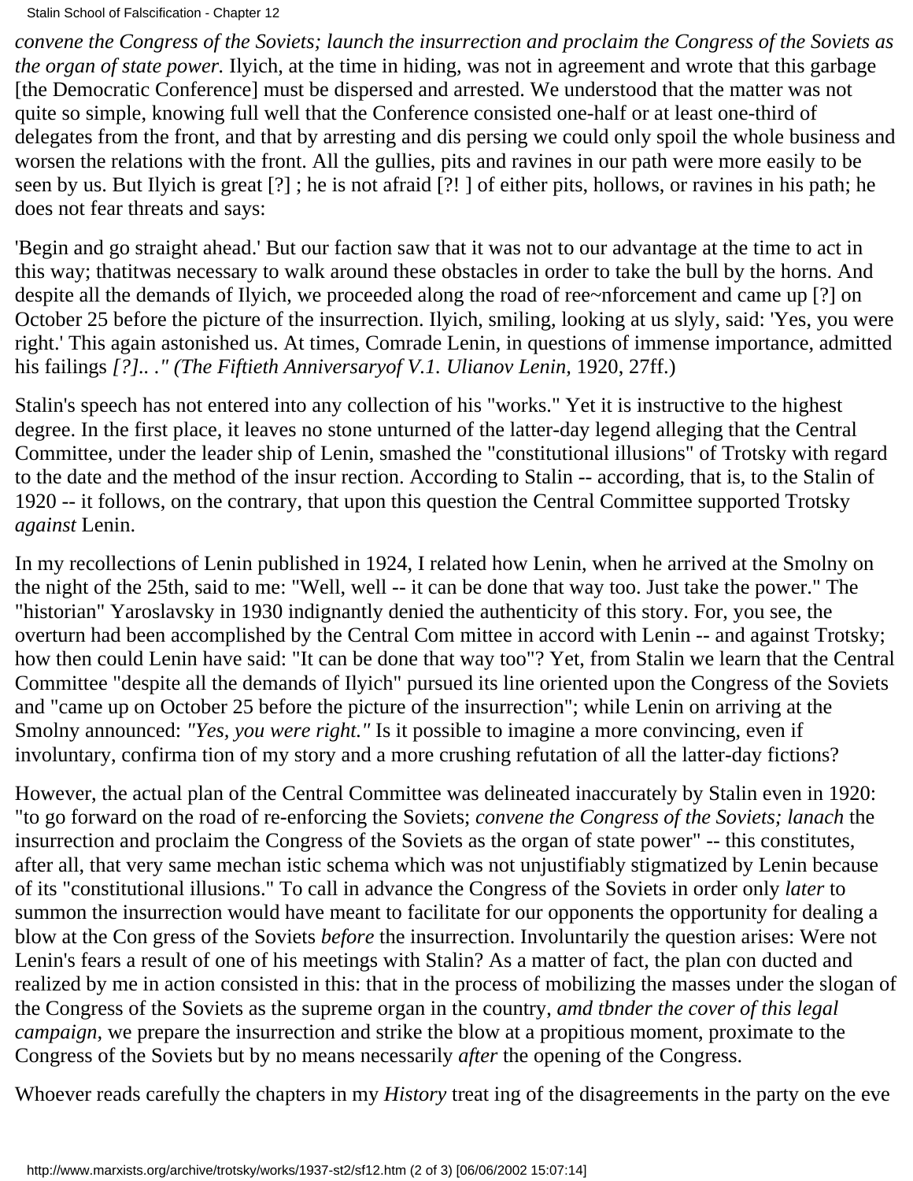*convene the Congress of the Soviets; launch the insurrection and proclaim the Congress of the Soviets as the organ of state power.* Ilyich, at the time in hiding, was not in agreement and wrote that this garbage [the Democratic Conference] must be dispersed and arrested. We understood that the matter was not quite so simple, knowing full well that the Conference consisted one-half or at least one-third of delegates from the front, and that by arresting and dis persing we could only spoil the whole business and worsen the relations with the front. All the gullies, pits and ravines in our path were more easily to be seen by us. But Ilyich is great [?] ; he is not afraid [?! ] of either pits, hollows, or ravines in his path; he does not fear threats and says:

'Begin and go straight ahead.' But our faction saw that it was not to our advantage at the time to act in this way; thatitwas necessary to walk around these obstacles in order to take the bull by the horns. And despite all the demands of Ilyich, we proceeded along the road of ree~nforcement and came up [?] on October 25 before the picture of the insurrection. Ilyich, smiling, looking at us slyly, said: 'Yes, you were right.' This again astonished us. At times, Comrade Lenin, in questions of immense importance, admitted his failings *[?].. ." (The Fiftieth Anniversaryof V.1. Ulianov Lenin,* 1920, 27ff.)

Stalin's speech has not entered into any collection of his "works." Yet it is instructive to the highest degree. In the first place, it leaves no stone unturned of the latter-day legend alleging that the Central Committee, under the leader ship of Lenin, smashed the "constitutional illusions" of Trotsky with regard to the date and the method of the insur rection. According to Stalin -- according, that is, to the Stalin of 1920 -- it follows, on the contrary, that upon this question the Central Committee supported Trotsky *against* Lenin.

In my recollections of Lenin published in 1924, I related how Lenin, when he arrived at the Smolny on the night of the 25th, said to me: "Well, well -- it can be done that way too. Just take the power." The "historian" Yaroslavsky in 1930 indignantly denied the authenticity of this story. For, you see, the overturn had been accomplished by the Central Com mittee in accord with Lenin -- and against Trotsky; how then could Lenin have said: "It can be done that way too"? Yet, from Stalin we learn that the Central Committee "despite all the demands of Ilyich" pursued its line oriented upon the Congress of the Soviets and "came up on October 25 before the picture of the insurrection"; while Lenin on arriving at the Smolny announced: *"Yes, you were right."* Is it possible to imagine a more convincing, even if involuntary, confirma tion of my story and a more crushing refutation of all the latter-day fictions?

However, the actual plan of the Central Committee was delineated inaccurately by Stalin even in 1920: "to go forward on the road of re-enforcing the Soviets; *convene the Congress of the Soviets; lanach* the insurrection and proclaim the Congress of the Soviets as the organ of state power" -- this constitutes, after all, that very same mechan istic schema which was not unjustifiably stigmatized by Lenin because of its "constitutional illusions." To call in advance the Congress of the Soviets in order only *later* to summon the insurrection would have meant to facilitate for our opponents the opportunity for dealing a blow at the Con gress of the Soviets *before* the insurrection. Involuntarily the question arises: Were not Lenin's fears a result of one of his meetings with Stalin? As a matter of fact, the plan con ducted and realized by me in action consisted in this: that in the process of mobilizing the masses under the slogan of the Congress of the Soviets as the supreme organ in the country, *amd tbnder the cover of this legal campaign,* we prepare the insurrection and strike the blow at a propitious moment, proximate to the Congress of the Soviets but by no means necessarily *after* the opening of the Congress.

Whoever reads carefully the chapters in my *History* treat ing of the disagreements in the party on the eve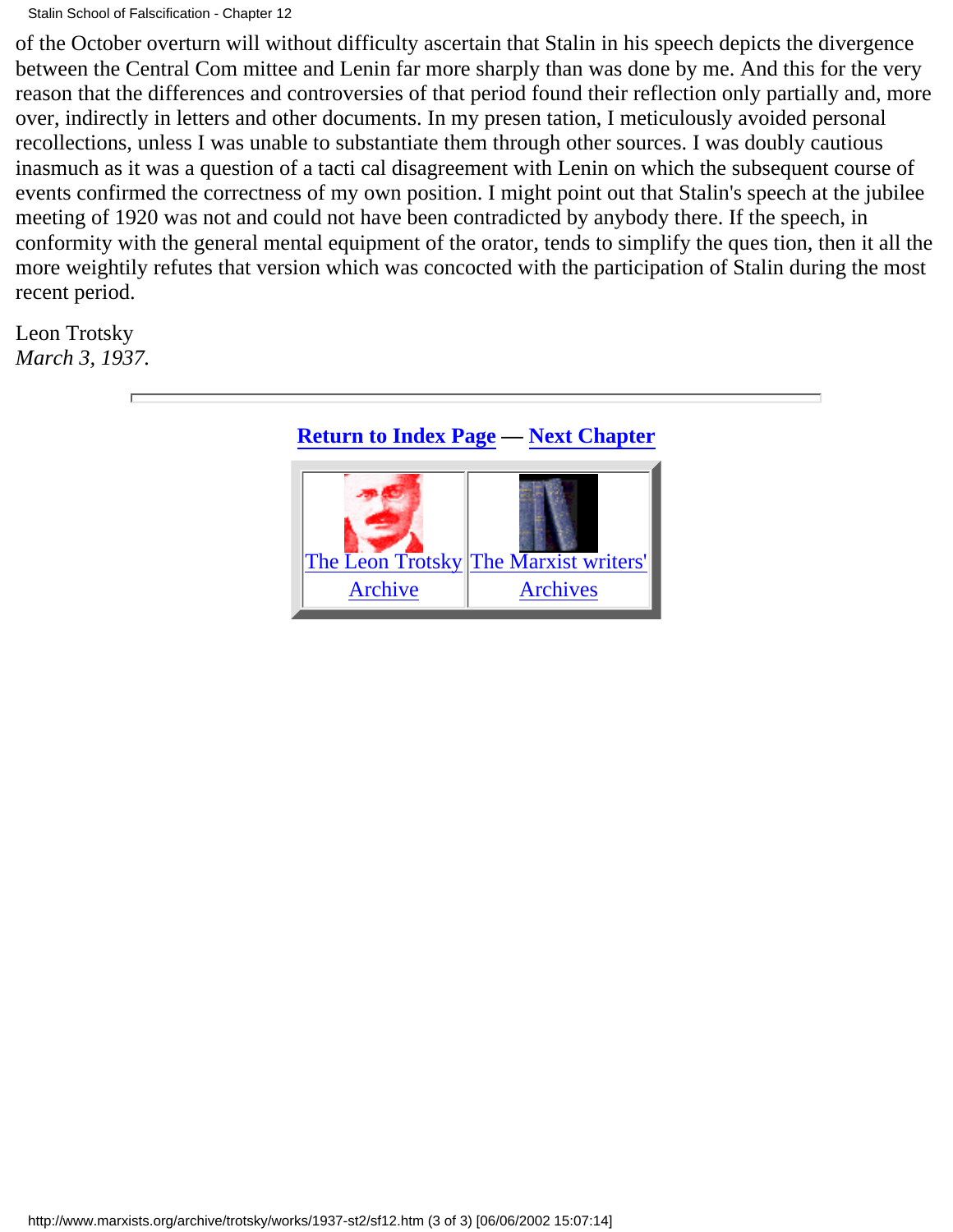of the October overturn will without difficulty ascertain that Stalin in his speech depicts the divergence between the Central Committee and Lenin far more sharply than was done by me. And this for the very reason that the differences and controversies of that period found their reflection only partially and, moreover, indirectly in letters and other documents. In my presentation, I meticulously avoided personal recollections, unless I was unable to substantiate them through other sources. I was doubly cautious inasmuch as it was a question of a tactical disagreement with Lenin on which the subsequent course of events confirmed the correctness of my own position. I might point out that Stalin's speech at the jubilee meeting of 1920 was not and could not have been contradicted by anybody there. If the speech, in conformity with the general mental equipment of the orator, tends to simplify the question, then it all the more weightily refutes that version which was concocted with the participation of Stalin during the most recent period.

Leon Trotsky
*March 3, 1937.*

---

**Return to Index Page — Next Chapter**

| The Leon Trotsky Archive | The Marxist writers' Archives |
|---|---|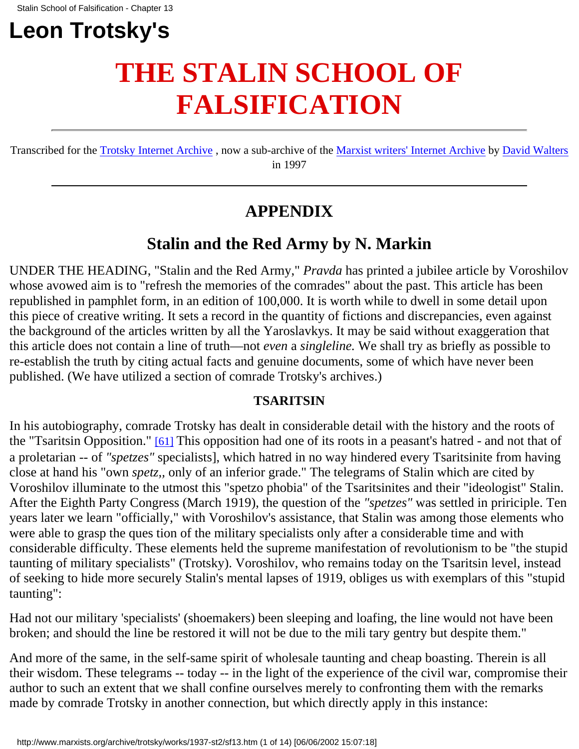# Leon Trotsky's

# THE STALIN SCHOOL OF FALSIFICATION

---

Transcribed for the Trotsky Internet Archive , now a sub-archive of the Marxist writers' Internet Archive by David Walters in 1997

---

## APPENDIX

## Stalin and the Red Army by N. Markin

UNDER THE HEADING, "Stalin and the Red Army," *Pravda* has printed a jubilee article by Voroshilov whose avowed aim is to "refresh the memories of the comrades" about the past. This article has been republished in pamphlet form, in an edition of 100,000. It is worth while to dwell in some detail upon this piece of creative writing. It sets a record in the quantity of fictions and discrepancies, even against the background of the articles written by all the Yaroslavkys. It may be said without exaggeration that this article does not contain a line of truth—not *even* a *singleline.* We shall try as briefly as possible to re-establish the truth by citing actual facts and genuine documents, some of which have never been published. (We have utilized a section of comrade Trotsky's archives.)

### TSARITSIN

In his autobiography, comrade Trotsky has dealt in considerable detail with the history and the roots of the "Tsaritsin Opposition." [61] This opposition had one of its roots in a peasant's hatred - and not that of a proletarian -- of *"spetzes"* specialists], which hatred in no way hindered every Tsaritsinite from having close at hand his "own *spetz,*, only of an inferior grade." The telegrams of Stalin which are cited by Voroshilov illuminate to the utmost this "spetzo phobia" of the Tsaritsinites and their "ideologist" Stalin. After the Eighth Party Congress (March 1919), the question of the *"spetzes"* was settled in priniciple. Ten years later we learn "officially," with Voroshilov's assistance, that Stalin was among those elements who were able to grasp the ques tion of the military specialists only after a considerable time and with considerable difficulty. These elements held the supreme manifestation of revolutionism to be "the stupid taunting of military specialists" (Trotsky). Voroshilov, who remains today on the Tsaritsin level, instead of seeking to hide more securely Stalin's mental lapses of 1919, obliges us with exemplars of this "stupid taunting":

Had not our military 'specialists' (shoemakers) been sleeping and loafing, the line would not have been broken; and should the line be restored it will not be due to the mili tary gentry but despite them."

And more of the same, in the self-same spirit of wholesale taunting and cheap boasting. Therein is all their wisdom. These telegrams -- today -- in the light of the experience of the civil war, compromise their author to such an extent that we shall confine ourselves merely to confronting them with the remarks made by comrade Trotsky in another connection, but which directly apply in this instance: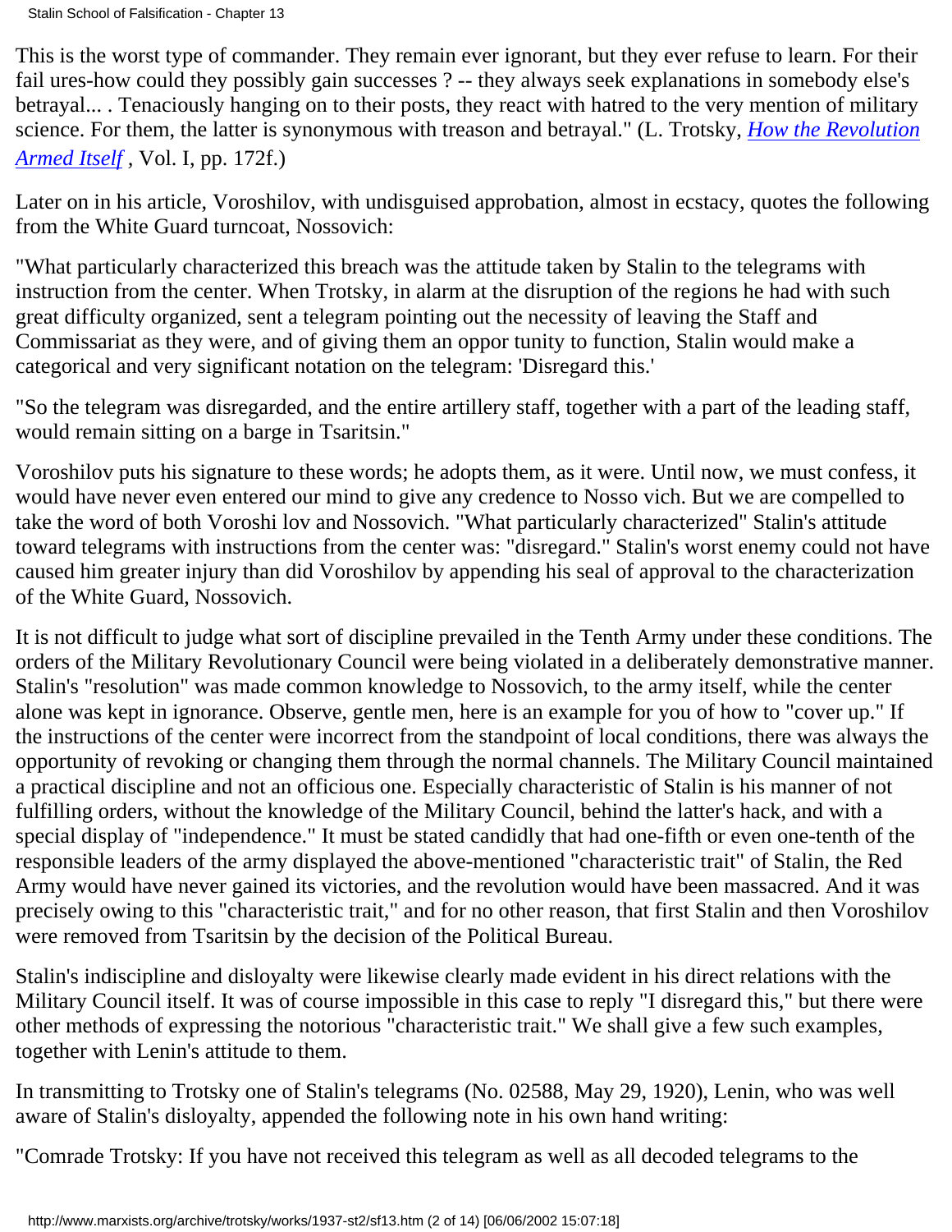This is the worst type of commander. They remain ever ignorant, but they ever refuse to learn. For their fail ures-how could they possibly gain successes ? -- they always seek explanations in somebody else's betrayal... . Tenaciously hanging on to their posts, they react with hatred to the very mention of military science. For them, the latter is synonymous with treason and betrayal." (L. Trotsky, *How the Revolution Armed Itself* , Vol. I, pp. 172f.)

Later on in his article, Voroshilov, with undisguised approbation, almost in ecstacy, quotes the following from the White Guard turncoat, Nossovich:

"What particularly characterized this breach was the attitude taken by Stalin to the telegrams with instruction from the center. When Trotsky, in alarm at the disruption of the regions he had with such great difficulty organized, sent a telegram pointing out the necessity of leaving the Staff and Commissariat as they were, and of giving them an oppor tunity to function, Stalin would make a categorical and very significant notation on the telegram: 'Disregard this.'

"So the telegram was disregarded, and the entire artillery staff, together with a part of the leading staff, would remain sitting on a barge in Tsaritsin."

Voroshilov puts his signature to these words; he adopts them, as it were. Until now, we must confess, it would have never even entered our mind to give any credence to Nosso vich. But we are compelled to take the word of both Voroshi lov and Nossovich. "What particularly characterized" Stalin's attitude toward telegrams with instructions from the center was: "disregard." Stalin's worst enemy could not have caused him greater injury than did Voroshilov by appending his seal of approval to the characterization of the White Guard, Nossovich.

It is not difficult to judge what sort of discipline prevailed in the Tenth Army under these conditions. The orders of the Military Revolutionary Council were being violated in a deliberately demonstrative manner. Stalin's "resolution" was made common knowledge to Nossovich, to the army itself, while the center alone was kept in ignorance. Observe, gentle men, here is an example for you of how to "cover up." If the instructions of the center were incorrect from the standpoint of local conditions, there was always the opportunity of revoking or changing them through the normal channels. The Military Council maintained a practical discipline and not an officious one. Especially characteristic of Stalin is his manner of not fulfilling orders, without the knowledge of the Military Council, behind the latter's hack, and with a special display of "independence." It must be stated candidly that had one-fifth or even one-tenth of the responsible leaders of the army displayed the above-mentioned "characteristic trait" of Stalin, the Red Army would have never gained its victories, and the revolution would have been massacred. And it was precisely owing to this "characteristic trait," and for no other reason, that first Stalin and then Voroshilov were removed from Tsaritsin by the decision of the Political Bureau.

Stalin's indiscipline and disloyalty were likewise clearly made evident in his direct relations with the Military Council itself. It was of course impossible in this case to reply "I disregard this," but there were other methods of expressing the notorious "characteristic trait." We shall give a few such examples, together with Lenin's attitude to them.

In transmitting to Trotsky one of Stalin's telegrams (No. 02588, May 29, 1920), Lenin, who was well aware of Stalin's disloyalty, appended the following note in his own hand writing:

"Comrade Trotsky: If you have not received this telegram as well as all decoded telegrams to the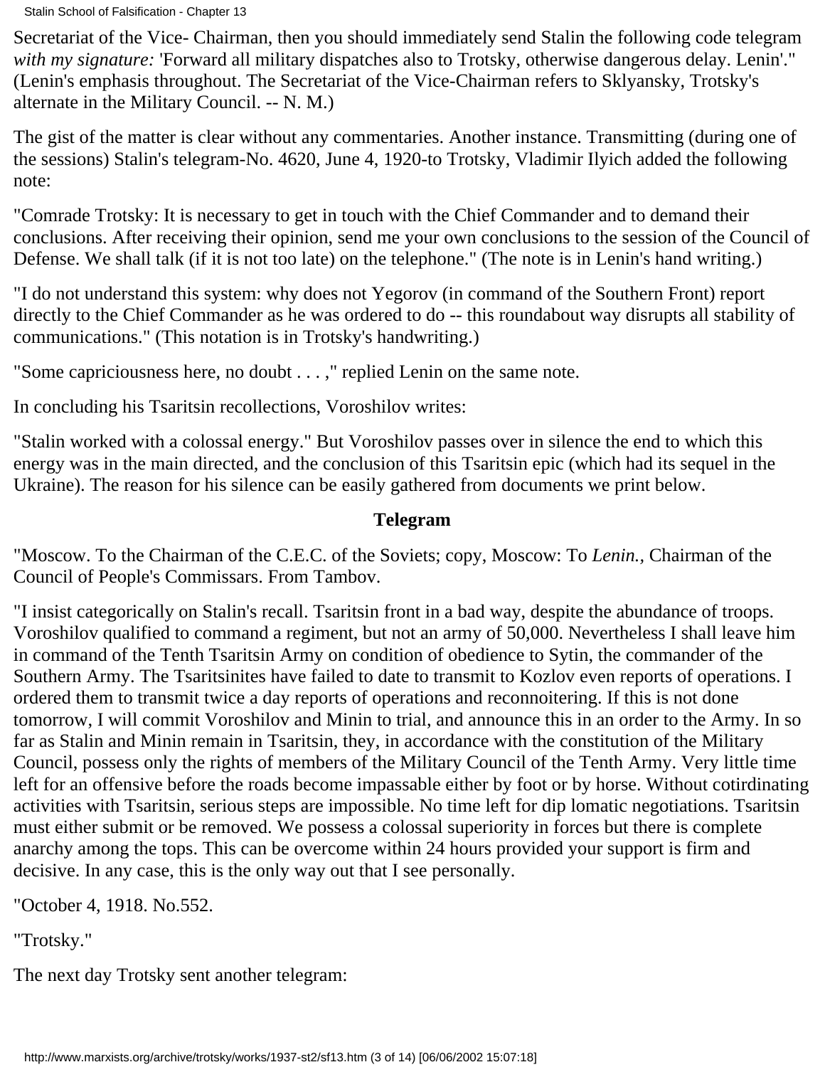Secretariat of the Vice- Chairman, then you should immediately send Stalin the following code telegram *with my signature:* 'Forward all military dispatches also to Trotsky, otherwise dangerous delay. Lenin'." (Lenin's emphasis throughout. The Secretariat of the Vice-Chairman refers to Sklyansky, Trotsky's alternate in the Military Council. -- N. M.)

The gist of the matter is clear without any commentaries. Another instance. Transmitting (during one of the sessions) Stalin's telegram-No. 4620, June 4, 1920-to Trotsky, Vladimir Ilyich added the following note:

"Comrade Trotsky: It is necessary to get in touch with the Chief Commander and to demand their conclusions. After receiving their opinion, send me your own conclusions to the session of the Council of Defense. We shall talk (if it is not too late) on the telephone." (The note is in Lenin's hand writing.)

"I do not understand this system: why does not Yegorov (in command of the Southern Front) report directly to the Chief Commander as he was ordered to do -- this roundabout way disrupts all stability of communications." (This notation is in Trotsky's handwriting.)

"Some capriciousness here, no doubt . . . ," replied Lenin on the same note.

In concluding his Tsaritsin recollections, Voroshilov writes:

"Stalin worked with a colossal energy." But Voroshilov passes over in silence the end to which this energy was in the main directed, and the conclusion of this Tsaritsin epic (which had its sequel in the Ukraine). The reason for his silence can be easily gathered from documents we print below.

**Telegram**

"Moscow. To the Chairman of the C.E.C. of the Soviets; copy, Moscow: To *Lenin.,* Chairman of the Council of People's Commissars. From Tambov.

"I insist categorically on Stalin's recall. Tsaritsin front in a bad way, despite the abundance of troops. Voroshilov qualified to command a regiment, but not an army of 50,000. Nevertheless I shall leave him in command of the Tenth Tsaritsin Army on condition of obedience to Sytin, the commander of the Southern Army. The Tsaritsinites have failed to date to transmit to Kozlov even reports of operations. I ordered them to transmit twice a day reports of operations and reconnoitering. If this is not done tomorrow, I will commit Voroshilov and Minin to trial, and announce this in an order to the Army. In so far as Stalin and Minin remain in Tsaritsin, they, in accordance with the constitution of the Military Council, possess only the rights of members of the Military Council of the Tenth Army. Very little time left for an offensive before the roads become impassable either by foot or by horse. Without cotirdinating activities with Tsaritsin, serious steps are impossible. No time left for dip lomatic negotiations. Tsaritsin must either submit or be removed. We possess a colossal superiority in forces but there is complete anarchy among the tops. This can be overcome within 24 hours provided your support is firm and decisive. In any case, this is the only way out that I see personally.

"October 4, 1918. No.552.

"Trotsky."

The next day Trotsky sent another telegram: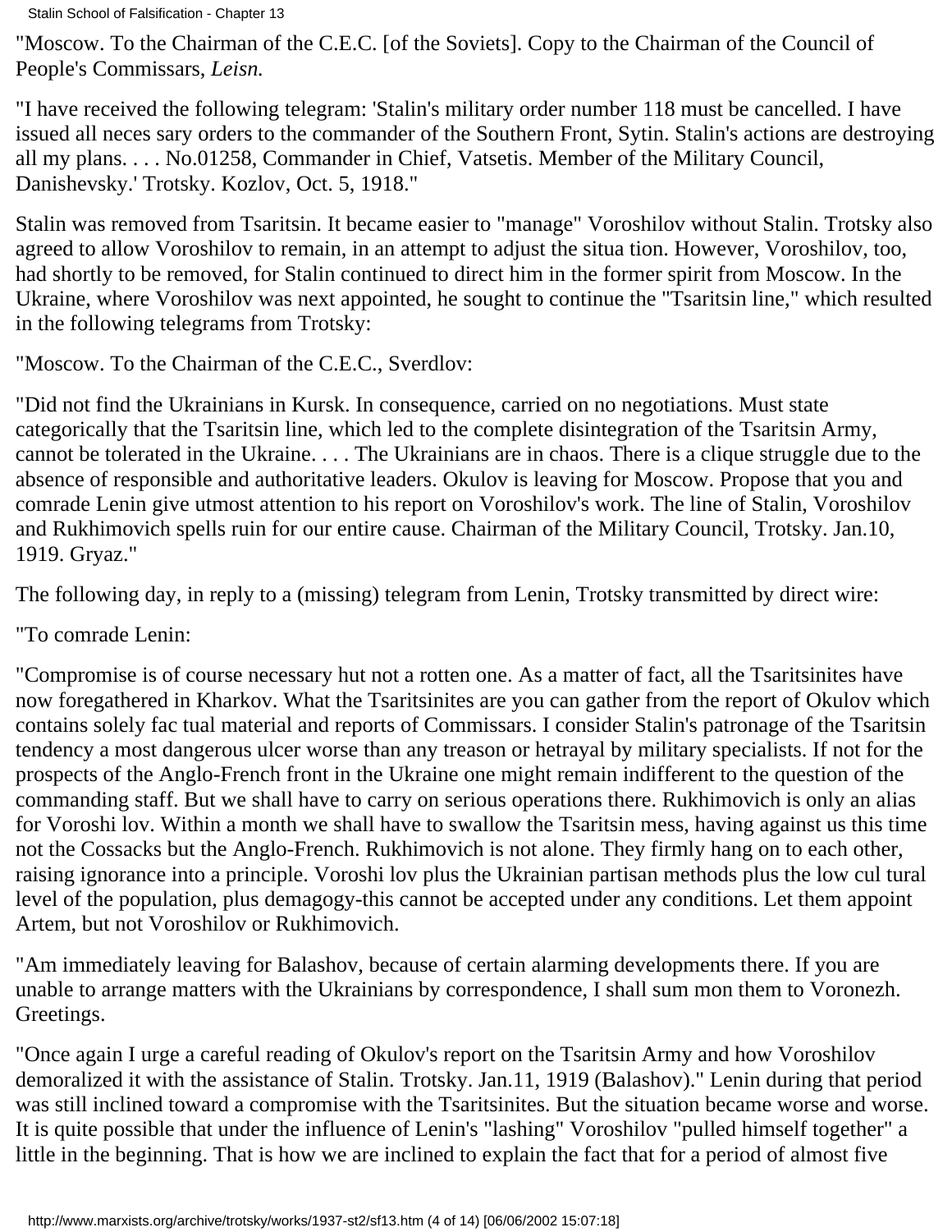"Moscow. To the Chairman of the C.E.C. [of the Soviets]. Copy to the Chairman of the Council of People's Commissars, *Leisn.*

"I have received the following telegram: 'Stalin's military order number 118 must be cancelled. I have issued all neces sary orders to the commander of the Southern Front, Sytin. Stalin's actions are destroying all my plans. . . . No.01258, Commander in Chief, Vatsetis. Member of the Military Council, Danishevsky.' Trotsky. Kozlov, Oct. 5, 1918."

Stalin was removed from Tsaritsin. It became easier to "manage" Voroshilov without Stalin. Trotsky also agreed to allow Voroshilov to remain, in an attempt to adjust the situa tion. However, Voroshilov, too, had shortly to be removed, for Stalin continued to direct him in the former spirit from Moscow. In the Ukraine, where Voroshilov was next appointed, he sought to continue the "Tsaritsin line," which resulted in the following telegrams from Trotsky:

"Moscow. To the Chairman of the C.E.C., Sverdlov:

"Did not find the Ukrainians in Kursk. In consequence, carried on no negotiations. Must state categorically that the Tsaritsin line, which led to the complete disintegration of the Tsaritsin Army, cannot be tolerated in the Ukraine. . . . The Ukrainians are in chaos. There is a clique struggle due to the absence of responsible and authoritative leaders. Okulov is leaving for Moscow. Propose that you and comrade Lenin give utmost attention to his report on Voroshilov's work. The line of Stalin, Voroshilov and Rukhimovich spells ruin for our entire cause. Chairman of the Military Council, Trotsky. Jan.10, 1919. Gryaz."

The following day, in reply to a (missing) telegram from Lenin, Trotsky transmitted by direct wire:

"To comrade Lenin:

"Compromise is of course necessary hut not a rotten one. As a matter of fact, all the Tsaritsinites have now foregathered in Kharkov. What the Tsaritsinites are you can gather from the report of Okulov which contains solely fac tual material and reports of Commissars. I consider Stalin's patronage of the Tsaritsin tendency a most dangerous ulcer worse than any treason or hetrayal by military specialists. If not for the prospects of the Anglo-French front in the Ukraine one might remain indifferent to the question of the commanding staff. But we shall have to carry on serious operations there. Rukhimovich is only an alias for Voroshi lov. Within a month we shall have to swallow the Tsaritsin mess, having against us this time not the Cossacks but the Anglo-French. Rukhimovich is not alone. They firmly hang on to each other, raising ignorance into a principle. Voroshi lov plus the Ukrainian partisan methods plus the low cul tural level of the population, plus demagogy-this cannot be accepted under any conditions. Let them appoint Artem, but not Voroshilov or Rukhimovich.

"Am immediately leaving for Balashov, because of certain alarming developments there. If you are unable to arrange matters with the Ukrainians by correspondence, I shall sum mon them to Voronezh. Greetings.

"Once again I urge a careful reading of Okulov's report on the Tsaritsin Army and how Voroshilov demoralized it with the assistance of Stalin. Trotsky. Jan.11, 1919 (Balashov)." Lenin during that period was still inclined toward a compromise with the Tsaritsinites. But the situation became worse and worse. It is quite possible that under the influence of Lenin's "lashing" Voroshilov "pulled himself together" a little in the beginning. That is how we are inclined to explain the fact that for a period of almost five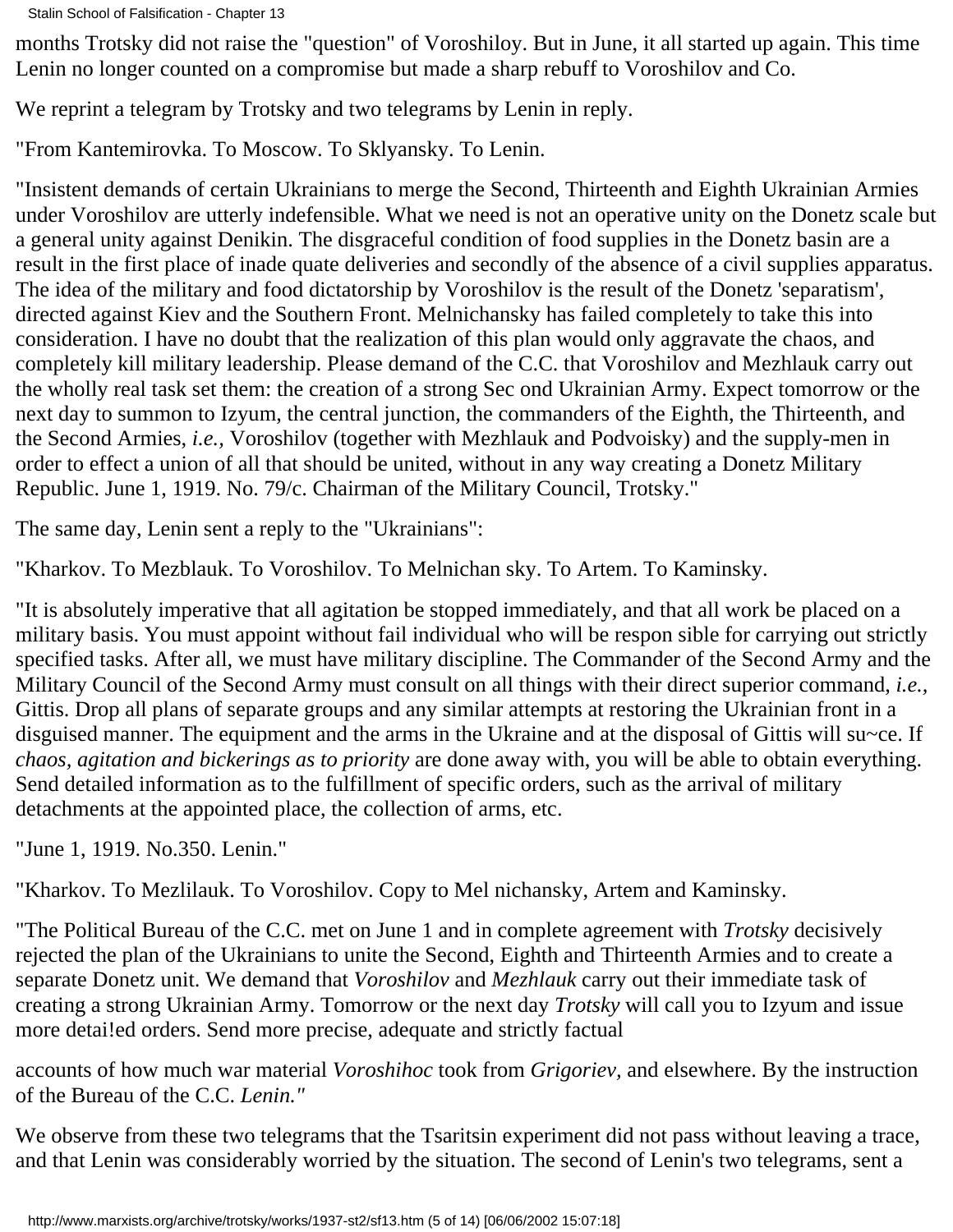months Trotsky did not raise the "question" of Voroshiloy. But in June, it all started up again. This time Lenin no longer counted on a compromise but made a sharp rebuff to Voroshilov and Co.

We reprint a telegram by Trotsky and two telegrams by Lenin in reply.

"From Kantemirovka. To Moscow. To Sklyansky. To Lenin.

"Insistent demands of certain Ukrainians to merge the Second, Thirteenth and Eighth Ukrainian Armies under Voroshilov are utterly indefensible. What we need is not an operative unity on the Donetz scale but a general unity against Denikin. The disgraceful condition of food supplies in the Donetz basin are a result in the first place of inade quate deliveries and secondly of the absence of a civil supplies apparatus. The idea of the military and food dictatorship by Voroshilov is the result of the Donetz 'separatism', directed against Kiev and the Southern Front. Melnichansky has failed completely to take this into consideration. I have no doubt that the realization of this plan would only aggravate the chaos, and completely kill military leadership. Please demand of the C.C. that Voroshilov and Mezhlauk carry out the wholly real task set them: the creation of a strong Sec ond Ukrainian Army. Expect tomorrow or the next day to summon to Izyum, the central junction, the commanders of the Eighth, the Thirteenth, and the Second Armies, *i.e.,* Voroshilov (together with Mezhlauk and Podvoisky) and the supply-men in order to effect a union of all that should be united, without in any way creating a Donetz Military Republic. June 1, 1919. No. 79/c. Chairman of the Military Council, Trotsky."

The same day, Lenin sent a reply to the "Ukrainians":

"Kharkov. To Mezblauk. To Voroshilov. To Melnichan sky. To Artem. To Kaminsky.

"It is absolutely imperative that all agitation be stopped immediately, and that all work be placed on a military basis. You must appoint without fail individual who will be respon sible for carrying out strictly specified tasks. After all, we must have military discipline. The Commander of the Second Army and the Military Council of the Second Army must consult on all things with their direct superior command, *i.e.,* Gittis. Drop all plans of separate groups and any similar attempts at restoring the Ukrainian front in a disguised manner. The equipment and the arms in the Ukraine and at the disposal of Gittis will su~ce. If *chaos, agitation and bickerings as to priority* are done away with, you will be able to obtain everything. Send detailed information as to the fulfillment of specific orders, such as the arrival of military detachments at the appointed place, the collection of arms, etc.

"June 1, 1919. No.350. Lenin."

"Kharkov. To Mezlilauk. To Voroshilov. Copy to Mel nichansky, Artem and Kaminsky.

"The Political Bureau of the C.C. met on June 1 and in complete agreement with *Trotsky* decisively rejected the plan of the Ukrainians to unite the Second, Eighth and Thirteenth Armies and to create a separate Donetz unit. We demand that *Voroshilov* and *Mezhlauk* carry out their immediate task of creating a strong Ukrainian Army. Tomorrow or the next day *Trotsky* will call you to Izyum and issue more detai!ed orders. Send more precise, adequate and strictly factual

accounts of how much war material *Voroshihoc* took from *Grigoriev,* and elsewhere. By the instruction of the Bureau of the C.C. *Lenin."*

We observe from these two telegrams that the Tsaritsin experiment did not pass without leaving a trace, and that Lenin was considerably worried by the situation. The second of Lenin's two telegrams, sent a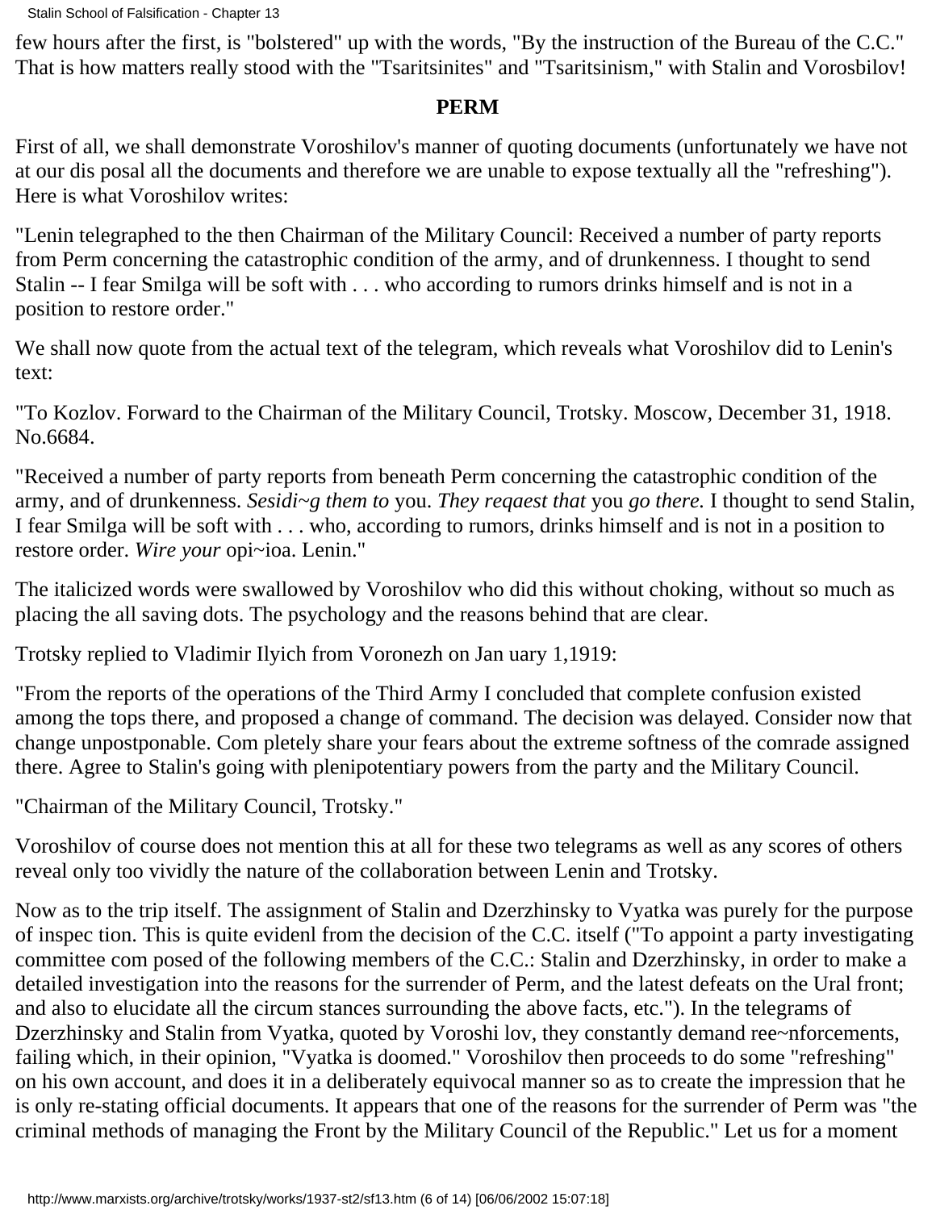few hours after the first, is "bolstered" up with the words, "By the instruction of the Bureau of the C.C." That is how matters really stood with the "Tsaritsinites" and "Tsaritsinism," with Stalin and Vorosbilov!

**PERM**

First of all, we shall demonstrate Voroshilov's manner of quoting documents (unfortunately we have not at our dis posal all the documents and therefore we are unable to expose textually all the "refreshing"). Here is what Voroshilov writes:

"Lenin telegraphed to the then Chairman of the Military Council: Received a number of party reports from Perm concerning the catastrophic condition of the army, and of drunkenness. I thought to send Stalin -- I fear Smilga will be soft with . . . who according to rumors drinks himself and is not in a position to restore order."

We shall now quote from the actual text of the telegram, which reveals what Voroshilov did to Lenin's text:

"To Kozlov. Forward to the Chairman of the Military Council, Trotsky. Moscow, December 31, 1918. No.6684.

"Received a number of party reports from beneath Perm concerning the catastrophic condition of the army, and of drunkenness. *Sesidi~g them to* you. *They reqaest that* you *go there.* I thought to send Stalin, I fear Smilga will be soft with . . . who, according to rumors, drinks himself and is not in a position to restore order. *Wire your* opi~ioa. Lenin."

The italicized words were swallowed by Voroshilov who did this without choking, without so much as placing the all saving dots. The psychology and the reasons behind that are clear.

Trotsky replied to Vladimir Ilyich from Voronezh on Jan uary 1,1919:

"From the reports of the operations of the Third Army I concluded that complete confusion existed among the tops there, and proposed a change of command. The decision was delayed. Consider now that change unpostponable. Com pletely share your fears about the extreme softness of the comrade assigned there. Agree to Stalin's going with plenipotentiary powers from the party and the Military Council.

"Chairman of the Military Council, Trotsky."

Voroshilov of course does not mention this at all for these two telegrams as well as any scores of others reveal only too vividly the nature of the collaboration between Lenin and Trotsky.

Now as to the trip itself. The assignment of Stalin and Dzerzhinsky to Vyatka was purely for the purpose of inspec tion. This is quite evidenl from the decision of the C.C. itself ("To appoint a party investigating committee com posed of the following members of the C.C.: Stalin and Dzerzhinsky, in order to make a detailed investigation into the reasons for the surrender of Perm, and the latest defeats on the Ural front; and also to elucidate all the circum stances surrounding the above facts, etc."). In the telegrams of Dzerzhinsky and Stalin from Vyatka, quoted by Voroshi lov, they constantly demand ree~nforcements, failing which, in their opinion, "Vyatka is doomed." Voroshilov then proceeds to do some "refreshing" on his own account, and does it in a deliberately equivocal manner so as to create the impression that he is only re-stating official documents. It appears that one of the reasons for the surrender of Perm was "the criminal methods of managing the Front by the Military Council of the Republic." Let us for a moment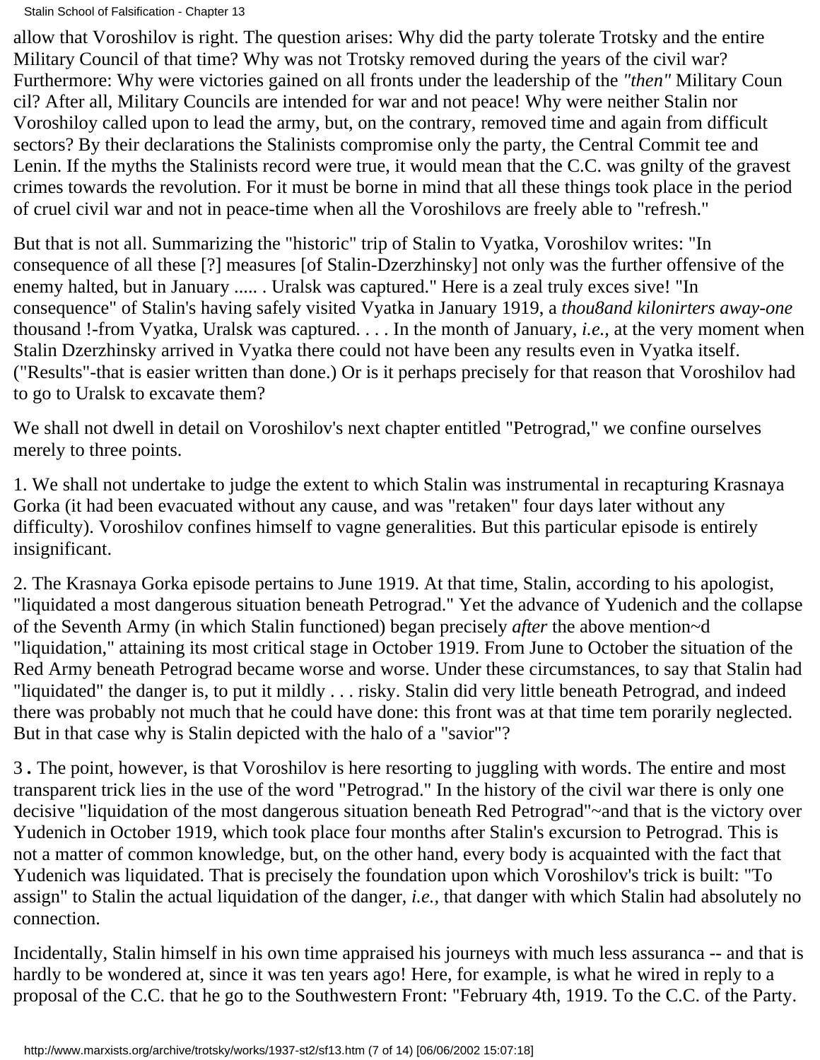allow that Voroshilov is right. The question arises: Why did the party tolerate Trotsky and the entire Military Council of that time? Why was not Trotsky removed during the years of the civil war? Furthermore: Why were victories gained on all fronts under the leadership of the *"then"* Military Coun cil? After all, Military Councils are intended for war and not peace! Why were neither Stalin nor Voroshiloy called upon to lead the army, but, on the contrary, removed time and again from difficult sectors? By their declarations the Stalinists compromise only the party, the Central Commit tee and Lenin. If the myths the Stalinists record were true, it would mean that the C.C. was gnilty of the gravest crimes towards the revolution. For it must be borne in mind that all these things took place in the period of cruel civil war and not in peace-time when all the Voroshilovs are freely able to "refresh."

But that is not all. Summarizing the "historic" trip of Stalin to Vyatka, Voroshilov writes: "In consequence of all these [?] measures [of Stalin-Dzerzhinsky] not only was the further offensive of the enemy halted, but in January ..... . Uralsk was captured." Here is a zeal truly exces sive! "In consequence" of Stalin's having safely visited Vyatka in January 1919, a *thou8and kilonirters away-one* thousand !-from Vyatka, Uralsk was captured. . . . In the month of January, *i.e.*, at the very moment when Stalin Dzerzhinsky arrived in Vyatka there could not have been any results even in Vyatka itself. ("Results"-that is easier written than done.) Or is it perhaps precisely for that reason that Voroshilov had to go to Uralsk to excavate them?

We shall not dwell in detail on Voroshilov's next chapter entitled "Petrograd," we confine ourselves merely to three points.

1. We shall not undertake to judge the extent to which Stalin was instrumental in recapturing Krasnaya Gorka (it had been evacuated without any cause, and was "retaken" four days later without any difficulty). Voroshilov confines himself to vagne generalities. But this particular episode is entirely insignificant.

2. The Krasnaya Gorka episode pertains to June 1919. At that time, Stalin, according to his apologist, "liquidated a most dangerous situation beneath Petrograd." Yet the advance of Yudenich and the collapse of the Seventh Army (in which Stalin functioned) began precisely *after* the above mention~d "liquidation," attaining its most critical stage in October 1919. From June to October the situation of the Red Army beneath Petrograd became worse and worse. Under these circumstances, to say that Stalin had "liquidated" the danger is, to put it mildly . . . risky. Stalin did very little beneath Petrograd, and indeed there was probably not much that he could have done: this front was at that time tem porarily neglected. But in that case why is Stalin depicted with the halo of a "savior"?

3. The point, however, is that Voroshilov is here resorting to juggling with words. The entire and most transparent trick lies in the use of the word "Petrograd." In the history of the civil war there is only one decisive "liquidation of the most dangerous situation beneath Red Petrograd"~and that is the victory over Yudenich in October 1919, which took place four months after Stalin's excursion to Petrograd. This is not a matter of common knowledge, but, on the other hand, every body is acquainted with the fact that Yudenich was liquidated. That is precisely the foundation upon which Voroshilov's trick is built: "To assign" to Stalin the actual liquidation of the danger, *i.e.*, that danger with which Stalin had absolutely no connection.

Incidentally, Stalin himself in his own time appraised his journeys with much less assuranca -- and that is hardly to be wondered at, since it was ten years ago! Here, for example, is what he wired in reply to a proposal of the C.C. that he go to the Southwestern Front: "February 4th, 1919. To the C.C. of the Party.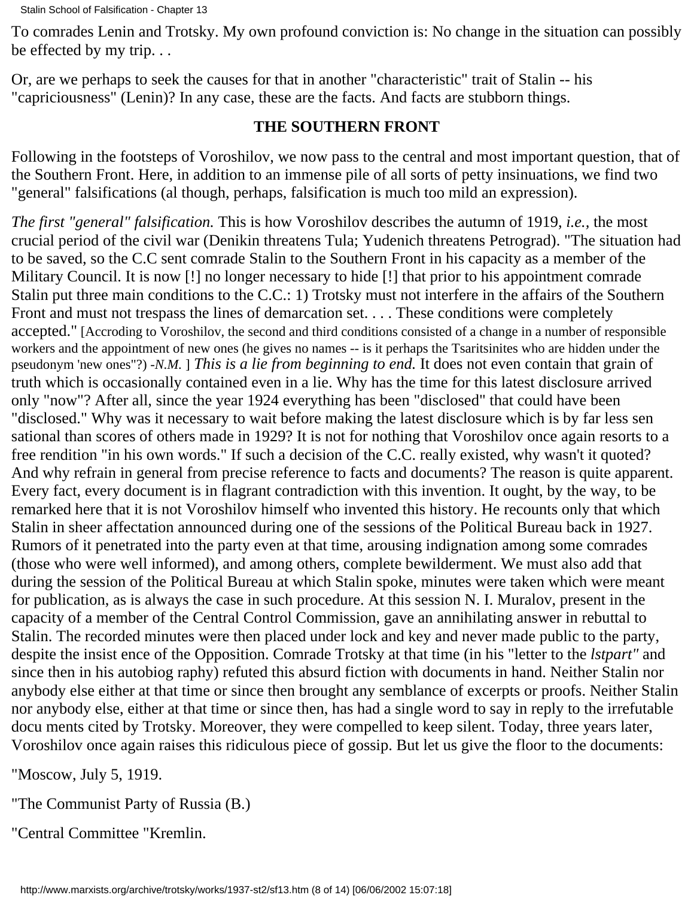To comrades Lenin and Trotsky. My own profound conviction is: No change in the situation can possibly be effected by my trip. . .

Or, are we perhaps to seek the causes for that in another "characteristic" trait of Stalin -- his "capriciousness" (Lenin)? In any case, these are the facts. And facts are stubborn things.

### THE SOUTHERN FRONT

Following in the footsteps of Voroshilov, we now pass to the central and most important question, that of the Southern Front. Here, in addition to an immense pile of all sorts of petty insinuations, we find two "general" falsifications (al though, perhaps, falsification is much too mild an expression).

*The first "general" falsification.* This is how Voroshilov describes the autumn of 1919, *i.e.*, the most crucial period of the civil war (Denikin threatens Tula; Yudenich threatens Petrograd). "The situation had to be saved, so the C.C sent comrade Stalin to the Southern Front in his capacity as a member of the Military Council. It is now [!] no longer necessary to hide [!] that prior to his appointment comrade Stalin put three main conditions to the C.C.: 1) Trotsky must not interfere in the affairs of the Southern Front and must not trespass the lines of demarcation set. . . . These conditions were completely accepted." [Accroding to Voroshilov, the second and third conditions consisted of a change in a number of responsible workers and the appointment of new ones (he gives no names -- is it perhaps the Tsaritsinites who are hidden under the pseudonym 'new ones"?) -*N.M.* ] *This is a lie from beginning to end.* It does not even contain that grain of truth which is occasionally contained even in a lie. Why has the time for this latest disclosure arrived only "now"? After all, since the year 1924 everything has been "disclosed" that could have been "disclosed." Why was it necessary to wait before making the latest disclosure which is by far less sen sational than scores of others made in 1929? It is not for nothing that Voroshilov once again resorts to a free rendition "in his own words." If such a decision of the C.C. really existed, why wasn't it quoted? And why refrain in general from precise reference to facts and documents? The reason is quite apparent. Every fact, every document is in flagrant contradiction with this invention. It ought, by the way, to be remarked here that it is not Voroshilov himself who invented this history. He recounts only that which Stalin in sheer affectation announced during one of the sessions of the Political Bureau back in 1927. Rumors of it penetrated into the party even at that time, arousing indignation among some comrades (those who were well informed), and among others, complete bewilderment. We must also add that during the session of the Political Bureau at which Stalin spoke, minutes were taken which were meant for publication, as is always the case in such procedure. At this session N. I. Muralov, present in the capacity of a member of the Central Control Commission, gave an annihilating answer in rebuttal to Stalin. The recorded minutes were then placed under lock and key and never made public to the party, despite the insist ence of the Opposition. Comrade Trotsky at that time (in his "letter to the *lstpart"* and since then in his autobiog raphy) refuted this absurd fiction with documents in hand. Neither Stalin nor anybody else either at that time or since then brought any semblance of excerpts or proofs. Neither Stalin nor anybody else, either at that time or since then, has had a single word to say in reply to the irrefutable docu ments cited by Trotsky. Moreover, they were compelled to keep silent. Today, three years later, Voroshilov once again raises this ridiculous piece of gossip. But let us give the floor to the documents:

"Moscow, July 5, 1919.

"The Communist Party of Russia (B.)

"Central Committee "Kremlin.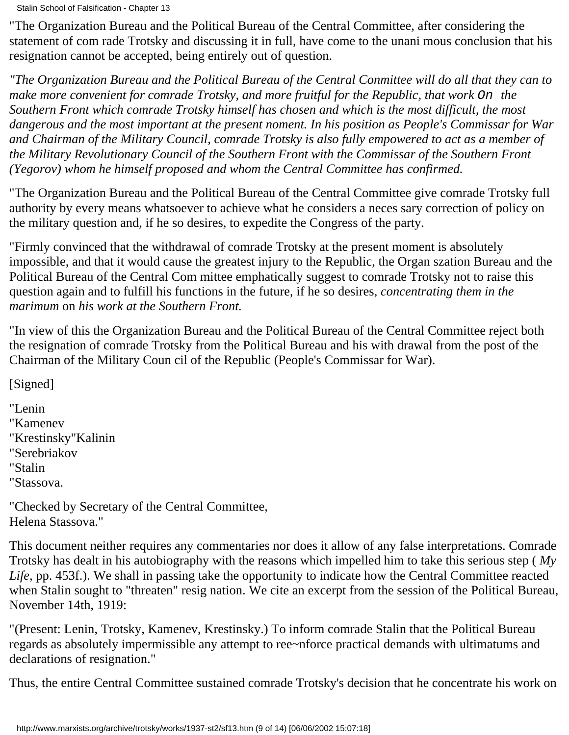"The Organization Bureau and the Political Bureau of the Central Committee, after considering the statement of com rade Trotsky and discussing it in full, have come to the unani mous conclusion that his resignation cannot be accepted, being entirely out of question.

*"The Organization Bureau and the Political Bureau of the Central Conmittee will do all that they can to make more convenient for comrade Trotsky, and more fruitful for the Republic, that work On the Southern Front which comrade Trotsky himself has chosen and which is the most difficult, the most dangerous and the most important at the present noment. In his position as People's Commissar for War and Chairman of the Military Council, comrade Trotsky is also fully empowered to act as a member of the Military Revolutionary Council of the Southern Front with the Commissar of the Southern Front (Yegorov) whom he himself proposed and whom the Central Committee has confirmed.*

"The Organization Bureau and the Political Bureau of the Central Committee give comrade Trotsky full authority by every means whatsoever to achieve what he considers a neces sary correction of policy on the military question and, if he so desires, to expedite the Congress of the party.

"Firmly convinced that the withdrawal of comrade Trotsky at the present moment is absolutely impossible, and that it would cause the greatest injury to the Republic, the Organ szation Bureau and the Political Bureau of the Central Com mittee emphatically suggest to comrade Trotsky not to raise this question again and to fulfill his functions in the future, if he so desires, *concentrating them in the marimum* on *his work at the Southern Front.*

"In view of this the Organization Bureau and the Political Bureau of the Central Committee reject both the resignation of comrade Trotsky from the Political Bureau and his with drawal from the post of the Chairman of the Military Coun cil of the Republic (People's Commissar for War).

[Signed]

"Lenin
"Kamenev
"Krestinsky"Kalinin
"Serebriakov
"Stalin
"Stassova.

"Checked by Secretary of the Central Committee,
Helena Stassova."

This document neither requires any commentaries nor does it allow of any false interpretations. Comrade Trotsky has dealt in his autobiography with the reasons which impelled him to take this serious step ( *My Life*, pp. 453f.). We shall in passing take the opportunity to indicate how the Central Committee reacted when Stalin sought to "threaten" resig nation. We cite an excerpt from the session of the Political Bureau, November 14th, 1919:

"(Present: Lenin, Trotsky, Kamenev, Krestinsky.) To inform comrade Stalin that the Political Bureau regards as absolutely impermissible any attempt to ree~nforce practical demands with ultimatums and declarations of resignation."

Thus, the entire Central Committee sustained comrade Trotsky's decision that he concentrate his work on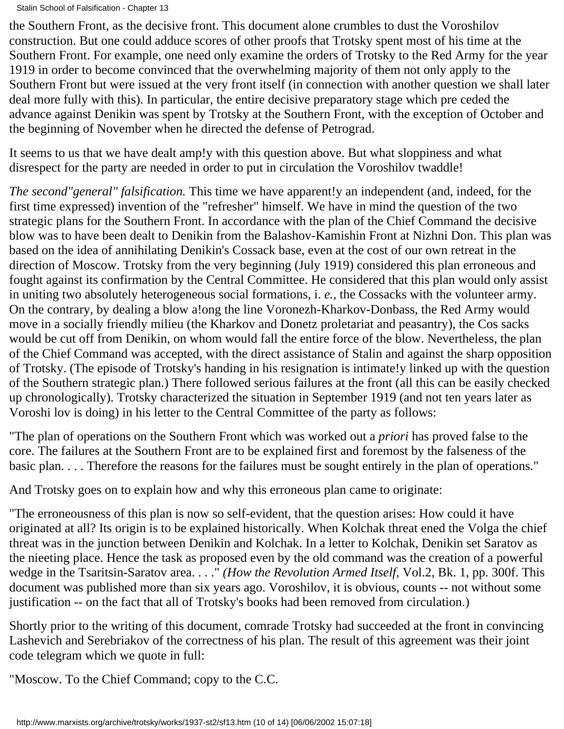the Southern Front, as the decisive front. This document alone crumbles to dust the Voroshilov construction. But one could adduce scores of other proofs that Trotsky spent most of his time at the Southern Front. For example, one need only examine the orders of Trotsky to the Red Army for the year 1919 in order to become convinced that the overwhelming majority of them not only apply to the Southern Front but were issued at the very front itself (in connection with another question we shall later deal more fully with this). In particular, the entire decisive preparatory stage which pre ceded the advance against Denikin was spent by Trotsky at the Southern Front, with the exception of October and the beginning of November when he directed the defense of Petrograd.

It seems to us that we have dealt amp!y with this question above. But what sloppiness and what disrespect for the party are needed in order to put in circulation the Voroshilov twaddle!

*The second"general" falsification.* This time we have apparent!y an independent (and, indeed, for the first time expressed) invention of the "refresher" himself. We have in mind the question of the two strategic plans for the Southern Front. In accordance with the plan of the Chief Command the decisive blow was to have been dealt to Denikin from the Balashov-Kamishin Front at Nizhni Don. This plan was based on the idea of annihilating Denikin's Cossack base, even at the cost of our own retreat in the direction of Moscow. Trotsky from the very beginning (July 1919) considered this plan erroneous and fought against its confirmation by the Central Committee. He considered that this plan would only assist in uniting two absolutely heterogeneous social formations, i. *e.*, the Cossacks with the volunteer army. On the contrary, by dealing a blow a!ong the line Voronezh-Kharkov-Donbass, the Red Army would move in a socially friendly milieu (the Kharkov and Donetz proletariat and peasantry), the Cos sacks would be cut off from Denikin, on whom would fall the entire force of the blow. Nevertheless, the plan of the Chief Command was accepted, with the direct assistance of Stalin and against the sharp opposition of Trotsky. (The episode of Trotsky's handing in his resignation is intimate!y linked up with the question of the Southern strategic plan.) There followed serious failures at the front (all this can be easily checked up chronologically). Trotsky characterized the situation in September 1919 (and not ten years later as Voroshi lov is doing) in his letter to the Central Committee of the party as follows:

"The plan of operations on the Southern Front which was worked out a *priori* has proved false to the core. The failures at the Southern Front are to be explained first and foremost by the falseness of the basic plan. . . . Therefore the reasons for the failures must be sought entirely in the plan of operations."

And Trotsky goes on to explain how and why this erroneous plan came to originate:

"The erroneousness of this plan is now so self-evident, that the question arises: How could it have originated at all? Its origin is to be explained historically. When Kolchak threat ened the Volga the chief threat was in the junction between Denikin and Kolchak. In a letter to Kolchak, Denikin set Saratov as the nieeting place. Hence the task as proposed even by the old command was the creation of a powerful wedge in the Tsaritsin-Saratov area. . . ." *(How the Revolution Armed Itself,* Vol.2, Bk. 1, pp. 300f. This document was published more than six years ago. Voroshilov, it is obvious, counts -- not without some justification -- on the fact that all of Trotsky's books had been removed from circulation.)

Shortly prior to the writing of this document, comrade Trotsky had succeeded at the front in convincing Lashevich and Serebriakov of the correctness of his plan. The result of this agreement was their joint code telegram which we quote in full:

"Moscow. To the Chief Command; copy to the C.C.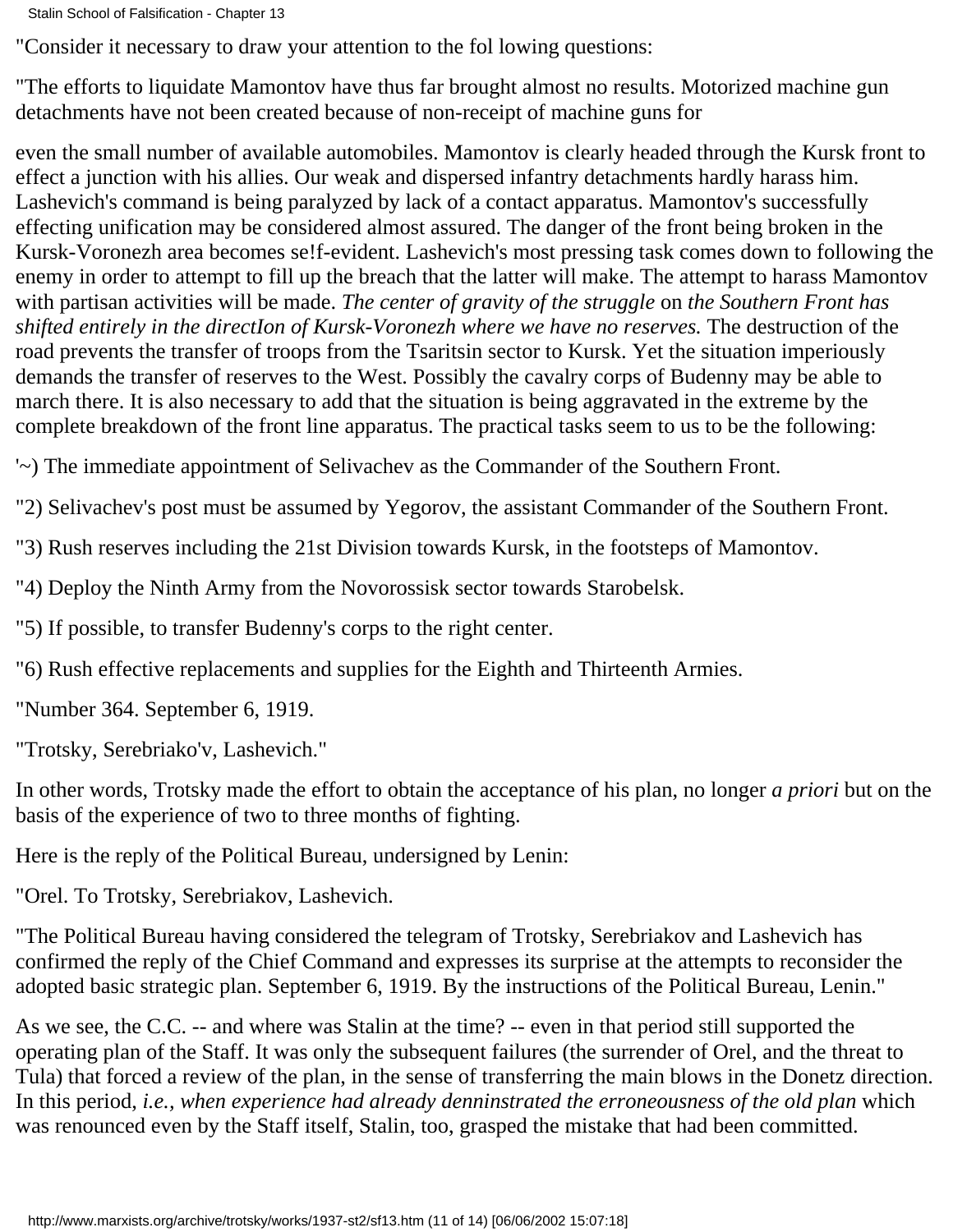"Consider it necessary to draw your attention to the fol lowing questions:

"The efforts to liquidate Mamontov have thus far brought almost no results. Motorized machine gun detachments have not been created because of non-receipt of machine guns for

even the small number of available automobiles. Mamontov is clearly headed through the Kursk front to effect a junction with his allies. Our weak and dispersed infantry detachments hardly harass him. Lashevich's command is being paralyzed by lack of a contact apparatus. Mamontov's successfully effecting unification may be considered almost assured. The danger of the front being broken in the Kursk-Voronezh area becomes se!f-evident. Lashevich's most pressing task comes down to following the enemy in order to attempt to fill up the breach that the latter will make. The attempt to harass Mamontov with partisan activities will be made. *The center of gravity of the struggle* on *the Southern Front has shifted entirely in the directIon of Kursk-Voronezh where we have no reserves.* The destruction of the road prevents the transfer of troops from the Tsaritsin sector to Kursk. Yet the situation imperiously demands the transfer of reserves to the West. Possibly the cavalry corps of Budenny may be able to march there. It is also necessary to add that the situation is being aggravated in the extreme by the complete breakdown of the front line apparatus. The practical tasks seem to us to be the following:

'~) The immediate appointment of Selivachev as the Commander of the Southern Front.

"2) Selivachev's post must be assumed by Yegorov, the assistant Commander of the Southern Front.

"3) Rush reserves including the 21st Division towards Kursk, in the footsteps of Mamontov.

"4) Deploy the Ninth Army from the Novorossisk sector towards Starobelsk.

"5) If possible, to transfer Budenny's corps to the right center.

"6) Rush effective replacements and supplies for the Eighth and Thirteenth Armies.

"Number 364. September 6, 1919.

"Trotsky, Serebriako'v, Lashevich."

In other words, Trotsky made the effort to obtain the acceptance of his plan, no longer *a priori* but on the basis of the experience of two to three months of fighting.

Here is the reply of the Political Bureau, undersigned by Lenin:

"Orel. To Trotsky, Serebriakov, Lashevich.

"The Political Bureau having considered the telegram of Trotsky, Serebriakov and Lashevich has confirmed the reply of the Chief Command and expresses its surprise at the attempts to reconsider the adopted basic strategic plan. September 6, 1919. By the instructions of the Political Bureau, Lenin."

As we see, the C.C. -- and where was Stalin at the time? -- even in that period still supported the operating plan of the Staff. It was only the subsequent failures (the surrender of Orel, and the threat to Tula) that forced a review of the plan, in the sense of transferring the main blows in the Donetz direction. In this period, *i.e., when experience had already denninstrated the erroneousness of the old plan* which was renounced even by the Staff itself, Stalin, too, grasped the mistake that had been committed.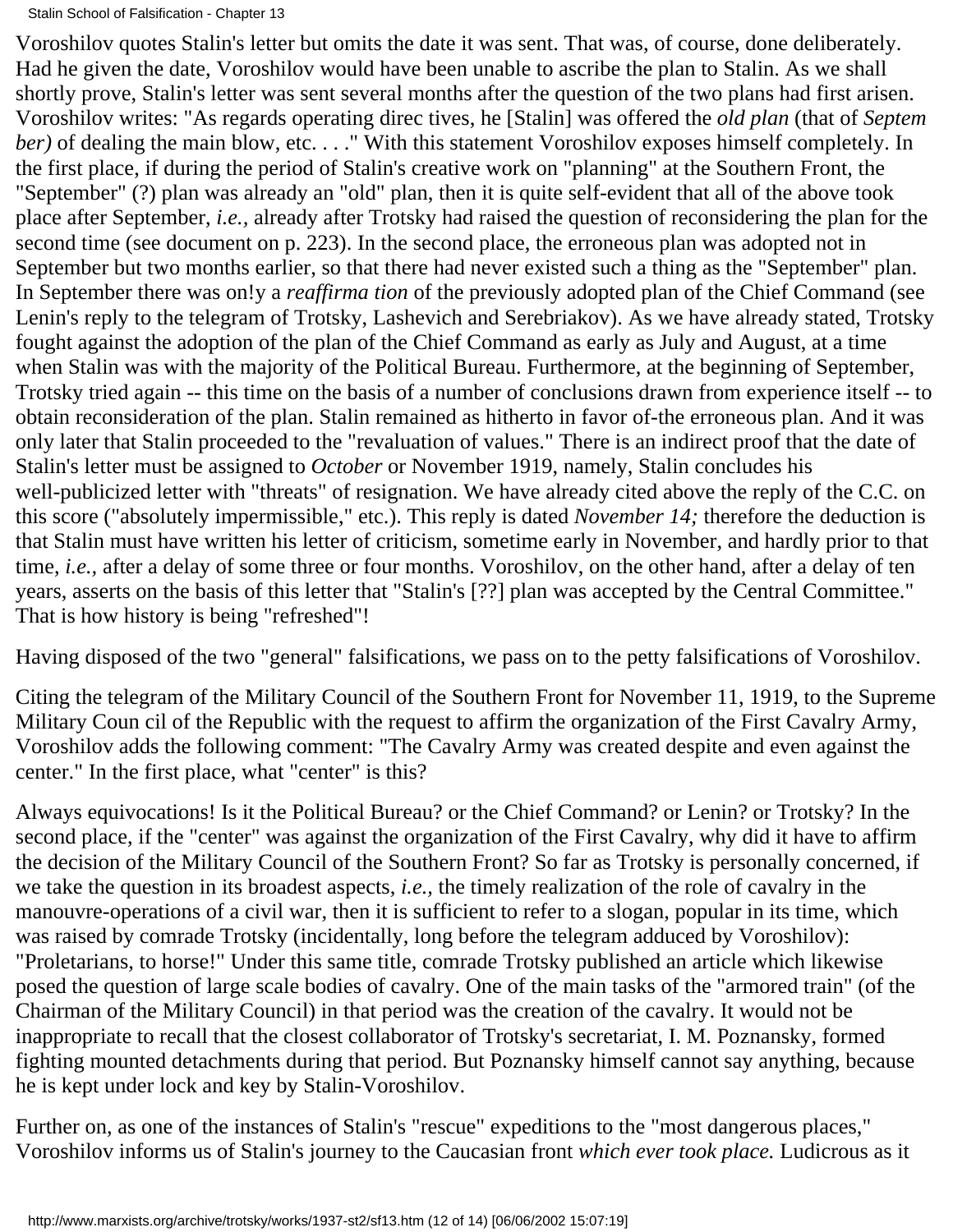Voroshilov quotes Stalin's letter but omits the date it was sent. That was, of course, done deliberately. Had he given the date, Voroshilov would have been unable to ascribe the plan to Stalin. As we shall shortly prove, Stalin's letter was sent several months after the question of the two plans had first arisen. Voroshilov writes: "As regards operating direc tives, he [Stalin] was offered the *old plan* (that of *Septem ber)* of dealing the main blow, etc. . . ." With this statement Voroshilov exposes himself completely. In the first place, if during the period of Stalin's creative work on "planning" at the Southern Front, the "September" (?) plan was already an "old" plan, then it is quite self-evident that all of the above took place after September, *i.e.,* already after Trotsky had raised the question of reconsidering the plan for the second time (see document on p. 223). In the second place, the erroneous plan was adopted not in September but two months earlier, so that there had never existed such a thing as the "September" plan. In September there was on!y a *reaffirma tion* of the previously adopted plan of the Chief Command (see Lenin's reply to the telegram of Trotsky, Lashevich and Serebriakov). As we have already stated, Trotsky fought against the adoption of the plan of the Chief Command as early as July and August, at a time when Stalin was with the majority of the Political Bureau. Furthermore, at the beginning of September, Trotsky tried again -- this time on the basis of a number of conclusions drawn from experience itself -- to obtain reconsideration of the plan. Stalin remained as hitherto in favor of-the erroneous plan. And it was only later that Stalin proceeded to the "revaluation of values." There is an indirect proof that the date of Stalin's letter must be assigned to *October* or November 1919, namely, Stalin concludes his well-publicized letter with "threats" of resignation. We have already cited above the reply of the C.C. on this score ("absolutely impermissible," etc.). This reply is dated *November 14;* therefore the deduction is that Stalin must have written his letter of criticism, sometime early in November, and hardly prior to that time, *i.e.,* after a delay of some three or four months. Voroshilov, on the other hand, after a delay of ten years, asserts on the basis of this letter that "Stalin's [??] plan was accepted by the Central Committee." That is how history is being "refreshed"!

Having disposed of the two "general" falsifications, we pass on to the petty falsifications of Voroshilov.

Citing the telegram of the Military Council of the Southern Front for November 11, 1919, to the Supreme Military Coun cil of the Republic with the request to affirm the organization of the First Cavalry Army, Voroshilov adds the following comment: "The Cavalry Army was created despite and even against the center." In the first place, what "center" is this?

Always equivocations! Is it the Political Bureau? or the Chief Command? or Lenin? or Trotsky? In the second place, if the "center" was against the organization of the First Cavalry, why did it have to affirm the decision of the Military Council of the Southern Front? So far as Trotsky is personally concerned, if we take the question in its broadest aspects, *i.e.,* the timely realization of the role of cavalry in the manouvre-operations of a civil war, then it is sufficient to refer to a slogan, popular in its time, which was raised by comrade Trotsky (incidentally, long before the telegram adduced by Voroshilov): "Proletarians, to horse!" Under this same title, comrade Trotsky published an article which likewise posed the question of large scale bodies of cavalry. One of the main tasks of the "armored train" (of the Chairman of the Military Council) in that period was the creation of the cavalry. It would not be inappropriate to recall that the closest collaborator of Trotsky's secretariat, I. M. Poznansky, formed fighting mounted detachments during that period. But Poznansky himself cannot say anything, because he is kept under lock and key by Stalin-Voroshilov.

Further on, as one of the instances of Stalin's "rescue" expeditions to the "most dangerous places," Voroshilov informs us of Stalin's journey to the Caucasian front *which ever took place.* Ludicrous as it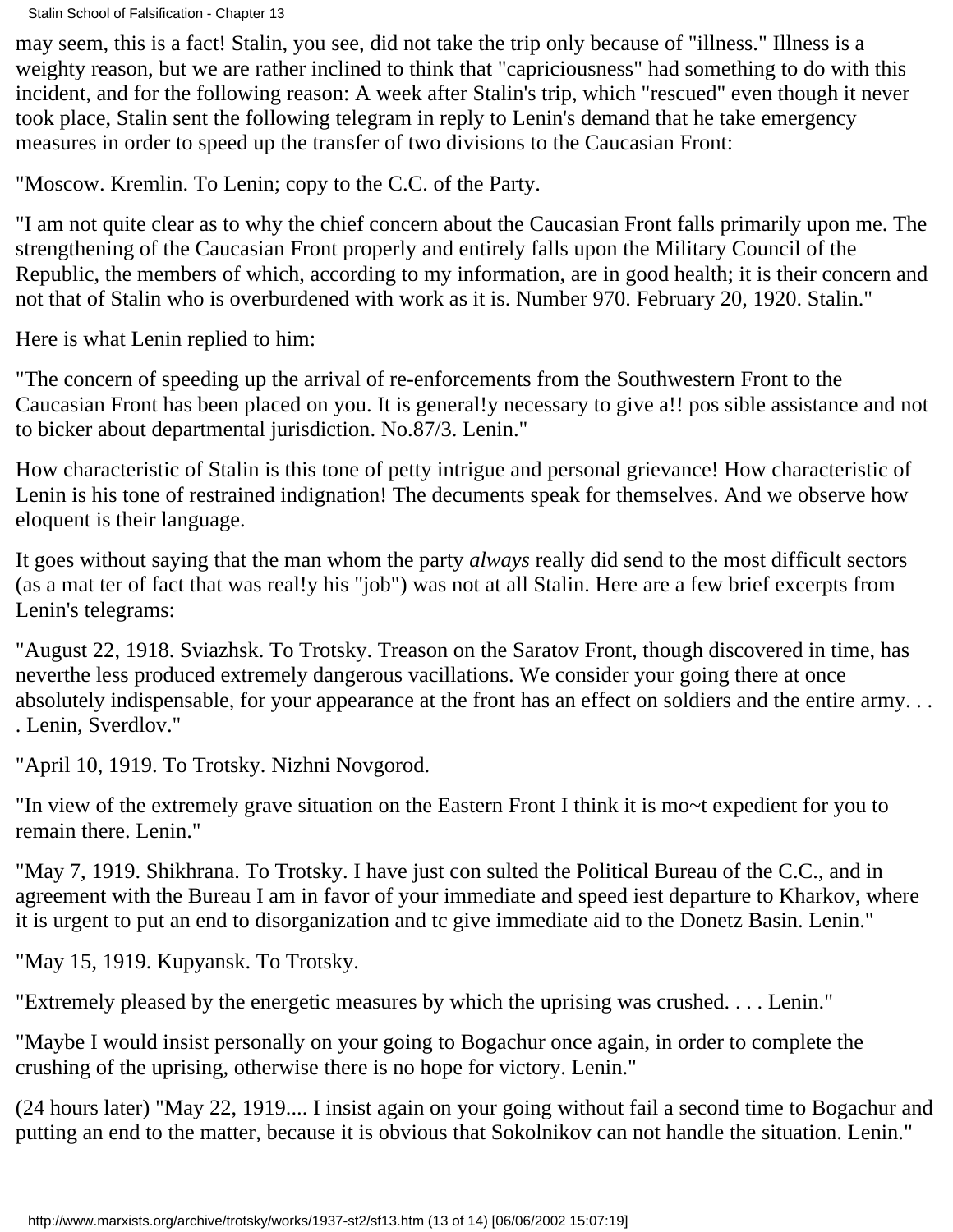may seem, this is a fact! Stalin, you see, did not take the trip only because of "illness." Illness is a weighty reason, but we are rather inclined to think that "capriciousness" had something to do with this incident, and for the following reason: A week after Stalin's trip, which "rescued" even though it never took place, Stalin sent the following telegram in reply to Lenin's demand that he take emergency measures in order to speed up the transfer of two divisions to the Caucasian Front:

"Moscow. Kremlin. To Lenin; copy to the C.C. of the Party.

"I am not quite clear as to why the chief concern about the Caucasian Front falls primarily upon me. The strengthening of the Caucasian Front properly and entirely falls upon the Military Council of the Republic, the members of which, according to my information, are in good health; it is their concern and not that of Stalin who is overburdened with work as it is. Number 970. February 20, 1920. Stalin."

Here is what Lenin replied to him:

"The concern of speeding up the arrival of re-enforcements from the Southwestern Front to the Caucasian Front has been placed on you. It is general!y necessary to give a!! pos sible assistance and not to bicker about departmental jurisdiction. No.87/3. Lenin."

How characteristic of Stalin is this tone of petty intrigue and personal grievance! How characteristic of Lenin is his tone of restrained indignation! The decuments speak for themselves. And we observe how eloquent is their language.

It goes without saying that the man whom the party *always* really did send to the most difficult sectors (as a mat ter of fact that was real!y his "job") was not at all Stalin. Here are a few brief excerpts from Lenin's telegrams:

"August 22, 1918. Sviazhsk. To Trotsky. Treason on the Saratov Front, though discovered in time, has neverthe less produced extremely dangerous vacillations. We consider your going there at once absolutely indispensable, for your appearance at the front has an effect on soldiers and the entire army. . . . Lenin, Sverdlov."

"April 10, 1919. To Trotsky. Nizhni Novgorod.

"In view of the extremely grave situation on the Eastern Front I think it is mo~t expedient for you to remain there. Lenin."

"May 7, 1919. Shikhrana. To Trotsky. I have just con sulted the Political Bureau of the C.C., and in agreement with the Bureau I am in favor of your immediate and speed iest departure to Kharkov, where it is urgent to put an end to disorganization and tc give immediate aid to the Donetz Basin. Lenin."

"May 15, 1919. Kupyansk. To Trotsky.

"Extremely pleased by the energetic measures by which the uprising was crushed. . . . Lenin."

"Maybe I would insist personally on your going to Bogachur once again, in order to complete the crushing of the uprising, otherwise there is no hope for victory. Lenin."

(24 hours later) "May 22, 1919.... I insist again on your going without fail a second time to Bogachur and putting an end to the matter, because it is obvious that Sokolnikov can not handle the situation. Lenin."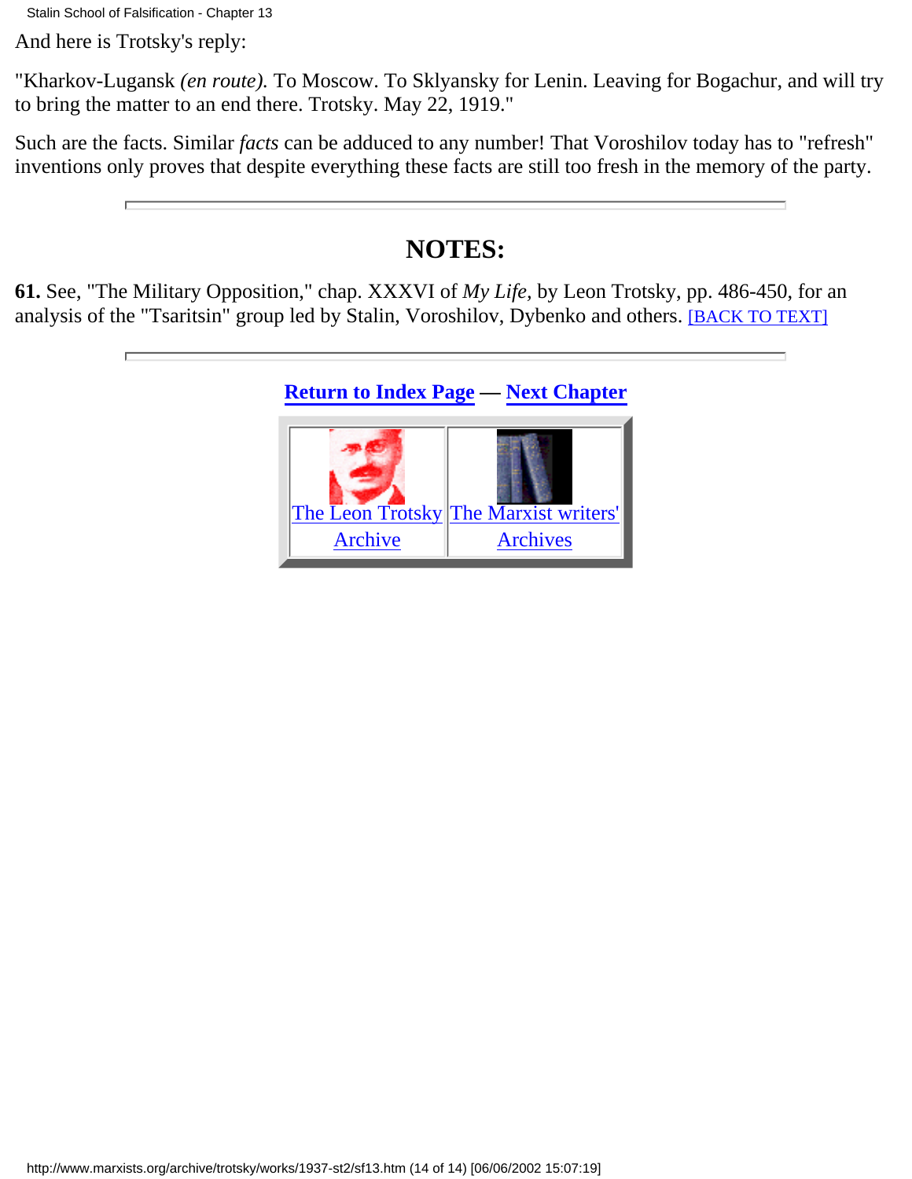And here is Trotsky's reply:

"Kharkov-Lugansk *(en route).* To Moscow. To Sklyansky for Lenin. Leaving for Bogachur, and will try to bring the matter to an end there. Trotsky. May 22, 1919."

Such are the facts. Similar *facts* can be adduced to any number! That Voroshilov today has to "refresh" inventions only proves that despite everything these facts are still too fresh in the memory of the party.

---

## NOTES:

**61.** See, "The Military Opposition," chap. XXXVI of *My Life,* by Leon Trotsky, pp. 486-450, for an analysis of the "Tsaritsin" group led by Stalin, Voroshilov, Dybenko and others. [BACK TO TEXT]

---

**Return to Index Page — Next Chapter**

The Leon Trotsky Archive | The Marxist writers' Archives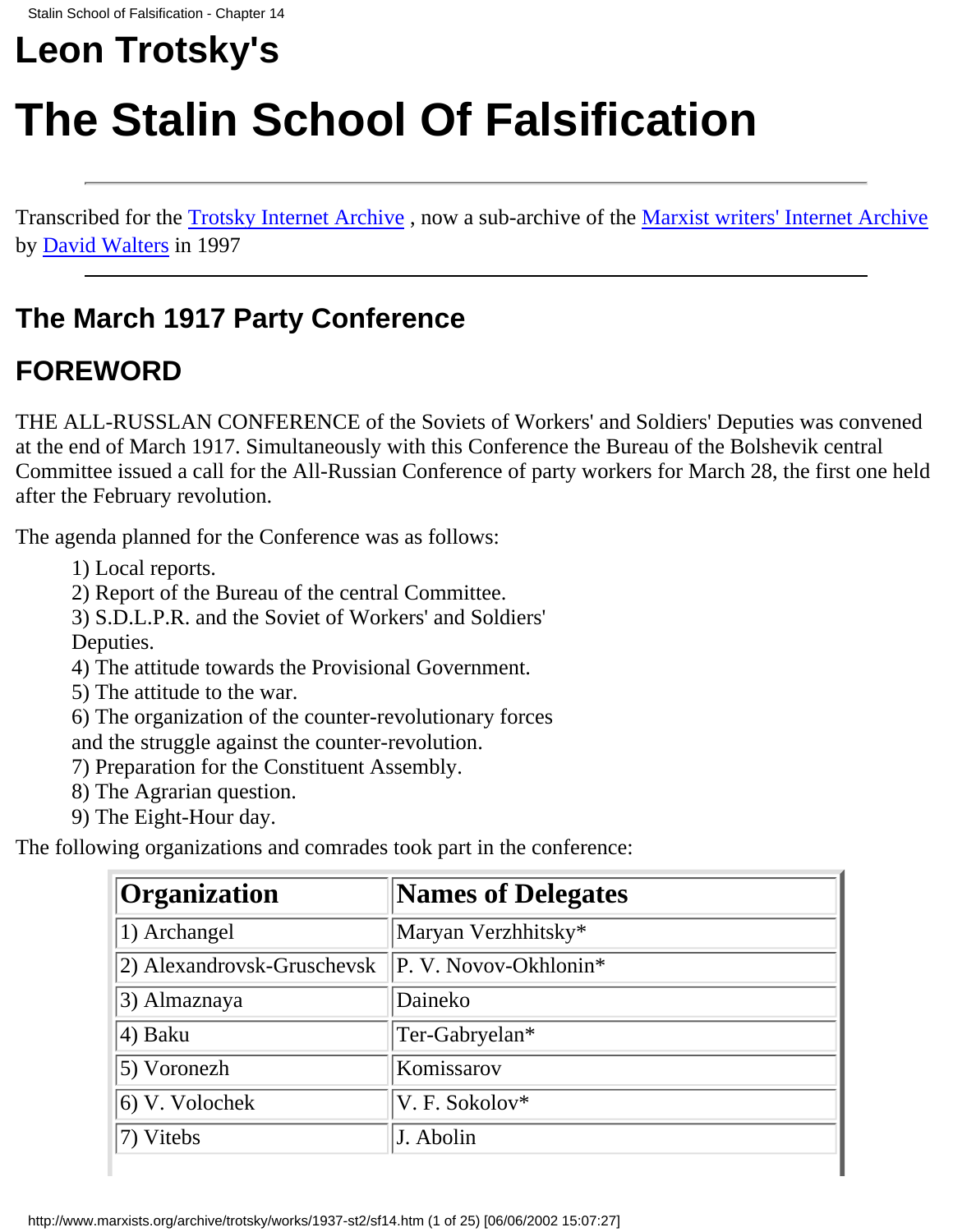# Leon Trotsky's

# The Stalin School Of Falsification

---

Transcribed for the Trotsky Internet Archive , now a sub-archive of the Marxist writers' Internet Archive by David Walters in 1997

---

## The March 1917 Party Conference

## FOREWORD

THE ALL-RUSSLAN CONFERENCE of the Soviets of Workers' and Soldiers' Deputies was convened at the end of March 1917. Simultaneously with this Conference the Bureau of the Bolshevik central Committee issued a call for the All-Russian Conference of party workers for March 28, the first one held after the February revolution.

The agenda planned for the Conference was as follows:

1) Local reports.
2) Report of the Bureau of the central Committee.
3) S.D.L.P.R. and the Soviet of Workers' and Soldiers' Deputies.
4) The attitude towards the Provisional Government.
5) The attitude to the war.
6) The organization of the counter-revolutionary forces and the struggle against the counter-revolution.
7) Preparation for the Constituent Assembly.
8) The Agrarian question.
9) The Eight-Hour day.

The following organizations and comrades took part in the conference:

| Organization | Names of Delegates |
|---|---|
| 1) Archangel | Maryan Verzhhitsky* |
| 2) Alexandrovsk-Gruschevsk | P. V. Novov-Okhlonin* |
| 3) Almaznaya | Daineko |
| 4) Baku | Ter-Gabryelan* |
| 5) Voronezh | Komissarov |
| 6) V. Volochek | V. F. Sokolov* |
| 7) Vitebs | J. Abolin |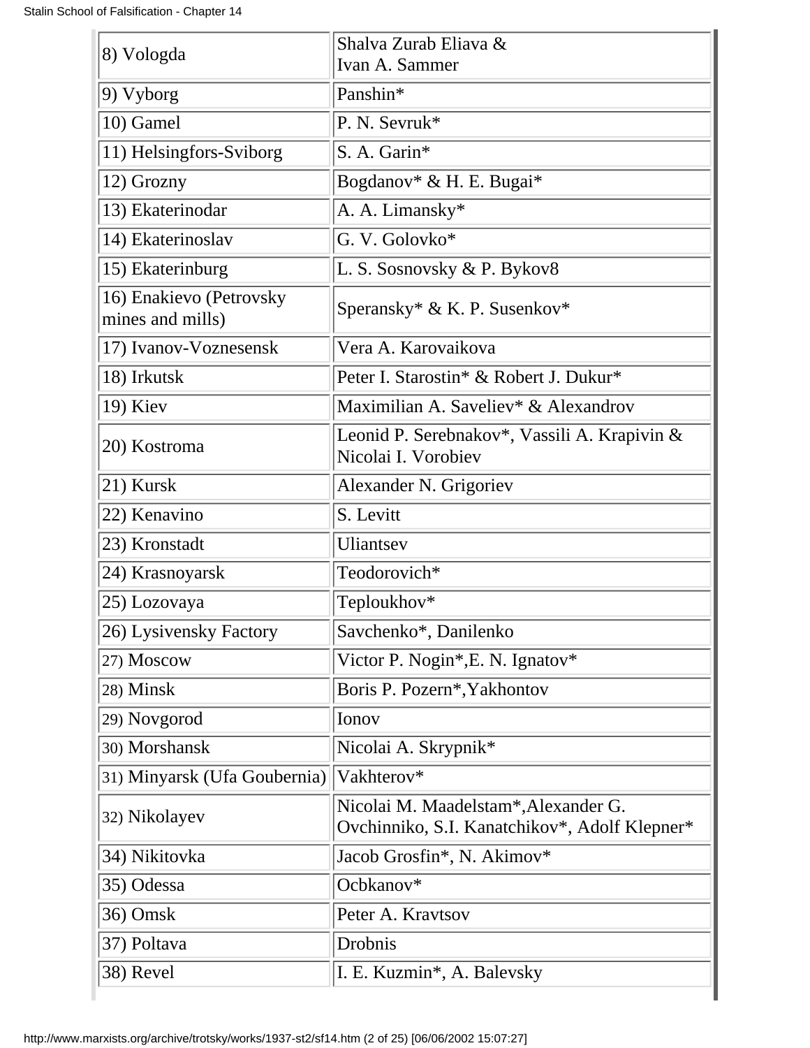| | |
|---|---|
| 8) Vologda | Shalva Zurab Eliava & Ivan A. Sammer |
| 9) Vyborg | Panshin* |
| 10) Gamel | P. N. Sevruk* |
| 11) Helsingfors-Sviborg | S. A. Garin* |
| 12) Grozny | Bogdanov* & H. E. Bugai* |
| 13) Ekaterinodar | A. A. Limansky* |
| 14) Ekaterinoslav | G. V. Golovko* |
| 15) Ekaterinburg | L. S. Sosnovsky & P. Bykov8 |
| 16) Enakievo (Petrovsky mines and mills) | Speransky* & K. P. Susenkov* |
| 17) Ivanov-Voznesensk | Vera A. Karovaikova |
| 18) Irkutsk | Peter I. Starostin* & Robert J. Dukur* |
| 19) Kiev | Maximilian A. Saveliev* & Alexandrov |
| 20) Kostroma | Leonid P. Serebnakov*, Vassili A. Krapivin & Nicolai I. Vorobiev |
| 21) Kursk | Alexander N. Grigoriev |
| 22) Kenavino | S. Levitt |
| 23) Kronstadt | Uliantsev |
| 24) Krasnoyarsk | Teodorovich* |
| 25) Lozovaya | Teploukhov* |
| 26) Lysivensky Factory | Savchenko*, Danilenko |
| 27) Moscow | Victor P. Nogin*,E. N. Ignatov* |
| 28) Minsk | Boris P. Pozern*,Yakhontov |
| 29) Novgorod | Ionov |
| 30) Morshansk | Nicolai A. Skrypnik* |
| 31) Minyarsk (Ufa Goubernia) | Vakhterov* |
| 32) Nikolayev | Nicolai M. Maadelstam*,Alexander G. Ovchinniko, S.I. Kanatchikov*, Adolf Klepner* |
| 34) Nikitovka | Jacob Grosfin*, N. Akimov* |
| 35) Odessa | Ocbkanov* |
| 36) Omsk | Peter A. Kravtsov |
| 37) Poltava | Drobnis |
| 38) Revel | I. E. Kuzmin*, A. Balevsky |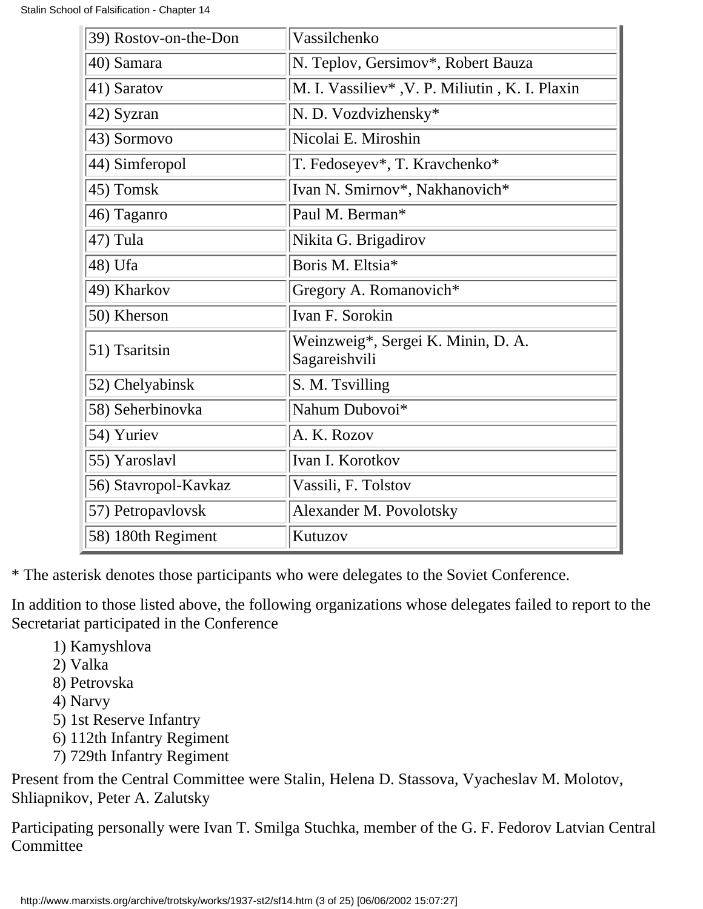| 39) Rostov-on-the-Don | Vassilchenko |
|---|---|
| 40) Samara | N. Teplov, Gersimov*, Robert Bauza |
| 41) Saratov | M. I. Vassiliev* ,V. P. Miliutin , K. I. Plaxin |
| 42) Syzran | N. D. Vozdvizhensky* |
| 43) Sormovo | Nicolai E. Miroshin |
| 44) Simferopol | T. Fedoseyev*, T. Kravchenko* |
| 45) Tomsk | Ivan N. Smirnov*, Nakhanovich* |
| 46) Taganro | Paul M. Berman* |
| 47) Tula | Nikita G. Brigadirov |
| 48) Ufa | Boris M. Eltsia* |
| 49) Kharkov | Gregory A. Romanovich* |
| 50) Kherson | Ivan F. Sorokin |
| 51) Tsaritsin | Weinzweig*, Sergei K. Minin, D. A. Sagareishvili |
| 52) Chelyabinsk | S. M. Tsvilling |
| 58) Seherbinovka | Nahum Dubovoi* |
| 54) Yuriev | A. K. Rozov |
| 55) Yaroslavl | Ivan I. Korotkov |
| 56) Stavropol-Kavkaz | Vassili, F. Tolstov |
| 57) Petropavlovsk | Alexander M. Povolotsky |
| 58) 180th Regiment | Kutuzov |

* The asterisk denotes those participants who were delegates to the Soviet Conference.

In addition to those listed above, the following organizations whose delegates failed to report to the Secretariat participated in the Conference

1) Kamyshlova
2) Valka
8) Petrovska
4) Narvy
5) 1st Reserve Infantry
6) 112th Infantry Regiment
7) 729th Infantry Regiment

Present from the Central Committee were Stalin, Helena D. Stassova, Vyacheslav M. Molotov, Shliapnikov, Peter A. Zalutsky

Participating personally were Ivan T. Smilga Stuchka, member of the G. F. Fedorov Latvian Central Committee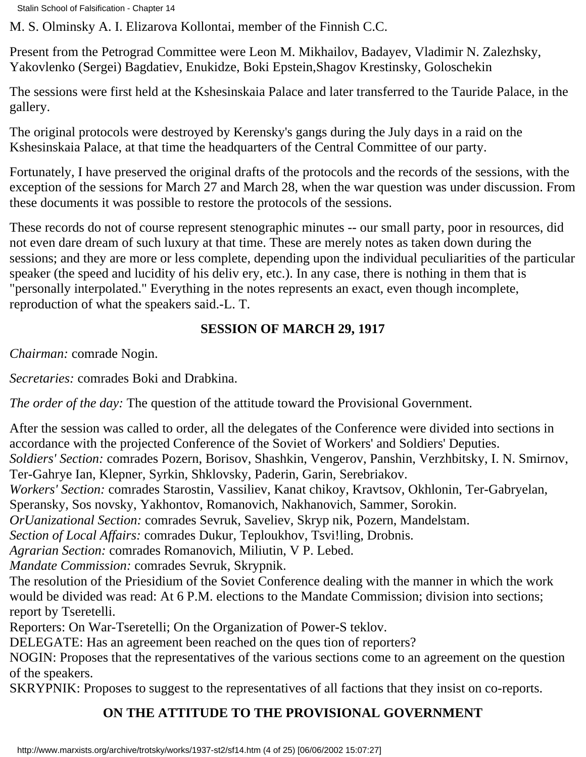M. S. Olminsky A. I. Elizarova Kollontai, member of the Finnish C.C.

Present from the Petrograd Committee were Leon M. Mikhailov, Badayev, Vladimir N. Zalezhsky, Yakovlenko (Sergei) Bagdatiev, Enukidze, Boki Epstein,Shagov Krestinsky, Goloschekin

The sessions were first held at the Kshesinskaia Palace and later transferred to the Tauride Palace, in the gallery.

The original protocols were destroyed by Kerensky's gangs during the July days in a raid on the Kshesinskaia Palace, at that time the headquarters of the Central Committee of our party.

Fortunately, I have preserved the original drafts of the protocols and the records of the sessions, with the exception of the sessions for March 27 and March 28, when the war question was under discussion. From these documents it was possible to restore the protocols of the sessions.

These records do not of course represent stenographic minutes -- our small party, poor in resources, did not even dare dream of such luxury at that time. These are merely notes as taken down during the sessions; and they are more or less complete, depending upon the individual peculiarities of the particular speaker (the speed and lucidity of his deliv ery, etc.). In any case, there is nothing in them that is "personally interpolated." Everything in the notes represents an exact, even though incomplete, reproduction of what the speakers said.-L. T.

## SESSION OF MARCH 29, 1917

*Chairman:* comrade Nogin.

*Secretaries:* comrades Boki and Drabkina.

*The order of the day:* The question of the attitude toward the Provisional Government.

After the session was called to order, all the delegates of the Conference were divided into sections in accordance with the projected Conference of the Soviet of Workers' and Soldiers' Deputies.
*Soldiers' Section:* comrades Pozern, Borisov, Shashkin, Vengerov, Panshin, Verzhbitsky, I. N. Smirnov, Ter-Gahrye Ian, Klepner, Syrkin, Shklovsky, Paderin, Garin, Serebriakov.
*Workers' Section:* comrades Starostin, Vassiliev, Kanat chikoy, Kravtsov, Okhlonin, Ter-Gabryelan, Speransky, Sos novsky, Yakhontov, Romanovich, Nakhanovich, Sammer, Sorokin.
*OrUanizational Section:* comrades Sevruk, Saveliev, Skryp nik, Pozern, Mandelstam.
*Section of Local Affairs:* comrades Dukur, Teploukhov, Tsvi!ling, Drobnis.
*Agrarian Section:* comrades Romanovich, Miliutin, V P. Lebed.
*Mandate Commission:* comrades Sevruk, Skrypnik.
The resolution of the Priesidium of the Soviet Conference dealing with the manner in which the work would be divided was read: At 6 P.M. elections to the Mandate Commission; division into sections; report by Tseretelli.
Reporters: On War-Tseretelli; On the Organization of Power-S teklov.
DELEGATE: Has an agreement been reached on the ques tion of reporters?
NOGIN: Proposes that the representatives of the various sections come to an agreement on the question of the speakers.
SKRYPNIK: Proposes to suggest to the representatives of all factions that they insist on co-reports.

## ON THE ATTITUDE TO THE PROVISIONAL GOVERNMENT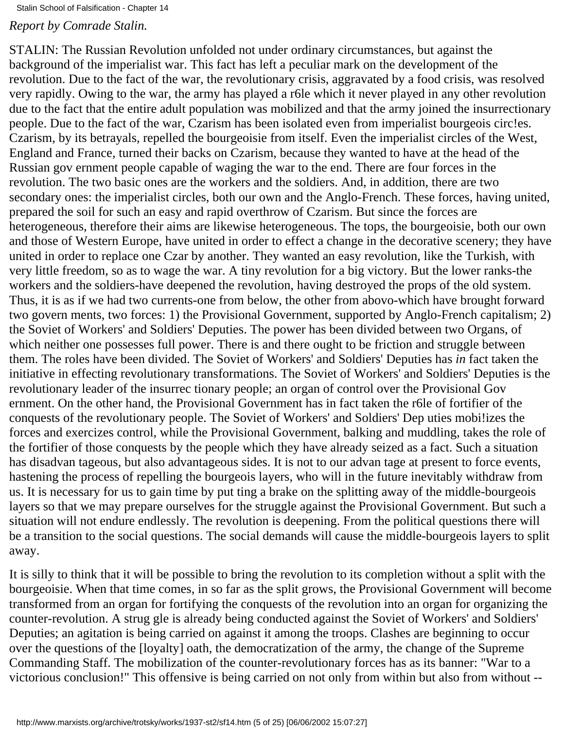*Report by Comrade Stalin.*

STALIN: The Russian Revolution unfolded not under ordinary circumstances, but against the background of the imperialist war. This fact has left a peculiar mark on the development of the revolution. Due to the fact of the war, the revolutionary crisis, aggravated by a food crisis, was resolved very rapidly. Owing to the war, the army has played a r6le which it never played in any other revolution due to the fact that the entire adult population was mobilized and that the army joined the insurrectionary people. Due to the fact of the war, Czarism has been isolated even from imperialist bourgeois circ!es. Czarism, by its betrayals, repelled the bourgeoisie from itself. Even the imperialist circles of the West, England and France, turned their backs on Czarism, because they wanted to have at the head of the Russian gov ernment people capable of waging the war to the end. There are four forces in the revolution. The two basic ones are the workers and the soldiers. And, in addition, there are two secondary ones: the imperialist circles, both our own and the Anglo-French. These forces, having united, prepared the soil for such an easy and rapid overthrow of Czarism. But since the forces are heterogeneous, therefore their aims are likewise heterogeneous. The tops, the bourgeoisie, both our own and those of Western Europe, have united in order to effect a change in the decorative scenery; they have united in order to replace one Czar by another. They wanted an easy revolution, like the Turkish, with very little freedom, so as to wage the war. A tiny revolution for a big victory. But the lower ranks-the workers and the soldiers-have deepened the revolution, having destroyed the props of the old system. Thus, it is as if we had two currents-one from below, the other from abovo-which have brought forward two govern ments, two forces: 1) the Provisional Government, supported by Anglo-French capitalism; 2) the Soviet of Workers' and Soldiers' Deputies. The power has been divided between two Organs, of which neither one possesses full power. There is and there ought to be friction and struggle between them. The roles have been divided. The Soviet of Workers' and Soldiers' Deputies has *in* fact taken the initiative in effecting revolutionary transformations. The Soviet of Workers' and Soldiers' Deputies is the revolutionary leader of the insurrec tionary people; an organ of control over the Provisional Gov ernment. On the other hand, the Provisional Government has in fact taken the r6le of fortifier of the conquests of the revolutionary people. The Soviet of Workers' and Soldiers' Dep uties mobi!izes the forces and exercizes control, while the Provisional Government, balking and muddling, takes the role of the fortifier of those conquests by the people which they have already seized as a fact. Such a situation has disadvan tageous, but also advantageous sides. It is not to our advan tage at present to force events, hastening the process of repelling the bourgeois layers, who will in the future inevitably withdraw from us. It is necessary for us to gain time by put ting a brake on the splitting away of the middle-bourgeois layers so that we may prepare ourselves for the struggle against the Provisional Government. But such a situation will not endure endlessly. The revolution is deepening. From the political questions there will be a transition to the social questions. The social demands will cause the middle-bourgeois layers to split away.

It is silly to think that it will be possible to bring the revolution to its completion without a split with the bourgeoisie. When that time comes, in so far as the split grows, the Provisional Government will become transformed from an organ for fortifying the conquests of the revolution into an organ for organizing the counter-revolution. A strug gle is already being conducted against the Soviet of Workers' and Soldiers' Deputies; an agitation is being carried on against it among the troops. Clashes are beginning to occur over the questions of the [loyalty] oath, the democratization of the army, the change of the Supreme Commanding Staff. The mobilization of the counter-revolutionary forces has as its banner: "War to a victorious conclusion!" This offensive is being carried on not only from within but also from without --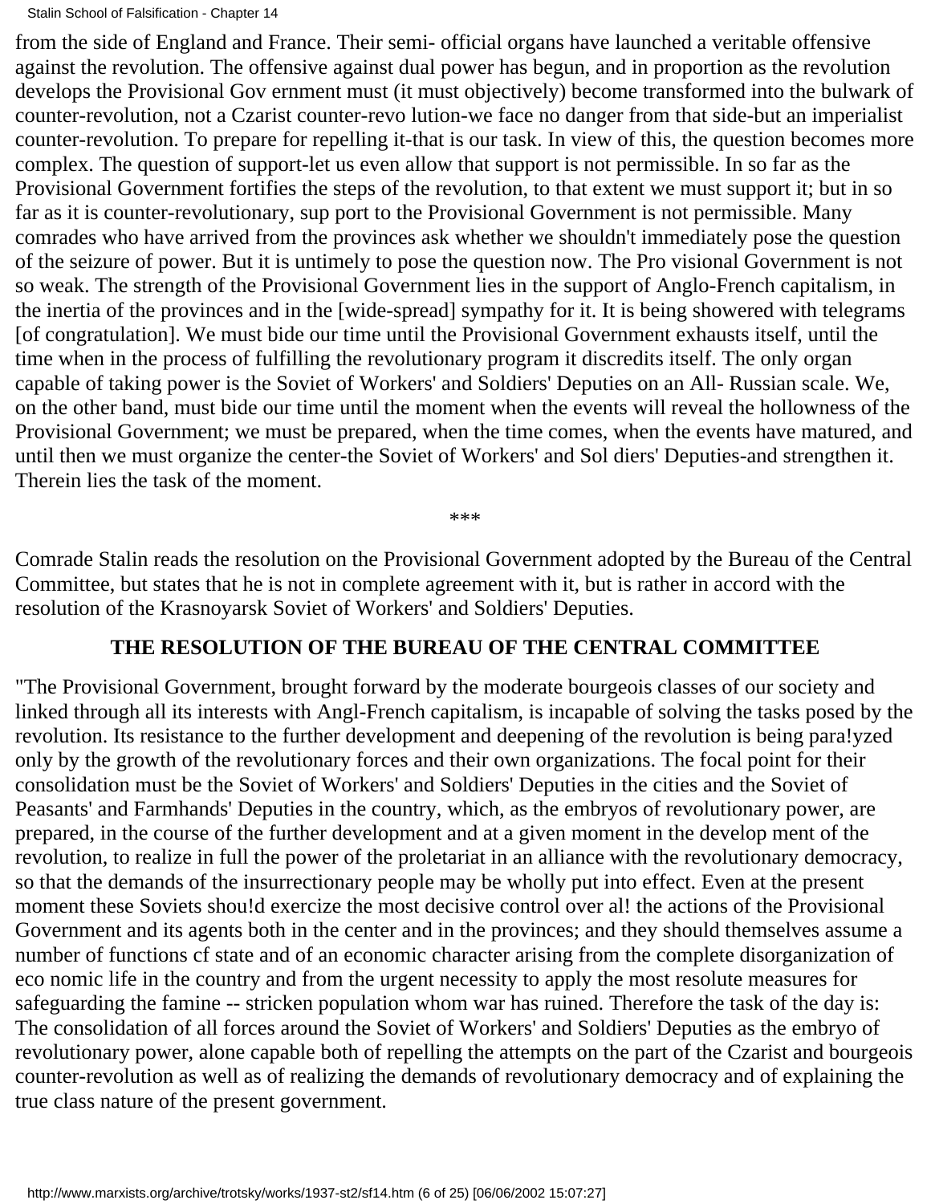from the side of England and France. Their semi- official organs have launched a veritable offensive against the revolution. The offensive against dual power has begun, and in proportion as the revolution develops the Provisional Gov ernment must (it must objectively) become transformed into the bulwark of counter-revolution, not a Czarist counter-revo lution-we face no danger from that side-but an imperialist counter-revolution. To prepare for repelling it-that is our task. In view of this, the question becomes more complex. The question of support-let us even allow that support is not permissible. In so far as the Provisional Government fortifies the steps of the revolution, to that extent we must support it; but in so far as it is counter-revolutionary, sup port to the Provisional Government is not permissible. Many comrades who have arrived from the provinces ask whether we shouldn't immediately pose the question of the seizure of power. But it is untimely to pose the question now. The Pro visional Government is not so weak. The strength of the Provisional Government lies in the support of Anglo-French capitalism, in the inertia of the provinces and in the [wide-spread] sympathy for it. It is being showered with telegrams [of congratulation]. We must bide our time until the Provisional Government exhausts itself, until the time when in the process of fulfilling the revolutionary program it discredits itself. The only organ capable of taking power is the Soviet of Workers' and Soldiers' Deputies on an All- Russian scale. We, on the other band, must bide our time until the moment when the events will reveal the hollowness of the Provisional Government; we must be prepared, when the time comes, when the events have matured, and until then we must organize the center-the Soviet of Workers' and Sol diers' Deputies-and strengthen it. Therein lies the task of the moment.

\*\*\*

Comrade Stalin reads the resolution on the Provisional Government adopted by the Bureau of the Central Committee, but states that he is not in complete agreement with it, but is rather in accord with the resolution of the Krasnoyarsk Soviet of Workers' and Soldiers' Deputies.

**THE RESOLUTION OF THE BUREAU OF THE CENTRAL COMMITTEE**

"The Provisional Government, brought forward by the moderate bourgeois classes of our society and linked through all its interests with Angl-French capitalism, is incapable of solving the tasks posed by the revolution. Its resistance to the further development and deepening of the revolution is being para!yzed only by the growth of the revolutionary forces and their own organizations. The focal point for their consolidation must be the Soviet of Workers' and Soldiers' Deputies in the cities and the Soviet of Peasants' and Farmhands' Deputies in the country, which, as the embryos of revolutionary power, are prepared, in the course of the further development and at a given moment in the develop ment of the revolution, to realize in full the power of the proletariat in an alliance with the revolutionary democracy, so that the demands of the insurrectionary people may be wholly put into effect. Even at the present moment these Soviets shou!d exercize the most decisive control over al! the actions of the Provisional Government and its agents both in the center and in the provinces; and they should themselves assume a number of functions cf state and of an economic character arising from the complete disorganization of eco nomic life in the country and from the urgent necessity to apply the most resolute measures for safeguarding the famine -- stricken population whom war has ruined. Therefore the task of the day is: The consolidation of all forces around the Soviet of Workers' and Soldiers' Deputies as the embryo of revolutionary power, alone capable both of repelling the attempts on the part of the Czarist and bourgeois counter-revolution as well as of realizing the demands of revolutionary democracy and of explaining the true class nature of the present government.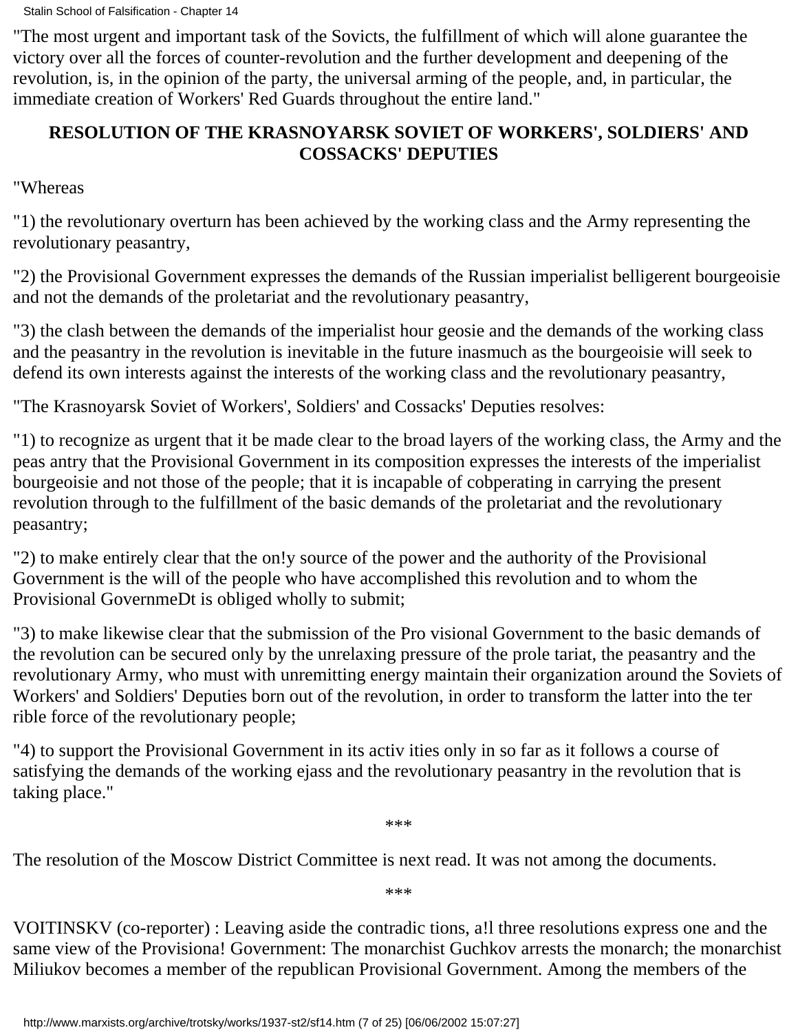"The most urgent and important task of the Sovicts, the fulfillment of which will alone guarantee the victory over all the forces of counter-revolution and the further development and deepening of the revolution, is, in the opinion of the party, the universal arming of the people, and, in particular, the immediate creation of Workers' Red Guards throughout the entire land."

**RESOLUTION OF THE KRASNOYARSK SOVIET OF WORKERS', SOLDIERS' AND COSSACKS' DEPUTIES**

"Whereas

"1) the revolutionary overturn has been achieved by the working class and the Army representing the revolutionary peasantry,

"2) the Provisional Government expresses the demands of the Russian imperialist belligerent bourgeoisie and not the demands of the proletariat and the revolutionary peasantry,

"3) the clash between the demands of the imperialist hour geosie and the demands of the working class and the peasantry in the revolution is inevitable in the future inasmuch as the bourgeoisie will seek to defend its own interests against the interests of the working class and the revolutionary peasantry,

"The Krasnoyarsk Soviet of Workers', Soldiers' and Cossacks' Deputies resolves:

"1) to recognize as urgent that it be made clear to the broad layers of the working class, the Army and the peas antry that the Provisional Government in its composition expresses the interests of the imperialist bourgeoisie and not those of the people; that it is incapable of cobperating in carrying the present revolution through to the fulfillment of the basic demands of the proletariat and the revolutionary peasantry;

"2) to make entirely clear that the on!y source of the power and the authority of the Provisional Government is the will of the people who have accomplished this revolution and to whom the Provisional GovernmeDt is obliged wholly to submit;

"3) to make likewise clear that the submission of the Pro visional Government to the basic demands of the revolution can be secured only by the unrelaxing pressure of the prole tariat, the peasantry and the revolutionary Army, who must with unremitting energy maintain their organization around the Soviets of Workers' and Soldiers' Deputies born out of the revolution, in order to transform the latter into the ter rible force of the revolutionary people;

"4) to support the Provisional Government in its activ ities only in so far as it follows a course of satisfying the demands of the working ejass and the revolutionary peasantry in the revolution that is taking place."

***

The resolution of the Moscow District Committee is next read. It was not among the documents.

***

VOITINSKV (co-reporter) : Leaving aside the contradic tions, a!l three resolutions express one and the same view of the Provisiona! Government: The monarchist Guchkov arrests the monarch; the monarchist Miliukov becomes a member of the republican Provisional Government. Among the members of the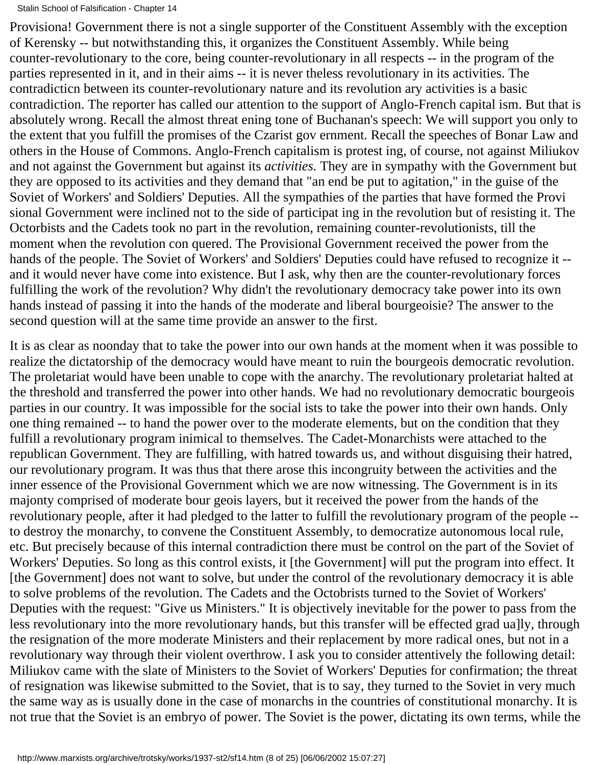Provisiona! Government there is not a single supporter of the Constituent Assembly with the exception of Kerensky -- but notwithstanding this, it organizes the Constituent Assembly. While being counter-revolutionary to the core, being counter-revolutionary in all respects -- in the program of the parties represented in it, and in their aims -- it is never theless revolutionary in its activities. The contradicticn between its counter-revolutionary nature and its revolution ary activities is a basic contradiction. The reporter has called our attention to the support of Anglo-French capital ism. But that is absolutely wrong. Recall the almost threat ening tone of Buchanan's speech: We will support you only to the extent that you fulfill the promises of the Czarist gov ernment. Recall the speeches of Bonar Law and others in the House of Commons. Anglo-French capitalism is protest ing, of course, not against Miliukov and not against the Government but against its *activities.* They are in sympathy with the Government but they are opposed to its activities and they demand that "an end be put to agitation," in the guise of the Soviet of Workers' and Soldiers' Deputies. All the sympathies of the parties that have formed the Provi sional Government were inclined not to the side of participat ing in the revolution but of resisting it. The Octorbists and the Cadets took no part in the revolution, remaining counter-revolutionists, till the moment when the revolution con quered. The Provisional Government received the power from the hands of the people. The Soviet of Workers' and Soldiers' Deputies could have refused to recognize it -- and it would never have come into existence. But I ask, why then are the counter-revolutionary forces fulfilling the work of the revolution? Why didn't the revolutionary democracy take power into its own hands instead of passing it into the hands of the moderate and liberal bourgeoisie? The answer to the second question will at the same time provide an answer to the first.

It is as clear as noonday that to take the power into our own hands at the moment when it was possible to realize the dictatorship of the democracy would have meant to ruin the bourgeois democratic revolution. The proletariat would have been unable to cope with the anarchy. The revolutionary proletariat halted at the threshold and transferred the power into other hands. We had no revolutionary democratic bourgeois parties in our country. It was impossible for the social ists to take the power into their own hands. Only one thing remained -- to hand the power over to the moderate elements, but on the condition that they fulfill a revolutionary program inimical to themselves. The Cadet-Monarchists were attached to the republican Government. They are fulfilling, with hatred towards us, and without disguising their hatred, our revolutionary program. It was thus that there arose this incongruity between the activities and the inner essence of the Provisional Government which we are now witnessing. The Government is in its majonty comprised of moderate bour geois layers, but it received the power from the hands of the revolutionary people, after it had pledged to the latter to fulfill the revolutionary program of the people -- to destroy the monarchy, to convene the Constituent Assembly, to democratize autonomous local rule, etc. But precisely because of this internal contradiction there must be control on the part of the Soviet of Workers' Deputies. So long as this control exists, it [the Government] will put the program into effect. It [the Government] does not want to solve, but under the control of the revolutionary democracy it is able to solve problems of the revolution. The Cadets and the Octobrists turned to the Soviet of Workers' Deputies with the request: "Give us Ministers." It is objectively inevitable for the power to pass from the less revolutionary into the more revolutionary hands, but this transfer will be effected grad ua]ly, through the resignation of the more moderate Ministers and their replacement by more radical ones, but not in a revolutionary way through their violent overthrow. I ask you to consider attentively the following detail: Miliukov came with the slate of Ministers to the Soviet of Workers' Deputies for confirmation; the threat of resignation was likewise submitted to the Soviet, that is to say, they turned to the Soviet in very much the same way as is usually done in the case of monarchs in the countries of constitutional monarchy. It is not true that the Soviet is an embryo of power. The Soviet is the power, dictating its own terms, while the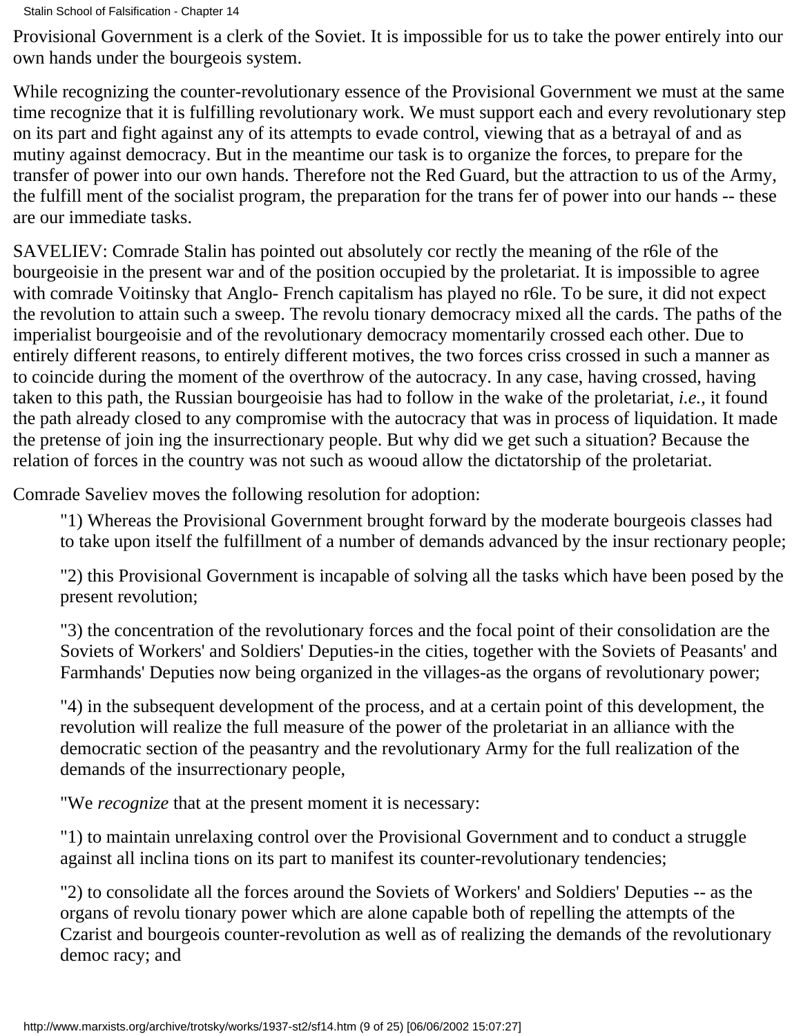Provisional Government is a clerk of the Soviet. It is impossible for us to take the power entirely into our own hands under the bourgeois system.

While recognizing the counter-revolutionary essence of the Provisional Government we must at the same time recognize that it is fulfilling revolutionary work. We must support each and every revolutionary step on its part and fight against any of its attempts to evade control, viewing that as a betrayal of and as mutiny against democracy. But in the meantime our task is to organize the forces, to prepare for the transfer of power into our own hands. Therefore not the Red Guard, but the attraction to us of the Army, the fulfill ment of the socialist program, the preparation for the trans fer of power into our hands -- these are our immediate tasks.

SAVELIEV: Comrade Stalin has pointed out absolutely cor rectly the meaning of the r6le of the bourgeoisie in the present war and of the position occupied by the proletariat. It is impossible to agree with comrade Voitinsky that Anglo- French capitalism has played no r6le. To be sure, it did not expect the revolution to attain such a sweep. The revolu tionary democracy mixed all the cards. The paths of the imperialist bourgeoisie and of the revolutionary democracy momentarily crossed each other. Due to entirely different reasons, to entirely different motives, the two forces criss crossed in such a manner as to coincide during the moment of the overthrow of the autocracy. In any case, having crossed, having taken to this path, the Russian bourgeoisie has had to follow in the wake of the proletariat, *i.e.*, it found the path already closed to any compromise with the autocracy that was in process of liquidation. It made the pretense of join ing the insurrectionary people. But why did we get such a situation? Because the relation of forces in the country was not such as wooud allow the dictatorship of the proletariat.

Comrade Saveliev moves the following resolution for adoption:

> "1) Whereas the Provisional Government brought forward by the moderate bourgeois classes had to take upon itself the fulfillment of a number of demands advanced by the insur rectionary people;
>
> "2) this Provisional Government is incapable of solving all the tasks which have been posed by the present revolution;
>
> "3) the concentration of the revolutionary forces and the focal point of their consolidation are the Soviets of Workers' and Soldiers' Deputies-in the cities, together with the Soviets of Peasants' and Farmhands' Deputies now being organized in the villages-as the organs of revolutionary power;
>
> "4) in the subsequent development of the process, and at a certain point of this development, the revolution will realize the full measure of the power of the proletariat in an alliance with the democratic section of the peasantry and the revolutionary Army for the full realization of the demands of the insurrectionary people,
>
> "We *recognize* that at the present moment it is necessary:
>
> "1) to maintain unrelaxing control over the Provisional Government and to conduct a struggle against all inclina tions on its part to manifest its counter-revolutionary tendencies;
>
> "2) to consolidate all the forces around the Soviets of Workers' and Soldiers' Deputies -- as the organs of revolu tionary power which are alone capable both of repelling the attempts of the Czarist and bourgeois counter-revolution as well as of realizing the demands of the revolutionary democ racy; and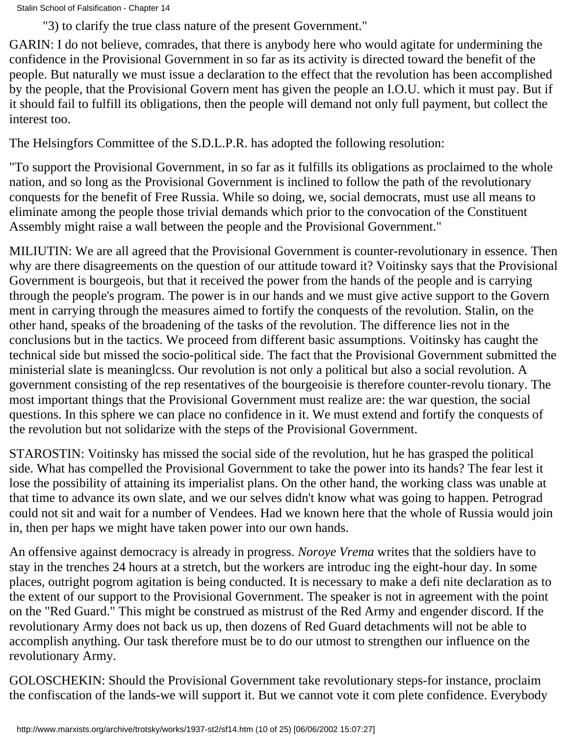"3) to clarify the true class nature of the present Government."

GARIN: I do not believe, comrades, that there is anybody here who would agitate for undermining the confidence in the Provisional Government in so far as its activity is directed toward the benefit of the people. But naturally we must issue a declaration to the effect that the revolution has been accomplished by the people, that the Provisional Govern ment has given the people an I.O.U. which it must pay. But if it should fail to fulfill its obligations, then the people will demand not only full payment, but collect the interest too.

The Helsingfors Committee of the S.D.L.P.R. has adopted the following resolution:

"To support the Provisional Government, in so far as it fulfills its obligations as proclaimed to the whole nation, and so long as the Provisional Government is inclined to follow the path of the revolutionary conquests for the benefit of Free Russia. While so doing, we, social democrats, must use all means to eliminate among the people those trivial demands which prior to the convocation of the Constituent Assembly might raise a wall between the people and the Provisional Government."

MILIUTIN: We are all agreed that the Provisional Government is counter-revolutionary in essence. Then why are there disagreements on the question of our attitude toward it? Voitinsky says that the Provisional Government is bourgeois, but that it received the power from the hands of the people and is carrying through the people's program. The power is in our hands and we must give active support to the Govern ment in carrying through the measures aimed to fortify the conquests of the revolution. Stalin, on the other hand, speaks of the broadening of the tasks of the revolution. The difference lies not in the conclusions but in the tactics. We proceed from different basic assumptions. Voitinsky has caught the technical side but missed the socio-political side. The fact that the Provisional Government submitted the ministerial slate is meaninglcss. Our revolution is not only a political but also a social revolution. A government consisting of the rep resentatives of the bourgeoisie is therefore counter-revolu tionary. The most important things that the Provisional Government must realize are: the war question, the social questions. In this sphere we can place no confidence in it. We must extend and fortify the conquests of the revolution but not solidarize with the steps of the Provisional Government.

STAROSTIN: Voitinsky has missed the social side of the revolution, hut he has grasped the political side. What has compelled the Provisional Government to take the power into its hands? The fear lest it lose the possibility of attaining its imperialist plans. On the other hand, the working class was unable at that time to advance its own slate, and we our selves didn't know what was going to happen. Petrograd could not sit and wait for a number of Vendees. Had we known here that the whole of Russia would join in, then per haps we might have taken power into our own hands.

An offensive against democracy is already in progress. *Noroye Vrema* writes that the soldiers have to stay in the trenches 24 hours at a stretch, but the workers are introduc ing the eight-hour day. In some places, outright pogrom agitation is being conducted. It is necessary to make a defi nite declaration as to the extent of our support to the Provisional Government. The speaker is not in agreement with the point on the "Red Guard." This might be construed as mistrust of the Red Army and engender discord. If the revolutionary Army does not back us up, then dozens of Red Guard detachments will not be able to accomplish anything. Our task therefore must be to do our utmost to strengthen our influence on the revolutionary Army.

GOLOSCHEKIN: Should the Provisional Government take revolutionary steps-for instance, proclaim the confiscation of the lands-we will support it. But we cannot vote it com plete confidence. Everybody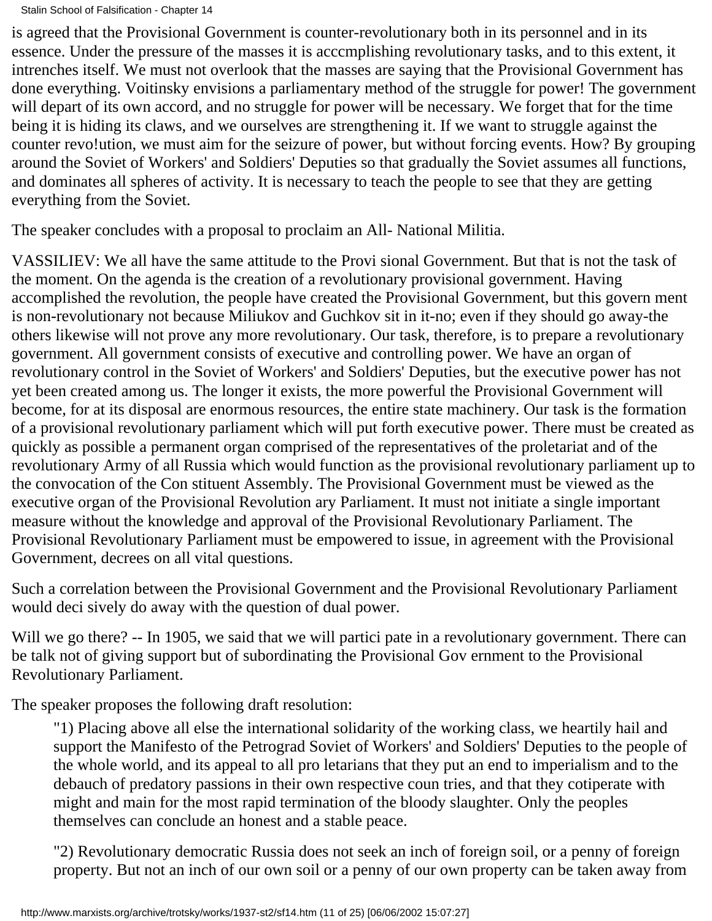is agreed that the Provisional Government is counter-revolutionary both in its personnel and in its essence. Under the pressure of the masses it is acccmplishing revolutionary tasks, and to this extent, it intrenches itself. We must not overlook that the masses are saying that the Provisional Government has done everything. Voitinsky envisions a parliamentary method of the struggle for power! The government will depart of its own accord, and no struggle for power will be necessary. We forget that for the time being it is hiding its claws, and we ourselves are strengthening it. If we want to struggle against the counter revo!ution, we must aim for the seizure of power, but without forcing events. How? By grouping around the Soviet of Workers' and Soldiers' Deputies so that gradually the Soviet assumes all functions, and dominates all spheres of activity. It is necessary to teach the people to see that they are getting everything from the Soviet.

The speaker concludes with a proposal to proclaim an All- National Militia.

VASSILIEV: We all have the same attitude to the Provi sional Government. But that is not the task of the moment. On the agenda is the creation of a revolutionary provisional government. Having accomplished the revolution, the people have created the Provisional Government, but this govern ment is non-revolutionary not because Miliukov and Guchkov sit in it-no; even if they should go away-the others likewise will not prove any more revolutionary. Our task, therefore, is to prepare a revolutionary government. All government consists of executive and controlling power. We have an organ of revolutionary control in the Soviet of Workers' and Soldiers' Deputies, but the executive power has not yet been created among us. The longer it exists, the more powerful the Provisional Government will become, for at its disposal are enormous resources, the entire state machinery. Our task is the formation of a provisional revolutionary parliament which will put forth executive power. There must be created as quickly as possible a permanent organ comprised of the representatives of the proletariat and of the revolutionary Army of all Russia which would function as the provisional revolutionary parliament up to the convocation of the Con stituent Assembly. The Provisional Government must be viewed as the executive organ of the Provisional Revolution ary Parliament. It must not initiate a single important measure without the knowledge and approval of the Provisional Revolutionary Parliament. The Provisional Revolutionary Parliament must be empowered to issue, in agreement with the Provisional Government, decrees on all vital questions.

Such a correlation between the Provisional Government and the Provisional Revolutionary Parliament would deci sively do away with the question of dual power.

Will we go there? -- In 1905, we said that we will partici pate in a revolutionary government. There can be talk not of giving support but of subordinating the Provisional Gov ernment to the Provisional Revolutionary Parliament.

The speaker proposes the following draft resolution:

> "1) Placing above all else the international solidarity of the working class, we heartily hail and support the Manifesto of the Petrograd Soviet of Workers' and Soldiers' Deputies to the people of the whole world, and its appeal to all pro letarians that they put an end to imperialism and to the debauch of predatory passions in their own respective coun tries, and that they cotiperate with might and main for the most rapid termination of the bloody slaughter. Only the peoples themselves can conclude an honest and a stable peace.
>
> "2) Revolutionary democratic Russia does not seek an inch of foreign soil, or a penny of foreign property. But not an inch of our own soil or a penny of our own property can be taken away from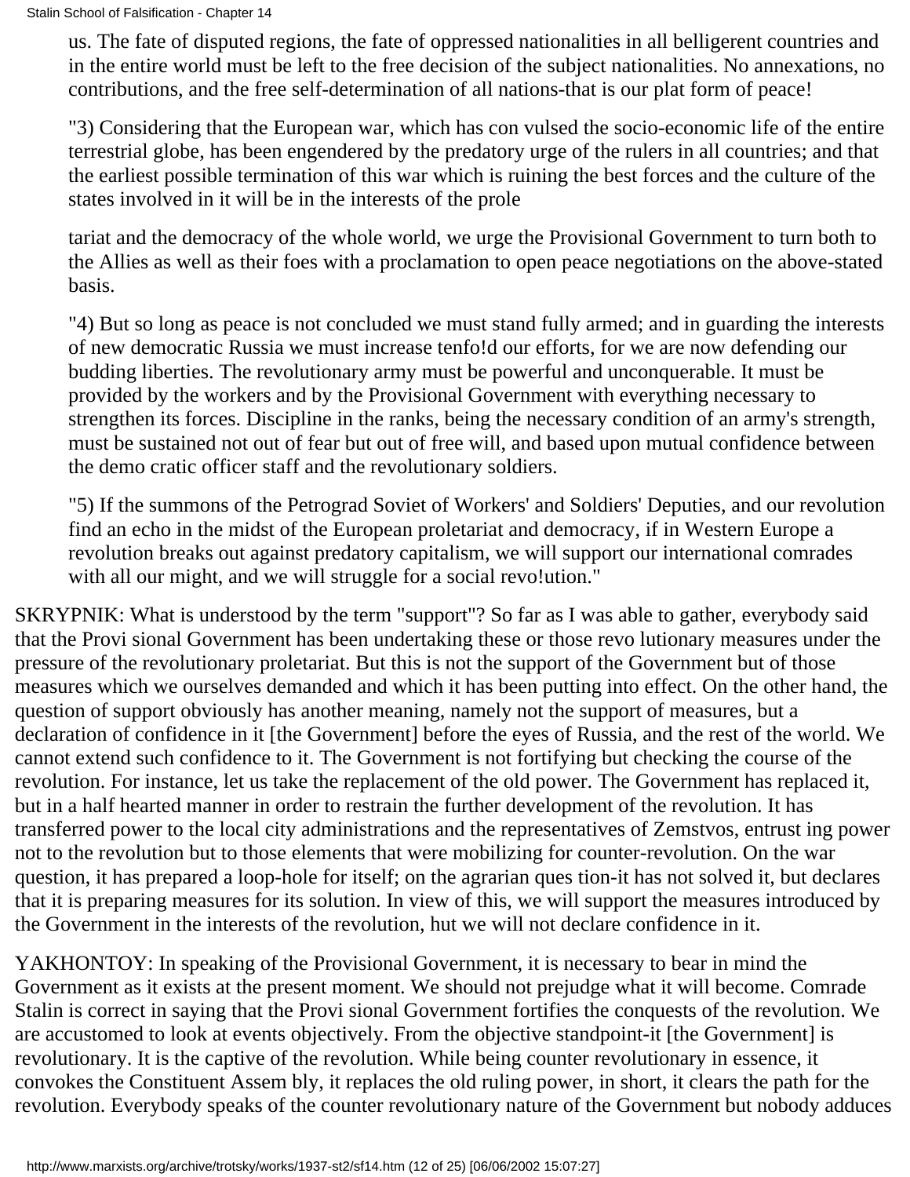us. The fate of disputed regions, the fate of oppressed nationalities in all belligerent countries and in the entire world must be left to the free decision of the subject nationalities. No annexations, no contributions, and the free self-determination of all nations-that is our plat form of peace!

"3) Considering that the European war, which has con vulsed the socio-economic life of the entire terrestrial globe, has been engendered by the predatory urge of the rulers in all countries; and that the earliest possible termination of this war which is ruining the best forces and the culture of the states involved in it will be in the interests of the prole

tariat and the democracy of the whole world, we urge the Provisional Government to turn both to the Allies as well as their foes with a proclamation to open peace negotiations on the above-stated basis.

"4) But so long as peace is not concluded we must stand fully armed; and in guarding the interests of new democratic Russia we must increase tenfo!d our efforts, for we are now defending our budding liberties. The revolutionary army must be powerful and unconquerable. It must be provided by the workers and by the Provisional Government with everything necessary to strengthen its forces. Discipline in the ranks, being the necessary condition of an army's strength, must be sustained not out of fear but out of free will, and based upon mutual confidence between the demo cratic officer staff and the revolutionary soldiers.

"5) If the summons of the Petrograd Soviet of Workers' and Soldiers' Deputies, and our revolution find an echo in the midst of the European proletariat and democracy, if in Western Europe a revolution breaks out against predatory capitalism, we will support our international comrades with all our might, and we will struggle for a social revo!ution."

SKRYPNIK: What is understood by the term "support"? So far as I was able to gather, everybody said that the Provi sional Government has been undertaking these or those revo lutionary measures under the pressure of the revolutionary proletariat. But this is not the support of the Government but of those measures which we ourselves demanded and which it has been putting into effect. On the other hand, the question of support obviously has another meaning, namely not the support of measures, but a declaration of confidence in it [the Government] before the eyes of Russia, and the rest of the world. We cannot extend such confidence to it. The Government is not fortifying but checking the course of the revolution. For instance, let us take the replacement of the old power. The Government has replaced it, but in a half hearted manner in order to restrain the further development of the revolution. It has transferred power to the local city administrations and the representatives of Zemstvos, entrust ing power not to the revolution but to those elements that were mobilizing for counter-revolution. On the war question, it has prepared a loop-hole for itself; on the agrarian ques tion-it has not solved it, but declares that it is preparing measures for its solution. In view of this, we will support the measures introduced by the Government in the interests of the revolution, hut we will not declare confidence in it.

YAKHONTOY: In speaking of the Provisional Government, it is necessary to bear in mind the Government as it exists at the present moment. We should not prejudge what it will become. Comrade Stalin is correct in saying that the Provi sional Government fortifies the conquests of the revolution. We are accustomed to look at events objectively. From the objective standpoint-it [the Government] is revolutionary. It is the captive of the revolution. While being counter revolutionary in essence, it convokes the Constituent Assem bly, it replaces the old ruling power, in short, it clears the path for the revolution. Everybody speaks of the counter revolutionary nature of the Government but nobody adduces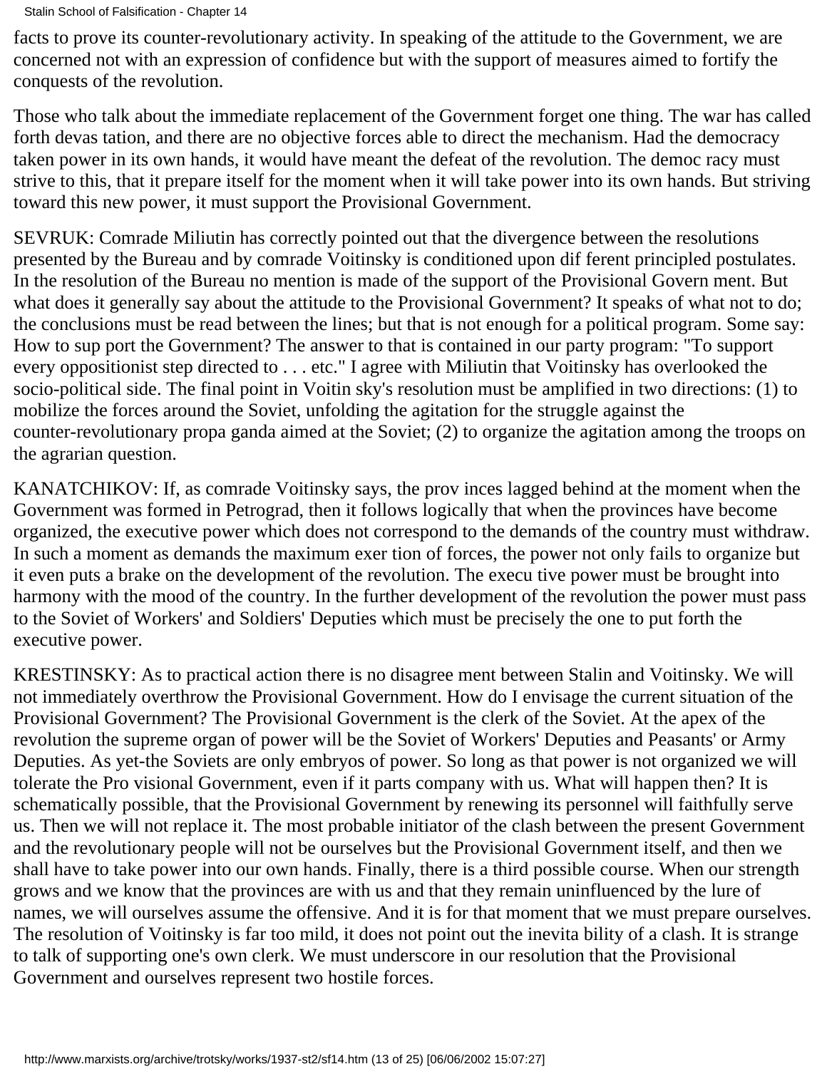facts to prove its counter-revolutionary activity. In speaking of the attitude to the Government, we are concerned not with an expression of confidence but with the support of measures aimed to fortify the conquests of the revolution.

Those who talk about the immediate replacement of the Government forget one thing. The war has called forth devas tation, and there are no objective forces able to direct the mechanism. Had the democracy taken power in its own hands, it would have meant the defeat of the revolution. The democ racy must strive to this, that it prepare itself for the moment when it will take power into its own hands. But striving toward this new power, it must support the Provisional Government.

SEVRUK: Comrade Miliutin has correctly pointed out that the divergence between the resolutions presented by the Bureau and by comrade Voitinsky is conditioned upon dif ferent principled postulates. In the resolution of the Bureau no mention is made of the support of the Provisional Govern ment. But what does it generally say about the attitude to the Provisional Government? It speaks of what not to do; the conclusions must be read between the lines; but that is not enough for a political program. Some say: How to sup port the Government? The answer to that is contained in our party program: "To support every oppositionist step directed to . . . etc." I agree with Miliutin that Voitinsky has overlooked the socio-political side. The final point in Voitin sky's resolution must be amplified in two directions: (1) to mobilize the forces around the Soviet, unfolding the agitation for the struggle against the counter-revolutionary propa ganda aimed at the Soviet; (2) to organize the agitation among the troops on the agrarian question.

KANATCHIKOV: If, as comrade Voitinsky says, the prov inces lagged behind at the moment when the Government was formed in Petrograd, then it follows logically that when the provinces have become organized, the executive power which does not correspond to the demands of the country must withdraw. In such a moment as demands the maximum exer tion of forces, the power not only fails to organize but it even puts a brake on the development of the revolution. The execu tive power must be brought into harmony with the mood of the country. In the further development of the revolution the power must pass to the Soviet of Workers' and Soldiers' Deputies which must be precisely the one to put forth the executive power.

KRESTINSKY: As to practical action there is no disagree ment between Stalin and Voitinsky. We will not immediately overthrow the Provisional Government. How do I envisage the current situation of the Provisional Government? The Provisional Government is the clerk of the Soviet. At the apex of the revolution the supreme organ of power will be the Soviet of Workers' Deputies and Peasants' or Army Deputies. As yet-the Soviets are only embryos of power. So long as that power is not organized we will tolerate the Pro visional Government, even if it parts company with us. What will happen then? It is schematically possible, that the Provisional Government by renewing its personnel will faithfully serve us. Then we will not replace it. The most probable initiator of the clash between the present Government and the revolutionary people will not be ourselves but the Provisional Government itself, and then we shall have to take power into our own hands. Finally, there is a third possible course. When our strength grows and we know that the provinces are with us and that they remain uninfluenced by the lure of names, we will ourselves assume the offensive. And it is for that moment that we must prepare ourselves. The resolution of Voitinsky is far too mild, it does not point out the inevita bility of a clash. It is strange to talk of supporting one's own clerk. We must underscore in our resolution that the Provisional Government and ourselves represent two hostile forces.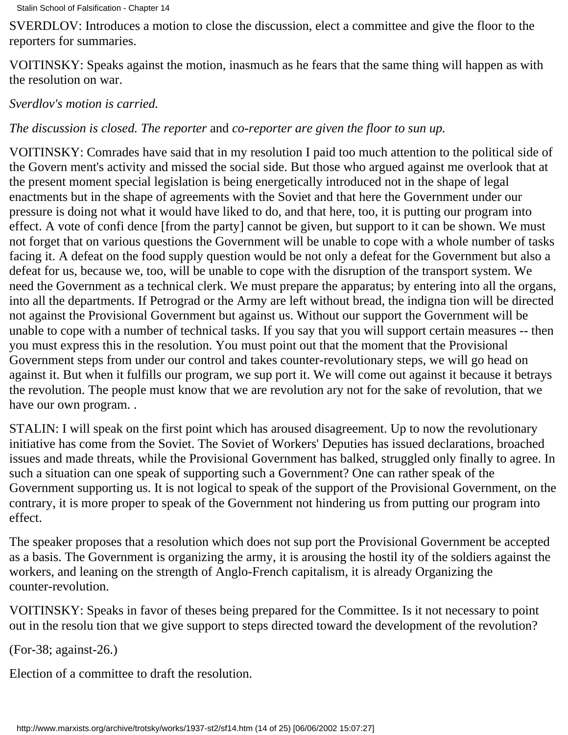SVERDLOV: Introduces a motion to close the discussion, elect a committee and give the floor to the reporters for summaries.

VOITINSKY: Speaks against the motion, inasmuch as he fears that the same thing will happen as with the resolution on war.

*Sverdlov's motion is carried.*

*The discussion is closed. The reporter* and *co-reporter are given the floor to sun up.*

VOITINSKY: Comrades have said that in my resolution I paid too much attention to the political side of the Govern ment's activity and missed the social side. But those who argued against me overlook that at the present moment special legislation is being energetically introduced not in the shape of legal enactments but in the shape of agreements with the Soviet and that here the Government under our pressure is doing not what it would have liked to do, and that here, too, it is putting our program into effect. A vote of confi dence [from the party] cannot be given, but support to it can be shown. We must not forget that on various questions the Government will be unable to cope with a whole number of tasks facing it. A defeat on the food supply question would be not only a defeat for the Government but also a defeat for us, because we, too, will be unable to cope with the disruption of the transport system. We need the Government as a technical clerk. We must prepare the apparatus; by entering into all the organs, into all the departments. If Petrograd or the Army are left without bread, the indigna tion will be directed not against the Provisional Government but against us. Without our support the Government will be unable to cope with a number of technical tasks. If you say that you will support certain measures -- then you must express this in the resolution. You must point out that the moment that the Provisional Government steps from under our control and takes counter-revolutionary steps, we will go head on against it. But when it fulfills our program, we sup port it. We will come out against it because it betrays the revolution. The people must know that we are revolution ary not for the sake of revolution, that we have our own program. .

STALIN: I will speak on the first point which has aroused disagreement. Up to now the revolutionary initiative has come from the Soviet. The Soviet of Workers' Deputies has issued declarations, broached issues and made threats, while the Provisional Government has balked, struggled only finally to agree. In such a situation can one speak of supporting such a Government? One can rather speak of the Government supporting us. It is not logical to speak of the support of the Provisional Government, on the contrary, it is more proper to speak of the Government not hindering us from putting our program into effect.

The speaker proposes that a resolution which does not sup port the Provisional Government be accepted as a basis. The Government is organizing the army, it is arousing the hostil ity of the soldiers against the workers, and leaning on the strength of Anglo-French capitalism, it is already Organizing the counter-revolution.

VOITINSKY: Speaks in favor of theses being prepared for the Committee. Is it not necessary to point out in the resolu tion that we give support to steps directed toward the development of the revolution?

(For-38; against-26.)

Election of a committee to draft the resolution.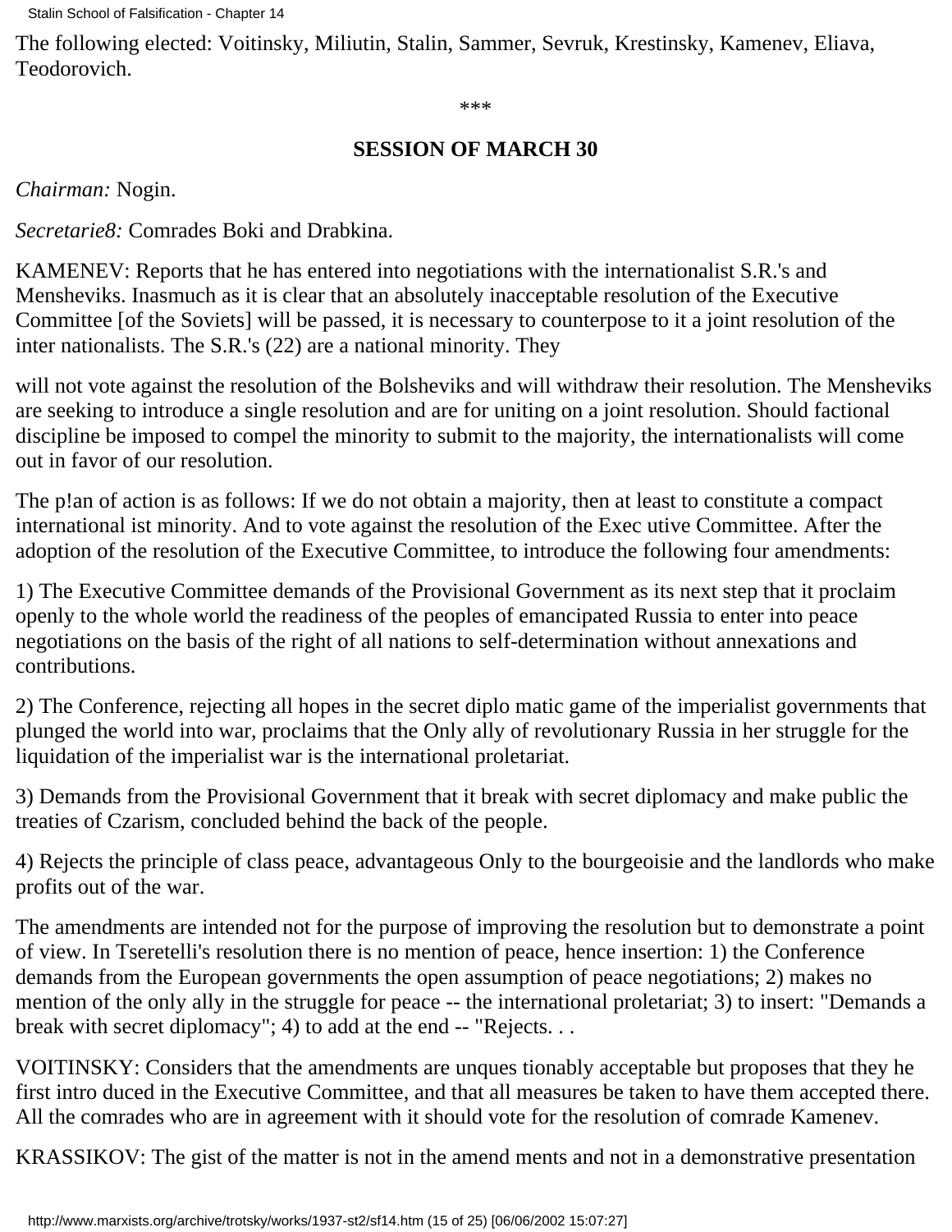The following elected: Voitinsky, Miliutin, Stalin, Sammer, Sevruk, Krestinsky, Kamenev, Eliava, Teodorovich.

***

### SESSION OF MARCH 30

*Chairman:* Nogin.

*Secretarie8:* Comrades Boki and Drabkina.

KAMENEV: Reports that he has entered into negotiations with the internationalist S.R.'s and Mensheviks. Inasmuch as it is clear that an absolutely inacceptable resolution of the Executive Committee [of the Soviets] will be passed, it is necessary to counterpose to it a joint resolution of the inter nationalists. The S.R.'s (22) are a national minority. They

will not vote against the resolution of the Bolsheviks and will withdraw their resolution. The Mensheviks are seeking to introduce a single resolution and are for uniting on a joint resolution. Should factional discipline be imposed to compel the minority to submit to the majority, the internationalists will come out in favor of our resolution.

The p!an of action is as follows: If we do not obtain a majority, then at least to constitute a compact international ist minority. And to vote against the resolution of the Exec utive Committee. After the adoption of the resolution of the Executive Committee, to introduce the following four amendments:

1) The Executive Committee demands of the Provisional Government as its next step that it proclaim openly to the whole world the readiness of the peoples of emancipated Russia to enter into peace negotiations on the basis of the right of all nations to self-determination without annexations and contributions.

2) The Conference, rejecting all hopes in the secret diplo matic game of the imperialist governments that plunged the world into war, proclaims that the Only ally of revolutionary Russia in her struggle for the liquidation of the imperialist war is the international proletariat.

3) Demands from the Provisional Government that it break with secret diplomacy and make public the treaties of Czarism, concluded behind the back of the people.

4) Rejects the principle of class peace, advantageous Only to the bourgeoisie and the landlords who make profits out of the war.

The amendments are intended not for the purpose of improving the resolution but to demonstrate a point of view. In Tseretelli's resolution there is no mention of peace, hence insertion: 1) the Conference demands from the European governments the open assumption of peace negotiations; 2) makes no mention of the only ally in the struggle for peace -- the international proletariat; 3) to insert: "Demands a break with secret diplomacy"; 4) to add at the end -- "Rejects. . .

VOITINSKY: Considers that the amendments are unques tionably acceptable but proposes that they he first intro duced in the Executive Committee, and that all measures be taken to have them accepted there. All the comrades who are in agreement with it should vote for the resolution of comrade Kamenev.

KRASSIKOV: The gist of the matter is not in the amend ments and not in a demonstrative presentation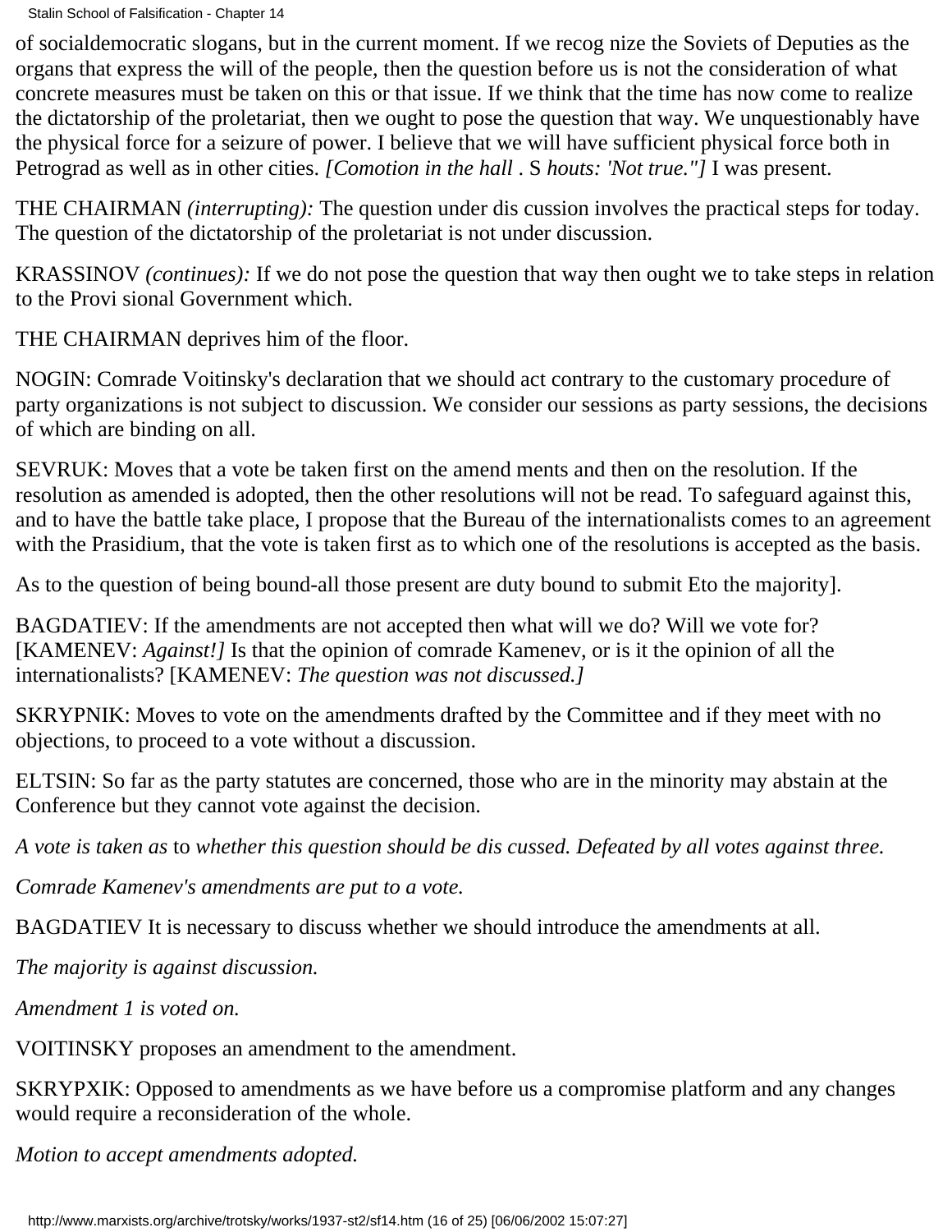of socialdemocratic slogans, but in the current moment. If we recog nize the Soviets of Deputies as the organs that express the will of the people, then the question before us is not the consideration of what concrete measures must be taken on this or that issue. If we think that the time has now come to realize the dictatorship of the proletariat, then we ought to pose the question that way. We unquestionably have the physical force for a seizure of power. I believe that we will have sufficient physical force both in Petrograd as well as in other cities. *[Comotion in the hall .* S *houts: 'Not true."]* I was present.

THE CHAIRMAN *(interrupting):* The question under dis cussion involves the practical steps for today. The question of the dictatorship of the proletariat is not under discussion.

KRASSINOV *(continues):* If we do not pose the question that way then ought we to take steps in relation to the Provi sional Government which.

THE CHAIRMAN deprives him of the floor.

NOGIN: Comrade Voitinsky's declaration that we should act contrary to the customary procedure of party organizations is not subject to discussion. We consider our sessions as party sessions, the decisions of which are binding on all.

SEVRUK: Moves that a vote be taken first on the amend ments and then on the resolution. If the resolution as amended is adopted, then the other resolutions will not be read. To safeguard against this, and to have the battle take place, I propose that the Bureau of the internationalists comes to an agreement with the Prasidium, that the vote is taken first as to which one of the resolutions is accepted as the basis.

As to the question of being bound-all those present are duty bound to submit Eto the majority].

BAGDATIEV: If the amendments are not accepted then what will we do? Will we vote for? [KAMENEV: *Against!]* Is that the opinion of comrade Kamenev, or is it the opinion of all the internationalists? [KAMENEV: *The question was not discussed.]*

SKRYPNIK: Moves to vote on the amendments drafted by the Committee and if they meet with no objections, to proceed to a vote without a discussion.

ELTSIN: So far as the party statutes are concerned, those who are in the minority may abstain at the Conference but they cannot vote against the decision.

*A vote is taken as* to *whether this question should be dis cussed. Defeated by all votes against three.*

*Comrade Kamenev's amendments are put to a vote.*

BAGDATIEV It is necessary to discuss whether we should introduce the amendments at all.

*The majority is against discussion.*

*Amendment 1 is voted on.*

VOITINSKY proposes an amendment to the amendment.

SKRYPXIK: Opposed to amendments as we have before us a compromise platform and any changes would require a reconsideration of the whole.

*Motion to accept amendments adopted.*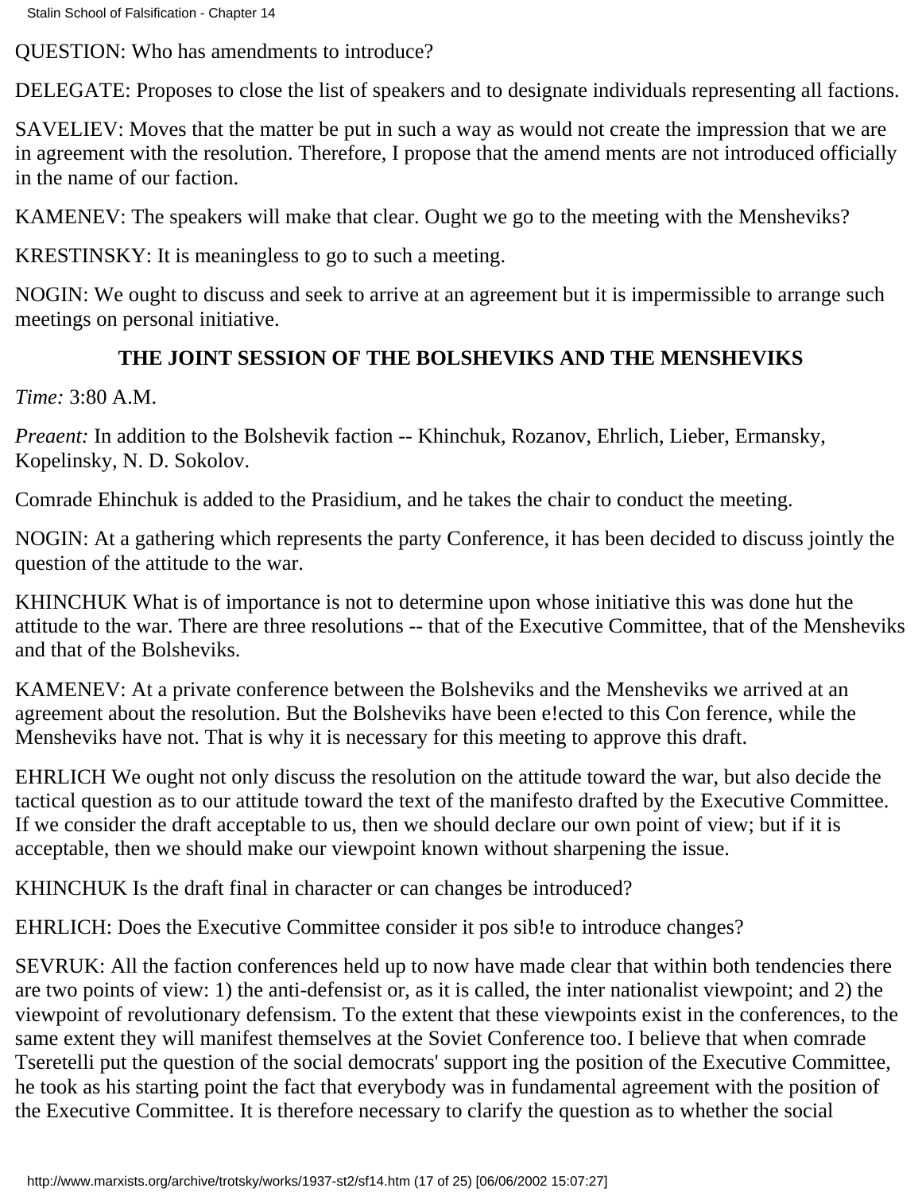QUESTION: Who has amendments to introduce?

DELEGATE: Proposes to close the list of speakers and to designate individuals representing all factions.

SAVELIEV: Moves that the matter be put in such a way as would not create the impression that we are in agreement with the resolution. Therefore, I propose that the amend ments are not introduced officially in the name of our faction.

KAMENEV: The speakers will make that clear. Ought we go to the meeting with the Mensheviks?

KRESTINSKY: It is meaningless to go to such a meeting.

NOGIN: We ought to discuss and seek to arrive at an agreement but it is impermissible to arrange such meetings on personal initiative.

**THE JOINT SESSION OF THE BOLSHEVIKS AND THE MENSHEVIKS**

*Time:* 3:80 A.M.

*Preaent:* In addition to the Bolshevik faction -- Khinchuk, Rozanov, Ehrlich, Lieber, Ermansky, Kopelinsky, N. D. Sokolov.

Comrade Ehinchuk is added to the Prasidium, and he takes the chair to conduct the meeting.

NOGIN: At a gathering which represents the party Conference, it has been decided to discuss jointly the question of the attitude to the war.

KHINCHUK What is of importance is not to determine upon whose initiative this was done hut the attitude to the war. There are three resolutions -- that of the Executive Committee, that of the Mensheviks and that of the Bolsheviks.

KAMENEV: At a private conference between the Bolsheviks and the Mensheviks we arrived at an agreement about the resolution. But the Bolsheviks have been e!ected to this Con ference, while the Mensheviks have not. That is why it is necessary for this meeting to approve this draft.

EHRLICH We ought not only discuss the resolution on the attitude toward the war, but also decide the tactical question as to our attitude toward the text of the manifesto drafted by the Executive Committee. If we consider the draft acceptable to us, then we should declare our own point of view; but if it is acceptable, then we should make our viewpoint known without sharpening the issue.

KHINCHUK Is the draft final in character or can changes be introduced?

EHRLICH: Does the Executive Committee consider it pos sib!e to introduce changes?

SEVRUK: All the faction conferences held up to now have made clear that within both tendencies there are two points of view: 1) the anti-defensist or, as it is called, the inter nationalist viewpoint; and 2) the viewpoint of revolutionary defensism. To the extent that these viewpoints exist in the conferences, to the same extent they will manifest themselves at the Soviet Conference too. I believe that when comrade Tseretelli put the question of the social democrats' support ing the position of the Executive Committee, he took as his starting point the fact that everybody was in fundamental agreement with the position of the Executive Committee. It is therefore necessary to clarify the question as to whether the social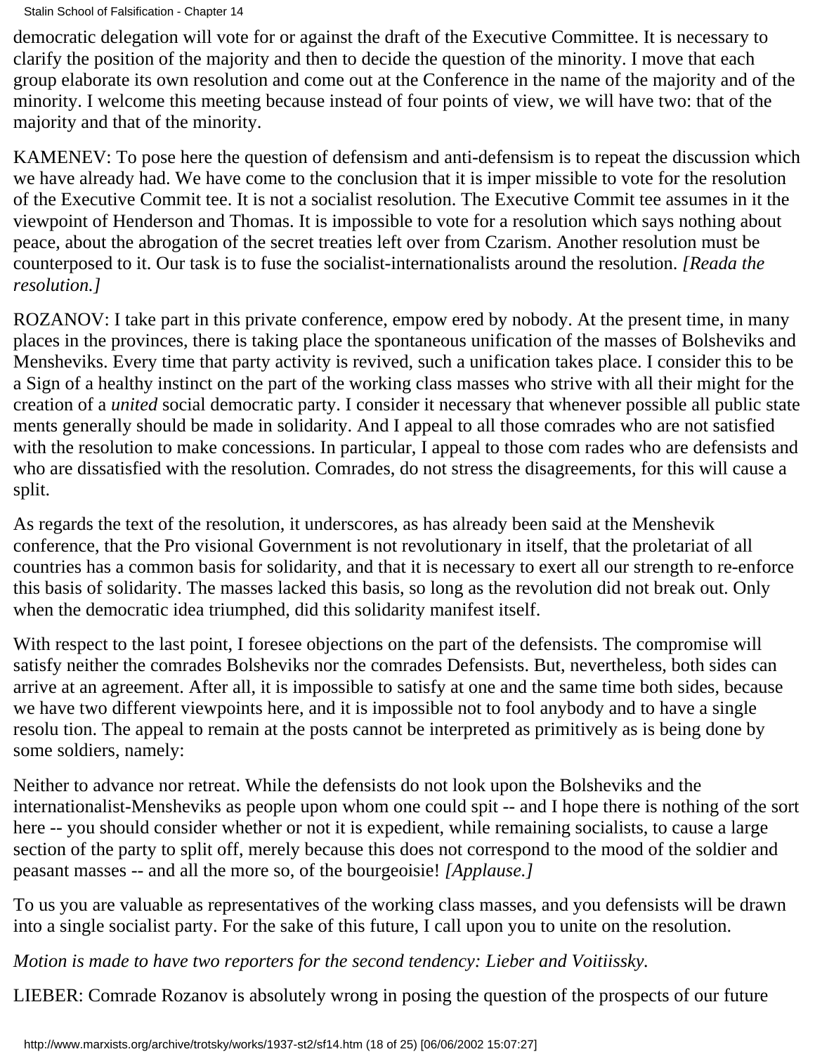democratic delegation will vote for or against the draft of the Executive Committee. It is necessary to clarify the position of the majority and then to decide the question of the minority. I move that each group elaborate its own resolution and come out at the Conference in the name of the majority and of the minority. I welcome this meeting because instead of four points of view, we will have two: that of the majority and that of the minority.

KAMENEV: To pose here the question of defensism and anti-defensism is to repeat the discussion which we have already had. We have come to the conclusion that it is imper missible to vote for the resolution of the Executive Commit tee. It is not a socialist resolution. The Executive Commit tee assumes in it the viewpoint of Henderson and Thomas. It is impossible to vote for a resolution which says nothing about peace, about the abrogation of the secret treaties left over from Czarism. Another resolution must be counterposed to it. Our task is to fuse the socialist-internationalists around the resolution. *[Reada the resolution.]*

ROZANOV: I take part in this private conference, empow ered by nobody. At the present time, in many places in the provinces, there is taking place the spontaneous unification of the masses of Bolsheviks and Mensheviks. Every time that party activity is revived, such a unification takes place. I consider this to be a Sign of a healthy instinct on the part of the working class masses who strive with all their might for the creation of a *united* social democratic party. I consider it necessary that whenever possible all public state ments generally should be made in solidarity. And I appeal to all those comrades who are not satisfied with the resolution to make concessions. In particular, I appeal to those com rades who are defensists and who are dissatisfied with the resolution. Comrades, do not stress the disagreements, for this will cause a split.

As regards the text of the resolution, it underscores, as has already been said at the Menshevik conference, that the Pro visional Government is not revolutionary in itself, that the proletariat of all countries has a common basis for solidarity, and that it is necessary to exert all our strength to re-enforce this basis of solidarity. The masses lacked this basis, so long as the revolution did not break out. Only when the democratic idea triumphed, did this solidarity manifest itself.

With respect to the last point, I foresee objections on the part of the defensists. The compromise will satisfy neither the comrades Bolsheviks nor the comrades Defensists. But, nevertheless, both sides can arrive at an agreement. After all, it is impossible to satisfy at one and the same time both sides, because we have two different viewpoints here, and it is impossible not to fool anybody and to have a single resolu tion. The appeal to remain at the posts cannot be interpreted as primitively as is being done by some soldiers, namely:

Neither to advance nor retreat. While the defensists do not look upon the Bolsheviks and the internationalist-Mensheviks as people upon whom one could spit -- and I hope there is nothing of the sort here -- you should consider whether or not it is expedient, while remaining socialists, to cause a large section of the party to split off, merely because this does not correspond to the mood of the soldier and peasant masses -- and all the more so, of the bourgeoisie! *[Applause.]*

To us you are valuable as representatives of the working class masses, and you defensists will be drawn into a single socialist party. For the sake of this future, I call upon you to unite on the resolution.

*Motion is made to have two reporters for the second tendency: Lieber and Voitiissky.*

LIEBER: Comrade Rozanov is absolutely wrong in posing the question of the prospects of our future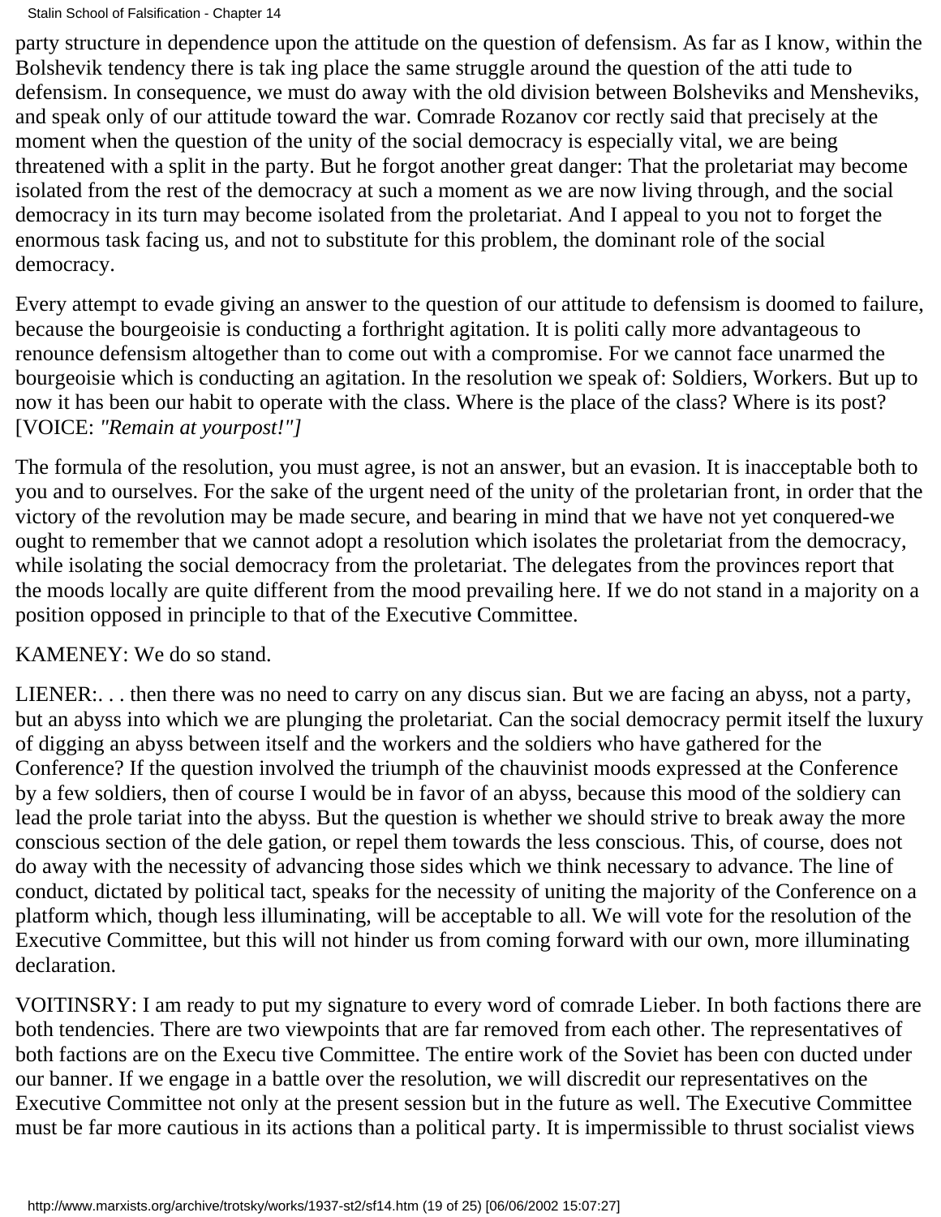party structure in dependence upon the attitude on the question of defensism. As far as I know, within the Bolshevik tendency there is tak ing place the same struggle around the question of the atti tude to defensism. In consequence, we must do away with the old division between Bolsheviks and Mensheviks, and speak only of our attitude toward the war. Comrade Rozanov cor rectly said that precisely at the moment when the question of the unity of the social democracy is especially vital, we are being threatened with a split in the party. But he forgot another great danger: That the proletariat may become isolated from the rest of the democracy at such a moment as we are now living through, and the social democracy in its turn may become isolated from the proletariat. And I appeal to you not to forget the enormous task facing us, and not to substitute for this problem, the dominant role of the social democracy.

Every attempt to evade giving an answer to the question of our attitude to defensism is doomed to failure, because the bourgeoisie is conducting a forthright agitation. It is politi cally more advantageous to renounce defensism altogether than to come out with a compromise. For we cannot face unarmed the bourgeoisie which is conducting an agitation. In the resolution we speak of: Soldiers, Workers. But up to now it has been our habit to operate with the class. Where is the place of the class? Where is its post? [VOICE: *"Remain at yourpost!"]*

The formula of the resolution, you must agree, is not an answer, but an evasion. It is inacceptable both to you and to ourselves. For the sake of the urgent need of the unity of the proletarian front, in order that the victory of the revolution may be made secure, and bearing in mind that we have not yet conquered-we ought to remember that we cannot adopt a resolution which isolates the proletariat from the democracy, while isolating the social democracy from the proletariat. The delegates from the provinces report that the moods locally are quite different from the mood prevailing here. If we do not stand in a majority on a position opposed in principle to that of the Executive Committee.

KAMENEY: We do so stand.

LIENER:. . . then there was no need to carry on any discus sian. But we are facing an abyss, not a party, but an abyss into which we are plunging the proletariat. Can the social democracy permit itself the luxury of digging an abyss between itself and the workers and the soldiers who have gathered for the Conference? If the question involved the triumph of the chauvinist moods expressed at the Conference by a few soldiers, then of course I would be in favor of an abyss, because this mood of the soldiery can lead the prole tariat into the abyss. But the question is whether we should strive to break away the more conscious section of the dele gation, or repel them towards the less conscious. This, of course, does not do away with the necessity of advancing those sides which we think necessary to advance. The line of conduct, dictated by political tact, speaks for the necessity of uniting the majority of the Conference on a platform which, though less illuminating, will be acceptable to all. We will vote for the resolution of the Executive Committee, but this will not hinder us from coming forward with our own, more illuminating declaration.

VOITINSRY: I am ready to put my signature to every word of comrade Lieber. In both factions there are both tendencies. There are two viewpoints that are far removed from each other. The representatives of both factions are on the Execu tive Committee. The entire work of the Soviet has been con ducted under our banner. If we engage in a battle over the resolution, we will discredit our representatives on the Executive Committee not only at the present session but in the future as well. The Executive Committee must be far more cautious in its actions than a political party. It is impermissible to thrust socialist views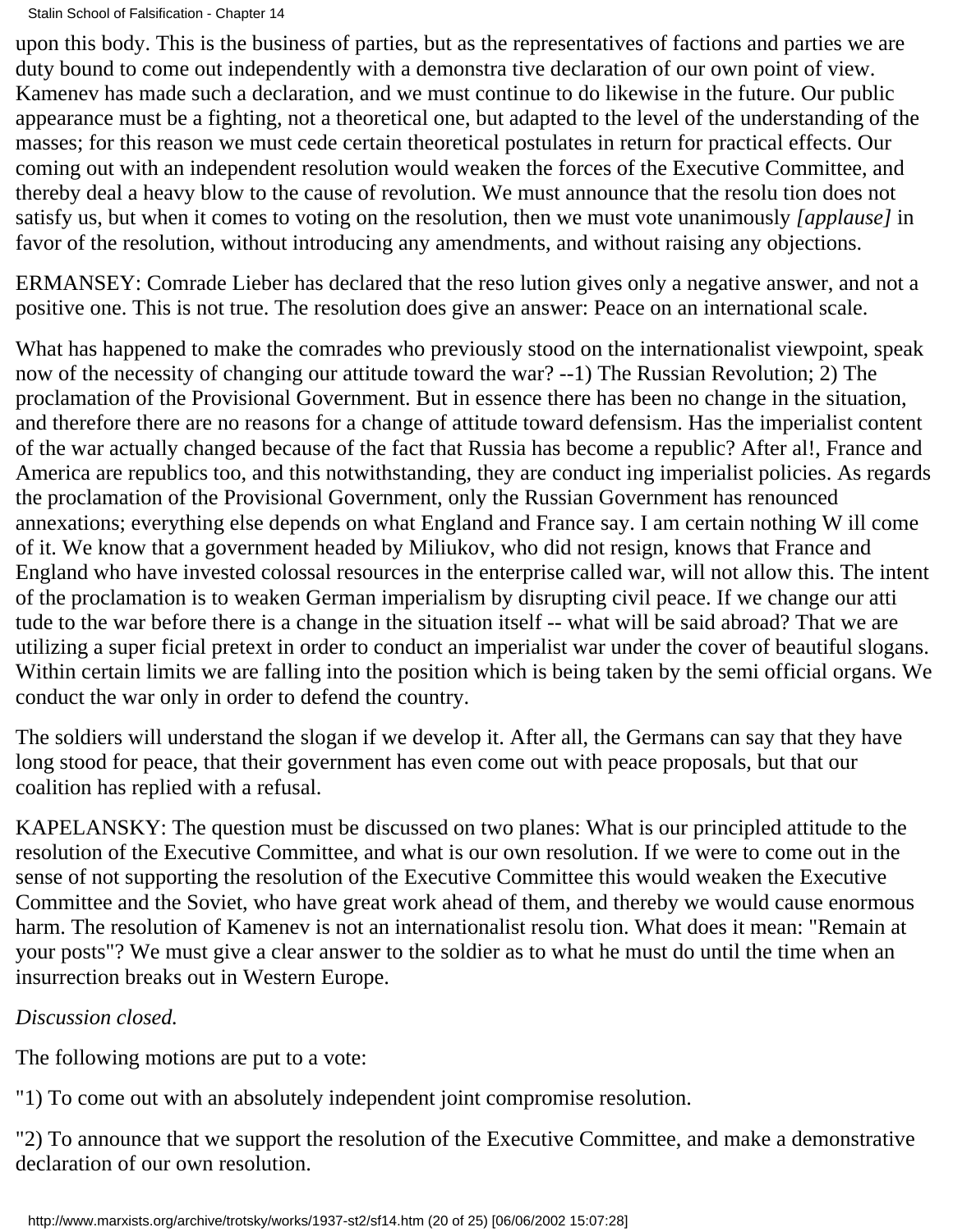upon this body. This is the business of parties, but as the representatives of factions and parties we are duty bound to come out independently with a demonstra tive declaration of our own point of view. Kamenev has made such a declaration, and we must continue to do likewise in the future. Our public appearance must be a fighting, not a theoretical one, but adapted to the level of the understanding of the masses; for this reason we must cede certain theoretical postulates in return for practical effects. Our coming out with an independent resolution would weaken the forces of the Executive Committee, and thereby deal a heavy blow to the cause of revolution. We must announce that the resolu tion does not satisfy us, but when it comes to voting on the resolution, then we must vote unanimously *[applause]* in favor of the resolution, without introducing any amendments, and without raising any objections.

ERMANSEY: Comrade Lieber has declared that the reso lution gives only a negative answer, and not a positive one. This is not true. The resolution does give an answer: Peace on an international scale.

What has happened to make the comrades who previously stood on the internationalist viewpoint, speak now of the necessity of changing our attitude toward the war? --1) The Russian Revolution; 2) The proclamation of the Provisional Government. But in essence there has been no change in the situation, and therefore there are no reasons for a change of attitude toward defensism. Has the imperialist content of the war actually changed because of the fact that Russia has become a republic? After al!, France and America are republics too, and this notwithstanding, they are conduct ing imperialist policies. As regards the proclamation of the Provisional Government, only the Russian Government has renounced annexations; everything else depends on what England and France say. I am certain nothing W ill come of it. We know that a government headed by Miliukov, who did not resign, knows that France and England who have invested colossal resources in the enterprise called war, will not allow this. The intent of the proclamation is to weaken German imperialism by disrupting civil peace. If we change our atti tude to the war before there is a change in the situation itself -- what will be said abroad? That we are utilizing a super ficial pretext in order to conduct an imperialist war under the cover of beautiful slogans. Within certain limits we are falling into the position which is being taken by the semi official organs. We conduct the war only in order to defend the country.

The soldiers will understand the slogan if we develop it. After all, the Germans can say that they have long stood for peace, that their government has even come out with peace proposals, but that our coalition has replied with a refusal.

KAPELANSKY: The question must be discussed on two planes: What is our principled attitude to the resolution of the Executive Committee, and what is our own resolution. If we were to come out in the sense of not supporting the resolution of the Executive Committee this would weaken the Executive Committee and the Soviet, who have great work ahead of them, and thereby we would cause enormous harm. The resolution of Kamenev is not an internationalist resolu tion. What does it mean: "Remain at your posts"? We must give a clear answer to the soldier as to what he must do until the time when an insurrection breaks out in Western Europe.

*Discussion closed.*

The following motions are put to a vote:

"1) To come out with an absolutely independent joint compromise resolution.

"2) To announce that we support the resolution of the Executive Committee, and make a demonstrative declaration of our own resolution.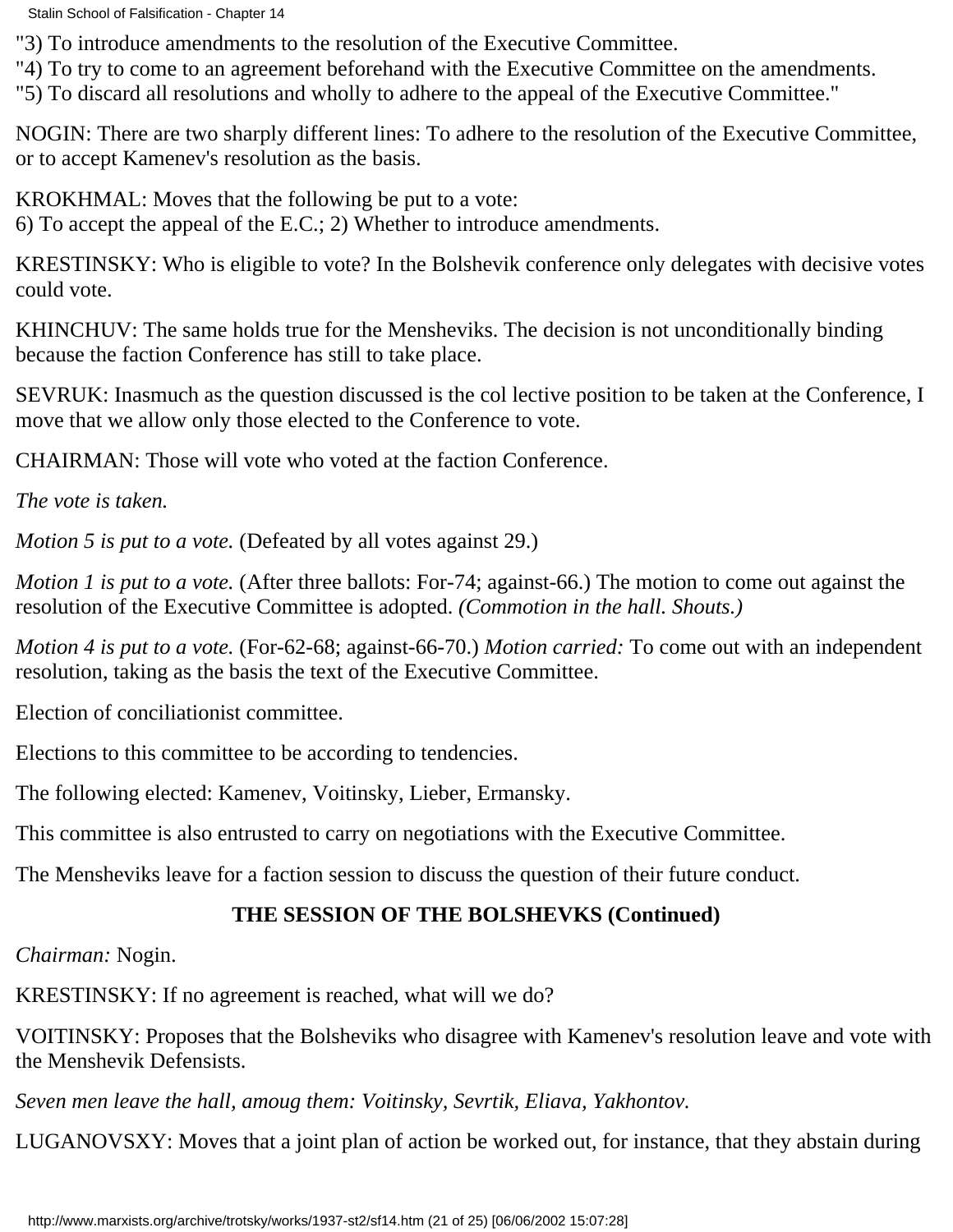"3) To introduce amendments to the resolution of the Executive Committee.
"4) To try to come to an agreement beforehand with the Executive Committee on the amendments.
"5) To discard all resolutions and wholly to adhere to the appeal of the Executive Committee."

NOGIN: There are two sharply different lines: To adhere to the resolution of the Executive Committee, or to accept Kamenev's resolution as the basis.

KROKHMAL: Moves that the following be put to a vote:
6) To accept the appeal of the E.C.; 2) Whether to introduce amendments.

KRESTINSKY: Who is eligible to vote? In the Bolshevik conference only delegates with decisive votes could vote.

KHINCHUV: The same holds true for the Mensheviks. The decision is not unconditionally binding because the faction Conference has still to take place.

SEVRUK: Inasmuch as the question discussed is the col lective position to be taken at the Conference, I move that we allow only those elected to the Conference to vote.

CHAIRMAN: Those will vote who voted at the faction Conference.

*The vote is taken.*

*Motion 5 is put to a vote.* (Defeated by all votes against 29.)

*Motion 1 is put to a vote.* (After three ballots: For-74; against-66.) The motion to come out against the resolution of the Executive Committee is adopted. *(Commotion in the hall. Shouts.)*

*Motion 4 is put to a vote.* (For-62-68; against-66-70.) *Motion carried:* To come out with an independent resolution, taking as the basis the text of the Executive Committee.

Election of conciliationist committee.

Elections to this committee to be according to tendencies.

The following elected: Kamenev, Voitinsky, Lieber, Ermansky.

This committee is also entrusted to carry on negotiations with the Executive Committee.

The Mensheviks leave for a faction session to discuss the question of their future conduct.

**THE SESSION OF THE BOLSHEVKS (Continued)**

*Chairman:* Nogin.

KRESTINSKY: If no agreement is reached, what will we do?

VOITINSKY: Proposes that the Bolsheviks who disagree with Kamenev's resolution leave and vote with the Menshevik Defensists.

*Seven men leave the hall, amoug them: Voitinsky, Sevrtik, Eliava, Yakhontov.*

LUGANOVSXY: Moves that a joint plan of action be worked out, for instance, that they abstain during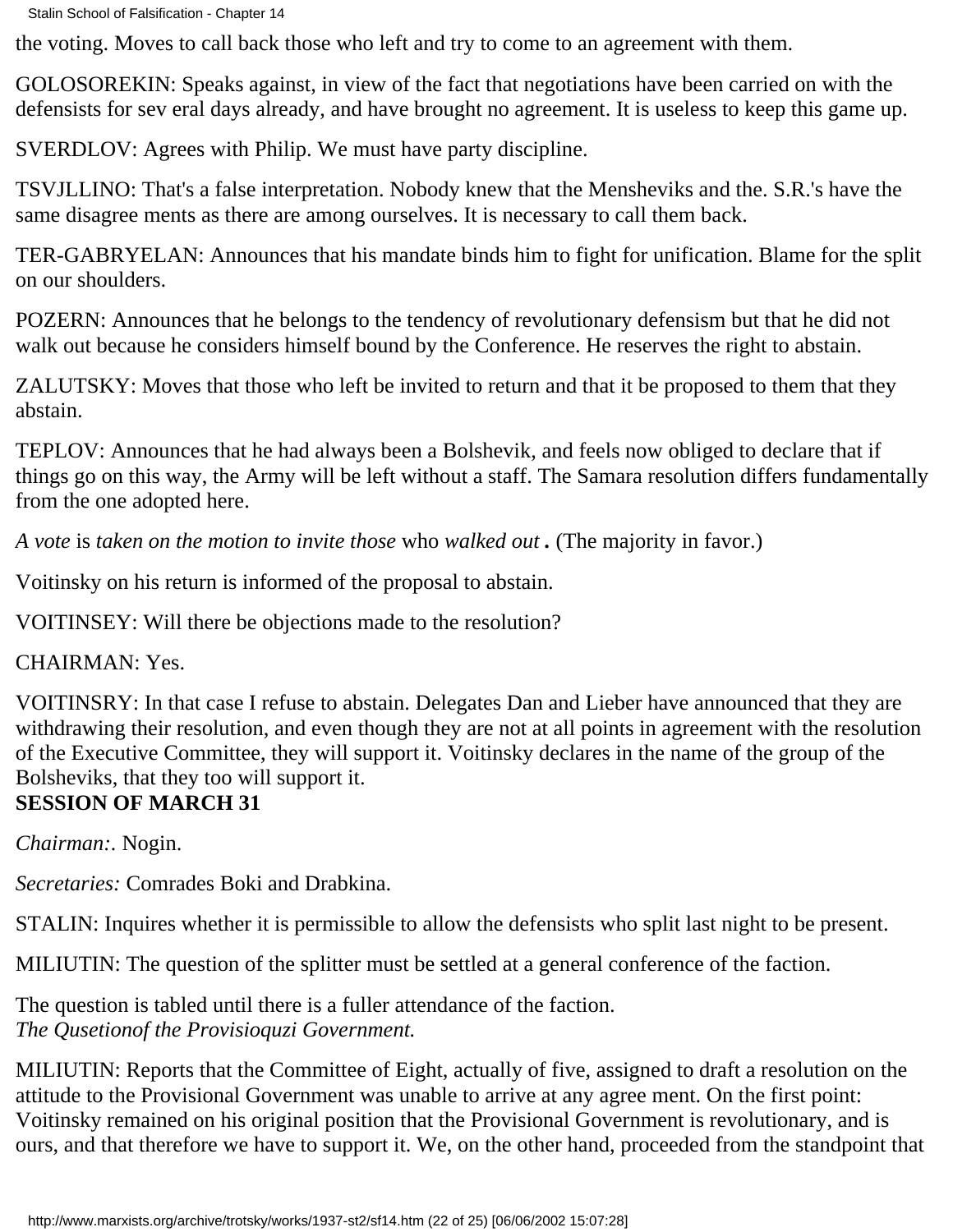the voting. Moves to call back those who left and try to come to an agreement with them.

GOLOSOREKIN: Speaks against, in view of the fact that negotiations have been carried on with the defensists for sev eral days already, and have brought no agreement. It is useless to keep this game up.

SVERDLOV: Agrees with Philip. We must have party discipline.

TSVJLLINO: That's a false interpretation. Nobody knew that the Mensheviks and the. S.R.'s have the same disagree ments as there are among ourselves. It is necessary to call them back.

TER-GABRYELAN: Announces that his mandate binds him to fight for unification. Blame for the split on our shoulders.

POZERN: Announces that he belongs to the tendency of revolutionary defensism but that he did not walk out because he considers himself bound by the Conference. He reserves the right to abstain.

ZALUTSKY: Moves that those who left be invited to return and that it be proposed to them that they abstain.

TEPLOV: Announces that he had always been a Bolshevik, and feels now obliged to declare that if things go on this way, the Army will be left without a staff. The Samara resolution differs fundamentally from the one adopted here.

*A vote* is *taken on the motion to invite those* who *walked out* **.** (The majority in favor.)

Voitinsky on his return is informed of the proposal to abstain.

VOITINSEY: Will there be objections made to the resolution?

CHAIRMAN: Yes.

VOITINSRY: In that case I refuse to abstain. Delegates Dan and Lieber have announced that they are withdrawing their resolution, and even though they are not at all points in agreement with the resolution of the Executive Committee, they will support it. Voitinsky declares in the name of the group of the Bolsheviks, that they too will support it.

**SESSION OF MARCH 31**

*Chairman:*. Nogin.

*Secretaries:* Comrades Boki and Drabkina.

STALIN: Inquires whether it is permissible to allow the defensists who split last night to be present.

MILIUTIN: The question of the splitter must be settled at a general conference of the faction.

The question is tabled until there is a fuller attendance of the faction.

*The Qusetionof the Provisioquzi Government.*

MILIUTIN: Reports that the Committee of Eight, actually of five, assigned to draft a resolution on the attitude to the Provisional Government was unable to arrive at any agree ment. On the first point: Voitinsky remained on his original position that the Provisional Government is revolutionary, and is ours, and that therefore we have to support it. We, on the other hand, proceeded from the standpoint that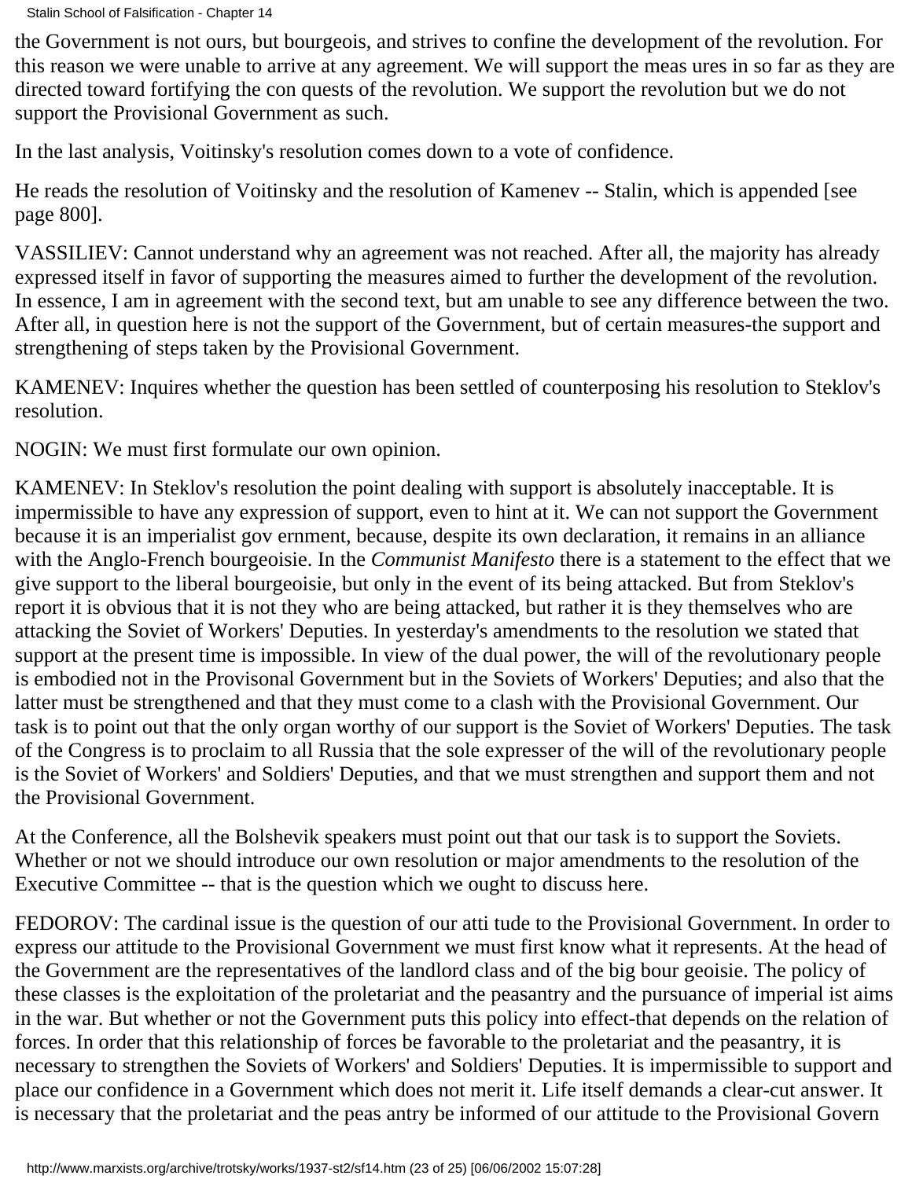the Government is not ours, but bourgeois, and strives to confine the development of the revolution. For this reason we were unable to arrive at any agreement. We will support the meas ures in so far as they are directed toward fortifying the con quests of the revolution. We support the revolution but we do not support the Provisional Government as such.

In the last analysis, Voitinsky's resolution comes down to a vote of confidence.

He reads the resolution of Voitinsky and the resolution of Kamenev -- Stalin, which is appended [see page 800].

VASSILIEV: Cannot understand why an agreement was not reached. After all, the majority has already expressed itself in favor of supporting the measures aimed to further the development of the revolution. In essence, I am in agreement with the second text, but am unable to see any difference between the two. After all, in question here is not the support of the Government, but of certain measures-the support and strengthening of steps taken by the Provisional Government.

KAMENEV: Inquires whether the question has been settled of counterposing his resolution to Steklov's resolution.

NOGIN: We must first formulate our own opinion.

KAMENEV: In Steklov's resolution the point dealing with support is absolutely inacceptable. It is impermissible to have any expression of support, even to hint at it. We can not support the Government because it is an imperialist gov ernment, because, despite its own declaration, it remains in an alliance with the Anglo-French bourgeoisie. In the *Communist Manifesto* there is a statement to the effect that we give support to the liberal bourgeoisie, but only in the event of its being attacked. But from Steklov's report it is obvious that it is not they who are being attacked, but rather it is they themselves who are attacking the Soviet of Workers' Deputies. In yesterday's amendments to the resolution we stated that support at the present time is impossible. In view of the dual power, the will of the revolutionary people is embodied not in the Provisonal Government but in the Soviets of Workers' Deputies; and also that the latter must be strengthened and that they must come to a clash with the Provisional Government. Our task is to point out that the only organ worthy of our support is the Soviet of Workers' Deputies. The task of the Congress is to proclaim to all Russia that the sole expresser of the will of the revolutionary people is the Soviet of Workers' and Soldiers' Deputies, and that we must strengthen and support them and not the Provisional Government.

At the Conference, all the Bolshevik speakers must point out that our task is to support the Soviets. Whether or not we should introduce our own resolution or major amendments to the resolution of the Executive Committee -- that is the question which we ought to discuss here.

FEDOROV: The cardinal issue is the question of our atti tude to the Provisional Government. In order to express our attitude to the Provisional Government we must first know what it represents. At the head of the Government are the representatives of the landlord class and of the big bour geoisie. The policy of these classes is the exploitation of the proletariat and the peasantry and the pursuance of imperial ist aims in the war. But whether or not the Government puts this policy into effect-that depends on the relation of forces. In order that this relationship of forces be favorable to the proletariat and the peasantry, it is necessary to strengthen the Soviets of Workers' and Soldiers' Deputies. It is impermissible to support and place our confidence in a Government which does not merit it. Life itself demands a clear-cut answer. It is necessary that the proletariat and the peas antry be informed of our attitude to the Provisional Govern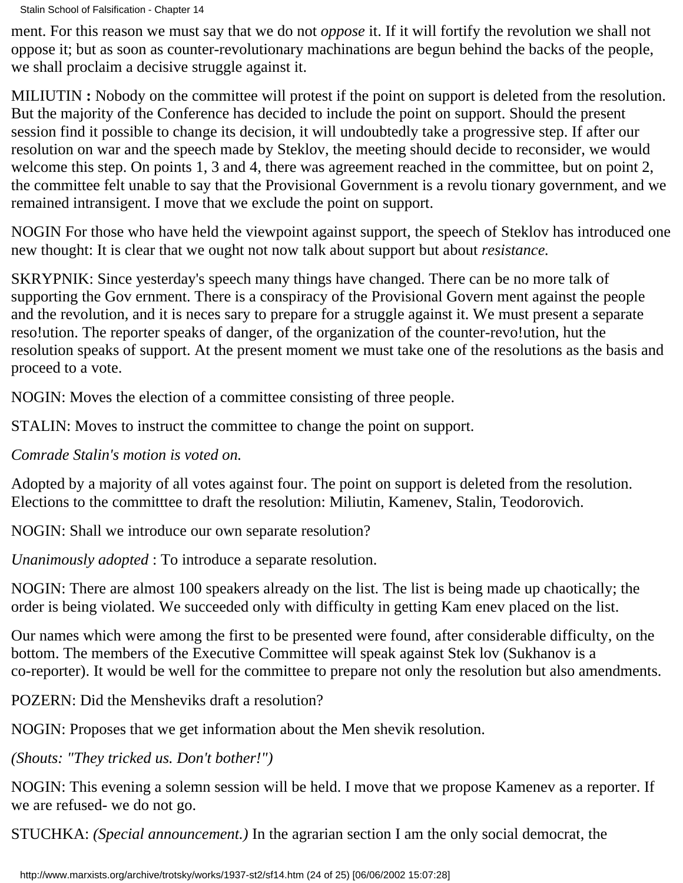ment. For this reason we must say that we do not *oppose* it. If it will fortify the revolution we shall not oppose it; but as soon as counter-revolutionary machinations are begun behind the backs of the people, we shall proclaim a decisive struggle against it.

MILIUTIN **:** Nobody on the committee will protest if the point on support is deleted from the resolution. But the majority of the Conference has decided to include the point on support. Should the present session find it possible to change its decision, it will undoubtedly take a progressive step. If after our resolution on war and the speech made by Steklov, the meeting should decide to reconsider, we would welcome this step. On points 1, 3 and 4, there was agreement reached in the committee, but on point 2, the committee felt unable to say that the Provisional Government is a revolu tionary government, and we remained intransigent. I move that we exclude the point on support.

NOGIN For those who have held the viewpoint against support, the speech of Steklov has introduced one new thought: It is clear that we ought not now talk about support but about *resistance.*

SKRYPNIK: Since yesterday's speech many things have changed. There can be no more talk of supporting the Gov ernment. There is a conspiracy of the Provisional Govern ment against the people and the revolution, and it is neces sary to prepare for a struggle against it. We must present a separate reso!ution. The reporter speaks of danger, of the organization of the counter-revo!ution, hut the resolution speaks of support. At the present moment we must take one of the resolutions as the basis and proceed to a vote.

NOGIN: Moves the election of a committee consisting of three people.

STALIN: Moves to instruct the committee to change the point on support.

*Comrade Stalin's motion is voted on.*

Adopted by a majority of all votes against four. The point on support is deleted from the resolution. Elections to the committtee to draft the resolution: Miliutin, Kamenev, Stalin, Teodorovich.

NOGIN: Shall we introduce our own separate resolution?

*Unanimously adopted* : To introduce a separate resolution.

NOGIN: There are almost 100 speakers already on the list. The list is being made up chaotically; the order is being violated. We succeeded only with difficulty in getting Kam enev placed on the list.

Our names which were among the first to be presented were found, after considerable difficulty, on the bottom. The members of the Executive Committee will speak against Stek lov (Sukhanov is a co-reporter). It would be well for the committee to prepare not only the resolution but also amendments.

POZERN: Did the Mensheviks draft a resolution?

NOGIN: Proposes that we get information about the Men shevik resolution.

*(Shouts: "They tricked us. Don't bother!")*

NOGIN: This evening a solemn session will be held. I move that we propose Kamenev as a reporter. If we are refused- we do not go.

STUCHKA: *(Special announcement.)* In the agrarian section I am the only social democrat, the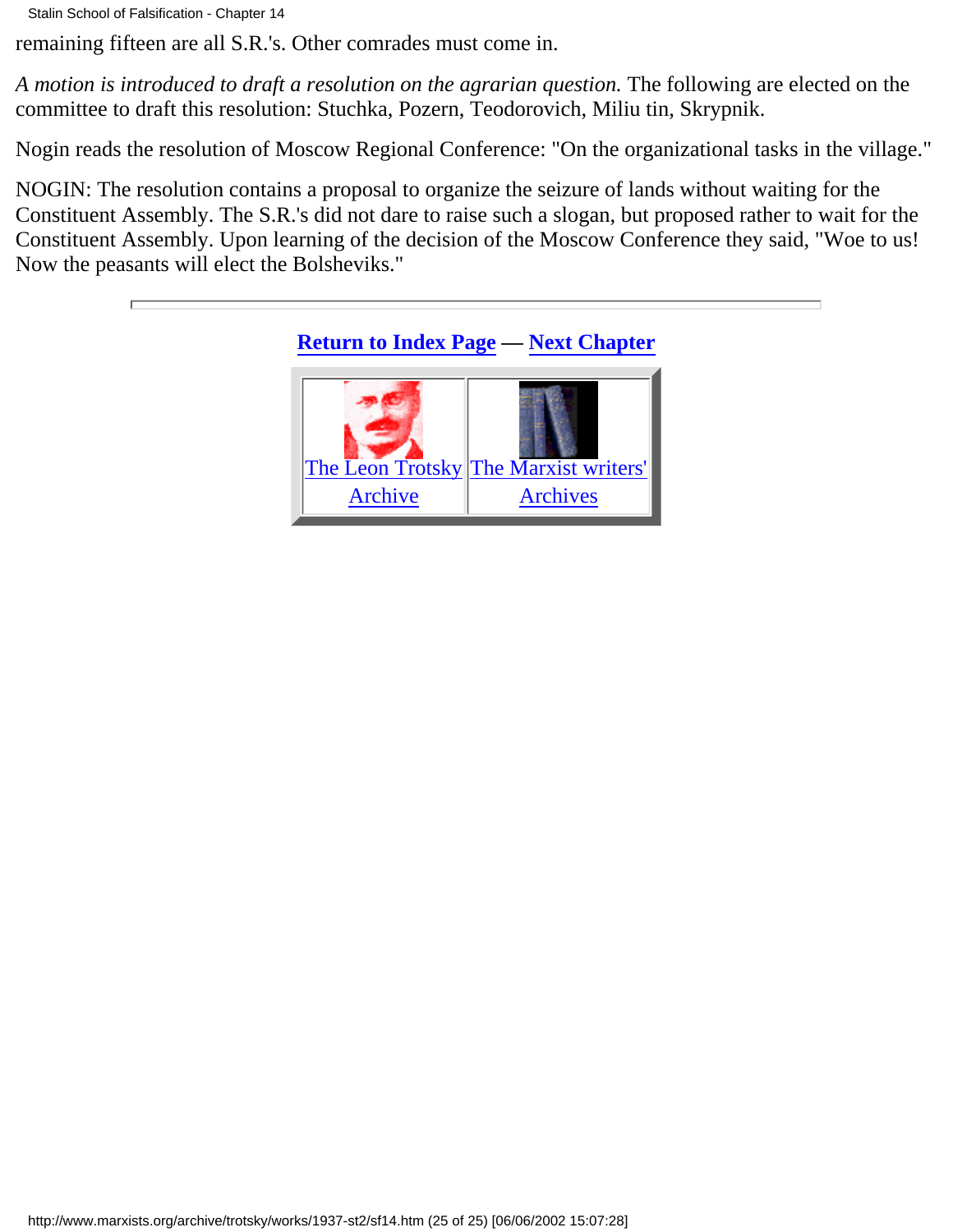remaining fifteen are all S.R.'s. Other comrades must come in.

*A motion is introduced to draft a resolution on the agrarian question.* The following are elected on the committee to draft this resolution: Stuchka, Pozern, Teodorovich, Miliu tin, Skrypnik.

Nogin reads the resolution of Moscow Regional Conference: "On the organizational tasks in the village."

NOGIN: The resolution contains a proposal to organize the seizure of lands without waiting for the Constituent Assembly. The S.R.'s did not dare to raise such a slogan, but proposed rather to wait for the Constituent Assembly. Upon learning of the decision of the Moscow Conference they said, "Woe to us! Now the peasants will elect the Bolsheviks."

---

**Return to Index Page — Next Chapter**

| The Leon Trotsky Archive | The Marxist writers' Archives |
| --- | --- |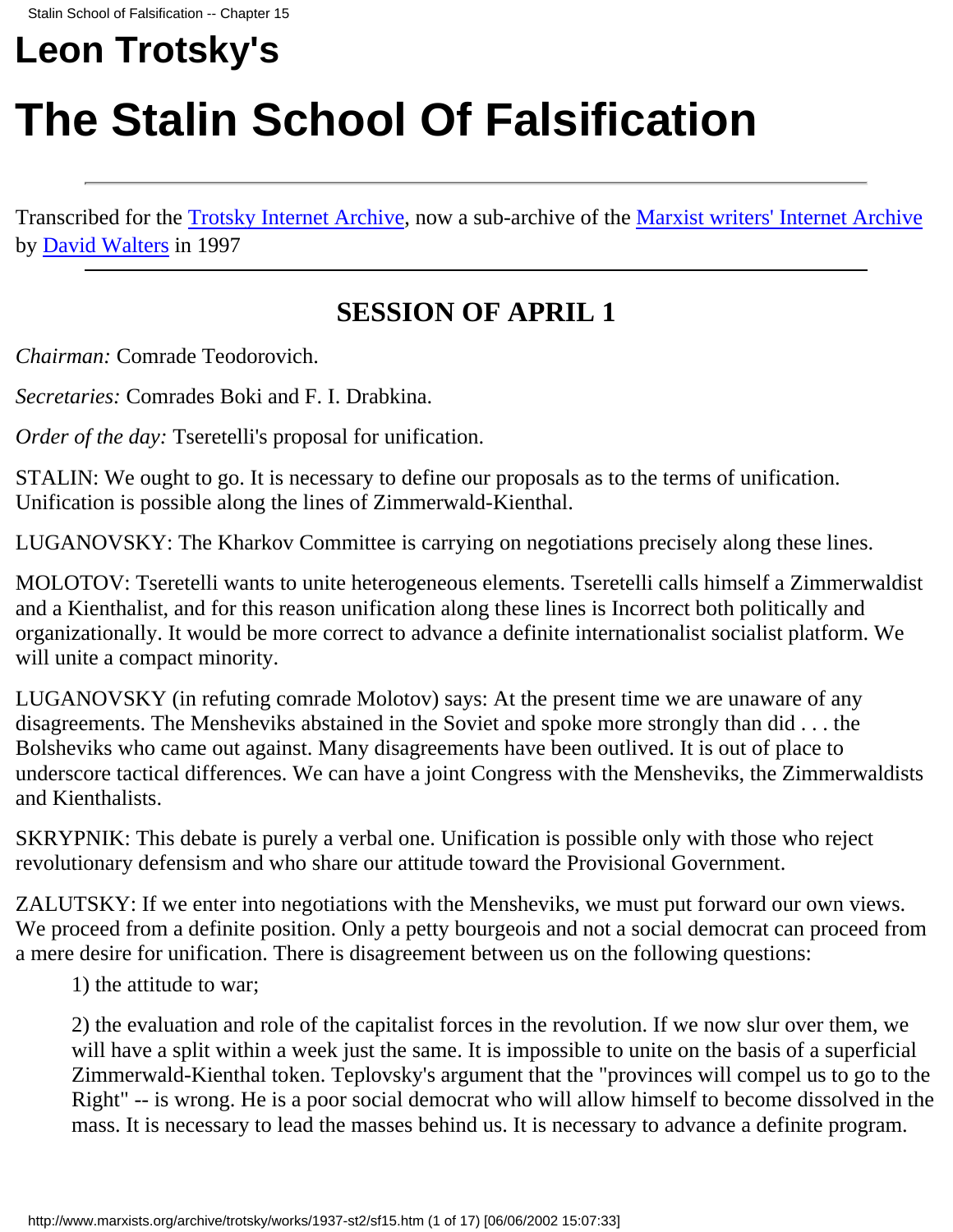# Leon Trotsky's

# The Stalin School Of Falsification

Transcribed for the Trotsky Internet Archive, now a sub-archive of the Marxist writers' Internet Archive by David Walters in 1997

---

## SESSION OF APRIL 1

*Chairman:* Comrade Teodorovich.

*Secretaries:* Comrades Boki and F. I. Drabkina.

*Order of the day:* Tseretelli's proposal for unification.

STALIN: We ought to go. It is necessary to define our proposals as to the terms of unification. Unification is possible along the lines of Zimmerwald-Kienthal.

LUGANOVSKY: The Kharkov Committee is carrying on negotiations precisely along these lines.

MOLOTOV: Tseretelli wants to unite heterogeneous elements. Tseretelli calls himself a Zimmerwaldist and a Kienthalist, and for this reason unification along these lines is Incorrect both politically and organizationally. It would be more correct to advance a definite internationalist socialist platform. We will unite a compact minority.

LUGANOVSKY (in refuting comrade Molotov) says: At the present time we are unaware of any disagreements. The Mensheviks abstained in the Soviet and spoke more strongly than did . . . the Bolsheviks who came out against. Many disagreements have been outlived. It is out of place to underscore tactical differences. We can have a joint Congress with the Mensheviks, the Zimmerwaldists and Kienthalists.

SKRYPNIK: This debate is purely a verbal one. Unification is possible only with those who reject revolutionary defensism and who share our attitude toward the Provisional Government.

ZALUTSKY: If we enter into negotiations with the Mensheviks, we must put forward our own views. We proceed from a definite position. Only a petty bourgeois and not a social democrat can proceed from a mere desire for unification. There is disagreement between us on the following questions:

> 1) the attitude to war;
>
> 2) the evaluation and role of the capitalist forces in the revolution. If we now slur over them, we will have a split within a week just the same. It is impossible to unite on the basis of a superficial Zimmerwald-Kienthal token. Teplovsky's argument that the "provinces will compel us to go to the Right" -- is wrong. He is a poor social democrat who will allow himself to become dissolved in the mass. It is necessary to lead the masses behind us. It is necessary to advance a definite program.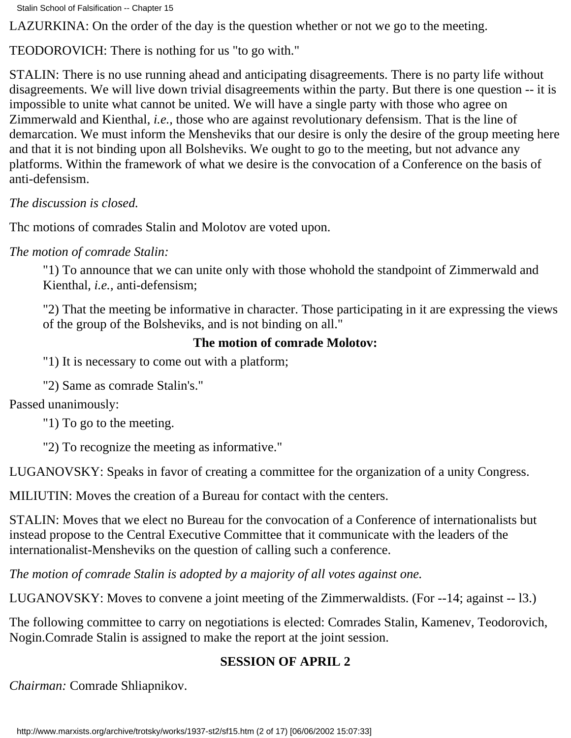LAZURKINA: On the order of the day is the question whether or not we go to the meeting.

TEODOROVICH: There is nothing for us "to go with."

STALIN: There is no use running ahead and anticipating disagreements. There is no party life without disagreements. We will live down trivial disagreements within the party. But there is one question -- it is impossible to unite what cannot be united. We will have a single party with those who agree on Zimmerwald and Kienthal, *i.e.,* those who are against revolutionary defensism. That is the line of demarcation. We must inform the Mensheviks that our desire is only the desire of the group meeting here and that it is not binding upon all Bolsheviks. We ought to go to the meeting, but not advance any platforms. Within the framework of what we desire is the convocation of a Conference on the basis of anti-defensism.

*The discussion is closed.*

Thc motions of comrades Stalin and Molotov are voted upon.

*The motion of comrade Stalin:*

> "1) To announce that we can unite only with those whohold the standpoint of Zimmerwald and Kienthal, *i.e.,* anti-defensism;
>
> "2) That the meeting be informative in character. Those participating in it are expressing the views of the group of the Bolsheviks, and is not binding on all."

**The motion of comrade Molotov:**

> "1) It is necessary to come out with a platform;
>
> "2) Same as comrade Stalin's."

Passed unanimously:

> "1) To go to the meeting.
>
> "2) To recognize the meeting as informative."

LUGANOVSKY: Speaks in favor of creating a committee for the organization of a unity Congress.

MILIUTIN: Moves the creation of a Bureau for contact with the centers.

STALIN: Moves that we elect no Bureau for the convocation of a Conference of internationalists but instead propose to the Central Executive Committee that it communicate with the leaders of the internationalist-Mensheviks on the question of calling such a conference.

*The motion of comrade Stalin is adopted by a majority of all votes against one.*

LUGANOVSKY: Moves to convene a joint meeting of the Zimmerwaldists. (For --14; against -- l3.)

The following committee to carry on negotiations is elected: Comrades Stalin, Kamenev, Teodorovich, Nogin.Comrade Stalin is assigned to make the report at the joint session.

## SESSION OF APRIL 2

*Chairman:* Comrade Shliapnikov.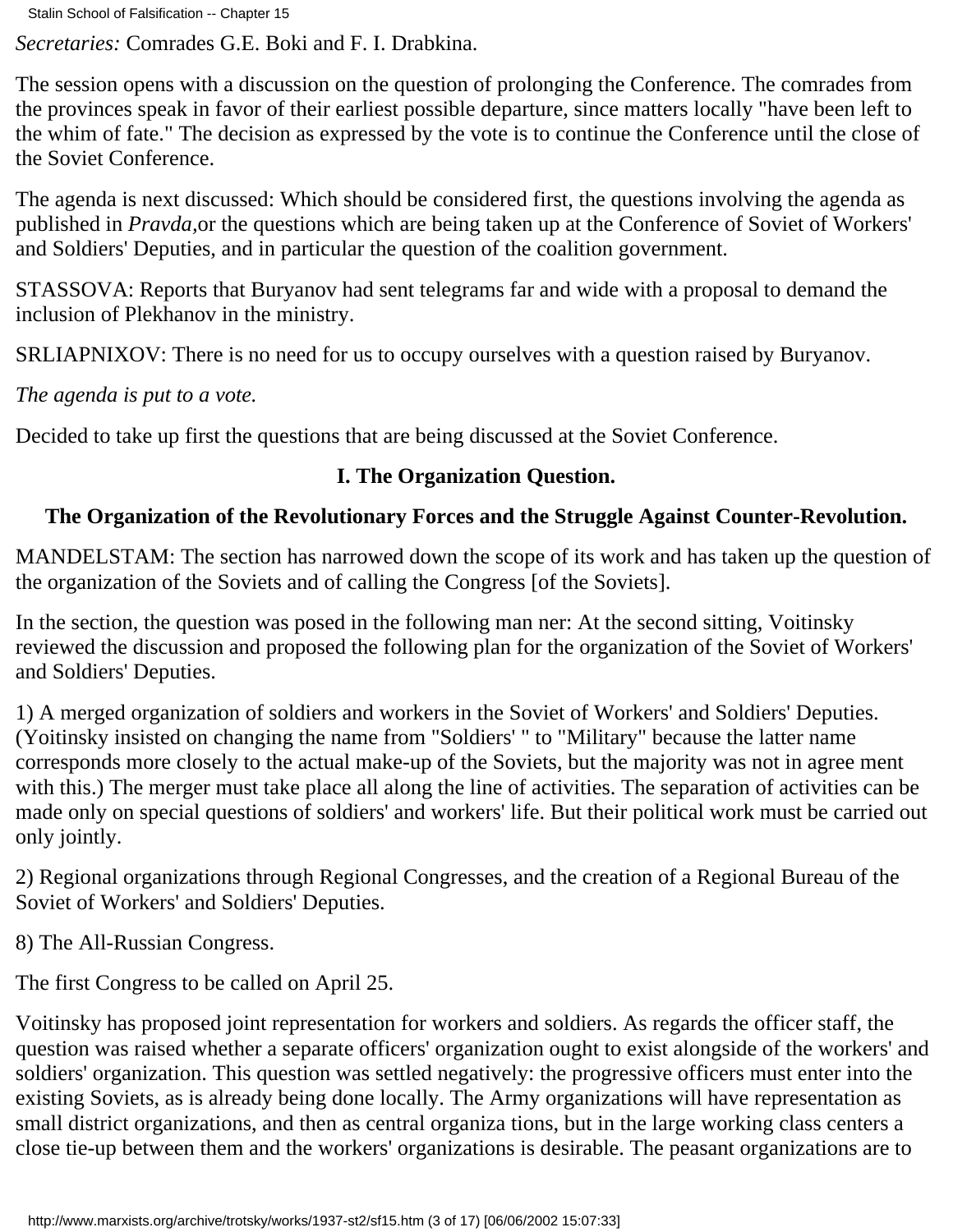*Secretaries:* Comrades G.E. Boki and F. I. Drabkina.

The session opens with a discussion on the question of prolonging the Conference. The comrades from the provinces speak in favor of their earliest possible departure, since matters locally "have been left to the whim of fate." The decision as expressed by the vote is to continue the Conference until the close of the Soviet Conference.

The agenda is next discussed: Which should be considered first, the questions involving the agenda as published in *Pravda*,or the questions which are being taken up at the Conference of Soviet of Workers' and Soldiers' Deputies, and in particular the question of the coalition government.

STASSOVA: Reports that Buryanov had sent telegrams far and wide with a proposal to demand the inclusion of Plekhanov in the ministry.

SRLIAPNIXOV: There is no need for us to occupy ourselves with a question raised by Buryanov.

*The agenda is put to a vote.*

Decided to take up first the questions that are being discussed at the Soviet Conference.

**I. The Organization Question.**

**The Organization of the Revolutionary Forces and the Struggle Against Counter-Revolution.**

MANDELSTAM: The section has narrowed down the scope of its work and has taken up the question of the organization of the Soviets and of calling the Congress [of the Soviets].

In the section, the question was posed in the following man ner: At the second sitting, Voitinsky reviewed the discussion and proposed the following plan for the organization of the Soviet of Workers' and Soldiers' Deputies.

1) A merged organization of soldiers and workers in the Soviet of Workers' and Soldiers' Deputies. (Yoitinsky insisted on changing the name from "Soldiers' " to "Military" because the latter name corresponds more closely to the actual make-up of the Soviets, but the majority was not in agree ment with this.) The merger must take place all along the line of activities. The separation of activities can be made only on special questions of soldiers' and workers' life. But their political work must be carried out only jointly.

2) Regional organizations through Regional Congresses, and the creation of a Regional Bureau of the Soviet of Workers' and Soldiers' Deputies.

8) The All-Russian Congress.

The first Congress to be called on April 25.

Voitinsky has proposed joint representation for workers and soldiers. As regards the officer staff, the question was raised whether a separate officers' organization ought to exist alongside of the workers' and soldiers' organization. This question was settled negatively: the progressive officers must enter into the existing Soviets, as is already being done locally. The Army organizations will have representation as small district organizations, and then as central organiza tions, but in the large working class centers a close tie-up between them and the workers' organizations is desirable. The peasant organizations are to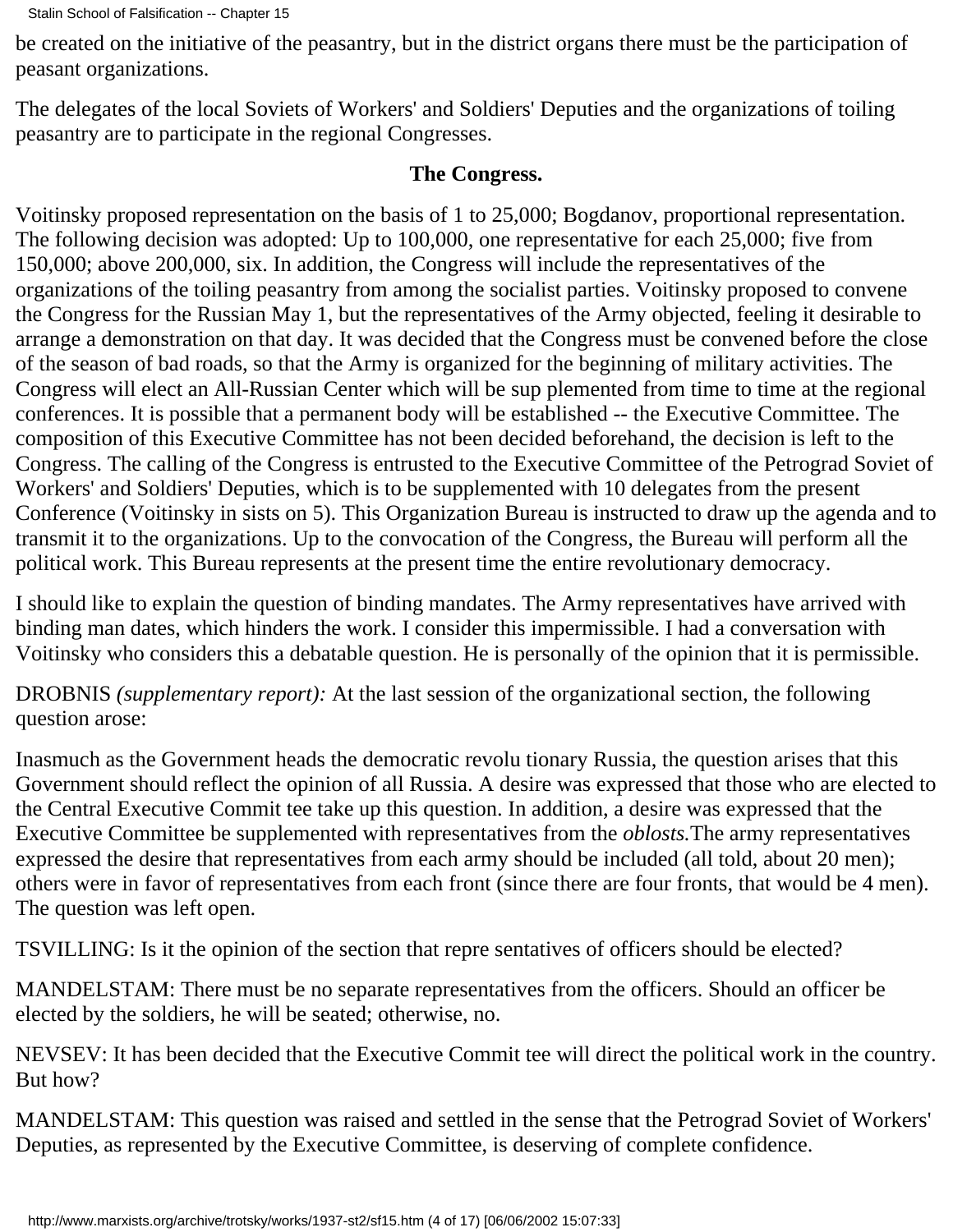be created on the initiative of the peasantry, but in the district organs there must be the participation of peasant organizations.

The delegates of the local Soviets of Workers' and Soldiers' Deputies and the organizations of toiling peasantry are to participate in the regional Congresses.

**The Congress.**

Voitinsky proposed representation on the basis of 1 to 25,000; Bogdanov, proportional representation. The following decision was adopted: Up to 100,000, one representative for each 25,000; five from 150,000; above 200,000, six. In addition, the Congress will include the representatives of the organizations of the toiling peasantry from among the socialist parties. Voitinsky proposed to convene the Congress for the Russian May 1, but the representatives of the Army objected, feeling it desirable to arrange a demonstration on that day. It was decided that the Congress must be convened before the close of the season of bad roads, so that the Army is organized for the beginning of military activities. The Congress will elect an All-Russian Center which will be sup plemented from time to time at the regional conferences. It is possible that a permanent body will be established -- the Executive Committee. The composition of this Executive Committee has not been decided beforehand, the decision is left to the Congress. The calling of the Congress is entrusted to the Executive Committee of the Petrograd Soviet of Workers' and Soldiers' Deputies, which is to be supplemented with 10 delegates from the present Conference (Voitinsky in sists on 5). This Organization Bureau is instructed to draw up the agenda and to transmit it to the organizations. Up to the convocation of the Congress, the Bureau will perform all the political work. This Bureau represents at the present time the entire revolutionary democracy.

I should like to explain the question of binding mandates. The Army representatives have arrived with binding man dates, which hinders the work. I consider this impermissible. I had a conversation with Voitinsky who considers this a debatable question. He is personally of the opinion that it is permissible.

DROBNIS *(supplementary report):* At the last session of the organizational section, the following question arose:

Inasmuch as the Government heads the democratic revolu tionary Russia, the question arises that this Government should reflect the opinion of all Russia. A desire was expressed that those who are elected to the Central Executive Commit tee take up this question. In addition, a desire was expressed that the Executive Committee be supplemented with representatives from the *oblosts.*The army representatives expressed the desire that representatives from each army should be included (all told, about 20 men); others were in favor of representatives from each front (since there are four fronts, that would be 4 men). The question was left open.

TSVILLING: Is it the opinion of the section that repre sentatives of officers should be elected?

MANDELSTAM: There must be no separate representatives from the officers. Should an officer be elected by the soldiers, he will be seated; otherwise, no.

NEVSEV: It has been decided that the Executive Commit tee will direct the political work in the country. But how?

MANDELSTAM: This question was raised and settled in the sense that the Petrograd Soviet of Workers' Deputies, as represented by the Executive Committee, is deserving of complete confidence.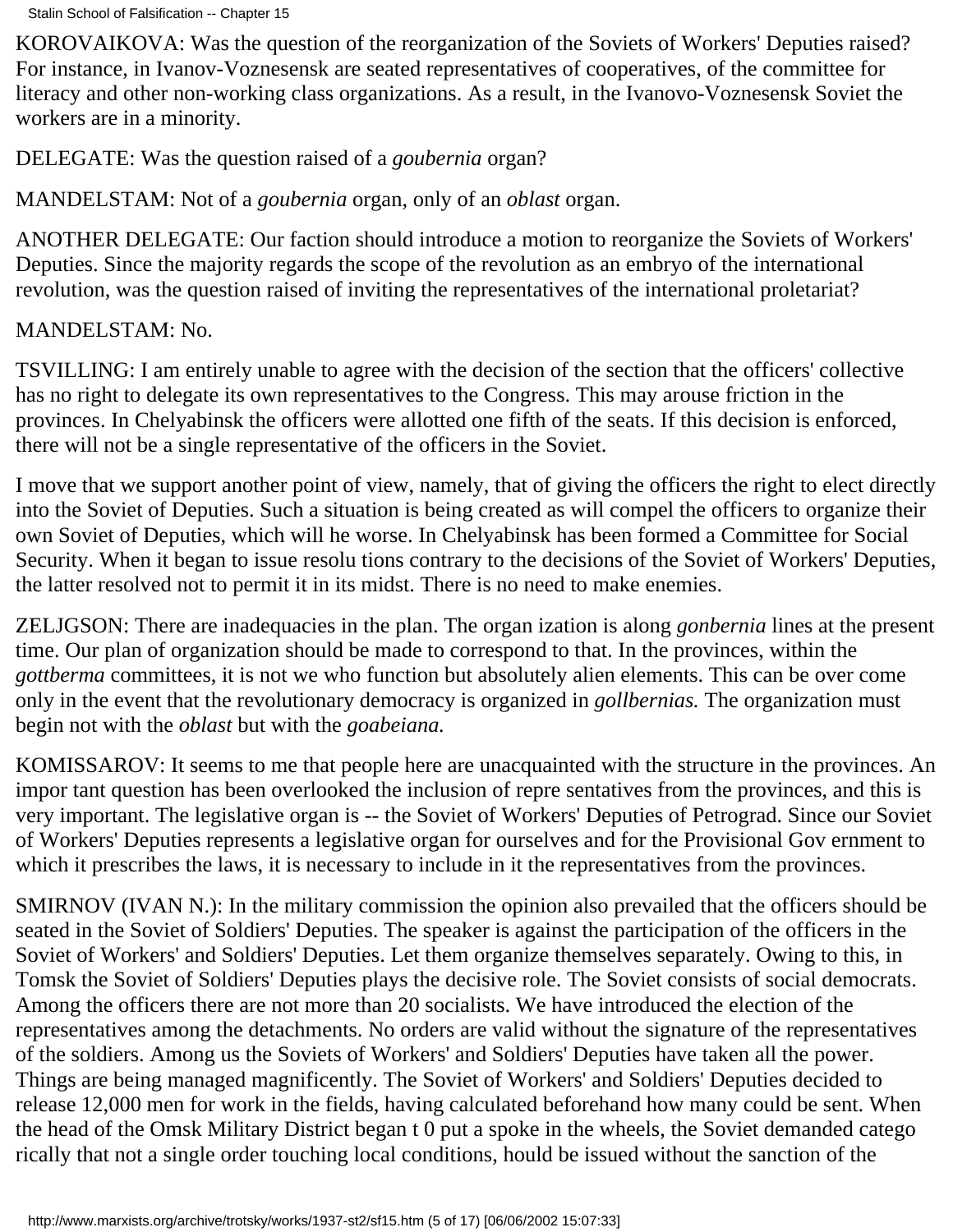KOROVAIKOVA: Was the question of the reorganization of the Soviets of Workers' Deputies raised? For instance, in Ivanov-Voznesensk are seated representatives of cooperatives, of the committee for literacy and other non-working class organizations. As a result, in the Ivanovo-Voznesensk Soviet the workers are in a minority.

DELEGATE: Was the question raised of a *goubernia* organ?

MANDELSTAM: Not of a *goubernia* organ, only of an *oblast* organ.

ANOTHER DELEGATE: Our faction should introduce a motion to reorganize the Soviets of Workers' Deputies. Since the majority regards the scope of the revolution as an embryo of the international revolution, was the question raised of inviting the representatives of the international proletariat?

MANDELSTAM: No.

TSVILLING: I am entirely unable to agree with the decision of the section that the officers' collective has no right to delegate its own representatives to the Congress. This may arouse friction in the provinces. In Chelyabinsk the officers were allotted one fifth of the seats. If this decision is enforced, there will not be a single representative of the officers in the Soviet.

I move that we support another point of view, namely, that of giving the officers the right to elect directly into the Soviet of Deputies. Such a situation is being created as will compel the officers to organize their own Soviet of Deputies, which will he worse. In Chelyabinsk has been formed a Committee for Social Security. When it began to issue resolu tions contrary to the decisions of the Soviet of Workers' Deputies, the latter resolved not to permit it in its midst. There is no need to make enemies.

ZELJGSON: There are inadequacies in the plan. The organ ization is along *gonbernia* lines at the present time. Our plan of organization should be made to correspond to that. In the provinces, within the *gottberma* committees, it is not we who function but absolutely alien elements. This can be over come only in the event that the revolutionary democracy is organized in *gollbernias.* The organization must begin not with the *oblast* but with the *goabeiana.*

KOMISSAROV: It seems to me that people here are unacquainted with the structure in the provinces. An impor tant question has been overlooked the inclusion of repre sentatives from the provinces, and this is very important. The legislative organ is -- the Soviet of Workers' Deputies of Petrograd. Since our Soviet of Workers' Deputies represents a legislative organ for ourselves and for the Provisional Gov ernment to which it prescribes the laws, it is necessary to include in it the representatives from the provinces.

SMIRNOV (IVAN N.): In the military commission the opinion also prevailed that the officers should be seated in the Soviet of Soldiers' Deputies. The speaker is against the participation of the officers in the Soviet of Workers' and Soldiers' Deputies. Let them organize themselves separately. Owing to this, in Tomsk the Soviet of Soldiers' Deputies plays the decisive role. The Soviet consists of social democrats. Among the officers there are not more than 20 socialists. We have introduced the election of the representatives among the detachments. No orders are valid without the signature of the representatives of the soldiers. Among us the Soviets of Workers' and Soldiers' Deputies have taken all the power. Things are being managed magnificently. The Soviet of Workers' and Soldiers' Deputies decided to release 12,000 men for work in the fields, having calculated beforehand how many could be sent. When the head of the Omsk Military District began t 0 put a spoke in the wheels, the Soviet demanded catego rically that not a single order touching local conditions, hould be issued without the sanction of the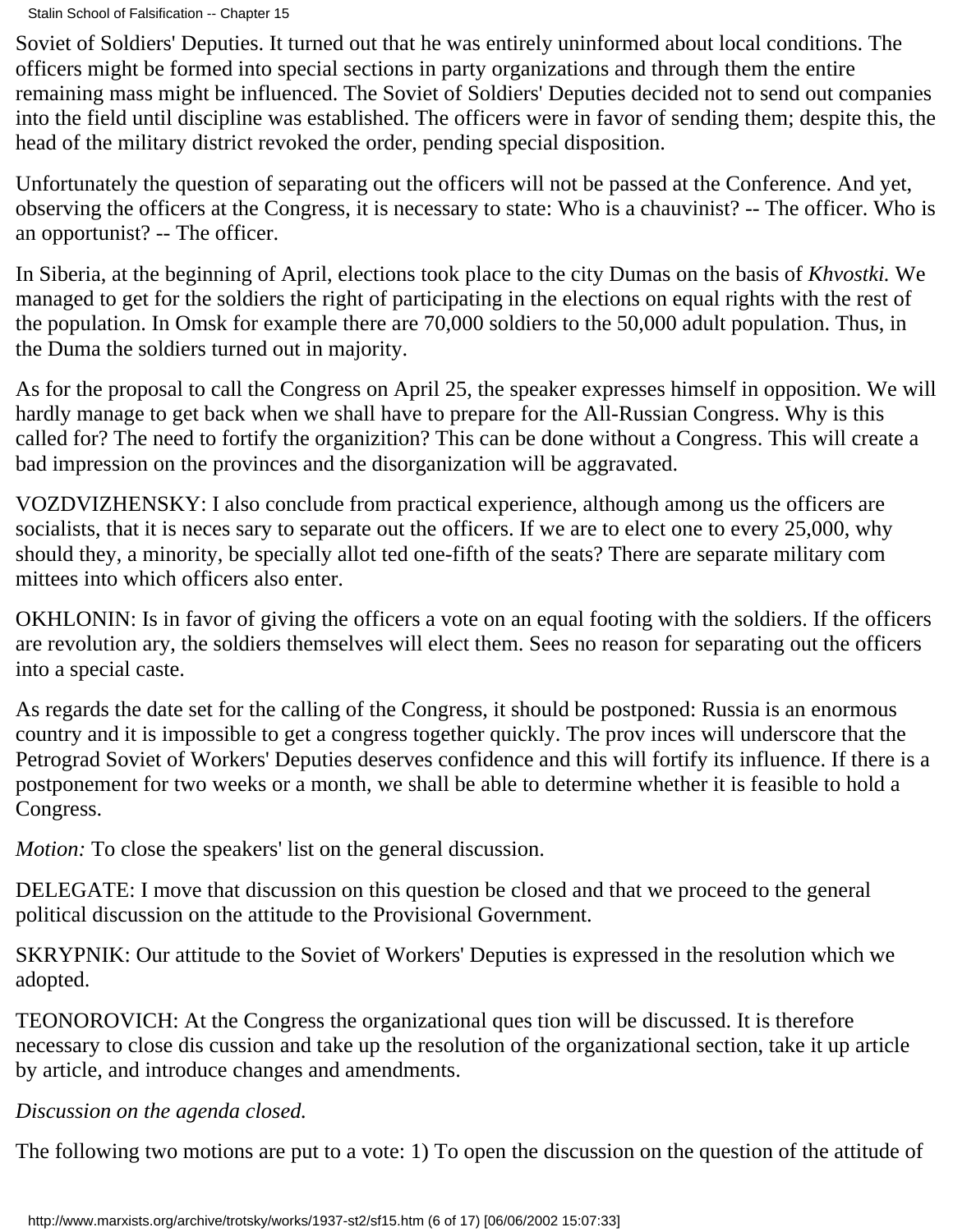Soviet of Soldiers' Deputies. It turned out that he was entirely uninformed about local conditions. The officers might be formed into special sections in party organizations and through them the entire remaining mass might be influenced. The Soviet of Soldiers' Deputies decided not to send out companies into the field until discipline was established. The officers were in favor of sending them; despite this, the head of the military district revoked the order, pending special disposition.

Unfortunately the question of separating out the officers will not be passed at the Conference. And yet, observing the officers at the Congress, it is necessary to state: Who is a chauvinist? -- The officer. Who is an opportunist? -- The officer.

In Siberia, at the beginning of April, elections took place to the city Dumas on the basis of *Khvostki.* We managed to get for the soldiers the right of participating in the elections on equal rights with the rest of the population. In Omsk for example there are 70,000 soldiers to the 50,000 adult population. Thus, in the Duma the soldiers turned out in majority.

As for the proposal to call the Congress on April 25, the speaker expresses himself in opposition. We will hardly manage to get back when we shall have to prepare for the All-Russian Congress. Why is this called for? The need to fortify the organizition? This can be done without a Congress. This will create a bad impression on the provinces and the disorganization will be aggravated.

VOZDVIZHENSKY: I also conclude from practical experience, although among us the officers are socialists, that it is neces sary to separate out the officers. If we are to elect one to every 25,000, why should they, a minority, be specially allot ted one-fifth of the seats? There are separate military com mittees into which officers also enter.

OKHLONIN: Is in favor of giving the officers a vote on an equal footing with the soldiers. If the officers are revolution ary, the soldiers themselves will elect them. Sees no reason for separating out the officers into a special caste.

As regards the date set for the calling of the Congress, it should be postponed: Russia is an enormous country and it is impossible to get a congress together quickly. The prov inces will underscore that the Petrograd Soviet of Workers' Deputies deserves confidence and this will fortify its influence. If there is a postponement for two weeks or a month, we shall be able to determine whether it is feasible to hold a Congress.

*Motion:* To close the speakers' list on the general discussion.

DELEGATE: I move that discussion on this question be closed and that we proceed to the general political discussion on the attitude to the Provisional Government.

SKRYPNIK: Our attitude to the Soviet of Workers' Deputies is expressed in the resolution which we adopted.

TEONOROVICH: At the Congress the organizational ques tion will be discussed. It is therefore necessary to close dis cussion and take up the resolution of the organizational section, take it up article by article, and introduce changes and amendments.

*Discussion on the agenda closed.*

The following two motions are put to a vote: 1) To open the discussion on the question of the attitude of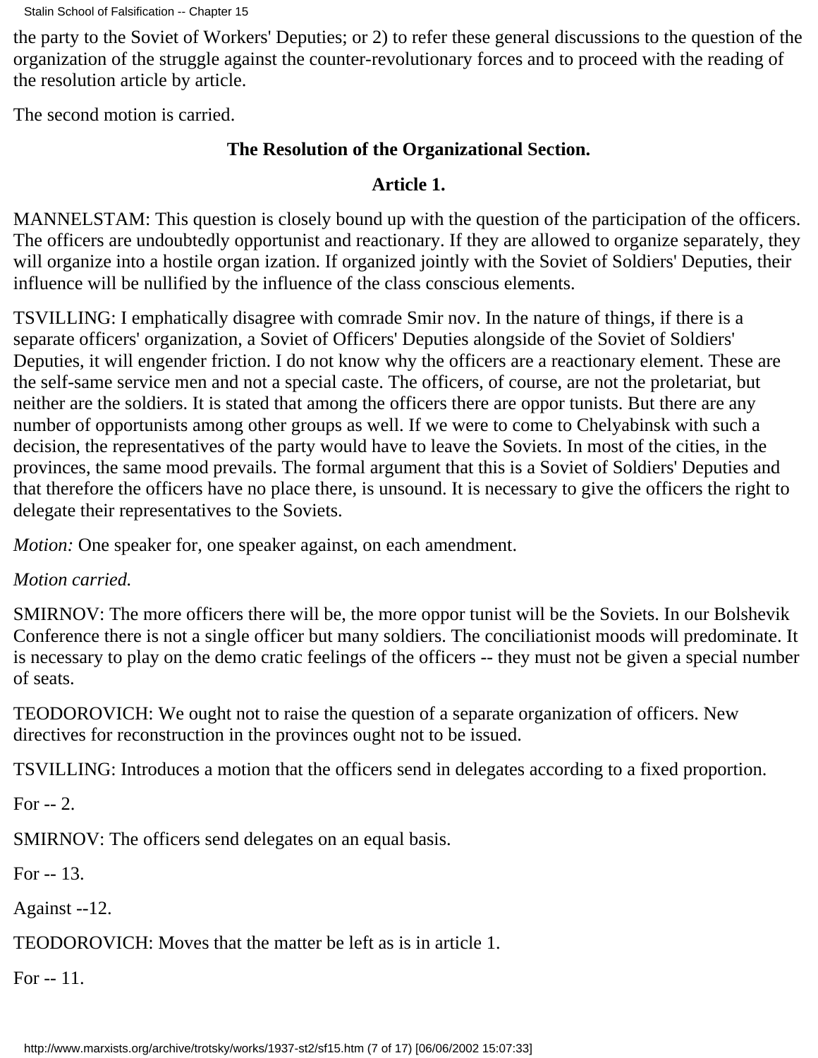the party to the Soviet of Workers' Deputies; or 2) to refer these general discussions to the question of the organization of the struggle against the counter-revolutionary forces and to proceed with the reading of the resolution article by article.

The second motion is carried.

**The Resolution of the Organizational Section.**

**Article 1.**

MANNELSTAM: This question is closely bound up with the question of the participation of the officers. The officers are undoubtedly opportunist and reactionary. If they are allowed to organize separately, they will organize into a hostile organ ization. If organized jointly with the Soviet of Soldiers' Deputies, their influence will be nullified by the influence of the class conscious elements.

TSVILLING: I emphatically disagree with comrade Smir nov. In the nature of things, if there is a separate officers' organization, a Soviet of Officers' Deputies alongside of the Soviet of Soldiers' Deputies, it will engender friction. I do not know why the officers are a reactionary element. These are the self-same service men and not a special caste. The officers, of course, are not the proletariat, but neither are the soldiers. It is stated that among the officers there are oppor tunists. But there are any number of opportunists among other groups as well. If we were to come to Chelyabinsk with such a decision, the representatives of the party would have to leave the Soviets. In most of the cities, in the provinces, the same mood prevails. The formal argument that this is a Soviet of Soldiers' Deputies and that therefore the officers have no place there, is unsound. It is necessary to give the officers the right to delegate their representatives to the Soviets.

*Motion:* One speaker for, one speaker against, on each amendment.

*Motion carried.*

SMIRNOV: The more officers there will be, the more oppor tunist will be the Soviets. In our Bolshevik Conference there is not a single officer but many soldiers. The conciliationist moods will predominate. It is necessary to play on the demo cratic feelings of the officers -- they must not be given a special number of seats.

TEODOROVICH: We ought not to raise the question of a separate organization of officers. New directives for reconstruction in the provinces ought not to be issued.

TSVILLING: Introduces a motion that the officers send in delegates according to a fixed proportion.

For -- 2.

SMIRNOV: The officers send delegates on an equal basis.

For -- 13.

Against --12.

TEODOROVICH: Moves that the matter be left as is in article 1.

For -- 11.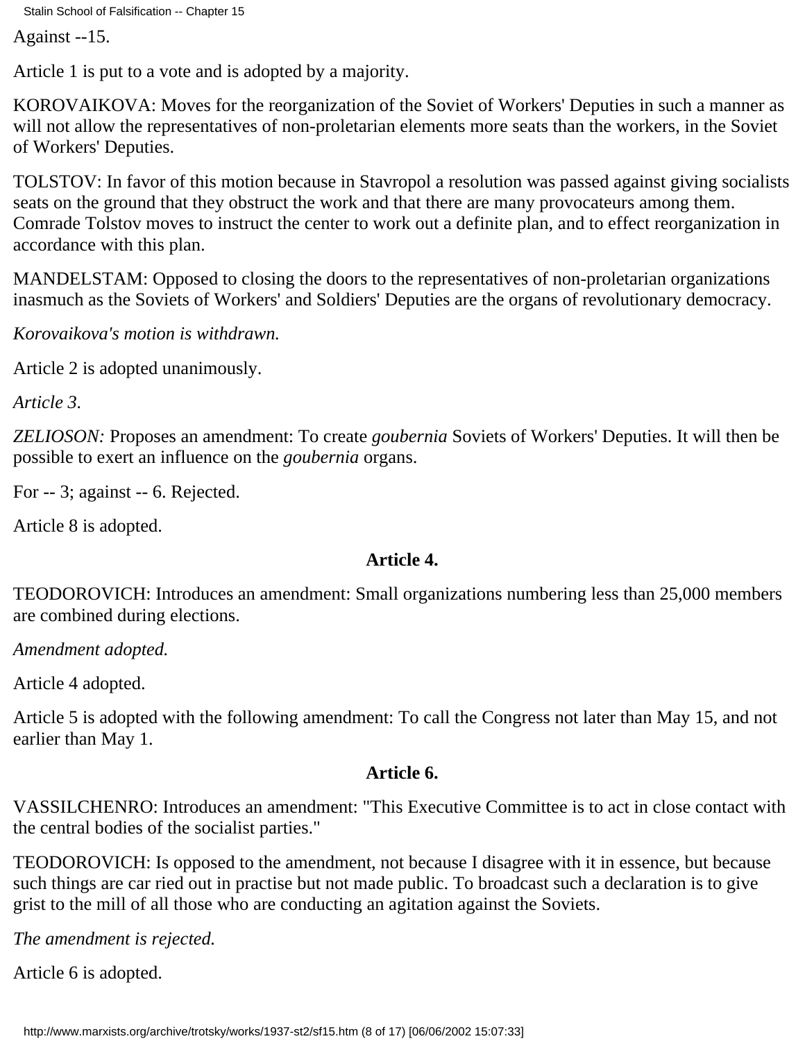Against --15.

Article 1 is put to a vote and is adopted by a majority.

KOROVAIKOVA: Moves for the reorganization of the Soviet of Workers' Deputies in such a manner as will not allow the representatives of non-proletarian elements more seats than the workers, in the Soviet of Workers' Deputies.

TOLSTOV: In favor of this motion because in Stavropol a resolution was passed against giving socialists seats on the ground that they obstruct the work and that there are many provocateurs among them. Comrade Tolstov moves to instruct the center to work out a definite plan, and to effect reorganization in accordance with this plan.

MANDELSTAM: Opposed to closing the doors to the representatives of non-proletarian organizations inasmuch as the Soviets of Workers' and Soldiers' Deputies are the organs of revolutionary democracy.

*Korovaikova's motion is withdrawn.*

Article 2 is adopted unanimously.

*Article 3.*

*ZELIOSON:* Proposes an amendment: To create *goubernia* Soviets of Workers' Deputies. It will then be possible to exert an influence on the *goubernia* organs.

For -- 3; against -- 6. Rejected.

Article 8 is adopted.

**Article 4.**

TEODOROVICH: Introduces an amendment: Small organizations numbering less than 25,000 members are combined during elections.

*Amendment adopted.*

Article 4 adopted.

Article 5 is adopted with the following amendment: To call the Congress not later than May 15, and not earlier than May 1.

**Article 6.**

VASSILCHENRO: Introduces an amendment: "This Executive Committee is to act in close contact with the central bodies of the socialist parties."

TEODOROVICH: Is opposed to the amendment, not because I disagree with it in essence, but because such things are car ried out in practise but not made public. To broadcast such a declaration is to give grist to the mill of all those who are conducting an agitation against the Soviets.

*The amendment is rejected.*

Article 6 is adopted.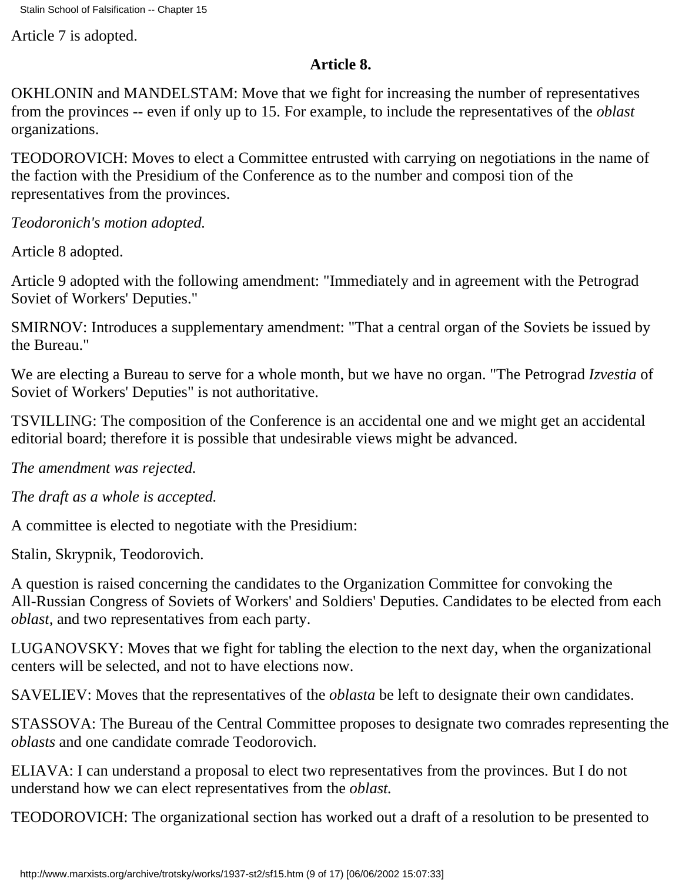Article 7 is adopted.

**Article 8.**

OKHLONIN and MANDELSTAM: Move that we fight for increasing the number of representatives from the provinces -- even if only up to 15. For example, to include the representatives of the *oblast* organizations.

TEODOROVICH: Moves to elect a Committee entrusted with carrying on negotiations in the name of the faction with the Presidium of the Conference as to the number and composi tion of the representatives from the provinces.

*Teodoronich's motion adopted.*

Article 8 adopted.

Article 9 adopted with the following amendment: "Immediately and in agreement with the Petrograd Soviet of Workers' Deputies."

SMIRNOV: Introduces a supplementary amendment: "That a central organ of the Soviets be issued by the Bureau."

We are electing a Bureau to serve for a whole month, but we have no organ. "The Petrograd *Izvestia* of Soviet of Workers' Deputies" is not authoritative.

TSVILLING: The composition of the Conference is an accidental one and we might get an accidental editorial board; therefore it is possible that undesirable views might be advanced.

*The amendment was rejected.*

*The draft as a whole is accepted.*

A committee is elected to negotiate with the Presidium:

Stalin, Skrypnik, Teodorovich.

A question is raised concerning the candidates to the Organization Committee for convoking the All-Russian Congress of Soviets of Workers' and Soldiers' Deputies. Candidates to be elected from each *oblast,* and two representatives from each party.

LUGANOVSKY: Moves that we fight for tabling the election to the next day, when the organizational centers will be selected, and not to have elections now.

SAVELIEV: Moves that the representatives of the *oblasta* be left to designate their own candidates.

STASSOVA: The Bureau of the Central Committee proposes to designate two comrades representing the *oblasts* and one candidate comrade Teodorovich.

ELIAVA: I can understand a proposal to elect two representatives from the provinces. But I do not understand how we can elect representatives from the *oblast.*

TEODOROVICH: The organizational section has worked out a draft of a resolution to be presented to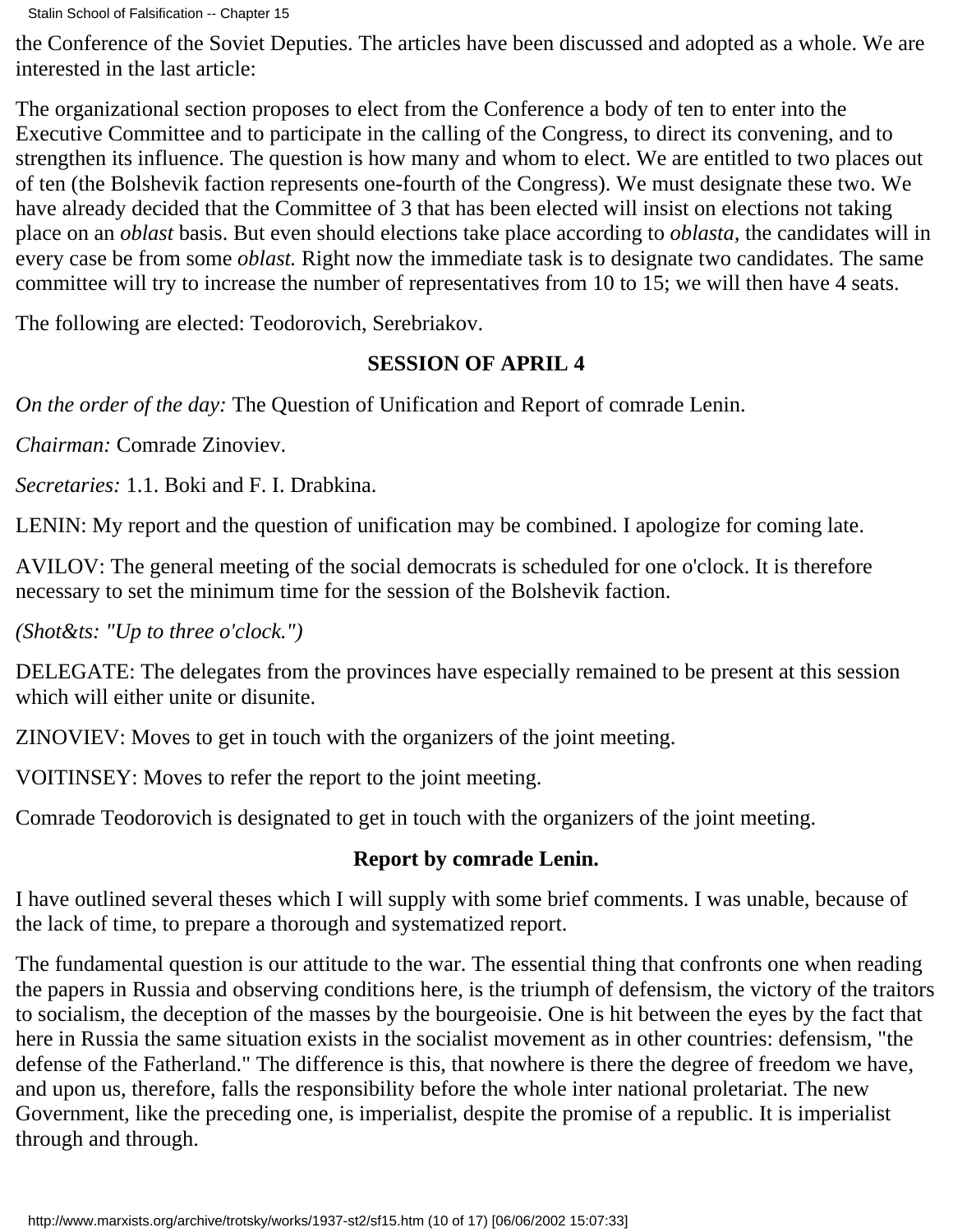the Conference of the Soviet Deputies. The articles have been discussed and adopted as a whole. We are interested in the last article:

The organizational section proposes to elect from the Conference a body of ten to enter into the Executive Committee and to participate in the calling of the Congress, to direct its convening, and to strengthen its influence. The question is how many and whom to elect. We are entitled to two places out of ten (the Bolshevik faction represents one-fourth of the Congress). We must designate these two. We have already decided that the Committee of 3 that has been elected will insist on elections not taking place on an *oblast* basis. But even should elections take place according to *oblasta*, the candidates will in every case be from some *oblast.* Right now the immediate task is to designate two candidates. The same committee will try to increase the number of representatives from 10 to 15; we will then have 4 seats.

The following are elected: Teodorovich, Serebriakov.

**SESSION OF APRIL 4**

*On the order of the day:* The Question of Unification and Report of comrade Lenin.

*Chairman:* Comrade Zinoviev.

*Secretaries:* 1.1. Boki and F. I. Drabkina.

LENIN: My report and the question of unification may be combined. I apologize for coming late.

AVILOV: The general meeting of the social democrats is scheduled for one o'clock. It is therefore necessary to set the minimum time for the session of the Bolshevik faction.

*(Shot&ts: "Up to three o'clock.")*

DELEGATE: The delegates from the provinces have especially remained to be present at this session which will either unite or disunite.

ZINOVIEV: Moves to get in touch with the organizers of the joint meeting.

VOITINSEY: Moves to refer the report to the joint meeting.

Comrade Teodorovich is designated to get in touch with the organizers of the joint meeting.

**Report by comrade Lenin.**

I have outlined several theses which I will supply with some brief comments. I was unable, because of the lack of time, to prepare a thorough and systematized report.

The fundamental question is our attitude to the war. The essential thing that confronts one when reading the papers in Russia and observing conditions here, is the triumph of defensism, the victory of the traitors to socialism, the deception of the masses by the bourgeoisie. One is hit between the eyes by the fact that here in Russia the same situation exists in the socialist movement as in other countries: defensism, "the defense of the Fatherland." The difference is this, that nowhere is there the degree of freedom we have, and upon us, therefore, falls the responsibility before the whole inter national proletariat. The new Government, like the preceding one, is imperialist, despite the promise of a republic. It is imperialist through and through.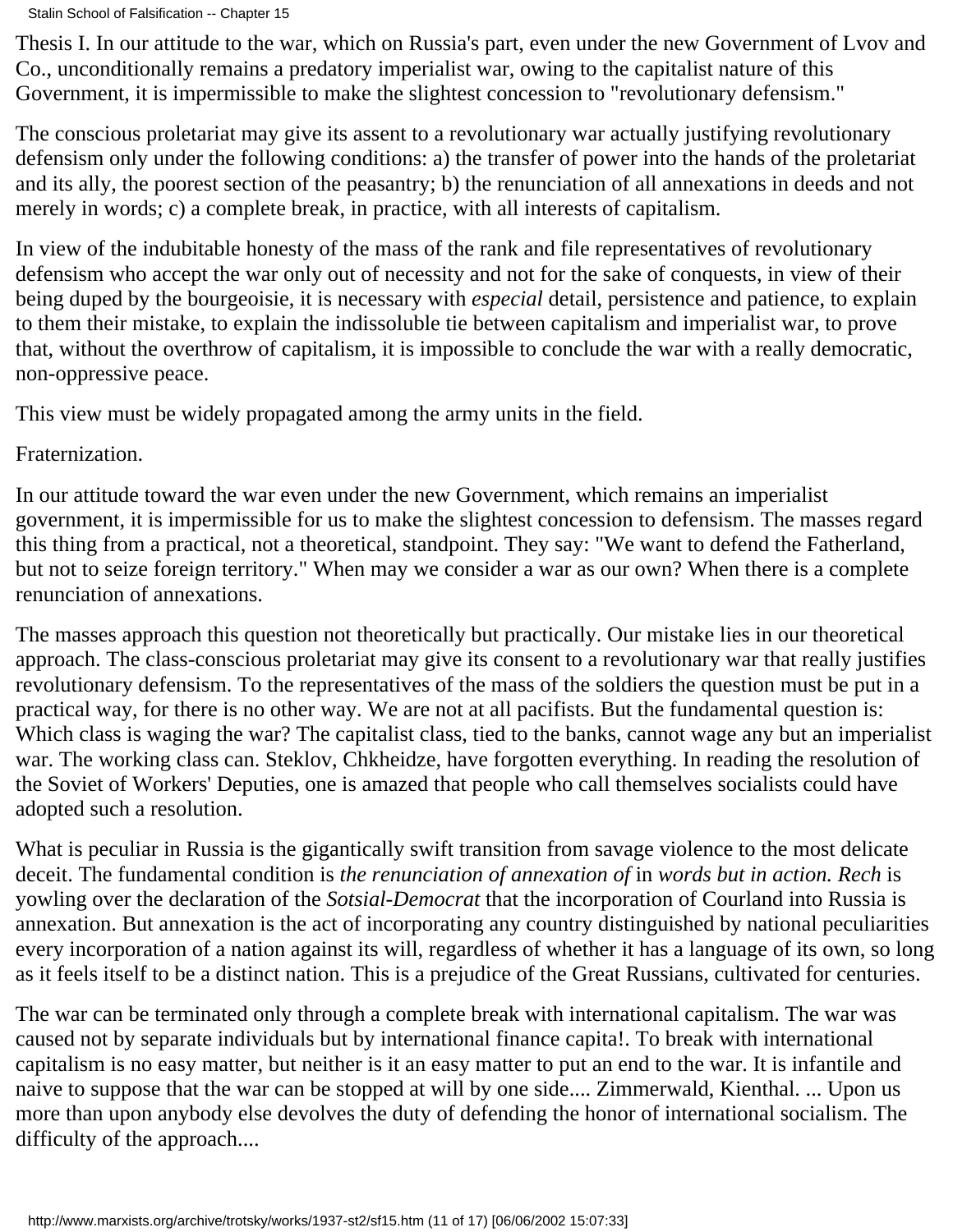Thesis I. In our attitude to the war, which on Russia's part, even under the new Government of Lvov and Co., unconditionally remains a predatory imperialist war, owing to the capitalist nature of this Government, it is impermissible to make the slightest concession to "revolutionary defensism."

The conscious proletariat may give its assent to a revolutionary war actually justifying revolutionary defensism only under the following conditions: a) the transfer of power into the hands of the proletariat and its ally, the poorest section of the peasantry; b) the renunciation of all annexations in deeds and not merely in words; c) a complete break, in practice, with all interests of capitalism.

In view of the indubitable honesty of the mass of the rank and file representatives of revolutionary defensism who accept the war only out of necessity and not for the sake of conquests, in view of their being duped by the bourgeoisie, it is necessary with *especial* detail, persistence and patience, to explain to them their mistake, to explain the indissoluble tie between capitalism and imperialist war, to prove that, without the overthrow of capitalism, it is impossible to conclude the war with a really democratic, non-oppressive peace.

This view must be widely propagated among the army units in the field.

Fraternization.

In our attitude toward the war even under the new Government, which remains an imperialist government, it is impermissible for us to make the slightest concession to defensism. The masses regard this thing from a practical, not a theoretical, standpoint. They say: "We want to defend the Fatherland, but not to seize foreign territory." When may we consider a war as our own? When there is a complete renunciation of annexations.

The masses approach this question not theoretically but practically. Our mistake lies in our theoretical approach. The class-conscious proletariat may give its consent to a revolutionary war that really justifies revolutionary defensism. To the representatives of the mass of the soldiers the question must be put in a practical way, for there is no other way. We are not at all pacifists. But the fundamental question is: Which class is waging the war? The capitalist class, tied to the banks, cannot wage any but an imperialist war. The working class can. Steklov, Chkheidze, have forgotten everything. In reading the resolution of the Soviet of Workers' Deputies, one is amazed that people who call themselves socialists could have adopted such a resolution.

What is peculiar in Russia is the gigantically swift transition from savage violence to the most delicate deceit. The fundamental condition is *the renunciation of annexation of* in *words but in action. Rech* is yowling over the declaration of the *Sotsial-Democrat* that the incorporation of Courland into Russia is annexation. But annexation is the act of incorporating any country distinguished by national peculiarities every incorporation of a nation against its will, regardless of whether it has a language of its own, so long as it feels itself to be a distinct nation. This is a prejudice of the Great Russians, cultivated for centuries.

The war can be terminated only through a complete break with international capitalism. The war was caused not by separate individuals but by international finance capita!. To break with international capitalism is no easy matter, but neither is it an easy matter to put an end to the war. It is infantile and naive to suppose that the war can be stopped at will by one side.... Zimmerwald, Kienthal. ... Upon us more than upon anybody else devolves the duty of defending the honor of international socialism. The difficulty of the approach....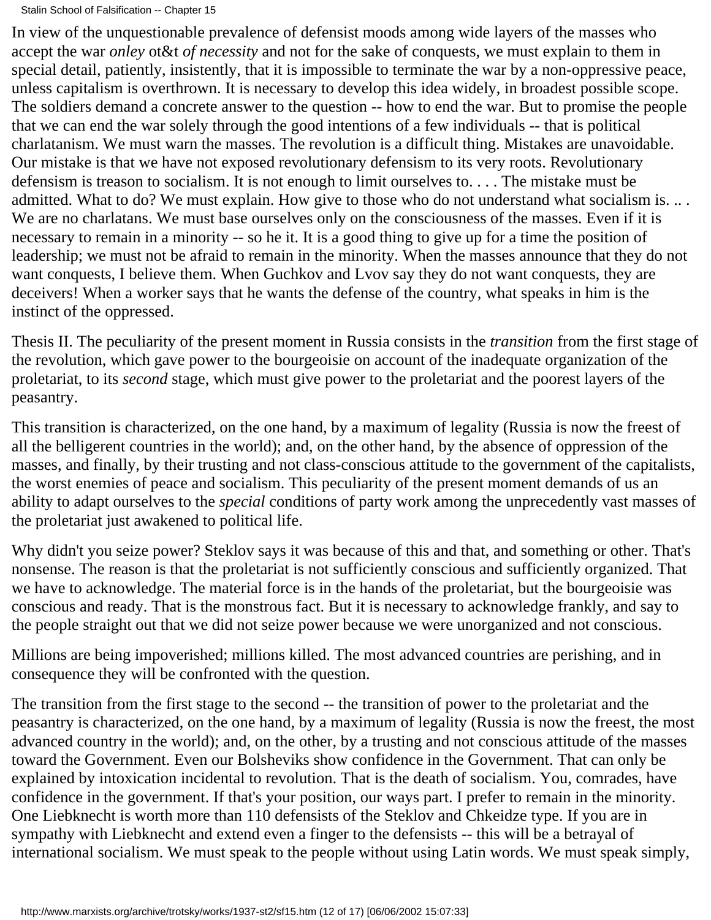In view of the unquestionable prevalence of defensist moods among wide layers of the masses who accept the war *onley* ot&t *of necessity* and not for the sake of conquests, we must explain to them in special detail, patiently, insistently, that it is impossible to terminate the war by a non-oppressive peace, unless capitalism is overthrown. It is necessary to develop this idea widely, in broadest possible scope. The soldiers demand a concrete answer to the question -- how to end the war. But to promise the people that we can end the war solely through the good intentions of a few individuals -- that is political charlatanism. We must warn the masses. The revolution is a difficult thing. Mistakes are unavoidable. Our mistake is that we have not exposed revolutionary defensism to its very roots. Revolutionary defensism is treason to socialism. It is not enough to limit ourselves to. . . . The mistake must be admitted. What to do? We must explain. How give to those who do not understand what socialism is. .. . We are no charlatans. We must base ourselves only on the consciousness of the masses. Even if it is necessary to remain in a minority -- so he it. It is a good thing to give up for a time the position of leadership; we must not be afraid to remain in the minority. When the masses announce that they do not want conquests, I believe them. When Guchkov and Lvov say they do not want conquests, they are deceivers! When a worker says that he wants the defense of the country, what speaks in him is the instinct of the oppressed.

Thesis II. The peculiarity of the present moment in Russia consists in the *transition* from the first stage of the revolution, which gave power to the bourgeoisie on account of the inadequate organization of the proletariat, to its *second* stage, which must give power to the proletariat and the poorest layers of the peasantry.

This transition is characterized, on the one hand, by a maximum of legality (Russia is now the freest of all the belligerent countries in the world); and, on the other hand, by the absence of oppression of the masses, and finally, by their trusting and not class-conscious attitude to the government of the capitalists, the worst enemies of peace and socialism. This peculiarity of the present moment demands of us an ability to adapt ourselves to the *special* conditions of party work among the unprecedently vast masses of the proletariat just awakened to political life.

Why didn't you seize power? Steklov says it was because of this and that, and something or other. That's nonsense. The reason is that the proletariat is not sufficiently conscious and sufficiently organized. That we have to acknowledge. The material force is in the hands of the proletariat, but the bourgeoisie was conscious and ready. That is the monstrous fact. But it is necessary to acknowledge frankly, and say to the people straight out that we did not seize power because we were unorganized and not conscious.

Millions are being impoverished; millions killed. The most advanced countries are perishing, and in consequence they will be confronted with the question.

The transition from the first stage to the second -- the transition of power to the proletariat and the peasantry is characterized, on the one hand, by a maximum of legality (Russia is now the freest, the most advanced country in the world); and, on the other, by a trusting and not conscious attitude of the masses toward the Government. Even our Bolsheviks show confidence in the Government. That can only be explained by intoxication incidental to revolution. That is the death of socialism. You, comrades, have confidence in the government. If that's your position, our ways part. I prefer to remain in the minority. One Liebknecht is worth more than 110 defensists of the Steklov and Chkeidze type. If you are in sympathy with Liebknecht and extend even a finger to the defensists -- this will be a betrayal of international socialism. We must speak to the people without using Latin words. We must speak simply,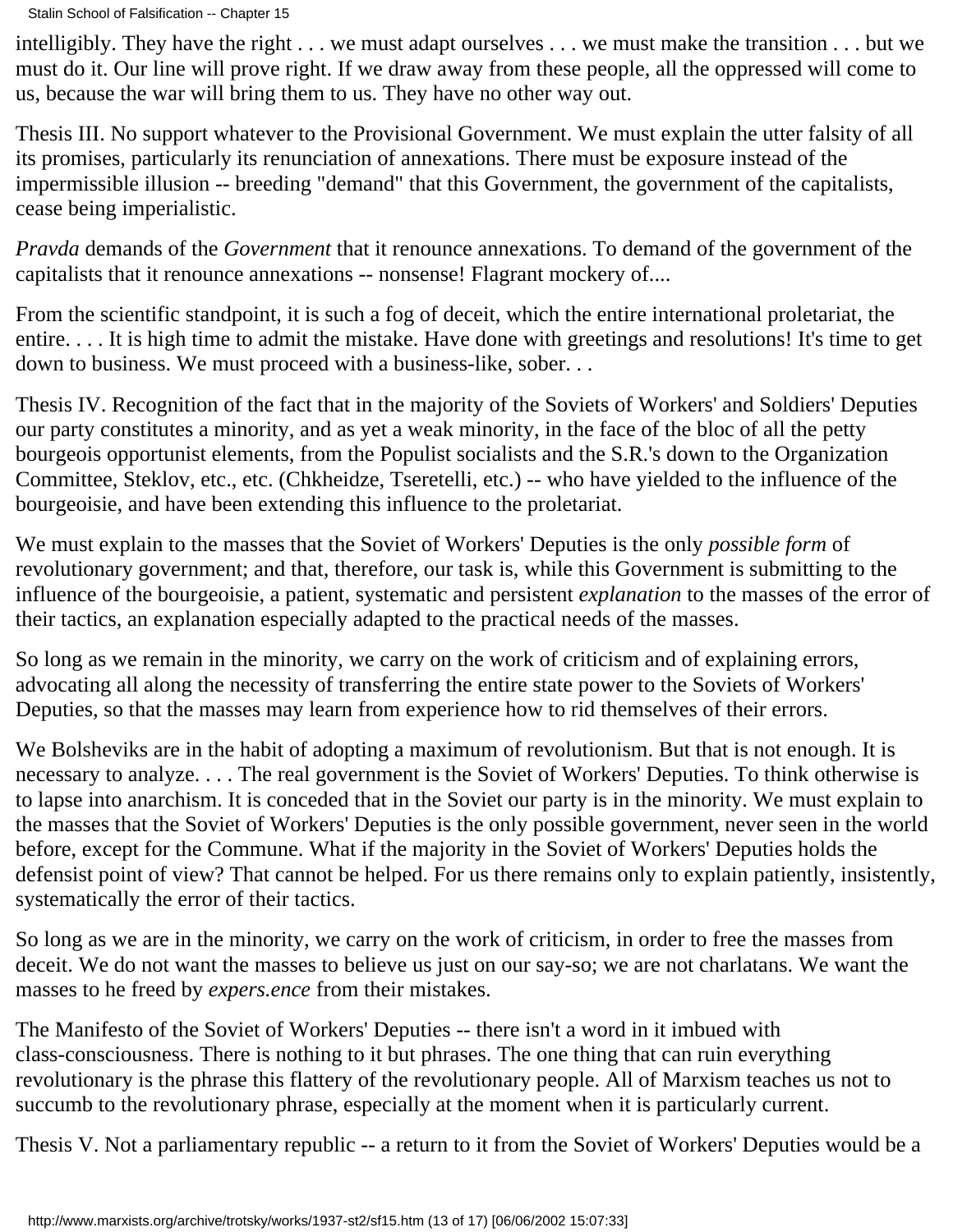intelligibly. They have the right . . . we must adapt ourselves . . . we must make the transition . . . but we must do it. Our line will prove right. If we draw away from these people, all the oppressed will come to us, because the war will bring them to us. They have no other way out.

Thesis III. No support whatever to the Provisional Government. We must explain the utter falsity of all its promises, particularly its renunciation of annexations. There must be exposure instead of the impermissible illusion -- breeding "demand" that this Government, the government of the capitalists, cease being imperialistic.

*Pravda* demands of the *Government* that it renounce annexations. To demand of the government of the capitalists that it renounce annexations -- nonsense! Flagrant mockery of....

From the scientific standpoint, it is such a fog of deceit, which the entire international proletariat, the entire. . . . It is high time to admit the mistake. Have done with greetings and resolutions! It's time to get down to business. We must proceed with a business-like, sober. . .

Thesis IV. Recognition of the fact that in the majority of the Soviets of Workers' and Soldiers' Deputies our party constitutes a minority, and as yet a weak minority, in the face of the bloc of all the petty bourgeois opportunist elements, from the Populist socialists and the S.R.'s down to the Organization Committee, Steklov, etc., etc. (Chkheidze, Tseretelli, etc.) -- who have yielded to the influence of the bourgeoisie, and have been extending this influence to the proletariat.

We must explain to the masses that the Soviet of Workers' Deputies is the only *possible form* of revolutionary government; and that, therefore, our task is, while this Government is submitting to the influence of the bourgeoisie, a patient, systematic and persistent *explanation* to the masses of the error of their tactics, an explanation especially adapted to the practical needs of the masses.

So long as we remain in the minority, we carry on the work of criticism and of explaining errors, advocating all along the necessity of transferring the entire state power to the Soviets of Workers' Deputies, so that the masses may learn from experience how to rid themselves of their errors.

We Bolsheviks are in the habit of adopting a maximum of revolutionism. But that is not enough. It is necessary to analyze. . . . The real government is the Soviet of Workers' Deputies. To think otherwise is to lapse into anarchism. It is conceded that in the Soviet our party is in the minority. We must explain to the masses that the Soviet of Workers' Deputies is the only possible government, never seen in the world before, except for the Commune. What if the majority in the Soviet of Workers' Deputies holds the defensist point of view? That cannot be helped. For us there remains only to explain patiently, insistently, systematically the error of their tactics.

So long as we are in the minority, we carry on the work of criticism, in order to free the masses from deceit. We do not want the masses to believe us just on our say-so; we are not charlatans. We want the masses to he freed by *expers.ence* from their mistakes.

The Manifesto of the Soviet of Workers' Deputies -- there isn't a word in it imbued with class-consciousness. There is nothing to it but phrases. The one thing that can ruin everything revolutionary is the phrase this flattery of the revolutionary people. All of Marxism teaches us not to succumb to the revolutionary phrase, especially at the moment when it is particularly current.

Thesis V. Not a parliamentary republic -- a return to it from the Soviet of Workers' Deputies would be a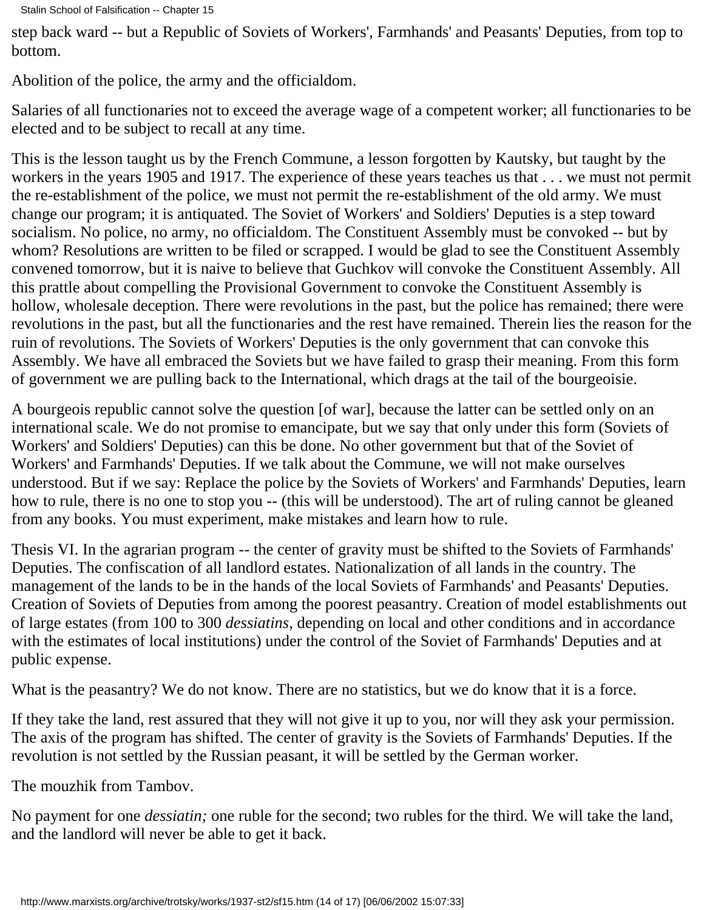step back ward -- but a Republic of Soviets of Workers', Farmhands' and Peasants' Deputies, from top to bottom.

Abolition of the police, the army and the officialdom.

Salaries of all functionaries not to exceed the average wage of a competent worker; all functionaries to be elected and to be subject to recall at any time.

This is the lesson taught us by the French Commune, a lesson forgotten by Kautsky, but taught by the workers in the years 1905 and 1917. The experience of these years teaches us that . . . we must not permit the re-establishment of the police, we must not permit the re-establishment of the old army. We must change our program; it is antiquated. The Soviet of Workers' and Soldiers' Deputies is a step toward socialism. No police, no army, no officialdom. The Constituent Assembly must be convoked -- but by whom? Resolutions are written to be filed or scrapped. I would be glad to see the Constituent Assembly convened tomorrow, but it is naive to believe that Guchkov will convoke the Constituent Assembly. All this prattle about compelling the Provisional Government to convoke the Constituent Assembly is hollow, wholesale deception. There were revolutions in the past, but the police has remained; there were revolutions in the past, but all the functionaries and the rest have remained. Therein lies the reason for the ruin of revolutions. The Soviets of Workers' Deputies is the only government that can convoke this Assembly. We have all embraced the Soviets but we have failed to grasp their meaning. From this form of government we are pulling back to the International, which drags at the tail of the bourgeoisie.

A bourgeois republic cannot solve the question [of war], because the latter can be settled only on an international scale. We do not promise to emancipate, but we say that only under this form (Soviets of Workers' and Soldiers' Deputies) can this be done. No other government but that of the Soviet of Workers' and Farmhands' Deputies. If we talk about the Commune, we will not make ourselves understood. But if we say: Replace the police by the Soviets of Workers' and Farmhands' Deputies, learn how to rule, there is no one to stop you -- (this will be understood). The art of ruling cannot be gleaned from any books. You must experiment, make mistakes and learn how to rule.

Thesis VI. In the agrarian program -- the center of gravity must be shifted to the Soviets of Farmhands' Deputies. The confiscation of all landlord estates. Nationalization of all lands in the country. The management of the lands to be in the hands of the local Soviets of Farmhands' and Peasants' Deputies. Creation of Soviets of Deputies from among the poorest peasantry. Creation of model establishments out of large estates (from 100 to 300 *dessiatins*, depending on local and other conditions and in accordance with the estimates of local institutions) under the control of the Soviet of Farmhands' Deputies and at public expense.

What is the peasantry? We do not know. There are no statistics, but we do know that it is a force.

If they take the land, rest assured that they will not give it up to you, nor will they ask your permission. The axis of the program has shifted. The center of gravity is the Soviets of Farmhands' Deputies. If the revolution is not settled by the Russian peasant, it will be settled by the German worker.

The mouzhik from Tambov.

No payment for one *dessiatin;* one ruble for the second; two rubles for the third. We will take the land, and the landlord will never be able to get it back.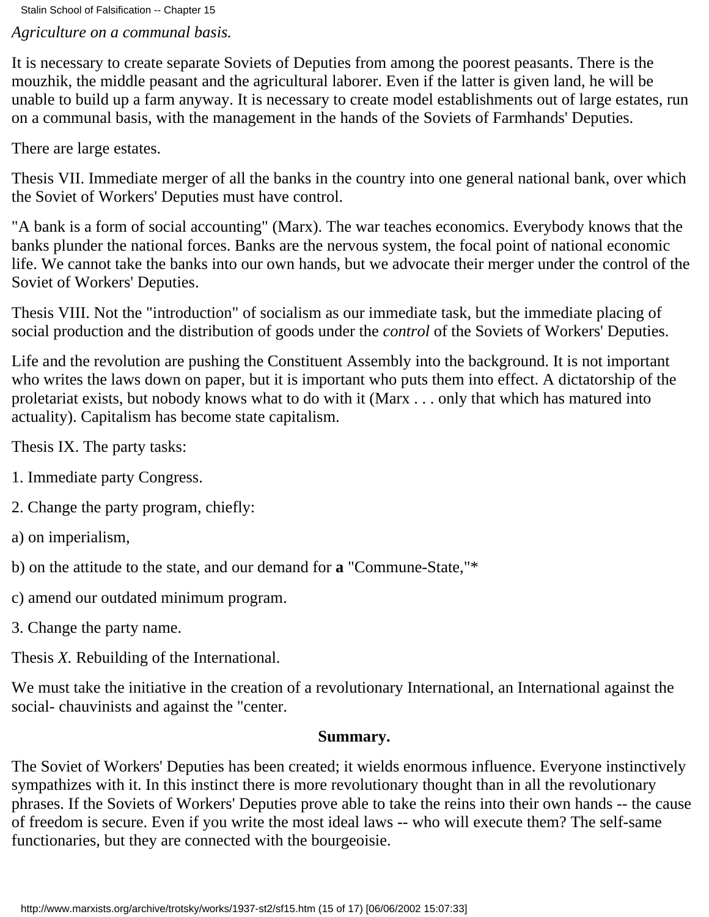*Agriculture on a communal basis.*

It is necessary to create separate Soviets of Deputies from among the poorest peasants. There is the mouzhik, the middle peasant and the agricultural laborer. Even if the latter is given land, he will be unable to build up a farm anyway. It is necessary to create model establishments out of large estates, run on a communal basis, with the management in the hands of the Soviets of Farmhands' Deputies.

There are large estates.

Thesis VII. Immediate merger of all the banks in the country into one general national bank, over which the Soviet of Workers' Deputies must have control.

"A bank is a form of social accounting" (Marx). The war teaches economics. Everybody knows that the banks plunder the national forces. Banks are the nervous system, the focal point of national economic life. We cannot take the banks into our own hands, but we advocate their merger under the control of the Soviet of Workers' Deputies.

Thesis VIII. Not the "introduction" of socialism as our immediate task, but the immediate placing of social production and the distribution of goods under the *control* of the Soviets of Workers' Deputies.

Life and the revolution are pushing the Constituent Assembly into the background. It is not important who writes the laws down on paper, but it is important who puts them into effect. A dictatorship of the proletariat exists, but nobody knows what to do with it (Marx . . . only that which has matured into actuality). Capitalism has become state capitalism.

Thesis IX. The party tasks:

1. Immediate party Congress.

2. Change the party program, chiefly:

a) on imperialism,

b) on the attitude to the state, and our demand for **a** "Commune-State,"*

c) amend our outdated minimum program.

3. Change the party name.

Thesis *X.* Rebuilding of the International.

We must take the initiative in the creation of a revolutionary International, an International against the social- chauvinists and against the "center.

**Summary.**

The Soviet of Workers' Deputies has been created; it wields enormous influence. Everyone instinctively sympathizes with it. In this instinct there is more revolutionary thought than in all the revolutionary phrases. If the Soviets of Workers' Deputies prove able to take the reins into their own hands -- the cause of freedom is secure. Even if you write the most ideal laws -- who will execute them? The self-same functionaries, but they are connected with the bourgeoisie.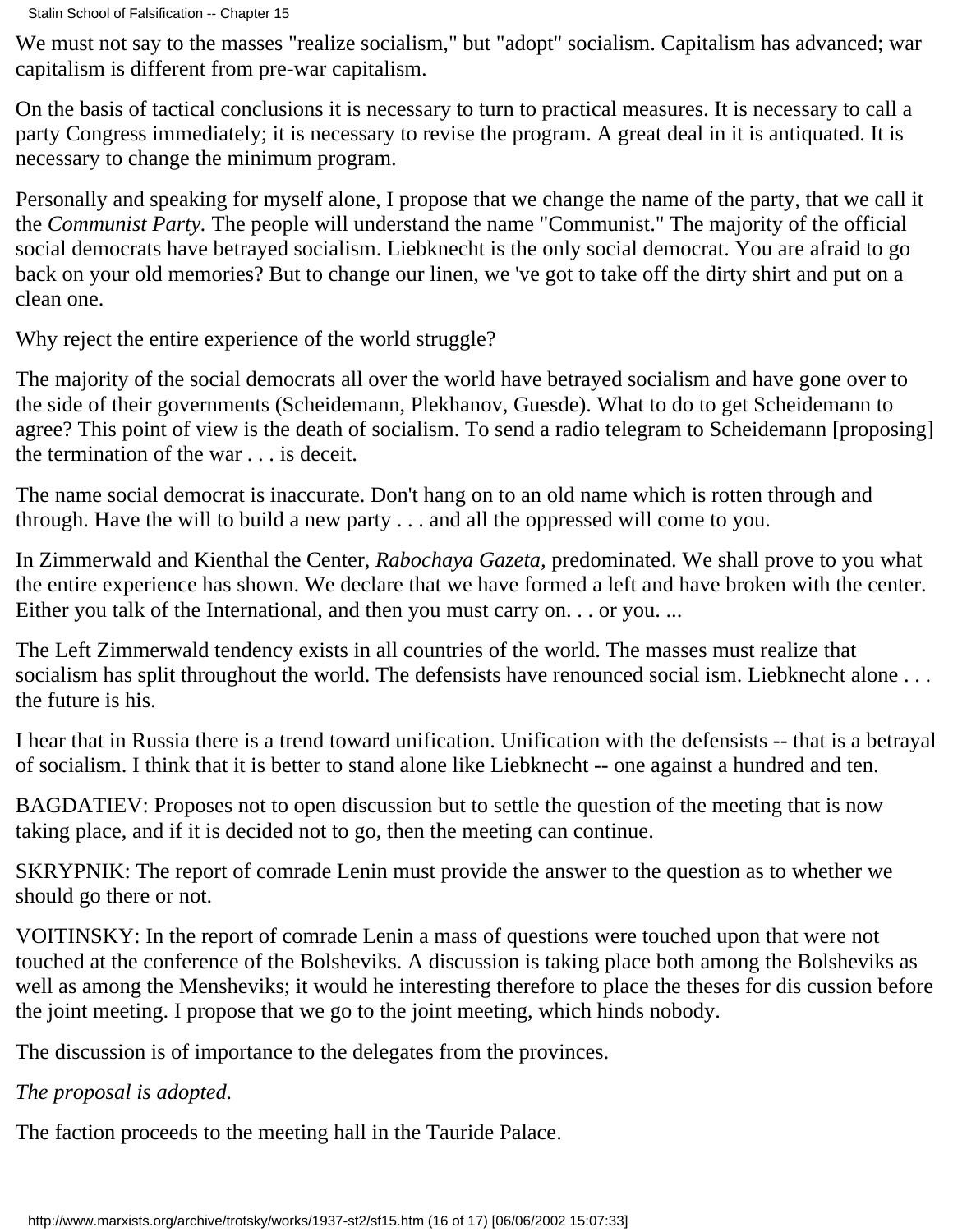We must not say to the masses "realize socialism," but "adopt" socialism. Capitalism has advanced; war capitalism is different from pre-war capitalism.

On the basis of tactical conclusions it is necessary to turn to practical measures. It is necessary to call a party Congress immediately; it is necessary to revise the program. A great deal in it is antiquated. It is necessary to change the minimum program.

Personally and speaking for myself alone, I propose that we change the name of the party, that we call it the *Communist Party.* The people will understand the name "Communist." The majority of the official social democrats have betrayed socialism. Liebknecht is the only social democrat. You are afraid to go back on your old memories? But to change our linen, we 've got to take off the dirty shirt and put on a clean one.

Why reject the entire experience of the world struggle?

The majority of the social democrats all over the world have betrayed socialism and have gone over to the side of their governments (Scheidemann, Plekhanov, Guesde). What to do to get Scheidemann to agree? This point of view is the death of socialism. To send a radio telegram to Scheidemann [proposing] the termination of the war . . . is deceit.

The name social democrat is inaccurate. Don't hang on to an old name which is rotten through and through. Have the will to build a new party . . . and all the oppressed will come to you.

In Zimmerwald and Kienthal the Center, *Rabochaya Gazeta,* predominated. We shall prove to you what the entire experience has shown. We declare that we have formed a left and have broken with the center. Either you talk of the International, and then you must carry on. . . or you. ...

The Left Zimmerwald tendency exists in all countries of the world. The masses must realize that socialism has split throughout the world. The defensists have renounced social ism. Liebknecht alone . . . the future is his.

I hear that in Russia there is a trend toward unification. Unification with the defensists -- that is a betrayal of socialism. I think that it is better to stand alone like Liebknecht -- one against a hundred and ten.

BAGDATIEV: Proposes not to open discussion but to settle the question of the meeting that is now taking place, and if it is decided not to go, then the meeting can continue.

SKRYPNIK: The report of comrade Lenin must provide the answer to the question as to whether we should go there or not.

VOITINSKY: In the report of comrade Lenin a mass of questions were touched upon that were not touched at the conference of the Bolsheviks. A discussion is taking place both among the Bolsheviks as well as among the Mensheviks; it would he interesting therefore to place the theses for dis cussion before the joint meeting. I propose that we go to the joint meeting, which hinds nobody.

The discussion is of importance to the delegates from the provinces.

*The proposal is adopted.*

The faction proceeds to the meeting hall in the Tauride Palace.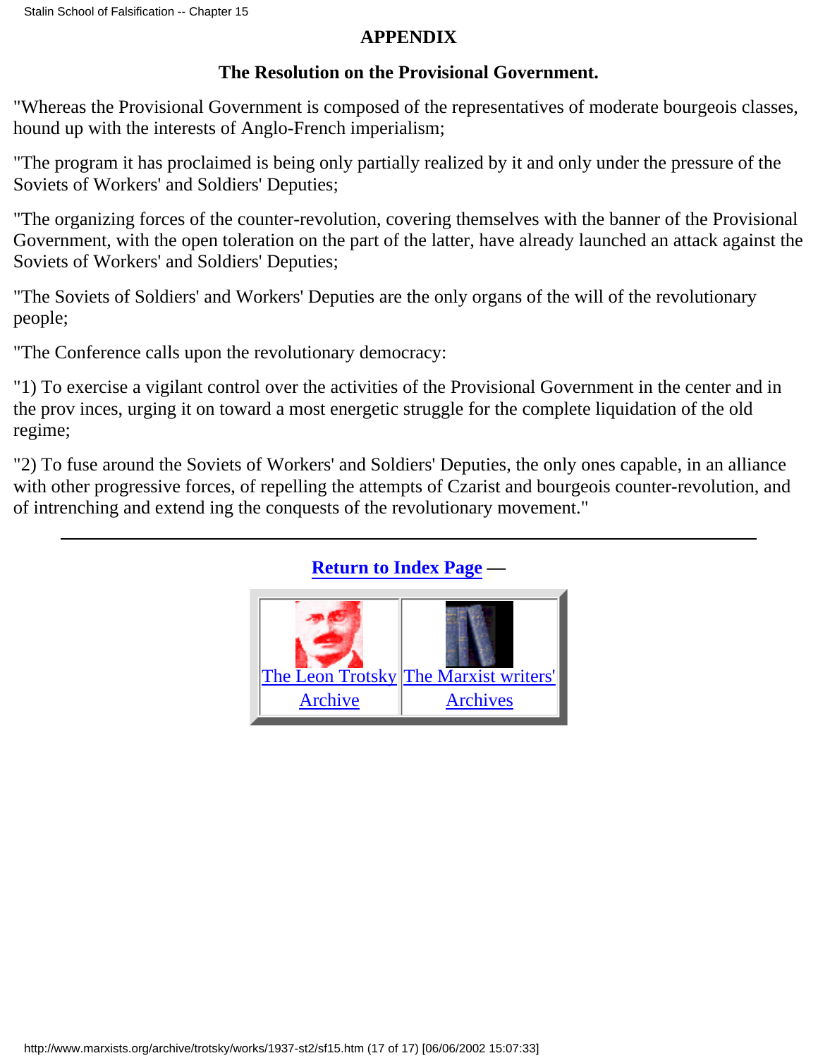## APPENDIX

### The Resolution on the Provisional Government.

"Whereas the Provisional Government is composed of the representatives of moderate bourgeois classes, hound up with the interests of Anglo-French imperialism;

"The program it has proclaimed is being only partially realized by it and only under the pressure of the Soviets of Workers' and Soldiers' Deputies;

"The organizing forces of the counter-revolution, covering themselves with the banner of the Provisional Government, with the open toleration on the part of the latter, have already launched an attack against the Soviets of Workers' and Soldiers' Deputies;

"The Soviets of Soldiers' and Workers' Deputies are the only organs of the will of the revolutionary people;

"The Conference calls upon the revolutionary democracy:

"1) To exercise a vigilant control over the activities of the Provisional Government in the center and in the prov inces, urging it on toward a most energetic struggle for the complete liquidation of the old regime;

"2) To fuse around the Soviets of Workers' and Soldiers' Deputies, the only ones capable, in an alliance with other progressive forces, of repelling the attempts of Czarist and bourgeois counter-revolution, and of intrenching and extend ing the conquests of the revolutionary movement."

---

**Return to Index Page** —

| The Leon Trotsky Archive | The Marxist writers' Archives |
|---|---|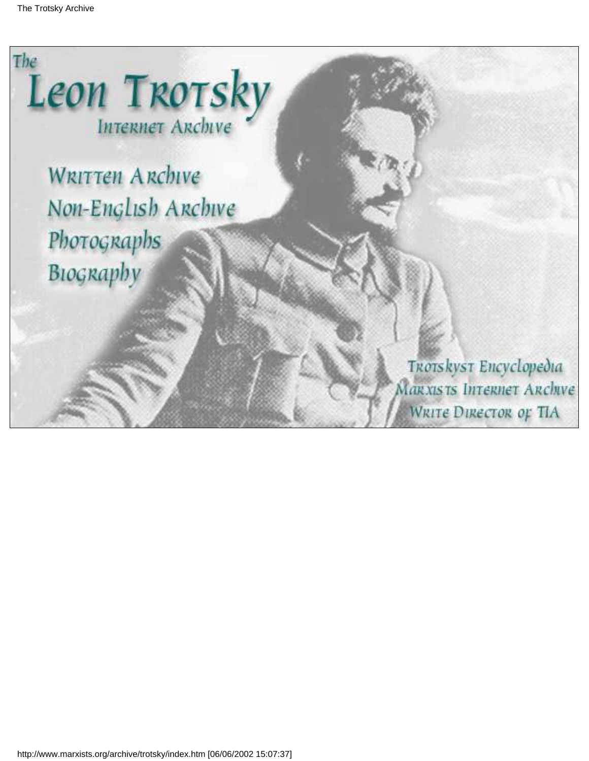The

# Leon Trotsky

Internet Archive

Written Archive

Non-English Archive

Photographs

Biography

Trotskyst Encyclopedia

Marxists Internet Archive

Write Director of TIA